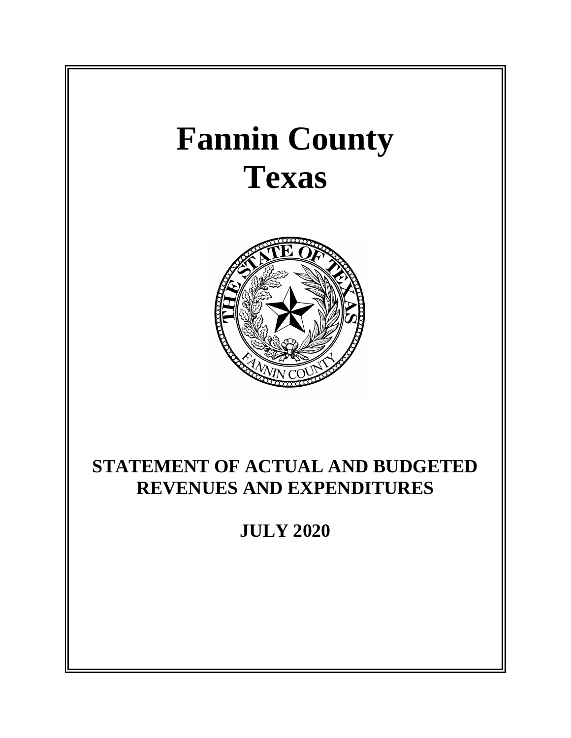# Fannin County
# Texas

## STATEMENT OF ACTUAL AND BUDGETED REVENUES AND EXPENDITURES

## JULY 2020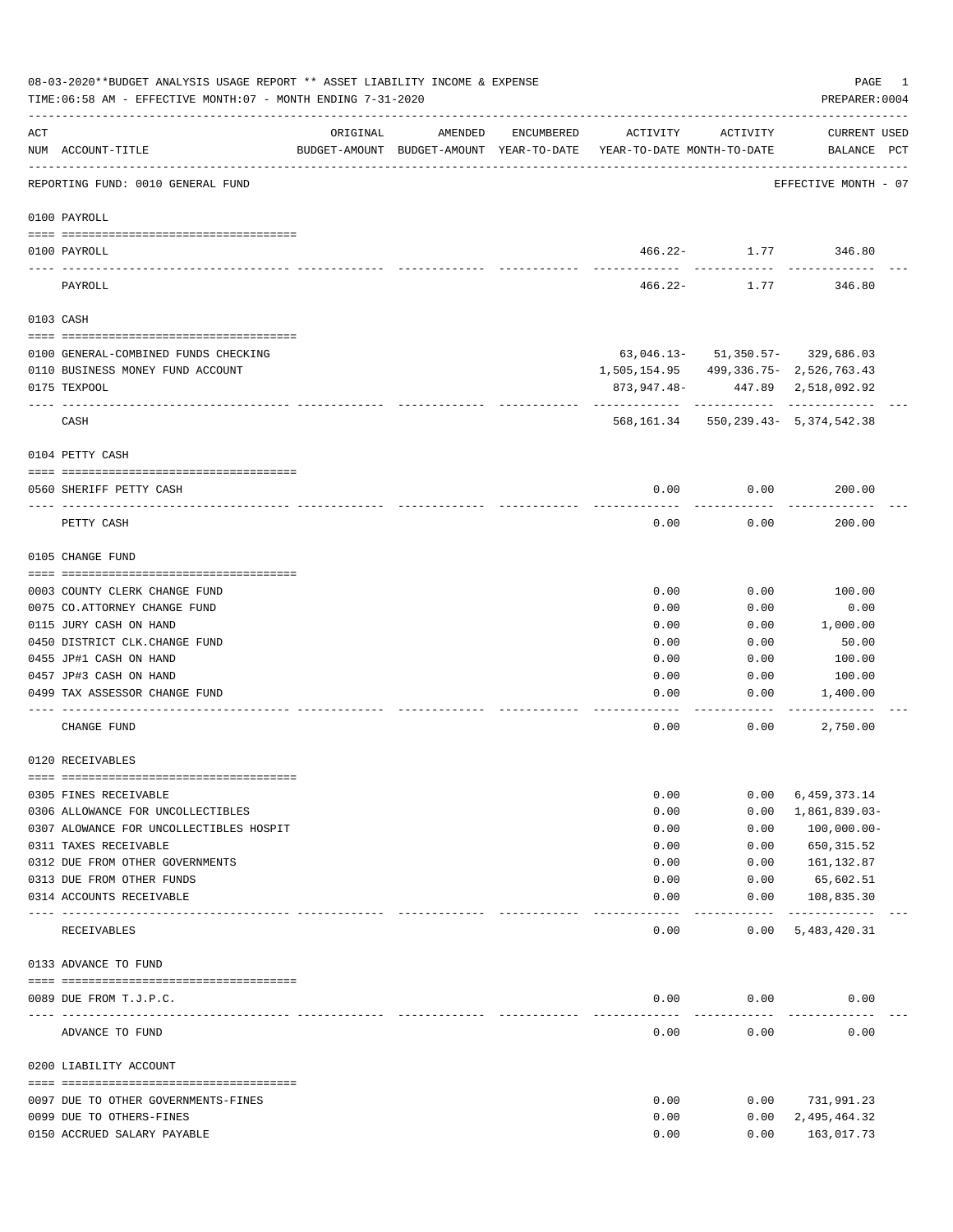08-03-2020**BUDGET ANALYSIS USAGE REPORT ** ASSET LIABILITY INCOME & EXPENSE

TIME:06:58 AM - EFFECTIVE MONTH:07 - MONTH ENDING 7-31-2020

PREPARER:0004

REPORTING FUND: 0010 GENERAL FUND — EFFECTIVE MONTH - 07

| ACT NUM | ACCOUNT-TITLE | ORIGINAL BUDGET-AMOUNT | AMENDED BUDGET-AMOUNT | ENCUMBERED YEAR-TO-DATE | ACTIVITY YEAR-TO-DATE | ACTIVITY MONTH-TO-DATE | CURRENT BALANCE | USED PCT |
|---|---|---|---|---|---|---|---|---|
| **0100** | **PAYROLL** | | | | | | | |
| 0100 | PAYROLL | | | | 466.22- | 1.77 | 346.80 | |
| | PAYROLL | | | | 466.22- | 1.77 | 346.80 | |
| **0103** | **CASH** | | | | | | | |
| 0100 | GENERAL-COMBINED FUNDS CHECKING | | | | 63,046.13- | 51,350.57- | 329,686.03 | |
| 0110 | BUSINESS MONEY FUND ACCOUNT | | | | 1,505,154.95 | 499,336.75- | 2,526,763.43 | |
| 0175 | TEXPOOL | | | | 873,947.48- | 447.89 | 2,518,092.92 | |
| | CASH | | | | 568,161.34 | 550,239.43- | 5,374,542.38 | |
| **0104** | **PETTY CASH** | | | | | | | |
| 0560 | SHERIFF PETTY CASH | | | | 0.00 | 0.00 | 200.00 | |
| | PETTY CASH | | | | 0.00 | 0.00 | 200.00 | |
| **0105** | **CHANGE FUND** | | | | | | | |
| 0003 | COUNTY CLERK CHANGE FUND | | | | 0.00 | 0.00 | 100.00 | |
| 0075 | CO.ATTORNEY CHANGE FUND | | | | 0.00 | 0.00 | 0.00 | |
| 0115 | JURY CASH ON HAND | | | | 0.00 | 0.00 | 1,000.00 | |
| 0450 | DISTRICT CLK.CHANGE FUND | | | | 0.00 | 0.00 | 50.00 | |
| 0455 | JP#1 CASH ON HAND | | | | 0.00 | 0.00 | 100.00 | |
| 0457 | JP#3 CASH ON HAND | | | | 0.00 | 0.00 | 100.00 | |
| 0499 | TAX ASSESSOR CHANGE FUND | | | | 0.00 | 0.00 | 1,400.00 | |
| | CHANGE FUND | | | | 0.00 | 0.00 | 2,750.00 | |
| **0120** | **RECEIVABLES** | | | | | | | |
| 0305 | FINES RECEIVABLE | | | | 0.00 | 0.00 | 6,459,373.14 | |
| 0306 | ALLOWANCE FOR UNCOLLECTIBLES | | | | 0.00 | 0.00 | 1,861,839.03- | |
| 0307 | ALOWANCE FOR UNCOLLECTIBLES HOSPIT | | | | 0.00 | 0.00 | 100,000.00- | |
| 0311 | TAXES RECEIVABLE | | | | 0.00 | 0.00 | 650,315.52 | |
| 0312 | DUE FROM OTHER GOVERNMENTS | | | | 0.00 | 0.00 | 161,132.87 | |
| 0313 | DUE FROM OTHER FUNDS | | | | 0.00 | 0.00 | 65,602.51 | |
| 0314 | ACCOUNTS RECEIVABLE | | | | 0.00 | 0.00 | 108,835.30 | |
| | RECEIVABLES | | | | 0.00 | 0.00 | 5,483,420.31 | |
| **0133** | **ADVANCE TO FUND** | | | | | | | |
| 0089 | DUE FROM T.J.P.C. | | | | 0.00 | 0.00 | 0.00 | |
| | ADVANCE TO FUND | | | | 0.00 | 0.00 | 0.00 | |
| **0200** | **LIABILITY ACCOUNT** | | | | | | | |
| 0097 | DUE TO OTHER GOVERNMENTS-FINES | | | | 0.00 | 0.00 | 731,991.23 | |
| 0099 | DUE TO OTHERS-FINES | | | | 0.00 | 0.00 | 2,495,464.32 | |
| 0150 | ACCRUED SALARY PAYABLE | | | | 0.00 | 0.00 | 163,017.73 | |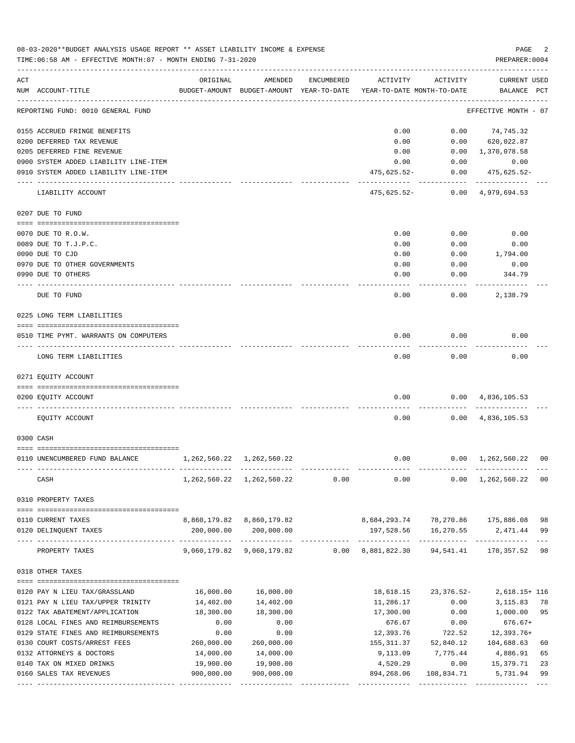08-03-2020**BUDGET ANALYSIS USAGE REPORT ** ASSET LIABILITY INCOME & EXPENSE

TIME:06:58 AM - EFFECTIVE MONTH:07 - MONTH ENDING 7-31-2020

PREPARER:0004

| ACT NUM | ACCOUNT-TITLE | ORIGINAL BUDGET-AMOUNT | AMENDED BUDGET-AMOUNT | ENCUMBERED YEAR-TO-DATE | ACTIVITY YEAR-TO-DATE | ACTIVITY MONTH-TO-DATE | CURRENT BALANCE | USED PCT |
|---|---|---|---|---|---|---|---|---|
| | REPORTING FUND: 0010 GENERAL FUND | | | | | | EFFECTIVE MONTH - 07 | |
| 0155 | ACCRUED FRINGE BENEFITS | | | | 0.00 | 0.00 | 74,745.32 | |
| 0200 | DEFERRED TAX REVENUE | | | | 0.00 | 0.00 | 620,022.87 | |
| 0205 | DEFERRED FINE REVENUE | | | | 0.00 | 0.00 | 1,370,078.58 | |
| 0900 | SYSTEM ADDED LIABILITY LINE-ITEM | | | | 0.00 | 0.00 | 0.00 | |
| 0910 | SYSTEM ADDED LIABILITY LINE-ITEM | | | | 475,625.52- | 0.00 | 475,625.52- | |
| | LIABILITY ACCOUNT | | | | 475,625.52- | 0.00 | 4,979,694.53 | |
| 0207 | DUE TO FUND | | | | | | | |
| 0070 | DUE TO R.O.W. | | | | 0.00 | 0.00 | 0.00 | |
| 0089 | DUE TO T.J.P.C. | | | | 0.00 | 0.00 | 0.00 | |
| 0090 | DUE TO CJD | | | | 0.00 | 0.00 | 1,794.00 | |
| 0970 | DUE TO OTHER GOVERNMENTS | | | | 0.00 | 0.00 | 0.00 | |
| 0990 | DUE TO OTHERS | | | | 0.00 | 0.00 | 344.79 | |
| | DUE TO FUND | | | | 0.00 | 0.00 | 2,138.79 | |
| 0225 | LONG TERM LIABILITIES | | | | | | | |
| 0510 | TIME PYMT. WARRANTS ON COMPUTERS | | | | 0.00 | 0.00 | 0.00 | |
| | LONG TERM LIABILITIES | | | | 0.00 | 0.00 | 0.00 | |
| 0271 | EQUITY ACCOUNT | | | | | | | |
| 0200 | EQUITY ACCOUNT | | | | 0.00 | 0.00 | 4,836,105.53 | |
| | EQUITY ACCOUNT | | | | 0.00 | 0.00 | 4,836,105.53 | |
| 0300 | CASH | | | | | | | |
| 0110 | UNENCUMBERED FUND BALANCE | 1,262,560.22 | 1,262,560.22 | | 0.00 | 0.00 | 1,262,560.22 | 00 |
| | CASH | 1,262,560.22 | 1,262,560.22 | 0.00 | 0.00 | 0.00 | 1,262,560.22 | 00 |
| 0310 | PROPERTY TAXES | | | | | | | |
| 0110 | CURRENT TAXES | 8,860,179.82 | 8,860,179.82 | | 8,684,293.74 | 78,270.86 | 175,886.08 | 98 |
| 0120 | DELINQUENT TAXES | 200,000.00 | 200,000.00 | | 197,528.56 | 16,270.55 | 2,471.44 | 99 |
| | PROPERTY TAXES | 9,060,179.82 | 9,060,179.82 | 0.00 | 8,881,822.30 | 94,541.41 | 178,357.52 | 98 |
| 0318 | OTHER TAXES | | | | | | | |
| 0120 | PAY N LIEU TAX/GRASSLAND | 16,000.00 | 16,000.00 | | 18,618.15 | 23,376.52- | 2,618.15+ | 116 |
| 0121 | PAY N LIEU TAX/UPPER TRINITY | 14,402.00 | 14,402.00 | | 11,286.17 | 0.00 | 3,115.83 | 78 |
| 0122 | TAX ABATEMENT/APPLICATION | 18,300.00 | 18,300.00 | | 17,300.00 | 0.00 | 1,000.00 | 95 |
| 0128 | LOCAL FINES AND REIMBURSEMENTS | 0.00 | 0.00 | | 676.67 | 0.00 | 676.67+ | |
| 0129 | STATE FINES AND REIMBURSEMENTS | 0.00 | 0.00 | | 12,393.76 | 722.52 | 12,393.76+ | |
| 0130 | COURT COSTS/ARREST FEES | 260,000.00 | 260,000.00 | | 155,311.37 | 52,840.12 | 104,688.63 | 60 |
| 0132 | ATTORNEYS & DOCTORS | 14,000.00 | 14,000.00 | | 9,113.09 | 7,775.44 | 4,886.91 | 65 |
| 0140 | TAX ON MIXED DRINKS | 19,900.00 | 19,900.00 | | 4,520.29 | 0.00 | 15,379.71 | 23 |
| 0160 | SALES TAX REVENUES | 900,000.00 | 900,000.00 | | 894,268.06 | 108,834.71 | 5,731.94 | 99 |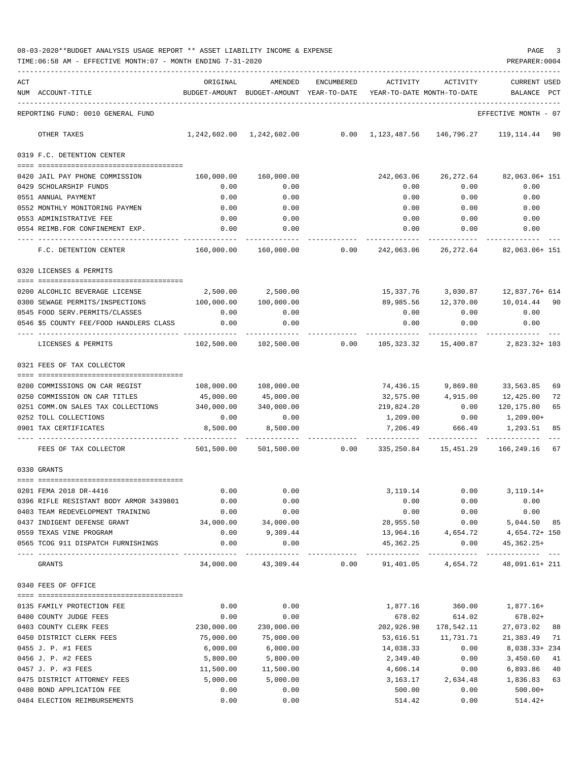08-03-2020**BUDGET ANALYSIS USAGE REPORT ** ASSET LIABILITY INCOME & EXPENSE

TIME:06:58 AM - EFFECTIVE MONTH:07 - MONTH ENDING 7-31-2020

PREPARER:0004

REPORTING FUND: 0010 GENERAL FUND — EFFECTIVE MONTH - 07

| ACT NUM | ACCOUNT-TITLE | ORIGINAL BUDGET-AMOUNT | AMENDED BUDGET-AMOUNT | ENCUMBERED YEAR-TO-DATE | ACTIVITY YEAR-TO-DATE | ACTIVITY MONTH-TO-DATE | CURRENT USED BALANCE | PCT |
|---|---|---|---|---|---|---|---|---|
| | OTHER TAXES | 1,242,602.00 | 1,242,602.00 | 0.00 | 1,123,487.56 | 146,796.27 | 119,114.44 | 90 |
| | **0319 F.C. DETENTION CENTER** | | | | | | | |
| 0420 | JAIL PAY PHONE COMMISSION | 160,000.00 | 160,000.00 | | 242,063.06 | 26,272.64 | 82,063.06+ | 151 |
| 0429 | SCHOLARSHIP FUNDS | 0.00 | 0.00 | | 0.00 | 0.00 | 0.00 | |
| 0551 | ANNUAL PAYMENT | 0.00 | 0.00 | | 0.00 | 0.00 | 0.00 | |
| 0552 | MONTHLY MONITORING PAYMEN | 0.00 | 0.00 | | 0.00 | 0.00 | 0.00 | |
| 0553 | ADMINISTRATIVE FEE | 0.00 | 0.00 | | 0.00 | 0.00 | 0.00 | |
| 0554 | REIMB.FOR CONFINEMENT EXP. | 0.00 | 0.00 | | 0.00 | 0.00 | 0.00 | |
| | F.C. DETENTION CENTER | 160,000.00 | 160,000.00 | 0.00 | 242,063.06 | 26,272.64 | 82,063.06+ | 151 |
| | **0320 LICENSES & PERMITS** | | | | | | | |
| 0200 | ALCOHLIC BEVERAGE LICENSE | 2,500.00 | 2,500.00 | | 15,337.76 | 3,030.87 | 12,837.76+ | 614 |
| 0300 | SEWAGE PERMITS/INSPECTIONS | 100,000.00 | 100,000.00 | | 89,985.56 | 12,370.00 | 10,014.44 | 90 |
| 0545 | FOOD SERV.PERMITS/CLASSES | 0.00 | 0.00 | | 0.00 | 0.00 | 0.00 | |
| 0546 | $5 COUNTY FEE/FOOD HANDLERS CLASS | 0.00 | 0.00 | | 0.00 | 0.00 | 0.00 | |
| | LICENSES & PERMITS | 102,500.00 | 102,500.00 | 0.00 | 105,323.32 | 15,400.87 | 2,823.32+ | 103 |
| | **0321 FEES OF TAX COLLECTOR** | | | | | | | |
| 0200 | COMMISSIONS ON CAR REGIST | 108,000.00 | 108,000.00 | | 74,436.15 | 9,869.80 | 33,563.85 | 69 |
| 0250 | COMMISSION ON CAR TITLES | 45,000.00 | 45,000.00 | | 32,575.00 | 4,915.00 | 12,425.00 | 72 |
| 0251 | COMM.ON SALES TAX COLLECTIONS | 340,000.00 | 340,000.00 | | 219,824.20 | 0.00 | 120,175.80 | 65 |
| 0252 | TOLL COLLECTIONS | 0.00 | 0.00 | | 1,209.00 | 0.00 | 1,209.00+ | |
| 0901 | TAX CERTIFICATES | 8,500.00 | 8,500.00 | | 7,206.49 | 666.49 | 1,293.51 | 85 |
| | FEES OF TAX COLLECTOR | 501,500.00 | 501,500.00 | 0.00 | 335,250.84 | 15,451.29 | 166,249.16 | 67 |
| | **0330 GRANTS** | | | | | | | |
| 0201 | FEMA 2018 DR-4416 | 0.00 | 0.00 | | 3,119.14 | 0.00 | 3,119.14+ | |
| 0396 | RIFLE RESISTANT BODY ARMOR 3439801 | 0.00 | 0.00 | | 0.00 | 0.00 | 0.00 | |
| 0403 | TEAM REDEVELOPMENT TRAINING | 0.00 | 0.00 | | 0.00 | 0.00 | 0.00 | |
| 0437 | INDIGENT DEFENSE GRANT | 34,000.00 | 34,000.00 | | 28,955.50 | 0.00 | 5,044.50 | 85 |
| 0559 | TEXAS VINE PROGRAM | 0.00 | 9,309.44 | | 13,964.16 | 4,654.72 | 4,654.72+ | 150 |
| 0565 | TCOG 911 DISPATCH FURNISHINGS | 0.00 | 0.00 | | 45,362.25 | 0.00 | 45,362.25+ | |
| | GRANTS | 34,000.00 | 43,309.44 | 0.00 | 91,401.05 | 4,654.72 | 48,091.61+ | 211 |
| | **0340 FEES OF OFFICE** | | | | | | | |
| 0135 | FAMILY PROTECTION FEE | 0.00 | 0.00 | | 1,877.16 | 360.00 | 1,877.16+ | |
| 0400 | COUNTY JUDGE FEES | 0.00 | 0.00 | | 678.02 | 614.02 | 678.02+ | |
| 0403 | COUNTY CLERK FEES | 230,000.00 | 230,000.00 | | 202,926.98 | 178,542.11 | 27,073.02 | 88 |
| 0450 | DISTRICT CLERK FEES | 75,000.00 | 75,000.00 | | 53,616.51 | 11,731.71 | 21,383.49 | 71 |
| 0455 | J. P. #1 FEES | 6,000.00 | 6,000.00 | | 14,038.33 | 0.00 | 8,038.33+ | 234 |
| 0456 | J. P. #2 FEES | 5,800.00 | 5,800.00 | | 2,349.40 | 0.00 | 3,450.60 | 41 |
| 0457 | J. P. #3 FEES | 11,500.00 | 11,500.00 | | 4,606.14 | 0.00 | 6,893.86 | 40 |
| 0475 | DISTRICT ATTORNEY FEES | 5,000.00 | 5,000.00 | | 3,163.17 | 2,634.48 | 1,836.83 | 63 |
| 0480 | BOND APPLICATION FEE | 0.00 | 0.00 | | 500.00 | 0.00 | 500.00+ | |
| 0484 | ELECTION REIMBURSEMENTS | 0.00 | 0.00 | | 514.42 | 0.00 | 514.42+ | |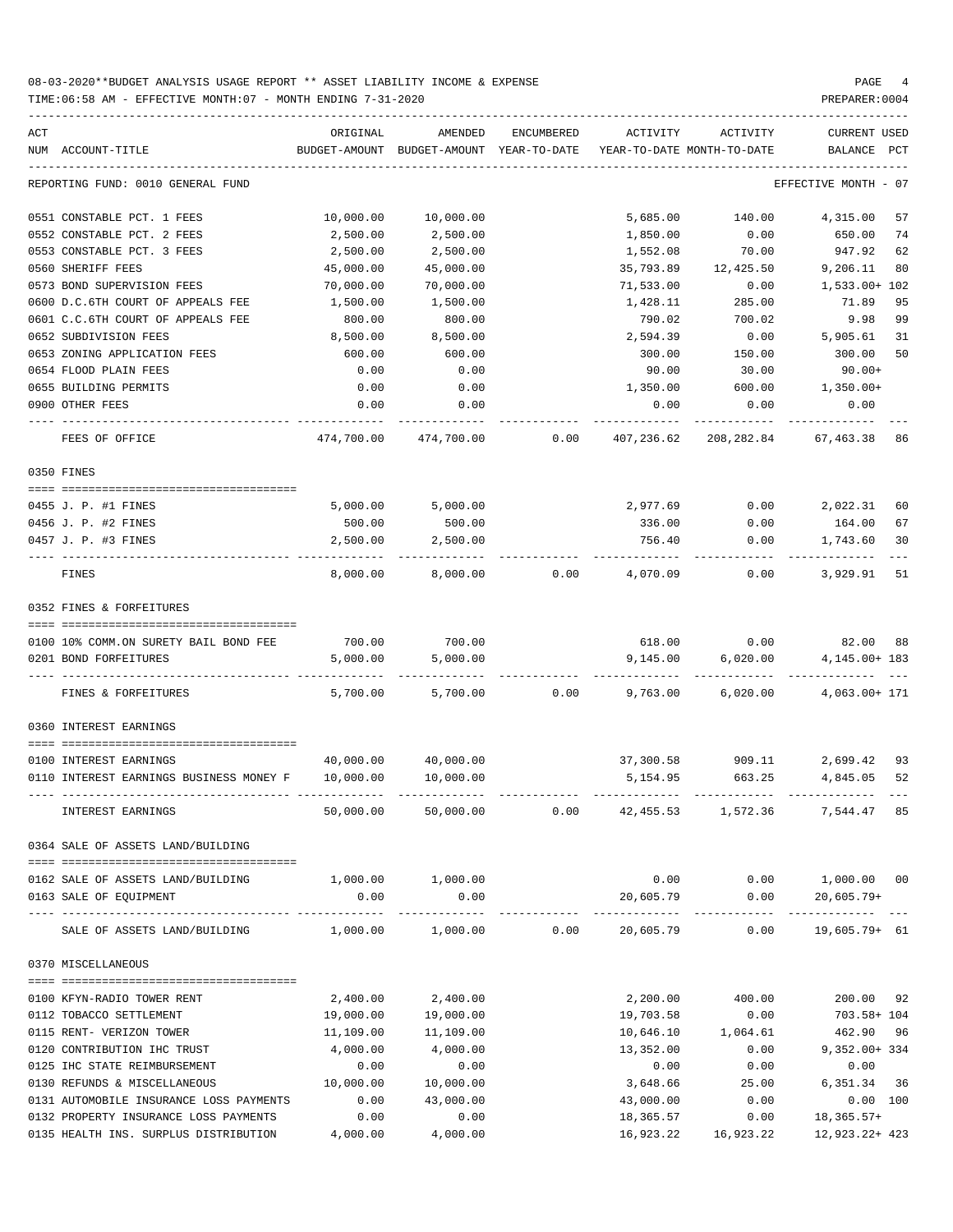08-03-2020**BUDGET ANALYSIS USAGE REPORT ** ASSET LIABILITY INCOME & EXPENSE

TIME:06:58 AM - EFFECTIVE MONTH:07 - MONTH ENDING 7-31-2020

PREPARER:0004

| ACT NUM | ACCOUNT-TITLE | ORIGINAL BUDGET-AMOUNT | AMENDED BUDGET-AMOUNT | ENCUMBERED YEAR-TO-DATE | ACTIVITY YEAR-TO-DATE | ACTIVITY MONTH-TO-DATE | CURRENT BALANCE | USED PCT |
|---|---|---|---|---|---|---|---|---|
| | REPORTING FUND: 0010 GENERAL FUND | | | | | | EFFECTIVE MONTH - 07 | |
| 0551 | CONSTABLE PCT. 1 FEES | 10,000.00 | 10,000.00 | | 5,685.00 | 140.00 | 4,315.00 | 57 |
| 0552 | CONSTABLE PCT. 2 FEES | 2,500.00 | 2,500.00 | | 1,850.00 | 0.00 | 650.00 | 74 |
| 0553 | CONSTABLE PCT. 3 FEES | 2,500.00 | 2,500.00 | | 1,552.08 | 70.00 | 947.92 | 62 |
| 0560 | SHERIFF FEES | 45,000.00 | 45,000.00 | | 35,793.89 | 12,425.50 | 9,206.11 | 80 |
| 0573 | BOND SUPERVISION FEES | 70,000.00 | 70,000.00 | | 71,533.00 | 0.00 | 1,533.00+ | 102 |
| 0600 | D.C.6TH COURT OF APPEALS FEE | 1,500.00 | 1,500.00 | | 1,428.11 | 285.00 | 71.89 | 95 |
| 0601 | C.C.6TH COURT OF APPEALS FEE | 800.00 | 800.00 | | 790.02 | 700.02 | 9.98 | 99 |
| 0652 | SUBDIVISION FEES | 8,500.00 | 8,500.00 | | 2,594.39 | 0.00 | 5,905.61 | 31 |
| 0653 | ZONING APPLICATION FEES | 600.00 | 600.00 | | 300.00 | 150.00 | 300.00 | 50 |
| 0654 | FLOOD PLAIN FEES | 0.00 | 0.00 | | 90.00 | 30.00 | 90.00+ | |
| 0655 | BUILDING PERMITS | 0.00 | 0.00 | | 1,350.00 | 600.00 | 1,350.00+ | |
| 0900 | OTHER FEES | 0.00 | 0.00 | | 0.00 | 0.00 | 0.00 | |
| | FEES OF OFFICE | 474,700.00 | 474,700.00 | 0.00 | 407,236.62 | 208,282.84 | 67,463.38 | 86 |
| 0350 | FINES | | | | | | | |
| 0455 | J. P. #1 FINES | 5,000.00 | 5,000.00 | | 2,977.69 | 0.00 | 2,022.31 | 60 |
| 0456 | J. P. #2 FINES | 500.00 | 500.00 | | 336.00 | 0.00 | 164.00 | 67 |
| 0457 | J. P. #3 FINES | 2,500.00 | 2,500.00 | | 756.40 | 0.00 | 1,743.60 | 30 |
| | FINES | 8,000.00 | 8,000.00 | 0.00 | 4,070.09 | 0.00 | 3,929.91 | 51 |
| 0352 | FINES & FORFEITURES | | | | | | | |
| 0100 | 10% COMM.ON SURETY BAIL BOND FEE | 700.00 | 700.00 | | 618.00 | 0.00 | 82.00 | 88 |
| 0201 | BOND FORFEITURES | 5,000.00 | 5,000.00 | | 9,145.00 | 6,020.00 | 4,145.00+ | 183 |
| | FINES & FORFEITURES | 5,700.00 | 5,700.00 | 0.00 | 9,763.00 | 6,020.00 | 4,063.00+ | 171 |
| 0360 | INTEREST EARNINGS | | | | | | | |
| 0100 | INTEREST EARNINGS | 40,000.00 | 40,000.00 | | 37,300.58 | 909.11 | 2,699.42 | 93 |
| 0110 | INTEREST EARNINGS BUSINESS MONEY F | 10,000.00 | 10,000.00 | | 5,154.95 | 663.25 | 4,845.05 | 52 |
| | INTEREST EARNINGS | 50,000.00 | 50,000.00 | 0.00 | 42,455.53 | 1,572.36 | 7,544.47 | 85 |
| 0364 | SALE OF ASSETS LAND/BUILDING | | | | | | | |
| 0162 | SALE OF ASSETS LAND/BUILDING | 1,000.00 | 1,000.00 | | 0.00 | 0.00 | 1,000.00 | 00 |
| 0163 | SALE OF EQUIPMENT | 0.00 | 0.00 | | 20,605.79 | 0.00 | 20,605.79+ | |
| | SALE OF ASSETS LAND/BUILDING | 1,000.00 | 1,000.00 | 0.00 | 20,605.79 | 0.00 | 19,605.79+ | 61 |
| 0370 | MISCELLANEOUS | | | | | | | |
| 0100 | KFYN-RADIO TOWER RENT | 2,400.00 | 2,400.00 | | 2,200.00 | 400.00 | 200.00 | 92 |
| 0112 | TOBACCO SETTLEMENT | 19,000.00 | 19,000.00 | | 19,703.58 | 0.00 | 703.58+ | 104 |
| 0115 | RENT- VERIZON TOWER | 11,109.00 | 11,109.00 | | 10,646.10 | 1,064.61 | 462.90 | 96 |
| 0120 | CONTRIBUTION IHC TRUST | 4,000.00 | 4,000.00 | | 13,352.00 | 0.00 | 9,352.00+ | 334 |
| 0125 | IHC STATE REIMBURSEMENT | 0.00 | 0.00 | | 0.00 | 0.00 | 0.00 | |
| 0130 | REFUNDS & MISCELLANEOUS | 10,000.00 | 10,000.00 | | 3,648.66 | 25.00 | 6,351.34 | 36 |
| 0131 | AUTOMOBILE INSURANCE LOSS PAYMENTS | 0.00 | 43,000.00 | | 43,000.00 | 0.00 | 0.00 | 100 |
| 0132 | PROPERTY INSURANCE LOSS PAYMENTS | 0.00 | 0.00 | | 18,365.57 | 0.00 | 18,365.57+ | |
| 0135 | HEALTH INS. SURPLUS DISTRIBUTION | 4,000.00 | 4,000.00 | | 16,923.22 | 16,923.22 | 12,923.22+ | 423 |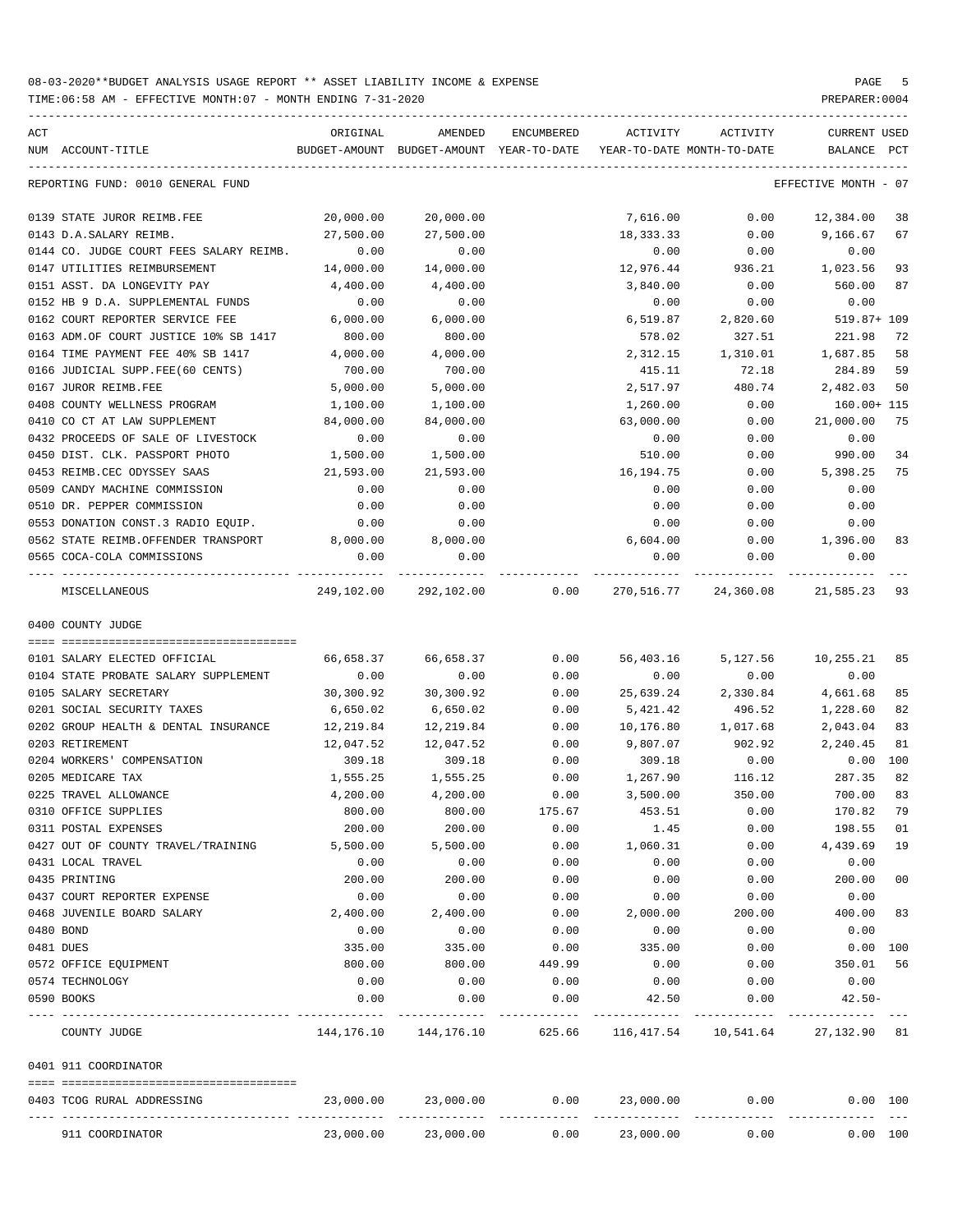08-03-2020**BUDGET ANALYSIS USAGE REPORT ** ASSET LIABILITY INCOME & EXPENSE

TIME:06:58 AM - EFFECTIVE MONTH:07 - MONTH ENDING 7-31-2020

PREPARER:0004

REPORTING FUND: 0010 GENERAL FUND — EFFECTIVE MONTH - 07

| ACT NUM | ACCOUNT-TITLE | ORIGINAL BUDGET-AMOUNT | AMENDED BUDGET-AMOUNT | ENCUMBERED YEAR-TO-DATE | ACTIVITY YEAR-TO-DATE | ACTIVITY MONTH-TO-DATE | CURRENT BALANCE | USED PCT |
|---|---|---|---|---|---|---|---|---|
| 0139 | STATE JUROR REIMB.FEE | 20,000.00 | 20,000.00 | | 7,616.00 | 0.00 | 12,384.00 | 38 |
| 0143 | D.A.SALARY REIMB. | 27,500.00 | 27,500.00 | | 18,333.33 | 0.00 | 9,166.67 | 67 |
| 0144 | CO. JUDGE COURT FEES SALARY REIMB. | 0.00 | 0.00 | | 0.00 | 0.00 | 0.00 | |
| 0147 | UTILITIES REIMBURSEMENT | 14,000.00 | 14,000.00 | | 12,976.44 | 936.21 | 1,023.56 | 93 |
| 0151 | ASST. DA LONGEVITY PAY | 4,400.00 | 4,400.00 | | 3,840.00 | 0.00 | 560.00 | 87 |
| 0152 | HB 9 D.A. SUPPLEMENTAL FUNDS | 0.00 | 0.00 | | 0.00 | 0.00 | 0.00 | |
| 0162 | COURT REPORTER SERVICE FEE | 6,000.00 | 6,000.00 | | 6,519.87 | 2,820.60 | 519.87+ | 109 |
| 0163 | ADM.OF COURT JUSTICE 10% SB 1417 | 800.00 | 800.00 | | 578.02 | 327.51 | 221.98 | 72 |
| 0164 | TIME PAYMENT FEE 40% SB 1417 | 4,000.00 | 4,000.00 | | 2,312.15 | 1,310.01 | 1,687.85 | 58 |
| 0166 | JUDICIAL SUPP.FEE(60 CENTS) | 700.00 | 700.00 | | 415.11 | 72.18 | 284.89 | 59 |
| 0167 | JUROR REIMB.FEE | 5,000.00 | 5,000.00 | | 2,517.97 | 480.74 | 2,482.03 | 50 |
| 0408 | COUNTY WELLNESS PROGRAM | 1,100.00 | 1,100.00 | | 1,260.00 | 0.00 | 160.00+ | 115 |
| 0410 | CO CT AT LAW SUPPLEMENT | 84,000.00 | 84,000.00 | | 63,000.00 | 0.00 | 21,000.00 | 75 |
| 0432 | PROCEEDS OF SALE OF LIVESTOCK | 0.00 | 0.00 | | 0.00 | 0.00 | 0.00 | |
| 0450 | DIST. CLK. PASSPORT PHOTO | 1,500.00 | 1,500.00 | | 510.00 | 0.00 | 990.00 | 34 |
| 0453 | REIMB.CEC ODYSSEY SAAS | 21,593.00 | 21,593.00 | | 16,194.75 | 0.00 | 5,398.25 | 75 |
| 0509 | CANDY MACHINE COMMISSION | 0.00 | 0.00 | | 0.00 | 0.00 | 0.00 | |
| 0510 | DR. PEPPER COMMISSION | 0.00 | 0.00 | | 0.00 | 0.00 | 0.00 | |
| 0553 | DONATION CONST.3 RADIO EQUIP. | 0.00 | 0.00 | | 0.00 | 0.00 | 0.00 | |
| 0562 | STATE REIMB.OFFENDER TRANSPORT | 8,000.00 | 8,000.00 | | 6,604.00 | 0.00 | 1,396.00 | 83 |
| 0565 | COCA-COLA COMMISSIONS | 0.00 | 0.00 | | 0.00 | 0.00 | 0.00 | |
| | MISCELLANEOUS | 249,102.00 | 292,102.00 | 0.00 | 270,516.77 | 24,360.08 | 21,585.23 | 93 |

0400 COUNTY JUDGE

| ACT NUM | ACCOUNT-TITLE | ORIGINAL BUDGET-AMOUNT | AMENDED BUDGET-AMOUNT | ENCUMBERED YEAR-TO-DATE | ACTIVITY YEAR-TO-DATE | ACTIVITY MONTH-TO-DATE | CURRENT BALANCE | USED PCT |
|---|---|---|---|---|---|---|---|---|
| 0101 | SALARY ELECTED OFFICIAL | 66,658.37 | 66,658.37 | 0.00 | 56,403.16 | 5,127.56 | 10,255.21 | 85 |
| 0104 | STATE PROBATE SALARY SUPPLEMENT | 0.00 | 0.00 | 0.00 | 0.00 | 0.00 | 0.00 | |
| 0105 | SALARY SECRETARY | 30,300.92 | 30,300.92 | 0.00 | 25,639.24 | 2,330.84 | 4,661.68 | 85 |
| 0201 | SOCIAL SECURITY TAXES | 6,650.02 | 6,650.02 | 0.00 | 5,421.42 | 496.52 | 1,228.60 | 82 |
| 0202 | GROUP HEALTH & DENTAL INSURANCE | 12,219.84 | 12,219.84 | 0.00 | 10,176.80 | 1,017.68 | 2,043.04 | 83 |
| 0203 | RETIREMENT | 12,047.52 | 12,047.52 | 0.00 | 9,807.07 | 902.92 | 2,240.45 | 81 |
| 0204 | WORKERS' COMPENSATION | 309.18 | 309.18 | 0.00 | 309.18 | 0.00 | 0.00 | 100 |
| 0205 | MEDICARE TAX | 1,555.25 | 1,555.25 | 0.00 | 1,267.90 | 116.12 | 287.35 | 82 |
| 0225 | TRAVEL ALLOWANCE | 4,200.00 | 4,200.00 | 0.00 | 3,500.00 | 350.00 | 700.00 | 83 |
| 0310 | OFFICE SUPPLIES | 800.00 | 800.00 | 175.67 | 453.51 | 0.00 | 170.82 | 79 |
| 0311 | POSTAL EXPENSES | 200.00 | 200.00 | 0.00 | 1.45 | 0.00 | 198.55 | 01 |
| 0427 | OUT OF COUNTY TRAVEL/TRAINING | 5,500.00 | 5,500.00 | 0.00 | 1,060.31 | 0.00 | 4,439.69 | 19 |
| 0431 | LOCAL TRAVEL | 0.00 | 0.00 | 0.00 | 0.00 | 0.00 | 0.00 | |
| 0435 | PRINTING | 200.00 | 200.00 | 0.00 | 0.00 | 0.00 | 200.00 | 00 |
| 0437 | COURT REPORTER EXPENSE | 0.00 | 0.00 | 0.00 | 0.00 | 0.00 | 0.00 | |
| 0468 | JUVENILE BOARD SALARY | 2,400.00 | 2,400.00 | 0.00 | 2,000.00 | 200.00 | 400.00 | 83 |
| 0480 | BOND | 0.00 | 0.00 | 0.00 | 0.00 | 0.00 | 0.00 | |
| 0481 | DUES | 335.00 | 335.00 | 0.00 | 335.00 | 0.00 | 0.00 | 100 |
| 0572 | OFFICE EQUIPMENT | 800.00 | 800.00 | 449.99 | 0.00 | 0.00 | 350.01 | 56 |
| 0574 | TECHNOLOGY | 0.00 | 0.00 | 0.00 | 0.00 | 0.00 | 0.00 | |
| 0590 | BOOKS | 0.00 | 0.00 | 0.00 | 42.50 | 0.00 | 42.50- | |
| | COUNTY JUDGE | 144,176.10 | 144,176.10 | 625.66 | 116,417.54 | 10,541.64 | 27,132.90 | 81 |

0401 911 COORDINATOR

| ACT NUM | ACCOUNT-TITLE | ORIGINAL BUDGET-AMOUNT | AMENDED BUDGET-AMOUNT | ENCUMBERED YEAR-TO-DATE | ACTIVITY YEAR-TO-DATE | ACTIVITY MONTH-TO-DATE | CURRENT BALANCE | USED PCT |
|---|---|---|---|---|---|---|---|---|
| 0403 | TCOG RURAL ADDRESSING | 23,000.00 | 23,000.00 | 0.00 | 23,000.00 | 0.00 | 0.00 | 100 |
| | 911 COORDINATOR | 23,000.00 | 23,000.00 | 0.00 | 23,000.00 | 0.00 | 0.00 | 100 |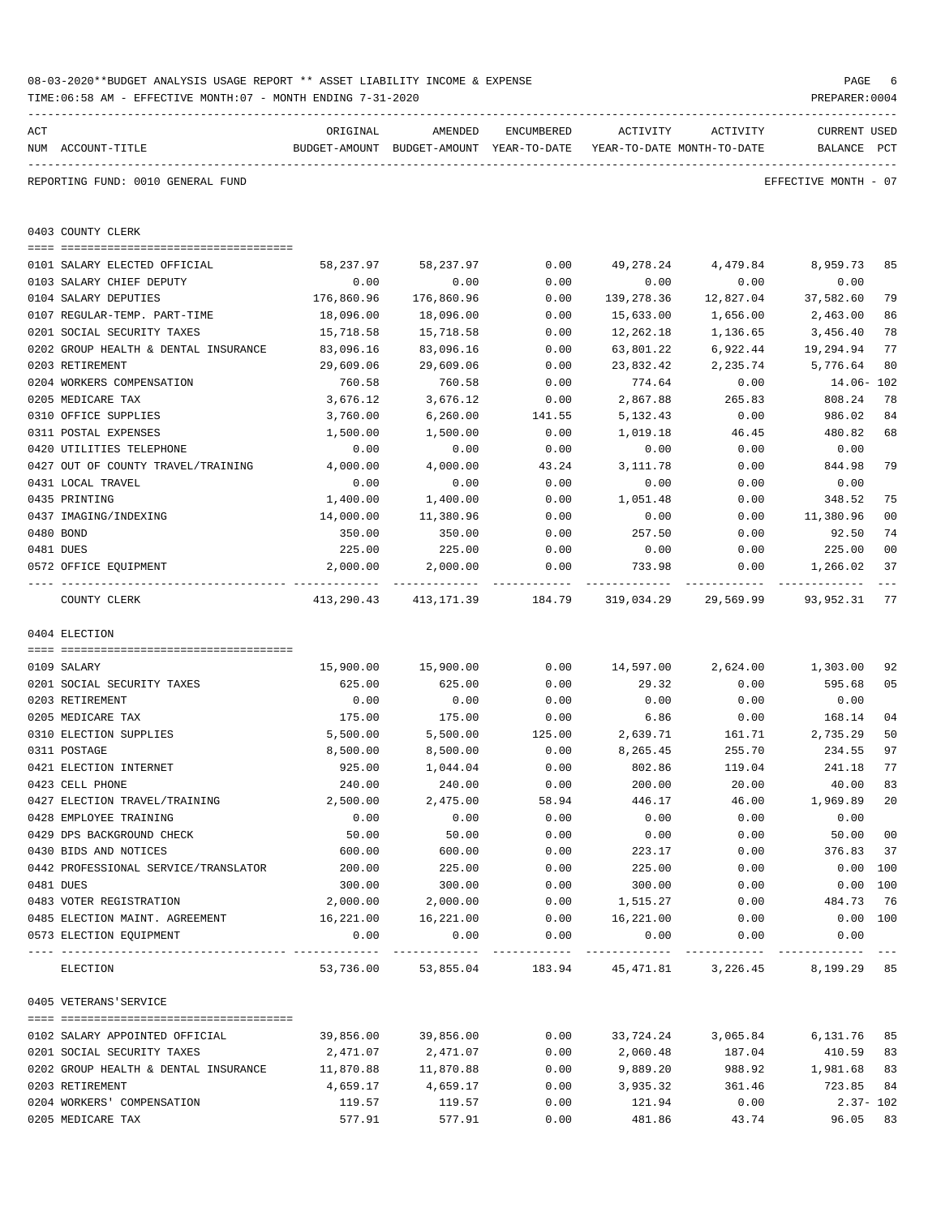08-03-2020**BUDGET ANALYSIS USAGE REPORT ** ASSET LIABILITY INCOME & EXPENSE

TIME:06:58 AM - EFFECTIVE MONTH:07 - MONTH ENDING 7-31-2020

PREPARER:0004

REPORTING FUND: 0010 GENERAL FUND — EFFECTIVE MONTH - 07

## 0403 COUNTY CLERK

| ACT NUM | ACCOUNT-TITLE | ORIGINAL BUDGET-AMOUNT | AMENDED BUDGET-AMOUNT | ENCUMBERED YEAR-TO-DATE | ACTIVITY YEAR-TO-DATE | ACTIVITY MONTH-TO-DATE | CURRENT BALANCE | USED PCT |
|---|---|---|---|---|---|---|---|---|
| 0101 | SALARY ELECTED OFFICIAL | 58,237.97 | 58,237.97 | 0.00 | 49,278.24 | 4,479.84 | 8,959.73 | 85 |
| 0103 | SALARY CHIEF DEPUTY | 0.00 | 0.00 | 0.00 | 0.00 | 0.00 | 0.00 | |
| 0104 | SALARY DEPUTIES | 176,860.96 | 176,860.96 | 0.00 | 139,278.36 | 12,827.04 | 37,582.60 | 79 |
| 0107 | REGULAR-TEMP. PART-TIME | 18,096.00 | 18,096.00 | 0.00 | 15,633.00 | 1,656.00 | 2,463.00 | 86 |
| 0201 | SOCIAL SECURITY TAXES | 15,718.58 | 15,718.58 | 0.00 | 12,262.18 | 1,136.65 | 3,456.40 | 78 |
| 0202 | GROUP HEALTH & DENTAL INSURANCE | 83,096.16 | 83,096.16 | 0.00 | 63,801.22 | 6,922.44 | 19,294.94 | 77 |
| 0203 | RETIREMENT | 29,609.06 | 29,609.06 | 0.00 | 23,832.42 | 2,235.74 | 5,776.64 | 80 |
| 0204 | WORKERS COMPENSATION | 760.58 | 760.58 | 0.00 | 774.64 | 0.00 | 14.06- | 102 |
| 0205 | MEDICARE TAX | 3,676.12 | 3,676.12 | 0.00 | 2,867.88 | 265.83 | 808.24 | 78 |
| 0310 | OFFICE SUPPLIES | 3,760.00 | 6,260.00 | 141.55 | 5,132.43 | 0.00 | 986.02 | 84 |
| 0311 | POSTAL EXPENSES | 1,500.00 | 1,500.00 | 0.00 | 1,019.18 | 46.45 | 480.82 | 68 |
| 0420 | UTILITIES TELEPHONE | 0.00 | 0.00 | 0.00 | 0.00 | 0.00 | 0.00 | |
| 0427 | OUT OF COUNTY TRAVEL/TRAINING | 4,000.00 | 4,000.00 | 43.24 | 3,111.78 | 0.00 | 844.98 | 79 |
| 0431 | LOCAL TRAVEL | 0.00 | 0.00 | 0.00 | 0.00 | 0.00 | 0.00 | |
| 0435 | PRINTING | 1,400.00 | 1,400.00 | 0.00 | 1,051.48 | 0.00 | 348.52 | 75 |
| 0437 | IMAGING/INDEXING | 14,000.00 | 11,380.96 | 0.00 | 0.00 | 0.00 | 11,380.96 | 00 |
| 0480 | BOND | 350.00 | 350.00 | 0.00 | 257.50 | 0.00 | 92.50 | 74 |
| 0481 | DUES | 225.00 | 225.00 | 0.00 | 0.00 | 0.00 | 225.00 | 00 |
| 0572 | OFFICE EQUIPMENT | 2,000.00 | 2,000.00 | 0.00 | 733.98 | 0.00 | 1,266.02 | 37 |
| | COUNTY CLERK | 413,290.43 | 413,171.39 | 184.79 | 319,034.29 | 29,569.99 | 93,952.31 | 77 |

## 0404 ELECTION

| ACT NUM | ACCOUNT-TITLE | ORIGINAL BUDGET-AMOUNT | AMENDED BUDGET-AMOUNT | ENCUMBERED YEAR-TO-DATE | ACTIVITY YEAR-TO-DATE | ACTIVITY MONTH-TO-DATE | CURRENT BALANCE | USED PCT |
|---|---|---|---|---|---|---|---|---|
| 0109 | SALARY | 15,900.00 | 15,900.00 | 0.00 | 14,597.00 | 2,624.00 | 1,303.00 | 92 |
| 0201 | SOCIAL SECURITY TAXES | 625.00 | 625.00 | 0.00 | 29.32 | 0.00 | 595.68 | 05 |
| 0203 | RETIREMENT | 0.00 | 0.00 | 0.00 | 0.00 | 0.00 | 0.00 | |
| 0205 | MEDICARE TAX | 175.00 | 175.00 | 0.00 | 6.86 | 0.00 | 168.14 | 04 |
| 0310 | ELECTION SUPPLIES | 5,500.00 | 5,500.00 | 125.00 | 2,639.71 | 161.71 | 2,735.29 | 50 |
| 0311 | POSTAGE | 8,500.00 | 8,500.00 | 0.00 | 8,265.45 | 255.70 | 234.55 | 97 |
| 0421 | ELECTION INTERNET | 925.00 | 1,044.04 | 0.00 | 802.86 | 119.04 | 241.18 | 77 |
| 0423 | CELL PHONE | 240.00 | 240.00 | 0.00 | 200.00 | 20.00 | 40.00 | 83 |
| 0427 | ELECTION TRAVEL/TRAINING | 2,500.00 | 2,475.00 | 58.94 | 446.17 | 46.00 | 1,969.89 | 20 |
| 0428 | EMPLOYEE TRAINING | 0.00 | 0.00 | 0.00 | 0.00 | 0.00 | 0.00 | |
| 0429 | DPS BACKGROUND CHECK | 50.00 | 50.00 | 0.00 | 0.00 | 0.00 | 50.00 | 00 |
| 0430 | BIDS AND NOTICES | 600.00 | 600.00 | 0.00 | 223.17 | 0.00 | 376.83 | 37 |
| 0442 | PROFESSIONAL SERVICE/TRANSLATOR | 200.00 | 225.00 | 0.00 | 225.00 | 0.00 | 0.00 | 100 |
| 0481 | DUES | 300.00 | 300.00 | 0.00 | 300.00 | 0.00 | 0.00 | 100 |
| 0483 | VOTER REGISTRATION | 2,000.00 | 2,000.00 | 0.00 | 1,515.27 | 0.00 | 484.73 | 76 |
| 0485 | ELECTION MAINT. AGREEMENT | 16,221.00 | 16,221.00 | 0.00 | 16,221.00 | 0.00 | 0.00 | 100 |
| 0573 | ELECTION EQUIPMENT | 0.00 | 0.00 | 0.00 | 0.00 | 0.00 | 0.00 | |
| | ELECTION | 53,736.00 | 53,855.04 | 183.94 | 45,471.81 | 3,226.45 | 8,199.29 | 85 |

## 0405 VETERANS'SERVICE

| ACT NUM | ACCOUNT-TITLE | ORIGINAL BUDGET-AMOUNT | AMENDED BUDGET-AMOUNT | ENCUMBERED YEAR-TO-DATE | ACTIVITY YEAR-TO-DATE | ACTIVITY MONTH-TO-DATE | CURRENT BALANCE | USED PCT |
|---|---|---|---|---|---|---|---|---|
| 0102 | SALARY APPOINTED OFFICIAL | 39,856.00 | 39,856.00 | 0.00 | 33,724.24 | 3,065.84 | 6,131.76 | 85 |
| 0201 | SOCIAL SECURITY TAXES | 2,471.07 | 2,471.07 | 0.00 | 2,060.48 | 187.04 | 410.59 | 83 |
| 0202 | GROUP HEALTH & DENTAL INSURANCE | 11,870.88 | 11,870.88 | 0.00 | 9,889.20 | 988.92 | 1,981.68 | 83 |
| 0203 | RETIREMENT | 4,659.17 | 4,659.17 | 0.00 | 3,935.32 | 361.46 | 723.85 | 84 |
| 0204 | WORKERS' COMPENSATION | 119.57 | 119.57 | 0.00 | 121.94 | 0.00 | 2.37- | 102 |
| 0205 | MEDICARE TAX | 577.91 | 577.91 | 0.00 | 481.86 | 43.74 | 96.05 | 83 |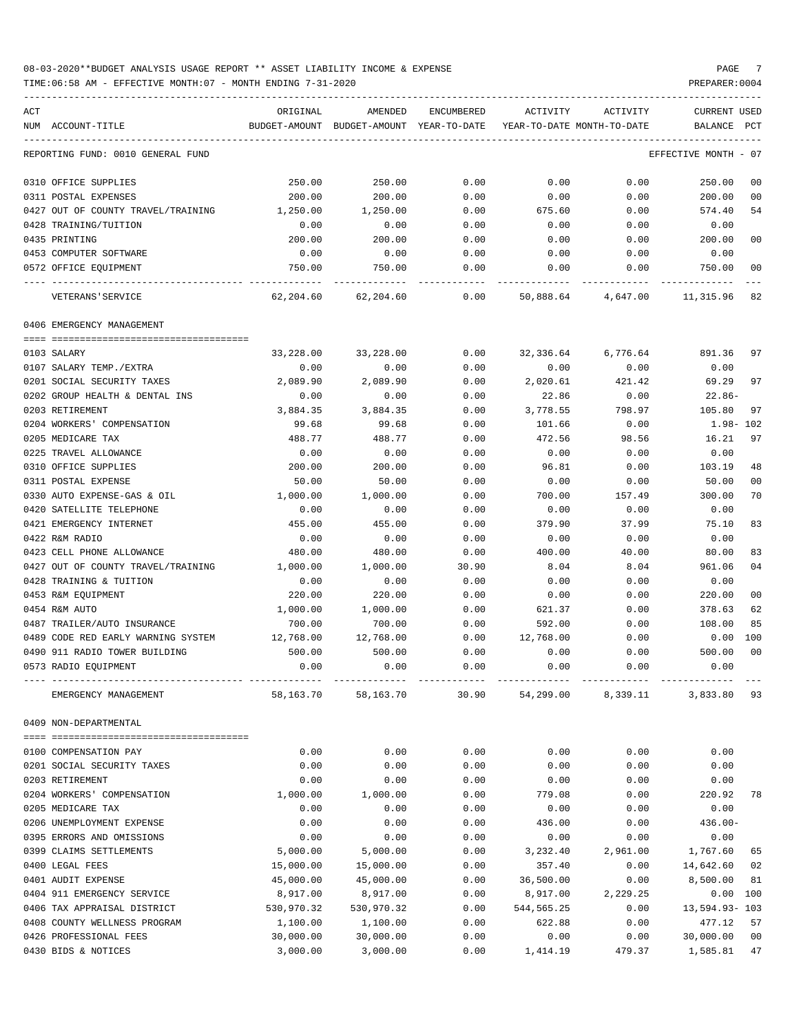08-03-2020**BUDGET ANALYSIS USAGE REPORT ** ASSET LIABILITY INCOME & EXPENSE

TIME:06:58 AM - EFFECTIVE MONTH:07 - MONTH ENDING 7-31-2020

PREPARER:0004

| ACT NUM | ACCOUNT-TITLE | ORIGINAL BUDGET-AMOUNT | AMENDED BUDGET-AMOUNT | ENCUMBERED YEAR-TO-DATE | ACTIVITY YEAR-TO-DATE | ACTIVITY MONTH-TO-DATE | CURRENT BALANCE | USED PCT |
|---|---|---|---|---|---|---|---|---|
| | REPORTING FUND: 0010 GENERAL FUND | | | | | | EFFECTIVE MONTH - 07 | |
| 0310 | OFFICE SUPPLIES | 250.00 | 250.00 | 0.00 | 0.00 | 0.00 | 250.00 | 00 |
| 0311 | POSTAL EXPENSES | 200.00 | 200.00 | 0.00 | 0.00 | 0.00 | 200.00 | 00 |
| 0427 | OUT OF COUNTY TRAVEL/TRAINING | 1,250.00 | 1,250.00 | 0.00 | 675.60 | 0.00 | 574.40 | 54 |
| 0428 | TRAINING/TUITION | 0.00 | 0.00 | 0.00 | 0.00 | 0.00 | 0.00 | |
| 0435 | PRINTING | 200.00 | 200.00 | 0.00 | 0.00 | 0.00 | 200.00 | 00 |
| 0453 | COMPUTER SOFTWARE | 0.00 | 0.00 | 0.00 | 0.00 | 0.00 | 0.00 | |
| 0572 | OFFICE EQUIPMENT | 750.00 | 750.00 | 0.00 | 0.00 | 0.00 | 750.00 | 00 |
| | VETERANS'SERVICE | 62,204.60 | 62,204.60 | 0.00 | 50,888.64 | 4,647.00 | 11,315.96 | 82 |
| | 0406 EMERGENCY MANAGEMENT | | | | | | | |
| 0103 | SALARY | 33,228.00 | 33,228.00 | 0.00 | 32,336.64 | 6,776.64 | 891.36 | 97 |
| 0107 | SALARY TEMP./EXTRA | 0.00 | 0.00 | 0.00 | 0.00 | 0.00 | 0.00 | |
| 0201 | SOCIAL SECURITY TAXES | 2,089.90 | 2,089.90 | 0.00 | 2,020.61 | 421.42 | 69.29 | 97 |
| 0202 | GROUP HEALTH & DENTAL INS | 0.00 | 0.00 | 0.00 | 22.86 | 0.00 | 22.86- | |
| 0203 | RETIREMENT | 3,884.35 | 3,884.35 | 0.00 | 3,778.55 | 798.97 | 105.80 | 97 |
| 0204 | WORKERS' COMPENSATION | 99.68 | 99.68 | 0.00 | 101.66 | 0.00 | 1.98- | 102 |
| 0205 | MEDICARE TAX | 488.77 | 488.77 | 0.00 | 472.56 | 98.56 | 16.21 | 97 |
| 0225 | TRAVEL ALLOWANCE | 0.00 | 0.00 | 0.00 | 0.00 | 0.00 | 0.00 | |
| 0310 | OFFICE SUPPLIES | 200.00 | 200.00 | 0.00 | 96.81 | 0.00 | 103.19 | 48 |
| 0311 | POSTAL EXPENSE | 50.00 | 50.00 | 0.00 | 0.00 | 0.00 | 50.00 | 00 |
| 0330 | AUTO EXPENSE-GAS & OIL | 1,000.00 | 1,000.00 | 0.00 | 700.00 | 157.49 | 300.00 | 70 |
| 0420 | SATELLITE TELEPHONE | 0.00 | 0.00 | 0.00 | 0.00 | 0.00 | 0.00 | |
| 0421 | EMERGENCY INTERNET | 455.00 | 455.00 | 0.00 | 379.90 | 37.99 | 75.10 | 83 |
| 0422 | R&M RADIO | 0.00 | 0.00 | 0.00 | 0.00 | 0.00 | 0.00 | |
| 0423 | CELL PHONE ALLOWANCE | 480.00 | 480.00 | 0.00 | 400.00 | 40.00 | 80.00 | 83 |
| 0427 | OUT OF COUNTY TRAVEL/TRAINING | 1,000.00 | 1,000.00 | 30.90 | 8.04 | 8.04 | 961.06 | 04 |
| 0428 | TRAINING & TUITION | 0.00 | 0.00 | 0.00 | 0.00 | 0.00 | 0.00 | |
| 0453 | R&M EQUIPMENT | 220.00 | 220.00 | 0.00 | 0.00 | 0.00 | 220.00 | 00 |
| 0454 | R&M AUTO | 1,000.00 | 1,000.00 | 0.00 | 621.37 | 0.00 | 378.63 | 62 |
| 0487 | TRAILER/AUTO INSURANCE | 700.00 | 700.00 | 0.00 | 592.00 | 0.00 | 108.00 | 85 |
| 0489 | CODE RED EARLY WARNING SYSTEM | 12,768.00 | 12,768.00 | 0.00 | 12,768.00 | 0.00 | 0.00 | 100 |
| 0490 | 911 RADIO TOWER BUILDING | 500.00 | 500.00 | 0.00 | 0.00 | 0.00 | 500.00 | 00 |
| 0573 | RADIO EQUIPMENT | 0.00 | 0.00 | 0.00 | 0.00 | 0.00 | 0.00 | |
| | EMERGENCY MANAGEMENT | 58,163.70 | 58,163.70 | 30.90 | 54,299.00 | 8,339.11 | 3,833.80 | 93 |
| | 0409 NON-DEPARTMENTAL | | | | | | | |
| 0100 | COMPENSATION PAY | 0.00 | 0.00 | 0.00 | 0.00 | 0.00 | 0.00 | |
| 0201 | SOCIAL SECURITY TAXES | 0.00 | 0.00 | 0.00 | 0.00 | 0.00 | 0.00 | |
| 0203 | RETIREMENT | 0.00 | 0.00 | 0.00 | 0.00 | 0.00 | 0.00 | |
| 0204 | WORKERS' COMPENSATION | 1,000.00 | 1,000.00 | 0.00 | 779.08 | 0.00 | 220.92 | 78 |
| 0205 | MEDICARE TAX | 0.00 | 0.00 | 0.00 | 0.00 | 0.00 | 0.00 | |
| 0206 | UNEMPLOYMENT EXPENSE | 0.00 | 0.00 | 0.00 | 436.00 | 0.00 | 436.00- | |
| 0395 | ERRORS AND OMISSIONS | 0.00 | 0.00 | 0.00 | 0.00 | 0.00 | 0.00 | |
| 0399 | CLAIMS SETTLEMENTS | 5,000.00 | 5,000.00 | 0.00 | 3,232.40 | 2,961.00 | 1,767.60 | 65 |
| 0400 | LEGAL FEES | 15,000.00 | 15,000.00 | 0.00 | 357.40 | 0.00 | 14,642.60 | 02 |
| 0401 | AUDIT EXPENSE | 45,000.00 | 45,000.00 | 0.00 | 36,500.00 | 0.00 | 8,500.00 | 81 |
| 0404 | 911 EMERGENCY SERVICE | 8,917.00 | 8,917.00 | 0.00 | 8,917.00 | 2,229.25 | 0.00 | 100 |
| 0406 | TAX APPRAISAL DISTRICT | 530,970.32 | 530,970.32 | 0.00 | 544,565.25 | 0.00 | 13,594.93- | 103 |
| 0408 | COUNTY WELLNESS PROGRAM | 1,100.00 | 1,100.00 | 0.00 | 622.88 | 0.00 | 477.12 | 57 |
| 0426 | PROFESSIONAL FEES | 30,000.00 | 30,000.00 | 0.00 | 0.00 | 0.00 | 30,000.00 | 00 |
| 0430 | BIDS & NOTICES | 3,000.00 | 3,000.00 | 0.00 | 1,414.19 | 479.37 | 1,585.81 | 47 |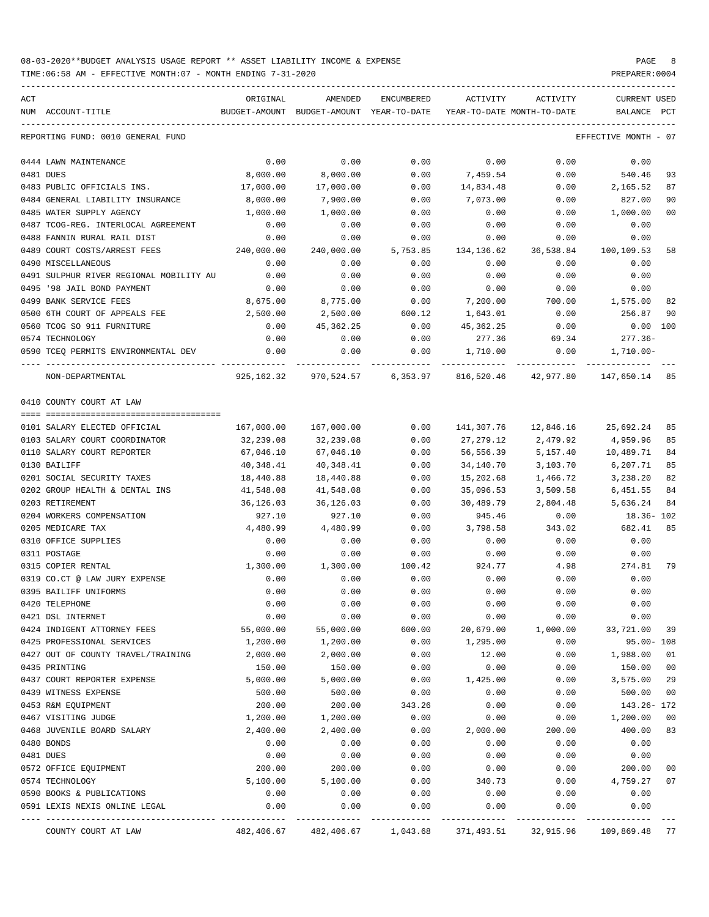08-03-2020**BUDGET ANALYSIS USAGE REPORT ** ASSET LIABILITY INCOME & EXPENSE

TIME:06:58 AM - EFFECTIVE MONTH:07 - MONTH ENDING 7-31-2020

PREPARER:0004

REPORTING FUND: 0010 GENERAL FUND — EFFECTIVE MONTH - 07

| ACT NUM | ACCOUNT-TITLE | ORIGINAL BUDGET-AMOUNT | AMENDED BUDGET-AMOUNT | ENCUMBERED YEAR-TO-DATE | ACTIVITY YEAR-TO-DATE | ACTIVITY MONTH-TO-DATE | CURRENT BALANCE | USED PCT |
|---|---|---|---|---|---|---|---|---|
| 0444 | LAWN MAINTENANCE | 0.00 | 0.00 | 0.00 | 0.00 | 0.00 | 0.00 | |
| 0481 | DUES | 8,000.00 | 8,000.00 | 0.00 | 7,459.54 | 0.00 | 540.46 | 93 |
| 0483 | PUBLIC OFFICIALS INS. | 17,000.00 | 17,000.00 | 0.00 | 14,834.48 | 0.00 | 2,165.52 | 87 |
| 0484 | GENERAL LIABILITY INSURANCE | 8,000.00 | 7,900.00 | 0.00 | 7,073.00 | 0.00 | 827.00 | 90 |
| 0485 | WATER SUPPLY AGENCY | 1,000.00 | 1,000.00 | 0.00 | 0.00 | 0.00 | 1,000.00 | 00 |
| 0487 | TCOG-REG. INTERLOCAL AGREEMENT | 0.00 | 0.00 | 0.00 | 0.00 | 0.00 | 0.00 | |
| 0488 | FANNIN RURAL RAIL DIST | 0.00 | 0.00 | 0.00 | 0.00 | 0.00 | 0.00 | |
| 0489 | COURT COSTS/ARREST FEES | 240,000.00 | 240,000.00 | 5,753.85 | 134,136.62 | 36,538.84 | 100,109.53 | 58 |
| 0490 | MISCELLANEOUS | 0.00 | 0.00 | 0.00 | 0.00 | 0.00 | 0.00 | |
| 0491 | SULPHUR RIVER REGIONAL MOBILITY AU | 0.00 | 0.00 | 0.00 | 0.00 | 0.00 | 0.00 | |
| 0495 | '98 JAIL BOND PAYMENT | 0.00 | 0.00 | 0.00 | 0.00 | 0.00 | 0.00 | |
| 0499 | BANK SERVICE FEES | 8,675.00 | 8,775.00 | 0.00 | 7,200.00 | 700.00 | 1,575.00 | 82 |
| 0500 | 6TH COURT OF APPEALS FEE | 2,500.00 | 2,500.00 | 600.12 | 1,643.01 | 0.00 | 256.87 | 90 |
| 0560 | TCOG SO 911 FURNITURE | 0.00 | 45,362.25 | 0.00 | 45,362.25 | 0.00 | 0.00 | 100 |
| 0574 | TECHNOLOGY | 0.00 | 0.00 | 0.00 | 277.36 | 69.34 | 277.36- | |
| 0590 | TCEQ PERMITS ENVIRONMENTAL DEV | 0.00 | 0.00 | 0.00 | 1,710.00 | 0.00 | 1,710.00- | |
| | NON-DEPARTMENTAL | 925,162.32 | 970,524.57 | 6,353.97 | 816,520.46 | 42,977.80 | 147,650.14 | 85 |

0410 COUNTY COURT AT LAW

| ACT NUM | ACCOUNT-TITLE | ORIGINAL BUDGET-AMOUNT | AMENDED BUDGET-AMOUNT | ENCUMBERED YEAR-TO-DATE | ACTIVITY YEAR-TO-DATE | ACTIVITY MONTH-TO-DATE | CURRENT BALANCE | USED PCT |
|---|---|---|---|---|---|---|---|---|
| 0101 | SALARY ELECTED OFFICIAL | 167,000.00 | 167,000.00 | 0.00 | 141,307.76 | 12,846.16 | 25,692.24 | 85 |
| 0103 | SALARY COURT COORDINATOR | 32,239.08 | 32,239.08 | 0.00 | 27,279.12 | 2,479.92 | 4,959.96 | 85 |
| 0110 | SALARY COURT REPORTER | 67,046.10 | 67,046.10 | 0.00 | 56,556.39 | 5,157.40 | 10,489.71 | 84 |
| 0130 | BAILIFF | 40,348.41 | 40,348.41 | 0.00 | 34,140.70 | 3,103.70 | 6,207.71 | 85 |
| 0201 | SOCIAL SECURITY TAXES | 18,440.88 | 18,440.88 | 0.00 | 15,202.68 | 1,466.72 | 3,238.20 | 82 |
| 0202 | GROUP HEALTH & DENTAL INS | 41,548.08 | 41,548.08 | 0.00 | 35,096.53 | 3,509.58 | 6,451.55 | 84 |
| 0203 | RETIREMENT | 36,126.03 | 36,126.03 | 0.00 | 30,489.79 | 2,804.48 | 5,636.24 | 84 |
| 0204 | WORKERS COMPENSATION | 927.10 | 927.10 | 0.00 | 945.46 | 0.00 | 18.36- | 102 |
| 0205 | MEDICARE TAX | 4,480.99 | 4,480.99 | 0.00 | 3,798.58 | 343.02 | 682.41 | 85 |
| 0310 | OFFICE SUPPLIES | 0.00 | 0.00 | 0.00 | 0.00 | 0.00 | 0.00 | |
| 0311 | POSTAGE | 0.00 | 0.00 | 0.00 | 0.00 | 0.00 | 0.00 | |
| 0315 | COPIER RENTAL | 1,300.00 | 1,300.00 | 100.42 | 924.77 | 4.98 | 274.81 | 79 |
| 0319 | CO.CT @ LAW JURY EXPENSE | 0.00 | 0.00 | 0.00 | 0.00 | 0.00 | 0.00 | |
| 0395 | BAILIFF UNIFORMS | 0.00 | 0.00 | 0.00 | 0.00 | 0.00 | 0.00 | |
| 0420 | TELEPHONE | 0.00 | 0.00 | 0.00 | 0.00 | 0.00 | 0.00 | |
| 0421 | DSL INTERNET | 0.00 | 0.00 | 0.00 | 0.00 | 0.00 | 0.00 | |
| 0424 | INDIGENT ATTORNEY FEES | 55,000.00 | 55,000.00 | 600.00 | 20,679.00 | 1,000.00 | 33,721.00 | 39 |
| 0425 | PROFESSIONAL SERVICES | 1,200.00 | 1,200.00 | 0.00 | 1,295.00 | 0.00 | 95.00- | 108 |
| 0427 | OUT OF COUNTY TRAVEL/TRAINING | 2,000.00 | 2,000.00 | 0.00 | 12.00 | 0.00 | 1,988.00 | 01 |
| 0435 | PRINTING | 150.00 | 150.00 | 0.00 | 0.00 | 0.00 | 150.00 | 00 |
| 0437 | COURT REPORTER EXPENSE | 5,000.00 | 5,000.00 | 0.00 | 1,425.00 | 0.00 | 3,575.00 | 29 |
| 0439 | WITNESS EXPENSE | 500.00 | 500.00 | 0.00 | 0.00 | 0.00 | 500.00 | 00 |
| 0453 | R&M EQUIPMENT | 200.00 | 200.00 | 343.26 | 0.00 | 0.00 | 143.26- | 172 |
| 0467 | VISITING JUDGE | 1,200.00 | 1,200.00 | 0.00 | 0.00 | 0.00 | 1,200.00 | 00 |
| 0468 | JUVENILE BOARD SALARY | 2,400.00 | 2,400.00 | 0.00 | 2,000.00 | 200.00 | 400.00 | 83 |
| 0480 | BONDS | 0.00 | 0.00 | 0.00 | 0.00 | 0.00 | 0.00 | |
| 0481 | DUES | 0.00 | 0.00 | 0.00 | 0.00 | 0.00 | 0.00 | |
| 0572 | OFFICE EQUIPMENT | 200.00 | 200.00 | 0.00 | 0.00 | 0.00 | 200.00 | 00 |
| 0574 | TECHNOLOGY | 5,100.00 | 5,100.00 | 0.00 | 340.73 | 0.00 | 4,759.27 | 07 |
| 0590 | BOOKS & PUBLICATIONS | 0.00 | 0.00 | 0.00 | 0.00 | 0.00 | 0.00 | |
| 0591 | LEXIS NEXIS ONLINE LEGAL | 0.00 | 0.00 | 0.00 | 0.00 | 0.00 | 0.00 | |
| | COUNTY COURT AT LAW | 482,406.67 | 482,406.67 | 1,043.68 | 371,493.51 | 32,915.96 | 109,869.48 | 77 |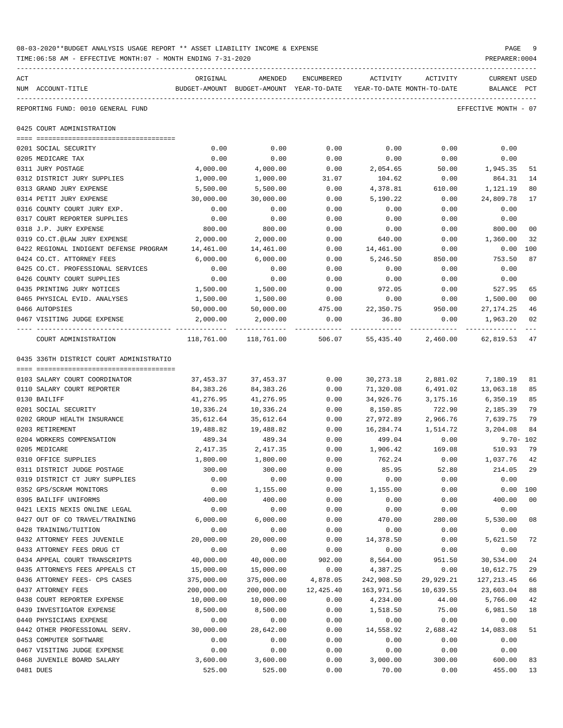08-03-2020**BUDGET ANALYSIS USAGE REPORT ** ASSET LIABILITY INCOME & EXPENSE

TIME:06:58 AM - EFFECTIVE MONTH:07 - MONTH ENDING 7-31-2020

PREPARER:0004

REPORTING FUND: 0010 GENERAL FUND

EFFECTIVE MONTH - 07

## 0425 COURT ADMINISTRATION

| ACT NUM | ACCOUNT-TITLE | ORIGINAL BUDGET-AMOUNT | AMENDED BUDGET-AMOUNT | ENCUMBERED YEAR-TO-DATE | ACTIVITY YEAR-TO-DATE | ACTIVITY MONTH-TO-DATE | CURRENT BALANCE | USED PCT |
|---|---|---|---|---|---|---|---|---|
| 0201 | SOCIAL SECURITY | 0.00 | 0.00 | 0.00 | 0.00 | 0.00 | 0.00 | |
| 0205 | MEDICARE TAX | 0.00 | 0.00 | 0.00 | 0.00 | 0.00 | 0.00 | |
| 0311 | JURY POSTAGE | 4,000.00 | 4,000.00 | 0.00 | 2,054.65 | 50.00 | 1,945.35 | 51 |
| 0312 | DISTRICT JURY SUPPLIES | 1,000.00 | 1,000.00 | 31.07 | 104.62 | 0.00 | 864.31 | 14 |
| 0313 | GRAND JURY EXPENSE | 5,500.00 | 5,500.00 | 0.00 | 4,378.81 | 610.00 | 1,121.19 | 80 |
| 0314 | PETIT JURY EXPENSE | 30,000.00 | 30,000.00 | 0.00 | 5,190.22 | 0.00 | 24,809.78 | 17 |
| 0316 | COUNTY COURT JURY EXP. | 0.00 | 0.00 | 0.00 | 0.00 | 0.00 | 0.00 | |
| 0317 | COURT REPORTER SUPPLIES | 0.00 | 0.00 | 0.00 | 0.00 | 0.00 | 0.00 | |
| 0318 | J.P. JURY EXPENSE | 800.00 | 800.00 | 0.00 | 0.00 | 0.00 | 800.00 | 00 |
| 0319 | CO.CT.@LAW JURY EXPENSE | 2,000.00 | 2,000.00 | 0.00 | 640.00 | 0.00 | 1,360.00 | 32 |
| 0422 | REGIONAL INDIGENT DEFENSE PROGRAM | 14,461.00 | 14,461.00 | 0.00 | 14,461.00 | 0.00 | 0.00 | 100 |
| 0424 | CO.CT. ATTORNEY FEES | 6,000.00 | 6,000.00 | 0.00 | 5,246.50 | 850.00 | 753.50 | 87 |
| 0425 | CO.CT. PROFESSIONAL SERVICES | 0.00 | 0.00 | 0.00 | 0.00 | 0.00 | 0.00 | |
| 0426 | COUNTY COURT SUPPLIES | 0.00 | 0.00 | 0.00 | 0.00 | 0.00 | 0.00 | |
| 0435 | PRINTING JURY NOTICES | 1,500.00 | 1,500.00 | 0.00 | 972.05 | 0.00 | 527.95 | 65 |
| 0465 | PHYSICAL EVID. ANALYSES | 1,500.00 | 1,500.00 | 0.00 | 0.00 | 0.00 | 1,500.00 | 00 |
| 0466 | AUTOPSIES | 50,000.00 | 50,000.00 | 475.00 | 22,350.75 | 950.00 | 27,174.25 | 46 |
| 0467 | VISITING JUDGE EXPENSE | 2,000.00 | 2,000.00 | 0.00 | 36.80 | 0.00 | 1,963.20 | 02 |
| | COURT ADMINISTRATION | 118,761.00 | 118,761.00 | 506.07 | 55,435.40 | 2,460.00 | 62,819.53 | 47 |

## 0435 336TH DISTRICT COURT ADMINISTRATIO

| ACT NUM | ACCOUNT-TITLE | ORIGINAL BUDGET-AMOUNT | AMENDED BUDGET-AMOUNT | ENCUMBERED YEAR-TO-DATE | ACTIVITY YEAR-TO-DATE | ACTIVITY MONTH-TO-DATE | CURRENT BALANCE | USED PCT |
|---|---|---|---|---|---|---|---|---|
| 0103 | SALARY COURT COORDINATOR | 37,453.37 | 37,453.37 | 0.00 | 30,273.18 | 2,881.02 | 7,180.19 | 81 |
| 0110 | SALARY COURT REPORTER | 84,383.26 | 84,383.26 | 0.00 | 71,320.08 | 6,491.02 | 13,063.18 | 85 |
| 0130 | BAILIFF | 41,276.95 | 41,276.95 | 0.00 | 34,926.76 | 3,175.16 | 6,350.19 | 85 |
| 0201 | SOCIAL SECURITY | 10,336.24 | 10,336.24 | 0.00 | 8,150.85 | 722.90 | 2,185.39 | 79 |
| 0202 | GROUP HEALTH INSURANCE | 35,612.64 | 35,612.64 | 0.00 | 27,972.89 | 2,966.76 | 7,639.75 | 79 |
| 0203 | RETIREMENT | 19,488.82 | 19,488.82 | 0.00 | 16,284.74 | 1,514.72 | 3,204.08 | 84 |
| 0204 | WORKERS COMPENSATION | 489.34 | 489.34 | 0.00 | 499.04 | 0.00 | 9.70- | 102 |
| 0205 | MEDICARE | 2,417.35 | 2,417.35 | 0.00 | 1,906.42 | 169.08 | 510.93 | 79 |
| 0310 | OFFICE SUPPLIES | 1,800.00 | 1,800.00 | 0.00 | 762.24 | 0.00 | 1,037.76 | 42 |
| 0311 | DISTRICT JUDGE POSTAGE | 300.00 | 300.00 | 0.00 | 85.95 | 52.80 | 214.05 | 29 |
| 0319 | DISTRICT CT JURY SUPPLIES | 0.00 | 0.00 | 0.00 | 0.00 | 0.00 | 0.00 | |
| 0352 | GPS/SCRAM MONITORS | 0.00 | 1,155.00 | 0.00 | 1,155.00 | 0.00 | 0.00 | 100 |
| 0395 | BAILIFF UNIFORMS | 400.00 | 400.00 | 0.00 | 0.00 | 0.00 | 400.00 | 00 |
| 0421 | LEXIS NEXIS ONLINE LEGAL | 0.00 | 0.00 | 0.00 | 0.00 | 0.00 | 0.00 | |
| 0427 | OUT OF CO TRAVEL/TRAINING | 6,000.00 | 6,000.00 | 0.00 | 470.00 | 280.00 | 5,530.00 | 08 |
| 0428 | TRAINING/TUITION | 0.00 | 0.00 | 0.00 | 0.00 | 0.00 | 0.00 | |
| 0432 | ATTORNEY FEES JUVENILE | 20,000.00 | 20,000.00 | 0.00 | 14,378.50 | 0.00 | 5,621.50 | 72 |
| 0433 | ATTORNEY FEES DRUG CT | 0.00 | 0.00 | 0.00 | 0.00 | 0.00 | 0.00 | |
| 0434 | APPEAL COURT TRANSCRIPTS | 40,000.00 | 40,000.00 | 902.00 | 8,564.00 | 951.50 | 30,534.00 | 24 |
| 0435 | ATTORNEYS FEES APPEALS CT | 15,000.00 | 15,000.00 | 0.00 | 4,387.25 | 0.00 | 10,612.75 | 29 |
| 0436 | ATTORNEY FEES- CPS CASES | 375,000.00 | 375,000.00 | 4,878.05 | 242,908.50 | 29,929.21 | 127,213.45 | 66 |
| 0437 | ATTORNEY FEES | 200,000.00 | 200,000.00 | 12,425.40 | 163,971.56 | 10,639.55 | 23,603.04 | 88 |
| 0438 | COURT REPORTER EXPENSE | 10,000.00 | 10,000.00 | 0.00 | 4,234.00 | 44.00 | 5,766.00 | 42 |
| 0439 | INVESTIGATOR EXPENSE | 8,500.00 | 8,500.00 | 0.00 | 1,518.50 | 75.00 | 6,981.50 | 18 |
| 0440 | PHYSICIANS EXPENSE | 0.00 | 0.00 | 0.00 | 0.00 | 0.00 | 0.00 | |
| 0442 | OTHER PROFESSIONAL SERV. | 30,000.00 | 28,642.00 | 0.00 | 14,558.92 | 2,688.42 | 14,083.08 | 51 |
| 0453 | COMPUTER SOFTWARE | 0.00 | 0.00 | 0.00 | 0.00 | 0.00 | 0.00 | |
| 0467 | VISITING JUDGE EXPENSE | 0.00 | 0.00 | 0.00 | 0.00 | 0.00 | 0.00 | |
| 0468 | JUVENILE BOARD SALARY | 3,600.00 | 3,600.00 | 0.00 | 3,000.00 | 300.00 | 600.00 | 83 |
| 0481 | DUES | 525.00 | 525.00 | 0.00 | 70.00 | 0.00 | 455.00 | 13 |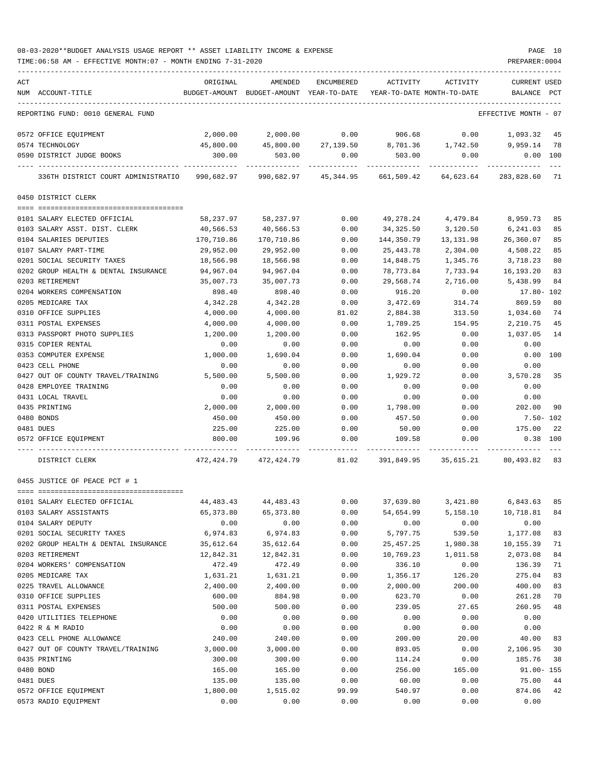08-03-2020**BUDGET ANALYSIS USAGE REPORT ** ASSET LIABILITY INCOME & EXPENSE

TIME:06:58 AM - EFFECTIVE MONTH:07 - MONTH ENDING 7-31-2020

PREPARER:0004

| ACT NUM | ACCOUNT-TITLE | ORIGINAL BUDGET-AMOUNT | AMENDED BUDGET-AMOUNT | ENCUMBERED YEAR-TO-DATE | ACTIVITY YEAR-TO-DATE | ACTIVITY MONTH-TO-DATE | CURRENT BALANCE | USED PCT |
|---|---|---|---|---|---|---|---|---|
| | REPORTING FUND: 0010 GENERAL FUND | | | | | | EFFECTIVE MONTH - 07 | |
| 0572 | OFFICE EQUIPMENT | 2,000.00 | 2,000.00 | 0.00 | 906.68 | 0.00 | 1,093.32 | 45 |
| 0574 | TECHNOLOGY | 45,800.00 | 45,800.00 | 27,139.50 | 8,701.36 | 1,742.50 | 9,959.14 | 78 |
| 0590 | DISTRICT JUDGE BOOKS | 300.00 | 503.00 | 0.00 | 503.00 | 0.00 | 0.00 | 100 |
| | 336TH DISTRICT COURT ADMINISTRATIO | 990,682.97 | 990,682.97 | 45,344.95 | 661,509.42 | 64,623.64 | 283,828.60 | 71 |
| | 0450 DISTRICT CLERK | | | | | | | |
| 0101 | SALARY ELECTED OFFICIAL | 58,237.97 | 58,237.97 | 0.00 | 49,278.24 | 4,479.84 | 8,959.73 | 85 |
| 0103 | SALARY ASST. DIST. CLERK | 40,566.53 | 40,566.53 | 0.00 | 34,325.50 | 3,120.50 | 6,241.03 | 85 |
| 0104 | SALARIES DEPUTIES | 170,710.86 | 170,710.86 | 0.00 | 144,350.79 | 13,131.98 | 26,360.07 | 85 |
| 0107 | SALARY PART-TIME | 29,952.00 | 29,952.00 | 0.00 | 25,443.78 | 2,304.00 | 4,508.22 | 85 |
| 0201 | SOCIAL SECURITY TAXES | 18,566.98 | 18,566.98 | 0.00 | 14,848.75 | 1,345.76 | 3,718.23 | 80 |
| 0202 | GROUP HEALTH & DENTAL INSURANCE | 94,967.04 | 94,967.04 | 0.00 | 78,773.84 | 7,733.94 | 16,193.20 | 83 |
| 0203 | RETIREMENT | 35,007.73 | 35,007.73 | 0.00 | 29,568.74 | 2,716.00 | 5,438.99 | 84 |
| 0204 | WORKERS COMPENSATION | 898.40 | 898.40 | 0.00 | 916.20 | 0.00 | 17.80- | 102 |
| 0205 | MEDICARE TAX | 4,342.28 | 4,342.28 | 0.00 | 3,472.69 | 314.74 | 869.59 | 80 |
| 0310 | OFFICE SUPPLIES | 4,000.00 | 4,000.00 | 81.02 | 2,884.38 | 313.50 | 1,034.60 | 74 |
| 0311 | POSTAL EXPENSES | 4,000.00 | 4,000.00 | 0.00 | 1,789.25 | 154.95 | 2,210.75 | 45 |
| 0313 | PASSPORT PHOTO SUPPLIES | 1,200.00 | 1,200.00 | 0.00 | 162.95 | 0.00 | 1,037.05 | 14 |
| 0315 | COPIER RENTAL | 0.00 | 0.00 | 0.00 | 0.00 | 0.00 | 0.00 | |
| 0353 | COMPUTER EXPENSE | 1,000.00 | 1,690.04 | 0.00 | 1,690.04 | 0.00 | 0.00 | 100 |
| 0423 | CELL PHONE | 0.00 | 0.00 | 0.00 | 0.00 | 0.00 | 0.00 | |
| 0427 | OUT OF COUNTY TRAVEL/TRAINING | 5,500.00 | 5,500.00 | 0.00 | 1,929.72 | 0.00 | 3,570.28 | 35 |
| 0428 | EMPLOYEE TRAINING | 0.00 | 0.00 | 0.00 | 0.00 | 0.00 | 0.00 | |
| 0431 | LOCAL TRAVEL | 0.00 | 0.00 | 0.00 | 0.00 | 0.00 | 0.00 | |
| 0435 | PRINTING | 2,000.00 | 2,000.00 | 0.00 | 1,798.00 | 0.00 | 202.00 | 90 |
| 0480 | BONDS | 450.00 | 450.00 | 0.00 | 457.50 | 0.00 | 7.50- | 102 |
| 0481 | DUES | 225.00 | 225.00 | 0.00 | 50.00 | 0.00 | 175.00 | 22 |
| 0572 | OFFICE EQUIPMENT | 800.00 | 109.96 | 0.00 | 109.58 | 0.00 | 0.38 | 100 |
| | DISTRICT CLERK | 472,424.79 | 472,424.79 | 81.02 | 391,849.95 | 35,615.21 | 80,493.82 | 83 |
| | 0455 JUSTICE OF PEACE PCT # 1 | | | | | | | |
| 0101 | SALARY ELECTED OFFICIAL | 44,483.43 | 44,483.43 | 0.00 | 37,639.80 | 3,421.80 | 6,843.63 | 85 |
| 0103 | SALARY ASSISTANTS | 65,373.80 | 65,373.80 | 0.00 | 54,654.99 | 5,158.10 | 10,718.81 | 84 |
| 0104 | SALARY DEPUTY | 0.00 | 0.00 | 0.00 | 0.00 | 0.00 | 0.00 | |
| 0201 | SOCIAL SECURITY TAXES | 6,974.83 | 6,974.83 | 0.00 | 5,797.75 | 539.50 | 1,177.08 | 83 |
| 0202 | GROUP HEALTH & DENTAL INSURANCE | 35,612.64 | 35,612.64 | 0.00 | 25,457.25 | 1,980.38 | 10,155.39 | 71 |
| 0203 | RETIREMENT | 12,842.31 | 12,842.31 | 0.00 | 10,769.23 | 1,011.58 | 2,073.08 | 84 |
| 0204 | WORKERS' COMPENSATION | 472.49 | 472.49 | 0.00 | 336.10 | 0.00 | 136.39 | 71 |
| 0205 | MEDICARE TAX | 1,631.21 | 1,631.21 | 0.00 | 1,356.17 | 126.20 | 275.04 | 83 |
| 0225 | TRAVEL ALLOWANCE | 2,400.00 | 2,400.00 | 0.00 | 2,000.00 | 200.00 | 400.00 | 83 |
| 0310 | OFFICE SUPPLIES | 600.00 | 884.98 | 0.00 | 623.70 | 0.00 | 261.28 | 70 |
| 0311 | POSTAL EXPENSES | 500.00 | 500.00 | 0.00 | 239.05 | 27.65 | 260.95 | 48 |
| 0420 | UTILITIES TELEPHONE | 0.00 | 0.00 | 0.00 | 0.00 | 0.00 | 0.00 | |
| 0422 | R & M RADIO | 0.00 | 0.00 | 0.00 | 0.00 | 0.00 | 0.00 | |
| 0423 | CELL PHONE ALLOWANCE | 240.00 | 240.00 | 0.00 | 200.00 | 20.00 | 40.00 | 83 |
| 0427 | OUT OF COUNTY TRAVEL/TRAINING | 3,000.00 | 3,000.00 | 0.00 | 893.05 | 0.00 | 2,106.95 | 30 |
| 0435 | PRINTING | 300.00 | 300.00 | 0.00 | 114.24 | 0.00 | 185.76 | 38 |
| 0480 | BOND | 165.00 | 165.00 | 0.00 | 256.00 | 165.00 | 91.00- | 155 |
| 0481 | DUES | 135.00 | 135.00 | 0.00 | 60.00 | 0.00 | 75.00 | 44 |
| 0572 | OFFICE EQUIPMENT | 1,800.00 | 1,515.02 | 99.99 | 540.97 | 0.00 | 874.06 | 42 |
| 0573 | RADIO EQUIPMENT | 0.00 | 0.00 | 0.00 | 0.00 | 0.00 | 0.00 | |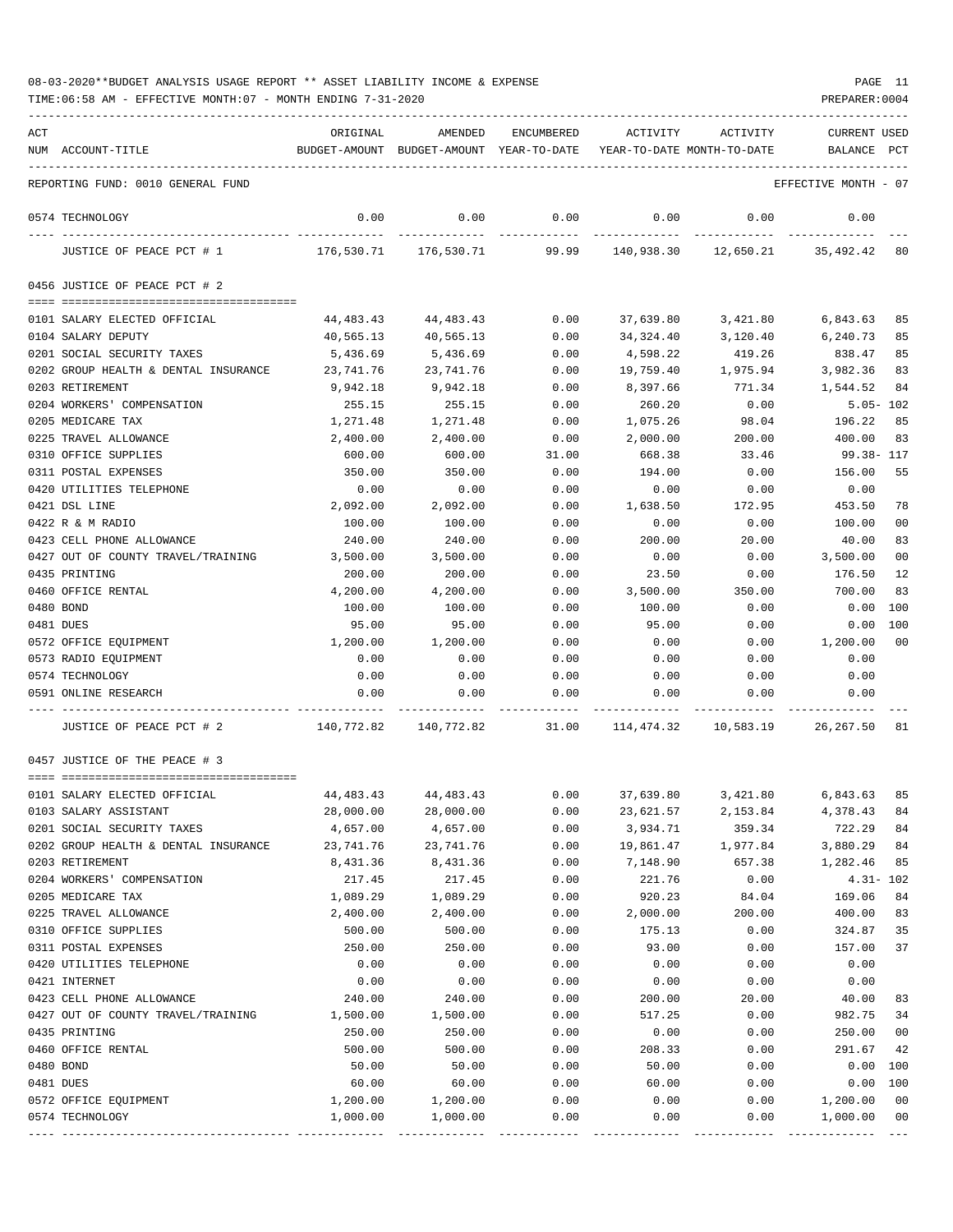08-03-2020**BUDGET ANALYSIS USAGE REPORT ** ASSET LIABILITY INCOME & EXPENSE

TIME:06:58 AM - EFFECTIVE MONTH:07 - MONTH ENDING 7-31-2020

PREPARER:0004

REPORTING FUND: 0010 GENERAL FUND — EFFECTIVE MONTH - 07

| ACT NUM | ACCOUNT-TITLE | ORIGINAL BUDGET-AMOUNT | AMENDED BUDGET-AMOUNT | ENCUMBERED YEAR-TO-DATE | ACTIVITY YEAR-TO-DATE | ACTIVITY MONTH-TO-DATE | CURRENT BALANCE | USED PCT |
|---|---|---|---|---|---|---|---|---|
| 0574 | TECHNOLOGY | 0.00 | 0.00 | 0.00 | 0.00 | 0.00 | 0.00 | |
| | JUSTICE OF PEACE PCT # 1 | 176,530.71 | 176,530.71 | 99.99 | 140,938.30 | 12,650.21 | 35,492.42 | 80 |
| | **0456 JUSTICE OF PEACE PCT # 2** | | | | | | | |
| 0101 | SALARY ELECTED OFFICIAL | 44,483.43 | 44,483.43 | 0.00 | 37,639.80 | 3,421.80 | 6,843.63 | 85 |
| 0104 | SALARY DEPUTY | 40,565.13 | 40,565.13 | 0.00 | 34,324.40 | 3,120.40 | 6,240.73 | 85 |
| 0201 | SOCIAL SECURITY TAXES | 5,436.69 | 5,436.69 | 0.00 | 4,598.22 | 419.26 | 838.47 | 85 |
| 0202 | GROUP HEALTH & DENTAL INSURANCE | 23,741.76 | 23,741.76 | 0.00 | 19,759.40 | 1,975.94 | 3,982.36 | 83 |
| 0203 | RETIREMENT | 9,942.18 | 9,942.18 | 0.00 | 8,397.66 | 771.34 | 1,544.52 | 84 |
| 0204 | WORKERS' COMPENSATION | 255.15 | 255.15 | 0.00 | 260.20 | 0.00 | 5.05- | 102 |
| 0205 | MEDICARE TAX | 1,271.48 | 1,271.48 | 0.00 | 1,075.26 | 98.04 | 196.22 | 85 |
| 0225 | TRAVEL ALLOWANCE | 2,400.00 | 2,400.00 | 0.00 | 2,000.00 | 200.00 | 400.00 | 83 |
| 0310 | OFFICE SUPPLIES | 600.00 | 600.00 | 31.00 | 668.38 | 33.46 | 99.38- | 117 |
| 0311 | POSTAL EXPENSES | 350.00 | 350.00 | 0.00 | 194.00 | 0.00 | 156.00 | 55 |
| 0420 | UTILITIES TELEPHONE | 0.00 | 0.00 | 0.00 | 0.00 | 0.00 | 0.00 | |
| 0421 | DSL LINE | 2,092.00 | 2,092.00 | 0.00 | 1,638.50 | 172.95 | 453.50 | 78 |
| 0422 | R & M RADIO | 100.00 | 100.00 | 0.00 | 0.00 | 0.00 | 100.00 | 00 |
| 0423 | CELL PHONE ALLOWANCE | 240.00 | 240.00 | 0.00 | 200.00 | 20.00 | 40.00 | 83 |
| 0427 | OUT OF COUNTY TRAVEL/TRAINING | 3,500.00 | 3,500.00 | 0.00 | 0.00 | 0.00 | 3,500.00 | 00 |
| 0435 | PRINTING | 200.00 | 200.00 | 0.00 | 23.50 | 0.00 | 176.50 | 12 |
| 0460 | OFFICE RENTAL | 4,200.00 | 4,200.00 | 0.00 | 3,500.00 | 350.00 | 700.00 | 83 |
| 0480 | BOND | 100.00 | 100.00 | 0.00 | 100.00 | 0.00 | 0.00 | 100 |
| 0481 | DUES | 95.00 | 95.00 | 0.00 | 95.00 | 0.00 | 0.00 | 100 |
| 0572 | OFFICE EQUIPMENT | 1,200.00 | 1,200.00 | 0.00 | 0.00 | 0.00 | 1,200.00 | 00 |
| 0573 | RADIO EQUIPMENT | 0.00 | 0.00 | 0.00 | 0.00 | 0.00 | 0.00 | |
| 0574 | TECHNOLOGY | 0.00 | 0.00 | 0.00 | 0.00 | 0.00 | 0.00 | |
| 0591 | ONLINE RESEARCH | 0.00 | 0.00 | 0.00 | 0.00 | 0.00 | 0.00 | |
| | JUSTICE OF PEACE PCT # 2 | 140,772.82 | 140,772.82 | 31.00 | 114,474.32 | 10,583.19 | 26,267.50 | 81 |
| | **0457 JUSTICE OF THE PEACE # 3** | | | | | | | |
| 0101 | SALARY ELECTED OFFICIAL | 44,483.43 | 44,483.43 | 0.00 | 37,639.80 | 3,421.80 | 6,843.63 | 85 |
| 0103 | SALARY ASSISTANT | 28,000.00 | 28,000.00 | 0.00 | 23,621.57 | 2,153.84 | 4,378.43 | 84 |
| 0201 | SOCIAL SECURITY TAXES | 4,657.00 | 4,657.00 | 0.00 | 3,934.71 | 359.34 | 722.29 | 84 |
| 0202 | GROUP HEALTH & DENTAL INSURANCE | 23,741.76 | 23,741.76 | 0.00 | 19,861.47 | 1,977.84 | 3,880.29 | 84 |
| 0203 | RETIREMENT | 8,431.36 | 8,431.36 | 0.00 | 7,148.90 | 657.38 | 1,282.46 | 85 |
| 0204 | WORKERS' COMPENSATION | 217.45 | 217.45 | 0.00 | 221.76 | 0.00 | 4.31- | 102 |
| 0205 | MEDICARE TAX | 1,089.29 | 1,089.29 | 0.00 | 920.23 | 84.04 | 169.06 | 84 |
| 0225 | TRAVEL ALLOWANCE | 2,400.00 | 2,400.00 | 0.00 | 2,000.00 | 200.00 | 400.00 | 83 |
| 0310 | OFFICE SUPPLIES | 500.00 | 500.00 | 0.00 | 175.13 | 0.00 | 324.87 | 35 |
| 0311 | POSTAL EXPENSES | 250.00 | 250.00 | 0.00 | 93.00 | 0.00 | 157.00 | 37 |
| 0420 | UTILITIES TELEPHONE | 0.00 | 0.00 | 0.00 | 0.00 | 0.00 | 0.00 | |
| 0421 | INTERNET | 0.00 | 0.00 | 0.00 | 0.00 | 0.00 | 0.00 | |
| 0423 | CELL PHONE ALLOWANCE | 240.00 | 240.00 | 0.00 | 200.00 | 20.00 | 40.00 | 83 |
| 0427 | OUT OF COUNTY TRAVEL/TRAINING | 1,500.00 | 1,500.00 | 0.00 | 517.25 | 0.00 | 982.75 | 34 |
| 0435 | PRINTING | 250.00 | 250.00 | 0.00 | 0.00 | 0.00 | 250.00 | 00 |
| 0460 | OFFICE RENTAL | 500.00 | 500.00 | 0.00 | 208.33 | 0.00 | 291.67 | 42 |
| 0480 | BOND | 50.00 | 50.00 | 0.00 | 50.00 | 0.00 | 0.00 | 100 |
| 0481 | DUES | 60.00 | 60.00 | 0.00 | 60.00 | 0.00 | 0.00 | 100 |
| 0572 | OFFICE EQUIPMENT | 1,200.00 | 1,200.00 | 0.00 | 0.00 | 0.00 | 1,200.00 | 00 |
| 0574 | TECHNOLOGY | 1,000.00 | 1,000.00 | 0.00 | 0.00 | 0.00 | 1,000.00 | 00 |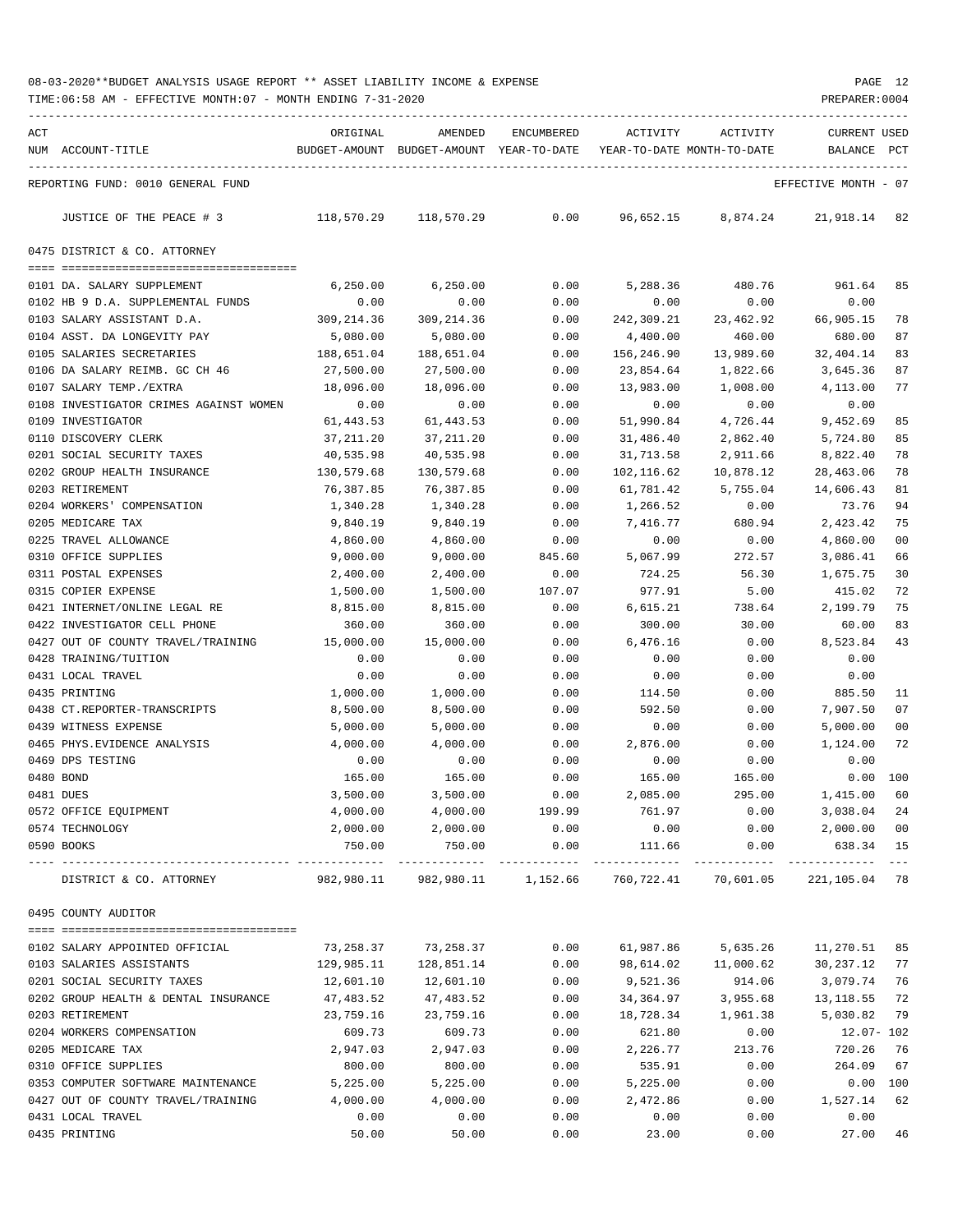08-03-2020**BUDGET ANALYSIS USAGE REPORT ** ASSET LIABILITY INCOME & EXPENSE

TIME:06:58 AM - EFFECTIVE MONTH:07 - MONTH ENDING 7-31-2020

PREPARER:0004

| ACT NUM | ACCOUNT-TITLE | ORIGINAL BUDGET-AMOUNT | AMENDED BUDGET-AMOUNT | ENCUMBERED YEAR-TO-DATE | ACTIVITY YEAR-TO-DATE | ACTIVITY MONTH-TO-DATE | CURRENT BALANCE | USED PCT |
|---|---|---|---|---|---|---|---|---|
| | REPORTING FUND: 0010 GENERAL FUND | | | | | | EFFECTIVE MONTH - 07 | |
| | JUSTICE OF THE PEACE # 3 | 118,570.29 | 118,570.29 | 0.00 | 96,652.15 | 8,874.24 | 21,918.14 | 82 |
| | **0475 DISTRICT & CO. ATTORNEY** | | | | | | | |
| 0101 | DA. SALARY SUPPLEMENT | 6,250.00 | 6,250.00 | 0.00 | 5,288.36 | 480.76 | 961.64 | 85 |
| 0102 | HB 9 D.A. SUPPLEMENTAL FUNDS | 0.00 | 0.00 | 0.00 | 0.00 | 0.00 | 0.00 | |
| 0103 | SALARY ASSISTANT D.A. | 309,214.36 | 309,214.36 | 0.00 | 242,309.21 | 23,462.92 | 66,905.15 | 78 |
| 0104 | ASST. DA LONGEVITY PAY | 5,080.00 | 5,080.00 | 0.00 | 4,400.00 | 460.00 | 680.00 | 87 |
| 0105 | SALARIES SECRETARIES | 188,651.04 | 188,651.04 | 0.00 | 156,246.90 | 13,989.60 | 32,404.14 | 83 |
| 0106 | DA SALARY REIMB. GC CH 46 | 27,500.00 | 27,500.00 | 0.00 | 23,854.64 | 1,822.66 | 3,645.36 | 87 |
| 0107 | SALARY TEMP./EXTRA | 18,096.00 | 18,096.00 | 0.00 | 13,983.00 | 1,008.00 | 4,113.00 | 77 |
| 0108 | INVESTIGATOR CRIMES AGAINST WOMEN | 0.00 | 0.00 | 0.00 | 0.00 | 0.00 | 0.00 | |
| 0109 | INVESTIGATOR | 61,443.53 | 61,443.53 | 0.00 | 51,990.84 | 4,726.44 | 9,452.69 | 85 |
| 0110 | DISCOVERY CLERK | 37,211.20 | 37,211.20 | 0.00 | 31,486.40 | 2,862.40 | 5,724.80 | 85 |
| 0201 | SOCIAL SECURITY TAXES | 40,535.98 | 40,535.98 | 0.00 | 31,713.58 | 2,911.66 | 8,822.40 | 78 |
| 0202 | GROUP HEALTH INSURANCE | 130,579.68 | 130,579.68 | 0.00 | 102,116.62 | 10,878.12 | 28,463.06 | 78 |
| 0203 | RETIREMENT | 76,387.85 | 76,387.85 | 0.00 | 61,781.42 | 5,755.04 | 14,606.43 | 81 |
| 0204 | WORKERS' COMPENSATION | 1,340.28 | 1,340.28 | 0.00 | 1,266.52 | 0.00 | 73.76 | 94 |
| 0205 | MEDICARE TAX | 9,840.19 | 9,840.19 | 0.00 | 7,416.77 | 680.94 | 2,423.42 | 75 |
| 0225 | TRAVEL ALLOWANCE | 4,860.00 | 4,860.00 | 0.00 | 0.00 | 0.00 | 4,860.00 | 00 |
| 0310 | OFFICE SUPPLIES | 9,000.00 | 9,000.00 | 845.60 | 5,067.99 | 272.57 | 3,086.41 | 66 |
| 0311 | POSTAL EXPENSES | 2,400.00 | 2,400.00 | 0.00 | 724.25 | 56.30 | 1,675.75 | 30 |
| 0315 | COPIER EXPENSE | 1,500.00 | 1,500.00 | 107.07 | 977.91 | 5.00 | 415.02 | 72 |
| 0421 | INTERNET/ONLINE LEGAL RE | 8,815.00 | 8,815.00 | 0.00 | 6,615.21 | 738.64 | 2,199.79 | 75 |
| 0422 | INVESTIGATOR CELL PHONE | 360.00 | 360.00 | 0.00 | 300.00 | 30.00 | 60.00 | 83 |
| 0427 | OUT OF COUNTY TRAVEL/TRAINING | 15,000.00 | 15,000.00 | 0.00 | 6,476.16 | 0.00 | 8,523.84 | 43 |
| 0428 | TRAINING/TUITION | 0.00 | 0.00 | 0.00 | 0.00 | 0.00 | 0.00 | |
| 0431 | LOCAL TRAVEL | 0.00 | 0.00 | 0.00 | 0.00 | 0.00 | 0.00 | |
| 0435 | PRINTING | 1,000.00 | 1,000.00 | 0.00 | 114.50 | 0.00 | 885.50 | 11 |
| 0438 | CT.REPORTER-TRANSCRIPTS | 8,500.00 | 8,500.00 | 0.00 | 592.50 | 0.00 | 7,907.50 | 07 |
| 0439 | WITNESS EXPENSE | 5,000.00 | 5,000.00 | 0.00 | 0.00 | 0.00 | 5,000.00 | 00 |
| 0465 | PHYS.EVIDENCE ANALYSIS | 4,000.00 | 4,000.00 | 0.00 | 2,876.00 | 0.00 | 1,124.00 | 72 |
| 0469 | DPS TESTING | 0.00 | 0.00 | 0.00 | 0.00 | 0.00 | 0.00 | |
| 0480 | BOND | 165.00 | 165.00 | 0.00 | 165.00 | 165.00 | 0.00 | 100 |
| 0481 | DUES | 3,500.00 | 3,500.00 | 0.00 | 2,085.00 | 295.00 | 1,415.00 | 60 |
| 0572 | OFFICE EQUIPMENT | 4,000.00 | 4,000.00 | 199.99 | 761.97 | 0.00 | 3,038.04 | 24 |
| 0574 | TECHNOLOGY | 2,000.00 | 2,000.00 | 0.00 | 0.00 | 0.00 | 2,000.00 | 00 |
| 0590 | BOOKS | 750.00 | 750.00 | 0.00 | 111.66 | 0.00 | 638.34 | 15 |
| | DISTRICT & CO. ATTORNEY | 982,980.11 | 982,980.11 | 1,152.66 | 760,722.41 | 70,601.05 | 221,105.04 | 78 |
| | **0495 COUNTY AUDITOR** | | | | | | | |
| 0102 | SALARY APPOINTED OFFICIAL | 73,258.37 | 73,258.37 | 0.00 | 61,987.86 | 5,635.26 | 11,270.51 | 85 |
| 0103 | SALARIES ASSISTANTS | 129,985.11 | 128,851.14 | 0.00 | 98,614.02 | 11,000.62 | 30,237.12 | 77 |
| 0201 | SOCIAL SECURITY TAXES | 12,601.10 | 12,601.10 | 0.00 | 9,521.36 | 914.06 | 3,079.74 | 76 |
| 0202 | GROUP HEALTH & DENTAL INSURANCE | 47,483.52 | 47,483.52 | 0.00 | 34,364.97 | 3,955.68 | 13,118.55 | 72 |
| 0203 | RETIREMENT | 23,759.16 | 23,759.16 | 0.00 | 18,728.34 | 1,961.38 | 5,030.82 | 79 |
| 0204 | WORKERS COMPENSATION | 609.73 | 609.73 | 0.00 | 621.80 | 0.00 | 12.07- | 102 |
| 0205 | MEDICARE TAX | 2,947.03 | 2,947.03 | 0.00 | 2,226.77 | 213.76 | 720.26 | 76 |
| 0310 | OFFICE SUPPLIES | 800.00 | 800.00 | 0.00 | 535.91 | 0.00 | 264.09 | 67 |
| 0353 | COMPUTER SOFTWARE MAINTENANCE | 5,225.00 | 5,225.00 | 0.00 | 5,225.00 | 0.00 | 0.00 | 100 |
| 0427 | OUT OF COUNTY TRAVEL/TRAINING | 4,000.00 | 4,000.00 | 0.00 | 2,472.86 | 0.00 | 1,527.14 | 62 |
| 0431 | LOCAL TRAVEL | 0.00 | 0.00 | 0.00 | 0.00 | 0.00 | 0.00 | |
| 0435 | PRINTING | 50.00 | 50.00 | 0.00 | 23.00 | 0.00 | 27.00 | 46 |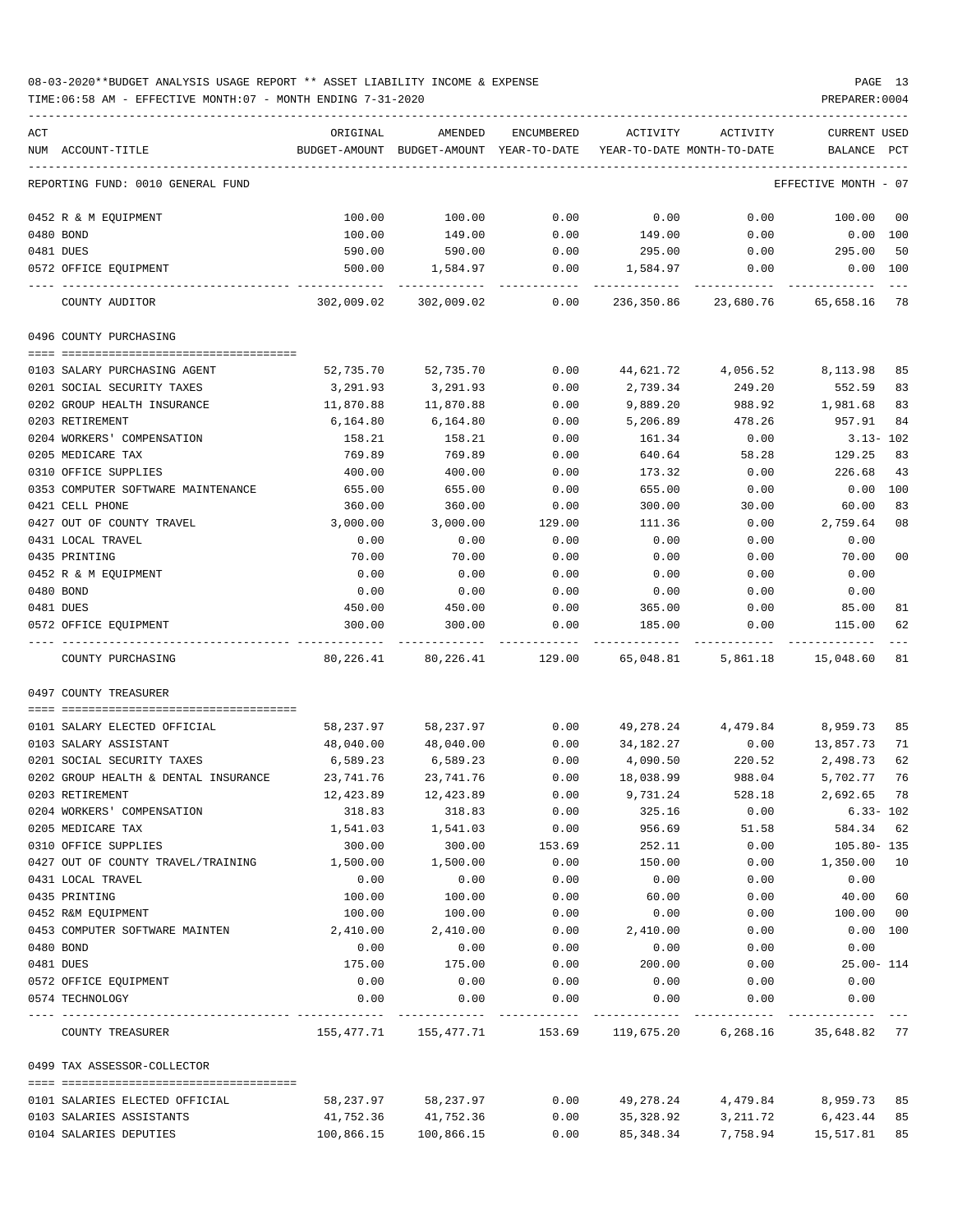08-03-2020**BUDGET ANALYSIS USAGE REPORT ** ASSET LIABILITY INCOME & EXPENSE

TIME:06:58 AM - EFFECTIVE MONTH:07 - MONTH ENDING 7-31-2020

PREPARER:0004

| ACT NUM | ACCOUNT-TITLE | ORIGINAL BUDGET-AMOUNT | AMENDED BUDGET-AMOUNT | ENCUMBERED YEAR-TO-DATE | ACTIVITY YEAR-TO-DATE | ACTIVITY MONTH-TO-DATE | CURRENT BALANCE | USED PCT |
|---|---|---|---|---|---|---|---|---|
| | REPORTING FUND: 0010 GENERAL FUND | | | | | | EFFECTIVE MONTH - 07 | |
| 0452 | R & M EQUIPMENT | 100.00 | 100.00 | 0.00 | 0.00 | 0.00 | 100.00 | 00 |
| 0480 | BOND | 100.00 | 149.00 | 0.00 | 149.00 | 0.00 | 0.00 | 100 |
| 0481 | DUES | 590.00 | 590.00 | 0.00 | 295.00 | 0.00 | 295.00 | 50 |
| 0572 | OFFICE EQUIPMENT | 500.00 | 1,584.97 | 0.00 | 1,584.97 | 0.00 | 0.00 | 100 |
| | COUNTY AUDITOR | 302,009.02 | 302,009.02 | 0.00 | 236,350.86 | 23,680.76 | 65,658.16 | 78 |
| | 0496 COUNTY PURCHASING | | | | | | | |
| 0103 | SALARY PURCHASING AGENT | 52,735.70 | 52,735.70 | 0.00 | 44,621.72 | 4,056.52 | 8,113.98 | 85 |
| 0201 | SOCIAL SECURITY TAXES | 3,291.93 | 3,291.93 | 0.00 | 2,739.34 | 249.20 | 552.59 | 83 |
| 0202 | GROUP HEALTH INSURANCE | 11,870.88 | 11,870.88 | 0.00 | 9,889.20 | 988.92 | 1,981.68 | 83 |
| 0203 | RETIREMENT | 6,164.80 | 6,164.80 | 0.00 | 5,206.89 | 478.26 | 957.91 | 84 |
| 0204 | WORKERS' COMPENSATION | 158.21 | 158.21 | 0.00 | 161.34 | 0.00 | 3.13- | 102 |
| 0205 | MEDICARE TAX | 769.89 | 769.89 | 0.00 | 640.64 | 58.28 | 129.25 | 83 |
| 0310 | OFFICE SUPPLIES | 400.00 | 400.00 | 0.00 | 173.32 | 0.00 | 226.68 | 43 |
| 0353 | COMPUTER SOFTWARE MAINTENANCE | 655.00 | 655.00 | 0.00 | 655.00 | 0.00 | 0.00 | 100 |
| 0421 | CELL PHONE | 360.00 | 360.00 | 0.00 | 300.00 | 30.00 | 60.00 | 83 |
| 0427 | OUT OF COUNTY TRAVEL | 3,000.00 | 3,000.00 | 129.00 | 111.36 | 0.00 | 2,759.64 | 08 |
| 0431 | LOCAL TRAVEL | 0.00 | 0.00 | 0.00 | 0.00 | 0.00 | 0.00 | |
| 0435 | PRINTING | 70.00 | 70.00 | 0.00 | 0.00 | 0.00 | 70.00 | 00 |
| 0452 | R & M EQUIPMENT | 0.00 | 0.00 | 0.00 | 0.00 | 0.00 | 0.00 | |
| 0480 | BOND | 0.00 | 0.00 | 0.00 | 0.00 | 0.00 | 0.00 | |
| 0481 | DUES | 450.00 | 450.00 | 0.00 | 365.00 | 0.00 | 85.00 | 81 |
| 0572 | OFFICE EQUIPMENT | 300.00 | 300.00 | 0.00 | 185.00 | 0.00 | 115.00 | 62 |
| | COUNTY PURCHASING | 80,226.41 | 80,226.41 | 129.00 | 65,048.81 | 5,861.18 | 15,048.60 | 81 |
| | 0497 COUNTY TREASURER | | | | | | | |
| 0101 | SALARY ELECTED OFFICIAL | 58,237.97 | 58,237.97 | 0.00 | 49,278.24 | 4,479.84 | 8,959.73 | 85 |
| 0103 | SALARY ASSISTANT | 48,040.00 | 48,040.00 | 0.00 | 34,182.27 | 0.00 | 13,857.73 | 71 |
| 0201 | SOCIAL SECURITY TAXES | 6,589.23 | 6,589.23 | 0.00 | 4,090.50 | 220.52 | 2,498.73 | 62 |
| 0202 | GROUP HEALTH & DENTAL INSURANCE | 23,741.76 | 23,741.76 | 0.00 | 18,038.99 | 988.04 | 5,702.77 | 76 |
| 0203 | RETIREMENT | 12,423.89 | 12,423.89 | 0.00 | 9,731.24 | 528.18 | 2,692.65 | 78 |
| 0204 | WORKERS' COMPENSATION | 318.83 | 318.83 | 0.00 | 325.16 | 0.00 | 6.33- | 102 |
| 0205 | MEDICARE TAX | 1,541.03 | 1,541.03 | 0.00 | 956.69 | 51.58 | 584.34 | 62 |
| 0310 | OFFICE SUPPLIES | 300.00 | 300.00 | 153.69 | 252.11 | 0.00 | 105.80- | 135 |
| 0427 | OUT OF COUNTY TRAVEL/TRAINING | 1,500.00 | 1,500.00 | 0.00 | 150.00 | 0.00 | 1,350.00 | 10 |
| 0431 | LOCAL TRAVEL | 0.00 | 0.00 | 0.00 | 0.00 | 0.00 | 0.00 | |
| 0435 | PRINTING | 100.00 | 100.00 | 0.00 | 60.00 | 0.00 | 40.00 | 60 |
| 0452 | R&M EQUIPMENT | 100.00 | 100.00 | 0.00 | 0.00 | 0.00 | 100.00 | 00 |
| 0453 | COMPUTER SOFTWARE MAINTEN | 2,410.00 | 2,410.00 | 0.00 | 2,410.00 | 0.00 | 0.00 | 100 |
| 0480 | BOND | 0.00 | 0.00 | 0.00 | 0.00 | 0.00 | 0.00 | |
| 0481 | DUES | 175.00 | 175.00 | 0.00 | 200.00 | 0.00 | 25.00- | 114 |
| 0572 | OFFICE EQUIPMENT | 0.00 | 0.00 | 0.00 | 0.00 | 0.00 | 0.00 | |
| 0574 | TECHNOLOGY | 0.00 | 0.00 | 0.00 | 0.00 | 0.00 | 0.00 | |
| | COUNTY TREASURER | 155,477.71 | 155,477.71 | 153.69 | 119,675.20 | 6,268.16 | 35,648.82 | 77 |
| | 0499 TAX ASSESSOR-COLLECTOR | | | | | | | |
| 0101 | SALARIES ELECTED OFFICIAL | 58,237.97 | 58,237.97 | 0.00 | 49,278.24 | 4,479.84 | 8,959.73 | 85 |
| 0103 | SALARIES ASSISTANTS | 41,752.36 | 41,752.36 | 0.00 | 35,328.92 | 3,211.72 | 6,423.44 | 85 |
| 0104 | SALARIES DEPUTIES | 100,866.15 | 100,866.15 | 0.00 | 85,348.34 | 7,758.94 | 15,517.81 | 85 |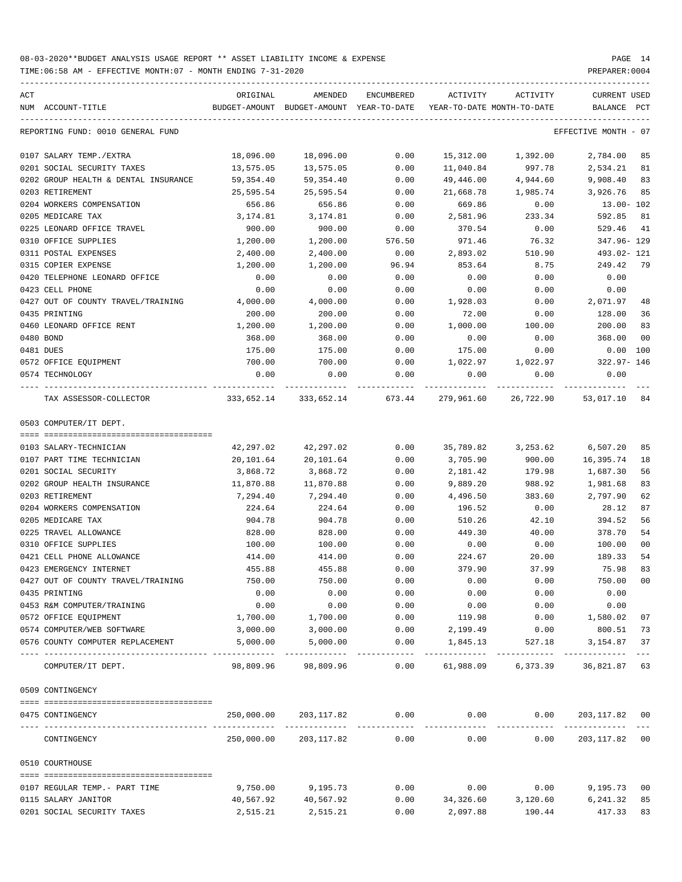08-03-2020**BUDGET ANALYSIS USAGE REPORT ** ASSET LIABILITY INCOME & EXPENSE

TIME:06:58 AM - EFFECTIVE MONTH:07 - MONTH ENDING 7-31-2020

PREPARER:0004

| ACT NUM | ACCOUNT-TITLE | ORIGINAL BUDGET-AMOUNT | AMENDED BUDGET-AMOUNT | ENCUMBERED YEAR-TO-DATE | ACTIVITY YEAR-TO-DATE | ACTIVITY MONTH-TO-DATE | CURRENT BALANCE | USED PCT |
|---|---|---|---|---|---|---|---|---|
| | REPORTING FUND: 0010 GENERAL FUND | | | | | | EFFECTIVE MONTH - 07 | |
| 0107 | SALARY TEMP./EXTRA | 18,096.00 | 18,096.00 | 0.00 | 15,312.00 | 1,392.00 | 2,784.00 | 85 |
| 0201 | SOCIAL SECURITY TAXES | 13,575.05 | 13,575.05 | 0.00 | 11,040.84 | 997.78 | 2,534.21 | 81 |
| 0202 | GROUP HEALTH & DENTAL INSURANCE | 59,354.40 | 59,354.40 | 0.00 | 49,446.00 | 4,944.60 | 9,908.40 | 83 |
| 0203 | RETIREMENT | 25,595.54 | 25,595.54 | 0.00 | 21,668.78 | 1,985.74 | 3,926.76 | 85 |
| 0204 | WORKERS COMPENSATION | 656.86 | 656.86 | 0.00 | 669.86 | 0.00 | 13.00- | 102 |
| 0205 | MEDICARE TAX | 3,174.81 | 3,174.81 | 0.00 | 2,581.96 | 233.34 | 592.85 | 81 |
| 0225 | LEONARD OFFICE TRAVEL | 900.00 | 900.00 | 0.00 | 370.54 | 0.00 | 529.46 | 41 |
| 0310 | OFFICE SUPPLIES | 1,200.00 | 1,200.00 | 576.50 | 971.46 | 76.32 | 347.96- | 129 |
| 0311 | POSTAL EXPENSES | 2,400.00 | 2,400.00 | 0.00 | 2,893.02 | 510.90 | 493.02- | 121 |
| 0315 | COPIER EXPENSE | 1,200.00 | 1,200.00 | 96.94 | 853.64 | 8.75 | 249.42 | 79 |
| 0420 | TELEPHONE LEONARD OFFICE | 0.00 | 0.00 | 0.00 | 0.00 | 0.00 | 0.00 | |
| 0423 | CELL PHONE | 0.00 | 0.00 | 0.00 | 0.00 | 0.00 | 0.00 | |
| 0427 | OUT OF COUNTY TRAVEL/TRAINING | 4,000.00 | 4,000.00 | 0.00 | 1,928.03 | 0.00 | 2,071.97 | 48 |
| 0435 | PRINTING | 200.00 | 200.00 | 0.00 | 72.00 | 0.00 | 128.00 | 36 |
| 0460 | LEONARD OFFICE RENT | 1,200.00 | 1,200.00 | 0.00 | 1,000.00 | 100.00 | 200.00 | 83 |
| 0480 | BOND | 368.00 | 368.00 | 0.00 | 0.00 | 0.00 | 368.00 | 00 |
| 0481 | DUES | 175.00 | 175.00 | 0.00 | 175.00 | 0.00 | 0.00 | 100 |
| 0572 | OFFICE EQUIPMENT | 700.00 | 700.00 | 0.00 | 1,022.97 | 1,022.97 | 322.97- | 146 |
| 0574 | TECHNOLOGY | 0.00 | 0.00 | 0.00 | 0.00 | 0.00 | 0.00 | |
| | TAX ASSESSOR-COLLECTOR | 333,652.14 | 333,652.14 | 673.44 | 279,961.60 | 26,722.90 | 53,017.10 | 84 |
| | 0503 COMPUTER/IT DEPT. | | | | | | | |
| 0103 | SALARY-TECHNICIAN | 42,297.02 | 42,297.02 | 0.00 | 35,789.82 | 3,253.62 | 6,507.20 | 85 |
| 0107 | PART TIME TECHNICIAN | 20,101.64 | 20,101.64 | 0.00 | 3,705.90 | 900.00 | 16,395.74 | 18 |
| 0201 | SOCIAL SECURITY | 3,868.72 | 3,868.72 | 0.00 | 2,181.42 | 179.98 | 1,687.30 | 56 |
| 0202 | GROUP HEALTH INSURANCE | 11,870.88 | 11,870.88 | 0.00 | 9,889.20 | 988.92 | 1,981.68 | 83 |
| 0203 | RETIREMENT | 7,294.40 | 7,294.40 | 0.00 | 4,496.50 | 383.60 | 2,797.90 | 62 |
| 0204 | WORKERS COMPENSATION | 224.64 | 224.64 | 0.00 | 196.52 | 0.00 | 28.12 | 87 |
| 0205 | MEDICARE TAX | 904.78 | 904.78 | 0.00 | 510.26 | 42.10 | 394.52 | 56 |
| 0225 | TRAVEL ALLOWANCE | 828.00 | 828.00 | 0.00 | 449.30 | 40.00 | 378.70 | 54 |
| 0310 | OFFICE SUPPLIES | 100.00 | 100.00 | 0.00 | 0.00 | 0.00 | 100.00 | 00 |
| 0421 | CELL PHONE ALLOWANCE | 414.00 | 414.00 | 0.00 | 224.67 | 20.00 | 189.33 | 54 |
| 0423 | EMERGENCY INTERNET | 455.88 | 455.88 | 0.00 | 379.90 | 37.99 | 75.98 | 83 |
| 0427 | OUT OF COUNTY TRAVEL/TRAINING | 750.00 | 750.00 | 0.00 | 0.00 | 0.00 | 750.00 | 00 |
| 0435 | PRINTING | 0.00 | 0.00 | 0.00 | 0.00 | 0.00 | 0.00 | |
| 0453 | R&M COMPUTER/TRAINING | 0.00 | 0.00 | 0.00 | 0.00 | 0.00 | 0.00 | |
| 0572 | OFFICE EQUIPMENT | 1,700.00 | 1,700.00 | 0.00 | 119.98 | 0.00 | 1,580.02 | 07 |
| 0574 | COMPUTER/WEB SOFTWARE | 3,000.00 | 3,000.00 | 0.00 | 2,199.49 | 0.00 | 800.51 | 73 |
| 0576 | COUNTY COMPUTER REPLACEMENT | 5,000.00 | 5,000.00 | 0.00 | 1,845.13 | 527.18 | 3,154.87 | 37 |
| | COMPUTER/IT DEPT. | 98,809.96 | 98,809.96 | 0.00 | 61,988.09 | 6,373.39 | 36,821.87 | 63 |
| | 0509 CONTINGENCY | | | | | | | |
| 0475 | CONTINGENCY | 250,000.00 | 203,117.82 | 0.00 | 0.00 | 0.00 | 203,117.82 | 00 |
| | CONTINGENCY | 250,000.00 | 203,117.82 | 0.00 | 0.00 | 0.00 | 203,117.82 | 00 |
| | 0510 COURTHOUSE | | | | | | | |
| 0107 | REGULAR TEMP.- PART TIME | 9,750.00 | 9,195.73 | 0.00 | 0.00 | 0.00 | 9,195.73 | 00 |
| 0115 | SALARY JANITOR | 40,567.92 | 40,567.92 | 0.00 | 34,326.60 | 3,120.60 | 6,241.32 | 85 |
| 0201 | SOCIAL SECURITY TAXES | 2,515.21 | 2,515.21 | 0.00 | 2,097.88 | 190.44 | 417.33 | 83 |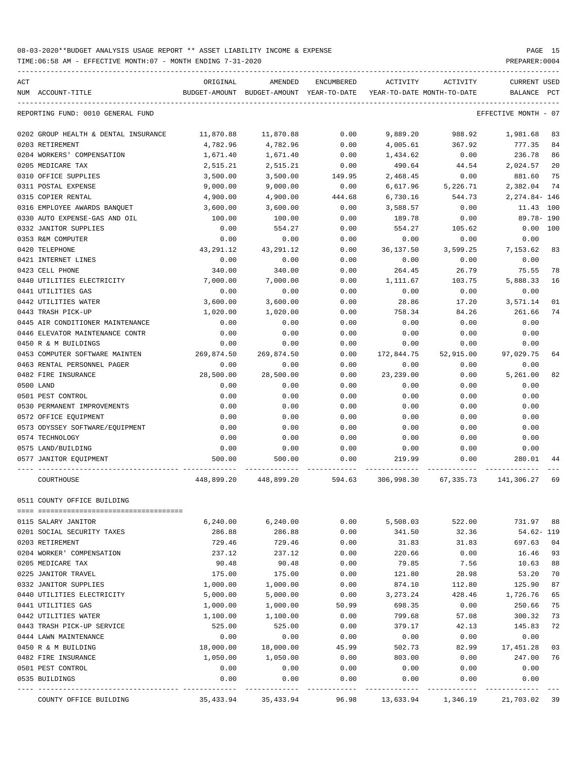08-03-2020**BUDGET ANALYSIS USAGE REPORT ** ASSET LIABILITY INCOME & EXPENSE

TIME:06:58 AM - EFFECTIVE MONTH:07 - MONTH ENDING 7-31-2020

PREPARER:0004

REPORTING FUND: 0010 GENERAL FUND — EFFECTIVE MONTH - 07

| ACT NUM | ACCOUNT-TITLE | ORIGINAL BUDGET-AMOUNT | AMENDED BUDGET-AMOUNT | ENCUMBERED YEAR-TO-DATE | ACTIVITY YEAR-TO-DATE | ACTIVITY MONTH-TO-DATE | CURRENT BALANCE | USED PCT |
|---|---|---|---|---|---|---|---|---|
| 0202 | GROUP HEALTH & DENTAL INSURANCE | 11,870.88 | 11,870.88 | 0.00 | 9,889.20 | 988.92 | 1,981.68 | 83 |
| 0203 | RETIREMENT | 4,782.96 | 4,782.96 | 0.00 | 4,005.61 | 367.92 | 777.35 | 84 |
| 0204 | WORKERS' COMPENSATION | 1,671.40 | 1,671.40 | 0.00 | 1,434.62 | 0.00 | 236.78 | 86 |
| 0205 | MEDICARE TAX | 2,515.21 | 2,515.21 | 0.00 | 490.64 | 44.54 | 2,024.57 | 20 |
| 0310 | OFFICE SUPPLIES | 3,500.00 | 3,500.00 | 149.95 | 2,468.45 | 0.00 | 881.60 | 75 |
| 0311 | POSTAL EXPENSE | 9,000.00 | 9,000.00 | 0.00 | 6,617.96 | 5,226.71 | 2,382.04 | 74 |
| 0315 | COPIER RENTAL | 4,900.00 | 4,900.00 | 444.68 | 6,730.16 | 544.73 | 2,274.84- | 146 |
| 0316 | EMPLOYEE AWARDS BANQUET | 3,600.00 | 3,600.00 | 0.00 | 3,588.57 | 0.00 | 11.43 | 100 |
| 0330 | AUTO EXPENSE-GAS AND OIL | 100.00 | 100.00 | 0.00 | 189.78 | 0.00 | 89.78- | 190 |
| 0332 | JANITOR SUPPLIES | 0.00 | 554.27 | 0.00 | 554.27 | 105.62 | 0.00 | 100 |
| 0353 | R&M COMPUTER | 0.00 | 0.00 | 0.00 | 0.00 | 0.00 | 0.00 | |
| 0420 | TELEPHONE | 43,291.12 | 43,291.12 | 0.00 | 36,137.50 | 3,599.25 | 7,153.62 | 83 |
| 0421 | INTERNET LINES | 0.00 | 0.00 | 0.00 | 0.00 | 0.00 | 0.00 | |
| 0423 | CELL PHONE | 340.00 | 340.00 | 0.00 | 264.45 | 26.79 | 75.55 | 78 |
| 0440 | UTILITIES ELECTRICITY | 7,000.00 | 7,000.00 | 0.00 | 1,111.67 | 103.75 | 5,888.33 | 16 |
| 0441 | UTILITIES GAS | 0.00 | 0.00 | 0.00 | 0.00 | 0.00 | 0.00 | |
| 0442 | UTILITIES WATER | 3,600.00 | 3,600.00 | 0.00 | 28.86 | 17.20 | 3,571.14 | 01 |
| 0443 | TRASH PICK-UP | 1,020.00 | 1,020.00 | 0.00 | 758.34 | 84.26 | 261.66 | 74 |
| 0445 | AIR CONDITIONER MAINTENANCE | 0.00 | 0.00 | 0.00 | 0.00 | 0.00 | 0.00 | |
| 0446 | ELEVATOR MAINTENANCE CONTR | 0.00 | 0.00 | 0.00 | 0.00 | 0.00 | 0.00 | |
| 0450 | R & M BUILDINGS | 0.00 | 0.00 | 0.00 | 0.00 | 0.00 | 0.00 | |
| 0453 | COMPUTER SOFTWARE MAINTEN | 269,874.50 | 269,874.50 | 0.00 | 172,844.75 | 52,915.00 | 97,029.75 | 64 |
| 0463 | RENTAL PERSONNEL PAGER | 0.00 | 0.00 | 0.00 | 0.00 | 0.00 | 0.00 | |
| 0482 | FIRE INSURANCE | 28,500.00 | 28,500.00 | 0.00 | 23,239.00 | 0.00 | 5,261.00 | 82 |
| 0500 | LAND | 0.00 | 0.00 | 0.00 | 0.00 | 0.00 | 0.00 | |
| 0501 | PEST CONTROL | 0.00 | 0.00 | 0.00 | 0.00 | 0.00 | 0.00 | |
| 0530 | PERMANENT IMPROVEMENTS | 0.00 | 0.00 | 0.00 | 0.00 | 0.00 | 0.00 | |
| 0572 | OFFICE EQUIPMENT | 0.00 | 0.00 | 0.00 | 0.00 | 0.00 | 0.00 | |
| 0573 | ODYSSEY SOFTWARE/EQUIPMENT | 0.00 | 0.00 | 0.00 | 0.00 | 0.00 | 0.00 | |
| 0574 | TECHNOLOGY | 0.00 | 0.00 | 0.00 | 0.00 | 0.00 | 0.00 | |
| 0575 | LAND/BUILDING | 0.00 | 0.00 | 0.00 | 0.00 | 0.00 | 0.00 | |
| 0577 | JANITOR EQUIPMENT | 500.00 | 500.00 | 0.00 | 219.99 | 0.00 | 280.01 | 44 |
| | COURTHOUSE | 448,899.20 | 448,899.20 | 594.63 | 306,998.30 | 67,335.73 | 141,306.27 | 69 |

0511 COUNTY OFFICE BUILDING

| ACT NUM | ACCOUNT-TITLE | ORIGINAL BUDGET-AMOUNT | AMENDED BUDGET-AMOUNT | ENCUMBERED YEAR-TO-DATE | ACTIVITY YEAR-TO-DATE | ACTIVITY MONTH-TO-DATE | CURRENT BALANCE | USED PCT |
|---|---|---|---|---|---|---|---|---|
| 0115 | SALARY JANITOR | 6,240.00 | 6,240.00 | 0.00 | 5,508.03 | 522.00 | 731.97 | 88 |
| 0201 | SOCIAL SECURITY TAXES | 286.88 | 286.88 | 0.00 | 341.50 | 32.36 | 54.62- | 119 |
| 0203 | RETIREMENT | 729.46 | 729.46 | 0.00 | 31.83 | 31.83 | 697.63 | 04 |
| 0204 | WORKER' COMPENSATION | 237.12 | 237.12 | 0.00 | 220.66 | 0.00 | 16.46 | 93 |
| 0205 | MEDICARE TAX | 90.48 | 90.48 | 0.00 | 79.85 | 7.56 | 10.63 | 88 |
| 0225 | JANITOR TRAVEL | 175.00 | 175.00 | 0.00 | 121.80 | 28.98 | 53.20 | 70 |
| 0332 | JANITOR SUPPLIES | 1,000.00 | 1,000.00 | 0.00 | 874.10 | 112.80 | 125.90 | 87 |
| 0440 | UTILITIES ELECTRICITY | 5,000.00 | 5,000.00 | 0.00 | 3,273.24 | 428.46 | 1,726.76 | 65 |
| 0441 | UTILITIES GAS | 1,000.00 | 1,000.00 | 50.99 | 698.35 | 0.00 | 250.66 | 75 |
| 0442 | UTILITIES WATER | 1,100.00 | 1,100.00 | 0.00 | 799.68 | 57.08 | 300.32 | 73 |
| 0443 | TRASH PICK-UP SERVICE | 525.00 | 525.00 | 0.00 | 379.17 | 42.13 | 145.83 | 72 |
| 0444 | LAWN MAINTENANCE | 0.00 | 0.00 | 0.00 | 0.00 | 0.00 | 0.00 | |
| 0450 | R & M BUILDING | 18,000.00 | 18,000.00 | 45.99 | 502.73 | 82.99 | 17,451.28 | 03 |
| 0482 | FIRE INSURANCE | 1,050.00 | 1,050.00 | 0.00 | 803.00 | 0.00 | 247.00 | 76 |
| 0501 | PEST CONTROL | 0.00 | 0.00 | 0.00 | 0.00 | 0.00 | 0.00 | |
| 0535 | BUILDINGS | 0.00 | 0.00 | 0.00 | 0.00 | 0.00 | 0.00 | |
| | COUNTY OFFICE BUILDING | 35,433.94 | 35,433.94 | 96.98 | 13,633.94 | 1,346.19 | 21,703.02 | 39 |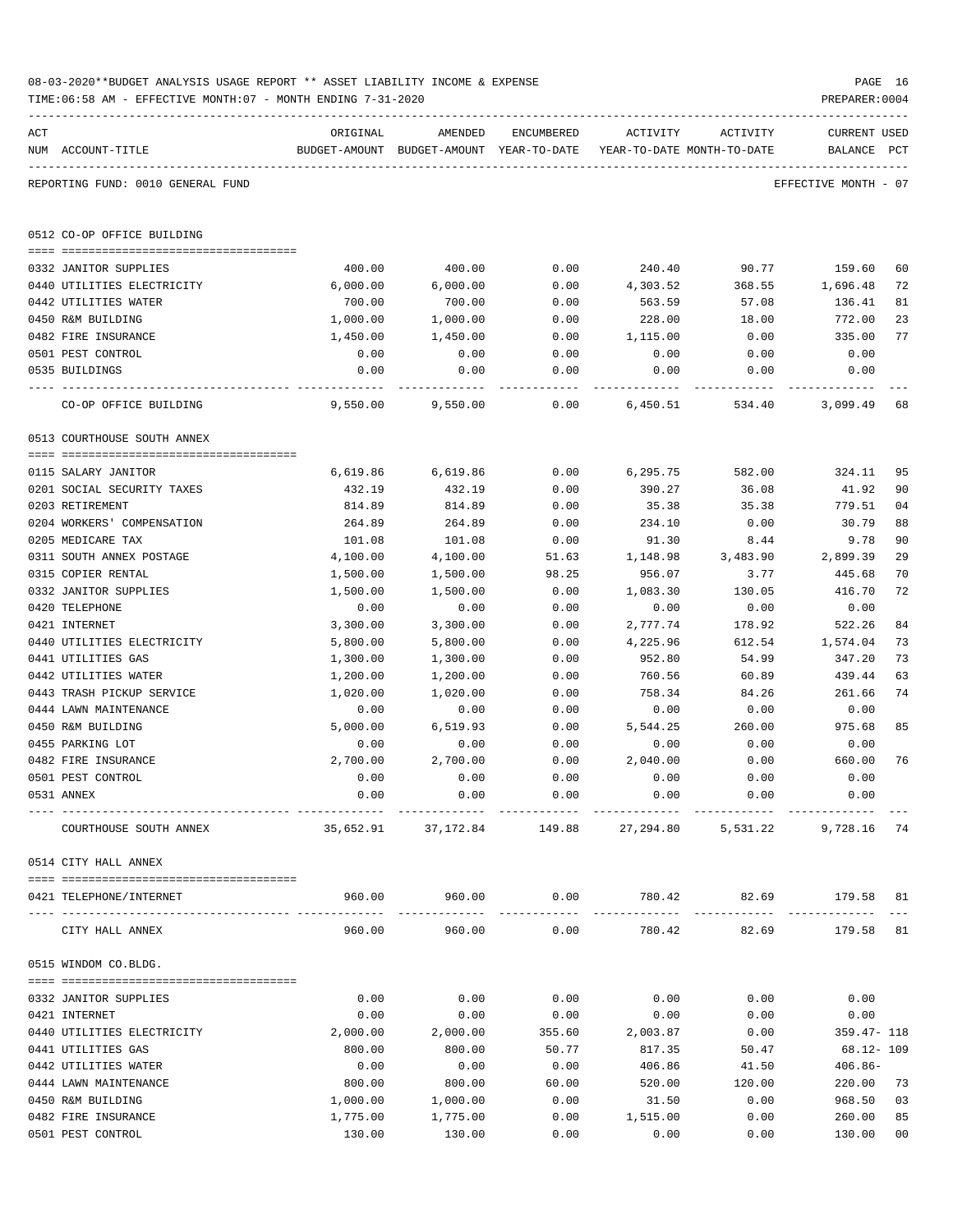08-03-2020**BUDGET ANALYSIS USAGE REPORT ** ASSET LIABILITY INCOME & EXPENSE

TIME:06:58 AM - EFFECTIVE MONTH:07 - MONTH ENDING 7-31-2020

PREPARER:0004

REPORTING FUND: 0010 GENERAL FUND — EFFECTIVE MONTH - 07

| ACT NUM | ACCOUNT-TITLE | ORIGINAL BUDGET-AMOUNT | AMENDED BUDGET-AMOUNT | ENCUMBERED YEAR-TO-DATE | ACTIVITY YEAR-TO-DATE | ACTIVITY MONTH-TO-DATE | CURRENT BALANCE | USED PCT |
|---|---|---|---|---|---|---|---|---|
| | **0512 CO-OP OFFICE BUILDING** | | | | | | | |
| 0332 | JANITOR SUPPLIES | 400.00 | 400.00 | 0.00 | 240.40 | 90.77 | 159.60 | 60 |
| 0440 | UTILITIES ELECTRICITY | 6,000.00 | 6,000.00 | 0.00 | 4,303.52 | 368.55 | 1,696.48 | 72 |
| 0442 | UTILITIES WATER | 700.00 | 700.00 | 0.00 | 563.59 | 57.08 | 136.41 | 81 |
| 0450 | R&M BUILDING | 1,000.00 | 1,000.00 | 0.00 | 228.00 | 18.00 | 772.00 | 23 |
| 0482 | FIRE INSURANCE | 1,450.00 | 1,450.00 | 0.00 | 1,115.00 | 0.00 | 335.00 | 77 |
| 0501 | PEST CONTROL | 0.00 | 0.00 | 0.00 | 0.00 | 0.00 | 0.00 | |
| 0535 | BUILDINGS | 0.00 | 0.00 | 0.00 | 0.00 | 0.00 | 0.00 | |
| | CO-OP OFFICE BUILDING | 9,550.00 | 9,550.00 | 0.00 | 6,450.51 | 534.40 | 3,099.49 | 68 |
| | **0513 COURTHOUSE SOUTH ANNEX** | | | | | | | |
| 0115 | SALARY JANITOR | 6,619.86 | 6,619.86 | 0.00 | 6,295.75 | 582.00 | 324.11 | 95 |
| 0201 | SOCIAL SECURITY TAXES | 432.19 | 432.19 | 0.00 | 390.27 | 36.08 | 41.92 | 90 |
| 0203 | RETIREMENT | 814.89 | 814.89 | 0.00 | 35.38 | 35.38 | 779.51 | 04 |
| 0204 | WORKERS' COMPENSATION | 264.89 | 264.89 | 0.00 | 234.10 | 0.00 | 30.79 | 88 |
| 0205 | MEDICARE TAX | 101.08 | 101.08 | 0.00 | 91.30 | 8.44 | 9.78 | 90 |
| 0311 | SOUTH ANNEX POSTAGE | 4,100.00 | 4,100.00 | 51.63 | 1,148.98 | 3,483.90 | 2,899.39 | 29 |
| 0315 | COPIER RENTAL | 1,500.00 | 1,500.00 | 98.25 | 956.07 | 3.77 | 445.68 | 70 |
| 0332 | JANITOR SUPPLIES | 1,500.00 | 1,500.00 | 0.00 | 1,083.30 | 130.05 | 416.70 | 72 |
| 0420 | TELEPHONE | 0.00 | 0.00 | 0.00 | 0.00 | 0.00 | 0.00 | |
| 0421 | INTERNET | 3,300.00 | 3,300.00 | 0.00 | 2,777.74 | 178.92 | 522.26 | 84 |
| 0440 | UTILITIES ELECTRICITY | 5,800.00 | 5,800.00 | 0.00 | 4,225.96 | 612.54 | 1,574.04 | 73 |
| 0441 | UTILITIES GAS | 1,300.00 | 1,300.00 | 0.00 | 952.80 | 54.99 | 347.20 | 73 |
| 0442 | UTILITIES WATER | 1,200.00 | 1,200.00 | 0.00 | 760.56 | 60.89 | 439.44 | 63 |
| 0443 | TRASH PICKUP SERVICE | 1,020.00 | 1,020.00 | 0.00 | 758.34 | 84.26 | 261.66 | 74 |
| 0444 | LAWN MAINTENANCE | 0.00 | 0.00 | 0.00 | 0.00 | 0.00 | 0.00 | |
| 0450 | R&M BUILDING | 5,000.00 | 6,519.93 | 0.00 | 5,544.25 | 260.00 | 975.68 | 85 |
| 0455 | PARKING LOT | 0.00 | 0.00 | 0.00 | 0.00 | 0.00 | 0.00 | |
| 0482 | FIRE INSURANCE | 2,700.00 | 2,700.00 | 0.00 | 2,040.00 | 0.00 | 660.00 | 76 |
| 0501 | PEST CONTROL | 0.00 | 0.00 | 0.00 | 0.00 | 0.00 | 0.00 | |
| 0531 | ANNEX | 0.00 | 0.00 | 0.00 | 0.00 | 0.00 | 0.00 | |
| | COURTHOUSE SOUTH ANNEX | 35,652.91 | 37,172.84 | 149.88 | 27,294.80 | 5,531.22 | 9,728.16 | 74 |
| | **0514 CITY HALL ANNEX** | | | | | | | |
| 0421 | TELEPHONE/INTERNET | 960.00 | 960.00 | 0.00 | 780.42 | 82.69 | 179.58 | 81 |
| | CITY HALL ANNEX | 960.00 | 960.00 | 0.00 | 780.42 | 82.69 | 179.58 | 81 |
| | **0515 WINDOM CO.BLDG.** | | | | | | | |
| 0332 | JANITOR SUPPLIES | 0.00 | 0.00 | 0.00 | 0.00 | 0.00 | 0.00 | |
| 0421 | INTERNET | 0.00 | 0.00 | 0.00 | 0.00 | 0.00 | 0.00 | |
| 0440 | UTILITIES ELECTRICITY | 2,000.00 | 2,000.00 | 355.60 | 2,003.87 | 0.00 | 359.47- | 118 |
| 0441 | UTILITIES GAS | 800.00 | 800.00 | 50.77 | 817.35 | 50.47 | 68.12- | 109 |
| 0442 | UTILITIES WATER | 0.00 | 0.00 | 0.00 | 406.86 | 41.50 | 406.86- | |
| 0444 | LAWN MAINTENANCE | 800.00 | 800.00 | 60.00 | 520.00 | 120.00 | 220.00 | 73 |
| 0450 | R&M BUILDING | 1,000.00 | 1,000.00 | 0.00 | 31.50 | 0.00 | 968.50 | 03 |
| 0482 | FIRE INSURANCE | 1,775.00 | 1,775.00 | 0.00 | 1,515.00 | 0.00 | 260.00 | 85 |
| 0501 | PEST CONTROL | 130.00 | 130.00 | 0.00 | 0.00 | 0.00 | 130.00 | 00 |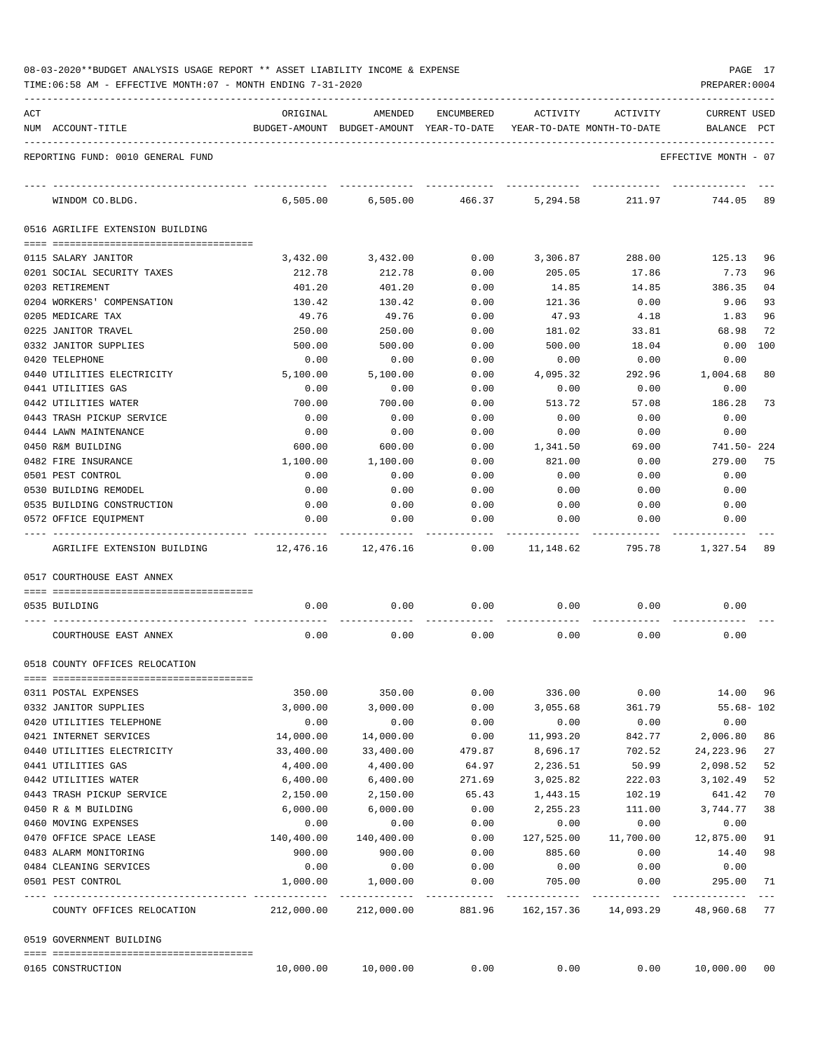08-03-2020**BUDGET ANALYSIS USAGE REPORT ** ASSET LIABILITY INCOME & EXPENSE

TIME:06:58 AM - EFFECTIVE MONTH:07 - MONTH ENDING 7-31-2020

PREPARER:0004

REPORTING FUND: 0010 GENERAL FUND — EFFECTIVE MONTH - 07

| ACT NUM | ACCOUNT-TITLE | ORIGINAL BUDGET-AMOUNT | AMENDED BUDGET-AMOUNT | ENCUMBERED YEAR-TO-DATE | ACTIVITY YEAR-TO-DATE | ACTIVITY MONTH-TO-DATE | CURRENT BALANCE | USED PCT |
|---|---|---|---|---|---|---|---|---|
| | WINDOM CO.BLDG. | 6,505.00 | 6,505.00 | 466.37 | 5,294.58 | 211.97 | 744.05 | 89 |
| | **0516 AGRILIFE EXTENSION BUILDING** | | | | | | | |
| 0115 | SALARY JANITOR | 3,432.00 | 3,432.00 | 0.00 | 3,306.87 | 288.00 | 125.13 | 96 |
| 0201 | SOCIAL SECURITY TAXES | 212.78 | 212.78 | 0.00 | 205.05 | 17.86 | 7.73 | 96 |
| 0203 | RETIREMENT | 401.20 | 401.20 | 0.00 | 14.85 | 14.85 | 386.35 | 04 |
| 0204 | WORKERS' COMPENSATION | 130.42 | 130.42 | 0.00 | 121.36 | 0.00 | 9.06 | 93 |
| 0205 | MEDICARE TAX | 49.76 | 49.76 | 0.00 | 47.93 | 4.18 | 1.83 | 96 |
| 0225 | JANITOR TRAVEL | 250.00 | 250.00 | 0.00 | 181.02 | 33.81 | 68.98 | 72 |
| 0332 | JANITOR SUPPLIES | 500.00 | 500.00 | 0.00 | 500.00 | 18.04 | 0.00 | 100 |
| 0420 | TELEPHONE | 0.00 | 0.00 | 0.00 | 0.00 | 0.00 | 0.00 | |
| 0440 | UTILITIES ELECTRICITY | 5,100.00 | 5,100.00 | 0.00 | 4,095.32 | 292.96 | 1,004.68 | 80 |
| 0441 | UTILITIES GAS | 0.00 | 0.00 | 0.00 | 0.00 | 0.00 | 0.00 | |
| 0442 | UTILITIES WATER | 700.00 | 700.00 | 0.00 | 513.72 | 57.08 | 186.28 | 73 |
| 0443 | TRASH PICKUP SERVICE | 0.00 | 0.00 | 0.00 | 0.00 | 0.00 | 0.00 | |
| 0444 | LAWN MAINTENANCE | 0.00 | 0.00 | 0.00 | 0.00 | 0.00 | 0.00 | |
| 0450 | R&M BUILDING | 600.00 | 600.00 | 0.00 | 1,341.50 | 69.00 | 741.50- | 224 |
| 0482 | FIRE INSURANCE | 1,100.00 | 1,100.00 | 0.00 | 821.00 | 0.00 | 279.00 | 75 |
| 0501 | PEST CONTROL | 0.00 | 0.00 | 0.00 | 0.00 | 0.00 | 0.00 | |
| 0530 | BUILDING REMODEL | 0.00 | 0.00 | 0.00 | 0.00 | 0.00 | 0.00 | |
| 0535 | BUILDING CONSTRUCTION | 0.00 | 0.00 | 0.00 | 0.00 | 0.00 | 0.00 | |
| 0572 | OFFICE EQUIPMENT | 0.00 | 0.00 | 0.00 | 0.00 | 0.00 | 0.00 | |
| | AGRILIFE EXTENSION BUILDING | 12,476.16 | 12,476.16 | 0.00 | 11,148.62 | 795.78 | 1,327.54 | 89 |
| | **0517 COURTHOUSE EAST ANNEX** | | | | | | | |
| 0535 | BUILDING | 0.00 | 0.00 | 0.00 | 0.00 | 0.00 | 0.00 | |
| | COURTHOUSE EAST ANNEX | 0.00 | 0.00 | 0.00 | 0.00 | 0.00 | 0.00 | |
| | **0518 COUNTY OFFICES RELOCATION** | | | | | | | |
| 0311 | POSTAL EXPENSES | 350.00 | 350.00 | 0.00 | 336.00 | 0.00 | 14.00 | 96 |
| 0332 | JANITOR SUPPLIES | 3,000.00 | 3,000.00 | 0.00 | 3,055.68 | 361.79 | 55.68- | 102 |
| 0420 | UTILITIES TELEPHONE | 0.00 | 0.00 | 0.00 | 0.00 | 0.00 | 0.00 | |
| 0421 | INTERNET SERVICES | 14,000.00 | 14,000.00 | 0.00 | 11,993.20 | 842.77 | 2,006.80 | 86 |
| 0440 | UTILITIES ELECTRICITY | 33,400.00 | 33,400.00 | 479.87 | 8,696.17 | 702.52 | 24,223.96 | 27 |
| 0441 | UTILITIES GAS | 4,400.00 | 4,400.00 | 64.97 | 2,236.51 | 50.99 | 2,098.52 | 52 |
| 0442 | UTILITIES WATER | 6,400.00 | 6,400.00 | 271.69 | 3,025.82 | 222.03 | 3,102.49 | 52 |
| 0443 | TRASH PICKUP SERVICE | 2,150.00 | 2,150.00 | 65.43 | 1,443.15 | 102.19 | 641.42 | 70 |
| 0450 | R & M BUILDING | 6,000.00 | 6,000.00 | 0.00 | 2,255.23 | 111.00 | 3,744.77 | 38 |
| 0460 | MOVING EXPENSES | 0.00 | 0.00 | 0.00 | 0.00 | 0.00 | 0.00 | |
| 0470 | OFFICE SPACE LEASE | 140,400.00 | 140,400.00 | 0.00 | 127,525.00 | 11,700.00 | 12,875.00 | 91 |
| 0483 | ALARM MONITORING | 900.00 | 900.00 | 0.00 | 885.60 | 0.00 | 14.40 | 98 |
| 0484 | CLEANING SERVICES | 0.00 | 0.00 | 0.00 | 0.00 | 0.00 | 0.00 | |
| 0501 | PEST CONTROL | 1,000.00 | 1,000.00 | 0.00 | 705.00 | 0.00 | 295.00 | 71 |
| | COUNTY OFFICES RELOCATION | 212,000.00 | 212,000.00 | 881.96 | 162,157.36 | 14,093.29 | 48,960.68 | 77 |
| | **0519 GOVERNMENT BUILDING** | | | | | | | |
| 0165 | CONSTRUCTION | 10,000.00 | 10,000.00 | 0.00 | 0.00 | 0.00 | 10,000.00 | 00 |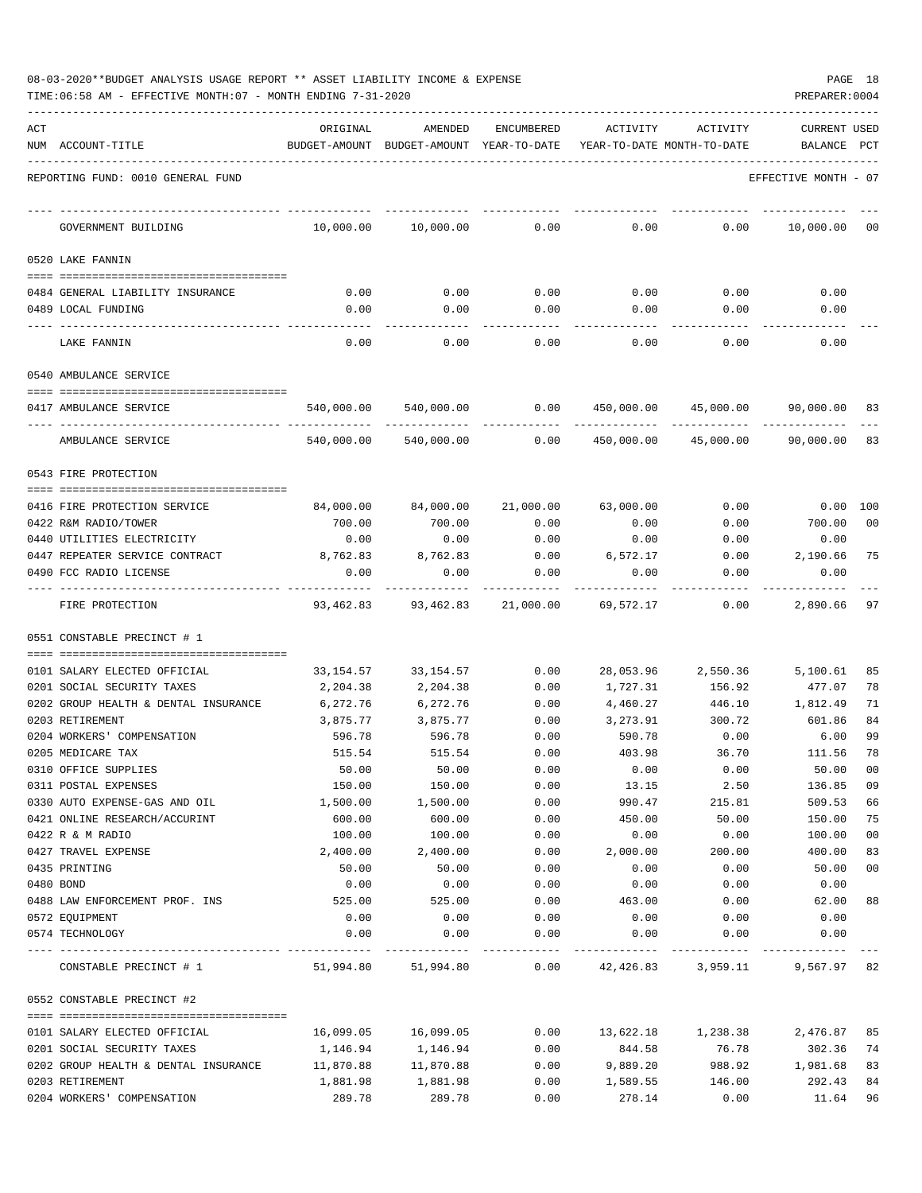08-03-2020**BUDGET ANALYSIS USAGE REPORT ** ASSET LIABILITY INCOME & EXPENSE

TIME:06:58 AM - EFFECTIVE MONTH:07 - MONTH ENDING 7-31-2020

PREPARER:0004

| ACT NUM | ACCOUNT-TITLE | ORIGINAL BUDGET-AMOUNT | AMENDED BUDGET-AMOUNT | ENCUMBERED YEAR-TO-DATE | ACTIVITY YEAR-TO-DATE | ACTIVITY MONTH-TO-DATE | CURRENT BALANCE | USED PCT |
|---|---|---|---|---|---|---|---|---|
| | REPORTING FUND: 0010 GENERAL FUND | | | | | | EFFECTIVE MONTH - 07 | |
| | GOVERNMENT BUILDING | 10,000.00 | 10,000.00 | 0.00 | 0.00 | 0.00 | 10,000.00 | 00 |
| | 0520 LAKE FANNIN | | | | | | | |
| 0484 | GENERAL LIABILITY INSURANCE | 0.00 | 0.00 | 0.00 | 0.00 | 0.00 | 0.00 | |
| 0489 | LOCAL FUNDING | 0.00 | 0.00 | 0.00 | 0.00 | 0.00 | 0.00 | |
| | LAKE FANNIN | 0.00 | 0.00 | 0.00 | 0.00 | 0.00 | 0.00 | |
| | 0540 AMBULANCE SERVICE | | | | | | | |
| 0417 | AMBULANCE SERVICE | 540,000.00 | 540,000.00 | 0.00 | 450,000.00 | 45,000.00 | 90,000.00 | 83 |
| | AMBULANCE SERVICE | 540,000.00 | 540,000.00 | 0.00 | 450,000.00 | 45,000.00 | 90,000.00 | 83 |
| | 0543 FIRE PROTECTION | | | | | | | |
| 0416 | FIRE PROTECTION SERVICE | 84,000.00 | 84,000.00 | 21,000.00 | 63,000.00 | 0.00 | 0.00 | 100 |
| 0422 | R&M RADIO/TOWER | 700.00 | 700.00 | 0.00 | 0.00 | 0.00 | 700.00 | 00 |
| 0440 | UTILITIES ELECTRICITY | 0.00 | 0.00 | 0.00 | 0.00 | 0.00 | 0.00 | |
| 0447 | REPEATER SERVICE CONTRACT | 8,762.83 | 8,762.83 | 0.00 | 6,572.17 | 0.00 | 2,190.66 | 75 |
| 0490 | FCC RADIO LICENSE | 0.00 | 0.00 | 0.00 | 0.00 | 0.00 | 0.00 | |
| | FIRE PROTECTION | 93,462.83 | 93,462.83 | 21,000.00 | 69,572.17 | 0.00 | 2,890.66 | 97 |
| | 0551 CONSTABLE PRECINCT # 1 | | | | | | | |
| 0101 | SALARY ELECTED OFFICIAL | 33,154.57 | 33,154.57 | 0.00 | 28,053.96 | 2,550.36 | 5,100.61 | 85 |
| 0201 | SOCIAL SECURITY TAXES | 2,204.38 | 2,204.38 | 0.00 | 1,727.31 | 156.92 | 477.07 | 78 |
| 0202 | GROUP HEALTH & DENTAL INSURANCE | 6,272.76 | 6,272.76 | 0.00 | 4,460.27 | 446.10 | 1,812.49 | 71 |
| 0203 | RETIREMENT | 3,875.77 | 3,875.77 | 0.00 | 3,273.91 | 300.72 | 601.86 | 84 |
| 0204 | WORKERS' COMPENSATION | 596.78 | 596.78 | 0.00 | 590.78 | 0.00 | 6.00 | 99 |
| 0205 | MEDICARE TAX | 515.54 | 515.54 | 0.00 | 403.98 | 36.70 | 111.56 | 78 |
| 0310 | OFFICE SUPPLIES | 50.00 | 50.00 | 0.00 | 0.00 | 0.00 | 50.00 | 00 |
| 0311 | POSTAL EXPENSES | 150.00 | 150.00 | 0.00 | 13.15 | 2.50 | 136.85 | 09 |
| 0330 | AUTO EXPENSE-GAS AND OIL | 1,500.00 | 1,500.00 | 0.00 | 990.47 | 215.81 | 509.53 | 66 |
| 0421 | ONLINE RESEARCH/ACCURINT | 600.00 | 600.00 | 0.00 | 450.00 | 50.00 | 150.00 | 75 |
| 0422 | R & M RADIO | 100.00 | 100.00 | 0.00 | 0.00 | 0.00 | 100.00 | 00 |
| 0427 | TRAVEL EXPENSE | 2,400.00 | 2,400.00 | 0.00 | 2,000.00 | 200.00 | 400.00 | 83 |
| 0435 | PRINTING | 50.00 | 50.00 | 0.00 | 0.00 | 0.00 | 50.00 | 00 |
| 0480 | BOND | 0.00 | 0.00 | 0.00 | 0.00 | 0.00 | 0.00 | |
| 0488 | LAW ENFORCEMENT PROF. INS | 525.00 | 525.00 | 0.00 | 463.00 | 0.00 | 62.00 | 88 |
| 0572 | EQUIPMENT | 0.00 | 0.00 | 0.00 | 0.00 | 0.00 | 0.00 | |
| 0574 | TECHNOLOGY | 0.00 | 0.00 | 0.00 | 0.00 | 0.00 | 0.00 | |
| | CONSTABLE PRECINCT # 1 | 51,994.80 | 51,994.80 | 0.00 | 42,426.83 | 3,959.11 | 9,567.97 | 82 |
| | 0552 CONSTABLE PRECINCT #2 | | | | | | | |
| 0101 | SALARY ELECTED OFFICIAL | 16,099.05 | 16,099.05 | 0.00 | 13,622.18 | 1,238.38 | 2,476.87 | 85 |
| 0201 | SOCIAL SECURITY TAXES | 1,146.94 | 1,146.94 | 0.00 | 844.58 | 76.78 | 302.36 | 74 |
| 0202 | GROUP HEALTH & DENTAL INSURANCE | 11,870.88 | 11,870.88 | 0.00 | 9,889.20 | 988.92 | 1,981.68 | 83 |
| 0203 | RETIREMENT | 1,881.98 | 1,881.98 | 0.00 | 1,589.55 | 146.00 | 292.43 | 84 |
| 0204 | WORKERS' COMPENSATION | 289.78 | 289.78 | 0.00 | 278.14 | 0.00 | 11.64 | 96 |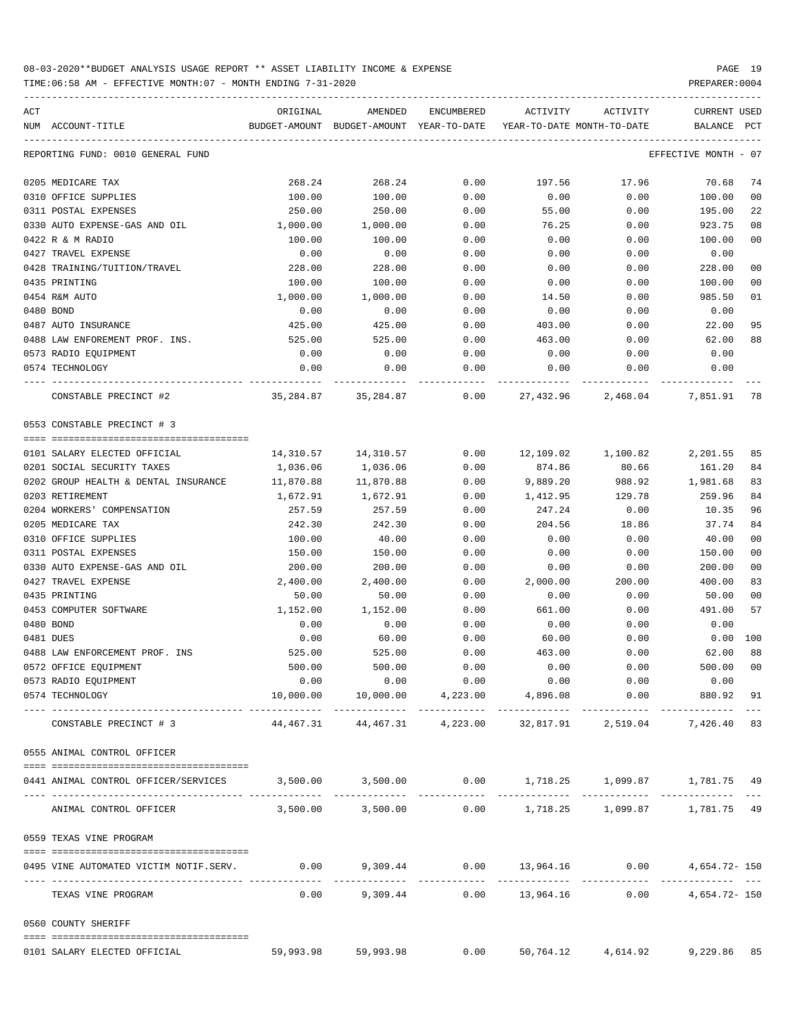08-03-2020**BUDGET ANALYSIS USAGE REPORT ** ASSET LIABILITY INCOME & EXPENSE

TIME:06:58 AM - EFFECTIVE MONTH:07 - MONTH ENDING 7-31-2020

PREPARER:0004

| ACT NUM | ACCOUNT-TITLE | ORIGINAL BUDGET-AMOUNT | AMENDED BUDGET-AMOUNT | ENCUMBERED YEAR-TO-DATE | ACTIVITY YEAR-TO-DATE | ACTIVITY MONTH-TO-DATE | CURRENT BALANCE | USED PCT |
|---|---|---|---|---|---|---|---|---|
| | REPORTING FUND: 0010 GENERAL FUND | | | | | | EFFECTIVE MONTH - 07 | |
| 0205 | MEDICARE TAX | 268.24 | 268.24 | 0.00 | 197.56 | 17.96 | 70.68 | 74 |
| 0310 | OFFICE SUPPLIES | 100.00 | 100.00 | 0.00 | 0.00 | 0.00 | 100.00 | 00 |
| 0311 | POSTAL EXPENSES | 250.00 | 250.00 | 0.00 | 55.00 | 0.00 | 195.00 | 22 |
| 0330 | AUTO EXPENSE-GAS AND OIL | 1,000.00 | 1,000.00 | 0.00 | 76.25 | 0.00 | 923.75 | 08 |
| 0422 | R & M RADIO | 100.00 | 100.00 | 0.00 | 0.00 | 0.00 | 100.00 | 00 |
| 0427 | TRAVEL EXPENSE | 0.00 | 0.00 | 0.00 | 0.00 | 0.00 | 0.00 | |
| 0428 | TRAINING/TUITION/TRAVEL | 228.00 | 228.00 | 0.00 | 0.00 | 0.00 | 228.00 | 00 |
| 0435 | PRINTING | 100.00 | 100.00 | 0.00 | 0.00 | 0.00 | 100.00 | 00 |
| 0454 | R&M AUTO | 1,000.00 | 1,000.00 | 0.00 | 14.50 | 0.00 | 985.50 | 01 |
| 0480 | BOND | 0.00 | 0.00 | 0.00 | 0.00 | 0.00 | 0.00 | |
| 0487 | AUTO INSURANCE | 425.00 | 425.00 | 0.00 | 403.00 | 0.00 | 22.00 | 95 |
| 0488 | LAW ENFOREMENT PROF. INS. | 525.00 | 525.00 | 0.00 | 463.00 | 0.00 | 62.00 | 88 |
| 0573 | RADIO EQUIPMENT | 0.00 | 0.00 | 0.00 | 0.00 | 0.00 | 0.00 | |
| 0574 | TECHNOLOGY | 0.00 | 0.00 | 0.00 | 0.00 | 0.00 | 0.00 | |
| | CONSTABLE PRECINCT #2 | 35,284.87 | 35,284.87 | 0.00 | 27,432.96 | 2,468.04 | 7,851.91 | 78 |
| | 0553 CONSTABLE PRECINCT # 3 | | | | | | | |
| 0101 | SALARY ELECTED OFFICIAL | 14,310.57 | 14,310.57 | 0.00 | 12,109.02 | 1,100.82 | 2,201.55 | 85 |
| 0201 | SOCIAL SECURITY TAXES | 1,036.06 | 1,036.06 | 0.00 | 874.86 | 80.66 | 161.20 | 84 |
| 0202 | GROUP HEALTH & DENTAL INSURANCE | 11,870.88 | 11,870.88 | 0.00 | 9,889.20 | 988.92 | 1,981.68 | 83 |
| 0203 | RETIREMENT | 1,672.91 | 1,672.91 | 0.00 | 1,412.95 | 129.78 | 259.96 | 84 |
| 0204 | WORKERS' COMPENSATION | 257.59 | 257.59 | 0.00 | 247.24 | 0.00 | 10.35 | 96 |
| 0205 | MEDICARE TAX | 242.30 | 242.30 | 0.00 | 204.56 | 18.86 | 37.74 | 84 |
| 0310 | OFFICE SUPPLIES | 100.00 | 40.00 | 0.00 | 0.00 | 0.00 | 40.00 | 00 |
| 0311 | POSTAL EXPENSES | 150.00 | 150.00 | 0.00 | 0.00 | 0.00 | 150.00 | 00 |
| 0330 | AUTO EXPENSE-GAS AND OIL | 200.00 | 200.00 | 0.00 | 0.00 | 0.00 | 200.00 | 00 |
| 0427 | TRAVEL EXPENSE | 2,400.00 | 2,400.00 | 0.00 | 2,000.00 | 200.00 | 400.00 | 83 |
| 0435 | PRINTING | 50.00 | 50.00 | 0.00 | 0.00 | 0.00 | 50.00 | 00 |
| 0453 | COMPUTER SOFTWARE | 1,152.00 | 1,152.00 | 0.00 | 661.00 | 0.00 | 491.00 | 57 |
| 0480 | BOND | 0.00 | 0.00 | 0.00 | 0.00 | 0.00 | 0.00 | |
| 0481 | DUES | 0.00 | 60.00 | 0.00 | 60.00 | 0.00 | 0.00 | 100 |
| 0488 | LAW ENFORCEMENT PROF. INS | 525.00 | 525.00 | 0.00 | 463.00 | 0.00 | 62.00 | 88 |
| 0572 | OFFICE EQUIPMENT | 500.00 | 500.00 | 0.00 | 0.00 | 0.00 | 500.00 | 00 |
| 0573 | RADIO EQUIPMENT | 0.00 | 0.00 | 0.00 | 0.00 | 0.00 | 0.00 | |
| 0574 | TECHNOLOGY | 10,000.00 | 10,000.00 | 4,223.00 | 4,896.08 | 0.00 | 880.92 | 91 |
| | CONSTABLE PRECINCT # 3 | 44,467.31 | 44,467.31 | 4,223.00 | 32,817.91 | 2,519.04 | 7,426.40 | 83 |
| | 0555 ANIMAL CONTROL OFFICER | | | | | | | |
| 0441 | ANIMAL CONTROL OFFICER/SERVICES | 3,500.00 | 3,500.00 | 0.00 | 1,718.25 | 1,099.87 | 1,781.75 | 49 |
| | ANIMAL CONTROL OFFICER | 3,500.00 | 3,500.00 | 0.00 | 1,718.25 | 1,099.87 | 1,781.75 | 49 |
| | 0559 TEXAS VINE PROGRAM | | | | | | | |
| 0495 | VINE AUTOMATED VICTIM NOTIF.SERV. | 0.00 | 9,309.44 | 0.00 | 13,964.16 | 0.00 | 4,654.72- | 150 |
| | TEXAS VINE PROGRAM | 0.00 | 9,309.44 | 0.00 | 13,964.16 | 0.00 | 4,654.72- | 150 |
| | 0560 COUNTY SHERIFF | | | | | | | |
| 0101 | SALARY ELECTED OFFICIAL | 59,993.98 | 59,993.98 | 0.00 | 50,764.12 | 4,614.92 | 9,229.86 | 85 |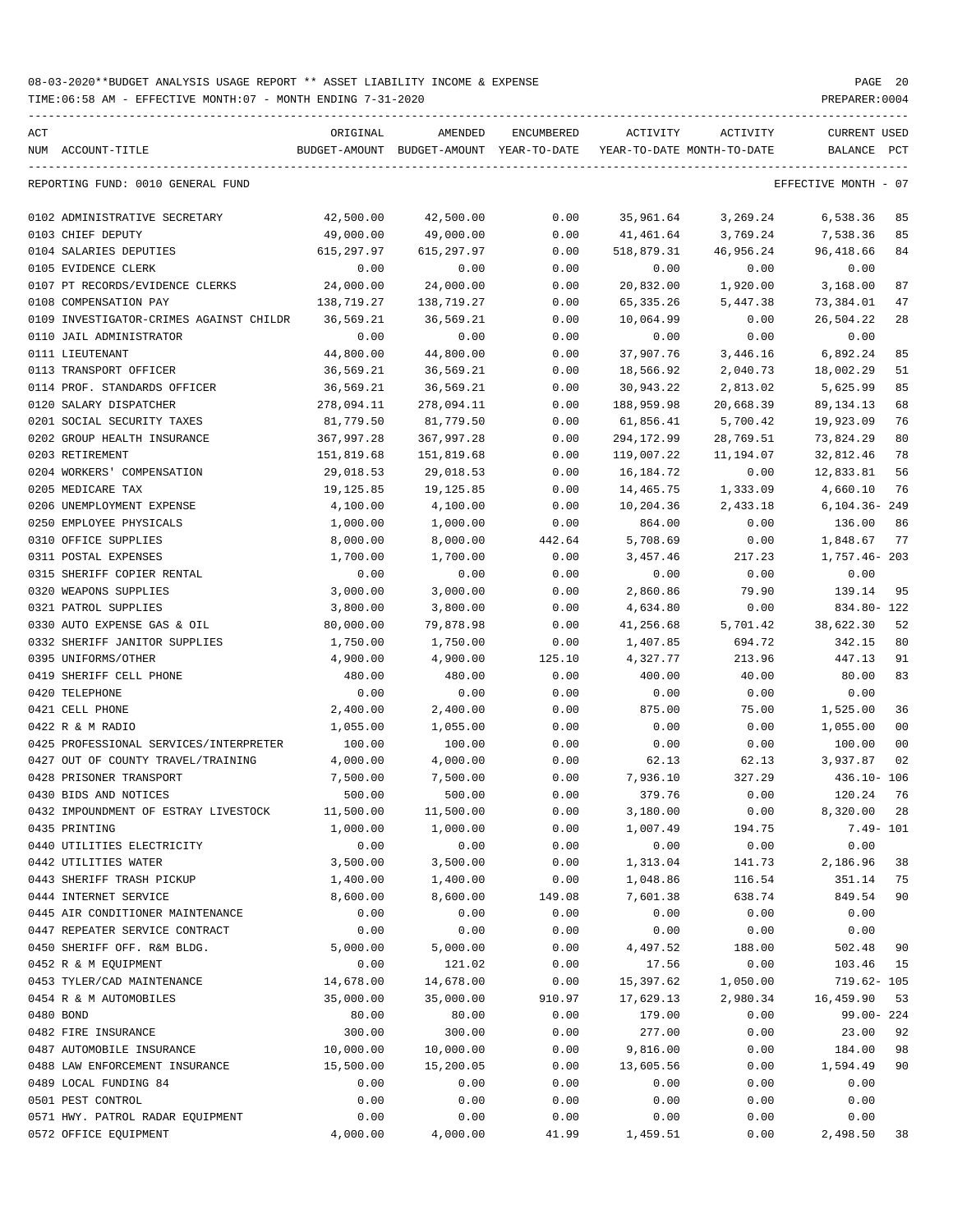08-03-2020**BUDGET ANALYSIS USAGE REPORT ** ASSET LIABILITY INCOME & EXPENSE

TIME:06:58 AM - EFFECTIVE MONTH:07 - MONTH ENDING 7-31-2020 PREPARER:0004

| ACT NUM | ACCOUNT-TITLE | ORIGINAL BUDGET-AMOUNT | AMENDED BUDGET-AMOUNT | ENCUMBERED YEAR-TO-DATE | ACTIVITY YEAR-TO-DATE | ACTIVITY MONTH-TO-DATE | CURRENT BALANCE | USED PCT |
|---|---|---|---|---|---|---|---|---|
| REPORTING FUND: 0010 GENERAL FUND | | | | | | | EFFECTIVE MONTH - 07 | |
| 0102 | ADMINISTRATIVE SECRETARY | 42,500.00 | 42,500.00 | 0.00 | 35,961.64 | 3,269.24 | 6,538.36 | 85 |
| 0103 | CHIEF DEPUTY | 49,000.00 | 49,000.00 | 0.00 | 41,461.64 | 3,769.24 | 7,538.36 | 85 |
| 0104 | SALARIES DEPUTIES | 615,297.97 | 615,297.97 | 0.00 | 518,879.31 | 46,956.24 | 96,418.66 | 84 |
| 0105 | EVIDENCE CLERK | 0.00 | 0.00 | 0.00 | 0.00 | 0.00 | 0.00 | |
| 0107 | PT RECORDS/EVIDENCE CLERKS | 24,000.00 | 24,000.00 | 0.00 | 20,832.00 | 1,920.00 | 3,168.00 | 87 |
| 0108 | COMPENSATION PAY | 138,719.27 | 138,719.27 | 0.00 | 65,335.26 | 5,447.38 | 73,384.01 | 47 |
| 0109 | INVESTIGATOR-CRIMES AGAINST CHILDR | 36,569.21 | 36,569.21 | 0.00 | 10,064.99 | 0.00 | 26,504.22 | 28 |
| 0110 | JAIL ADMINISTRATOR | 0.00 | 0.00 | 0.00 | 0.00 | 0.00 | 0.00 | |
| 0111 | LIEUTENANT | 44,800.00 | 44,800.00 | 0.00 | 37,907.76 | 3,446.16 | 6,892.24 | 85 |
| 0113 | TRANSPORT OFFICER | 36,569.21 | 36,569.21 | 0.00 | 18,566.92 | 2,040.73 | 18,002.29 | 51 |
| 0114 | PROF. STANDARDS OFFICER | 36,569.21 | 36,569.21 | 0.00 | 30,943.22 | 2,813.02 | 5,625.99 | 85 |
| 0120 | SALARY DISPATCHER | 278,094.11 | 278,094.11 | 0.00 | 188,959.98 | 20,668.39 | 89,134.13 | 68 |
| 0201 | SOCIAL SECURITY TAXES | 81,779.50 | 81,779.50 | 0.00 | 61,856.41 | 5,700.42 | 19,923.09 | 76 |
| 0202 | GROUP HEALTH INSURANCE | 367,997.28 | 367,997.28 | 0.00 | 294,172.99 | 28,769.51 | 73,824.29 | 80 |
| 0203 | RETIREMENT | 151,819.68 | 151,819.68 | 0.00 | 119,007.22 | 11,194.07 | 32,812.46 | 78 |
| 0204 | WORKERS' COMPENSATION | 29,018.53 | 29,018.53 | 0.00 | 16,184.72 | 0.00 | 12,833.81 | 56 |
| 0205 | MEDICARE TAX | 19,125.85 | 19,125.85 | 0.00 | 14,465.75 | 1,333.09 | 4,660.10 | 76 |
| 0206 | UNEMPLOYMENT EXPENSE | 4,100.00 | 4,100.00 | 0.00 | 10,204.36 | 2,433.18 | 6,104.36- | 249 |
| 0250 | EMPLOYEE PHYSICALS | 1,000.00 | 1,000.00 | 0.00 | 864.00 | 0.00 | 136.00 | 86 |
| 0310 | OFFICE SUPPLIES | 8,000.00 | 8,000.00 | 442.64 | 5,708.69 | 0.00 | 1,848.67 | 77 |
| 0311 | POSTAL EXPENSES | 1,700.00 | 1,700.00 | 0.00 | 3,457.46 | 217.23 | 1,757.46- | 203 |
| 0315 | SHERIFF COPIER RENTAL | 0.00 | 0.00 | 0.00 | 0.00 | 0.00 | 0.00 | |
| 0320 | WEAPONS SUPPLIES | 3,000.00 | 3,000.00 | 0.00 | 2,860.86 | 79.90 | 139.14 | 95 |
| 0321 | PATROL SUPPLIES | 3,800.00 | 3,800.00 | 0.00 | 4,634.80 | 0.00 | 834.80- | 122 |
| 0330 | AUTO EXPENSE GAS & OIL | 80,000.00 | 79,878.98 | 0.00 | 41,256.68 | 5,701.42 | 38,622.30 | 52 |
| 0332 | SHERIFF JANITOR SUPPLIES | 1,750.00 | 1,750.00 | 0.00 | 1,407.85 | 694.72 | 342.15 | 80 |
| 0395 | UNIFORMS/OTHER | 4,900.00 | 4,900.00 | 125.10 | 4,327.77 | 213.96 | 447.13 | 91 |
| 0419 | SHERIFF CELL PHONE | 480.00 | 480.00 | 0.00 | 400.00 | 40.00 | 80.00 | 83 |
| 0420 | TELEPHONE | 0.00 | 0.00 | 0.00 | 0.00 | 0.00 | 0.00 | |
| 0421 | CELL PHONE | 2,400.00 | 2,400.00 | 0.00 | 875.00 | 75.00 | 1,525.00 | 36 |
| 0422 | R & M RADIO | 1,055.00 | 1,055.00 | 0.00 | 0.00 | 0.00 | 1,055.00 | 00 |
| 0425 | PROFESSIONAL SERVICES/INTERPRETER | 100.00 | 100.00 | 0.00 | 0.00 | 0.00 | 100.00 | 00 |
| 0427 | OUT OF COUNTY TRAVEL/TRAINING | 4,000.00 | 4,000.00 | 0.00 | 62.13 | 62.13 | 3,937.87 | 02 |
| 0428 | PRISONER TRANSPORT | 7,500.00 | 7,500.00 | 0.00 | 7,936.10 | 327.29 | 436.10- | 106 |
| 0430 | BIDS AND NOTICES | 500.00 | 500.00 | 0.00 | 379.76 | 0.00 | 120.24 | 76 |
| 0432 | IMPOUNDMENT OF ESTRAY LIVESTOCK | 11,500.00 | 11,500.00 | 0.00 | 3,180.00 | 0.00 | 8,320.00 | 28 |
| 0435 | PRINTING | 1,000.00 | 1,000.00 | 0.00 | 1,007.49 | 194.75 | 7.49- | 101 |
| 0440 | UTILITIES ELECTRICITY | 0.00 | 0.00 | 0.00 | 0.00 | 0.00 | 0.00 | |
| 0442 | UTILITIES WATER | 3,500.00 | 3,500.00 | 0.00 | 1,313.04 | 141.73 | 2,186.96 | 38 |
| 0443 | SHERIFF TRASH PICKUP | 1,400.00 | 1,400.00 | 0.00 | 1,048.86 | 116.54 | 351.14 | 75 |
| 0444 | INTERNET SERVICE | 8,600.00 | 8,600.00 | 149.08 | 7,601.38 | 638.74 | 849.54 | 90 |
| 0445 | AIR CONDITIONER MAINTENANCE | 0.00 | 0.00 | 0.00 | 0.00 | 0.00 | 0.00 | |
| 0447 | REPEATER SERVICE CONTRACT | 0.00 | 0.00 | 0.00 | 0.00 | 0.00 | 0.00 | |
| 0450 | SHERIFF OFF. R&M BLDG. | 5,000.00 | 5,000.00 | 0.00 | 4,497.52 | 188.00 | 502.48 | 90 |
| 0452 | R & M EQUIPMENT | 0.00 | 121.02 | 0.00 | 17.56 | 0.00 | 103.46 | 15 |
| 0453 | TYLER/CAD MAINTENANCE | 14,678.00 | 14,678.00 | 0.00 | 15,397.62 | 1,050.00 | 719.62- | 105 |
| 0454 | R & M AUTOMOBILES | 35,000.00 | 35,000.00 | 910.97 | 17,629.13 | 2,980.34 | 16,459.90 | 53 |
| 0480 | BOND | 80.00 | 80.00 | 0.00 | 179.00 | 0.00 | 99.00- | 224 |
| 0482 | FIRE INSURANCE | 300.00 | 300.00 | 0.00 | 277.00 | 0.00 | 23.00 | 92 |
| 0487 | AUTOMOBILE INSURANCE | 10,000.00 | 10,000.00 | 0.00 | 9,816.00 | 0.00 | 184.00 | 98 |
| 0488 | LAW ENFORCEMENT INSURANCE | 15,500.00 | 15,200.05 | 0.00 | 13,605.56 | 0.00 | 1,594.49 | 90 |
| 0489 | LOCAL FUNDING 84 | 0.00 | 0.00 | 0.00 | 0.00 | 0.00 | 0.00 | |
| 0501 | PEST CONTROL | 0.00 | 0.00 | 0.00 | 0.00 | 0.00 | 0.00 | |
| 0571 | HWY. PATROL RADAR EQUIPMENT | 0.00 | 0.00 | 0.00 | 0.00 | 0.00 | 0.00 | |
| 0572 | OFFICE EQUIPMENT | 4,000.00 | 4,000.00 | 41.99 | 1,459.51 | 0.00 | 2,498.50 | 38 |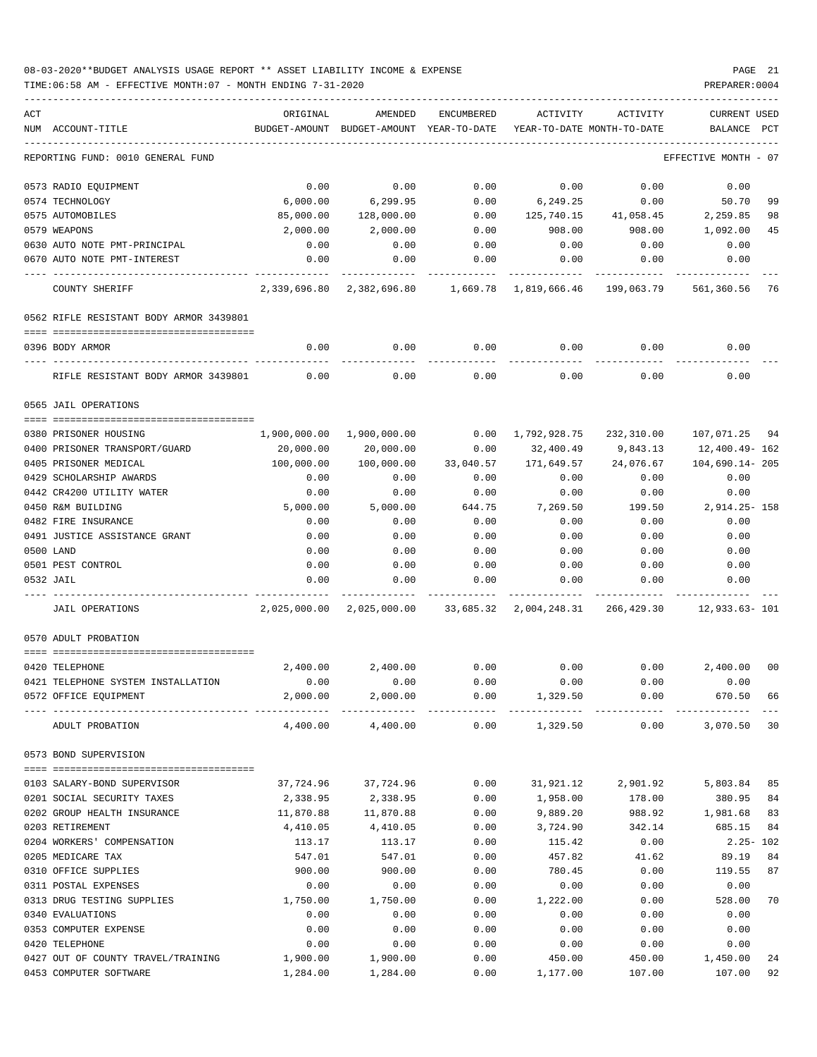08-03-2020**BUDGET ANALYSIS USAGE REPORT ** ASSET LIABILITY INCOME & EXPENSE

TIME:06:58 AM - EFFECTIVE MONTH:07 - MONTH ENDING 7-31-2020

PREPARER:0004

| ACT NUM | ACCOUNT-TITLE | ORIGINAL BUDGET-AMOUNT | AMENDED BUDGET-AMOUNT | ENCUMBERED YEAR-TO-DATE | ACTIVITY YEAR-TO-DATE | ACTIVITY MONTH-TO-DATE | CURRENT BALANCE | USED PCT |
|---|---|---|---|---|---|---|---|---|
| | REPORTING FUND: 0010 GENERAL FUND | | | | | | EFFECTIVE MONTH - 07 | |
| 0573 | RADIO EQUIPMENT | 0.00 | 0.00 | 0.00 | 0.00 | 0.00 | 0.00 | |
| 0574 | TECHNOLOGY | 6,000.00 | 6,299.95 | 0.00 | 6,249.25 | 0.00 | 50.70 | 99 |
| 0575 | AUTOMOBILES | 85,000.00 | 128,000.00 | 0.00 | 125,740.15 | 41,058.45 | 2,259.85 | 98 |
| 0579 | WEAPONS | 2,000.00 | 2,000.00 | 0.00 | 908.00 | 908.00 | 1,092.00 | 45 |
| 0630 | AUTO NOTE PMT-PRINCIPAL | 0.00 | 0.00 | 0.00 | 0.00 | 0.00 | 0.00 | |
| 0670 | AUTO NOTE PMT-INTEREST | 0.00 | 0.00 | 0.00 | 0.00 | 0.00 | 0.00 | |
| | COUNTY SHERIFF | 2,339,696.80 | 2,382,696.80 | 1,669.78 | 1,819,666.46 | 199,063.79 | 561,360.56 | 76 |
| | 0562 RIFLE RESISTANT BODY ARMOR 3439801 | | | | | | | |
| 0396 | BODY ARMOR | 0.00 | 0.00 | 0.00 | 0.00 | 0.00 | 0.00 | |
| | RIFLE RESISTANT BODY ARMOR 3439801 | 0.00 | 0.00 | 0.00 | 0.00 | 0.00 | 0.00 | |
| | 0565 JAIL OPERATIONS | | | | | | | |
| 0380 | PRISONER HOUSING | 1,900,000.00 | 1,900,000.00 | 0.00 | 1,792,928.75 | 232,310.00 | 107,071.25 | 94 |
| 0400 | PRISONER TRANSPORT/GUARD | 20,000.00 | 20,000.00 | 0.00 | 32,400.49 | 9,843.13 | 12,400.49- | 162 |
| 0405 | PRISONER MEDICAL | 100,000.00 | 100,000.00 | 33,040.57 | 171,649.57 | 24,076.67 | 104,690.14- | 205 |
| 0429 | SCHOLARSHIP AWARDS | 0.00 | 0.00 | 0.00 | 0.00 | 0.00 | 0.00 | |
| 0442 | CR4200 UTILITY WATER | 0.00 | 0.00 | 0.00 | 0.00 | 0.00 | 0.00 | |
| 0450 | R&M BUILDING | 5,000.00 | 5,000.00 | 644.75 | 7,269.50 | 199.50 | 2,914.25- | 158 |
| 0482 | FIRE INSURANCE | 0.00 | 0.00 | 0.00 | 0.00 | 0.00 | 0.00 | |
| 0491 | JUSTICE ASSISTANCE GRANT | 0.00 | 0.00 | 0.00 | 0.00 | 0.00 | 0.00 | |
| 0500 | LAND | 0.00 | 0.00 | 0.00 | 0.00 | 0.00 | 0.00 | |
| 0501 | PEST CONTROL | 0.00 | 0.00 | 0.00 | 0.00 | 0.00 | 0.00 | |
| 0532 | JAIL | 0.00 | 0.00 | 0.00 | 0.00 | 0.00 | 0.00 | |
| | JAIL OPERATIONS | 2,025,000.00 | 2,025,000.00 | 33,685.32 | 2,004,248.31 | 266,429.30 | 12,933.63- | 101 |
| | 0570 ADULT PROBATION | | | | | | | |
| 0420 | TELEPHONE | 2,400.00 | 2,400.00 | 0.00 | 0.00 | 0.00 | 2,400.00 | 00 |
| 0421 | TELEPHONE SYSTEM INSTALLATION | 0.00 | 0.00 | 0.00 | 0.00 | 0.00 | 0.00 | |
| 0572 | OFFICE EQUIPMENT | 2,000.00 | 2,000.00 | 0.00 | 1,329.50 | 0.00 | 670.50 | 66 |
| | ADULT PROBATION | 4,400.00 | 4,400.00 | 0.00 | 1,329.50 | 0.00 | 3,070.50 | 30 |
| | 0573 BOND SUPERVISION | | | | | | | |
| 0103 | SALARY-BOND SUPERVISOR | 37,724.96 | 37,724.96 | 0.00 | 31,921.12 | 2,901.92 | 5,803.84 | 85 |
| 0201 | SOCIAL SECURITY TAXES | 2,338.95 | 2,338.95 | 0.00 | 1,958.00 | 178.00 | 380.95 | 84 |
| 0202 | GROUP HEALTH INSURANCE | 11,870.88 | 11,870.88 | 0.00 | 9,889.20 | 988.92 | 1,981.68 | 83 |
| 0203 | RETIREMENT | 4,410.05 | 4,410.05 | 0.00 | 3,724.90 | 342.14 | 685.15 | 84 |
| 0204 | WORKERS' COMPENSATION | 113.17 | 113.17 | 0.00 | 115.42 | 0.00 | 2.25- | 102 |
| 0205 | MEDICARE TAX | 547.01 | 547.01 | 0.00 | 457.82 | 41.62 | 89.19 | 84 |
| 0310 | OFFICE SUPPLIES | 900.00 | 900.00 | 0.00 | 780.45 | 0.00 | 119.55 | 87 |
| 0311 | POSTAL EXPENSES | 0.00 | 0.00 | 0.00 | 0.00 | 0.00 | 0.00 | |
| 0313 | DRUG TESTING SUPPLIES | 1,750.00 | 1,750.00 | 0.00 | 1,222.00 | 0.00 | 528.00 | 70 |
| 0340 | EVALUATIONS | 0.00 | 0.00 | 0.00 | 0.00 | 0.00 | 0.00 | |
| 0353 | COMPUTER EXPENSE | 0.00 | 0.00 | 0.00 | 0.00 | 0.00 | 0.00 | |
| 0420 | TELEPHONE | 0.00 | 0.00 | 0.00 | 0.00 | 0.00 | 0.00 | |
| 0427 | OUT OF COUNTY TRAVEL/TRAINING | 1,900.00 | 1,900.00 | 0.00 | 450.00 | 450.00 | 1,450.00 | 24 |
| 0453 | COMPUTER SOFTWARE | 1,284.00 | 1,284.00 | 0.00 | 1,177.00 | 107.00 | 107.00 | 92 |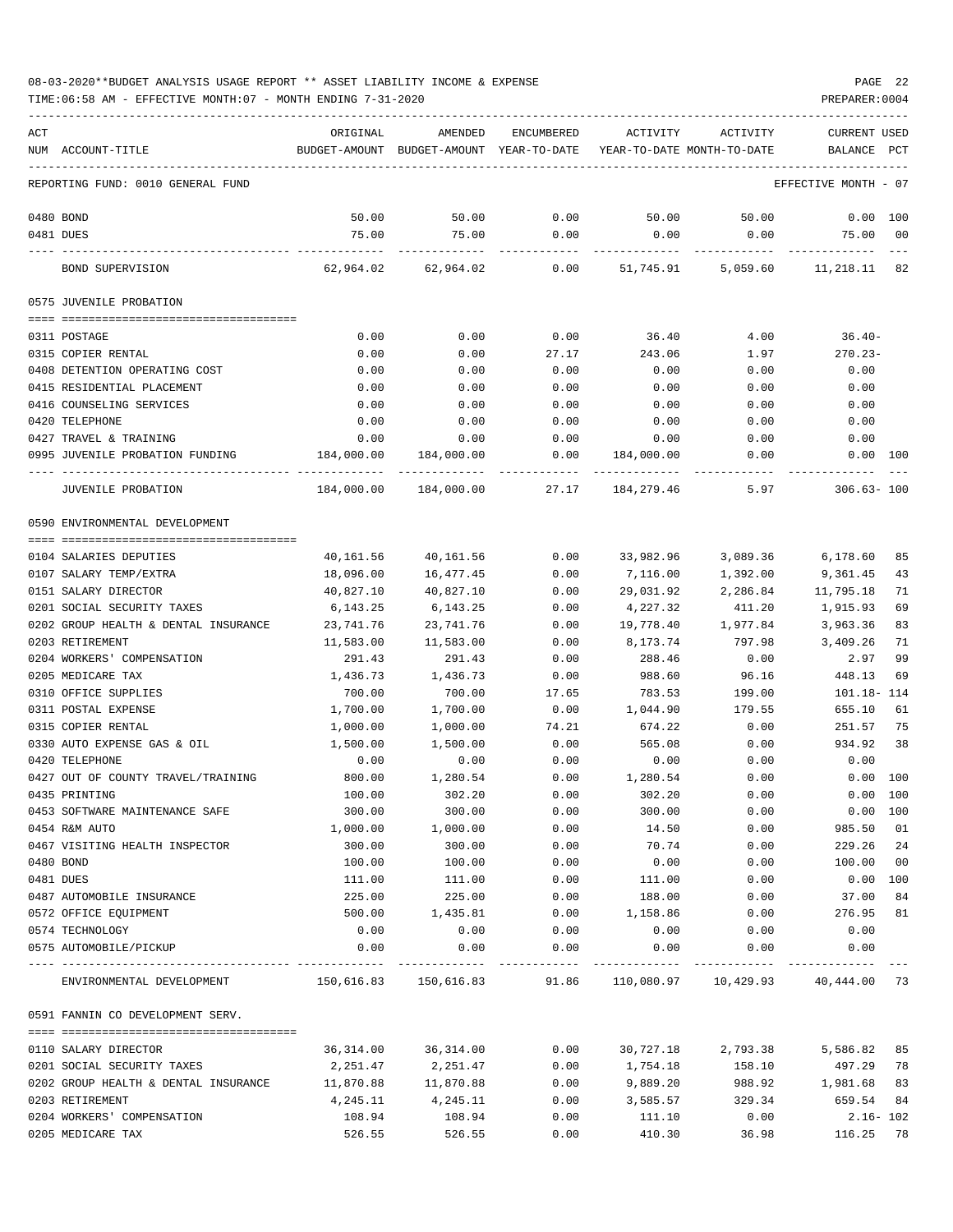08-03-2020**BUDGET ANALYSIS USAGE REPORT ** ASSET LIABILITY INCOME & EXPENSE

TIME:06:58 AM - EFFECTIVE MONTH:07 - MONTH ENDING 7-31-2020

PREPARER:0004

| ACT NUM | ACCOUNT-TITLE | ORIGINAL BUDGET-AMOUNT | AMENDED BUDGET-AMOUNT | ENCUMBERED YEAR-TO-DATE | ACTIVITY YEAR-TO-DATE | ACTIVITY MONTH-TO-DATE | CURRENT USED BALANCE | PCT |
|---|---|---|---|---|---|---|---|---|
| | REPORTING FUND: 0010 GENERAL FUND | | | | | | EFFECTIVE MONTH - 07 | |
| 0480 | BOND | 50.00 | 50.00 | 0.00 | 50.00 | 50.00 | 0.00 | 100 |
| 0481 | DUES | 75.00 | 75.00 | 0.00 | 0.00 | 0.00 | 75.00 | 00 |
| | BOND SUPERVISION | 62,964.02 | 62,964.02 | 0.00 | 51,745.91 | 5,059.60 | 11,218.11 | 82 |
| | 0575 JUVENILE PROBATION | | | | | | | |
| 0311 | POSTAGE | 0.00 | 0.00 | 0.00 | 36.40 | 4.00 | 36.40- | |
| 0315 | COPIER RENTAL | 0.00 | 0.00 | 27.17 | 243.06 | 1.97 | 270.23- | |
| 0408 | DETENTION OPERATING COST | 0.00 | 0.00 | 0.00 | 0.00 | 0.00 | 0.00 | |
| 0415 | RESIDENTIAL PLACEMENT | 0.00 | 0.00 | 0.00 | 0.00 | 0.00 | 0.00 | |
| 0416 | COUNSELING SERVICES | 0.00 | 0.00 | 0.00 | 0.00 | 0.00 | 0.00 | |
| 0420 | TELEPHONE | 0.00 | 0.00 | 0.00 | 0.00 | 0.00 | 0.00 | |
| 0427 | TRAVEL & TRAINING | 0.00 | 0.00 | 0.00 | 0.00 | 0.00 | 0.00 | |
| 0995 | JUVENILE PROBATION FUNDING | 184,000.00 | 184,000.00 | 0.00 | 184,000.00 | 0.00 | 0.00 | 100 |
| | JUVENILE PROBATION | 184,000.00 | 184,000.00 | 27.17 | 184,279.46 | 5.97 | 306.63- | 100 |
| | 0590 ENVIRONMENTAL DEVELOPMENT | | | | | | | |
| 0104 | SALARIES DEPUTIES | 40,161.56 | 40,161.56 | 0.00 | 33,982.96 | 3,089.36 | 6,178.60 | 85 |
| 0107 | SALARY TEMP/EXTRA | 18,096.00 | 16,477.45 | 0.00 | 7,116.00 | 1,392.00 | 9,361.45 | 43 |
| 0151 | SALARY DIRECTOR | 40,827.10 | 40,827.10 | 0.00 | 29,031.92 | 2,286.84 | 11,795.18 | 71 |
| 0201 | SOCIAL SECURITY TAXES | 6,143.25 | 6,143.25 | 0.00 | 4,227.32 | 411.20 | 1,915.93 | 69 |
| 0202 | GROUP HEALTH & DENTAL INSURANCE | 23,741.76 | 23,741.76 | 0.00 | 19,778.40 | 1,977.84 | 3,963.36 | 83 |
| 0203 | RETIREMENT | 11,583.00 | 11,583.00 | 0.00 | 8,173.74 | 797.98 | 3,409.26 | 71 |
| 0204 | WORKERS' COMPENSATION | 291.43 | 291.43 | 0.00 | 288.46 | 0.00 | 2.97 | 99 |
| 0205 | MEDICARE TAX | 1,436.73 | 1,436.73 | 0.00 | 988.60 | 96.16 | 448.13 | 69 |
| 0310 | OFFICE SUPPLIES | 700.00 | 700.00 | 17.65 | 783.53 | 199.00 | 101.18- | 114 |
| 0311 | POSTAL EXPENSE | 1,700.00 | 1,700.00 | 0.00 | 1,044.90 | 179.55 | 655.10 | 61 |
| 0315 | COPIER RENTAL | 1,000.00 | 1,000.00 | 74.21 | 674.22 | 0.00 | 251.57 | 75 |
| 0330 | AUTO EXPENSE GAS & OIL | 1,500.00 | 1,500.00 | 0.00 | 565.08 | 0.00 | 934.92 | 38 |
| 0420 | TELEPHONE | 0.00 | 0.00 | 0.00 | 0.00 | 0.00 | 0.00 | |
| 0427 | OUT OF COUNTY TRAVEL/TRAINING | 800.00 | 1,280.54 | 0.00 | 1,280.54 | 0.00 | 0.00 | 100 |
| 0435 | PRINTING | 100.00 | 302.20 | 0.00 | 302.20 | 0.00 | 0.00 | 100 |
| 0453 | SOFTWARE MAINTENANCE SAFE | 300.00 | 300.00 | 0.00 | 300.00 | 0.00 | 0.00 | 100 |
| 0454 | R&M AUTO | 1,000.00 | 1,000.00 | 0.00 | 14.50 | 0.00 | 985.50 | 01 |
| 0467 | VISITING HEALTH INSPECTOR | 300.00 | 300.00 | 0.00 | 70.74 | 0.00 | 229.26 | 24 |
| 0480 | BOND | 100.00 | 100.00 | 0.00 | 0.00 | 0.00 | 100.00 | 00 |
| 0481 | DUES | 111.00 | 111.00 | 0.00 | 111.00 | 0.00 | 0.00 | 100 |
| 0487 | AUTOMOBILE INSURANCE | 225.00 | 225.00 | 0.00 | 188.00 | 0.00 | 37.00 | 84 |
| 0572 | OFFICE EQUIPMENT | 500.00 | 1,435.81 | 0.00 | 1,158.86 | 0.00 | 276.95 | 81 |
| 0574 | TECHNOLOGY | 0.00 | 0.00 | 0.00 | 0.00 | 0.00 | 0.00 | |
| 0575 | AUTOMOBILE/PICKUP | 0.00 | 0.00 | 0.00 | 0.00 | 0.00 | 0.00 | |
| | ENVIRONMENTAL DEVELOPMENT | 150,616.83 | 150,616.83 | 91.86 | 110,080.97 | 10,429.93 | 40,444.00 | 73 |
| | 0591 FANNIN CO DEVELOPMENT SERV. | | | | | | | |
| 0110 | SALARY DIRECTOR | 36,314.00 | 36,314.00 | 0.00 | 30,727.18 | 2,793.38 | 5,586.82 | 85 |
| 0201 | SOCIAL SECURITY TAXES | 2,251.47 | 2,251.47 | 0.00 | 1,754.18 | 158.10 | 497.29 | 78 |
| 0202 | GROUP HEALTH & DENTAL INSURANCE | 11,870.88 | 11,870.88 | 0.00 | 9,889.20 | 988.92 | 1,981.68 | 83 |
| 0203 | RETIREMENT | 4,245.11 | 4,245.11 | 0.00 | 3,585.57 | 329.34 | 659.54 | 84 |
| 0204 | WORKERS' COMPENSATION | 108.94 | 108.94 | 0.00 | 111.10 | 0.00 | 2.16- | 102 |
| 0205 | MEDICARE TAX | 526.55 | 526.55 | 0.00 | 410.30 | 36.98 | 116.25 | 78 |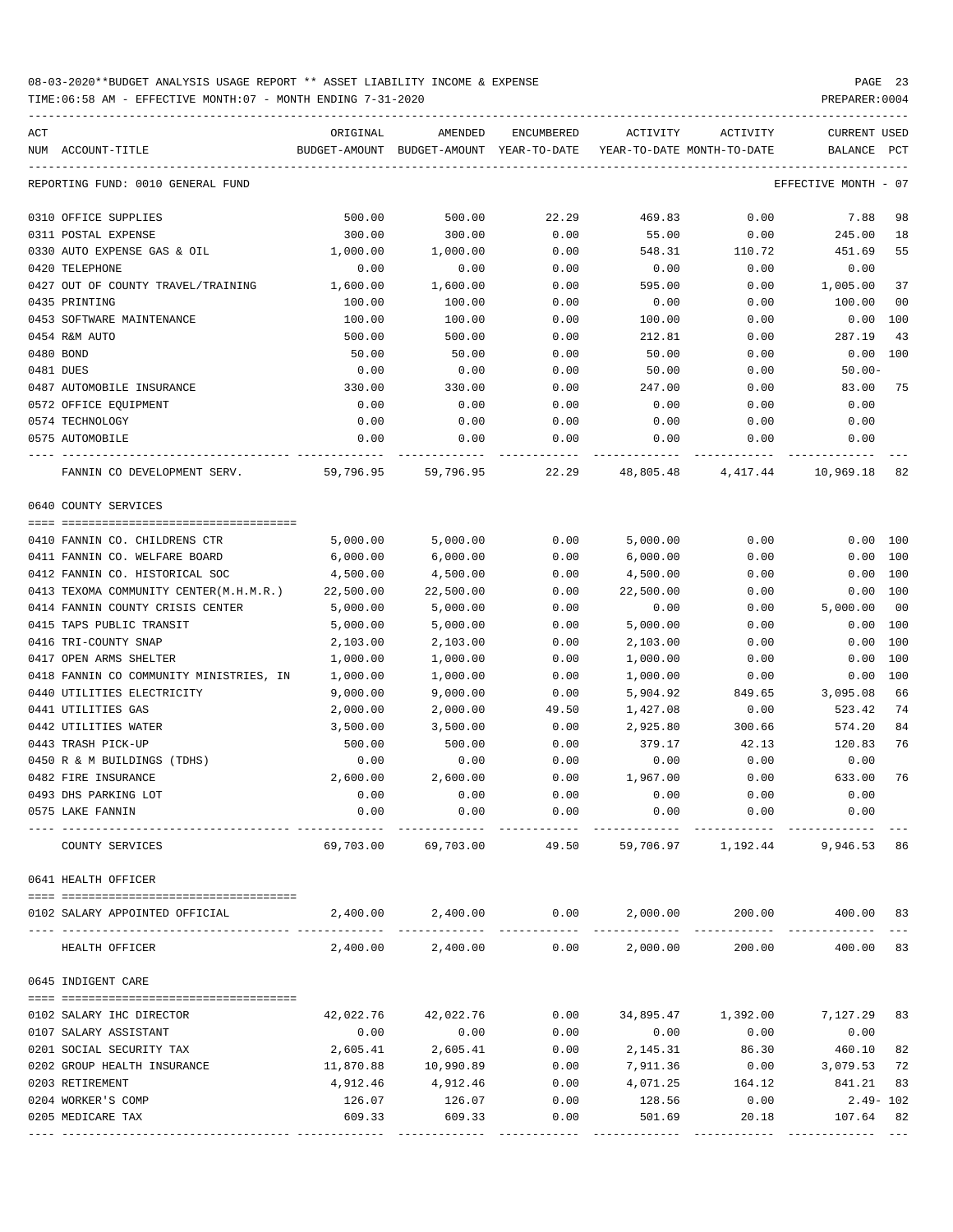08-03-2020**BUDGET ANALYSIS USAGE REPORT ** ASSET LIABILITY INCOME & EXPENSE

TIME:06:58 AM - EFFECTIVE MONTH:07 - MONTH ENDING 7-31-2020

| ACT NUM | ACCOUNT-TITLE | ORIGINAL BUDGET-AMOUNT | AMENDED BUDGET-AMOUNT | ENCUMBERED YEAR-TO-DATE | ACTIVITY YEAR-TO-DATE | ACTIVITY MONTH-TO-DATE | CURRENT BALANCE | USED PCT |
|---|---|---|---|---|---|---|---|---|
| | REPORTING FUND: 0010 GENERAL FUND | | | | | | EFFECTIVE MONTH - 07 | |
| 0310 | OFFICE SUPPLIES | 500.00 | 500.00 | 22.29 | 469.83 | 0.00 | 7.88 | 98 |
| 0311 | POSTAL EXPENSE | 300.00 | 300.00 | 0.00 | 55.00 | 0.00 | 245.00 | 18 |
| 0330 | AUTO EXPENSE GAS & OIL | 1,000.00 | 1,000.00 | 0.00 | 548.31 | 110.72 | 451.69 | 55 |
| 0420 | TELEPHONE | 0.00 | 0.00 | 0.00 | 0.00 | 0.00 | 0.00 | |
| 0427 | OUT OF COUNTY TRAVEL/TRAINING | 1,600.00 | 1,600.00 | 0.00 | 595.00 | 0.00 | 1,005.00 | 37 |
| 0435 | PRINTING | 100.00 | 100.00 | 0.00 | 0.00 | 0.00 | 100.00 | 00 |
| 0453 | SOFTWARE MAINTENANCE | 100.00 | 100.00 | 0.00 | 100.00 | 0.00 | 0.00 | 100 |
| 0454 | R&M AUTO | 500.00 | 500.00 | 0.00 | 212.81 | 0.00 | 287.19 | 43 |
| 0480 | BOND | 50.00 | 50.00 | 0.00 | 50.00 | 0.00 | 0.00 | 100 |
| 0481 | DUES | 0.00 | 0.00 | 0.00 | 50.00 | 0.00 | 50.00- | |
| 0487 | AUTOMOBILE INSURANCE | 330.00 | 330.00 | 0.00 | 247.00 | 0.00 | 83.00 | 75 |
| 0572 | OFFICE EQUIPMENT | 0.00 | 0.00 | 0.00 | 0.00 | 0.00 | 0.00 | |
| 0574 | TECHNOLOGY | 0.00 | 0.00 | 0.00 | 0.00 | 0.00 | 0.00 | |
| 0575 | AUTOMOBILE | 0.00 | 0.00 | 0.00 | 0.00 | 0.00 | 0.00 | |
| | FANNIN CO DEVELOPMENT SERV. | 59,796.95 | 59,796.95 | 22.29 | 48,805.48 | 4,417.44 | 10,969.18 | 82 |
| | 0640 COUNTY SERVICES | | | | | | | |
| 0410 | FANNIN CO. CHILDRENS CTR | 5,000.00 | 5,000.00 | 0.00 | 5,000.00 | 0.00 | 0.00 | 100 |
| 0411 | FANNIN CO. WELFARE BOARD | 6,000.00 | 6,000.00 | 0.00 | 6,000.00 | 0.00 | 0.00 | 100 |
| 0412 | FANNIN CO. HISTORICAL SOC | 4,500.00 | 4,500.00 | 0.00 | 4,500.00 | 0.00 | 0.00 | 100 |
| 0413 | TEXOMA COMMUNITY CENTER(M.H.M.R.) | 22,500.00 | 22,500.00 | 0.00 | 22,500.00 | 0.00 | 0.00 | 100 |
| 0414 | FANNIN COUNTY CRISIS CENTER | 5,000.00 | 5,000.00 | 0.00 | 0.00 | 0.00 | 5,000.00 | 00 |
| 0415 | TAPS PUBLIC TRANSIT | 5,000.00 | 5,000.00 | 0.00 | 5,000.00 | 0.00 | 0.00 | 100 |
| 0416 | TRI-COUNTY SNAP | 2,103.00 | 2,103.00 | 0.00 | 2,103.00 | 0.00 | 0.00 | 100 |
| 0417 | OPEN ARMS SHELTER | 1,000.00 | 1,000.00 | 0.00 | 1,000.00 | 0.00 | 0.00 | 100 |
| 0418 | FANNIN CO COMMUNITY MINISTRIES, IN | 1,000.00 | 1,000.00 | 0.00 | 1,000.00 | 0.00 | 0.00 | 100 |
| 0440 | UTILITIES ELECTRICITY | 9,000.00 | 9,000.00 | 0.00 | 5,904.92 | 849.65 | 3,095.08 | 66 |
| 0441 | UTILITIES GAS | 2,000.00 | 2,000.00 | 49.50 | 1,427.08 | 0.00 | 523.42 | 74 |
| 0442 | UTILITIES WATER | 3,500.00 | 3,500.00 | 0.00 | 2,925.80 | 300.66 | 574.20 | 84 |
| 0443 | TRASH PICK-UP | 500.00 | 500.00 | 0.00 | 379.17 | 42.13 | 120.83 | 76 |
| 0450 | R & M BUILDINGS (TDHS) | 0.00 | 0.00 | 0.00 | 0.00 | 0.00 | 0.00 | |
| 0482 | FIRE INSURANCE | 2,600.00 | 2,600.00 | 0.00 | 1,967.00 | 0.00 | 633.00 | 76 |
| 0493 | DHS PARKING LOT | 0.00 | 0.00 | 0.00 | 0.00 | 0.00 | 0.00 | |
| 0575 | LAKE FANNIN | 0.00 | 0.00 | 0.00 | 0.00 | 0.00 | 0.00 | |
| | COUNTY SERVICES | 69,703.00 | 69,703.00 | 49.50 | 59,706.97 | 1,192.44 | 9,946.53 | 86 |
| | 0641 HEALTH OFFICER | | | | | | | |
| 0102 | SALARY APPOINTED OFFICIAL | 2,400.00 | 2,400.00 | 0.00 | 2,000.00 | 200.00 | 400.00 | 83 |
| | HEALTH OFFICER | 2,400.00 | 2,400.00 | 0.00 | 2,000.00 | 200.00 | 400.00 | 83 |
| | 0645 INDIGENT CARE | | | | | | | |
| 0102 | SALARY IHC DIRECTOR | 42,022.76 | 42,022.76 | 0.00 | 34,895.47 | 1,392.00 | 7,127.29 | 83 |
| 0107 | SALARY ASSISTANT | 0.00 | 0.00 | 0.00 | 0.00 | 0.00 | 0.00 | |
| 0201 | SOCIAL SECURITY TAX | 2,605.41 | 2,605.41 | 0.00 | 2,145.31 | 86.30 | 460.10 | 82 |
| 0202 | GROUP HEALTH INSURANCE | 11,870.88 | 10,990.89 | 0.00 | 7,911.36 | 0.00 | 3,079.53 | 72 |
| 0203 | RETIREMENT | 4,912.46 | 4,912.46 | 0.00 | 4,071.25 | 164.12 | 841.21 | 83 |
| 0204 | WORKER'S COMP | 126.07 | 126.07 | 0.00 | 128.56 | 0.00 | 2.49- | 102 |
| 0205 | MEDICARE TAX | 609.33 | 609.33 | 0.00 | 501.69 | 20.18 | 107.64 | 82 |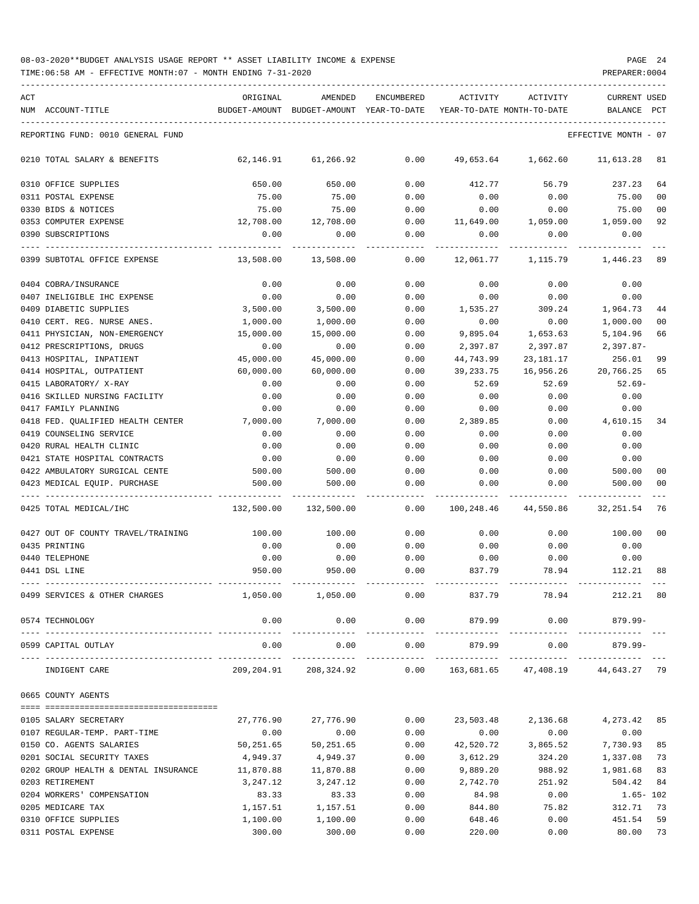08-03-2020**BUDGET ANALYSIS USAGE REPORT ** ASSET LIABILITY INCOME & EXPENSE

TIME:06:58 AM - EFFECTIVE MONTH:07 - MONTH ENDING 7-31-2020

| ACT NUM | ACCOUNT-TITLE | ORIGINAL BUDGET-AMOUNT | AMENDED BUDGET-AMOUNT | ENCUMBERED YEAR-TO-DATE | ACTIVITY YEAR-TO-DATE | ACTIVITY MONTH-TO-DATE | CURRENT BALANCE | USED PCT |
|---|---|---|---|---|---|---|---|---|
| | REPORTING FUND: 0010 GENERAL FUND | | | | | | EFFECTIVE MONTH - 07 | |
| 0210 | TOTAL SALARY & BENEFITS | 62,146.91 | 61,266.92 | 0.00 | 49,653.64 | 1,662.60 | 11,613.28 | 81 |
| 0310 | OFFICE SUPPLIES | 650.00 | 650.00 | 0.00 | 412.77 | 56.79 | 237.23 | 64 |
| 0311 | POSTAL EXPENSE | 75.00 | 75.00 | 0.00 | 0.00 | 0.00 | 75.00 | 00 |
| 0330 | BIDS & NOTICES | 75.00 | 75.00 | 0.00 | 0.00 | 0.00 | 75.00 | 00 |
| 0353 | COMPUTER EXPENSE | 12,708.00 | 12,708.00 | 0.00 | 11,649.00 | 1,059.00 | 1,059.00 | 92 |
| 0390 | SUBSCRIPTIONS | 0.00 | 0.00 | 0.00 | 0.00 | 0.00 | 0.00 | |
| 0399 | SUBTOTAL OFFICE EXPENSE | 13,508.00 | 13,508.00 | 0.00 | 12,061.77 | 1,115.79 | 1,446.23 | 89 |
| 0404 | COBRA/INSURANCE | 0.00 | 0.00 | 0.00 | 0.00 | 0.00 | 0.00 | |
| 0407 | INELIGIBLE IHC EXPENSE | 0.00 | 0.00 | 0.00 | 0.00 | 0.00 | 0.00 | |
| 0409 | DIABETIC SUPPLIES | 3,500.00 | 3,500.00 | 0.00 | 1,535.27 | 309.24 | 1,964.73 | 44 |
| 0410 | CERT. REG. NURSE ANES. | 1,000.00 | 1,000.00 | 0.00 | 0.00 | 0.00 | 1,000.00 | 00 |
| 0411 | PHYSICIAN, NON-EMERGENCY | 15,000.00 | 15,000.00 | 0.00 | 9,895.04 | 1,653.63 | 5,104.96 | 66 |
| 0412 | PRESCRIPTIONS, DRUGS | 0.00 | 0.00 | 0.00 | 2,397.87 | 2,397.87 | 2,397.87- | |
| 0413 | HOSPITAL, INPATIENT | 45,000.00 | 45,000.00 | 0.00 | 44,743.99 | 23,181.17 | 256.01 | 99 |
| 0414 | HOSPITAL, OUTPATIENT | 60,000.00 | 60,000.00 | 0.00 | 39,233.75 | 16,956.26 | 20,766.25 | 65 |
| 0415 | LABORATORY/ X-RAY | 0.00 | 0.00 | 0.00 | 52.69 | 52.69 | 52.69- | |
| 0416 | SKILLED NURSING FACILITY | 0.00 | 0.00 | 0.00 | 0.00 | 0.00 | 0.00 | |
| 0417 | FAMILY PLANNING | 0.00 | 0.00 | 0.00 | 0.00 | 0.00 | 0.00 | |
| 0418 | FED. QUALIFIED HEALTH CENTER | 7,000.00 | 7,000.00 | 0.00 | 2,389.85 | 0.00 | 4,610.15 | 34 |
| 0419 | COUNSELING SERVICE | 0.00 | 0.00 | 0.00 | 0.00 | 0.00 | 0.00 | |
| 0420 | RURAL HEALTH CLINIC | 0.00 | 0.00 | 0.00 | 0.00 | 0.00 | 0.00 | |
| 0421 | STATE HOSPITAL CONTRACTS | 0.00 | 0.00 | 0.00 | 0.00 | 0.00 | 0.00 | |
| 0422 | AMBULATORY SURGICAL CENTE | 500.00 | 500.00 | 0.00 | 0.00 | 0.00 | 500.00 | 00 |
| 0423 | MEDICAL EQUIP. PURCHASE | 500.00 | 500.00 | 0.00 | 0.00 | 0.00 | 500.00 | 00 |
| 0425 | TOTAL MEDICAL/IHC | 132,500.00 | 132,500.00 | 0.00 | 100,248.46 | 44,550.86 | 32,251.54 | 76 |
| 0427 | OUT OF COUNTY TRAVEL/TRAINING | 100.00 | 100.00 | 0.00 | 0.00 | 0.00 | 100.00 | 00 |
| 0435 | PRINTING | 0.00 | 0.00 | 0.00 | 0.00 | 0.00 | 0.00 | |
| 0440 | TELEPHONE | 0.00 | 0.00 | 0.00 | 0.00 | 0.00 | 0.00 | |
| 0441 | DSL LINE | 950.00 | 950.00 | 0.00 | 837.79 | 78.94 | 112.21 | 88 |
| 0499 | SERVICES & OTHER CHARGES | 1,050.00 | 1,050.00 | 0.00 | 837.79 | 78.94 | 212.21 | 80 |
| 0574 | TECHNOLOGY | 0.00 | 0.00 | 0.00 | 879.99 | 0.00 | 879.99- | |
| 0599 | CAPITAL OUTLAY | 0.00 | 0.00 | 0.00 | 879.99 | 0.00 | 879.99- | |
| | INDIGENT CARE | 209,204.91 | 208,324.92 | 0.00 | 163,681.65 | 47,408.19 | 44,643.27 | 79 |
| 0665 | COUNTY AGENTS | | | | | | | |
| 0105 | SALARY SECRETARY | 27,776.90 | 27,776.90 | 0.00 | 23,503.48 | 2,136.68 | 4,273.42 | 85 |
| 0107 | REGULAR-TEMP. PART-TIME | 0.00 | 0.00 | 0.00 | 0.00 | 0.00 | 0.00 | |
| 0150 | CO. AGENTS SALARIES | 50,251.65 | 50,251.65 | 0.00 | 42,520.72 | 3,865.52 | 7,730.93 | 85 |
| 0201 | SOCIAL SECURITY TAXES | 4,949.37 | 4,949.37 | 0.00 | 3,612.29 | 324.20 | 1,337.08 | 73 |
| 0202 | GROUP HEALTH & DENTAL INSURANCE | 11,870.88 | 11,870.88 | 0.00 | 9,889.20 | 988.92 | 1,981.68 | 83 |
| 0203 | RETIREMENT | 3,247.12 | 3,247.12 | 0.00 | 2,742.70 | 251.92 | 504.42 | 84 |
| 0204 | WORKERS' COMPENSATION | 83.33 | 83.33 | 0.00 | 84.98 | 0.00 | 1.65- | 102 |
| 0205 | MEDICARE TAX | 1,157.51 | 1,157.51 | 0.00 | 844.80 | 75.82 | 312.71 | 73 |
| 0310 | OFFICE SUPPLIES | 1,100.00 | 1,100.00 | 0.00 | 648.46 | 0.00 | 451.54 | 59 |
| 0311 | POSTAL EXPENSE | 300.00 | 300.00 | 0.00 | 220.00 | 0.00 | 80.00 | 73 |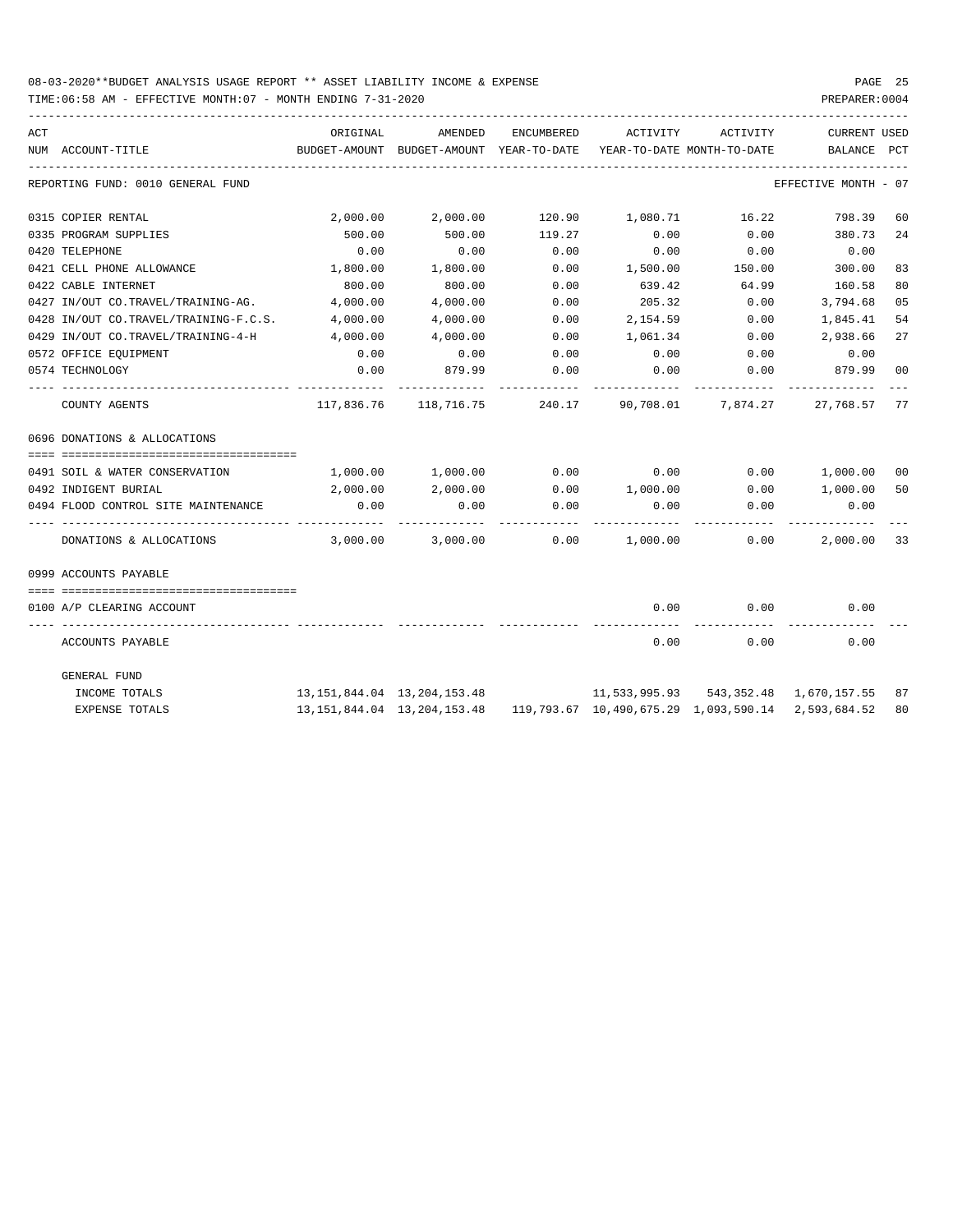08-03-2020**BUDGET ANALYSIS USAGE REPORT ** ASSET LIABILITY INCOME & EXPENSE

TIME:06:58 AM - EFFECTIVE MONTH:07 - MONTH ENDING 7-31-2020

PREPARER:0004

REPORTING FUND: 0010 GENERAL FUND — EFFECTIVE MONTH - 07

| ACT NUM | ACCOUNT-TITLE | ORIGINAL BUDGET-AMOUNT | AMENDED BUDGET-AMOUNT | ENCUMBERED YEAR-TO-DATE | ACTIVITY YEAR-TO-DATE | ACTIVITY MONTH-TO-DATE | CURRENT BALANCE | USED PCT |
|---|---|---|---|---|---|---|---|---|
| 0315 | COPIER RENTAL | 2,000.00 | 2,000.00 | 120.90 | 1,080.71 | 16.22 | 798.39 | 60 |
| 0335 | PROGRAM SUPPLIES | 500.00 | 500.00 | 119.27 | 0.00 | 0.00 | 380.73 | 24 |
| 0420 | TELEPHONE | 0.00 | 0.00 | 0.00 | 0.00 | 0.00 | 0.00 | |
| 0421 | CELL PHONE ALLOWANCE | 1,800.00 | 1,800.00 | 0.00 | 1,500.00 | 150.00 | 300.00 | 83 |
| 0422 | CABLE INTERNET | 800.00 | 800.00 | 0.00 | 639.42 | 64.99 | 160.58 | 80 |
| 0427 | IN/OUT CO.TRAVEL/TRAINING-AG. | 4,000.00 | 4,000.00 | 0.00 | 205.32 | 0.00 | 3,794.68 | 05 |
| 0428 | IN/OUT CO.TRAVEL/TRAINING-F.C.S. | 4,000.00 | 4,000.00 | 0.00 | 2,154.59 | 0.00 | 1,845.41 | 54 |
| 0429 | IN/OUT CO.TRAVEL/TRAINING-4-H | 4,000.00 | 4,000.00 | 0.00 | 1,061.34 | 0.00 | 2,938.66 | 27 |
| 0572 | OFFICE EQUIPMENT | 0.00 | 0.00 | 0.00 | 0.00 | 0.00 | 0.00 | |
| 0574 | TECHNOLOGY | 0.00 | 879.99 | 0.00 | 0.00 | 0.00 | 879.99 | 00 |
| | COUNTY AGENTS | 117,836.76 | 118,716.75 | 240.17 | 90,708.01 | 7,874.27 | 27,768.57 | 77 |
| | **0696 DONATIONS & ALLOCATIONS** | | | | | | | |
| 0491 | SOIL & WATER CONSERVATION | 1,000.00 | 1,000.00 | 0.00 | 0.00 | 0.00 | 1,000.00 | 00 |
| 0492 | INDIGENT BURIAL | 2,000.00 | 2,000.00 | 0.00 | 1,000.00 | 0.00 | 1,000.00 | 50 |
| 0494 | FLOOD CONTROL SITE MAINTENANCE | 0.00 | 0.00 | 0.00 | 0.00 | 0.00 | 0.00 | |
| | DONATIONS & ALLOCATIONS | 3,000.00 | 3,000.00 | 0.00 | 1,000.00 | 0.00 | 2,000.00 | 33 |
| | **0999 ACCOUNTS PAYABLE** | | | | | | | |
| 0100 | A/P CLEARING ACCOUNT | | | | 0.00 | 0.00 | 0.00 | |
| | ACCOUNTS PAYABLE | | | | 0.00 | 0.00 | 0.00 | |
| | **GENERAL FUND** | | | | | | | |
| | INCOME TOTALS | 13,151,844.04 | 13,204,153.48 | | 11,533,995.93 | 543,352.48 | 1,670,157.55 | 87 |
| | EXPENSE TOTALS | 13,151,844.04 | 13,204,153.48 | 119,793.67 | 10,490,675.29 | 1,093,590.14 | 2,593,684.52 | 80 |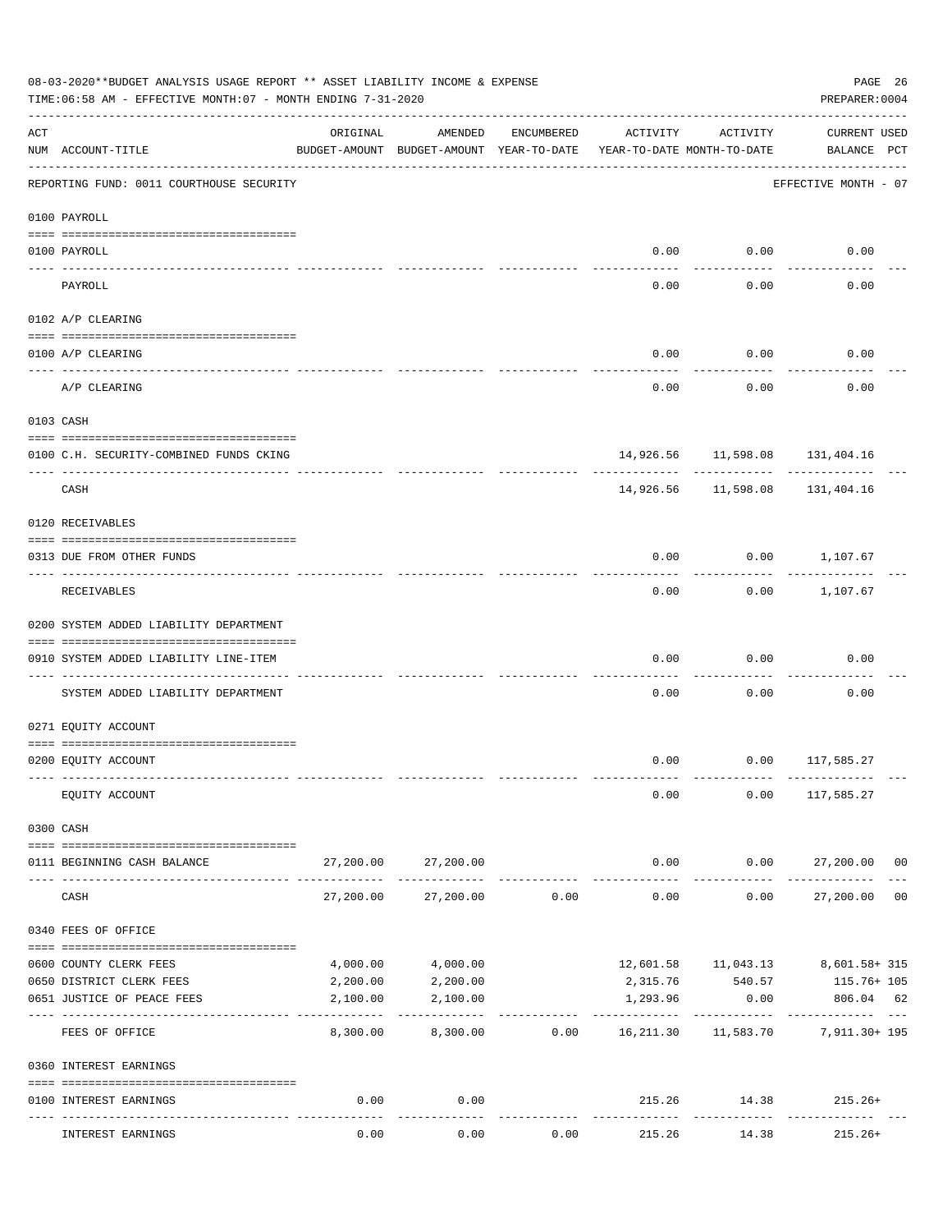08-03-2020**BUDGET ANALYSIS USAGE REPORT ** ASSET LIABILITY INCOME & EXPENSE

TIME:06:58 AM - EFFECTIVE MONTH:07 - MONTH ENDING 7-31-2020

PREPARER:0004

| ACT NUM | ACCOUNT-TITLE | ORIGINAL BUDGET-AMOUNT | AMENDED BUDGET-AMOUNT | ENCUMBERED YEAR-TO-DATE | ACTIVITY YEAR-TO-DATE | ACTIVITY MONTH-TO-DATE | CURRENT USED BALANCE | PCT |
|---|---|---|---|---|---|---|---|---|
| | REPORTING FUND: 0011 COURTHOUSE SECURITY | | | | | | EFFECTIVE MONTH - 07 | |
| | 0100 PAYROLL | | | | | | | |
| 0100 | PAYROLL | | | | 0.00 | 0.00 | 0.00 | |
| | PAYROLL | | | | 0.00 | 0.00 | 0.00 | |
| | 0102 A/P CLEARING | | | | | | | |
| 0100 | A/P CLEARING | | | | 0.00 | 0.00 | 0.00 | |
| | A/P CLEARING | | | | 0.00 | 0.00 | 0.00 | |
| | 0103 CASH | | | | | | | |
| 0100 | C.H. SECURITY-COMBINED FUNDS CKING | | | | 14,926.56 | 11,598.08 | 131,404.16 | |
| | CASH | | | | 14,926.56 | 11,598.08 | 131,404.16 | |
| | 0120 RECEIVABLES | | | | | | | |
| 0313 | DUE FROM OTHER FUNDS | | | | 0.00 | 0.00 | 1,107.67 | |
| | RECEIVABLES | | | | 0.00 | 0.00 | 1,107.67 | |
| | 0200 SYSTEM ADDED LIABILITY DEPARTMENT | | | | | | | |
| 0910 | SYSTEM ADDED LIABILITY LINE-ITEM | | | | 0.00 | 0.00 | 0.00 | |
| | SYSTEM ADDED LIABILITY DEPARTMENT | | | | 0.00 | 0.00 | 0.00 | |
| | 0271 EQUITY ACCOUNT | | | | | | | |
| 0200 | EQUITY ACCOUNT | | | | 0.00 | 0.00 | 117,585.27 | |
| | EQUITY ACCOUNT | | | | 0.00 | 0.00 | 117,585.27 | |
| | 0300 CASH | | | | | | | |
| 0111 | BEGINNING CASH BALANCE | 27,200.00 | 27,200.00 | | 0.00 | 0.00 | 27,200.00 | 00 |
| | CASH | 27,200.00 | 27,200.00 | 0.00 | 0.00 | 0.00 | 27,200.00 | 00 |
| | 0340 FEES OF OFFICE | | | | | | | |
| 0600 | COUNTY CLERK FEES | 4,000.00 | 4,000.00 | | 12,601.58 | 11,043.13 | 8,601.58+ | 315 |
| 0650 | DISTRICT CLERK FEES | 2,200.00 | 2,200.00 | | 2,315.76 | 540.57 | 115.76+ | 105 |
| 0651 | JUSTICE OF PEACE FEES | 2,100.00 | 2,100.00 | | 1,293.96 | 0.00 | 806.04 | 62 |
| | FEES OF OFFICE | 8,300.00 | 8,300.00 | 0.00 | 16,211.30 | 11,583.70 | 7,911.30+ | 195 |
| | 0360 INTEREST EARNINGS | | | | | | | |
| 0100 | INTEREST EARNINGS | 0.00 | 0.00 | | 215.26 | 14.38 | 215.26+ | |
| | INTEREST EARNINGS | 0.00 | 0.00 | 0.00 | 215.26 | 14.38 | 215.26+ | |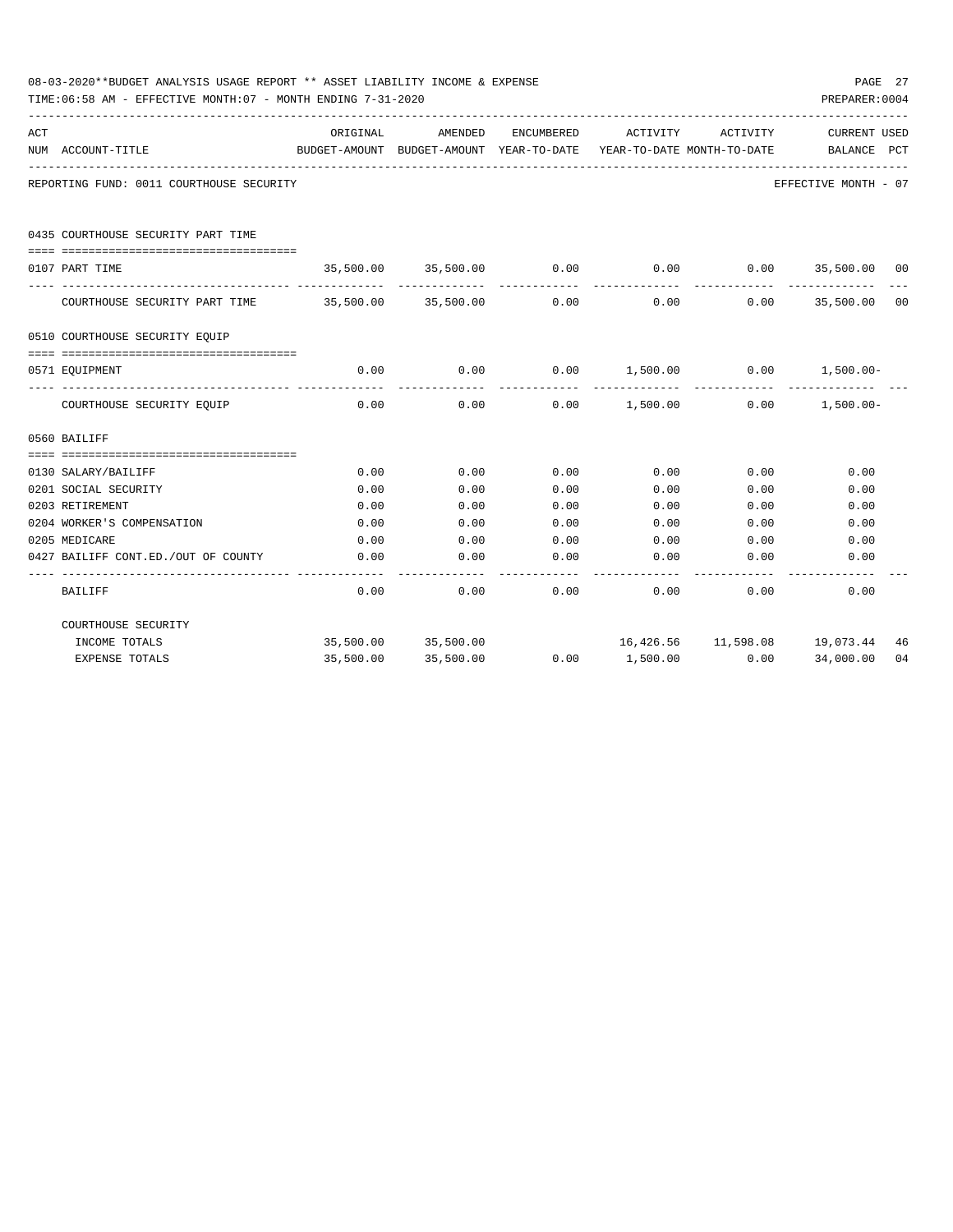08-03-2020**BUDGET ANALYSIS USAGE REPORT ** ASSET LIABILITY INCOME & EXPENSE

TIME:06:58 AM - EFFECTIVE MONTH:07 - MONTH ENDING 7-31-2020

PREPARER:0004

REPORTING FUND: 0011 COURTHOUSE SECURITY — EFFECTIVE MONTH - 07

| ACT NUM | ACCOUNT-TITLE | ORIGINAL BUDGET-AMOUNT | AMENDED BUDGET-AMOUNT | ENCUMBERED YEAR-TO-DATE | ACTIVITY YEAR-TO-DATE | ACTIVITY MONTH-TO-DATE | CURRENT BALANCE | USED PCT |
|---|---|---|---|---|---|---|---|---|
| | **0435 COURTHOUSE SECURITY PART TIME** | | | | | | | |
| 0107 | PART TIME | 35,500.00 | 35,500.00 | 0.00 | 0.00 | 0.00 | 35,500.00 | 00 |
| | COURTHOUSE SECURITY PART TIME | 35,500.00 | 35,500.00 | 0.00 | 0.00 | 0.00 | 35,500.00 | 00 |
| | **0510 COURTHOUSE SECURITY EQUIP** | | | | | | | |
| 0571 | EQUIPMENT | 0.00 | 0.00 | 0.00 | 1,500.00 | 0.00 | 1,500.00- | |
| | COURTHOUSE SECURITY EQUIP | 0.00 | 0.00 | 0.00 | 1,500.00 | 0.00 | 1,500.00- | |
| | **0560 BAILIFF** | | | | | | | |
| 0130 | SALARY/BAILIFF | 0.00 | 0.00 | 0.00 | 0.00 | 0.00 | 0.00 | |
| 0201 | SOCIAL SECURITY | 0.00 | 0.00 | 0.00 | 0.00 | 0.00 | 0.00 | |
| 0203 | RETIREMENT | 0.00 | 0.00 | 0.00 | 0.00 | 0.00 | 0.00 | |
| 0204 | WORKER'S COMPENSATION | 0.00 | 0.00 | 0.00 | 0.00 | 0.00 | 0.00 | |
| 0205 | MEDICARE | 0.00 | 0.00 | 0.00 | 0.00 | 0.00 | 0.00 | |
| 0427 | BAILIFF CONT.ED./OUT OF COUNTY | 0.00 | 0.00 | 0.00 | 0.00 | 0.00 | 0.00 | |
| | BAILIFF | 0.00 | 0.00 | 0.00 | 0.00 | 0.00 | 0.00 | |
| | **COURTHOUSE SECURITY** | | | | | | | |
| | INCOME TOTALS | 35,500.00 | 35,500.00 | | 16,426.56 | 11,598.08 | 19,073.44 | 46 |
| | EXPENSE TOTALS | 35,500.00 | 35,500.00 | 0.00 | 1,500.00 | 0.00 | 34,000.00 | 04 |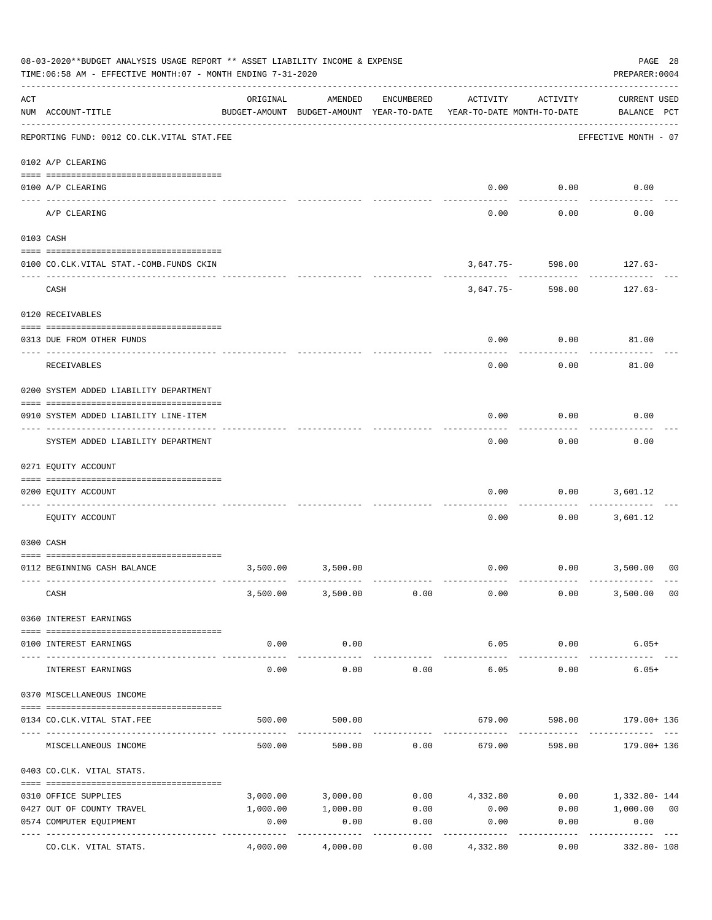08-03-2020**BUDGET ANALYSIS USAGE REPORT ** ASSET LIABILITY INCOME & EXPENSE

TIME:06:58 AM - EFFECTIVE MONTH:07 - MONTH ENDING 7-31-2020

PREPARER:0004

| ACT NUM | ACCOUNT-TITLE | ORIGINAL BUDGET-AMOUNT | AMENDED BUDGET-AMOUNT | ENCUMBERED YEAR-TO-DATE | ACTIVITY YEAR-TO-DATE | ACTIVITY MONTH-TO-DATE | CURRENT USED BALANCE | PCT |
|---|---|---|---|---|---|---|---|---|
| | REPORTING FUND: 0012 CO.CLK.VITAL STAT.FEE | | | | | | EFFECTIVE MONTH - 07 | |
| | 0102 A/P CLEARING | | | | | | | |
| 0100 | A/P CLEARING | | | | 0.00 | 0.00 | 0.00 | |
| | A/P CLEARING | | | | 0.00 | 0.00 | 0.00 | |
| | 0103 CASH | | | | | | | |
| 0100 | CO.CLK.VITAL STAT.-COMB.FUNDS CKIN | | | | 3,647.75- | 598.00 | 127.63- | |
| | CASH | | | | 3,647.75- | 598.00 | 127.63- | |
| | 0120 RECEIVABLES | | | | | | | |
| 0313 | DUE FROM OTHER FUNDS | | | | 0.00 | 0.00 | 81.00 | |
| | RECEIVABLES | | | | 0.00 | 0.00 | 81.00 | |
| | 0200 SYSTEM ADDED LIABILITY DEPARTMENT | | | | | | | |
| 0910 | SYSTEM ADDED LIABILITY LINE-ITEM | | | | 0.00 | 0.00 | 0.00 | |
| | SYSTEM ADDED LIABILITY DEPARTMENT | | | | 0.00 | 0.00 | 0.00 | |
| | 0271 EQUITY ACCOUNT | | | | | | | |
| 0200 | EQUITY ACCOUNT | | | | 0.00 | 0.00 | 3,601.12 | |
| | EQUITY ACCOUNT | | | | 0.00 | 0.00 | 3,601.12 | |
| | 0300 CASH | | | | | | | |
| 0112 | BEGINNING CASH BALANCE | 3,500.00 | 3,500.00 | | 0.00 | 0.00 | 3,500.00 | 00 |
| | CASH | 3,500.00 | 3,500.00 | 0.00 | 0.00 | 0.00 | 3,500.00 | 00 |
| | 0360 INTEREST EARNINGS | | | | | | | |
| 0100 | INTEREST EARNINGS | 0.00 | 0.00 | | 6.05 | 0.00 | 6.05+ | |
| | INTEREST EARNINGS | 0.00 | 0.00 | 0.00 | 6.05 | 0.00 | 6.05+ | |
| | 0370 MISCELLANEOUS INCOME | | | | | | | |
| 0134 | CO.CLK.VITAL STAT.FEE | 500.00 | 500.00 | | 679.00 | 598.00 | 179.00+ | 136 |
| | MISCELLANEOUS INCOME | 500.00 | 500.00 | 0.00 | 679.00 | 598.00 | 179.00+ | 136 |
| | 0403 CO.CLK. VITAL STATS. | | | | | | | |
| 0310 | OFFICE SUPPLIES | 3,000.00 | 3,000.00 | 0.00 | 4,332.80 | 0.00 | 1,332.80- | 144 |
| 0427 | OUT OF COUNTY TRAVEL | 1,000.00 | 1,000.00 | 0.00 | 0.00 | 0.00 | 1,000.00 | 00 |
| 0574 | COMPUTER EQUIPMENT | 0.00 | 0.00 | 0.00 | 0.00 | 0.00 | 0.00 | |
| | CO.CLK. VITAL STATS. | 4,000.00 | 4,000.00 | 0.00 | 4,332.80 | 0.00 | 332.80- | 108 |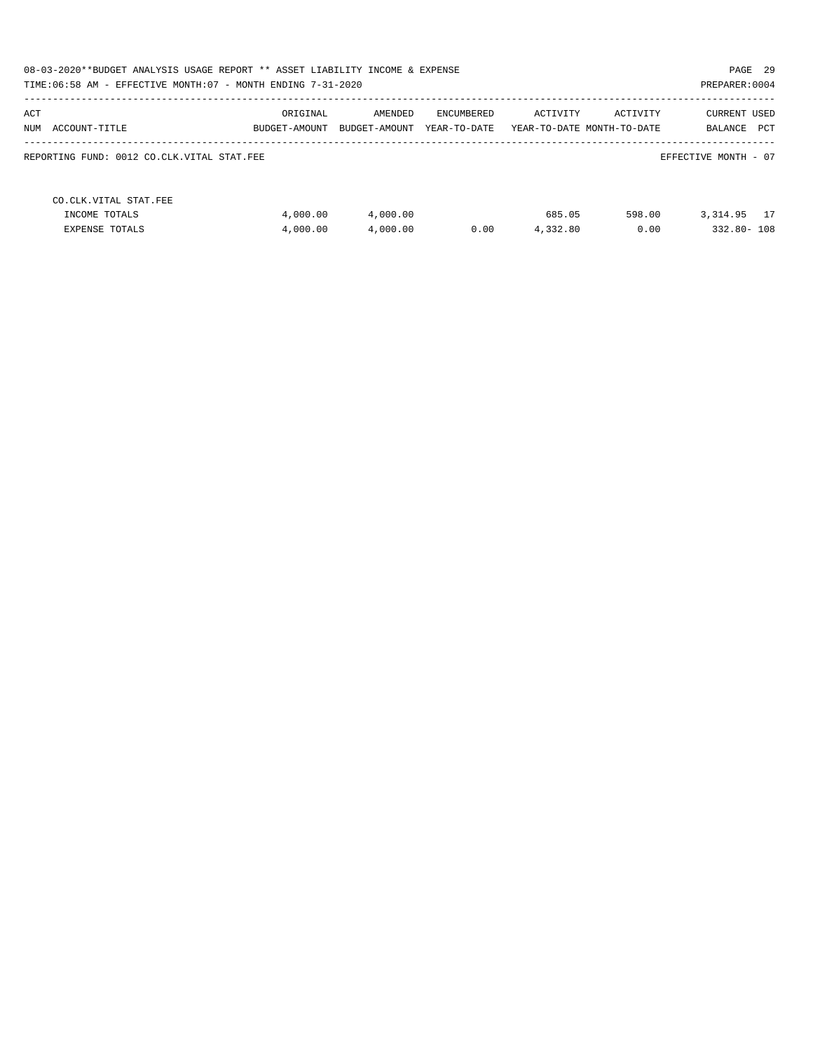REPORTING FUND: 0012 CO.CLK.VITAL STAT.FEE

EFFECTIVE MONTH - 07

| ACT NUM | ACCOUNT-TITLE | ORIGINAL BUDGET-AMOUNT | AMENDED BUDGET-AMOUNT | ENCUMBERED YEAR-TO-DATE | ACTIVITY YEAR-TO-DATE | ACTIVITY MONTH-TO-DATE | CURRENT BALANCE | USED PCT |
|---|---|---|---|---|---|---|---|---|
| | CO.CLK.VITAL STAT.FEE | | | | | | | |
| | INCOME TOTALS | 4,000.00 | 4,000.00 | | 685.05 | 598.00 | 3,314.95 | 17 |
| | EXPENSE TOTALS | 4,000.00 | 4,000.00 | 0.00 | 4,332.80 | 0.00 | 332.80- | 108 |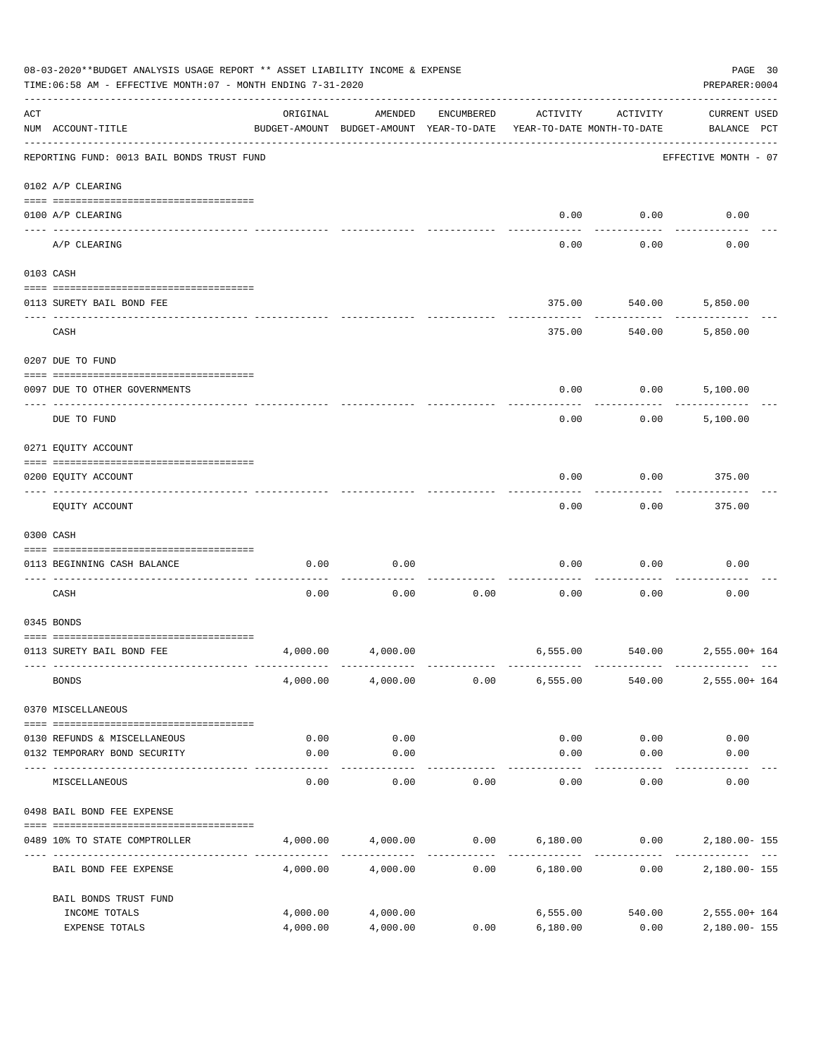08-03-2020**BUDGET ANALYSIS USAGE REPORT ** ASSET LIABILITY INCOME & EXPENSE

TIME:06:58 AM - EFFECTIVE MONTH:07 - MONTH ENDING 7-31-2020

PREPARER:0004

| ACT NUM | ACCOUNT-TITLE | ORIGINAL BUDGET-AMOUNT | AMENDED BUDGET-AMOUNT | ENCUMBERED YEAR-TO-DATE | ACTIVITY YEAR-TO-DATE | ACTIVITY MONTH-TO-DATE | CURRENT USED BALANCE | PCT |
|---|---|---|---|---|---|---|---|---|
| | REPORTING FUND: 0013 BAIL BONDS TRUST FUND | | | | | | EFFECTIVE MONTH - 07 | |
| | 0102 A/P CLEARING | | | | | | | |
| 0100 | A/P CLEARING | | | | 0.00 | 0.00 | 0.00 | |
| | A/P CLEARING | | | | 0.00 | 0.00 | 0.00 | |
| | 0103 CASH | | | | | | | |
| 0113 | SURETY BAIL BOND FEE | | | | 375.00 | 540.00 | 5,850.00 | |
| | CASH | | | | 375.00 | 540.00 | 5,850.00 | |
| | 0207 DUE TO FUND | | | | | | | |
| 0097 | DUE TO OTHER GOVERNMENTS | | | | 0.00 | 0.00 | 5,100.00 | |
| | DUE TO FUND | | | | 0.00 | 0.00 | 5,100.00 | |
| | 0271 EQUITY ACCOUNT | | | | | | | |
| 0200 | EQUITY ACCOUNT | | | | 0.00 | 0.00 | 375.00 | |
| | EQUITY ACCOUNT | | | | 0.00 | 0.00 | 375.00 | |
| | 0300 CASH | | | | | | | |
| 0113 | BEGINNING CASH BALANCE | 0.00 | 0.00 | | 0.00 | 0.00 | 0.00 | |
| | CASH | 0.00 | 0.00 | 0.00 | 0.00 | 0.00 | 0.00 | |
| | 0345 BONDS | | | | | | | |
| 0113 | SURETY BAIL BOND FEE | 4,000.00 | 4,000.00 | | 6,555.00 | 540.00 | 2,555.00+ | 164 |
| | BONDS | 4,000.00 | 4,000.00 | 0.00 | 6,555.00 | 540.00 | 2,555.00+ | 164 |
| | 0370 MISCELLANEOUS | | | | | | | |
| 0130 | REFUNDS & MISCELLANEOUS | 0.00 | 0.00 | | 0.00 | 0.00 | 0.00 | |
| 0132 | TEMPORARY BOND SECURITY | 0.00 | 0.00 | | 0.00 | 0.00 | 0.00 | |
| | MISCELLANEOUS | 0.00 | 0.00 | 0.00 | 0.00 | 0.00 | 0.00 | |
| | 0498 BAIL BOND FEE EXPENSE | | | | | | | |
| 0489 | 10% TO STATE COMPTROLLER | 4,000.00 | 4,000.00 | 0.00 | 6,180.00 | 0.00 | 2,180.00- | 155 |
| | BAIL BOND FEE EXPENSE | 4,000.00 | 4,000.00 | 0.00 | 6,180.00 | 0.00 | 2,180.00- | 155 |
| | BAIL BONDS TRUST FUND | | | | | | | |
| | INCOME TOTALS | 4,000.00 | 4,000.00 | | 6,555.00 | 540.00 | 2,555.00+ | 164 |
| | EXPENSE TOTALS | 4,000.00 | 4,000.00 | 0.00 | 6,180.00 | 0.00 | 2,180.00- | 155 |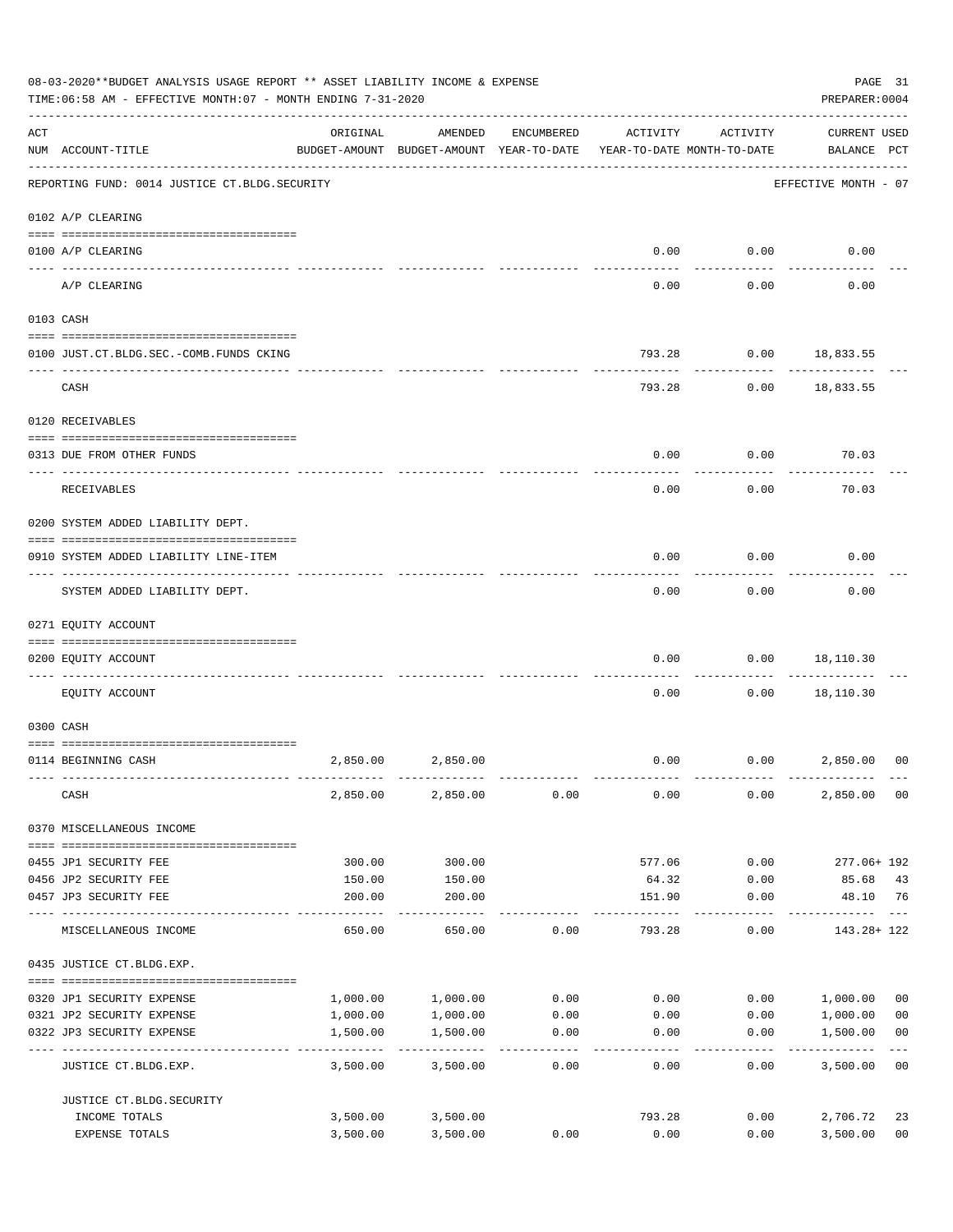08-03-2020**BUDGET ANALYSIS USAGE REPORT ** ASSET LIABILITY INCOME & EXPENSE

TIME:06:58 AM - EFFECTIVE MONTH:07 - MONTH ENDING 7-31-2020

PREPARER:0004

| ACT NUM | ACCOUNT-TITLE | ORIGINAL BUDGET-AMOUNT | AMENDED BUDGET-AMOUNT | ENCUMBERED YEAR-TO-DATE | ACTIVITY YEAR-TO-DATE | ACTIVITY MONTH-TO-DATE | CURRENT BALANCE | USED PCT |
|---|---|---|---|---|---|---|---|---|
| | REPORTING FUND: 0014 JUSTICE CT.BLDG.SECURITY | | | | | | EFFECTIVE MONTH - 07 | |
| | 0102 A/P CLEARING | | | | | | | |
| 0100 | A/P CLEARING | | | | 0.00 | 0.00 | 0.00 | |
| | A/P CLEARING | | | | 0.00 | 0.00 | 0.00 | |
| | 0103 CASH | | | | | | | |
| 0100 | JUST.CT.BLDG.SEC.-COMB.FUNDS CKING | | | | 793.28 | 0.00 | 18,833.55 | |
| | CASH | | | | 793.28 | 0.00 | 18,833.55 | |
| | 0120 RECEIVABLES | | | | | | | |
| 0313 | DUE FROM OTHER FUNDS | | | | 0.00 | 0.00 | 70.03 | |
| | RECEIVABLES | | | | 0.00 | 0.00 | 70.03 | |
| | 0200 SYSTEM ADDED LIABILITY DEPT. | | | | | | | |
| 0910 | SYSTEM ADDED LIABILITY LINE-ITEM | | | | 0.00 | 0.00 | 0.00 | |
| | SYSTEM ADDED LIABILITY DEPT. | | | | 0.00 | 0.00 | 0.00 | |
| | 0271 EQUITY ACCOUNT | | | | | | | |
| 0200 | EQUITY ACCOUNT | | | | 0.00 | 0.00 | 18,110.30 | |
| | EQUITY ACCOUNT | | | | 0.00 | 0.00 | 18,110.30 | |
| | 0300 CASH | | | | | | | |
| 0114 | BEGINNING CASH | 2,850.00 | 2,850.00 | | 0.00 | 0.00 | 2,850.00 | 00 |
| | CASH | 2,850.00 | 2,850.00 | 0.00 | 0.00 | 0.00 | 2,850.00 | 00 |
| | 0370 MISCELLANEOUS INCOME | | | | | | | |
| 0455 | JP1 SECURITY FEE | 300.00 | 300.00 | | 577.06 | 0.00 | 277.06+ | 192 |
| 0456 | JP2 SECURITY FEE | 150.00 | 150.00 | | 64.32 | 0.00 | 85.68 | 43 |
| 0457 | JP3 SECURITY FEE | 200.00 | 200.00 | | 151.90 | 0.00 | 48.10 | 76 |
| | MISCELLANEOUS INCOME | 650.00 | 650.00 | 0.00 | 793.28 | 0.00 | 143.28+ | 122 |
| | 0435 JUSTICE CT.BLDG.EXP. | | | | | | | |
| 0320 | JP1 SECURITY EXPENSE | 1,000.00 | 1,000.00 | 0.00 | 0.00 | 0.00 | 1,000.00 | 00 |
| 0321 | JP2 SECURITY EXPENSE | 1,000.00 | 1,000.00 | 0.00 | 0.00 | 0.00 | 1,000.00 | 00 |
| 0322 | JP3 SECURITY EXPENSE | 1,500.00 | 1,500.00 | 0.00 | 0.00 | 0.00 | 1,500.00 | 00 |
| | JUSTICE CT.BLDG.EXP. | 3,500.00 | 3,500.00 | 0.00 | 0.00 | 0.00 | 3,500.00 | 00 |
| | JUSTICE CT.BLDG.SECURITY | | | | | | | |
| | INCOME TOTALS | 3,500.00 | 3,500.00 | | 793.28 | 0.00 | 2,706.72 | 23 |
| | EXPENSE TOTALS | 3,500.00 | 3,500.00 | 0.00 | 0.00 | 0.00 | 3,500.00 | 00 |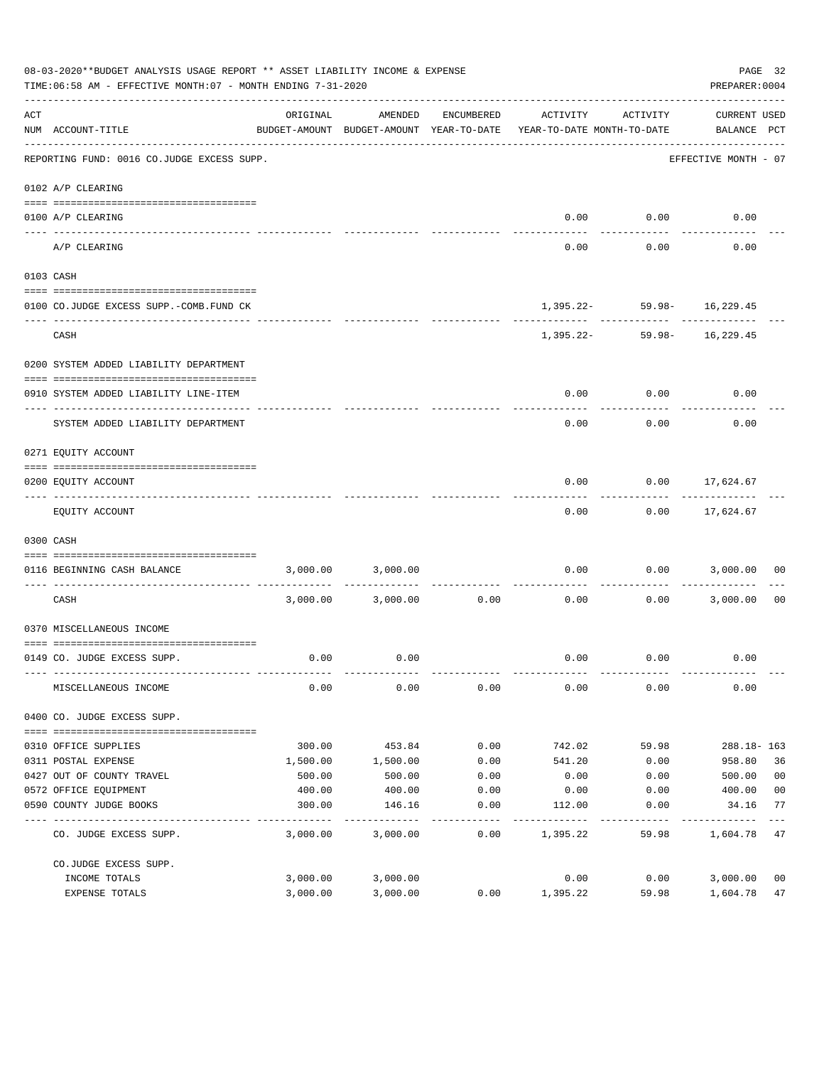08-03-2020**BUDGET ANALYSIS USAGE REPORT ** ASSET LIABILITY INCOME & EXPENSE

TIME:06:58 AM - EFFECTIVE MONTH:07 - MONTH ENDING 7-31-2020

PREPARER:0004

REPORTING FUND: 0016 CO.JUDGE EXCESS SUPP. — EFFECTIVE MONTH - 07

| ACT NUM | ACCOUNT-TITLE | ORIGINAL BUDGET-AMOUNT | AMENDED BUDGET-AMOUNT | ENCUMBERED YEAR-TO-DATE | ACTIVITY YEAR-TO-DATE | ACTIVITY MONTH-TO-DATE | CURRENT BALANCE | USED PCT |
|---|---|---|---|---|---|---|---|---|
| **0102** | **A/P CLEARING** | | | | | | | |
| 0100 | A/P CLEARING | | | | 0.00 | 0.00 | 0.00 | |
| | A/P CLEARING | | | | 0.00 | 0.00 | 0.00 | |
| **0103** | **CASH** | | | | | | | |
| 0100 | CO.JUDGE EXCESS SUPP.-COMB.FUND CK | | | | 1,395.22- | 59.98- | 16,229.45 | |
| | CASH | | | | 1,395.22- | 59.98- | 16,229.45 | |
| **0200** | **SYSTEM ADDED LIABILITY DEPARTMENT** | | | | | | | |
| 0910 | SYSTEM ADDED LIABILITY LINE-ITEM | | | | 0.00 | 0.00 | 0.00 | |
| | SYSTEM ADDED LIABILITY DEPARTMENT | | | | 0.00 | 0.00 | 0.00 | |
| **0271** | **EQUITY ACCOUNT** | | | | | | | |
| 0200 | EQUITY ACCOUNT | | | | 0.00 | 0.00 | 17,624.67 | |
| | EQUITY ACCOUNT | | | | 0.00 | 0.00 | 17,624.67 | |
| **0300** | **CASH** | | | | | | | |
| 0116 | BEGINNING CASH BALANCE | 3,000.00 | 3,000.00 | | 0.00 | 0.00 | 3,000.00 | 00 |
| | CASH | 3,000.00 | 3,000.00 | 0.00 | 0.00 | 0.00 | 3,000.00 | 00 |
| **0370** | **MISCELLANEOUS INCOME** | | | | | | | |
| 0149 | CO. JUDGE EXCESS SUPP. | 0.00 | 0.00 | | 0.00 | 0.00 | 0.00 | |
| | MISCELLANEOUS INCOME | 0.00 | 0.00 | 0.00 | 0.00 | 0.00 | 0.00 | |
| **0400** | **CO. JUDGE EXCESS SUPP.** | | | | | | | |
| 0310 | OFFICE SUPPLIES | 300.00 | 453.84 | 0.00 | 742.02 | 59.98 | 288.18- | 163 |
| 0311 | POSTAL EXPENSE | 1,500.00 | 1,500.00 | 0.00 | 541.20 | 0.00 | 958.80 | 36 |
| 0427 | OUT OF COUNTY TRAVEL | 500.00 | 500.00 | 0.00 | 0.00 | 0.00 | 500.00 | 00 |
| 0572 | OFFICE EQUIPMENT | 400.00 | 400.00 | 0.00 | 0.00 | 0.00 | 400.00 | 00 |
| 0590 | COUNTY JUDGE BOOKS | 300.00 | 146.16 | 0.00 | 112.00 | 0.00 | 34.16 | 77 |
| | CO. JUDGE EXCESS SUPP. | 3,000.00 | 3,000.00 | 0.00 | 1,395.22 | 59.98 | 1,604.78 | 47 |
| | CO.JUDGE EXCESS SUPP. | | | | | | | |
| | INCOME TOTALS | 3,000.00 | 3,000.00 | | 0.00 | 0.00 | 3,000.00 | 00 |
| | EXPENSE TOTALS | 3,000.00 | 3,000.00 | 0.00 | 1,395.22 | 59.98 | 1,604.78 | 47 |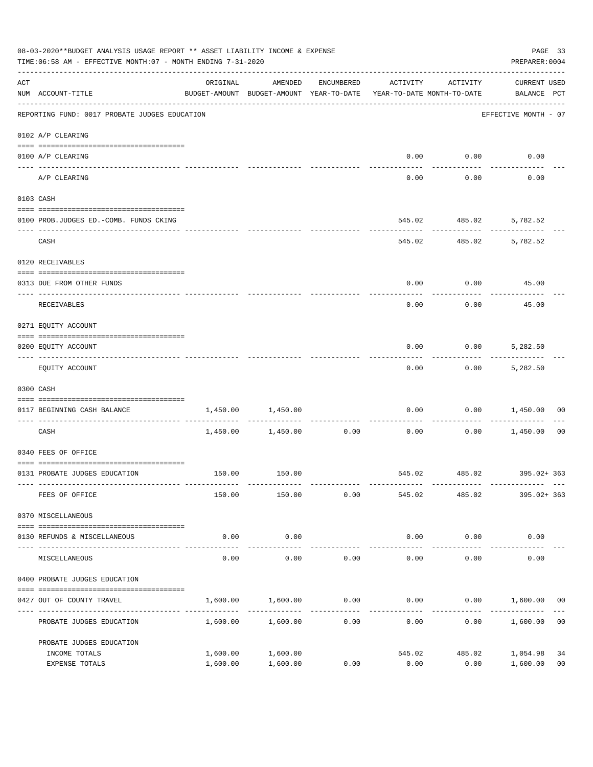08-03-2020**BUDGET ANALYSIS USAGE REPORT ** ASSET LIABILITY INCOME & EXPENSE

TIME:06:58 AM - EFFECTIVE MONTH:07 - MONTH ENDING 7-31-2020

PREPARER:0004

| ACT NUM | ACCOUNT-TITLE | ORIGINAL BUDGET-AMOUNT | AMENDED BUDGET-AMOUNT | ENCUMBERED YEAR-TO-DATE | ACTIVITY YEAR-TO-DATE | ACTIVITY MONTH-TO-DATE | CURRENT USED BALANCE | PCT |
|---|---|---|---|---|---|---|---|---|
| | REPORTING FUND: 0017 PROBATE JUDGES EDUCATION | | | | | | EFFECTIVE MONTH - 07 | |
| | 0102 A/P CLEARING | | | | | | | |
| 0100 | A/P CLEARING | | | | 0.00 | 0.00 | 0.00 | |
| | A/P CLEARING | | | | 0.00 | 0.00 | 0.00 | |
| | 0103 CASH | | | | | | | |
| 0100 | PROB.JUDGES ED.-COMB. FUNDS CKING | | | | 545.02 | 485.02 | 5,782.52 | |
| | CASH | | | | 545.02 | 485.02 | 5,782.52 | |
| | 0120 RECEIVABLES | | | | | | | |
| 0313 | DUE FROM OTHER FUNDS | | | | 0.00 | 0.00 | 45.00 | |
| | RECEIVABLES | | | | 0.00 | 0.00 | 45.00 | |
| | 0271 EQUITY ACCOUNT | | | | | | | |
| 0200 | EQUITY ACCOUNT | | | | 0.00 | 0.00 | 5,282.50 | |
| | EQUITY ACCOUNT | | | | 0.00 | 0.00 | 5,282.50 | |
| | 0300 CASH | | | | | | | |
| 0117 | BEGINNING CASH BALANCE | 1,450.00 | 1,450.00 | | 0.00 | 0.00 | 1,450.00 | 00 |
| | CASH | 1,450.00 | 1,450.00 | 0.00 | 0.00 | 0.00 | 1,450.00 | 00 |
| | 0340 FEES OF OFFICE | | | | | | | |
| 0131 | PROBATE JUDGES EDUCATION | 150.00 | 150.00 | | 545.02 | 485.02 | 395.02+ | 363 |
| | FEES OF OFFICE | 150.00 | 150.00 | 0.00 | 545.02 | 485.02 | 395.02+ | 363 |
| | 0370 MISCELLANEOUS | | | | | | | |
| 0130 | REFUNDS & MISCELLANEOUS | 0.00 | 0.00 | | 0.00 | 0.00 | 0.00 | |
| | MISCELLANEOUS | 0.00 | 0.00 | 0.00 | 0.00 | 0.00 | 0.00 | |
| | 0400 PROBATE JUDGES EDUCATION | | | | | | | |
| 0427 | OUT OF COUNTY TRAVEL | 1,600.00 | 1,600.00 | 0.00 | 0.00 | 0.00 | 1,600.00 | 00 |
| | PROBATE JUDGES EDUCATION | 1,600.00 | 1,600.00 | 0.00 | 0.00 | 0.00 | 1,600.00 | 00 |
| | PROBATE JUDGES EDUCATION | | | | | | | |
| | INCOME TOTALS | 1,600.00 | 1,600.00 | | 545.02 | 485.02 | 1,054.98 | 34 |
| | EXPENSE TOTALS | 1,600.00 | 1,600.00 | 0.00 | 0.00 | 0.00 | 1,600.00 | 00 |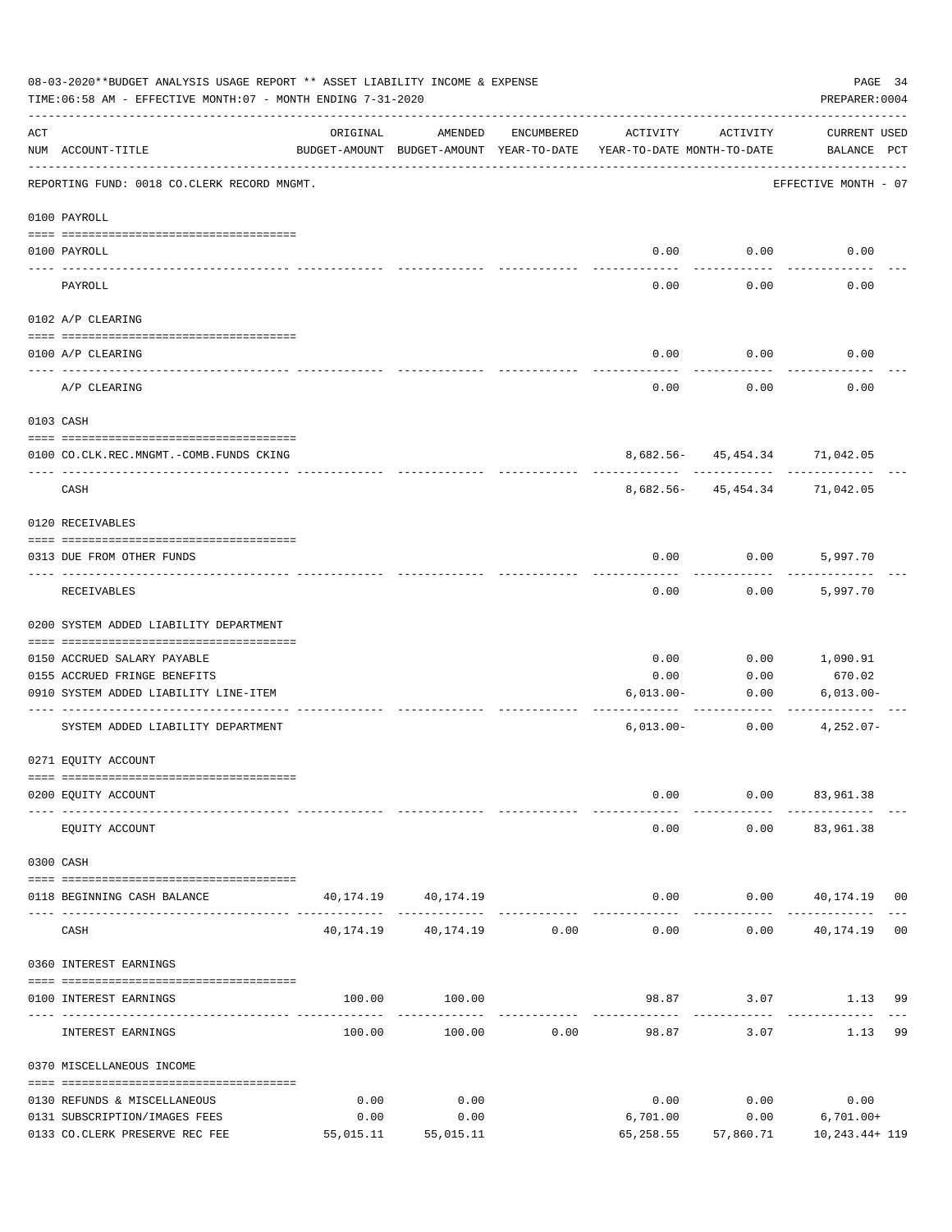08-03-2020**BUDGET ANALYSIS USAGE REPORT ** ASSET LIABILITY INCOME & EXPENSE

TIME:06:58 AM - EFFECTIVE MONTH:07 - MONTH ENDING 7-31-2020

PREPARER:0004

REPORTING FUND: 0018 CO.CLERK RECORD MNGMT.

EFFECTIVE MONTH - 07

| ACT NUM | ACCOUNT-TITLE | ORIGINAL BUDGET-AMOUNT | AMENDED BUDGET-AMOUNT | ENCUMBERED YEAR-TO-DATE | ACTIVITY YEAR-TO-DATE | ACTIVITY MONTH-TO-DATE | CURRENT USED BALANCE | PCT |
|---|---|---|---|---|---|---|---|---|
| 0100 PAYROLL | | | | | | | | |
| 0100 | PAYROLL | | | | 0.00 | 0.00 | 0.00 | |
| | PAYROLL | | | | 0.00 | 0.00 | 0.00 | |
| 0102 A/P CLEARING | | | | | | | | |
| 0100 | A/P CLEARING | | | | 0.00 | 0.00 | 0.00 | |
| | A/P CLEARING | | | | 0.00 | 0.00 | 0.00 | |
| 0103 CASH | | | | | | | | |
| 0100 | CO.CLK.REC.MNGMT.-COMB.FUNDS CKING | | | | 8,682.56- | 45,454.34 | 71,042.05 | |
| | CASH | | | | 8,682.56- | 45,454.34 | 71,042.05 | |
| 0120 RECEIVABLES | | | | | | | | |
| 0313 | DUE FROM OTHER FUNDS | | | | 0.00 | 0.00 | 5,997.70 | |
| | RECEIVABLES | | | | 0.00 | 0.00 | 5,997.70 | |
| 0200 SYSTEM ADDED LIABILITY DEPARTMENT | | | | | | | | |
| 0150 | ACCRUED SALARY PAYABLE | | | | 0.00 | 0.00 | 1,090.91 | |
| 0155 | ACCRUED FRINGE BENEFITS | | | | 0.00 | 0.00 | 670.02 | |
| 0910 | SYSTEM ADDED LIABILITY LINE-ITEM | | | | 6,013.00- | 0.00 | 6,013.00- | |
| | SYSTEM ADDED LIABILITY DEPARTMENT | | | | 6,013.00- | 0.00 | 4,252.07- | |
| 0271 EQUITY ACCOUNT | | | | | | | | |
| 0200 | EQUITY ACCOUNT | | | | 0.00 | 0.00 | 83,961.38 | |
| | EQUITY ACCOUNT | | | | 0.00 | 0.00 | 83,961.38 | |
| 0300 CASH | | | | | | | | |
| 0118 | BEGINNING CASH BALANCE | 40,174.19 | 40,174.19 | | 0.00 | 0.00 | 40,174.19 | 00 |
| | CASH | 40,174.19 | 40,174.19 | 0.00 | 0.00 | 0.00 | 40,174.19 | 00 |
| 0360 INTEREST EARNINGS | | | | | | | | |
| 0100 | INTEREST EARNINGS | 100.00 | 100.00 | | 98.87 | 3.07 | 1.13 | 99 |
| | INTEREST EARNINGS | 100.00 | 100.00 | 0.00 | 98.87 | 3.07 | 1.13 | 99 |
| 0370 MISCELLANEOUS INCOME | | | | | | | | |
| 0130 | REFUNDS & MISCELLANEOUS | 0.00 | 0.00 | | 0.00 | 0.00 | 0.00 | |
| 0131 | SUBSCRIPTION/IMAGES FEES | 0.00 | 0.00 | | 6,701.00 | 0.00 | 6,701.00+ | |
| 0133 | CO.CLERK PRESERVE REC FEE | 55,015.11 | 55,015.11 | | 65,258.55 | 57,860.71 | 10,243.44+ | 119 |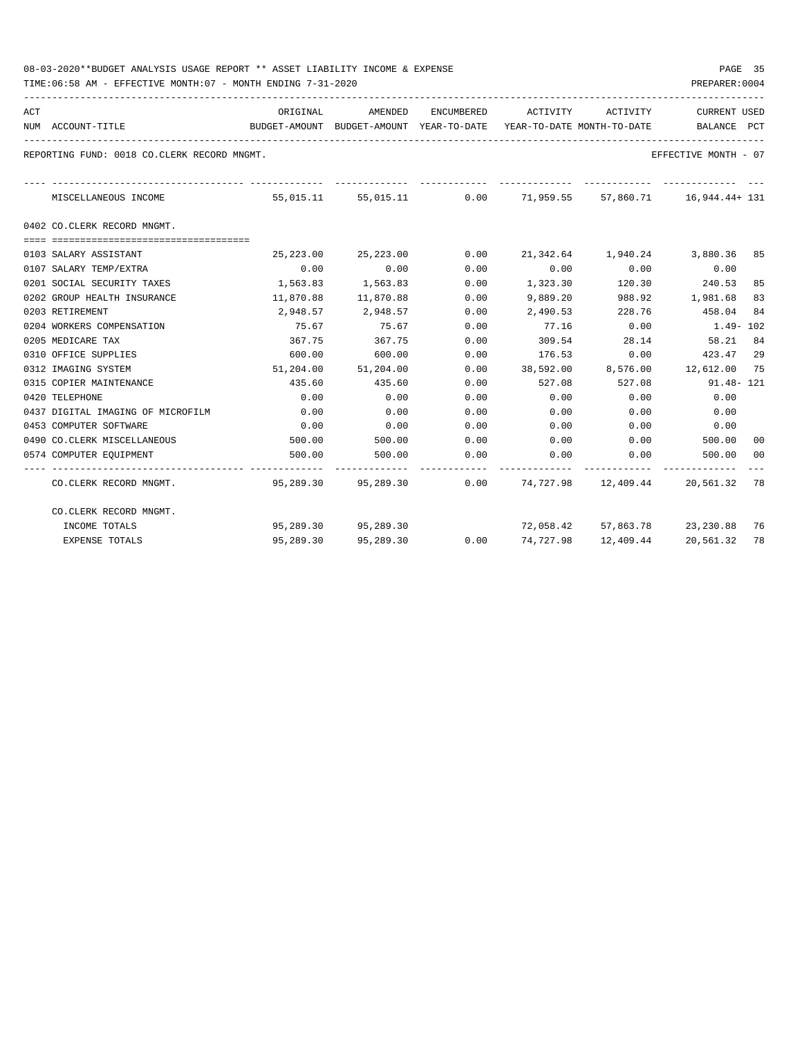08-03-2020**BUDGET ANALYSIS USAGE REPORT ** ASSET LIABILITY INCOME & EXPENSE

TIME:06:58 AM - EFFECTIVE MONTH:07 - MONTH ENDING 7-31-2020

PREPARER:0004

REPORTING FUND: 0018 CO.CLERK RECORD MNGMT.

EFFECTIVE MONTH - 07

| ACT NUM | ACCOUNT-TITLE | ORIGINAL BUDGET-AMOUNT | AMENDED BUDGET-AMOUNT | ENCUMBERED YEAR-TO-DATE | ACTIVITY YEAR-TO-DATE | ACTIVITY MONTH-TO-DATE | CURRENT BALANCE | USED PCT |
|---|---|---|---|---|---|---|---|---|
| | MISCELLANEOUS INCOME | 55,015.11 | 55,015.11 | 0.00 | 71,959.55 | 57,860.71 | 16,944.44+ | 131 |
| | **0402 CO.CLERK RECORD MNGMT.** | | | | | | | |
| 0103 | SALARY ASSISTANT | 25,223.00 | 25,223.00 | 0.00 | 21,342.64 | 1,940.24 | 3,880.36 | 85 |
| 0107 | SALARY TEMP/EXTRA | 0.00 | 0.00 | 0.00 | 0.00 | 0.00 | 0.00 | |
| 0201 | SOCIAL SECURITY TAXES | 1,563.83 | 1,563.83 | 0.00 | 1,323.30 | 120.30 | 240.53 | 85 |
| 0202 | GROUP HEALTH INSURANCE | 11,870.88 | 11,870.88 | 0.00 | 9,889.20 | 988.92 | 1,981.68 | 83 |
| 0203 | RETIREMENT | 2,948.57 | 2,948.57 | 0.00 | 2,490.53 | 228.76 | 458.04 | 84 |
| 0204 | WORKERS COMPENSATION | 75.67 | 75.67 | 0.00 | 77.16 | 0.00 | 1.49- | 102 |
| 0205 | MEDICARE TAX | 367.75 | 367.75 | 0.00 | 309.54 | 28.14 | 58.21 | 84 |
| 0310 | OFFICE SUPPLIES | 600.00 | 600.00 | 0.00 | 176.53 | 0.00 | 423.47 | 29 |
| 0312 | IMAGING SYSTEM | 51,204.00 | 51,204.00 | 0.00 | 38,592.00 | 8,576.00 | 12,612.00 | 75 |
| 0315 | COPIER MAINTENANCE | 435.60 | 435.60 | 0.00 | 527.08 | 527.08 | 91.48- | 121 |
| 0420 | TELEPHONE | 0.00 | 0.00 | 0.00 | 0.00 | 0.00 | 0.00 | |
| 0437 | DIGITAL IMAGING OF MICROFILM | 0.00 | 0.00 | 0.00 | 0.00 | 0.00 | 0.00 | |
| 0453 | COMPUTER SOFTWARE | 0.00 | 0.00 | 0.00 | 0.00 | 0.00 | 0.00 | |
| 0490 | CO.CLERK MISCELLANEOUS | 500.00 | 500.00 | 0.00 | 0.00 | 0.00 | 500.00 | 00 |
| 0574 | COMPUTER EQUIPMENT | 500.00 | 500.00 | 0.00 | 0.00 | 0.00 | 500.00 | 00 |
| | CO.CLERK RECORD MNGMT. | 95,289.30 | 95,289.30 | 0.00 | 74,727.98 | 12,409.44 | 20,561.32 | 78 |
| | CO.CLERK RECORD MNGMT. | | | | | | | |
| | INCOME TOTALS | 95,289.30 | 95,289.30 | | 72,058.42 | 57,863.78 | 23,230.88 | 76 |
| | EXPENSE TOTALS | 95,289.30 | 95,289.30 | 0.00 | 74,727.98 | 12,409.44 | 20,561.32 | 78 |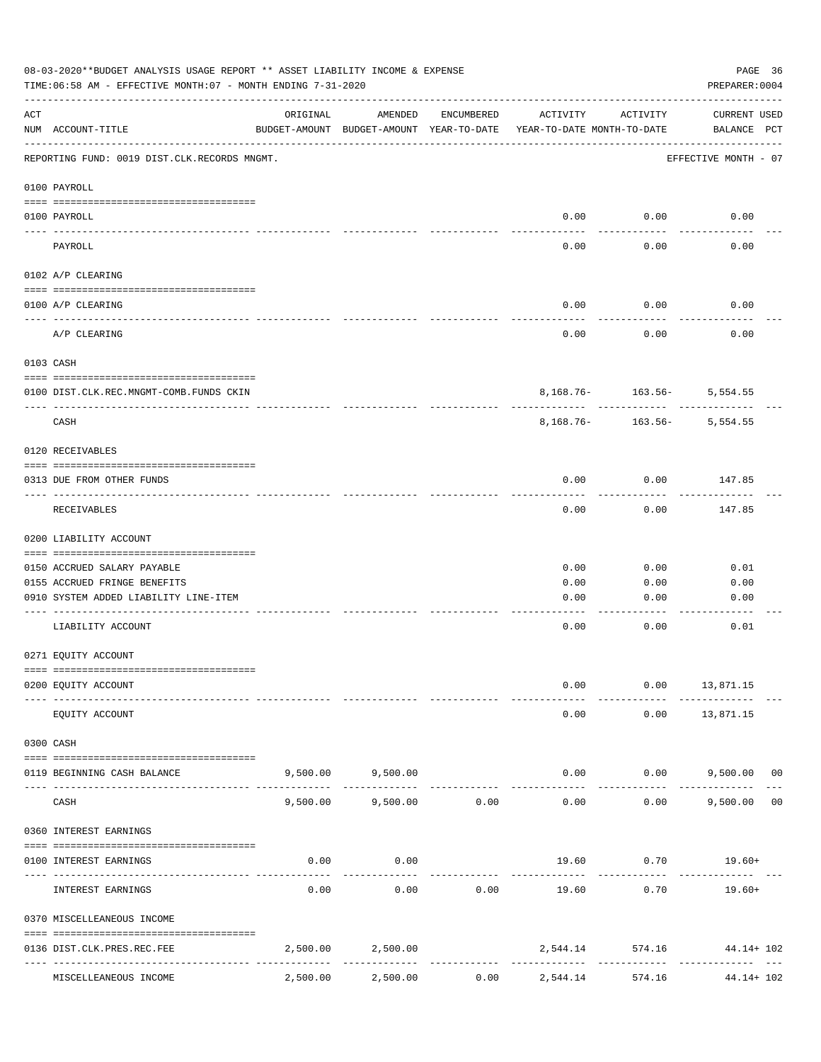08-03-2020**BUDGET ANALYSIS USAGE REPORT ** ASSET LIABILITY INCOME & EXPENSE

TIME:06:58 AM - EFFECTIVE MONTH:07 - MONTH ENDING 7-31-2020

PREPARER:0004

| ACT NUM | ACCOUNT-TITLE | ORIGINAL BUDGET-AMOUNT | AMENDED BUDGET-AMOUNT | ENCUMBERED YEAR-TO-DATE | ACTIVITY YEAR-TO-DATE | ACTIVITY MONTH-TO-DATE | CURRENT USED BALANCE | PCT |
|---|---|---|---|---|---|---|---|---|
| | REPORTING FUND: 0019 DIST.CLK.RECORDS MNGMT. | | | | | | EFFECTIVE MONTH - 07 | |
| | 0100 PAYROLL | | | | | | | |
| 0100 | PAYROLL | | | | 0.00 | 0.00 | 0.00 | |
| | PAYROLL | | | | 0.00 | 0.00 | 0.00 | |
| | 0102 A/P CLEARING | | | | | | | |
| 0100 | A/P CLEARING | | | | 0.00 | 0.00 | 0.00 | |
| | A/P CLEARING | | | | 0.00 | 0.00 | 0.00 | |
| | 0103 CASH | | | | | | | |
| 0100 | DIST.CLK.REC.MNGMT-COMB.FUNDS CKIN | | | | 8,168.76- | 163.56- | 5,554.55 | |
| | CASH | | | | 8,168.76- | 163.56- | 5,554.55 | |
| | 0120 RECEIVABLES | | | | | | | |
| 0313 | DUE FROM OTHER FUNDS | | | | 0.00 | 0.00 | 147.85 | |
| | RECEIVABLES | | | | 0.00 | 0.00 | 147.85 | |
| | 0200 LIABILITY ACCOUNT | | | | | | | |
| 0150 | ACCRUED SALARY PAYABLE | | | | 0.00 | 0.00 | 0.01 | |
| 0155 | ACCRUED FRINGE BENEFITS | | | | 0.00 | 0.00 | 0.00 | |
| 0910 | SYSTEM ADDED LIABILITY LINE-ITEM | | | | 0.00 | 0.00 | 0.00 | |
| | LIABILITY ACCOUNT | | | | 0.00 | 0.00 | 0.01 | |
| | 0271 EQUITY ACCOUNT | | | | | | | |
| 0200 | EQUITY ACCOUNT | | | | 0.00 | 0.00 | 13,871.15 | |
| | EQUITY ACCOUNT | | | | 0.00 | 0.00 | 13,871.15 | |
| | 0300 CASH | | | | | | | |
| 0119 | BEGINNING CASH BALANCE | 9,500.00 | 9,500.00 | | 0.00 | 0.00 | 9,500.00 | 00 |
| | CASH | 9,500.00 | 9,500.00 | 0.00 | 0.00 | 0.00 | 9,500.00 | 00 |
| | 0360 INTEREST EARNINGS | | | | | | | |
| 0100 | INTEREST EARNINGS | 0.00 | 0.00 | | 19.60 | 0.70 | 19.60+ | |
| | INTEREST EARNINGS | 0.00 | 0.00 | 0.00 | 19.60 | 0.70 | 19.60+ | |
| | 0370 MISCELLEANEOUS INCOME | | | | | | | |
| 0136 | DIST.CLK.PRES.REC.FEE | 2,500.00 | 2,500.00 | | 2,544.14 | 574.16 | 44.14+ | 102 |
| | MISCELLEANEOUS INCOME | 2,500.00 | 2,500.00 | 0.00 | 2,544.14 | 574.16 | 44.14+ | 102 |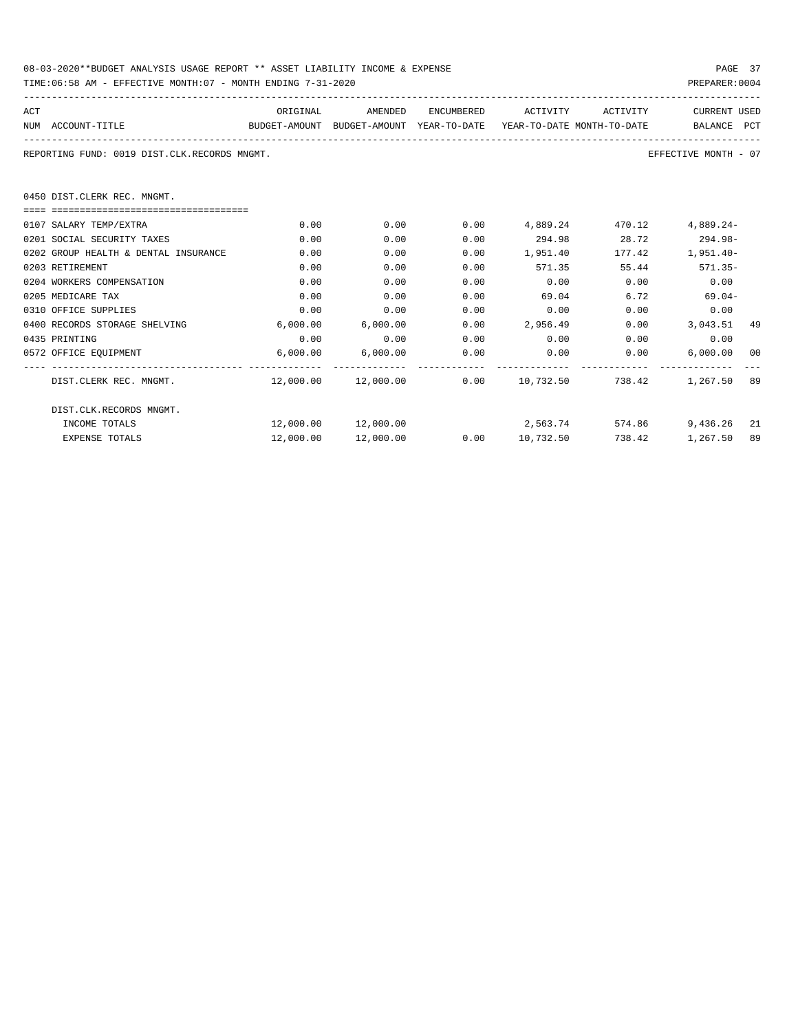08-03-2020**BUDGET ANALYSIS USAGE REPORT ** ASSET LIABILITY INCOME & EXPENSE

TIME:06:58 AM - EFFECTIVE MONTH:07 - MONTH ENDING 7-31-2020

PREPARER:0004

REPORTING FUND: 0019 DIST.CLK.RECORDS MNGMT.

EFFECTIVE MONTH - 07

| ACT NUM | ACCOUNT-TITLE | ORIGINAL BUDGET-AMOUNT | AMENDED BUDGET-AMOUNT | ENCUMBERED YEAR-TO-DATE | ACTIVITY YEAR-TO-DATE | ACTIVITY MONTH-TO-DATE | CURRENT BALANCE | USED PCT |
|---|---|---|---|---|---|---|---|---|
| | **0450 DIST.CLERK REC. MNGMT.** | | | | | | | |
| 0107 | SALARY TEMP/EXTRA | 0.00 | 0.00 | 0.00 | 4,889.24 | 470.12 | 4,889.24- | |
| 0201 | SOCIAL SECURITY TAXES | 0.00 | 0.00 | 0.00 | 294.98 | 28.72 | 294.98- | |
| 0202 | GROUP HEALTH & DENTAL INSURANCE | 0.00 | 0.00 | 0.00 | 1,951.40 | 177.42 | 1,951.40- | |
| 0203 | RETIREMENT | 0.00 | 0.00 | 0.00 | 571.35 | 55.44 | 571.35- | |
| 0204 | WORKERS COMPENSATION | 0.00 | 0.00 | 0.00 | 0.00 | 0.00 | 0.00 | |
| 0205 | MEDICARE TAX | 0.00 | 0.00 | 0.00 | 69.04 | 6.72 | 69.04- | |
| 0310 | OFFICE SUPPLIES | 0.00 | 0.00 | 0.00 | 0.00 | 0.00 | 0.00 | |
| 0400 | RECORDS STORAGE SHELVING | 6,000.00 | 6,000.00 | 0.00 | 2,956.49 | 0.00 | 3,043.51 | 49 |
| 0435 | PRINTING | 0.00 | 0.00 | 0.00 | 0.00 | 0.00 | 0.00 | |
| 0572 | OFFICE EQUIPMENT | 6,000.00 | 6,000.00 | 0.00 | 0.00 | 0.00 | 6,000.00 | 00 |
| | DIST.CLERK REC. MNGMT. | 12,000.00 | 12,000.00 | 0.00 | 10,732.50 | 738.42 | 1,267.50 | 89 |
| | **DIST.CLK.RECORDS MNGMT.** | | | | | | | |
| | INCOME TOTALS | 12,000.00 | 12,000.00 | | 2,563.74 | 574.86 | 9,436.26 | 21 |
| | EXPENSE TOTALS | 12,000.00 | 12,000.00 | 0.00 | 10,732.50 | 738.42 | 1,267.50 | 89 |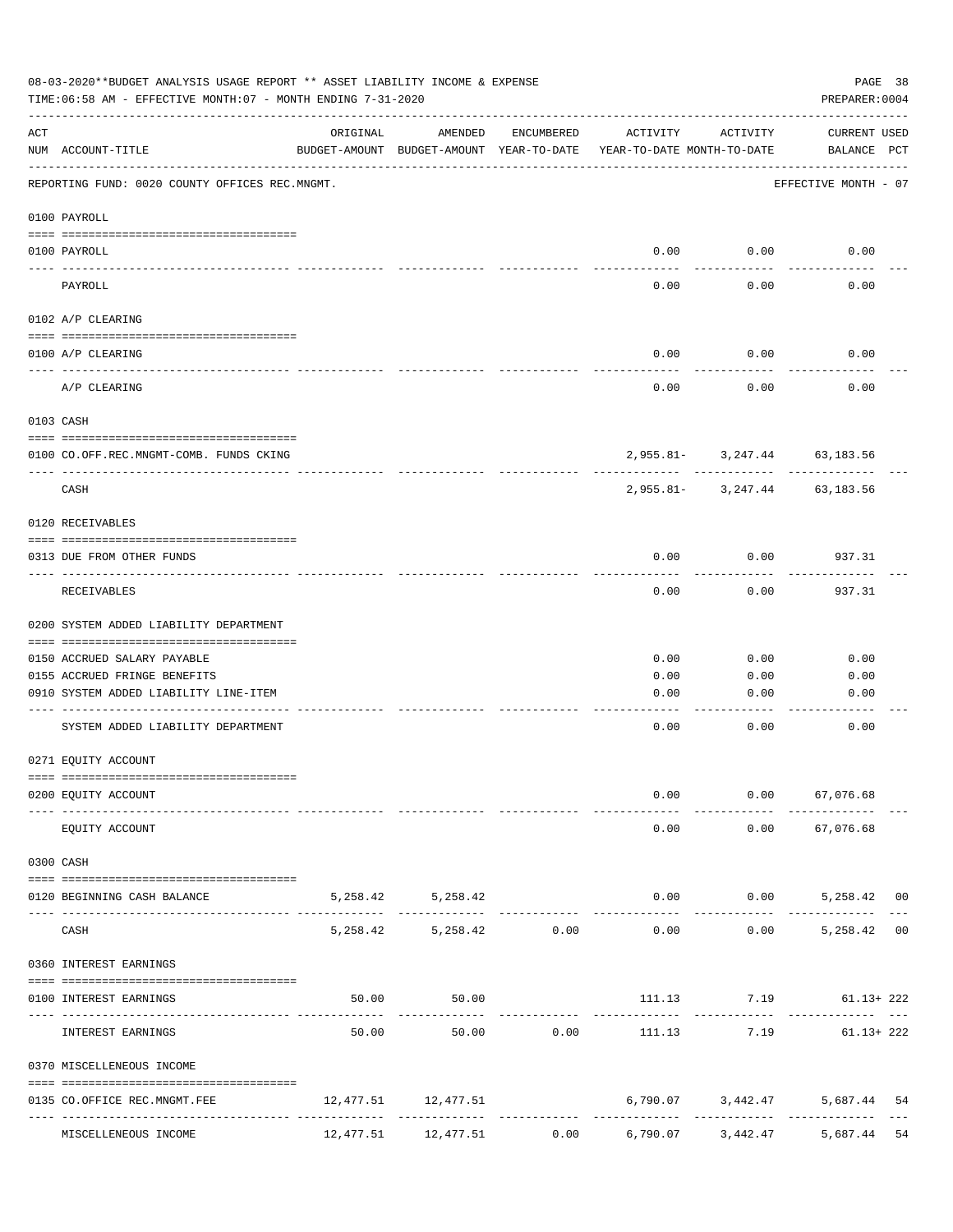08-03-2020**BUDGET ANALYSIS USAGE REPORT ** ASSET LIABILITY INCOME & EXPENSE

TIME:06:58 AM - EFFECTIVE MONTH:07 - MONTH ENDING 7-31-2020

PREPARER:0004

| ACT NUM | ACCOUNT-TITLE | ORIGINAL BUDGET-AMOUNT | AMENDED BUDGET-AMOUNT | ENCUMBERED YEAR-TO-DATE | ACTIVITY YEAR-TO-DATE | ACTIVITY MONTH-TO-DATE | CURRENT USED BALANCE | PCT |
|---|---|---|---|---|---|---|---|---|
| | REPORTING FUND: 0020 COUNTY OFFICES REC.MNGMT. | | | | | | EFFECTIVE MONTH - 07 | |
| | 0100 PAYROLL | | | | | | | |
| 0100 | PAYROLL | | | | 0.00 | 0.00 | 0.00 | |
| | PAYROLL | | | | 0.00 | 0.00 | 0.00 | |
| | 0102 A/P CLEARING | | | | | | | |
| 0100 | A/P CLEARING | | | | 0.00 | 0.00 | 0.00 | |
| | A/P CLEARING | | | | 0.00 | 0.00 | 0.00 | |
| | 0103 CASH | | | | | | | |
| 0100 | CO.OFF.REC.MNGMT-COMB. FUNDS CKING | | | | 2,955.81- | 3,247.44 | 63,183.56 | |
| | CASH | | | | 2,955.81- | 3,247.44 | 63,183.56 | |
| | 0120 RECEIVABLES | | | | | | | |
| 0313 | DUE FROM OTHER FUNDS | | | | 0.00 | 0.00 | 937.31 | |
| | RECEIVABLES | | | | 0.00 | 0.00 | 937.31 | |
| | 0200 SYSTEM ADDED LIABILITY DEPARTMENT | | | | | | | |
| 0150 | ACCRUED SALARY PAYABLE | | | | 0.00 | 0.00 | 0.00 | |
| 0155 | ACCRUED FRINGE BENEFITS | | | | 0.00 | 0.00 | 0.00 | |
| 0910 | SYSTEM ADDED LIABILITY LINE-ITEM | | | | 0.00 | 0.00 | 0.00 | |
| | SYSTEM ADDED LIABILITY DEPARTMENT | | | | 0.00 | 0.00 | 0.00 | |
| | 0271 EQUITY ACCOUNT | | | | | | | |
| 0200 | EQUITY ACCOUNT | | | | 0.00 | 0.00 | 67,076.68 | |
| | EQUITY ACCOUNT | | | | 0.00 | 0.00 | 67,076.68 | |
| | 0300 CASH | | | | | | | |
| 0120 | BEGINNING CASH BALANCE | 5,258.42 | 5,258.42 | | 0.00 | 0.00 | 5,258.42 | 00 |
| | CASH | 5,258.42 | 5,258.42 | 0.00 | 0.00 | 0.00 | 5,258.42 | 00 |
| | 0360 INTEREST EARNINGS | | | | | | | |
| 0100 | INTEREST EARNINGS | 50.00 | 50.00 | | 111.13 | 7.19 | 61.13+ | 222 |
| | INTEREST EARNINGS | 50.00 | 50.00 | 0.00 | 111.13 | 7.19 | 61.13+ | 222 |
| | 0370 MISCELLENEOUS INCOME | | | | | | | |
| 0135 | CO.OFFICE REC.MNGMT.FEE | 12,477.51 | 12,477.51 | | 6,790.07 | 3,442.47 | 5,687.44 | 54 |
| | MISCELLENEOUS INCOME | 12,477.51 | 12,477.51 | 0.00 | 6,790.07 | 3,442.47 | 5,687.44 | 54 |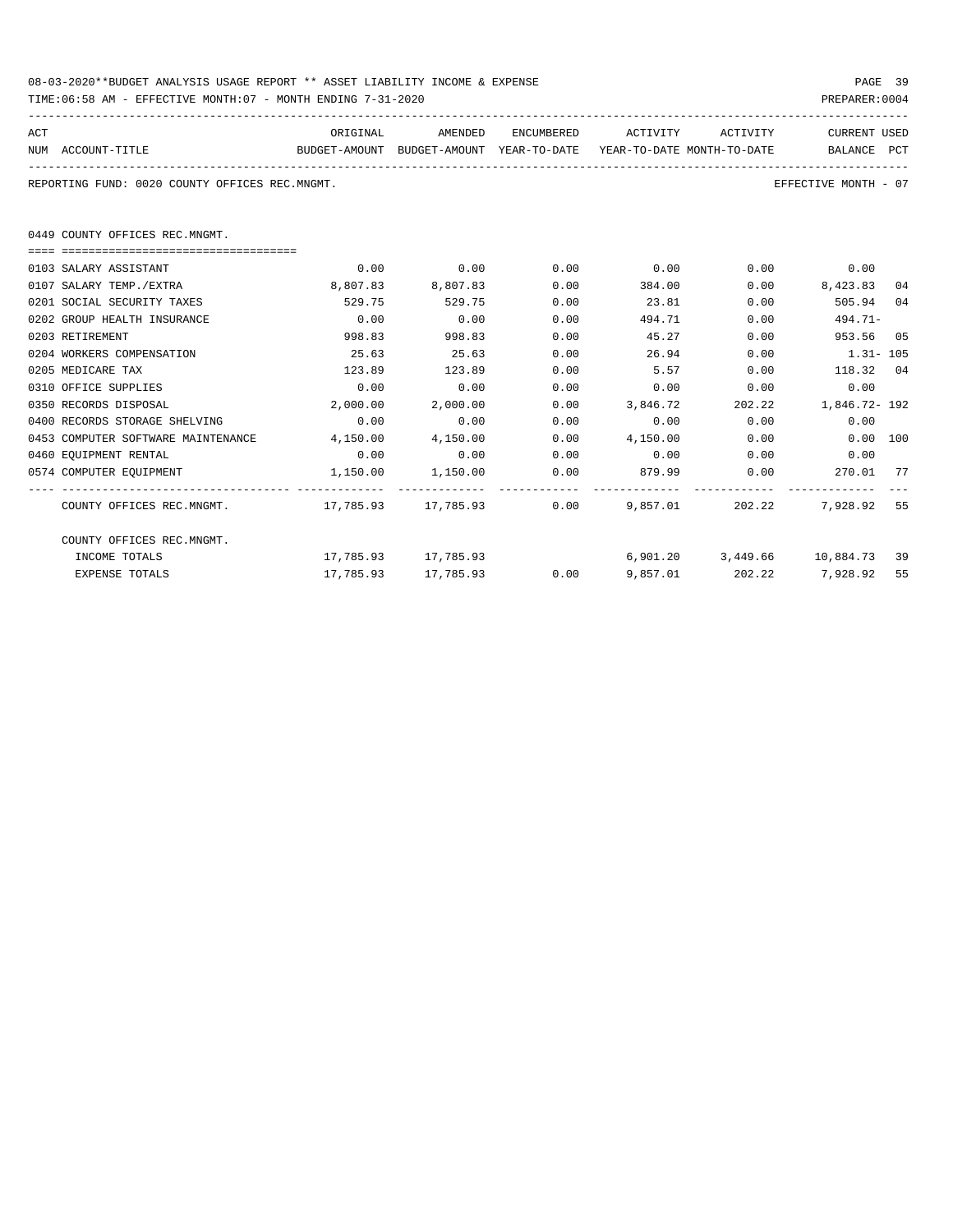08-03-2020**BUDGET ANALYSIS USAGE REPORT ** ASSET LIABILITY INCOME & EXPENSE

TIME:06:58 AM - EFFECTIVE MONTH:07 - MONTH ENDING 7-31-2020

REPORTING FUND: 0020 COUNTY OFFICES REC.MNGMT. — EFFECTIVE MONTH - 07

## 0449 COUNTY OFFICES REC.MNGMT.

| ACT NUM | ACCOUNT-TITLE | ORIGINAL BUDGET-AMOUNT | AMENDED BUDGET-AMOUNT | ENCUMBERED YEAR-TO-DATE | ACTIVITY YEAR-TO-DATE | ACTIVITY MONTH-TO-DATE | CURRENT BALANCE | USED PCT |
|---|---|---|---|---|---|---|---|---|
| 0103 | SALARY ASSISTANT | 0.00 | 0.00 | 0.00 | 0.00 | 0.00 | 0.00 | |
| 0107 | SALARY TEMP./EXTRA | 8,807.83 | 8,807.83 | 0.00 | 384.00 | 0.00 | 8,423.83 | 04 |
| 0201 | SOCIAL SECURITY TAXES | 529.75 | 529.75 | 0.00 | 23.81 | 0.00 | 505.94 | 04 |
| 0202 | GROUP HEALTH INSURANCE | 0.00 | 0.00 | 0.00 | 494.71 | 0.00 | 494.71- | |
| 0203 | RETIREMENT | 998.83 | 998.83 | 0.00 | 45.27 | 0.00 | 953.56 | 05 |
| 0204 | WORKERS COMPENSATION | 25.63 | 25.63 | 0.00 | 26.94 | 0.00 | 1.31- | 105 |
| 0205 | MEDICARE TAX | 123.89 | 123.89 | 0.00 | 5.57 | 0.00 | 118.32 | 04 |
| 0310 | OFFICE SUPPLIES | 0.00 | 0.00 | 0.00 | 0.00 | 0.00 | 0.00 | |
| 0350 | RECORDS DISPOSAL | 2,000.00 | 2,000.00 | 0.00 | 3,846.72 | 202.22 | 1,846.72- | 192 |
| 0400 | RECORDS STORAGE SHELVING | 0.00 | 0.00 | 0.00 | 0.00 | 0.00 | 0.00 | |
| 0453 | COMPUTER SOFTWARE MAINTENANCE | 4,150.00 | 4,150.00 | 0.00 | 4,150.00 | 0.00 | 0.00 | 100 |
| 0460 | EQUIPMENT RENTAL | 0.00 | 0.00 | 0.00 | 0.00 | 0.00 | 0.00 | |
| 0574 | COMPUTER EQUIPMENT | 1,150.00 | 1,150.00 | 0.00 | 879.99 | 0.00 | 270.01 | 77 |
| | COUNTY OFFICES REC.MNGMT. | 17,785.93 | 17,785.93 | 0.00 | 9,857.01 | 202.22 | 7,928.92 | 55 |
| | COUNTY OFFICES REC.MNGMT. | | | | | | | |
| | INCOME TOTALS | 17,785.93 | 17,785.93 | | 6,901.20 | 3,449.66 | 10,884.73 | 39 |
| | EXPENSE TOTALS | 17,785.93 | 17,785.93 | 0.00 | 9,857.01 | 202.22 | 7,928.92 | 55 |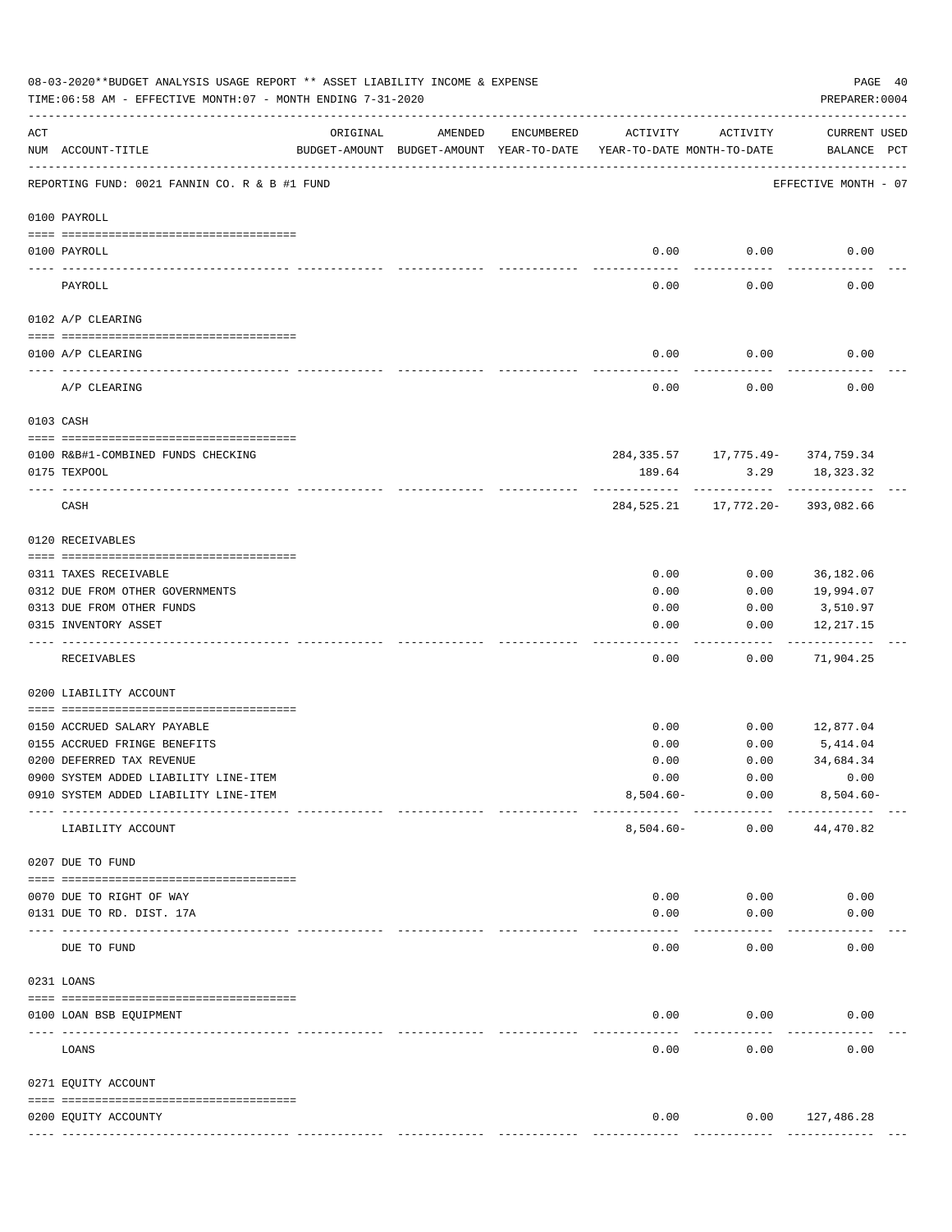08-03-2020**BUDGET ANALYSIS USAGE REPORT ** ASSET LIABILITY INCOME & EXPENSE

TIME:06:58 AM - EFFECTIVE MONTH:07 - MONTH ENDING 7-31-2020

PREPARER:0004

REPORTING FUND: 0021 FANNIN CO. R & B #1 FUND — EFFECTIVE MONTH - 07

| ACT NUM | ACCOUNT-TITLE | ORIGINAL BUDGET-AMOUNT | AMENDED BUDGET-AMOUNT | ENCUMBERED YEAR-TO-DATE | ACTIVITY YEAR-TO-DATE | ACTIVITY MONTH-TO-DATE | CURRENT BALANCE | USED PCT |
|---|---|---|---|---|---|---|---|---|
| **0100** | **PAYROLL** | | | | | | | |
| 0100 | PAYROLL | | | | 0.00 | 0.00 | 0.00 | |
| | PAYROLL | | | | 0.00 | 0.00 | 0.00 | |
| **0102** | **A/P CLEARING** | | | | | | | |
| 0100 | A/P CLEARING | | | | 0.00 | 0.00 | 0.00 | |
| | A/P CLEARING | | | | 0.00 | 0.00 | 0.00 | |
| **0103** | **CASH** | | | | | | | |
| 0100 | R&B#1-COMBINED FUNDS CHECKING | | | | 284,335.57 | 17,775.49- | 374,759.34 | |
| 0175 | TEXPOOL | | | | 189.64 | 3.29 | 18,323.32 | |
| | CASH | | | | 284,525.21 | 17,772.20- | 393,082.66 | |
| **0120** | **RECEIVABLES** | | | | | | | |
| 0311 | TAXES RECEIVABLE | | | | 0.00 | 0.00 | 36,182.06 | |
| 0312 | DUE FROM OTHER GOVERNMENTS | | | | 0.00 | 0.00 | 19,994.07 | |
| 0313 | DUE FROM OTHER FUNDS | | | | 0.00 | 0.00 | 3,510.97 | |
| 0315 | INVENTORY ASSET | | | | 0.00 | 0.00 | 12,217.15 | |
| | RECEIVABLES | | | | 0.00 | 0.00 | 71,904.25 | |
| **0200** | **LIABILITY ACCOUNT** | | | | | | | |
| 0150 | ACCRUED SALARY PAYABLE | | | | 0.00 | 0.00 | 12,877.04 | |
| 0155 | ACCRUED FRINGE BENEFITS | | | | 0.00 | 0.00 | 5,414.04 | |
| 0200 | DEFERRED TAX REVENUE | | | | 0.00 | 0.00 | 34,684.34 | |
| 0900 | SYSTEM ADDED LIABILITY LINE-ITEM | | | | 0.00 | 0.00 | 0.00 | |
| 0910 | SYSTEM ADDED LIABILITY LINE-ITEM | | | | 8,504.60- | 0.00 | 8,504.60- | |
| | LIABILITY ACCOUNT | | | | 8,504.60- | 0.00 | 44,470.82 | |
| **0207** | **DUE TO FUND** | | | | | | | |
| 0070 | DUE TO RIGHT OF WAY | | | | 0.00 | 0.00 | 0.00 | |
| 0131 | DUE TO RD. DIST. 17A | | | | 0.00 | 0.00 | 0.00 | |
| | DUE TO FUND | | | | 0.00 | 0.00 | 0.00 | |
| **0231** | **LOANS** | | | | | | | |
| 0100 | LOAN BSB EQUIPMENT | | | | 0.00 | 0.00 | 0.00 | |
| | LOANS | | | | 0.00 | 0.00 | 0.00 | |
| **0271** | **EQUITY ACCOUNT** | | | | | | | |
| 0200 | EQUITY ACCOUNTY | | | | 0.00 | 0.00 | 127,486.28 | |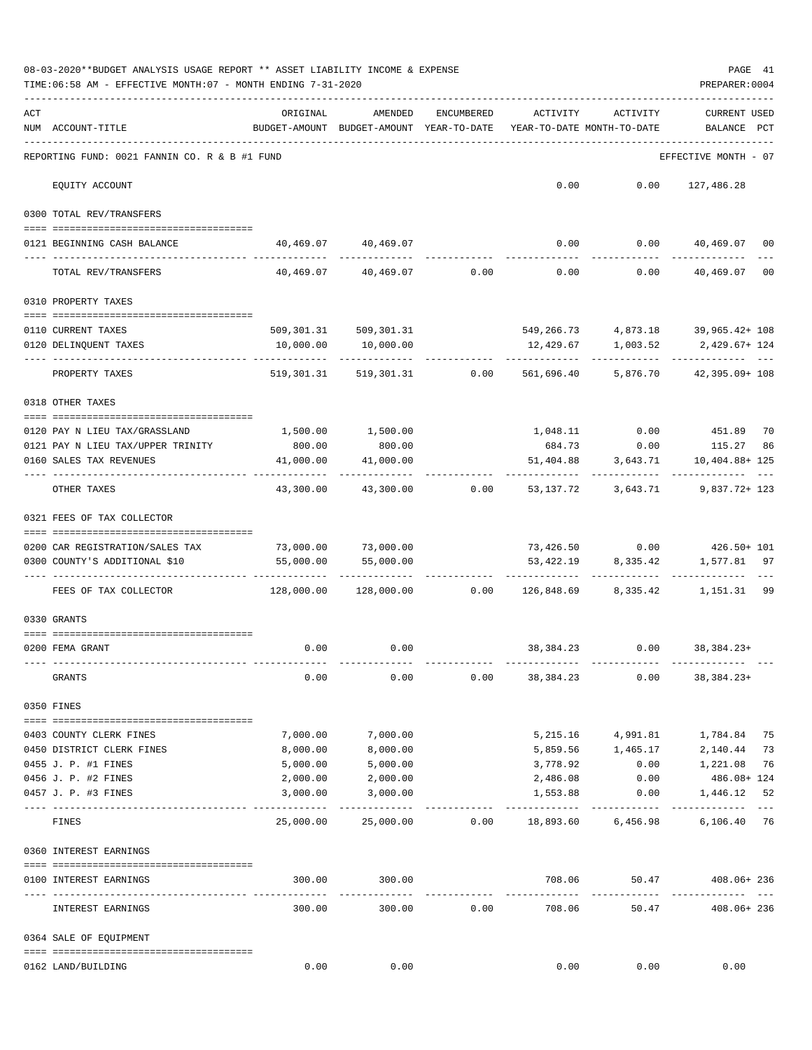08-03-2020**BUDGET ANALYSIS USAGE REPORT ** ASSET LIABILITY INCOME & EXPENSE

TIME:06:58 AM - EFFECTIVE MONTH:07 - MONTH ENDING 7-31-2020

PREPARER:0004

| ACT NUM | ACCOUNT-TITLE | ORIGINAL BUDGET-AMOUNT | AMENDED BUDGET-AMOUNT | ENCUMBERED YEAR-TO-DATE | ACTIVITY YEAR-TO-DATE | ACTIVITY MONTH-TO-DATE | CURRENT USED BALANCE | PCT |
|---|---|---|---|---|---|---|---|---|
| | REPORTING FUND: 0021 FANNIN CO. R & B #1 FUND | | | | | | EFFECTIVE MONTH - 07 | |
| | EQUITY ACCOUNT | | | | 0.00 | 0.00 | 127,486.28 | |
| | 0300 TOTAL REV/TRANSFERS | | | | | | | |
| 0121 | BEGINNING CASH BALANCE | 40,469.07 | 40,469.07 | | 0.00 | 0.00 | 40,469.07 | 00 |
| | TOTAL REV/TRANSFERS | 40,469.07 | 40,469.07 | 0.00 | 0.00 | 0.00 | 40,469.07 | 00 |
| | 0310 PROPERTY TAXES | | | | | | | |
| 0110 | CURRENT TAXES | 509,301.31 | 509,301.31 | | 549,266.73 | 4,873.18 | 39,965.42+ | 108 |
| 0120 | DELINQUENT TAXES | 10,000.00 | 10,000.00 | | 12,429.67 | 1,003.52 | 2,429.67+ | 124 |
| | PROPERTY TAXES | 519,301.31 | 519,301.31 | 0.00 | 561,696.40 | 5,876.70 | 42,395.09+ | 108 |
| | 0318 OTHER TAXES | | | | | | | |
| 0120 | PAY N LIEU TAX/GRASSLAND | 1,500.00 | 1,500.00 | | 1,048.11 | 0.00 | 451.89 | 70 |
| 0121 | PAY N LIEU TAX/UPPER TRINITY | 800.00 | 800.00 | | 684.73 | 0.00 | 115.27 | 86 |
| 0160 | SALES TAX REVENUES | 41,000.00 | 41,000.00 | | 51,404.88 | 3,643.71 | 10,404.88+ | 125 |
| | OTHER TAXES | 43,300.00 | 43,300.00 | 0.00 | 53,137.72 | 3,643.71 | 9,837.72+ | 123 |
| | 0321 FEES OF TAX COLLECTOR | | | | | | | |
| 0200 | CAR REGISTRATION/SALES TAX | 73,000.00 | 73,000.00 | | 73,426.50 | 0.00 | 426.50+ | 101 |
| 0300 | COUNTY'S ADDITIONAL $10 | 55,000.00 | 55,000.00 | | 53,422.19 | 8,335.42 | 1,577.81 | 97 |
| | FEES OF TAX COLLECTOR | 128,000.00 | 128,000.00 | 0.00 | 126,848.69 | 8,335.42 | 1,151.31 | 99 |
| | 0330 GRANTS | | | | | | | |
| 0200 | FEMA GRANT | 0.00 | 0.00 | | 38,384.23 | 0.00 | 38,384.23+ | |
| | GRANTS | 0.00 | 0.00 | 0.00 | 38,384.23 | 0.00 | 38,384.23+ | |
| | 0350 FINES | | | | | | | |
| 0403 | COUNTY CLERK FINES | 7,000.00 | 7,000.00 | | 5,215.16 | 4,991.81 | 1,784.84 | 75 |
| 0450 | DISTRICT CLERK FINES | 8,000.00 | 8,000.00 | | 5,859.56 | 1,465.17 | 2,140.44 | 73 |
| 0455 | J. P. #1 FINES | 5,000.00 | 5,000.00 | | 3,778.92 | 0.00 | 1,221.08 | 76 |
| 0456 | J. P. #2 FINES | 2,000.00 | 2,000.00 | | 2,486.08 | 0.00 | 486.08+ | 124 |
| 0457 | J. P. #3 FINES | 3,000.00 | 3,000.00 | | 1,553.88 | 0.00 | 1,446.12 | 52 |
| | FINES | 25,000.00 | 25,000.00 | 0.00 | 18,893.60 | 6,456.98 | 6,106.40 | 76 |
| | 0360 INTEREST EARNINGS | | | | | | | |
| 0100 | INTEREST EARNINGS | 300.00 | 300.00 | | 708.06 | 50.47 | 408.06+ | 236 |
| | INTEREST EARNINGS | 300.00 | 300.00 | 0.00 | 708.06 | 50.47 | 408.06+ | 236 |
| | 0364 SALE OF EQUIPMENT | | | | | | | |
| 0162 | LAND/BUILDING | 0.00 | 0.00 | | 0.00 | 0.00 | 0.00 | |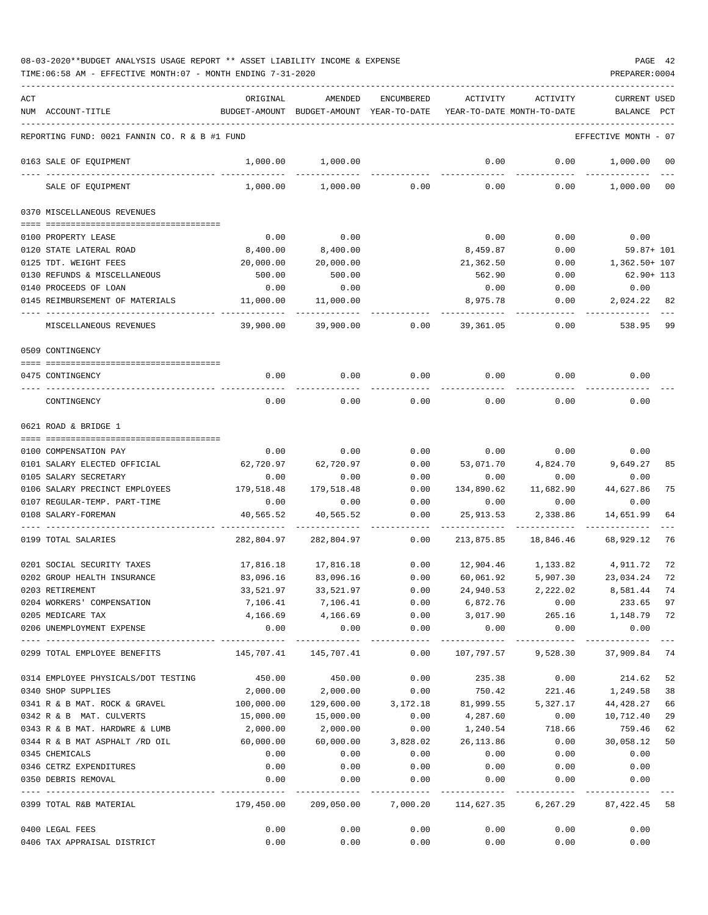08-03-2020**BUDGET ANALYSIS USAGE REPORT ** ASSET LIABILITY INCOME & EXPENSE

TIME:06:58 AM - EFFECTIVE MONTH:07 - MONTH ENDING 7-31-2020

PREPARER:0004

| ACT NUM | ACCOUNT-TITLE | ORIGINAL BUDGET-AMOUNT | AMENDED BUDGET-AMOUNT | ENCUMBERED YEAR-TO-DATE | ACTIVITY YEAR-TO-DATE | ACTIVITY MONTH-TO-DATE | CURRENT BALANCE | USED PCT |
|---|---|---|---|---|---|---|---|---|
| | REPORTING FUND: 0021 FANNIN CO. R & B #1 FUND | | | | | | EFFECTIVE MONTH - 07 | |
| 0163 | SALE OF EQUIPMENT | 1,000.00 | 1,000.00 | | 0.00 | 0.00 | 1,000.00 | 00 |
| | SALE OF EQUIPMENT | 1,000.00 | 1,000.00 | 0.00 | 0.00 | 0.00 | 1,000.00 | 00 |
| | 0370 MISCELLANEOUS REVENUES | | | | | | | |
| 0100 | PROPERTY LEASE | 0.00 | 0.00 | | 0.00 | 0.00 | 0.00 | |
| 0120 | STATE LATERAL ROAD | 8,400.00 | 8,400.00 | | 8,459.87 | 0.00 | 59.87+ | 101 |
| 0125 | TDT. WEIGHT FEES | 20,000.00 | 20,000.00 | | 21,362.50 | 0.00 | 1,362.50+ | 107 |
| 0130 | REFUNDS & MISCELLANEOUS | 500.00 | 500.00 | | 562.90 | 0.00 | 62.90+ | 113 |
| 0140 | PROCEEDS OF LOAN | 0.00 | 0.00 | | 0.00 | 0.00 | 0.00 | |
| 0145 | REIMBURSEMENT OF MATERIALS | 11,000.00 | 11,000.00 | | 8,975.78 | 0.00 | 2,024.22 | 82 |
| | MISCELLANEOUS REVENUES | 39,900.00 | 39,900.00 | 0.00 | 39,361.05 | 0.00 | 538.95 | 99 |
| | 0509 CONTINGENCY | | | | | | | |
| 0475 | CONTINGENCY | 0.00 | 0.00 | 0.00 | 0.00 | 0.00 | 0.00 | |
| | CONTINGENCY | 0.00 | 0.00 | 0.00 | 0.00 | 0.00 | 0.00 | |
| | 0621 ROAD & BRIDGE 1 | | | | | | | |
| 0100 | COMPENSATION PAY | 0.00 | 0.00 | 0.00 | 0.00 | 0.00 | 0.00 | |
| 0101 | SALARY ELECTED OFFICIAL | 62,720.97 | 62,720.97 | 0.00 | 53,071.70 | 4,824.70 | 9,649.27 | 85 |
| 0105 | SALARY SECRETARY | 0.00 | 0.00 | 0.00 | 0.00 | 0.00 | 0.00 | |
| 0106 | SALARY PRECINCT EMPLOYEES | 179,518.48 | 179,518.48 | 0.00 | 134,890.62 | 11,682.90 | 44,627.86 | 75 |
| 0107 | REGULAR-TEMP. PART-TIME | 0.00 | 0.00 | 0.00 | 0.00 | 0.00 | 0.00 | |
| 0108 | SALARY-FOREMAN | 40,565.52 | 40,565.52 | 0.00 | 25,913.53 | 2,338.86 | 14,651.99 | 64 |
| 0199 | TOTAL SALARIES | 282,804.97 | 282,804.97 | 0.00 | 213,875.85 | 18,846.46 | 68,929.12 | 76 |
| 0201 | SOCIAL SECURITY TAXES | 17,816.18 | 17,816.18 | 0.00 | 12,904.46 | 1,133.82 | 4,911.72 | 72 |
| 0202 | GROUP HEALTH INSURANCE | 83,096.16 | 83,096.16 | 0.00 | 60,061.92 | 5,907.30 | 23,034.24 | 72 |
| 0203 | RETIREMENT | 33,521.97 | 33,521.97 | 0.00 | 24,940.53 | 2,222.02 | 8,581.44 | 74 |
| 0204 | WORKERS' COMPENSATION | 7,106.41 | 7,106.41 | 0.00 | 6,872.76 | 0.00 | 233.65 | 97 |
| 0205 | MEDICARE TAX | 4,166.69 | 4,166.69 | 0.00 | 3,017.90 | 265.16 | 1,148.79 | 72 |
| 0206 | UNEMPLOYMENT EXPENSE | 0.00 | 0.00 | 0.00 | 0.00 | 0.00 | 0.00 | |
| 0299 | TOTAL EMPLOYEE BENEFITS | 145,707.41 | 145,707.41 | 0.00 | 107,797.57 | 9,528.30 | 37,909.84 | 74 |
| 0314 | EMPLOYEE PHYSICALS/DOT TESTING | 450.00 | 450.00 | 0.00 | 235.38 | 0.00 | 214.62 | 52 |
| 0340 | SHOP SUPPLIES | 2,000.00 | 2,000.00 | 0.00 | 750.42 | 221.46 | 1,249.58 | 38 |
| 0341 | R & B MAT. ROCK & GRAVEL | 100,000.00 | 129,600.00 | 3,172.18 | 81,999.55 | 5,327.17 | 44,428.27 | 66 |
| 0342 | R & B MAT. CULVERTS | 15,000.00 | 15,000.00 | 0.00 | 4,287.60 | 0.00 | 10,712.40 | 29 |
| 0343 | R & B MAT. HARDWRE & LUMB | 2,000.00 | 2,000.00 | 0.00 | 1,240.54 | 718.66 | 759.46 | 62 |
| 0344 | R & B MAT ASPHALT /RD OIL | 60,000.00 | 60,000.00 | 3,828.02 | 26,113.86 | 0.00 | 30,058.12 | 50 |
| 0345 | CHEMICALS | 0.00 | 0.00 | 0.00 | 0.00 | 0.00 | 0.00 | |
| 0346 | CETRZ EXPENDITURES | 0.00 | 0.00 | 0.00 | 0.00 | 0.00 | 0.00 | |
| 0350 | DEBRIS REMOVAL | 0.00 | 0.00 | 0.00 | 0.00 | 0.00 | 0.00 | |
| 0399 | TOTAL R&B MATERIAL | 179,450.00 | 209,050.00 | 7,000.20 | 114,627.35 | 6,267.29 | 87,422.45 | 58 |
| 0400 | LEGAL FEES | 0.00 | 0.00 | 0.00 | 0.00 | 0.00 | 0.00 | |
| 0406 | TAX APPRAISAL DISTRICT | 0.00 | 0.00 | 0.00 | 0.00 | 0.00 | 0.00 | |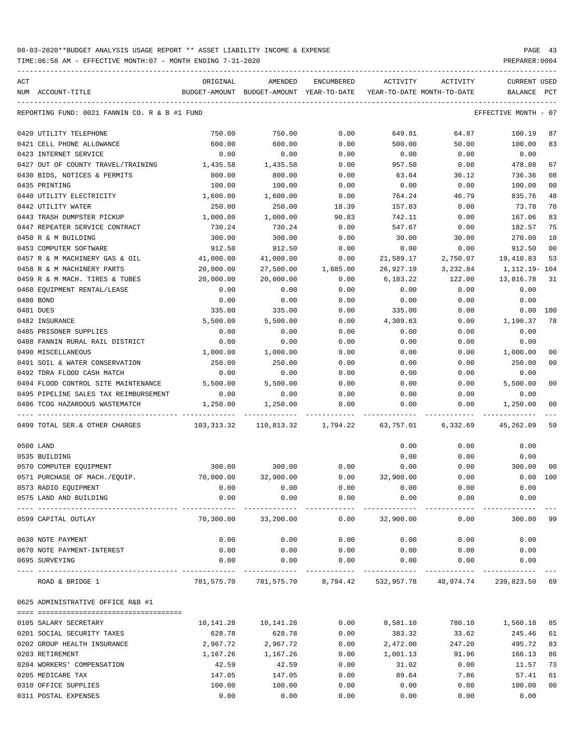08-03-2020**BUDGET ANALYSIS USAGE REPORT ** ASSET LIABILITY INCOME & EXPENSE

TIME:06:58 AM - EFFECTIVE MONTH:07 - MONTH ENDING 7-31-2020

PREPARER:0004

| ACT NUM | ACCOUNT-TITLE | ORIGINAL BUDGET-AMOUNT | AMENDED BUDGET-AMOUNT | ENCUMBERED YEAR-TO-DATE | ACTIVITY YEAR-TO-DATE | ACTIVITY MONTH-TO-DATE | CURRENT BALANCE | USED PCT |
|---|---|---|---|---|---|---|---|---|
| | REPORTING FUND: 0021 FANNIN CO. R & B #1 FUND | | | | | | EFFECTIVE MONTH - 07 | |
| 0420 | UTILITY TELEPHONE | 750.00 | 750.00 | 0.00 | 649.81 | 64.87 | 100.19 | 87 |
| 0421 | CELL PHONE ALLOWANCE | 600.00 | 600.00 | 0.00 | 500.00 | 50.00 | 100.00 | 83 |
| 0423 | INTERNET SERVICE | 0.00 | 0.00 | 0.00 | 0.00 | 0.00 | 0.00 | |
| 0427 | OUT OF COUNTY TRAVEL/TRAINING | 1,435.58 | 1,435.58 | 0.00 | 957.50 | 0.00 | 478.08 | 67 |
| 0430 | BIDS, NOTICES & PERMITS | 800.00 | 800.00 | 0.00 | 63.64 | 36.12 | 736.36 | 08 |
| 0435 | PRINTING | 100.00 | 100.00 | 0.00 | 0.00 | 0.00 | 100.00 | 00 |
| 0440 | UTILITY ELECTRICITY | 1,600.00 | 1,600.00 | 0.00 | 764.24 | 46.79 | 835.76 | 48 |
| 0442 | UTILITY WATER | 250.00 | 250.00 | 18.39 | 157.83 | 0.00 | 73.78 | 70 |
| 0443 | TRASH DUMPSTER PICKUP | 1,000.00 | 1,000.00 | 90.83 | 742.11 | 0.00 | 167.06 | 83 |
| 0447 | REPEATER SERVICE CONTRACT | 730.24 | 730.24 | 0.00 | 547.67 | 0.00 | 182.57 | 75 |
| 0450 | R & M BUILDING | 300.00 | 300.00 | 0.00 | 30.00 | 30.00 | 270.00 | 10 |
| 0453 | COMPUTER SOFTWARE | 912.50 | 912.50 | 0.00 | 0.00 | 0.00 | 912.50 | 00 |
| 0457 | R & M MACHINERY GAS & OIL | 41,000.00 | 41,000.00 | 0.00 | 21,589.17 | 2,750.07 | 19,410.83 | 53 |
| 0458 | R & M MACHINERY PARTS | 20,000.00 | 27,500.00 | 1,685.00 | 26,927.19 | 3,232.84 | 1,112.19- | 104 |
| 0459 | R & M MACH. TIRES & TUBES | 20,000.00 | 20,000.00 | 0.00 | 6,183.22 | 122.00 | 13,816.78 | 31 |
| 0460 | EQUIPMENT RENTAL/LEASE | 0.00 | 0.00 | 0.00 | 0.00 | 0.00 | 0.00 | |
| 0480 | BOND | 0.00 | 0.00 | 0.00 | 0.00 | 0.00 | 0.00 | |
| 0481 | DUES | 335.00 | 335.00 | 0.00 | 335.00 | 0.00 | 0.00 | 100 |
| 0482 | INSURANCE | 5,500.00 | 5,500.00 | 0.00 | 4,309.63 | 0.00 | 1,190.37 | 78 |
| 0485 | PRISONER SUPPLIES | 0.00 | 0.00 | 0.00 | 0.00 | 0.00 | 0.00 | |
| 0488 | FANNIN RURAL RAIL DISTRICT | 0.00 | 0.00 | 0.00 | 0.00 | 0.00 | 0.00 | |
| 0490 | MISCELLANEOUS | 1,000.00 | 1,000.00 | 0.00 | 0.00 | 0.00 | 1,000.00 | 00 |
| 0491 | SOIL & WATER CONSERVATION | 250.00 | 250.00 | 0.00 | 0.00 | 0.00 | 250.00 | 00 |
| 0492 | TDRA FLOOD CASH MATCH | 0.00 | 0.00 | 0.00 | 0.00 | 0.00 | 0.00 | |
| 0494 | FLOOD CONTROL SITE MAINTENANCE | 5,500.00 | 5,500.00 | 0.00 | 0.00 | 0.00 | 5,500.00 | 00 |
| 0495 | PIPELINE SALES TAX REIMBURSEMENT | 0.00 | 0.00 | 0.00 | 0.00 | 0.00 | 0.00 | |
| 0496 | TCOG HAZARDOUS WASTEMATCH | 1,250.00 | 1,250.00 | 0.00 | 0.00 | 0.00 | 1,250.00 | 00 |
| 0499 | TOTAL SER.& OTHER CHARGES | 103,313.32 | 110,813.32 | 1,794.22 | 63,757.01 | 6,332.69 | 45,262.09 | 59 |
| 0500 | LAND | | | | 0.00 | 0.00 | 0.00 | |
| 0535 | BUILDING | | | | 0.00 | 0.00 | 0.00 | |
| 0570 | COMPUTER EQUIPMENT | 300.00 | 300.00 | 0.00 | 0.00 | 0.00 | 300.00 | 00 |
| 0571 | PURCHASE OF MACH./EQUIP. | 70,000.00 | 32,900.00 | 0.00 | 32,900.00 | 0.00 | 0.00 | 100 |
| 0573 | RADIO EQUIPMENT | 0.00 | 0.00 | 0.00 | 0.00 | 0.00 | 0.00 | |
| 0575 | LAND AND BUILDING | 0.00 | 0.00 | 0.00 | 0.00 | 0.00 | 0.00 | |
| 0599 | CAPITAL OUTLAY | 70,300.00 | 33,200.00 | 0.00 | 32,900.00 | 0.00 | 300.00 | 99 |
| 0630 | NOTE PAYMENT | 0.00 | 0.00 | 0.00 | 0.00 | 0.00 | 0.00 | |
| 0670 | NOTE PAYMENT-INTEREST | 0.00 | 0.00 | 0.00 | 0.00 | 0.00 | 0.00 | |
| 0695 | SURVEYING | 0.00 | 0.00 | 0.00 | 0.00 | 0.00 | 0.00 | |
| | ROAD & BRIDGE 1 | 781,575.70 | 781,575.70 | 8,794.42 | 532,957.78 | 40,974.74 | 239,823.50 | 69 |
| 0625 | ADMINISTRATIVE OFFICE R&B #1 | | | | | | | |
| 0105 | SALARY SECRETARY | 10,141.28 | 10,141.28 | 0.00 | 8,581.10 | 780.10 | 1,560.18 | 85 |
| 0201 | SOCIAL SECURITY TAXES | 628.78 | 628.78 | 0.00 | 383.32 | 33.62 | 245.46 | 61 |
| 0202 | GROUP HEALTH INSURANCE | 2,967.72 | 2,967.72 | 0.00 | 2,472.00 | 247.20 | 495.72 | 83 |
| 0203 | RETIREMENT | 1,167.26 | 1,167.26 | 0.00 | 1,001.13 | 91.96 | 166.13 | 86 |
| 0204 | WORKERS' COMPENSATION | 42.59 | 42.59 | 0.00 | 31.02 | 0.00 | 11.57 | 73 |
| 0205 | MEDICARE TAX | 147.05 | 147.05 | 0.00 | 89.64 | 7.86 | 57.41 | 61 |
| 0310 | OFFICE SUPPLIES | 100.00 | 100.00 | 0.00 | 0.00 | 0.00 | 100.00 | 00 |
| 0311 | POSTAL EXPENSES | 0.00 | 0.00 | 0.00 | 0.00 | 0.00 | 0.00 | |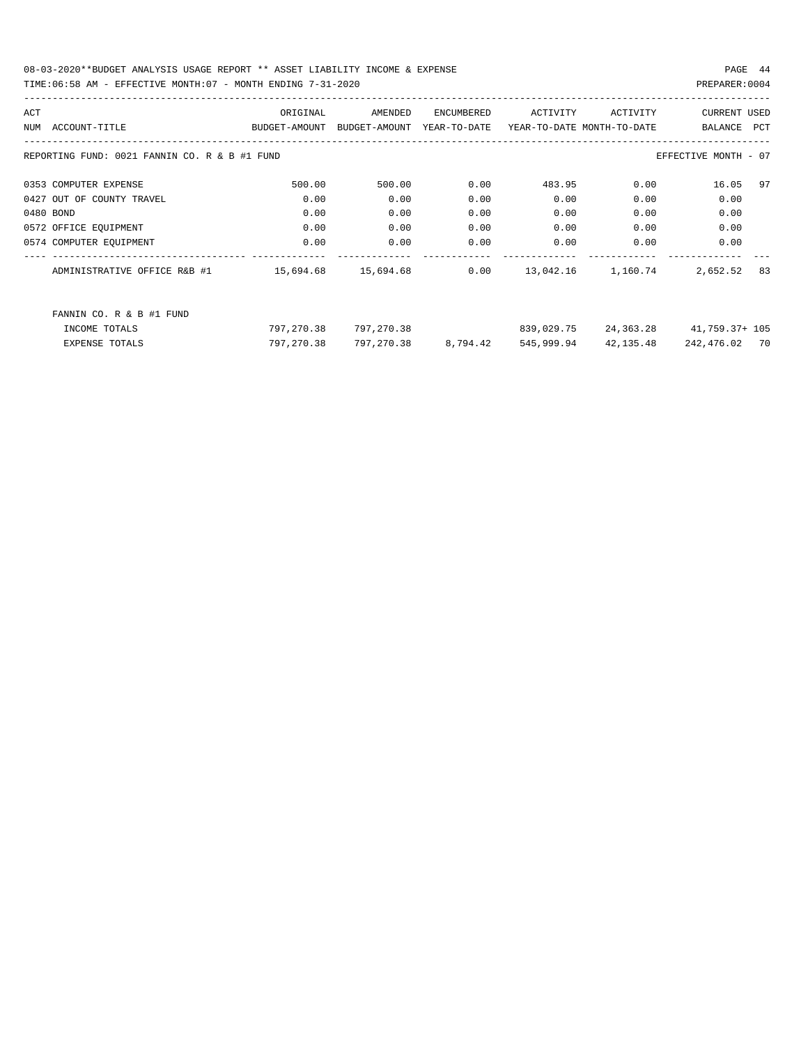08-03-2020**BUDGET ANALYSIS USAGE REPORT ** ASSET LIABILITY INCOME & EXPENSE

TIME:06:58 AM - EFFECTIVE MONTH:07 - MONTH ENDING 7-31-2020

PREPARER:0004

| ACT NUM | ACCOUNT-TITLE | ORIGINAL BUDGET-AMOUNT | AMENDED BUDGET-AMOUNT | ENCUMBERED YEAR-TO-DATE | ACTIVITY YEAR-TO-DATE | ACTIVITY MONTH-TO-DATE | CURRENT BALANCE | USED PCT |
|---|---|---|---|---|---|---|---|---|
| REPORTING FUND: 0021 FANNIN CO. R & B #1 FUND | | | | | | | EFFECTIVE MONTH - 07 | |
| 0353 | COMPUTER EXPENSE | 500.00 | 500.00 | 0.00 | 483.95 | 0.00 | 16.05 | 97 |
| 0427 | OUT OF COUNTY TRAVEL | 0.00 | 0.00 | 0.00 | 0.00 | 0.00 | 0.00 | |
| 0480 | BOND | 0.00 | 0.00 | 0.00 | 0.00 | 0.00 | 0.00 | |
| 0572 | OFFICE EQUIPMENT | 0.00 | 0.00 | 0.00 | 0.00 | 0.00 | 0.00 | |
| 0574 | COMPUTER EQUIPMENT | 0.00 | 0.00 | 0.00 | 0.00 | 0.00 | 0.00 | |
| | ADMINISTRATIVE OFFICE R&B #1 | 15,694.68 | 15,694.68 | 0.00 | 13,042.16 | 1,160.74 | 2,652.52 | 83 |
| | FANNIN CO. R & B #1 FUND | | | | | | | |
| | INCOME TOTALS | 797,270.38 | 797,270.38 | | 839,029.75 | 24,363.28 | 41,759.37+ | 105 |
| | EXPENSE TOTALS | 797,270.38 | 797,270.38 | 8,794.42 | 545,999.94 | 42,135.48 | 242,476.02 | 70 |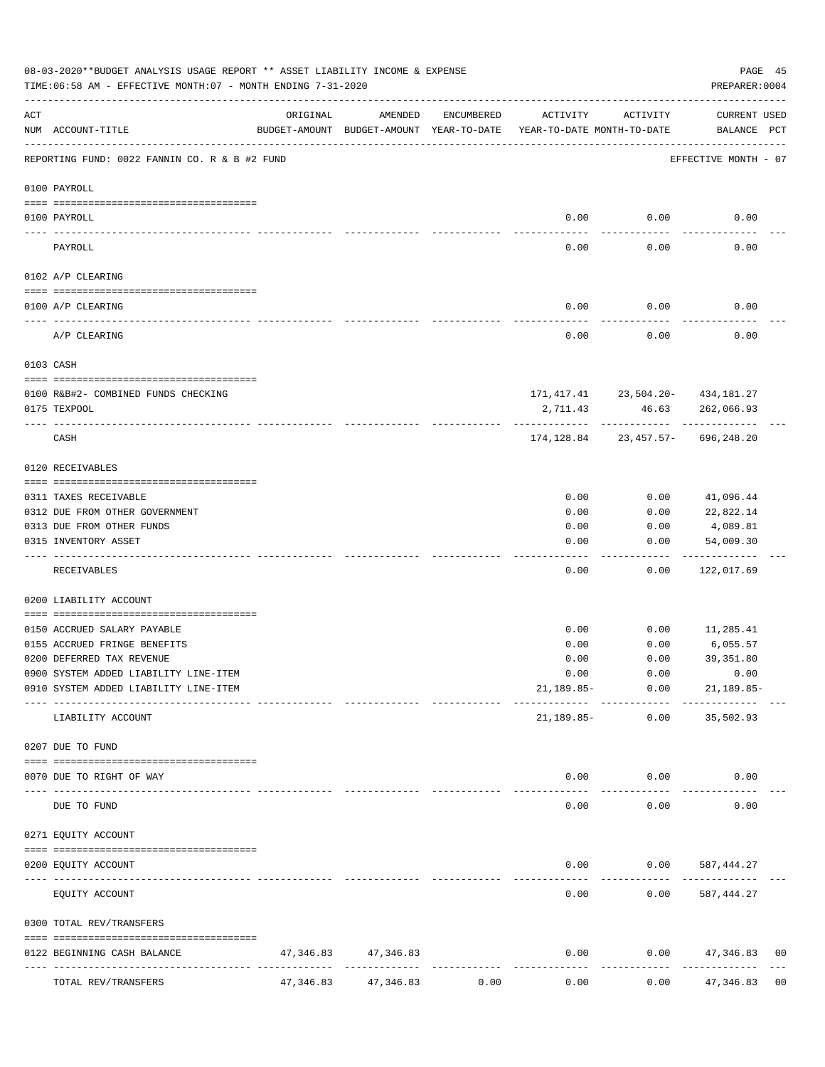08-03-2020**BUDGET ANALYSIS USAGE REPORT ** ASSET LIABILITY INCOME & EXPENSE

TIME:06:58 AM - EFFECTIVE MONTH:07 - MONTH ENDING 7-31-2020

PREPARER:0004

REPORTING FUND: 0022 FANNIN CO. R & B #2 FUND — EFFECTIVE MONTH - 07

| ACT NUM | ACCOUNT-TITLE | ORIGINAL BUDGET-AMOUNT | AMENDED BUDGET-AMOUNT | ENCUMBERED YEAR-TO-DATE | ACTIVITY YEAR-TO-DATE | ACTIVITY MONTH-TO-DATE | CURRENT BALANCE | USED PCT |
|---|---|---|---|---|---|---|---|---|
| **0100 PAYROLL** | | | | | | | | |
| 0100 | PAYROLL | | | | 0.00 | 0.00 | 0.00 | |
| | PAYROLL | | | | 0.00 | 0.00 | 0.00 | |
| **0102 A/P CLEARING** | | | | | | | | |
| 0100 | A/P CLEARING | | | | 0.00 | 0.00 | 0.00 | |
| | A/P CLEARING | | | | 0.00 | 0.00 | 0.00 | |
| **0103 CASH** | | | | | | | | |
| 0100 | R&B#2- COMBINED FUNDS CHECKING | | | | 171,417.41 | 23,504.20- | 434,181.27 | |
| 0175 | TEXPOOL | | | | 2,711.43 | 46.63 | 262,066.93 | |
| | CASH | | | | 174,128.84 | 23,457.57- | 696,248.20 | |
| **0120 RECEIVABLES** | | | | | | | | |
| 0311 | TAXES RECEIVABLE | | | | 0.00 | 0.00 | 41,096.44 | |
| 0312 | DUE FROM OTHER GOVERNMENT | | | | 0.00 | 0.00 | 22,822.14 | |
| 0313 | DUE FROM OTHER FUNDS | | | | 0.00 | 0.00 | 4,089.81 | |
| 0315 | INVENTORY ASSET | | | | 0.00 | 0.00 | 54,009.30 | |
| | RECEIVABLES | | | | 0.00 | 0.00 | 122,017.69 | |
| **0200 LIABILITY ACCOUNT** | | | | | | | | |
| 0150 | ACCRUED SALARY PAYABLE | | | | 0.00 | 0.00 | 11,285.41 | |
| 0155 | ACCRUED FRINGE BENEFITS | | | | 0.00 | 0.00 | 6,055.57 | |
| 0200 | DEFERRED TAX REVENUE | | | | 0.00 | 0.00 | 39,351.80 | |
| 0900 | SYSTEM ADDED LIABILITY LINE-ITEM | | | | 0.00 | 0.00 | 0.00 | |
| 0910 | SYSTEM ADDED LIABILITY LINE-ITEM | | | | 21,189.85- | 0.00 | 21,189.85- | |
| | LIABILITY ACCOUNT | | | | 21,189.85- | 0.00 | 35,502.93 | |
| **0207 DUE TO FUND** | | | | | | | | |
| 0070 | DUE TO RIGHT OF WAY | | | | 0.00 | 0.00 | 0.00 | |
| | DUE TO FUND | | | | 0.00 | 0.00 | 0.00 | |
| **0271 EQUITY ACCOUNT** | | | | | | | | |
| 0200 | EQUITY ACCOUNT | | | | 0.00 | 0.00 | 587,444.27 | |
| | EQUITY ACCOUNT | | | | 0.00 | 0.00 | 587,444.27 | |
| **0300 TOTAL REV/TRANSFERS** | | | | | | | | |
| 0122 | BEGINNING CASH BALANCE | 47,346.83 | 47,346.83 | | 0.00 | 0.00 | 47,346.83 | 00 |
| | TOTAL REV/TRANSFERS | 47,346.83 | 47,346.83 | 0.00 | 0.00 | 0.00 | 47,346.83 | 00 |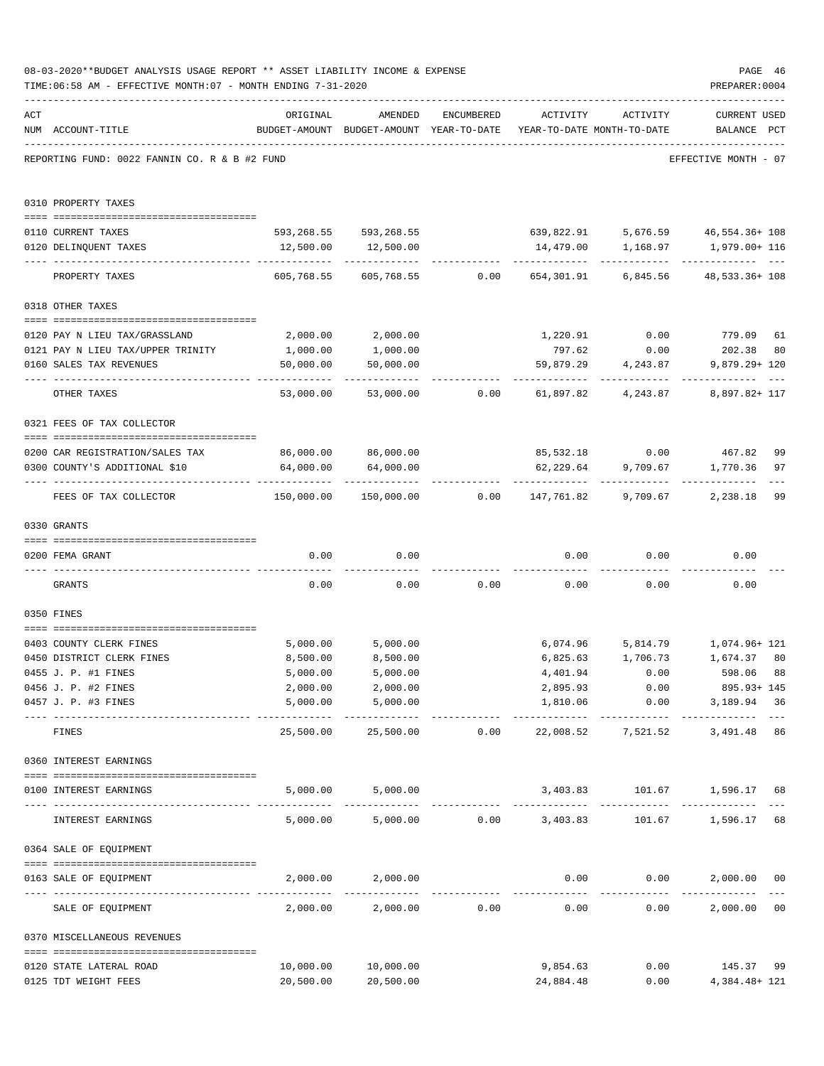08-03-2020**BUDGET ANALYSIS USAGE REPORT ** ASSET LIABILITY INCOME & EXPENSE

TIME:06:58 AM - EFFECTIVE MONTH:07 - MONTH ENDING 7-31-2020

PREPARER:0004

REPORTING FUND: 0022 FANNIN CO. R & B #2 FUND — EFFECTIVE MONTH - 07

| ACT NUM | ACCOUNT-TITLE | ORIGINAL BUDGET-AMOUNT | AMENDED BUDGET-AMOUNT | ENCUMBERED YEAR-TO-DATE | ACTIVITY YEAR-TO-DATE | ACTIVITY MONTH-TO-DATE | CURRENT BALANCE | USED PCT |
|---|---|---|---|---|---|---|---|---|
| | **0310 PROPERTY TAXES** | | | | | | | |
| 0110 | CURRENT TAXES | 593,268.55 | 593,268.55 | | 639,822.91 | 5,676.59 | 46,554.36+ | 108 |
| 0120 | DELINQUENT TAXES | 12,500.00 | 12,500.00 | | 14,479.00 | 1,168.97 | 1,979.00+ | 116 |
| | PROPERTY TAXES | 605,768.55 | 605,768.55 | 0.00 | 654,301.91 | 6,845.56 | 48,533.36+ | 108 |
| | **0318 OTHER TAXES** | | | | | | | |
| 0120 | PAY N LIEU TAX/GRASSLAND | 2,000.00 | 2,000.00 | | 1,220.91 | 0.00 | 779.09 | 61 |
| 0121 | PAY N LIEU TAX/UPPER TRINITY | 1,000.00 | 1,000.00 | | 797.62 | 0.00 | 202.38 | 80 |
| 0160 | SALES TAX REVENUES | 50,000.00 | 50,000.00 | | 59,879.29 | 4,243.87 | 9,879.29+ | 120 |
| | OTHER TAXES | 53,000.00 | 53,000.00 | 0.00 | 61,897.82 | 4,243.87 | 8,897.82+ | 117 |
| | **0321 FEES OF TAX COLLECTOR** | | | | | | | |
| 0200 | CAR REGISTRATION/SALES TAX | 86,000.00 | 86,000.00 | | 85,532.18 | 0.00 | 467.82 | 99 |
| 0300 | COUNTY'S ADDITIONAL $10 | 64,000.00 | 64,000.00 | | 62,229.64 | 9,709.67 | 1,770.36 | 97 |
| | FEES OF TAX COLLECTOR | 150,000.00 | 150,000.00 | 0.00 | 147,761.82 | 9,709.67 | 2,238.18 | 99 |
| | **0330 GRANTS** | | | | | | | |
| 0200 | FEMA GRANT | 0.00 | 0.00 | | 0.00 | 0.00 | 0.00 | |
| | GRANTS | 0.00 | 0.00 | 0.00 | 0.00 | 0.00 | 0.00 | |
| | **0350 FINES** | | | | | | | |
| 0403 | COUNTY CLERK FINES | 5,000.00 | 5,000.00 | | 6,074.96 | 5,814.79 | 1,074.96+ | 121 |
| 0450 | DISTRICT CLERK FINES | 8,500.00 | 8,500.00 | | 6,825.63 | 1,706.73 | 1,674.37 | 80 |
| 0455 | J. P. #1 FINES | 5,000.00 | 5,000.00 | | 4,401.94 | 0.00 | 598.06 | 88 |
| 0456 | J. P. #2 FINES | 2,000.00 | 2,000.00 | | 2,895.93 | 0.00 | 895.93+ | 145 |
| 0457 | J. P. #3 FINES | 5,000.00 | 5,000.00 | | 1,810.06 | 0.00 | 3,189.94 | 36 |
| | FINES | 25,500.00 | 25,500.00 | 0.00 | 22,008.52 | 7,521.52 | 3,491.48 | 86 |
| | **0360 INTEREST EARNINGS** | | | | | | | |
| 0100 | INTEREST EARNINGS | 5,000.00 | 5,000.00 | | 3,403.83 | 101.67 | 1,596.17 | 68 |
| | INTEREST EARNINGS | 5,000.00 | 5,000.00 | 0.00 | 3,403.83 | 101.67 | 1,596.17 | 68 |
| | **0364 SALE OF EQUIPMENT** | | | | | | | |
| 0163 | SALE OF EQUIPMENT | 2,000.00 | 2,000.00 | | 0.00 | 0.00 | 2,000.00 | 00 |
| | SALE OF EQUIPMENT | 2,000.00 | 2,000.00 | 0.00 | 0.00 | 0.00 | 2,000.00 | 00 |
| | **0370 MISCELLANEOUS REVENUES** | | | | | | | |
| 0120 | STATE LATERAL ROAD | 10,000.00 | 10,000.00 | | 9,854.63 | 0.00 | 145.37 | 99 |
| 0125 | TDT WEIGHT FEES | 20,500.00 | 20,500.00 | | 24,884.48 | 0.00 | 4,384.48+ | 121 |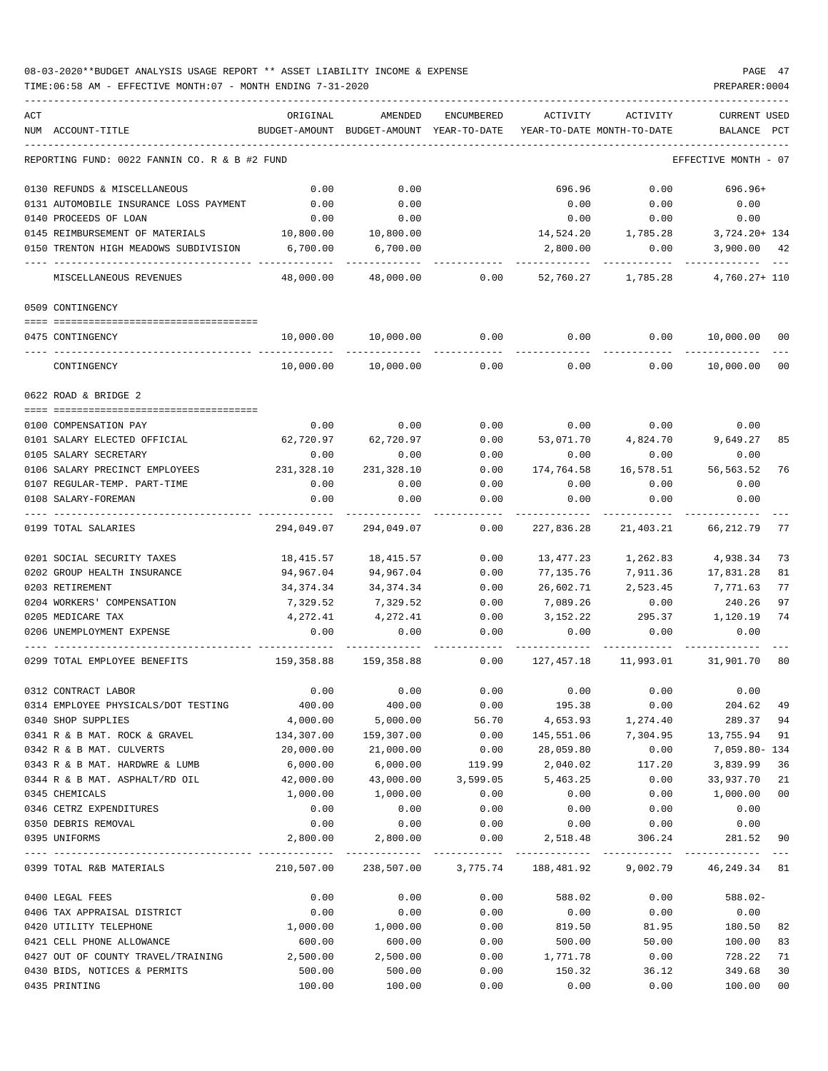08-03-2020**BUDGET ANALYSIS USAGE REPORT ** ASSET LIABILITY INCOME & EXPENSE

TIME:06:58 AM - EFFECTIVE MONTH:07 - MONTH ENDING 7-31-2020

| ACT NUM | ACCOUNT-TITLE | ORIGINAL BUDGET-AMOUNT | AMENDED BUDGET-AMOUNT | ENCUMBERED YEAR-TO-DATE | ACTIVITY YEAR-TO-DATE | ACTIVITY MONTH-TO-DATE | CURRENT USED BALANCE | PCT |
|---|---|---|---|---|---|---|---|---|
| | REPORTING FUND: 0022 FANNIN CO. R & B #2 FUND | | | | | | EFFECTIVE MONTH - 07 | |
| 0130 | REFUNDS & MISCELLANEOUS | 0.00 | 0.00 | | 696.96 | 0.00 | 696.96+ | |
| 0131 | AUTOMOBILE INSURANCE LOSS PAYMENT | 0.00 | 0.00 | | 0.00 | 0.00 | 0.00 | |
| 0140 | PROCEEDS OF LOAN | 0.00 | 0.00 | | 0.00 | 0.00 | 0.00 | |
| 0145 | REIMBURSEMENT OF MATERIALS | 10,800.00 | 10,800.00 | | 14,524.20 | 1,785.28 | 3,724.20+ | 134 |
| 0150 | TRENTON HIGH MEADOWS SUBDIVISION | 6,700.00 | 6,700.00 | | 2,800.00 | 0.00 | 3,900.00 | 42 |
| | MISCELLANEOUS REVENUES | 48,000.00 | 48,000.00 | 0.00 | 52,760.27 | 1,785.28 | 4,760.27+ | 110 |
| | 0509 CONTINGENCY | | | | | | | |
| 0475 | CONTINGENCY | 10,000.00 | 10,000.00 | 0.00 | 0.00 | 0.00 | 10,000.00 | 00 |
| | CONTINGENCY | 10,000.00 | 10,000.00 | 0.00 | 0.00 | 0.00 | 10,000.00 | 00 |
| | 0622 ROAD & BRIDGE 2 | | | | | | | |
| 0100 | COMPENSATION PAY | 0.00 | 0.00 | 0.00 | 0.00 | 0.00 | 0.00 | |
| 0101 | SALARY ELECTED OFFICIAL | 62,720.97 | 62,720.97 | 0.00 | 53,071.70 | 4,824.70 | 9,649.27 | 85 |
| 0105 | SALARY SECRETARY | 0.00 | 0.00 | 0.00 | 0.00 | 0.00 | 0.00 | |
| 0106 | SALARY PRECINCT EMPLOYEES | 231,328.10 | 231,328.10 | 0.00 | 174,764.58 | 16,578.51 | 56,563.52 | 76 |
| 0107 | REGULAR-TEMP. PART-TIME | 0.00 | 0.00 | 0.00 | 0.00 | 0.00 | 0.00 | |
| 0108 | SALARY-FOREMAN | 0.00 | 0.00 | 0.00 | 0.00 | 0.00 | 0.00 | |
| 0199 | TOTAL SALARIES | 294,049.07 | 294,049.07 | 0.00 | 227,836.28 | 21,403.21 | 66,212.79 | 77 |
| 0201 | SOCIAL SECURITY TAXES | 18,415.57 | 18,415.57 | 0.00 | 13,477.23 | 1,262.83 | 4,938.34 | 73 |
| 0202 | GROUP HEALTH INSURANCE | 94,967.04 | 94,967.04 | 0.00 | 77,135.76 | 7,911.36 | 17,831.28 | 81 |
| 0203 | RETIREMENT | 34,374.34 | 34,374.34 | 0.00 | 26,602.71 | 2,523.45 | 7,771.63 | 77 |
| 0204 | WORKERS' COMPENSATION | 7,329.52 | 7,329.52 | 0.00 | 7,089.26 | 0.00 | 240.26 | 97 |
| 0205 | MEDICARE TAX | 4,272.41 | 4,272.41 | 0.00 | 3,152.22 | 295.37 | 1,120.19 | 74 |
| 0206 | UNEMPLOYMENT EXPENSE | 0.00 | 0.00 | 0.00 | 0.00 | 0.00 | 0.00 | |
| 0299 | TOTAL EMPLOYEE BENEFITS | 159,358.88 | 159,358.88 | 0.00 | 127,457.18 | 11,993.01 | 31,901.70 | 80 |
| 0312 | CONTRACT LABOR | 0.00 | 0.00 | 0.00 | 0.00 | 0.00 | 0.00 | |
| 0314 | EMPLOYEE PHYSICALS/DOT TESTING | 400.00 | 400.00 | 0.00 | 195.38 | 0.00 | 204.62 | 49 |
| 0340 | SHOP SUPPLIES | 4,000.00 | 5,000.00 | 56.70 | 4,653.93 | 1,274.40 | 289.37 | 94 |
| 0341 | R & B MAT. ROCK & GRAVEL | 134,307.00 | 159,307.00 | 0.00 | 145,551.06 | 7,304.95 | 13,755.94 | 91 |
| 0342 | R & B MAT. CULVERTS | 20,000.00 | 21,000.00 | 0.00 | 28,059.80 | 0.00 | 7,059.80- | 134 |
| 0343 | R & B MAT. HARDWRE & LUMB | 6,000.00 | 6,000.00 | 119.99 | 2,040.02 | 117.20 | 3,839.99 | 36 |
| 0344 | R & B MAT. ASPHALT/RD OIL | 42,000.00 | 43,000.00 | 3,599.05 | 5,463.25 | 0.00 | 33,937.70 | 21 |
| 0345 | CHEMICALS | 1,000.00 | 1,000.00 | 0.00 | 0.00 | 0.00 | 1,000.00 | 00 |
| 0346 | CETRZ EXPENDITURES | 0.00 | 0.00 | 0.00 | 0.00 | 0.00 | 0.00 | |
| 0350 | DEBRIS REMOVAL | 0.00 | 0.00 | 0.00 | 0.00 | 0.00 | 0.00 | |
| 0395 | UNIFORMS | 2,800.00 | 2,800.00 | 0.00 | 2,518.48 | 306.24 | 281.52 | 90 |
| 0399 | TOTAL R&B MATERIALS | 210,507.00 | 238,507.00 | 3,775.74 | 188,481.92 | 9,002.79 | 46,249.34 | 81 |
| 0400 | LEGAL FEES | 0.00 | 0.00 | 0.00 | 588.02 | 0.00 | 588.02- | |
| 0406 | TAX APPRAISAL DISTRICT | 0.00 | 0.00 | 0.00 | 0.00 | 0.00 | 0.00 | |
| 0420 | UTILITY TELEPHONE | 1,000.00 | 1,000.00 | 0.00 | 819.50 | 81.95 | 180.50 | 82 |
| 0421 | CELL PHONE ALLOWANCE | 600.00 | 600.00 | 0.00 | 500.00 | 50.00 | 100.00 | 83 |
| 0427 | OUT OF COUNTY TRAVEL/TRAINING | 2,500.00 | 2,500.00 | 0.00 | 1,771.78 | 0.00 | 728.22 | 71 |
| 0430 | BIDS, NOTICES & PERMITS | 500.00 | 500.00 | 0.00 | 150.32 | 36.12 | 349.68 | 30 |
| 0435 | PRINTING | 100.00 | 100.00 | 0.00 | 0.00 | 0.00 | 100.00 | 00 |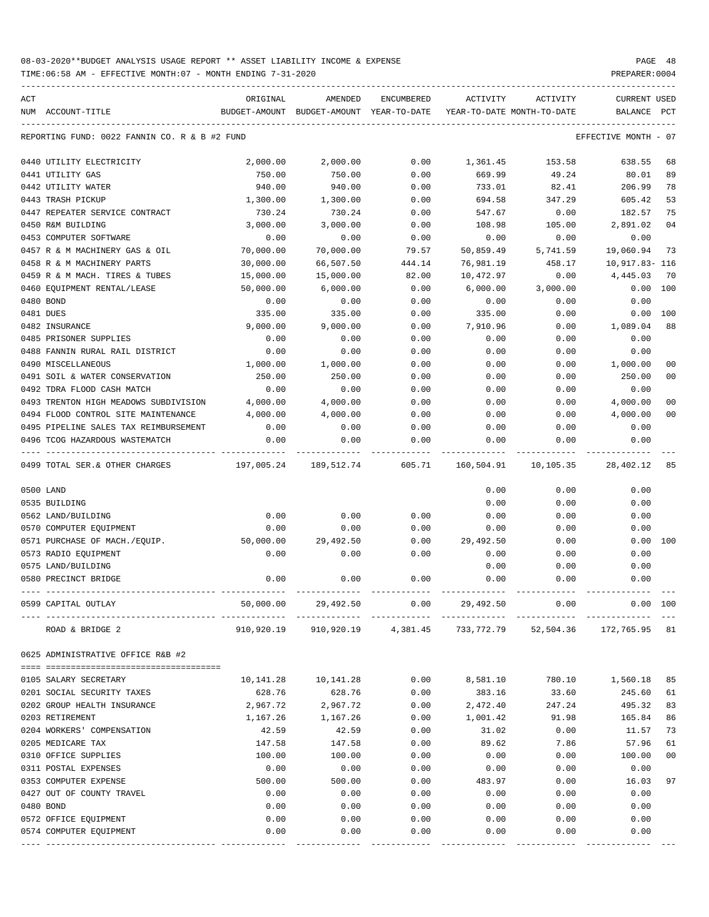08-03-2020**BUDGET ANALYSIS USAGE REPORT ** ASSET LIABILITY INCOME & EXPENSE

TIME:06:58 AM - EFFECTIVE MONTH:07 - MONTH ENDING 7-31-2020

PREPARER:0004

REPORTING FUND: 0022 FANNIN CO. R & B #2 FUND — EFFECTIVE MONTH - 07

| ACT NUM | ACCOUNT-TITLE | ORIGINAL BUDGET-AMOUNT | AMENDED BUDGET-AMOUNT | ENCUMBERED YEAR-TO-DATE | ACTIVITY YEAR-TO-DATE | ACTIVITY MONTH-TO-DATE | CURRENT BALANCE | USED PCT |
|---|---|---|---|---|---|---|---|---|
| 0440 | UTILITY ELECTRICITY | 2,000.00 | 2,000.00 | 0.00 | 1,361.45 | 153.58 | 638.55 | 68 |
| 0441 | UTILITY GAS | 750.00 | 750.00 | 0.00 | 669.99 | 49.24 | 80.01 | 89 |
| 0442 | UTILITY WATER | 940.00 | 940.00 | 0.00 | 733.01 | 82.41 | 206.99 | 78 |
| 0443 | TRASH PICKUP | 1,300.00 | 1,300.00 | 0.00 | 694.58 | 347.29 | 605.42 | 53 |
| 0447 | REPEATER SERVICE CONTRACT | 730.24 | 730.24 | 0.00 | 547.67 | 0.00 | 182.57 | 75 |
| 0450 | R&M BUILDING | 3,000.00 | 3,000.00 | 0.00 | 108.98 | 105.00 | 2,891.02 | 04 |
| 0453 | COMPUTER SOFTWARE | 0.00 | 0.00 | 0.00 | 0.00 | 0.00 | 0.00 | |
| 0457 | R & M MACHINERY GAS & OIL | 70,000.00 | 70,000.00 | 79.57 | 50,859.49 | 5,741.59 | 19,060.94 | 73 |
| 0458 | R & M MACHINERY PARTS | 30,000.00 | 66,507.50 | 444.14 | 76,981.19 | 458.17 | 10,917.83- | 116 |
| 0459 | R & M MACH. TIRES & TUBES | 15,000.00 | 15,000.00 | 82.00 | 10,472.97 | 0.00 | 4,445.03 | 70 |
| 0460 | EQUIPMENT RENTAL/LEASE | 50,000.00 | 6,000.00 | 0.00 | 6,000.00 | 3,000.00 | 0.00 | 100 |
| 0480 | BOND | 0.00 | 0.00 | 0.00 | 0.00 | 0.00 | 0.00 | |
| 0481 | DUES | 335.00 | 335.00 | 0.00 | 335.00 | 0.00 | 0.00 | 100 |
| 0482 | INSURANCE | 9,000.00 | 9,000.00 | 0.00 | 7,910.96 | 0.00 | 1,089.04 | 88 |
| 0485 | PRISONER SUPPLIES | 0.00 | 0.00 | 0.00 | 0.00 | 0.00 | 0.00 | |
| 0488 | FANNIN RURAL RAIL DISTRICT | 0.00 | 0.00 | 0.00 | 0.00 | 0.00 | 0.00 | |
| 0490 | MISCELLANEOUS | 1,000.00 | 1,000.00 | 0.00 | 0.00 | 0.00 | 1,000.00 | 00 |
| 0491 | SOIL & WATER CONSERVATION | 250.00 | 250.00 | 0.00 | 0.00 | 0.00 | 250.00 | 00 |
| 0492 | TDRA FLOOD CASH MATCH | 0.00 | 0.00 | 0.00 | 0.00 | 0.00 | 0.00 | |
| 0493 | TRENTON HIGH MEADOWS SUBDIVISION | 4,000.00 | 4,000.00 | 0.00 | 0.00 | 0.00 | 4,000.00 | 00 |
| 0494 | FLOOD CONTROL SITE MAINTENANCE | 4,000.00 | 4,000.00 | 0.00 | 0.00 | 0.00 | 4,000.00 | 00 |
| 0495 | PIPELINE SALES TAX REIMBURSEMENT | 0.00 | 0.00 | 0.00 | 0.00 | 0.00 | 0.00 | |
| 0496 | TCOG HAZARDOUS WASTEMATCH | 0.00 | 0.00 | 0.00 | 0.00 | 0.00 | 0.00 | |
| 0499 | TOTAL SER.& OTHER CHARGES | 197,005.24 | 189,512.74 | 605.71 | 160,504.91 | 10,105.35 | 28,402.12 | 85 |
| 0500 | LAND | | | | 0.00 | 0.00 | 0.00 | |
| 0535 | BUILDING | | | | 0.00 | 0.00 | 0.00 | |
| 0562 | LAND/BUILDING | 0.00 | 0.00 | 0.00 | 0.00 | 0.00 | 0.00 | |
| 0570 | COMPUTER EQUIPMENT | 0.00 | 0.00 | 0.00 | 0.00 | 0.00 | 0.00 | |
| 0571 | PURCHASE OF MACH./EQUIP. | 50,000.00 | 29,492.50 | 0.00 | 29,492.50 | 0.00 | 0.00 | 100 |
| 0573 | RADIO EQUIPMENT | 0.00 | 0.00 | 0.00 | 0.00 | 0.00 | 0.00 | |
| 0575 | LAND/BUILDING | | | | 0.00 | 0.00 | 0.00 | |
| 0580 | PRECINCT BRIDGE | 0.00 | 0.00 | 0.00 | 0.00 | 0.00 | 0.00 | |
| 0599 | CAPITAL OUTLAY | 50,000.00 | 29,492.50 | 0.00 | 29,492.50 | 0.00 | 0.00 | 100 |
| | ROAD & BRIDGE 2 | 910,920.19 | 910,920.19 | 4,381.45 | 733,772.79 | 52,504.36 | 172,765.95 | 81 |

0625 ADMINISTRATIVE OFFICE R&B #2

| ACT NUM | ACCOUNT-TITLE | ORIGINAL BUDGET-AMOUNT | AMENDED BUDGET-AMOUNT | ENCUMBERED YEAR-TO-DATE | ACTIVITY YEAR-TO-DATE | ACTIVITY MONTH-TO-DATE | CURRENT BALANCE | USED PCT |
|---|---|---|---|---|---|---|---|---|
| 0105 | SALARY SECRETARY | 10,141.28 | 10,141.28 | 0.00 | 8,581.10 | 780.10 | 1,560.18 | 85 |
| 0201 | SOCIAL SECURITY TAXES | 628.76 | 628.76 | 0.00 | 383.16 | 33.60 | 245.60 | 61 |
| 0202 | GROUP HEALTH INSURANCE | 2,967.72 | 2,967.72 | 0.00 | 2,472.40 | 247.24 | 495.32 | 83 |
| 0203 | RETIREMENT | 1,167.26 | 1,167.26 | 0.00 | 1,001.42 | 91.98 | 165.84 | 86 |
| 0204 | WORKERS' COMPENSATION | 42.59 | 42.59 | 0.00 | 31.02 | 0.00 | 11.57 | 73 |
| 0205 | MEDICARE TAX | 147.58 | 147.58 | 0.00 | 89.62 | 7.86 | 57.96 | 61 |
| 0310 | OFFICE SUPPLIES | 100.00 | 100.00 | 0.00 | 0.00 | 0.00 | 100.00 | 00 |
| 0311 | POSTAL EXPENSES | 0.00 | 0.00 | 0.00 | 0.00 | 0.00 | 0.00 | |
| 0353 | COMPUTER EXPENSE | 500.00 | 500.00 | 0.00 | 483.97 | 0.00 | 16.03 | 97 |
| 0427 | OUT OF COUNTY TRAVEL | 0.00 | 0.00 | 0.00 | 0.00 | 0.00 | 0.00 | |
| 0480 | BOND | 0.00 | 0.00 | 0.00 | 0.00 | 0.00 | 0.00 | |
| 0572 | OFFICE EQUIPMENT | 0.00 | 0.00 | 0.00 | 0.00 | 0.00 | 0.00 | |
| 0574 | COMPUTER EQUIPMENT | 0.00 | 0.00 | 0.00 | 0.00 | 0.00 | 0.00 | |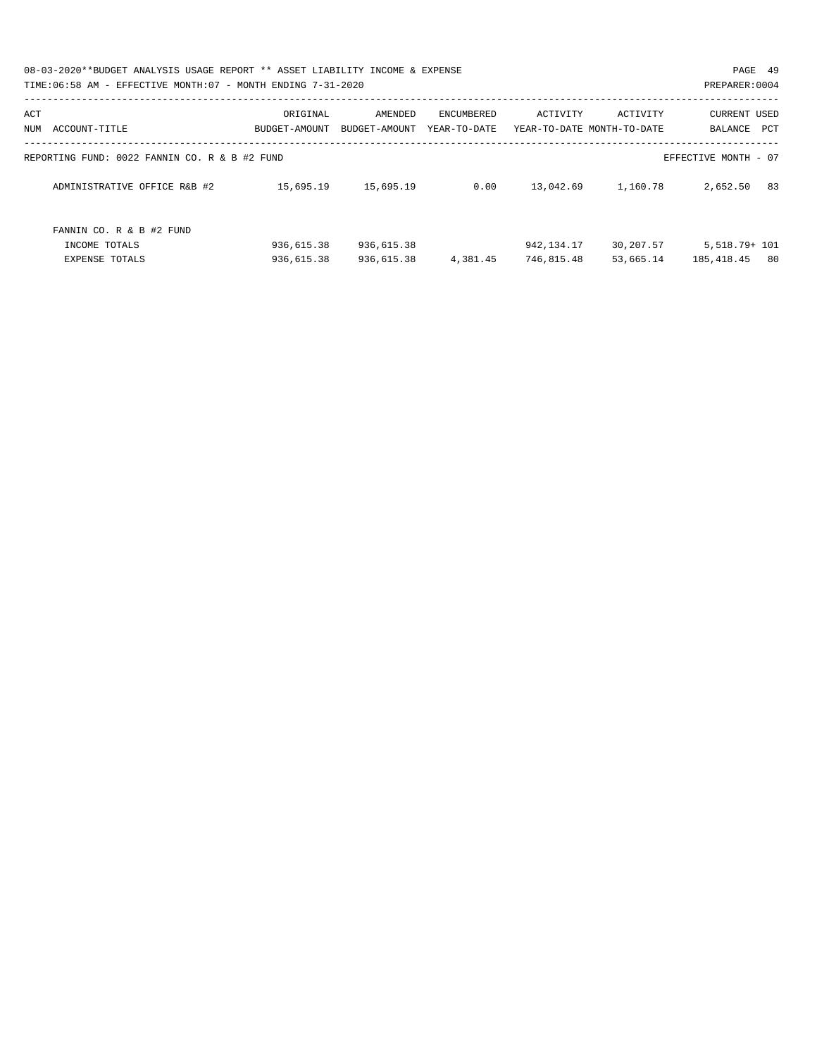08-03-2020**BUDGET ANALYSIS USAGE REPORT ** ASSET LIABILITY INCOME & EXPENSE

TIME:06:58 AM - EFFECTIVE MONTH:07 - MONTH ENDING 7-31-2020

PREPARER:0004

| ACT NUM ACCOUNT-TITLE | ORIGINAL BUDGET-AMOUNT | AMENDED BUDGET-AMOUNT | ENCUMBERED YEAR-TO-DATE | ACTIVITY YEAR-TO-DATE | ACTIVITY MONTH-TO-DATE | CURRENT BALANCE | USED PCT |
|---|---|---|---|---|---|---|---|
| REPORTING FUND: 0022 FANNIN CO. R & B #2 FUND | | | | | | EFFECTIVE MONTH - 07 | |
| ADMINISTRATIVE OFFICE R&B #2 | 15,695.19 | 15,695.19 | 0.00 | 13,042.69 | 1,160.78 | 2,652.50 | 83 |
| FANNIN CO. R & B #2 FUND | | | | | | | |
| INCOME TOTALS | 936,615.38 | 936,615.38 | | 942,134.17 | 30,207.57 | 5,518.79+ | 101 |
| EXPENSE TOTALS | 936,615.38 | 936,615.38 | 4,381.45 | 746,815.48 | 53,665.14 | 185,418.45 | 80 |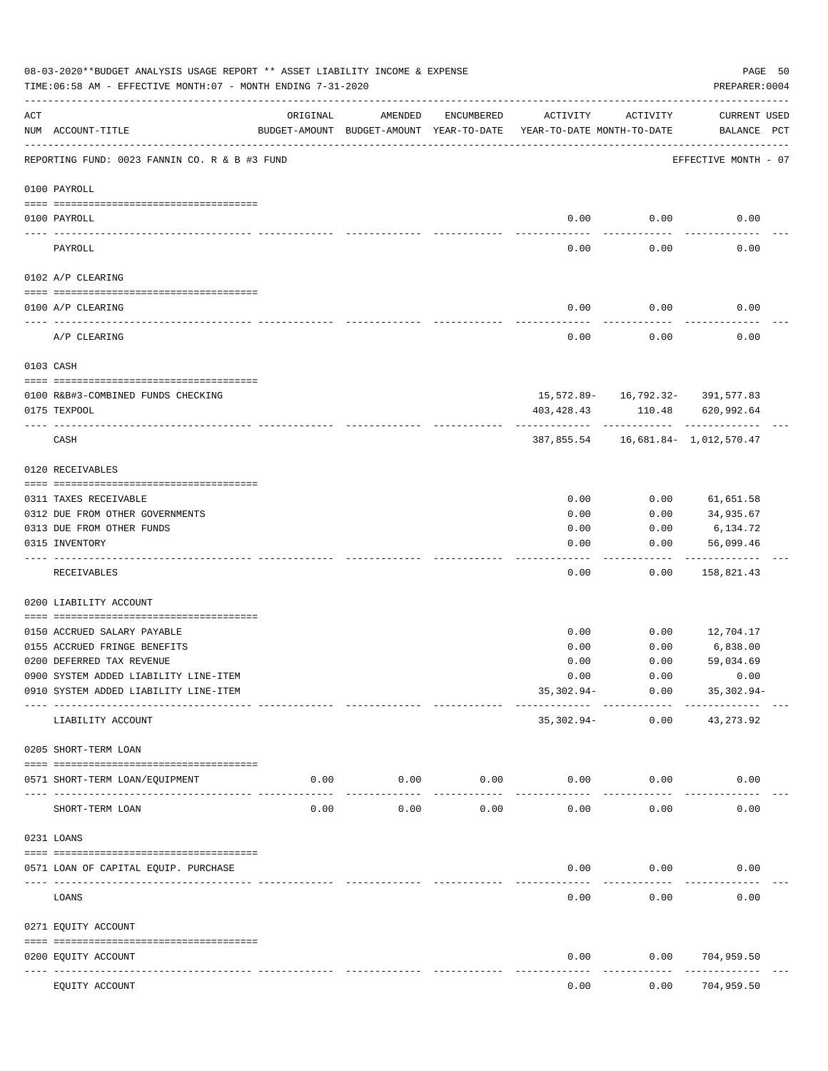08-03-2020**BUDGET ANALYSIS USAGE REPORT ** ASSET LIABILITY INCOME & EXPENSE

TIME:06:58 AM - EFFECTIVE MONTH:07 - MONTH ENDING 7-31-2020

PREPARER:0004

REPORTING FUND: 0023 FANNIN CO. R & B #3 FUND — EFFECTIVE MONTH - 07

| ACT NUM | ACCOUNT-TITLE | ORIGINAL BUDGET-AMOUNT | AMENDED BUDGET-AMOUNT | ENCUMBERED YEAR-TO-DATE | ACTIVITY YEAR-TO-DATE | ACTIVITY MONTH-TO-DATE | CURRENT BALANCE | USED PCT |
|---|---|---|---|---|---|---|---|---|
| | **0100 PAYROLL** | | | | | | | |
| 0100 | PAYROLL | | | | 0.00 | 0.00 | 0.00 | |
| | PAYROLL | | | | 0.00 | 0.00 | 0.00 | |
| | **0102 A/P CLEARING** | | | | | | | |
| 0100 | A/P CLEARING | | | | 0.00 | 0.00 | 0.00 | |
| | A/P CLEARING | | | | 0.00 | 0.00 | 0.00 | |
| | **0103 CASH** | | | | | | | |
| 0100 | R&B#3-COMBINED FUNDS CHECKING | | | | 15,572.89- | 16,792.32- | 391,577.83 | |
| 0175 | TEXPOOL | | | | 403,428.43 | 110.48 | 620,992.64 | |
| | CASH | | | | 387,855.54 | 16,681.84- | 1,012,570.47 | |
| | **0120 RECEIVABLES** | | | | | | | |
| 0311 | TAXES RECEIVABLE | | | | 0.00 | 0.00 | 61,651.58 | |
| 0312 | DUE FROM OTHER GOVERNMENTS | | | | 0.00 | 0.00 | 34,935.67 | |
| 0313 | DUE FROM OTHER FUNDS | | | | 0.00 | 0.00 | 6,134.72 | |
| 0315 | INVENTORY | | | | 0.00 | 0.00 | 56,099.46 | |
| | RECEIVABLES | | | | 0.00 | 0.00 | 158,821.43 | |
| | **0200 LIABILITY ACCOUNT** | | | | | | | |
| 0150 | ACCRUED SALARY PAYABLE | | | | 0.00 | 0.00 | 12,704.17 | |
| 0155 | ACCRUED FRINGE BENEFITS | | | | 0.00 | 0.00 | 6,838.00 | |
| 0200 | DEFERRED TAX REVENUE | | | | 0.00 | 0.00 | 59,034.69 | |
| 0900 | SYSTEM ADDED LIABILITY LINE-ITEM | | | | 0.00 | 0.00 | 0.00 | |
| 0910 | SYSTEM ADDED LIABILITY LINE-ITEM | | | | 35,302.94- | 0.00 | 35,302.94- | |
| | LIABILITY ACCOUNT | | | | 35,302.94- | 0.00 | 43,273.92 | |
| | **0205 SHORT-TERM LOAN** | | | | | | | |
| 0571 | SHORT-TERM LOAN/EQUIPMENT | 0.00 | 0.00 | 0.00 | 0.00 | 0.00 | 0.00 | |
| | SHORT-TERM LOAN | 0.00 | 0.00 | 0.00 | 0.00 | 0.00 | 0.00 | |
| | **0231 LOANS** | | | | | | | |
| 0571 | LOAN OF CAPITAL EQUIP. PURCHASE | | | | 0.00 | 0.00 | 0.00 | |
| | LOANS | | | | 0.00 | 0.00 | 0.00 | |
| | **0271 EQUITY ACCOUNT** | | | | | | | |
| 0200 | EQUITY ACCOUNT | | | | 0.00 | 0.00 | 704,959.50 | |
| | EQUITY ACCOUNT | | | | 0.00 | 0.00 | 704,959.50 | |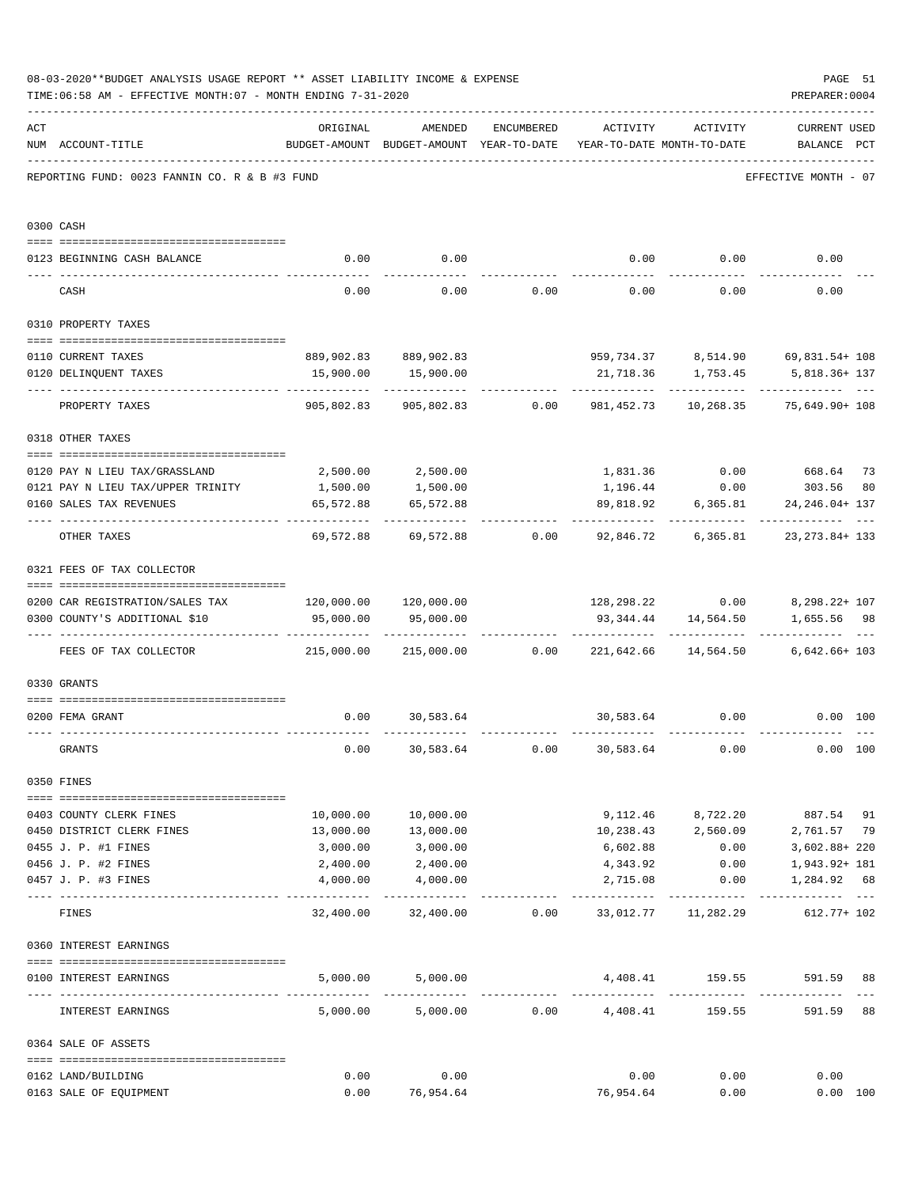08-03-2020**BUDGET ANALYSIS USAGE REPORT ** ASSET LIABILITY INCOME & EXPENSE

TIME:06:58 AM - EFFECTIVE MONTH:07 - MONTH ENDING 7-31-2020

PREPARER:0004

REPORTING FUND: 0023 FANNIN CO. R & B #3 FUND

EFFECTIVE MONTH - 07

| ACT NUM | ACCOUNT-TITLE | ORIGINAL BUDGET-AMOUNT | AMENDED BUDGET-AMOUNT | ENCUMBERED YEAR-TO-DATE | ACTIVITY YEAR-TO-DATE | ACTIVITY MONTH-TO-DATE | CURRENT USED BALANCE | PCT |
|---|---|---|---|---|---|---|---|---|
| 0300 | CASH | | | | | | | |
| 0123 | BEGINNING CASH BALANCE | 0.00 | 0.00 | | 0.00 | 0.00 | 0.00 | |
| | CASH | 0.00 | 0.00 | 0.00 | 0.00 | 0.00 | 0.00 | |
| 0310 | PROPERTY TAXES | | | | | | | |
| 0110 | CURRENT TAXES | 889,902.83 | 889,902.83 | | 959,734.37 | 8,514.90 | 69,831.54+ | 108 |
| 0120 | DELINQUENT TAXES | 15,900.00 | 15,900.00 | | 21,718.36 | 1,753.45 | 5,818.36+ | 137 |
| | PROPERTY TAXES | 905,802.83 | 905,802.83 | 0.00 | 981,452.73 | 10,268.35 | 75,649.90+ | 108 |
| 0318 | OTHER TAXES | | | | | | | |
| 0120 | PAY N LIEU TAX/GRASSLAND | 2,500.00 | 2,500.00 | | 1,831.36 | 0.00 | 668.64 | 73 |
| 0121 | PAY N LIEU TAX/UPPER TRINITY | 1,500.00 | 1,500.00 | | 1,196.44 | 0.00 | 303.56 | 80 |
| 0160 | SALES TAX REVENUES | 65,572.88 | 65,572.88 | | 89,818.92 | 6,365.81 | 24,246.04+ | 137 |
| | OTHER TAXES | 69,572.88 | 69,572.88 | 0.00 | 92,846.72 | 6,365.81 | 23,273.84+ | 133 |
| 0321 | FEES OF TAX COLLECTOR | | | | | | | |
| 0200 | CAR REGISTRATION/SALES TAX | 120,000.00 | 120,000.00 | | 128,298.22 | 0.00 | 8,298.22+ | 107 |
| 0300 | COUNTY'S ADDITIONAL $10 | 95,000.00 | 95,000.00 | | 93,344.44 | 14,564.50 | 1,655.56 | 98 |
| | FEES OF TAX COLLECTOR | 215,000.00 | 215,000.00 | 0.00 | 221,642.66 | 14,564.50 | 6,642.66+ | 103 |
| 0330 | GRANTS | | | | | | | |
| 0200 | FEMA GRANT | 0.00 | 30,583.64 | | 30,583.64 | 0.00 | 0.00 | 100 |
| | GRANTS | 0.00 | 30,583.64 | 0.00 | 30,583.64 | 0.00 | 0.00 | 100 |
| 0350 | FINES | | | | | | | |
| 0403 | COUNTY CLERK FINES | 10,000.00 | 10,000.00 | | 9,112.46 | 8,722.20 | 887.54 | 91 |
| 0450 | DISTRICT CLERK FINES | 13,000.00 | 13,000.00 | | 10,238.43 | 2,560.09 | 2,761.57 | 79 |
| 0455 | J. P. #1 FINES | 3,000.00 | 3,000.00 | | 6,602.88 | 0.00 | 3,602.88+ | 220 |
| 0456 | J. P. #2 FINES | 2,400.00 | 2,400.00 | | 4,343.92 | 0.00 | 1,943.92+ | 181 |
| 0457 | J. P. #3 FINES | 4,000.00 | 4,000.00 | | 2,715.08 | 0.00 | 1,284.92 | 68 |
| | FINES | 32,400.00 | 32,400.00 | 0.00 | 33,012.77 | 11,282.29 | 612.77+ | 102 |
| 0360 | INTEREST EARNINGS | | | | | | | |
| 0100 | INTEREST EARNINGS | 5,000.00 | 5,000.00 | | 4,408.41 | 159.55 | 591.59 | 88 |
| | INTEREST EARNINGS | 5,000.00 | 5,000.00 | 0.00 | 4,408.41 | 159.55 | 591.59 | 88 |
| 0364 | SALE OF ASSETS | | | | | | | |
| 0162 | LAND/BUILDING | 0.00 | 0.00 | | 0.00 | 0.00 | 0.00 | |
| 0163 | SALE OF EQUIPMENT | 0.00 | 76,954.64 | | 76,954.64 | 0.00 | 0.00 | 100 |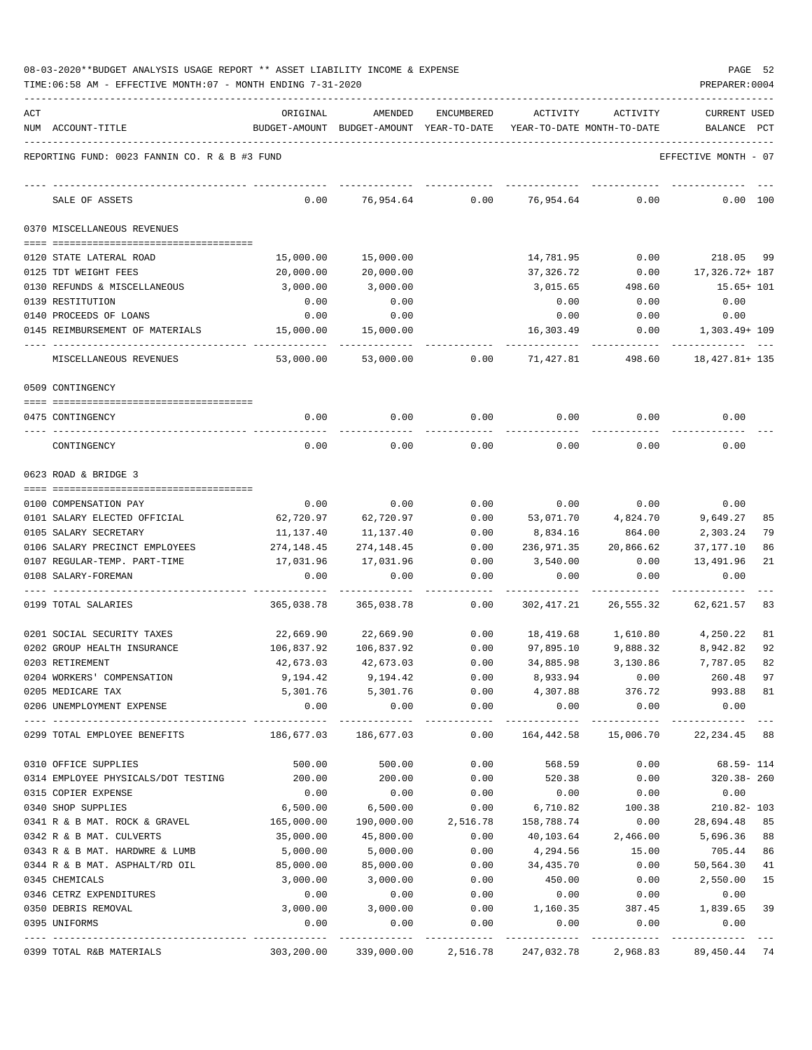08-03-2020**BUDGET ANALYSIS USAGE REPORT ** ASSET LIABILITY INCOME & EXPENSE

TIME:06:58 AM - EFFECTIVE MONTH:07 - MONTH ENDING 7-31-2020

PREPARER:0004

REPORTING FUND: 0023 FANNIN CO. R & B #3 FUND — EFFECTIVE MONTH - 07

| ACT NUM | ACCOUNT-TITLE | ORIGINAL BUDGET-AMOUNT | AMENDED BUDGET-AMOUNT | ENCUMBERED YEAR-TO-DATE | ACTIVITY YEAR-TO-DATE | ACTIVITY MONTH-TO-DATE | CURRENT USED BALANCE | PCT |
|---|---|---|---|---|---|---|---|---|
| | SALE OF ASSETS | 0.00 | 76,954.64 | 0.00 | 76,954.64 | 0.00 | 0.00 | 100 |
| | **0370 MISCELLANEOUS REVENUES** | | | | | | | |
| 0120 | STATE LATERAL ROAD | 15,000.00 | 15,000.00 | | 14,781.95 | 0.00 | 218.05 | 99 |
| 0125 | TDT WEIGHT FEES | 20,000.00 | 20,000.00 | | 37,326.72 | 0.00 | 17,326.72+ | 187 |
| 0130 | REFUNDS & MISCELLANEOUS | 3,000.00 | 3,000.00 | | 3,015.65 | 498.60 | 15.65+ | 101 |
| 0139 | RESTITUTION | 0.00 | 0.00 | | 0.00 | 0.00 | 0.00 | |
| 0140 | PROCEEDS OF LOANS | 0.00 | 0.00 | | 0.00 | 0.00 | 0.00 | |
| 0145 | REIMBURSEMENT OF MATERIALS | 15,000.00 | 15,000.00 | | 16,303.49 | 0.00 | 1,303.49+ | 109 |
| | MISCELLANEOUS REVENUES | 53,000.00 | 53,000.00 | 0.00 | 71,427.81 | 498.60 | 18,427.81+ | 135 |
| | **0509 CONTINGENCY** | | | | | | | |
| 0475 | CONTINGENCY | 0.00 | 0.00 | 0.00 | 0.00 | 0.00 | 0.00 | |
| | CONTINGENCY | 0.00 | 0.00 | 0.00 | 0.00 | 0.00 | 0.00 | |
| | **0623 ROAD & BRIDGE 3** | | | | | | | |
| 0100 | COMPENSATION PAY | 0.00 | 0.00 | 0.00 | 0.00 | 0.00 | 0.00 | |
| 0101 | SALARY ELECTED OFFICIAL | 62,720.97 | 62,720.97 | 0.00 | 53,071.70 | 4,824.70 | 9,649.27 | 85 |
| 0105 | SALARY SECRETARY | 11,137.40 | 11,137.40 | 0.00 | 8,834.16 | 864.00 | 2,303.24 | 79 |
| 0106 | SALARY PRECINCT EMPLOYEES | 274,148.45 | 274,148.45 | 0.00 | 236,971.35 | 20,866.62 | 37,177.10 | 86 |
| 0107 | REGULAR-TEMP. PART-TIME | 17,031.96 | 17,031.96 | 0.00 | 3,540.00 | 0.00 | 13,491.96 | 21 |
| 0108 | SALARY-FOREMAN | 0.00 | 0.00 | 0.00 | 0.00 | 0.00 | 0.00 | |
| 0199 | TOTAL SALARIES | 365,038.78 | 365,038.78 | 0.00 | 302,417.21 | 26,555.32 | 62,621.57 | 83 |
| 0201 | SOCIAL SECURITY TAXES | 22,669.90 | 22,669.90 | 0.00 | 18,419.68 | 1,610.80 | 4,250.22 | 81 |
| 0202 | GROUP HEALTH INSURANCE | 106,837.92 | 106,837.92 | 0.00 | 97,895.10 | 9,888.32 | 8,942.82 | 92 |
| 0203 | RETIREMENT | 42,673.03 | 42,673.03 | 0.00 | 34,885.98 | 3,130.86 | 7,787.05 | 82 |
| 0204 | WORKERS' COMPENSATION | 9,194.42 | 9,194.42 | 0.00 | 8,933.94 | 0.00 | 260.48 | 97 |
| 0205 | MEDICARE TAX | 5,301.76 | 5,301.76 | 0.00 | 4,307.88 | 376.72 | 993.88 | 81 |
| 0206 | UNEMPLOYMENT EXPENSE | 0.00 | 0.00 | 0.00 | 0.00 | 0.00 | 0.00 | |
| 0299 | TOTAL EMPLOYEE BENEFITS | 186,677.03 | 186,677.03 | 0.00 | 164,442.58 | 15,006.70 | 22,234.45 | 88 |
| 0310 | OFFICE SUPPLIES | 500.00 | 500.00 | 0.00 | 568.59 | 0.00 | 68.59- | 114 |
| 0314 | EMPLOYEE PHYSICALS/DOT TESTING | 200.00 | 200.00 | 0.00 | 520.38 | 0.00 | 320.38- | 260 |
| 0315 | COPIER EXPENSE | 0.00 | 0.00 | 0.00 | 0.00 | 0.00 | 0.00 | |
| 0340 | SHOP SUPPLIES | 6,500.00 | 6,500.00 | 0.00 | 6,710.82 | 100.38 | 210.82- | 103 |
| 0341 | R & B MAT. ROCK & GRAVEL | 165,000.00 | 190,000.00 | 2,516.78 | 158,788.74 | 0.00 | 28,694.48 | 85 |
| 0342 | R & B MAT. CULVERTS | 35,000.00 | 45,800.00 | 0.00 | 40,103.64 | 2,466.00 | 5,696.36 | 88 |
| 0343 | R & B MAT. HARDWRE & LUMB | 5,000.00 | 5,000.00 | 0.00 | 4,294.56 | 15.00 | 705.44 | 86 |
| 0344 | R & B MAT. ASPHALT/RD OIL | 85,000.00 | 85,000.00 | 0.00 | 34,435.70 | 0.00 | 50,564.30 | 41 |
| 0345 | CHEMICALS | 3,000.00 | 3,000.00 | 0.00 | 450.00 | 0.00 | 2,550.00 | 15 |
| 0346 | CETRZ EXPENDITURES | 0.00 | 0.00 | 0.00 | 0.00 | 0.00 | 0.00 | |
| 0350 | DEBRIS REMOVAL | 3,000.00 | 3,000.00 | 0.00 | 1,160.35 | 387.45 | 1,839.65 | 39 |
| 0395 | UNIFORMS | 0.00 | 0.00 | 0.00 | 0.00 | 0.00 | 0.00 | |
| 0399 | TOTAL R&B MATERIALS | 303,200.00 | 339,000.00 | 2,516.78 | 247,032.78 | 2,968.83 | 89,450.44 | 74 |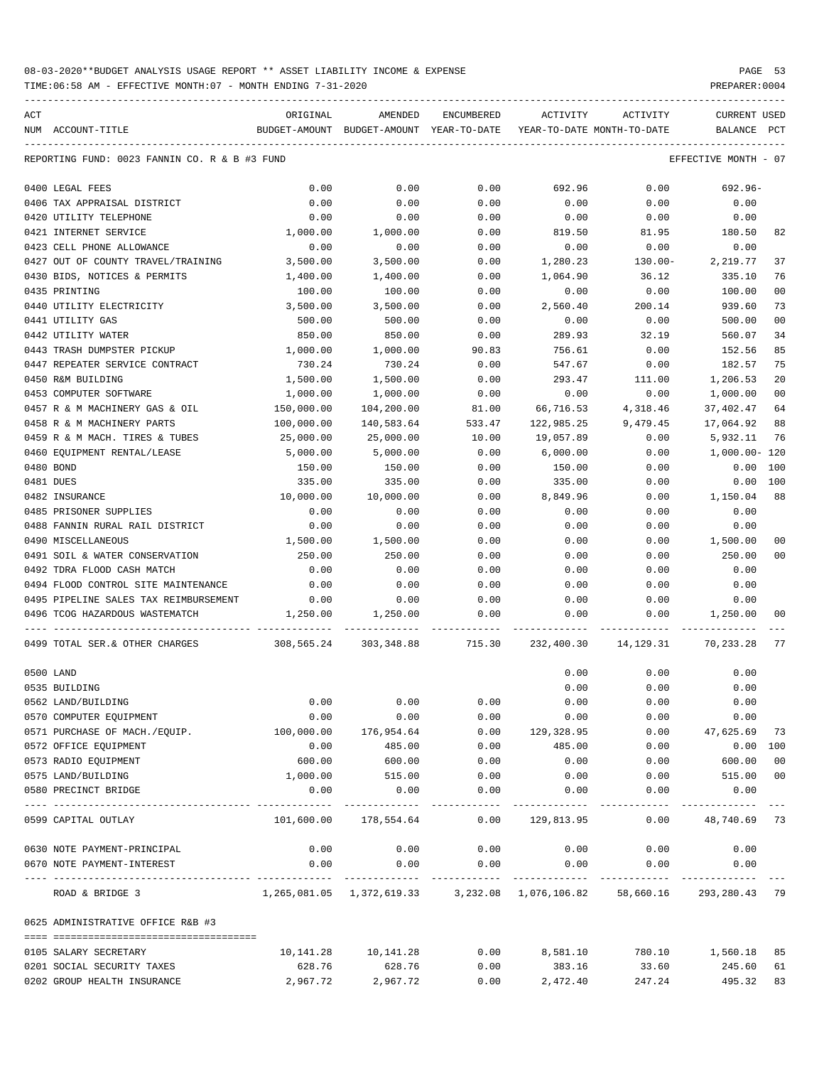08-03-2020**BUDGET ANALYSIS USAGE REPORT ** ASSET LIABILITY INCOME & EXPENSE

TIME:06:58 AM - EFFECTIVE MONTH:07 - MONTH ENDING 7-31-2020 PREPARER:0004

| ACT NUM | ACCOUNT-TITLE | ORIGINAL BUDGET-AMOUNT | AMENDED BUDGET-AMOUNT | ENCUMBERED YEAR-TO-DATE | ACTIVITY YEAR-TO-DATE | ACTIVITY MONTH-TO-DATE | CURRENT USED BALANCE | PCT |
|---|---|---|---|---|---|---|---|---|
| | REPORTING FUND: 0023 FANNIN CO. R & B #3 FUND | | | | | | EFFECTIVE MONTH - 07 | |
| 0400 | LEGAL FEES | 0.00 | 0.00 | 0.00 | 692.96 | 0.00 | 692.96- | |
| 0406 | TAX APPRAISAL DISTRICT | 0.00 | 0.00 | 0.00 | 0.00 | 0.00 | 0.00 | |
| 0420 | UTILITY TELEPHONE | 0.00 | 0.00 | 0.00 | 0.00 | 0.00 | 0.00 | |
| 0421 | INTERNET SERVICE | 1,000.00 | 1,000.00 | 0.00 | 819.50 | 81.95 | 180.50 | 82 |
| 0423 | CELL PHONE ALLOWANCE | 0.00 | 0.00 | 0.00 | 0.00 | 0.00 | 0.00 | |
| 0427 | OUT OF COUNTY TRAVEL/TRAINING | 3,500.00 | 3,500.00 | 0.00 | 1,280.23 | 130.00- | 2,219.77 | 37 |
| 0430 | BIDS, NOTICES & PERMITS | 1,400.00 | 1,400.00 | 0.00 | 1,064.90 | 36.12 | 335.10 | 76 |
| 0435 | PRINTING | 100.00 | 100.00 | 0.00 | 0.00 | 0.00 | 100.00 | 00 |
| 0440 | UTILITY ELECTRICITY | 3,500.00 | 3,500.00 | 0.00 | 2,560.40 | 200.14 | 939.60 | 73 |
| 0441 | UTILITY GAS | 500.00 | 500.00 | 0.00 | 0.00 | 0.00 | 500.00 | 00 |
| 0442 | UTILITY WATER | 850.00 | 850.00 | 0.00 | 289.93 | 32.19 | 560.07 | 34 |
| 0443 | TRASH DUMPSTER PICKUP | 1,000.00 | 1,000.00 | 90.83 | 756.61 | 0.00 | 152.56 | 85 |
| 0447 | REPEATER SERVICE CONTRACT | 730.24 | 730.24 | 0.00 | 547.67 | 0.00 | 182.57 | 75 |
| 0450 | R&M BUILDING | 1,500.00 | 1,500.00 | 0.00 | 293.47 | 111.00 | 1,206.53 | 20 |
| 0453 | COMPUTER SOFTWARE | 1,000.00 | 1,000.00 | 0.00 | 0.00 | 0.00 | 1,000.00 | 00 |
| 0457 | R & M MACHINERY GAS & OIL | 150,000.00 | 104,200.00 | 81.00 | 66,716.53 | 4,318.46 | 37,402.47 | 64 |
| 0458 | R & M MACHINERY PARTS | 100,000.00 | 140,583.64 | 533.47 | 122,985.25 | 9,479.45 | 17,064.92 | 88 |
| 0459 | R & M MACH. TIRES & TUBES | 25,000.00 | 25,000.00 | 10.00 | 19,057.89 | 0.00 | 5,932.11 | 76 |
| 0460 | EQUIPMENT RENTAL/LEASE | 5,000.00 | 5,000.00 | 0.00 | 6,000.00 | 0.00 | 1,000.00- | 120 |
| 0480 | BOND | 150.00 | 150.00 | 0.00 | 150.00 | 0.00 | 0.00 | 100 |
| 0481 | DUES | 335.00 | 335.00 | 0.00 | 335.00 | 0.00 | 0.00 | 100 |
| 0482 | INSURANCE | 10,000.00 | 10,000.00 | 0.00 | 8,849.96 | 0.00 | 1,150.04 | 88 |
| 0485 | PRISONER SUPPLIES | 0.00 | 0.00 | 0.00 | 0.00 | 0.00 | 0.00 | |
| 0488 | FANNIN RURAL RAIL DISTRICT | 0.00 | 0.00 | 0.00 | 0.00 | 0.00 | 0.00 | |
| 0490 | MISCELLANEOUS | 1,500.00 | 1,500.00 | 0.00 | 0.00 | 0.00 | 1,500.00 | 00 |
| 0491 | SOIL & WATER CONSERVATION | 250.00 | 250.00 | 0.00 | 0.00 | 0.00 | 250.00 | 00 |
| 0492 | TDRA FLOOD CASH MATCH | 0.00 | 0.00 | 0.00 | 0.00 | 0.00 | 0.00 | |
| 0494 | FLOOD CONTROL SITE MAINTENANCE | 0.00 | 0.00 | 0.00 | 0.00 | 0.00 | 0.00 | |
| 0495 | PIPELINE SALES TAX REIMBURSEMENT | 0.00 | 0.00 | 0.00 | 0.00 | 0.00 | 0.00 | |
| 0496 | TCOG HAZARDOUS WASTEMATCH | 1,250.00 | 1,250.00 | 0.00 | 0.00 | 0.00 | 1,250.00 | 00 |
| 0499 | TOTAL SER.& OTHER CHARGES | 308,565.24 | 303,348.88 | 715.30 | 232,400.30 | 14,129.31 | 70,233.28 | 77 |
| 0500 | LAND | | | | 0.00 | 0.00 | 0.00 | |
| 0535 | BUILDING | | | | 0.00 | 0.00 | 0.00 | |
| 0562 | LAND/BUILDING | 0.00 | 0.00 | 0.00 | 0.00 | 0.00 | 0.00 | |
| 0570 | COMPUTER EQUIPMENT | 0.00 | 0.00 | 0.00 | 0.00 | 0.00 | 0.00 | |
| 0571 | PURCHASE OF MACH./EQUIP. | 100,000.00 | 176,954.64 | 0.00 | 129,328.95 | 0.00 | 47,625.69 | 73 |
| 0572 | OFFICE EQUIPMENT | 0.00 | 485.00 | 0.00 | 485.00 | 0.00 | 0.00 | 100 |
| 0573 | RADIO EQUIPMENT | 600.00 | 600.00 | 0.00 | 0.00 | 0.00 | 600.00 | 00 |
| 0575 | LAND/BUILDING | 1,000.00 | 515.00 | 0.00 | 0.00 | 0.00 | 515.00 | 00 |
| 0580 | PRECINCT BRIDGE | 0.00 | 0.00 | 0.00 | 0.00 | 0.00 | 0.00 | |
| 0599 | CAPITAL OUTLAY | 101,600.00 | 178,554.64 | 0.00 | 129,813.95 | 0.00 | 48,740.69 | 73 |
| 0630 | NOTE PAYMENT-PRINCIPAL | 0.00 | 0.00 | 0.00 | 0.00 | 0.00 | 0.00 | |
| 0670 | NOTE PAYMENT-INTEREST | 0.00 | 0.00 | 0.00 | 0.00 | 0.00 | 0.00 | |
| | ROAD & BRIDGE 3 | 1,265,081.05 | 1,372,619.33 | 3,232.08 | 1,076,106.82 | 58,660.16 | 293,280.43 | 79 |
| 0625 | ADMINISTRATIVE OFFICE R&B #3 | | | | | | | |
| 0105 | SALARY SECRETARY | 10,141.28 | 10,141.28 | 0.00 | 8,581.10 | 780.10 | 1,560.18 | 85 |
| 0201 | SOCIAL SECURITY TAXES | 628.76 | 628.76 | 0.00 | 383.16 | 33.60 | 245.60 | 61 |
| 0202 | GROUP HEALTH INSURANCE | 2,967.72 | 2,967.72 | 0.00 | 2,472.40 | 247.24 | 495.32 | 83 |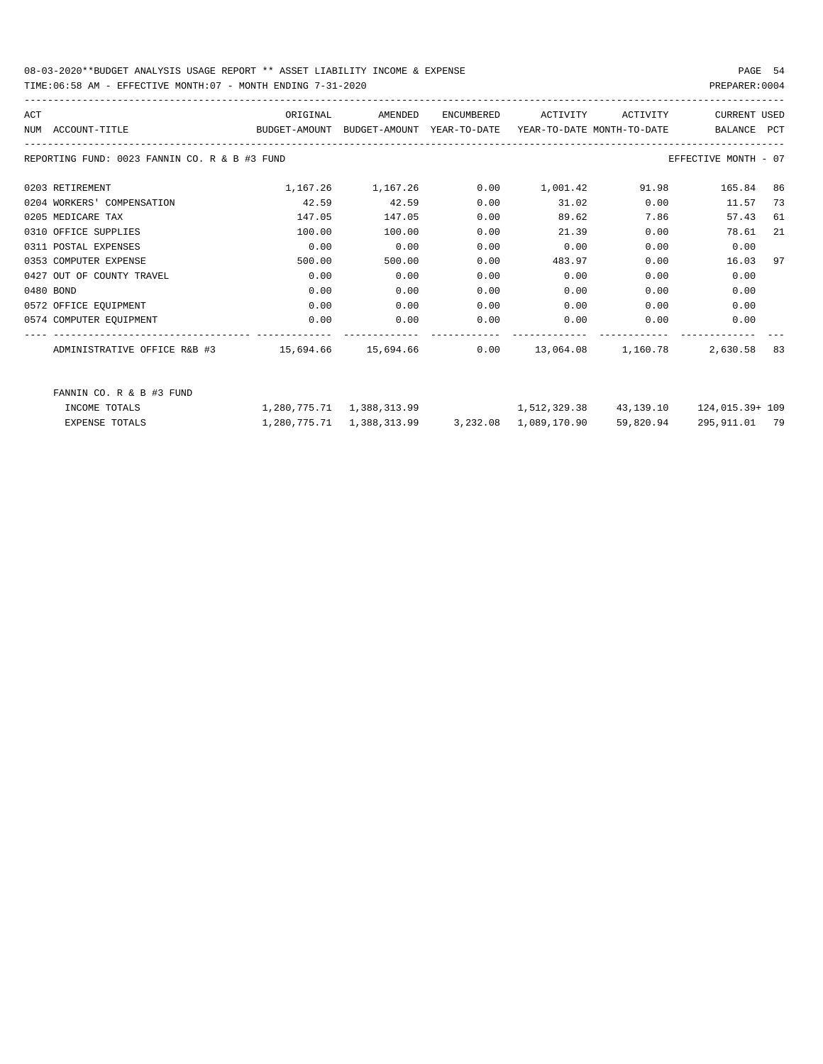08-03-2020**BUDGET ANALYSIS USAGE REPORT ** ASSET LIABILITY INCOME & EXPENSE

TIME:06:58 AM - EFFECTIVE MONTH:07 - MONTH ENDING 7-31-2020

PREPARER:0004

| ACT NUM | ACCOUNT-TITLE | ORIGINAL BUDGET-AMOUNT | AMENDED BUDGET-AMOUNT | ENCUMBERED YEAR-TO-DATE | ACTIVITY YEAR-TO-DATE | ACTIVITY MONTH-TO-DATE | CURRENT BALANCE | USED PCT |
|---|---|---|---|---|---|---|---|---|
| REPORTING FUND: 0023 FANNIN CO. R & B #3 FUND | | | | | | | EFFECTIVE MONTH - 07 | |
| 0203 | RETIREMENT | 1,167.26 | 1,167.26 | 0.00 | 1,001.42 | 91.98 | 165.84 | 86 |
| 0204 | WORKERS' COMPENSATION | 42.59 | 42.59 | 0.00 | 31.02 | 0.00 | 11.57 | 73 |
| 0205 | MEDICARE TAX | 147.05 | 147.05 | 0.00 | 89.62 | 7.86 | 57.43 | 61 |
| 0310 | OFFICE SUPPLIES | 100.00 | 100.00 | 0.00 | 21.39 | 0.00 | 78.61 | 21 |
| 0311 | POSTAL EXPENSES | 0.00 | 0.00 | 0.00 | 0.00 | 0.00 | 0.00 | |
| 0353 | COMPUTER EXPENSE | 500.00 | 500.00 | 0.00 | 483.97 | 0.00 | 16.03 | 97 |
| 0427 | OUT OF COUNTY TRAVEL | 0.00 | 0.00 | 0.00 | 0.00 | 0.00 | 0.00 | |
| 0480 | BOND | 0.00 | 0.00 | 0.00 | 0.00 | 0.00 | 0.00 | |
| 0572 | OFFICE EQUIPMENT | 0.00 | 0.00 | 0.00 | 0.00 | 0.00 | 0.00 | |
| 0574 | COMPUTER EQUIPMENT | 0.00 | 0.00 | 0.00 | 0.00 | 0.00 | 0.00 | |
| | ADMINISTRATIVE OFFICE R&B #3 | 15,694.66 | 15,694.66 | 0.00 | 13,064.08 | 1,160.78 | 2,630.58 | 83 |
| | FANNIN CO. R & B #3 FUND | | | | | | | |
| | INCOME TOTALS | 1,280,775.71 | 1,388,313.99 | | 1,512,329.38 | 43,139.10 | 124,015.39+ | 109 |
| | EXPENSE TOTALS | 1,280,775.71 | 1,388,313.99 | 3,232.08 | 1,089,170.90 | 59,820.94 | 295,911.01 | 79 |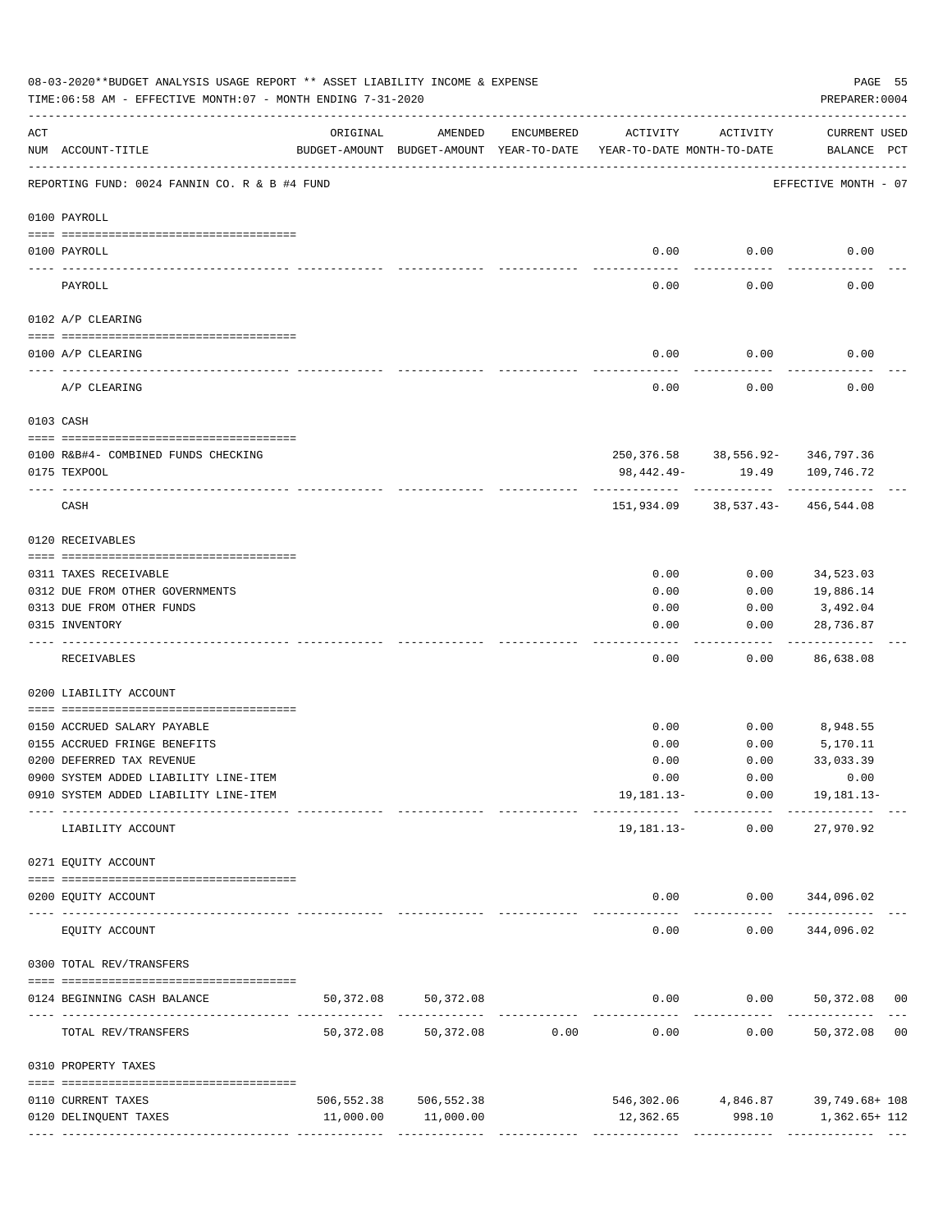08-03-2020**BUDGET ANALYSIS USAGE REPORT ** ASSET LIABILITY INCOME & EXPENSE

TIME:06:58 AM - EFFECTIVE MONTH:07 - MONTH ENDING 7-31-2020

PREPARER:0004

| ACT NUM | ACCOUNT-TITLE | ORIGINAL BUDGET-AMOUNT | AMENDED BUDGET-AMOUNT | ENCUMBERED YEAR-TO-DATE | ACTIVITY YEAR-TO-DATE | ACTIVITY MONTH-TO-DATE | CURRENT USED BALANCE | PCT |
|---|---|---|---|---|---|---|---|---|
| | REPORTING FUND: 0024 FANNIN CO. R & B #4 FUND | | | | | | EFFECTIVE MONTH - 07 | |
| | 0100 PAYROLL | | | | | | | |
| 0100 | PAYROLL | | | | 0.00 | 0.00 | 0.00 | |
| | PAYROLL | | | | 0.00 | 0.00 | 0.00 | |
| | 0102 A/P CLEARING | | | | | | | |
| 0100 | A/P CLEARING | | | | 0.00 | 0.00 | 0.00 | |
| | A/P CLEARING | | | | 0.00 | 0.00 | 0.00 | |
| | 0103 CASH | | | | | | | |
| 0100 | R&B#4- COMBINED FUNDS CHECKING | | | | 250,376.58 | 38,556.92- | 346,797.36 | |
| 0175 | TEXPOOL | | | | 98,442.49- | 19.49 | 109,746.72 | |
| | CASH | | | | 151,934.09 | 38,537.43- | 456,544.08 | |
| | 0120 RECEIVABLES | | | | | | | |
| 0311 | TAXES RECEIVABLE | | | | 0.00 | 0.00 | 34,523.03 | |
| 0312 | DUE FROM OTHER GOVERNMENTS | | | | 0.00 | 0.00 | 19,886.14 | |
| 0313 | DUE FROM OTHER FUNDS | | | | 0.00 | 0.00 | 3,492.04 | |
| 0315 | INVENTORY | | | | 0.00 | 0.00 | 28,736.87 | |
| | RECEIVABLES | | | | 0.00 | 0.00 | 86,638.08 | |
| | 0200 LIABILITY ACCOUNT | | | | | | | |
| 0150 | ACCRUED SALARY PAYABLE | | | | 0.00 | 0.00 | 8,948.55 | |
| 0155 | ACCRUED FRINGE BENEFITS | | | | 0.00 | 0.00 | 5,170.11 | |
| 0200 | DEFERRED TAX REVENUE | | | | 0.00 | 0.00 | 33,033.39 | |
| 0900 | SYSTEM ADDED LIABILITY LINE-ITEM | | | | 0.00 | 0.00 | 0.00 | |
| 0910 | SYSTEM ADDED LIABILITY LINE-ITEM | | | | 19,181.13- | 0.00 | 19,181.13- | |
| | LIABILITY ACCOUNT | | | | 19,181.13- | 0.00 | 27,970.92 | |
| | 0271 EQUITY ACCOUNT | | | | | | | |
| 0200 | EQUITY ACCOUNT | | | | 0.00 | 0.00 | 344,096.02 | |
| | EQUITY ACCOUNT | | | | 0.00 | 0.00 | 344,096.02 | |
| | 0300 TOTAL REV/TRANSFERS | | | | | | | |
| 0124 | BEGINNING CASH BALANCE | 50,372.08 | 50,372.08 | | 0.00 | 0.00 | 50,372.08 | 00 |
| | TOTAL REV/TRANSFERS | 50,372.08 | 50,372.08 | 0.00 | 0.00 | 0.00 | 50,372.08 | 00 |
| | 0310 PROPERTY TAXES | | | | | | | |
| 0110 | CURRENT TAXES | 506,552.38 | 506,552.38 | | 546,302.06 | 4,846.87 | 39,749.68+ | 108 |
| 0120 | DELINQUENT TAXES | 11,000.00 | 11,000.00 | | 12,362.65 | 998.10 | 1,362.65+ | 112 |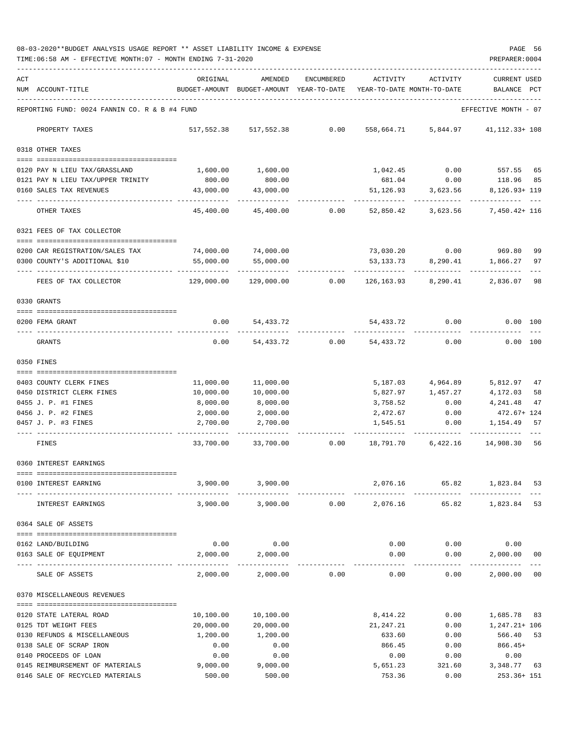08-03-2020**BUDGET ANALYSIS USAGE REPORT ** ASSET LIABILITY INCOME & EXPENSE

TIME:06:58 AM - EFFECTIVE MONTH:07 - MONTH ENDING 7-31-2020

PREPARER:0004

| ACT NUM | ACCOUNT-TITLE | ORIGINAL BUDGET-AMOUNT | AMENDED BUDGET-AMOUNT | ENCUMBERED YEAR-TO-DATE | ACTIVITY YEAR-TO-DATE | ACTIVITY MONTH-TO-DATE | CURRENT USED BALANCE | PCT |
|---|---|---|---|---|---|---|---|---|
| | REPORTING FUND: 0024 FANNIN CO. R & B #4 FUND | | | | | | EFFECTIVE MONTH - 07 | |
| | PROPERTY TAXES | 517,552.38 | 517,552.38 | 0.00 | 558,664.71 | 5,844.97 | 41,112.33+ | 108 |
| | 0318 OTHER TAXES | | | | | | | |
| 0120 | PAY N LIEU TAX/GRASSLAND | 1,600.00 | 1,600.00 | | 1,042.45 | 0.00 | 557.55 | 65 |
| 0121 | PAY N LIEU TAX/UPPER TRINITY | 800.00 | 800.00 | | 681.04 | 0.00 | 118.96 | 85 |
| 0160 | SALES TAX REVENUES | 43,000.00 | 43,000.00 | | 51,126.93 | 3,623.56 | 8,126.93+ | 119 |
| | OTHER TAXES | 45,400.00 | 45,400.00 | 0.00 | 52,850.42 | 3,623.56 | 7,450.42+ | 116 |
| | 0321 FEES OF TAX COLLECTOR | | | | | | | |
| 0200 | CAR REGISTRATION/SALES TAX | 74,000.00 | 74,000.00 | | 73,030.20 | 0.00 | 969.80 | 99 |
| 0300 | COUNTY'S ADDITIONAL $10 | 55,000.00 | 55,000.00 | | 53,133.73 | 8,290.41 | 1,866.27 | 97 |
| | FEES OF TAX COLLECTOR | 129,000.00 | 129,000.00 | 0.00 | 126,163.93 | 8,290.41 | 2,836.07 | 98 |
| | 0330 GRANTS | | | | | | | |
| 0200 | FEMA GRANT | 0.00 | 54,433.72 | | 54,433.72 | 0.00 | 0.00 | 100 |
| | GRANTS | 0.00 | 54,433.72 | 0.00 | 54,433.72 | 0.00 | 0.00 | 100 |
| | 0350 FINES | | | | | | | |
| 0403 | COUNTY CLERK FINES | 11,000.00 | 11,000.00 | | 5,187.03 | 4,964.89 | 5,812.97 | 47 |
| 0450 | DISTRICT CLERK FINES | 10,000.00 | 10,000.00 | | 5,827.97 | 1,457.27 | 4,172.03 | 58 |
| 0455 | J. P. #1 FINES | 8,000.00 | 8,000.00 | | 3,758.52 | 0.00 | 4,241.48 | 47 |
| 0456 | J. P. #2 FINES | 2,000.00 | 2,000.00 | | 2,472.67 | 0.00 | 472.67+ | 124 |
| 0457 | J. P. #3 FINES | 2,700.00 | 2,700.00 | | 1,545.51 | 0.00 | 1,154.49 | 57 |
| | FINES | 33,700.00 | 33,700.00 | 0.00 | 18,791.70 | 6,422.16 | 14,908.30 | 56 |
| | 0360 INTEREST EARNINGS | | | | | | | |
| 0100 | INTEREST EARNING | 3,900.00 | 3,900.00 | | 2,076.16 | 65.82 | 1,823.84 | 53 |
| | INTEREST EARNINGS | 3,900.00 | 3,900.00 | 0.00 | 2,076.16 | 65.82 | 1,823.84 | 53 |
| | 0364 SALE OF ASSETS | | | | | | | |
| 0162 | LAND/BUILDING | 0.00 | 0.00 | | 0.00 | 0.00 | 0.00 | |
| 0163 | SALE OF EQUIPMENT | 2,000.00 | 2,000.00 | | 0.00 | 0.00 | 2,000.00 | 00 |
| | SALE OF ASSETS | 2,000.00 | 2,000.00 | 0.00 | 0.00 | 0.00 | 2,000.00 | 00 |
| | 0370 MISCELLANEOUS REVENUES | | | | | | | |
| 0120 | STATE LATERAL ROAD | 10,100.00 | 10,100.00 | | 8,414.22 | 0.00 | 1,685.78 | 83 |
| 0125 | TDT WEIGHT FEES | 20,000.00 | 20,000.00 | | 21,247.21 | 0.00 | 1,247.21+ | 106 |
| 0130 | REFUNDS & MISCELLANEOUS | 1,200.00 | 1,200.00 | | 633.60 | 0.00 | 566.40 | 53 |
| 0138 | SALE OF SCRAP IRON | 0.00 | 0.00 | | 866.45 | 0.00 | 866.45+ | |
| 0140 | PROCEEDS OF LOAN | 0.00 | 0.00 | | 0.00 | 0.00 | 0.00 | |
| 0145 | REIMBURSEMENT OF MATERIALS | 9,000.00 | 9,000.00 | | 5,651.23 | 321.60 | 3,348.77 | 63 |
| 0146 | SALE OF RECYCLED MATERIALS | 500.00 | 500.00 | | 753.36 | 0.00 | 253.36+ | 151 |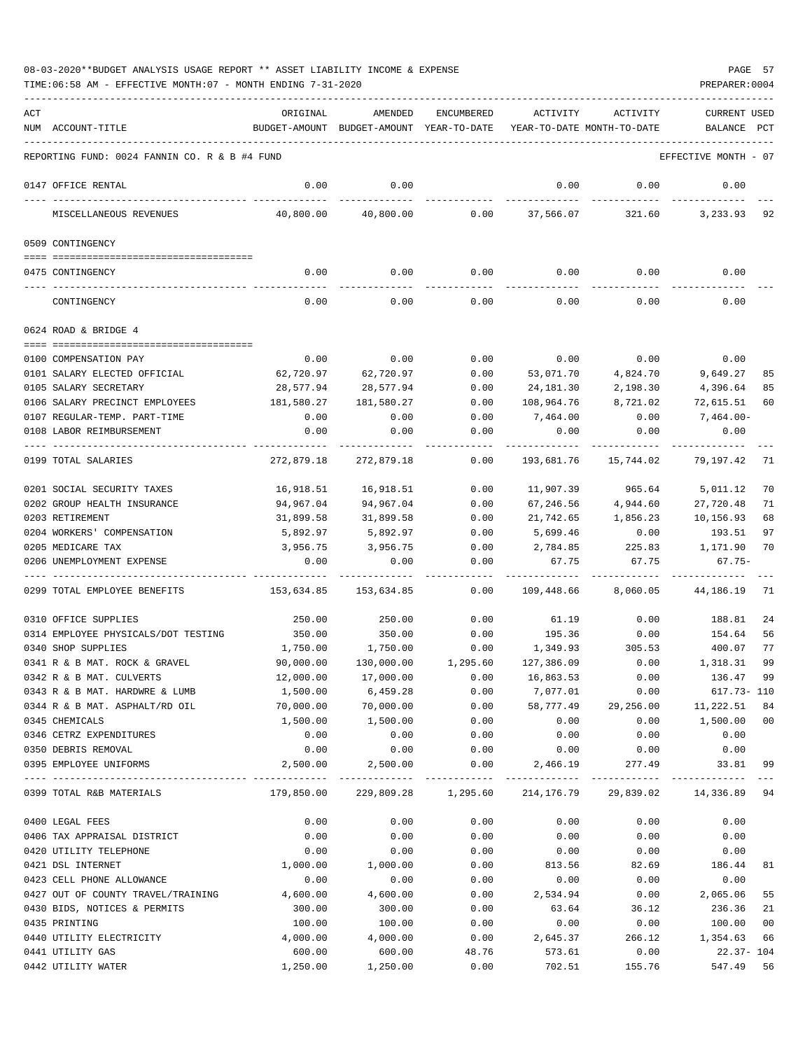08-03-2020**BUDGET ANALYSIS USAGE REPORT ** ASSET LIABILITY INCOME & EXPENSE

TIME:06:58 AM - EFFECTIVE MONTH:07 - MONTH ENDING 7-31-2020

PREPARER:0004

| ACT NUM | ACCOUNT-TITLE | ORIGINAL BUDGET-AMOUNT | AMENDED BUDGET-AMOUNT | ENCUMBERED YEAR-TO-DATE | ACTIVITY YEAR-TO-DATE | ACTIVITY MONTH-TO-DATE | CURRENT BALANCE | USED PCT |
|---|---|---|---|---|---|---|---|---|
| | REPORTING FUND: 0024 FANNIN CO. R & B #4 FUND | | | | | | EFFECTIVE MONTH - 07 | |
| 0147 | OFFICE RENTAL | 0.00 | 0.00 | | 0.00 | 0.00 | 0.00 | |
| | MISCELLANEOUS REVENUES | 40,800.00 | 40,800.00 | 0.00 | 37,566.07 | 321.60 | 3,233.93 | 92 |
| 0509 | CONTINGENCY | | | | | | | |
| 0475 | CONTINGENCY | 0.00 | 0.00 | 0.00 | 0.00 | 0.00 | 0.00 | |
| | CONTINGENCY | 0.00 | 0.00 | 0.00 | 0.00 | 0.00 | 0.00 | |
| 0624 | ROAD & BRIDGE 4 | | | | | | | |
| 0100 | COMPENSATION PAY | 0.00 | 0.00 | 0.00 | 0.00 | 0.00 | 0.00 | |
| 0101 | SALARY ELECTED OFFICIAL | 62,720.97 | 62,720.97 | 0.00 | 53,071.70 | 4,824.70 | 9,649.27 | 85 |
| 0105 | SALARY SECRETARY | 28,577.94 | 28,577.94 | 0.00 | 24,181.30 | 2,198.30 | 4,396.64 | 85 |
| 0106 | SALARY PRECINCT EMPLOYEES | 181,580.27 | 181,580.27 | 0.00 | 108,964.76 | 8,721.02 | 72,615.51 | 60 |
| 0107 | REGULAR-TEMP. PART-TIME | 0.00 | 0.00 | 0.00 | 7,464.00 | 0.00 | 7,464.00- | |
| 0108 | LABOR REIMBURSEMENT | 0.00 | 0.00 | 0.00 | 0.00 | 0.00 | 0.00 | |
| 0199 | TOTAL SALARIES | 272,879.18 | 272,879.18 | 0.00 | 193,681.76 | 15,744.02 | 79,197.42 | 71 |
| 0201 | SOCIAL SECURITY TAXES | 16,918.51 | 16,918.51 | 0.00 | 11,907.39 | 965.64 | 5,011.12 | 70 |
| 0202 | GROUP HEALTH INSURANCE | 94,967.04 | 94,967.04 | 0.00 | 67,246.56 | 4,944.60 | 27,720.48 | 71 |
| 0203 | RETIREMENT | 31,899.58 | 31,899.58 | 0.00 | 21,742.65 | 1,856.23 | 10,156.93 | 68 |
| 0204 | WORKERS' COMPENSATION | 5,892.97 | 5,892.97 | 0.00 | 5,699.46 | 0.00 | 193.51 | 97 |
| 0205 | MEDICARE TAX | 3,956.75 | 3,956.75 | 0.00 | 2,784.85 | 225.83 | 1,171.90 | 70 |
| 0206 | UNEMPLOYMENT EXPENSE | 0.00 | 0.00 | 0.00 | 67.75 | 67.75 | 67.75- | |
| 0299 | TOTAL EMPLOYEE BENEFITS | 153,634.85 | 153,634.85 | 0.00 | 109,448.66 | 8,060.05 | 44,186.19 | 71 |
| 0310 | OFFICE SUPPLIES | 250.00 | 250.00 | 0.00 | 61.19 | 0.00 | 188.81 | 24 |
| 0314 | EMPLOYEE PHYSICALS/DOT TESTING | 350.00 | 350.00 | 0.00 | 195.36 | 0.00 | 154.64 | 56 |
| 0340 | SHOP SUPPLIES | 1,750.00 | 1,750.00 | 0.00 | 1,349.93 | 305.53 | 400.07 | 77 |
| 0341 | R & B MAT. ROCK & GRAVEL | 90,000.00 | 130,000.00 | 1,295.60 | 127,386.09 | 0.00 | 1,318.31 | 99 |
| 0342 | R & B MAT. CULVERTS | 12,000.00 | 17,000.00 | 0.00 | 16,863.53 | 0.00 | 136.47 | 99 |
| 0343 | R & B MAT. HARDWRE & LUMB | 1,500.00 | 6,459.28 | 0.00 | 7,077.01 | 0.00 | 617.73- | 110 |
| 0344 | R & B MAT. ASPHALT/RD OIL | 70,000.00 | 70,000.00 | 0.00 | 58,777.49 | 29,256.00 | 11,222.51 | 84 |
| 0345 | CHEMICALS | 1,500.00 | 1,500.00 | 0.00 | 0.00 | 0.00 | 1,500.00 | 00 |
| 0346 | CETRZ EXPENDITURES | 0.00 | 0.00 | 0.00 | 0.00 | 0.00 | 0.00 | |
| 0350 | DEBRIS REMOVAL | 0.00 | 0.00 | 0.00 | 0.00 | 0.00 | 0.00 | |
| 0395 | EMPLOYEE UNIFORMS | 2,500.00 | 2,500.00 | 0.00 | 2,466.19 | 277.49 | 33.81 | 99 |
| 0399 | TOTAL R&B MATERIALS | 179,850.00 | 229,809.28 | 1,295.60 | 214,176.79 | 29,839.02 | 14,336.89 | 94 |
| 0400 | LEGAL FEES | 0.00 | 0.00 | 0.00 | 0.00 | 0.00 | 0.00 | |
| 0406 | TAX APPRAISAL DISTRICT | 0.00 | 0.00 | 0.00 | 0.00 | 0.00 | 0.00 | |
| 0420 | UTILITY TELEPHONE | 0.00 | 0.00 | 0.00 | 0.00 | 0.00 | 0.00 | |
| 0421 | DSL INTERNET | 1,000.00 | 1,000.00 | 0.00 | 813.56 | 82.69 | 186.44 | 81 |
| 0423 | CELL PHONE ALLOWANCE | 0.00 | 0.00 | 0.00 | 0.00 | 0.00 | 0.00 | |
| 0427 | OUT OF COUNTY TRAVEL/TRAINING | 4,600.00 | 4,600.00 | 0.00 | 2,534.94 | 0.00 | 2,065.06 | 55 |
| 0430 | BIDS, NOTICES & PERMITS | 300.00 | 300.00 | 0.00 | 63.64 | 36.12 | 236.36 | 21 |
| 0435 | PRINTING | 100.00 | 100.00 | 0.00 | 0.00 | 0.00 | 100.00 | 00 |
| 0440 | UTILITY ELECTRICITY | 4,000.00 | 4,000.00 | 0.00 | 2,645.37 | 266.12 | 1,354.63 | 66 |
| 0441 | UTILITY GAS | 600.00 | 600.00 | 48.76 | 573.61 | 0.00 | 22.37- | 104 |
| 0442 | UTILITY WATER | 1,250.00 | 1,250.00 | 0.00 | 702.51 | 155.76 | 547.49 | 56 |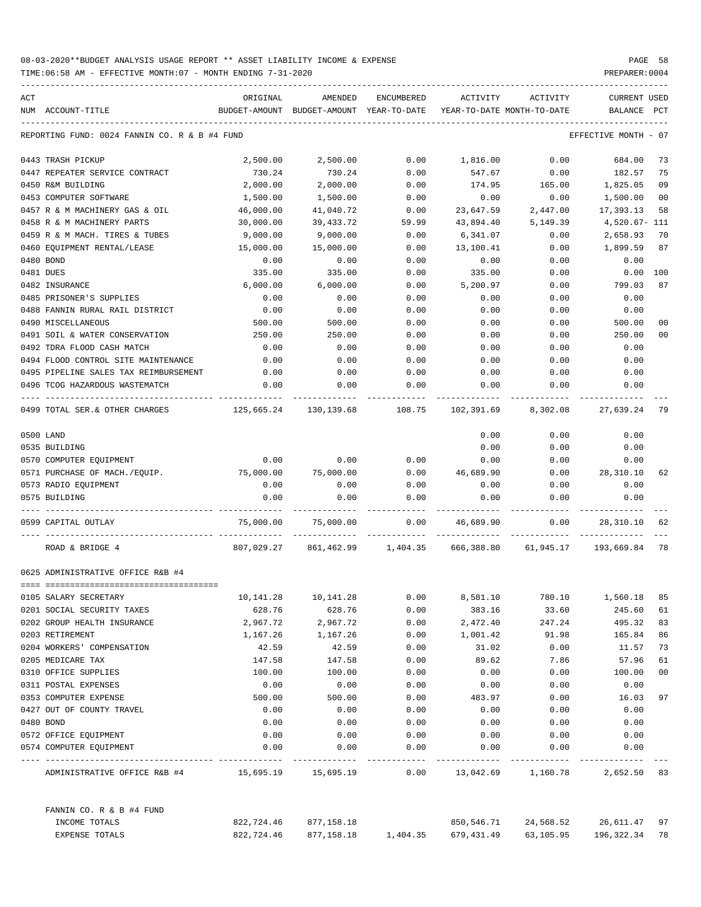08-03-2020**BUDGET ANALYSIS USAGE REPORT ** ASSET LIABILITY INCOME & EXPENSE

TIME:06:58 AM - EFFECTIVE MONTH:07 - MONTH ENDING 7-31-2020

PREPARER:0004

| ACT NUM | ACCOUNT-TITLE | ORIGINAL BUDGET-AMOUNT | AMENDED BUDGET-AMOUNT | ENCUMBERED YEAR-TO-DATE | ACTIVITY YEAR-TO-DATE | ACTIVITY MONTH-TO-DATE | CURRENT BALANCE | USED PCT |
|---|---|---|---|---|---|---|---|---|
| | REPORTING FUND: 0024 FANNIN CO. R & B #4 FUND | | | | | | EFFECTIVE MONTH - 07 | |
| 0443 | TRASH PICKUP | 2,500.00 | 2,500.00 | 0.00 | 1,816.00 | 0.00 | 684.00 | 73 |
| 0447 | REPEATER SERVICE CONTRACT | 730.24 | 730.24 | 0.00 | 547.67 | 0.00 | 182.57 | 75 |
| 0450 | R&M BUILDING | 2,000.00 | 2,000.00 | 0.00 | 174.95 | 165.00 | 1,825.05 | 09 |
| 0453 | COMPUTER SOFTWARE | 1,500.00 | 1,500.00 | 0.00 | 0.00 | 0.00 | 1,500.00 | 00 |
| 0457 | R & M MACHINERY GAS & OIL | 46,000.00 | 41,040.72 | 0.00 | 23,647.59 | 2,447.00 | 17,393.13 | 58 |
| 0458 | R & M MACHINERY PARTS | 30,000.00 | 39,433.72 | 59.99 | 43,894.40 | 5,149.39 | 4,520.67- | 111 |
| 0459 | R & M MACH. TIRES & TUBES | 9,000.00 | 9,000.00 | 0.00 | 6,341.07 | 0.00 | 2,658.93 | 70 |
| 0460 | EQUIPMENT RENTAL/LEASE | 15,000.00 | 15,000.00 | 0.00 | 13,100.41 | 0.00 | 1,899.59 | 87 |
| 0480 | BOND | 0.00 | 0.00 | 0.00 | 0.00 | 0.00 | 0.00 | |
| 0481 | DUES | 335.00 | 335.00 | 0.00 | 335.00 | 0.00 | 0.00 | 100 |
| 0482 | INSURANCE | 6,000.00 | 6,000.00 | 0.00 | 5,200.97 | 0.00 | 799.03 | 87 |
| 0485 | PRISONER'S SUPPLIES | 0.00 | 0.00 | 0.00 | 0.00 | 0.00 | 0.00 | |
| 0488 | FANNIN RURAL RAIL DISTRICT | 0.00 | 0.00 | 0.00 | 0.00 | 0.00 | 0.00 | |
| 0490 | MISCELLANEOUS | 500.00 | 500.00 | 0.00 | 0.00 | 0.00 | 500.00 | 00 |
| 0491 | SOIL & WATER CONSERVATION | 250.00 | 250.00 | 0.00 | 0.00 | 0.00 | 250.00 | 00 |
| 0492 | TDRA FLOOD CASH MATCH | 0.00 | 0.00 | 0.00 | 0.00 | 0.00 | 0.00 | |
| 0494 | FLOOD CONTROL SITE MAINTENANCE | 0.00 | 0.00 | 0.00 | 0.00 | 0.00 | 0.00 | |
| 0495 | PIPELINE SALES TAX REIMBURSEMENT | 0.00 | 0.00 | 0.00 | 0.00 | 0.00 | 0.00 | |
| 0496 | TCOG HAZARDOUS WASTEMATCH | 0.00 | 0.00 | 0.00 | 0.00 | 0.00 | 0.00 | |
| 0499 | TOTAL SER.& OTHER CHARGES | 125,665.24 | 130,139.68 | 108.75 | 102,391.69 | 8,302.08 | 27,639.24 | 79 |
| 0500 | LAND | | | | 0.00 | 0.00 | 0.00 | |
| 0535 | BUILDING | | | | 0.00 | 0.00 | 0.00 | |
| 0570 | COMPUTER EQUIPMENT | 0.00 | 0.00 | 0.00 | 0.00 | 0.00 | 0.00 | |
| 0571 | PURCHASE OF MACH./EQUIP. | 75,000.00 | 75,000.00 | 0.00 | 46,689.90 | 0.00 | 28,310.10 | 62 |
| 0573 | RADIO EQUIPMENT | 0.00 | 0.00 | 0.00 | 0.00 | 0.00 | 0.00 | |
| 0575 | BUILDING | 0.00 | 0.00 | 0.00 | 0.00 | 0.00 | 0.00 | |
| 0599 | CAPITAL OUTLAY | 75,000.00 | 75,000.00 | 0.00 | 46,689.90 | 0.00 | 28,310.10 | 62 |
| | ROAD & BRIDGE 4 | 807,029.27 | 861,462.99 | 1,404.35 | 666,388.80 | 61,945.17 | 193,669.84 | 78 |
| | 0625 ADMINISTRATIVE OFFICE R&B #4 | | | | | | | |
| 0105 | SALARY SECRETARY | 10,141.28 | 10,141.28 | 0.00 | 8,581.10 | 780.10 | 1,560.18 | 85 |
| 0201 | SOCIAL SECURITY TAXES | 628.76 | 628.76 | 0.00 | 383.16 | 33.60 | 245.60 | 61 |
| 0202 | GROUP HEALTH INSURANCE | 2,967.72 | 2,967.72 | 0.00 | 2,472.40 | 247.24 | 495.32 | 83 |
| 0203 | RETIREMENT | 1,167.26 | 1,167.26 | 0.00 | 1,001.42 | 91.98 | 165.84 | 86 |
| 0204 | WORKERS' COMPENSATION | 42.59 | 42.59 | 0.00 | 31.02 | 0.00 | 11.57 | 73 |
| 0205 | MEDICARE TAX | 147.58 | 147.58 | 0.00 | 89.62 | 7.86 | 57.96 | 61 |
| 0310 | OFFICE SUPPLIES | 100.00 | 100.00 | 0.00 | 0.00 | 0.00 | 100.00 | 00 |
| 0311 | POSTAL EXPENSES | 0.00 | 0.00 | 0.00 | 0.00 | 0.00 | 0.00 | |
| 0353 | COMPUTER EXPENSE | 500.00 | 500.00 | 0.00 | 483.97 | 0.00 | 16.03 | 97 |
| 0427 | OUT OF COUNTY TRAVEL | 0.00 | 0.00 | 0.00 | 0.00 | 0.00 | 0.00 | |
| 0480 | BOND | 0.00 | 0.00 | 0.00 | 0.00 | 0.00 | 0.00 | |
| 0572 | OFFICE EQUIPMENT | 0.00 | 0.00 | 0.00 | 0.00 | 0.00 | 0.00 | |
| 0574 | COMPUTER EQUIPMENT | 0.00 | 0.00 | 0.00 | 0.00 | 0.00 | 0.00 | |
| | ADMINISTRATIVE OFFICE R&B #4 | 15,695.19 | 15,695.19 | 0.00 | 13,042.69 | 1,160.78 | 2,652.50 | 83 |
| | FANNIN CO. R & B #4 FUND | | | | | | | |
| | INCOME TOTALS | 822,724.46 | 877,158.18 | | 850,546.71 | 24,568.52 | 26,611.47 | 97 |
| | EXPENSE TOTALS | 822,724.46 | 877,158.18 | 1,404.35 | 679,431.49 | 63,105.95 | 196,322.34 | 78 |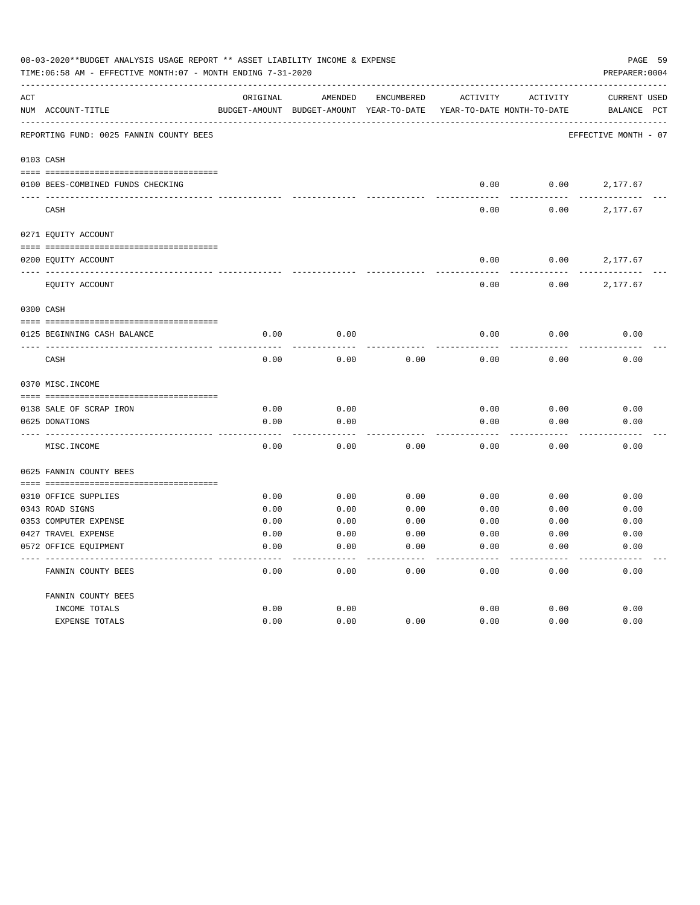08-03-2020**BUDGET ANALYSIS USAGE REPORT ** ASSET LIABILITY INCOME & EXPENSE

TIME:06:58 AM - EFFECTIVE MONTH:07 - MONTH ENDING 7-31-2020

PREPARER:0004

REPORTING FUND: 0025 FANNIN COUNTY BEES — EFFECTIVE MONTH - 07

| ACT NUM | ACCOUNT-TITLE | ORIGINAL BUDGET-AMOUNT | AMENDED BUDGET-AMOUNT | ENCUMBERED YEAR-TO-DATE | ACTIVITY YEAR-TO-DATE | ACTIVITY MONTH-TO-DATE | CURRENT BALANCE | USED PCT |
|---|---|---|---|---|---|---|---|---|
| **0103** | **CASH** | | | | | | | |
| 0100 | BEES-COMBINED FUNDS CHECKING | | | | 0.00 | 0.00 | 2,177.67 | |
| | CASH | | | | 0.00 | 0.00 | 2,177.67 | |
| **0271** | **EQUITY ACCOUNT** | | | | | | | |
| 0200 | EQUITY ACCOUNT | | | | 0.00 | 0.00 | 2,177.67 | |
| | EQUITY ACCOUNT | | | | 0.00 | 0.00 | 2,177.67 | |
| **0300** | **CASH** | | | | | | | |
| 0125 | BEGINNING CASH BALANCE | 0.00 | 0.00 | | 0.00 | 0.00 | 0.00 | |
| | CASH | 0.00 | 0.00 | 0.00 | 0.00 | 0.00 | 0.00 | |
| **0370** | **MISC.INCOME** | | | | | | | |
| 0138 | SALE OF SCRAP IRON | 0.00 | 0.00 | | 0.00 | 0.00 | 0.00 | |
| 0625 | DONATIONS | 0.00 | 0.00 | | 0.00 | 0.00 | 0.00 | |
| | MISC.INCOME | 0.00 | 0.00 | 0.00 | 0.00 | 0.00 | 0.00 | |
| **0625** | **FANNIN COUNTY BEES** | | | | | | | |
| 0310 | OFFICE SUPPLIES | 0.00 | 0.00 | 0.00 | 0.00 | 0.00 | 0.00 | |
| 0343 | ROAD SIGNS | 0.00 | 0.00 | 0.00 | 0.00 | 0.00 | 0.00 | |
| 0353 | COMPUTER EXPENSE | 0.00 | 0.00 | 0.00 | 0.00 | 0.00 | 0.00 | |
| 0427 | TRAVEL EXPENSE | 0.00 | 0.00 | 0.00 | 0.00 | 0.00 | 0.00 | |
| 0572 | OFFICE EQUIPMENT | 0.00 | 0.00 | 0.00 | 0.00 | 0.00 | 0.00 | |
| | FANNIN COUNTY BEES | 0.00 | 0.00 | 0.00 | 0.00 | 0.00 | 0.00 | |
| | **FANNIN COUNTY BEES** | | | | | | | |
| | INCOME TOTALS | 0.00 | 0.00 | | 0.00 | 0.00 | 0.00 | |
| | EXPENSE TOTALS | 0.00 | 0.00 | 0.00 | 0.00 | 0.00 | 0.00 | |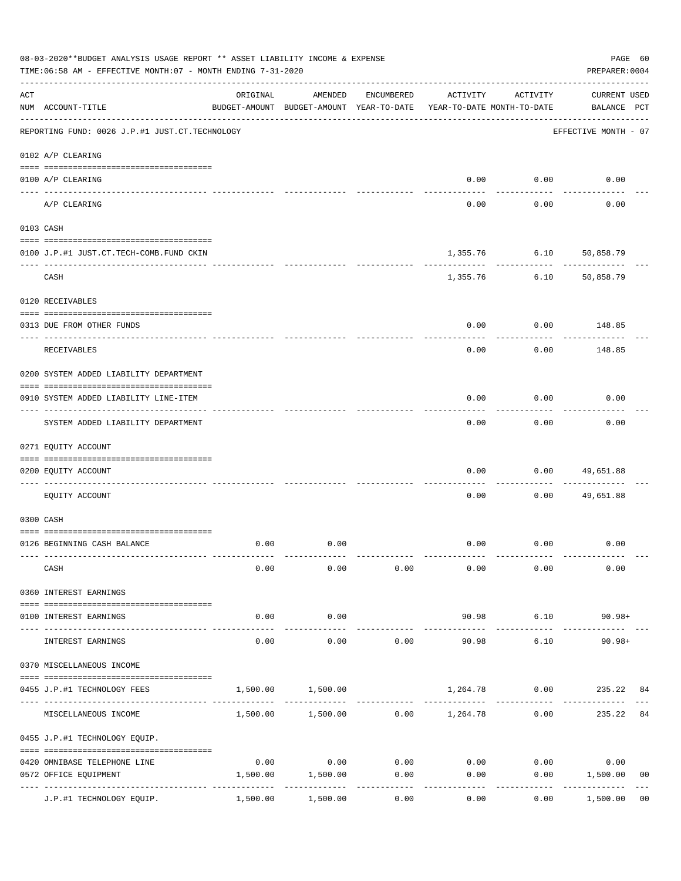08-03-2020**BUDGET ANALYSIS USAGE REPORT ** ASSET LIABILITY INCOME & EXPENSE

TIME:06:58 AM - EFFECTIVE MONTH:07 - MONTH ENDING 7-31-2020

PREPARER:0004

| ACT NUM | ACCOUNT-TITLE | ORIGINAL BUDGET-AMOUNT | AMENDED BUDGET-AMOUNT | ENCUMBERED YEAR-TO-DATE | ACTIVITY YEAR-TO-DATE | ACTIVITY MONTH-TO-DATE | CURRENT USED BALANCE | PCT |
|---|---|---|---|---|---|---|---|---|
| | REPORTING FUND: 0026 J.P.#1 JUST.CT.TECHNOLOGY | | | | | | EFFECTIVE MONTH - 07 | |
| | **0102 A/P CLEARING** | | | | | | | |
| 0100 | A/P CLEARING | | | | 0.00 | 0.00 | 0.00 | |
| | A/P CLEARING | | | | 0.00 | 0.00 | 0.00 | |
| | **0103 CASH** | | | | | | | |
| 0100 | J.P.#1 JUST.CT.TECH-COMB.FUND CKIN | | | | 1,355.76 | 6.10 | 50,858.79 | |
| | CASH | | | | 1,355.76 | 6.10 | 50,858.79 | |
| | **0120 RECEIVABLES** | | | | | | | |
| 0313 | DUE FROM OTHER FUNDS | | | | 0.00 | 0.00 | 148.85 | |
| | RECEIVABLES | | | | 0.00 | 0.00 | 148.85 | |
| | **0200 SYSTEM ADDED LIABILITY DEPARTMENT** | | | | | | | |
| 0910 | SYSTEM ADDED LIABILITY LINE-ITEM | | | | 0.00 | 0.00 | 0.00 | |
| | SYSTEM ADDED LIABILITY DEPARTMENT | | | | 0.00 | 0.00 | 0.00 | |
| | **0271 EQUITY ACCOUNT** | | | | | | | |
| 0200 | EQUITY ACCOUNT | | | | 0.00 | 0.00 | 49,651.88 | |
| | EQUITY ACCOUNT | | | | 0.00 | 0.00 | 49,651.88 | |
| | **0300 CASH** | | | | | | | |
| 0126 | BEGINNING CASH BALANCE | 0.00 | 0.00 | | 0.00 | 0.00 | 0.00 | |
| | CASH | 0.00 | 0.00 | 0.00 | 0.00 | 0.00 | 0.00 | |
| | **0360 INTEREST EARNINGS** | | | | | | | |
| 0100 | INTEREST EARNINGS | 0.00 | 0.00 | | 90.98 | 6.10 | 90.98+ | |
| | INTEREST EARNINGS | 0.00 | 0.00 | 0.00 | 90.98 | 6.10 | 90.98+ | |
| | **0370 MISCELLANEOUS INCOME** | | | | | | | |
| 0455 | J.P.#1 TECHNOLOGY FEES | 1,500.00 | 1,500.00 | | 1,264.78 | 0.00 | 235.22 | 84 |
| | MISCELLANEOUS INCOME | 1,500.00 | 1,500.00 | 0.00 | 1,264.78 | 0.00 | 235.22 | 84 |
| | **0455 J.P.#1 TECHNOLOGY EQUIP.** | | | | | | | |
| 0420 | OMNIBASE TELEPHONE LINE | 0.00 | 0.00 | 0.00 | 0.00 | 0.00 | 0.00 | |
| 0572 | OFFICE EQUIPMENT | 1,500.00 | 1,500.00 | 0.00 | 0.00 | 0.00 | 1,500.00 | 00 |
| | J.P.#1 TECHNOLOGY EQUIP. | 1,500.00 | 1,500.00 | 0.00 | 0.00 | 0.00 | 1,500.00 | 00 |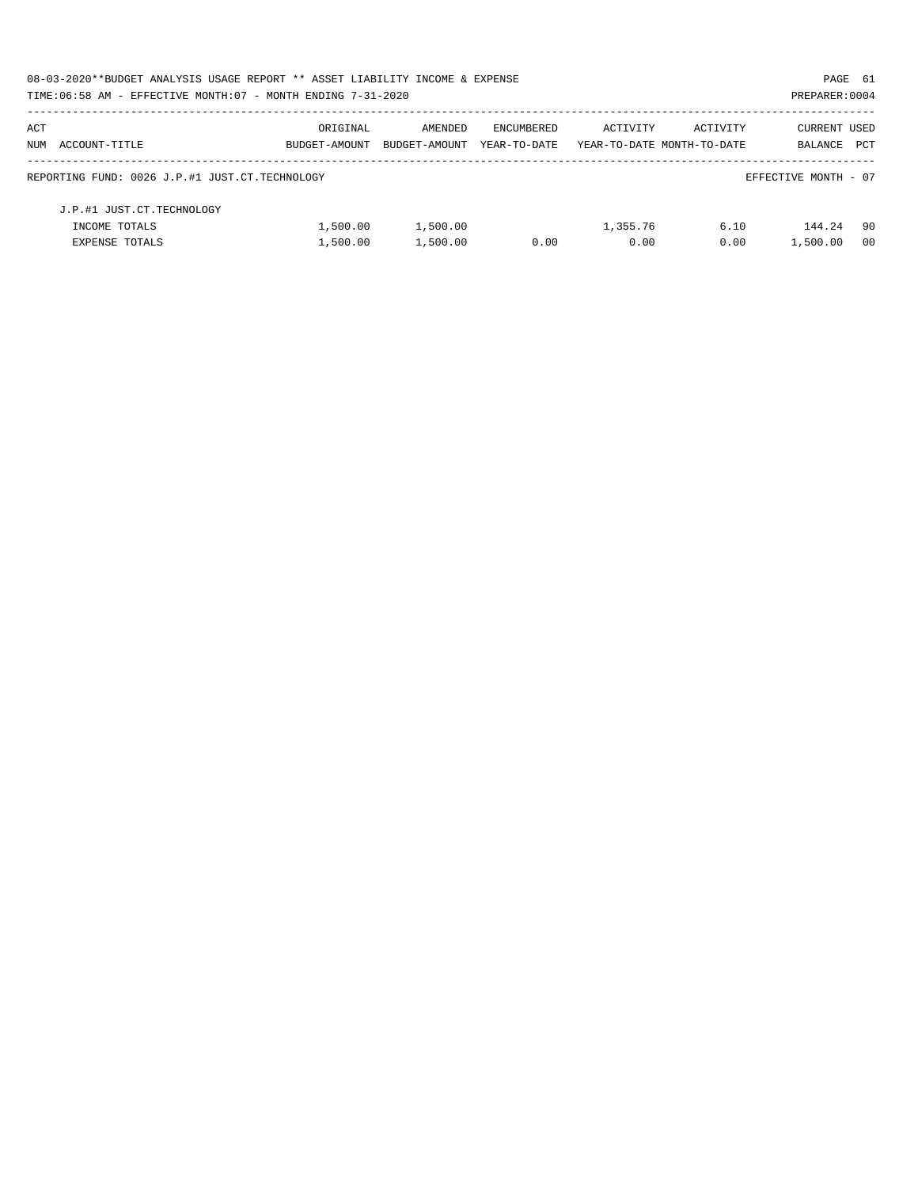| ACT NUM | ACCOUNT-TITLE | ORIGINAL BUDGET-AMOUNT | AMENDED BUDGET-AMOUNT | ENCUMBERED YEAR-TO-DATE | ACTIVITY YEAR-TO-DATE | ACTIVITY MONTH-TO-DATE | CURRENT BALANCE | USED PCT |
|---|---|---|---|---|---|---|---|---|
| | REPORTING FUND: 0026 J.P.#1 JUST.CT.TECHNOLOGY | | | | | | EFFECTIVE MONTH - 07 | |
| | J.P.#1 JUST.CT.TECHNOLOGY | | | | | | | |
| | INCOME TOTALS | 1,500.00 | 1,500.00 | | 1,355.76 | 6.10 | 144.24 | 90 |
| | EXPENSE TOTALS | 1,500.00 | 1,500.00 | 0.00 | 0.00 | 0.00 | 1,500.00 | 00 |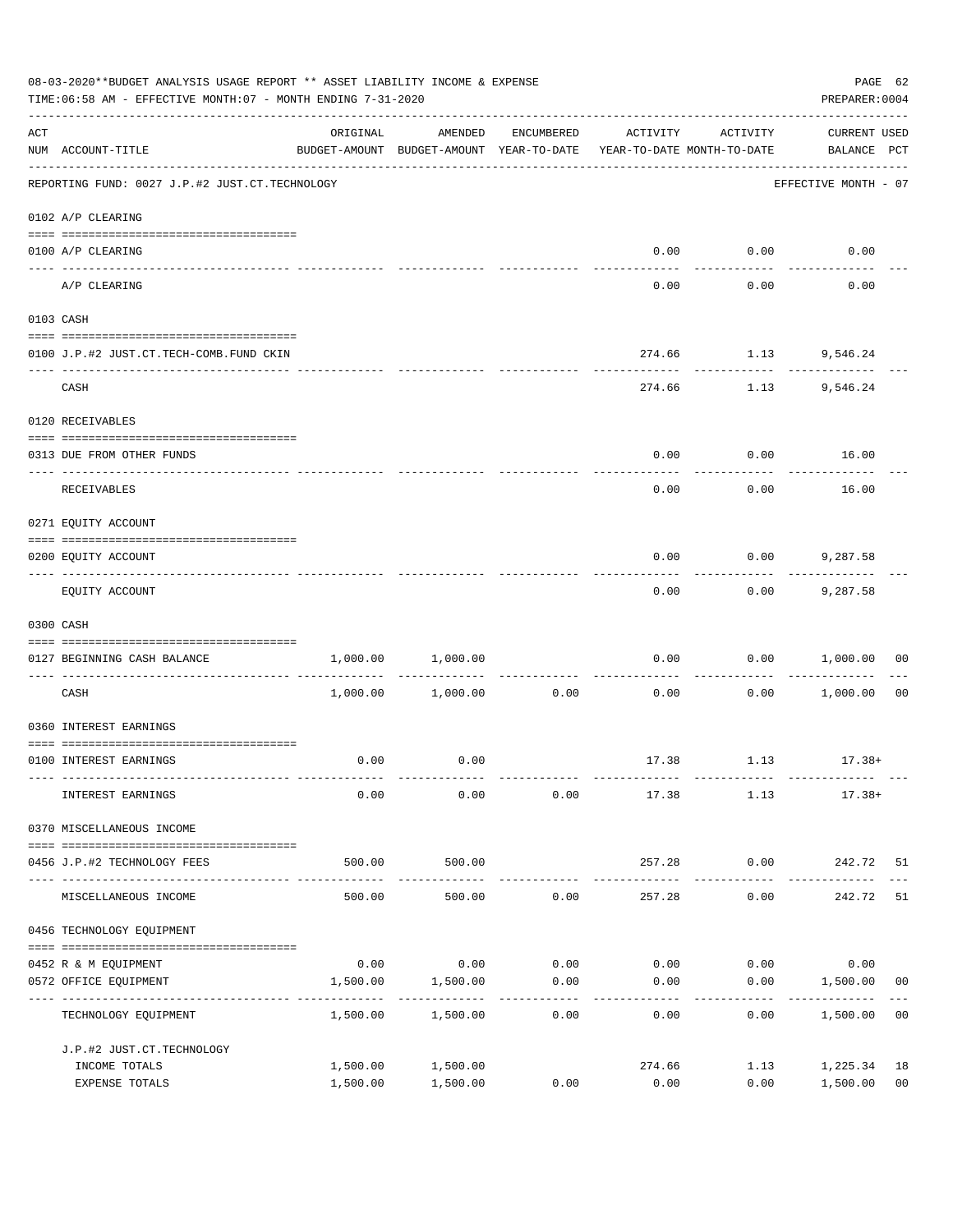08-03-2020**BUDGET ANALYSIS USAGE REPORT ** ASSET LIABILITY INCOME & EXPENSE

TIME:06:58 AM - EFFECTIVE MONTH:07 - MONTH ENDING 7-31-2020

PREPARER:0004

| ACT NUM | ACCOUNT-TITLE | ORIGINAL BUDGET-AMOUNT | AMENDED BUDGET-AMOUNT | ENCUMBERED YEAR-TO-DATE | ACTIVITY YEAR-TO-DATE | ACTIVITY MONTH-TO-DATE | CURRENT USED BALANCE | PCT |
|---|---|---|---|---|---|---|---|---|
| | REPORTING FUND: 0027 J.P.#2 JUST.CT.TECHNOLOGY | | | | | | EFFECTIVE MONTH - 07 | |
| 0102 | A/P CLEARING | | | | | | | |
| 0100 | A/P CLEARING | | | | 0.00 | 0.00 | 0.00 | |
| | A/P CLEARING | | | | 0.00 | 0.00 | 0.00 | |
| 0103 | CASH | | | | | | | |
| 0100 | J.P.#2 JUST.CT.TECH-COMB.FUND CKIN | | | | 274.66 | 1.13 | 9,546.24 | |
| | CASH | | | | 274.66 | 1.13 | 9,546.24 | |
| 0120 | RECEIVABLES | | | | | | | |
| 0313 | DUE FROM OTHER FUNDS | | | | 0.00 | 0.00 | 16.00 | |
| | RECEIVABLES | | | | 0.00 | 0.00 | 16.00 | |
| 0271 | EQUITY ACCOUNT | | | | | | | |
| 0200 | EQUITY ACCOUNT | | | | 0.00 | 0.00 | 9,287.58 | |
| | EQUITY ACCOUNT | | | | 0.00 | 0.00 | 9,287.58 | |
| 0300 | CASH | | | | | | | |
| 0127 | BEGINNING CASH BALANCE | 1,000.00 | 1,000.00 | | 0.00 | 0.00 | 1,000.00 | 00 |
| | CASH | 1,000.00 | 1,000.00 | 0.00 | 0.00 | 0.00 | 1,000.00 | 00 |
| 0360 | INTEREST EARNINGS | | | | | | | |
| 0100 | INTEREST EARNINGS | 0.00 | 0.00 | | 17.38 | 1.13 | 17.38+ | |
| | INTEREST EARNINGS | 0.00 | 0.00 | 0.00 | 17.38 | 1.13 | 17.38+ | |
| 0370 | MISCELLANEOUS INCOME | | | | | | | |
| 0456 | J.P.#2 TECHNOLOGY FEES | 500.00 | 500.00 | | 257.28 | 0.00 | 242.72 | 51 |
| | MISCELLANEOUS INCOME | 500.00 | 500.00 | 0.00 | 257.28 | 0.00 | 242.72 | 51 |
| 0456 | TECHNOLOGY EQUIPMENT | | | | | | | |
| 0452 | R & M EQUIPMENT | 0.00 | 0.00 | 0.00 | 0.00 | 0.00 | 0.00 | |
| 0572 | OFFICE EQUIPMENT | 1,500.00 | 1,500.00 | 0.00 | 0.00 | 0.00 | 1,500.00 | 00 |
| | TECHNOLOGY EQUIPMENT | 1,500.00 | 1,500.00 | 0.00 | 0.00 | 0.00 | 1,500.00 | 00 |
| | J.P.#2 JUST.CT.TECHNOLOGY | | | | | | | |
| | INCOME TOTALS | 1,500.00 | 1,500.00 | | 274.66 | 1.13 | 1,225.34 | 18 |
| | EXPENSE TOTALS | 1,500.00 | 1,500.00 | 0.00 | 0.00 | 0.00 | 1,500.00 | 00 |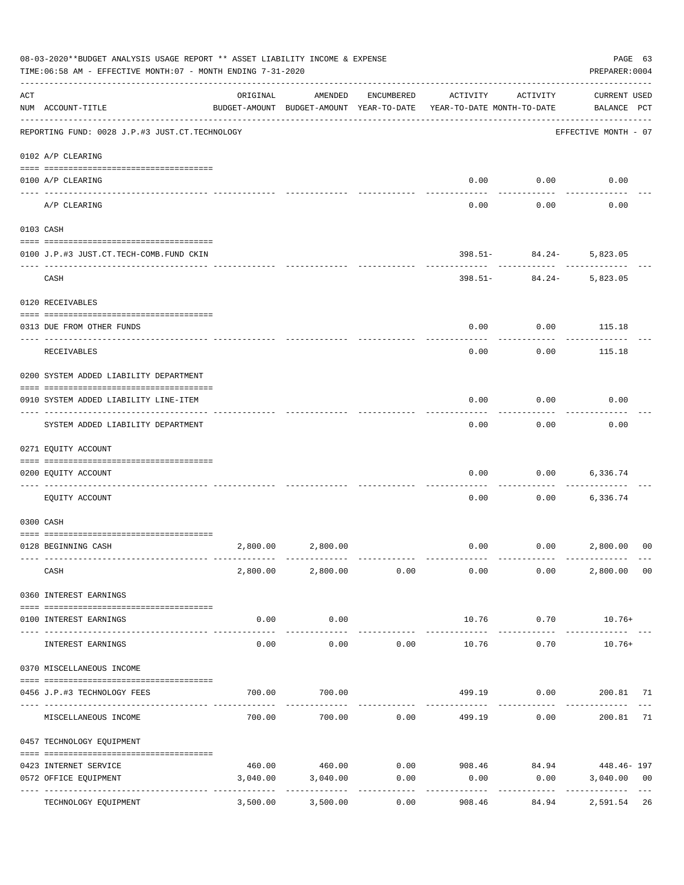08-03-2020**BUDGET ANALYSIS USAGE REPORT ** ASSET LIABILITY INCOME & EXPENSE

TIME:06:58 AM - EFFECTIVE MONTH:07 - MONTH ENDING 7-31-2020

PREPARER:0004

REPORTING FUND: 0028 J.P.#3 JUST.CT.TECHNOLOGY — EFFECTIVE MONTH - 07

| ACT NUM | ACCOUNT-TITLE | ORIGINAL BUDGET-AMOUNT | AMENDED BUDGET-AMOUNT | ENCUMBERED YEAR-TO-DATE | ACTIVITY YEAR-TO-DATE | ACTIVITY MONTH-TO-DATE | CURRENT BALANCE | USED PCT |
|---|---|---|---|---|---|---|---|---|
| | **0102 A/P CLEARING** | | | | | | | |
| 0100 | A/P CLEARING | | | | 0.00 | 0.00 | 0.00 | |
| | A/P CLEARING | | | | 0.00 | 0.00 | 0.00 | |
| | **0103 CASH** | | | | | | | |
| 0100 | J.P.#3 JUST.CT.TECH-COMB.FUND CKIN | | | | 398.51- | 84.24- | 5,823.05 | |
| | CASH | | | | 398.51- | 84.24- | 5,823.05 | |
| | **0120 RECEIVABLES** | | | | | | | |
| 0313 | DUE FROM OTHER FUNDS | | | | 0.00 | 0.00 | 115.18 | |
| | RECEIVABLES | | | | 0.00 | 0.00 | 115.18 | |
| | **0200 SYSTEM ADDED LIABILITY DEPARTMENT** | | | | | | | |
| 0910 | SYSTEM ADDED LIABILITY LINE-ITEM | | | | 0.00 | 0.00 | 0.00 | |
| | SYSTEM ADDED LIABILITY DEPARTMENT | | | | 0.00 | 0.00 | 0.00 | |
| | **0271 EQUITY ACCOUNT** | | | | | | | |
| 0200 | EQUITY ACCOUNT | | | | 0.00 | 0.00 | 6,336.74 | |
| | EQUITY ACCOUNT | | | | 0.00 | 0.00 | 6,336.74 | |
| | **0300 CASH** | | | | | | | |
| 0128 | BEGINNING CASH | 2,800.00 | 2,800.00 | | 0.00 | 0.00 | 2,800.00 | 00 |
| | CASH | 2,800.00 | 2,800.00 | 0.00 | 0.00 | 0.00 | 2,800.00 | 00 |
| | **0360 INTEREST EARNINGS** | | | | | | | |
| 0100 | INTEREST EARNINGS | 0.00 | 0.00 | | 10.76 | 0.70 | 10.76+ | |
| | INTEREST EARNINGS | 0.00 | 0.00 | 0.00 | 10.76 | 0.70 | 10.76+ | |
| | **0370 MISCELLANEOUS INCOME** | | | | | | | |
| 0456 | J.P.#3 TECHNOLOGY FEES | 700.00 | 700.00 | | 499.19 | 0.00 | 200.81 | 71 |
| | MISCELLANEOUS INCOME | 700.00 | 700.00 | 0.00 | 499.19 | 0.00 | 200.81 | 71 |
| | **0457 TECHNOLOGY EQUIPMENT** | | | | | | | |
| 0423 | INTERNET SERVICE | 460.00 | 460.00 | 0.00 | 908.46 | 84.94 | 448.46- | 197 |
| 0572 | OFFICE EQUIPMENT | 3,040.00 | 3,040.00 | 0.00 | 0.00 | 0.00 | 3,040.00 | 00 |
| | TECHNOLOGY EQUIPMENT | 3,500.00 | 3,500.00 | 0.00 | 908.46 | 84.94 | 2,591.54 | 26 |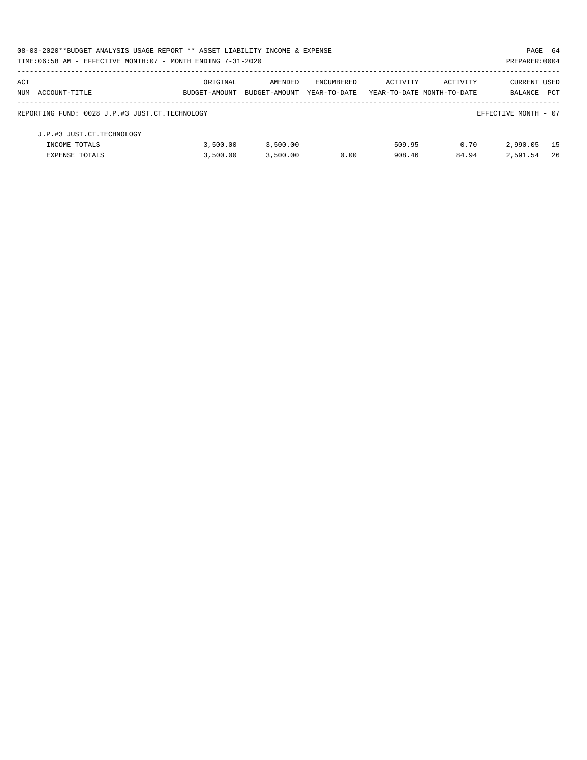REPORTING FUND: 0028 J.P.#3 JUST.CT.TECHNOLOGY — EFFECTIVE MONTH - 07

| ACT NUM | ACCOUNT-TITLE | ORIGINAL BUDGET-AMOUNT | AMENDED BUDGET-AMOUNT | ENCUMBERED YEAR-TO-DATE | ACTIVITY YEAR-TO-DATE | ACTIVITY MONTH-TO-DATE | CURRENT BALANCE | USED PCT |
|---|---|---|---|---|---|---|---|---|
| | J.P.#3 JUST.CT.TECHNOLOGY | | | | | | | |
| | INCOME TOTALS | 3,500.00 | 3,500.00 | | 509.95 | 0.70 | 2,990.05 | 15 |
| | EXPENSE TOTALS | 3,500.00 | 3,500.00 | 0.00 | 908.46 | 84.94 | 2,591.54 | 26 |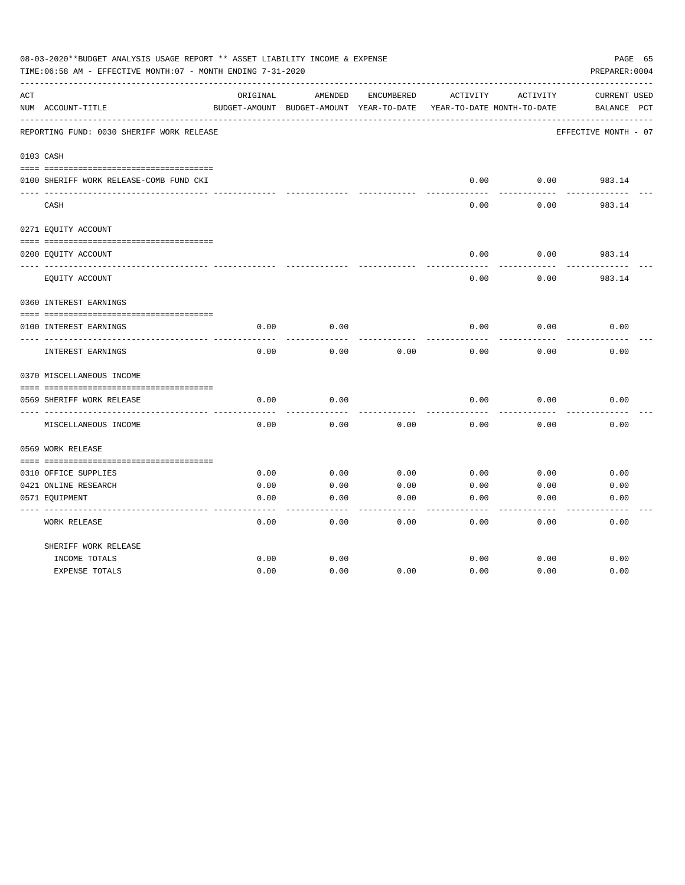08-03-2020**BUDGET ANALYSIS USAGE REPORT ** ASSET LIABILITY INCOME & EXPENSE

TIME:06:58 AM - EFFECTIVE MONTH:07 - MONTH ENDING 7-31-2020

PREPARER:0004

| ACT NUM | ACCOUNT-TITLE | ORIGINAL BUDGET-AMOUNT | AMENDED BUDGET-AMOUNT | ENCUMBERED YEAR-TO-DATE | ACTIVITY YEAR-TO-DATE | ACTIVITY MONTH-TO-DATE | CURRENT BALANCE | USED PCT |
|---|---|---|---|---|---|---|---|---|
| | REPORTING FUND: 0030 SHERIFF WORK RELEASE | | | | | | EFFECTIVE MONTH - 07 | |
| 0103 | CASH | | | | | | | |
| 0100 | SHERIFF WORK RELEASE-COMB FUND CKI | | | | 0.00 | 0.00 | 983.14 | |
| | CASH | | | | 0.00 | 0.00 | 983.14 | |
| 0271 | EQUITY ACCOUNT | | | | | | | |
| 0200 | EQUITY ACCOUNT | | | | 0.00 | 0.00 | 983.14 | |
| | EQUITY ACCOUNT | | | | 0.00 | 0.00 | 983.14 | |
| 0360 | INTEREST EARNINGS | | | | | | | |
| 0100 | INTEREST EARNINGS | 0.00 | 0.00 | | 0.00 | 0.00 | 0.00 | |
| | INTEREST EARNINGS | 0.00 | 0.00 | 0.00 | 0.00 | 0.00 | 0.00 | |
| 0370 | MISCELLANEOUS INCOME | | | | | | | |
| 0569 | SHERIFF WORK RELEASE | 0.00 | 0.00 | | 0.00 | 0.00 | 0.00 | |
| | MISCELLANEOUS INCOME | 0.00 | 0.00 | 0.00 | 0.00 | 0.00 | 0.00 | |
| 0569 | WORK RELEASE | | | | | | | |
| 0310 | OFFICE SUPPLIES | 0.00 | 0.00 | 0.00 | 0.00 | 0.00 | 0.00 | |
| 0421 | ONLINE RESEARCH | 0.00 | 0.00 | 0.00 | 0.00 | 0.00 | 0.00 | |
| 0571 | EQUIPMENT | 0.00 | 0.00 | 0.00 | 0.00 | 0.00 | 0.00 | |
| | WORK RELEASE | 0.00 | 0.00 | 0.00 | 0.00 | 0.00 | 0.00 | |
| | SHERIFF WORK RELEASE | | | | | | | |
| | INCOME TOTALS | 0.00 | 0.00 | | 0.00 | 0.00 | 0.00 | |
| | EXPENSE TOTALS | 0.00 | 0.00 | 0.00 | 0.00 | 0.00 | 0.00 | |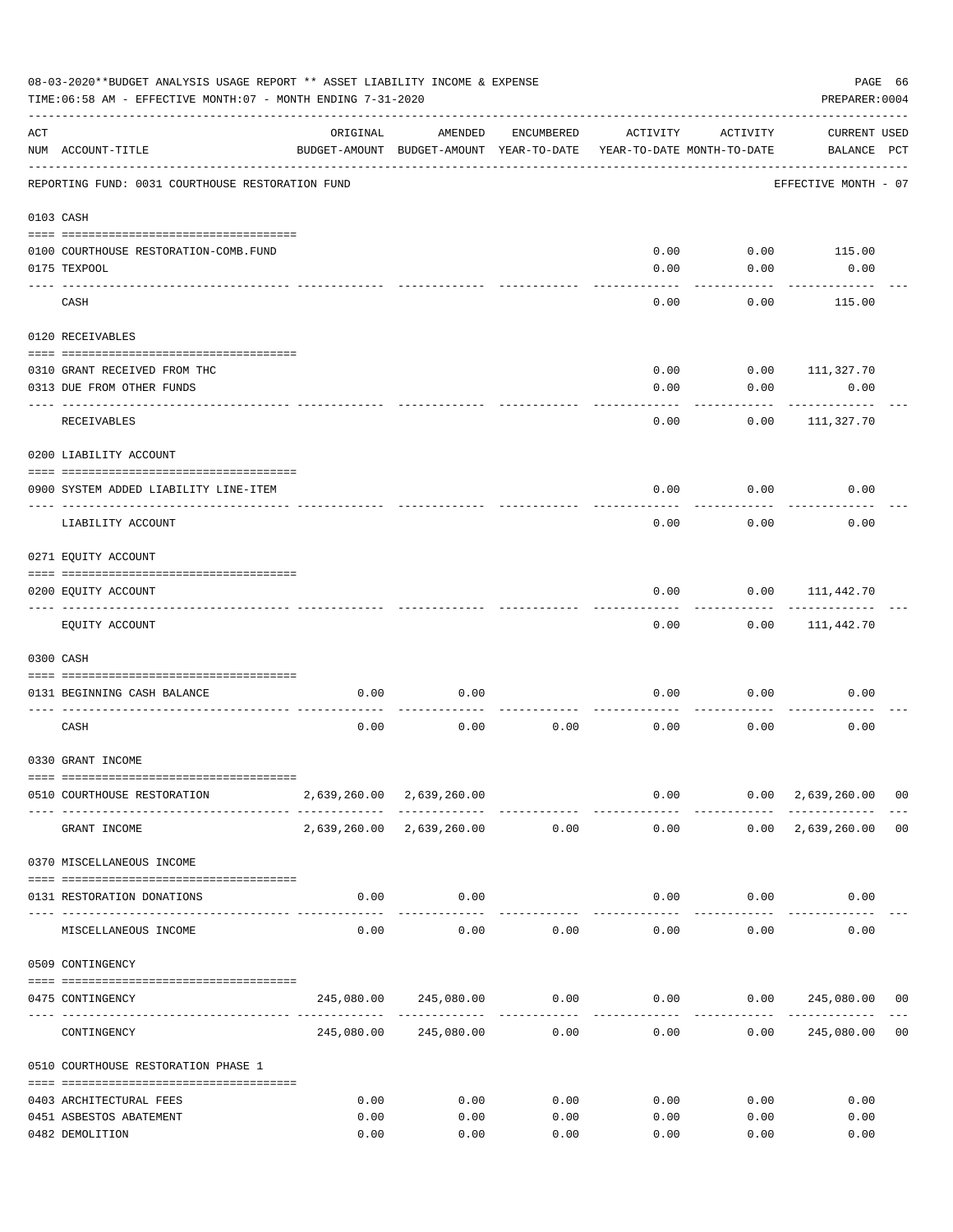08-03-2020**BUDGET ANALYSIS USAGE REPORT ** ASSET LIABILITY INCOME & EXPENSE

TIME:06:58 AM - EFFECTIVE MONTH:07 - MONTH ENDING 7-31-2020

PREPARER:0004

| ACT NUM | ACCOUNT-TITLE | ORIGINAL BUDGET-AMOUNT | AMENDED BUDGET-AMOUNT | ENCUMBERED YEAR-TO-DATE | ACTIVITY YEAR-TO-DATE | ACTIVITY MONTH-TO-DATE | CURRENT BALANCE | USED PCT |
|---|---|---|---|---|---|---|---|---|
| | REPORTING FUND: 0031 COURTHOUSE RESTORATION FUND | | | | | | EFFECTIVE MONTH - 07 | |
| 0103 | CASH | | | | | | | |
| 0100 | COURTHOUSE RESTORATION-COMB.FUND | | | | 0.00 | 0.00 | 115.00 | |
| 0175 | TEXPOOL | | | | 0.00 | 0.00 | 0.00 | |
| | CASH | | | | 0.00 | 0.00 | 115.00 | |
| 0120 | RECEIVABLES | | | | | | | |
| 0310 | GRANT RECEIVED FROM THC | | | | 0.00 | 0.00 | 111,327.70 | |
| 0313 | DUE FROM OTHER FUNDS | | | | 0.00 | 0.00 | 0.00 | |
| | RECEIVABLES | | | | 0.00 | 0.00 | 111,327.70 | |
| 0200 | LIABILITY ACCOUNT | | | | | | | |
| 0900 | SYSTEM ADDED LIABILITY LINE-ITEM | | | | 0.00 | 0.00 | 0.00 | |
| | LIABILITY ACCOUNT | | | | 0.00 | 0.00 | 0.00 | |
| 0271 | EQUITY ACCOUNT | | | | | | | |
| 0200 | EQUITY ACCOUNT | | | | 0.00 | 0.00 | 111,442.70 | |
| | EQUITY ACCOUNT | | | | 0.00 | 0.00 | 111,442.70 | |
| 0300 | CASH | | | | | | | |
| 0131 | BEGINNING CASH BALANCE | 0.00 | 0.00 | | 0.00 | 0.00 | 0.00 | |
| | CASH | 0.00 | 0.00 | 0.00 | 0.00 | 0.00 | 0.00 | |
| 0330 | GRANT INCOME | | | | | | | |
| 0510 | COURTHOUSE RESTORATION | 2,639,260.00 | 2,639,260.00 | | 0.00 | 0.00 | 2,639,260.00 | 00 |
| | GRANT INCOME | 2,639,260.00 | 2,639,260.00 | 0.00 | 0.00 | 0.00 | 2,639,260.00 | 00 |
| 0370 | MISCELLANEOUS INCOME | | | | | | | |
| 0131 | RESTORATION DONATIONS | 0.00 | 0.00 | | 0.00 | 0.00 | 0.00 | |
| | MISCELLANEOUS INCOME | 0.00 | 0.00 | 0.00 | 0.00 | 0.00 | 0.00 | |
| 0509 | CONTINGENCY | | | | | | | |
| 0475 | CONTINGENCY | 245,080.00 | 245,080.00 | 0.00 | 0.00 | 0.00 | 245,080.00 | 00 |
| | CONTINGENCY | 245,080.00 | 245,080.00 | 0.00 | 0.00 | 0.00 | 245,080.00 | 00 |
| 0510 | COURTHOUSE RESTORATION PHASE 1 | | | | | | | |
| 0403 | ARCHITECTURAL FEES | 0.00 | 0.00 | 0.00 | 0.00 | 0.00 | 0.00 | |
| 0451 | ASBESTOS ABATEMENT | 0.00 | 0.00 | 0.00 | 0.00 | 0.00 | 0.00 | |
| 0482 | DEMOLITION | 0.00 | 0.00 | 0.00 | 0.00 | 0.00 | 0.00 | |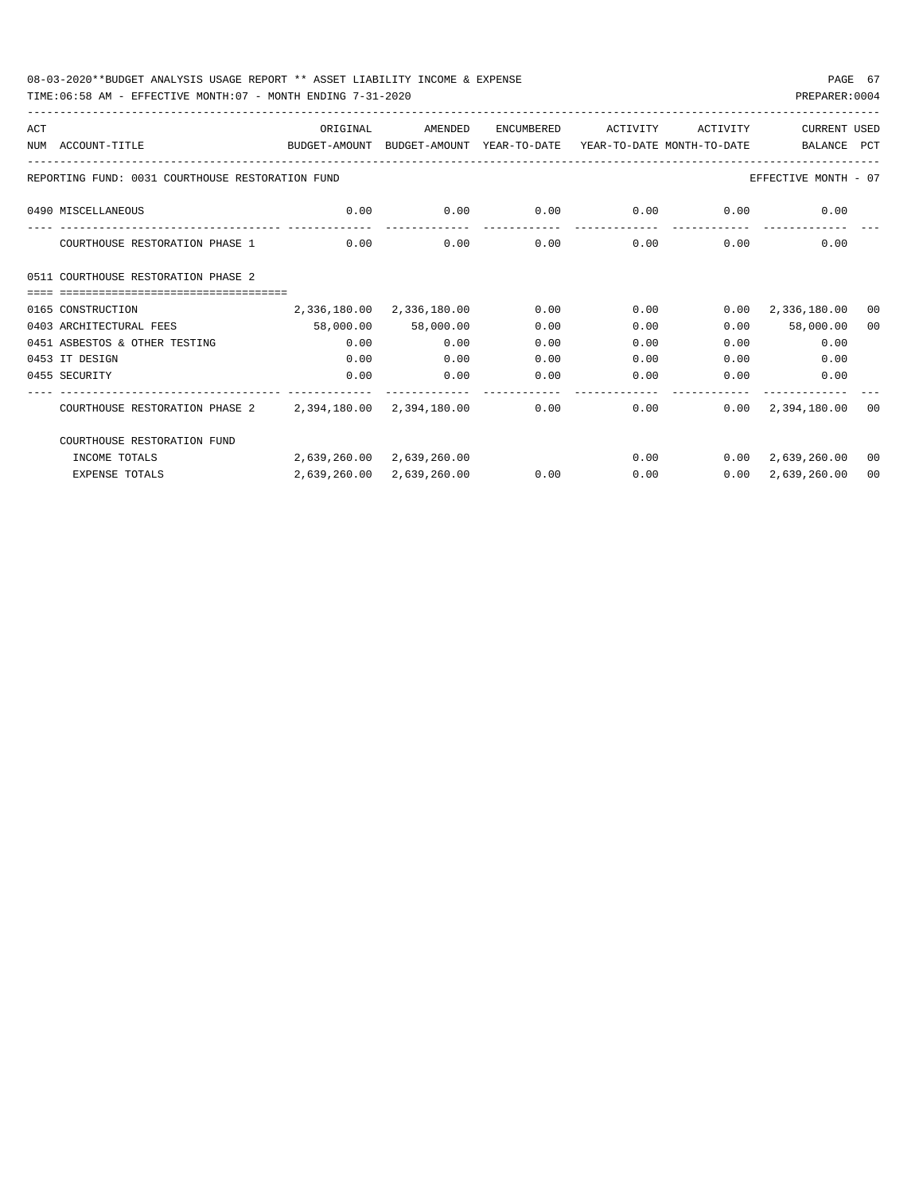08-03-2020**BUDGET ANALYSIS USAGE REPORT ** ASSET LIABILITY INCOME & EXPENSE

TIME:06:58 AM - EFFECTIVE MONTH:07 - MONTH ENDING 7-31-2020

PREPARER:0004

REPORTING FUND: 0031 COURTHOUSE RESTORATION FUND — EFFECTIVE MONTH - 07

| ACT NUM | ACCOUNT-TITLE | ORIGINAL BUDGET-AMOUNT | AMENDED BUDGET-AMOUNT | ENCUMBERED YEAR-TO-DATE | ACTIVITY YEAR-TO-DATE | ACTIVITY MONTH-TO-DATE | CURRENT BALANCE | USED PCT |
|---|---|---|---|---|---|---|---|---|
| 0490 | MISCELLANEOUS | 0.00 | 0.00 | 0.00 | 0.00 | 0.00 | 0.00 | |
| | COURTHOUSE RESTORATION PHASE 1 | 0.00 | 0.00 | 0.00 | 0.00 | 0.00 | 0.00 | |
| 0511 | COURTHOUSE RESTORATION PHASE 2 | | | | | | | |
| 0165 | CONSTRUCTION | 2,336,180.00 | 2,336,180.00 | 0.00 | 0.00 | 0.00 | 2,336,180.00 | 00 |
| 0403 | ARCHITECTURAL FEES | 58,000.00 | 58,000.00 | 0.00 | 0.00 | 0.00 | 58,000.00 | 00 |
| 0451 | ASBESTOS & OTHER TESTING | 0.00 | 0.00 | 0.00 | 0.00 | 0.00 | 0.00 | |
| 0453 | IT DESIGN | 0.00 | 0.00 | 0.00 | 0.00 | 0.00 | 0.00 | |
| 0455 | SECURITY | 0.00 | 0.00 | 0.00 | 0.00 | 0.00 | 0.00 | |
| | COURTHOUSE RESTORATION PHASE 2 | 2,394,180.00 | 2,394,180.00 | 0.00 | 0.00 | 0.00 | 2,394,180.00 | 00 |
| | COURTHOUSE RESTORATION FUND | | | | | | | |
| | INCOME TOTALS | 2,639,260.00 | 2,639,260.00 | | 0.00 | 0.00 | 2,639,260.00 | 00 |
| | EXPENSE TOTALS | 2,639,260.00 | 2,639,260.00 | 0.00 | 0.00 | 0.00 | 2,639,260.00 | 00 |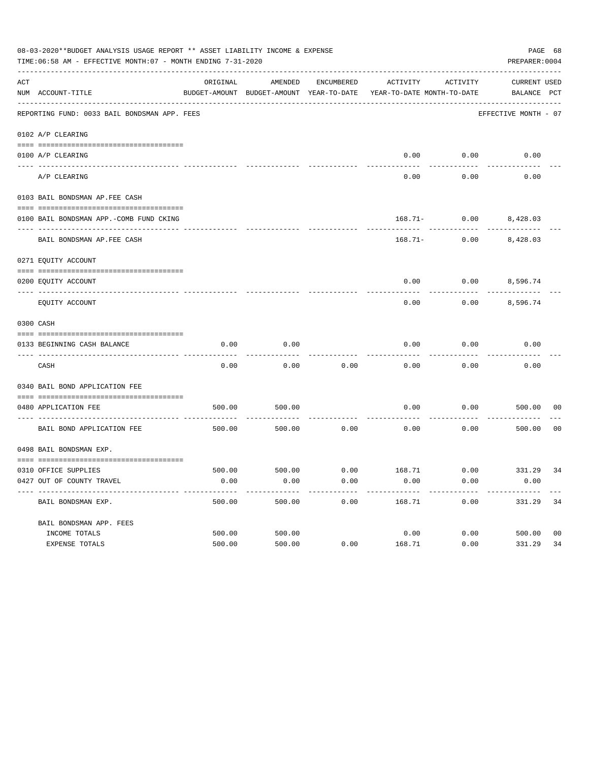08-03-2020**BUDGET ANALYSIS USAGE REPORT ** ASSET LIABILITY INCOME & EXPENSE

TIME:06:58 AM - EFFECTIVE MONTH:07 - MONTH ENDING 7-31-2020

PREPARER:0004

| ACT NUM | ACCOUNT-TITLE | ORIGINAL BUDGET-AMOUNT | AMENDED BUDGET-AMOUNT | ENCUMBERED YEAR-TO-DATE | ACTIVITY YEAR-TO-DATE | ACTIVITY MONTH-TO-DATE | CURRENT BALANCE | USED PCT |
|---|---|---|---|---|---|---|---|---|
| | REPORTING FUND: 0033 BAIL BONDSMAN APP. FEES | | | | | | EFFECTIVE MONTH - 07 | |
| | 0102 A/P CLEARING | | | | | | | |
| 0100 | A/P CLEARING | | | | 0.00 | 0.00 | 0.00 | |
| | A/P CLEARING | | | | 0.00 | 0.00 | 0.00 | |
| | 0103 BAIL BONDSMAN AP.FEE CASH | | | | | | | |
| 0100 | BAIL BONDSMAN APP.-COMB FUND CKING | | | | 168.71- | 0.00 | 8,428.03 | |
| | BAIL BONDSMAN AP.FEE CASH | | | | 168.71- | 0.00 | 8,428.03 | |
| | 0271 EQUITY ACCOUNT | | | | | | | |
| 0200 | EQUITY ACCOUNT | | | | 0.00 | 0.00 | 8,596.74 | |
| | EQUITY ACCOUNT | | | | 0.00 | 0.00 | 8,596.74 | |
| | 0300 CASH | | | | | | | |
| 0133 | BEGINNING CASH BALANCE | 0.00 | 0.00 | | 0.00 | 0.00 | 0.00 | |
| | CASH | 0.00 | 0.00 | 0.00 | 0.00 | 0.00 | 0.00 | |
| | 0340 BAIL BOND APPLICATION FEE | | | | | | | |
| 0480 | APPLICATION FEE | 500.00 | 500.00 | | 0.00 | 0.00 | 500.00 | 00 |
| | BAIL BOND APPLICATION FEE | 500.00 | 500.00 | 0.00 | 0.00 | 0.00 | 500.00 | 00 |
| | 0498 BAIL BONDSMAN EXP. | | | | | | | |
| 0310 | OFFICE SUPPLIES | 500.00 | 500.00 | 0.00 | 168.71 | 0.00 | 331.29 | 34 |
| 0427 | OUT OF COUNTY TRAVEL | 0.00 | 0.00 | 0.00 | 0.00 | 0.00 | 0.00 | |
| | BAIL BONDSMAN EXP. | 500.00 | 500.00 | 0.00 | 168.71 | 0.00 | 331.29 | 34 |
| | BAIL BONDSMAN APP. FEES | | | | | | | |
| | INCOME TOTALS | 500.00 | 500.00 | | 0.00 | 0.00 | 500.00 | 00 |
| | EXPENSE TOTALS | 500.00 | 500.00 | 0.00 | 168.71 | 0.00 | 331.29 | 34 |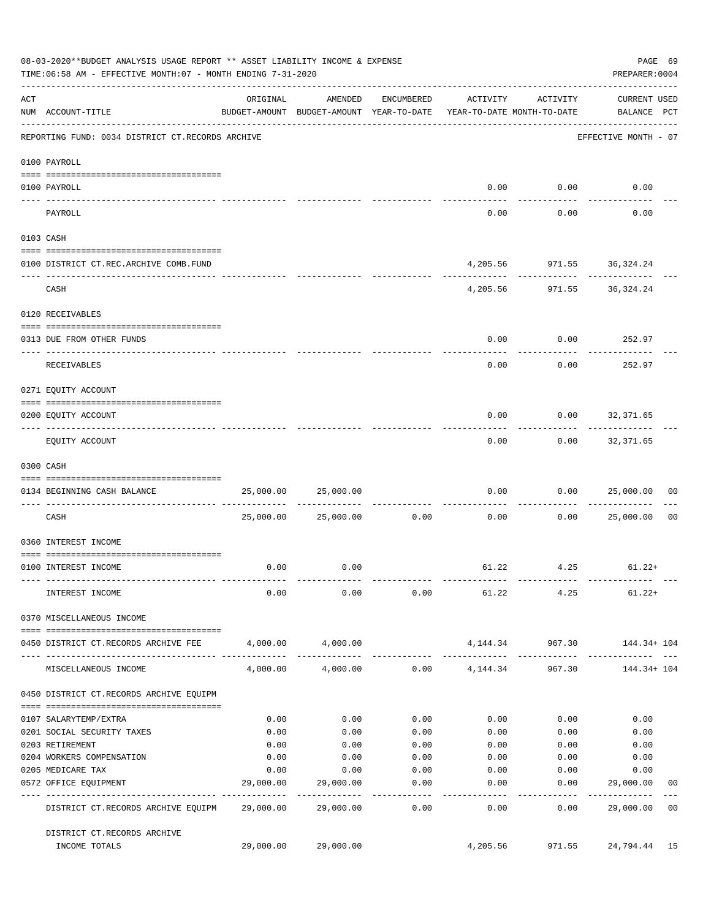08-03-2020**BUDGET ANALYSIS USAGE REPORT ** ASSET LIABILITY INCOME & EXPENSE
TIME:06:58 AM - EFFECTIVE MONTH:07 - MONTH ENDING 7-31-2020
PREPARER:0004

| ACT NUM | ACCOUNT-TITLE | ORIGINAL BUDGET-AMOUNT | AMENDED BUDGET-AMOUNT | ENCUMBERED YEAR-TO-DATE | ACTIVITY YEAR-TO-DATE | ACTIVITY MONTH-TO-DATE | CURRENT USED BALANCE | PCT |
|---|---|---|---|---|---|---|---|---|
| | REPORTING FUND: 0034 DISTRICT CT.RECORDS ARCHIVE | | | | | | EFFECTIVE MONTH - 07 | |
| | **0100 PAYROLL** | | | | | | | |
| 0100 | PAYROLL | | | | 0.00 | 0.00 | 0.00 | |
| | PAYROLL | | | | 0.00 | 0.00 | 0.00 | |
| | **0103 CASH** | | | | | | | |
| 0100 | DISTRICT CT.REC.ARCHIVE COMB.FUND | | | | 4,205.56 | 971.55 | 36,324.24 | |
| | CASH | | | | 4,205.56 | 971.55 | 36,324.24 | |
| | **0120 RECEIVABLES** | | | | | | | |
| 0313 | DUE FROM OTHER FUNDS | | | | 0.00 | 0.00 | 252.97 | |
| | RECEIVABLES | | | | 0.00 | 0.00 | 252.97 | |
| | **0271 EQUITY ACCOUNT** | | | | | | | |
| 0200 | EQUITY ACCOUNT | | | | 0.00 | 0.00 | 32,371.65 | |
| | EQUITY ACCOUNT | | | | 0.00 | 0.00 | 32,371.65 | |
| | **0300 CASH** | | | | | | | |
| 0134 | BEGINNING CASH BALANCE | 25,000.00 | 25,000.00 | | 0.00 | 0.00 | 25,000.00 | 00 |
| | CASH | 25,000.00 | 25,000.00 | 0.00 | 0.00 | 0.00 | 25,000.00 | 00 |
| | **0360 INTEREST INCOME** | | | | | | | |
| 0100 | INTEREST INCOME | 0.00 | 0.00 | | 61.22 | 4.25 | 61.22+ | |
| | INTEREST INCOME | 0.00 | 0.00 | 0.00 | 61.22 | 4.25 | 61.22+ | |
| | **0370 MISCELLANEOUS INCOME** | | | | | | | |
| 0450 | DISTRICT CT.RECORDS ARCHIVE FEE | 4,000.00 | 4,000.00 | | 4,144.34 | 967.30 | 144.34+ | 104 |
| | MISCELLANEOUS INCOME | 4,000.00 | 4,000.00 | 0.00 | 4,144.34 | 967.30 | 144.34+ | 104 |
| | **0450 DISTRICT CT.RECORDS ARCHIVE EQUIPM** | | | | | | | |
| 0107 | SALARYTEMP/EXTRA | 0.00 | 0.00 | 0.00 | 0.00 | 0.00 | 0.00 | |
| 0201 | SOCIAL SECURITY TAXES | 0.00 | 0.00 | 0.00 | 0.00 | 0.00 | 0.00 | |
| 0203 | RETIREMENT | 0.00 | 0.00 | 0.00 | 0.00 | 0.00 | 0.00 | |
| 0204 | WORKERS COMPENSATION | 0.00 | 0.00 | 0.00 | 0.00 | 0.00 | 0.00 | |
| 0205 | MEDICARE TAX | 0.00 | 0.00 | 0.00 | 0.00 | 0.00 | 0.00 | |
| 0572 | OFFICE EQUIPMENT | 29,000.00 | 29,000.00 | 0.00 | 0.00 | 0.00 | 29,000.00 | 00 |
| | DISTRICT CT.RECORDS ARCHIVE EQUIPM | 29,000.00 | 29,000.00 | 0.00 | 0.00 | 0.00 | 29,000.00 | 00 |
| | DISTRICT CT.RECORDS ARCHIVE INCOME TOTALS | 29,000.00 | 29,000.00 | | 4,205.56 | 971.55 | 24,794.44 | 15 |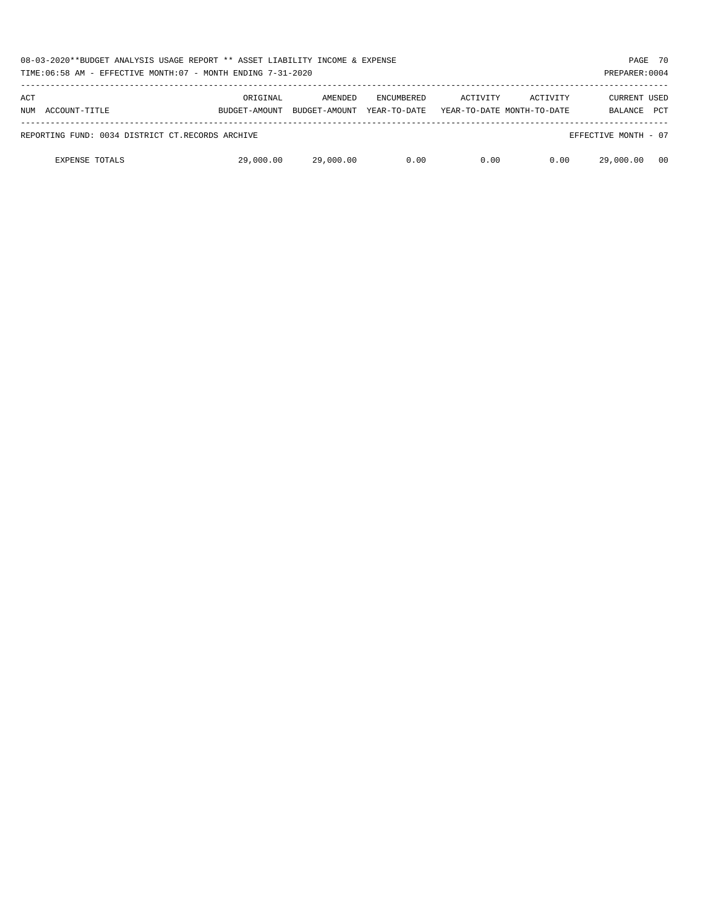| ACT NUM | ACCOUNT-TITLE | ORIGINAL BUDGET-AMOUNT | AMENDED BUDGET-AMOUNT | ENCUMBERED YEAR-TO-DATE | ACTIVITY YEAR-TO-DATE | ACTIVITY MONTH-TO-DATE | CURRENT BALANCE | USED PCT |
|---|---|---|---|---|---|---|---|---|
| REPORTING FUND: 0034 DISTRICT CT.RECORDS ARCHIVE | | | | | | | EFFECTIVE MONTH - 07 | |
| | EXPENSE TOTALS | 29,000.00 | 29,000.00 | 0.00 | 0.00 | 0.00 | 29,000.00 | 00 |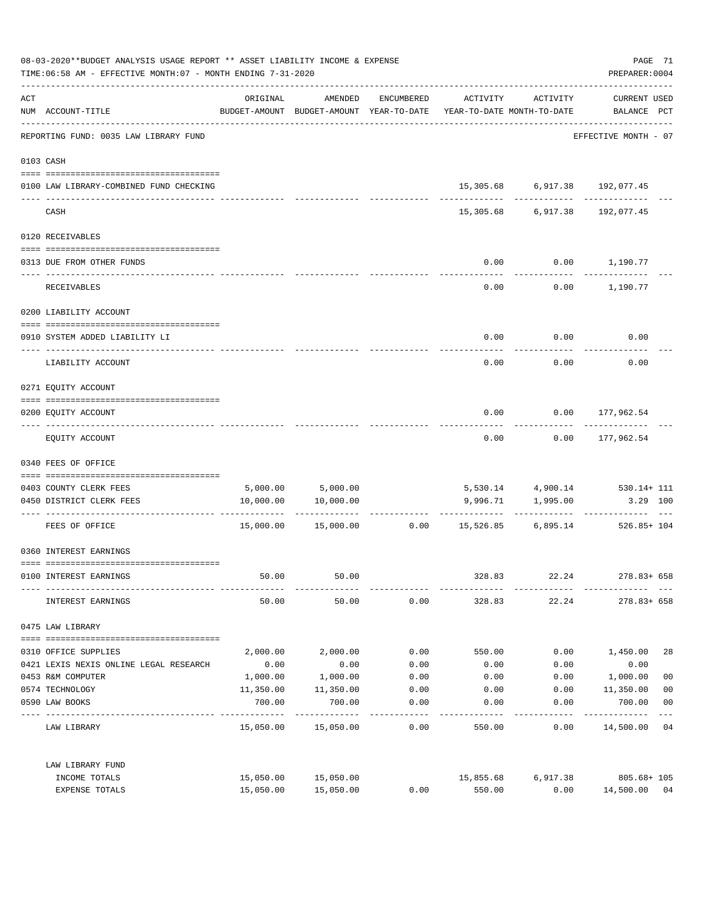08-03-2020**BUDGET ANALYSIS USAGE REPORT ** ASSET LIABILITY INCOME & EXPENSE

TIME:06:58 AM - EFFECTIVE MONTH:07 - MONTH ENDING 7-31-2020

PREPARER:0004

| ACT NUM | ACCOUNT-TITLE | ORIGINAL BUDGET-AMOUNT | AMENDED BUDGET-AMOUNT | ENCUMBERED YEAR-TO-DATE | ACTIVITY YEAR-TO-DATE | ACTIVITY MONTH-TO-DATE | CURRENT USED BALANCE | PCT |
|---|---|---|---|---|---|---|---|---|
| | REPORTING FUND: 0035 LAW LIBRARY FUND | | | | | | EFFECTIVE MONTH - 07 | |
| 0103 | CASH | | | | | | | |
| 0100 | LAW LIBRARY-COMBINED FUND CHECKING | | | | 15,305.68 | 6,917.38 | 192,077.45 | |
| | CASH | | | | 15,305.68 | 6,917.38 | 192,077.45 | |
| 0120 | RECEIVABLES | | | | | | | |
| 0313 | DUE FROM OTHER FUNDS | | | | 0.00 | 0.00 | 1,190.77 | |
| | RECEIVABLES | | | | 0.00 | 0.00 | 1,190.77 | |
| 0200 | LIABILITY ACCOUNT | | | | | | | |
| 0910 | SYSTEM ADDED LIABILITY LI | | | | 0.00 | 0.00 | 0.00 | |
| | LIABILITY ACCOUNT | | | | 0.00 | 0.00 | 0.00 | |
| 0271 | EQUITY ACCOUNT | | | | | | | |
| 0200 | EQUITY ACCOUNT | | | | 0.00 | 0.00 | 177,962.54 | |
| | EQUITY ACCOUNT | | | | 0.00 | 0.00 | 177,962.54 | |
| 0340 | FEES OF OFFICE | | | | | | | |
| 0403 | COUNTY CLERK FEES | 5,000.00 | 5,000.00 | | 5,530.14 | 4,900.14 | 530.14+ | 111 |
| 0450 | DISTRICT CLERK FEES | 10,000.00 | 10,000.00 | | 9,996.71 | 1,995.00 | 3.29 | 100 |
| | FEES OF OFFICE | 15,000.00 | 15,000.00 | 0.00 | 15,526.85 | 6,895.14 | 526.85+ | 104 |
| 0360 | INTEREST EARNINGS | | | | | | | |
| 0100 | INTEREST EARNINGS | 50.00 | 50.00 | | 328.83 | 22.24 | 278.83+ | 658 |
| | INTEREST EARNINGS | 50.00 | 50.00 | 0.00 | 328.83 | 22.24 | 278.83+ | 658 |
| 0475 | LAW LIBRARY | | | | | | | |
| 0310 | OFFICE SUPPLIES | 2,000.00 | 2,000.00 | 0.00 | 550.00 | 0.00 | 1,450.00 | 28 |
| 0421 | LEXIS NEXIS ONLINE LEGAL RESEARCH | 0.00 | 0.00 | 0.00 | 0.00 | 0.00 | 0.00 | |
| 0453 | R&M COMPUTER | 1,000.00 | 1,000.00 | 0.00 | 0.00 | 0.00 | 1,000.00 | 00 |
| 0574 | TECHNOLOGY | 11,350.00 | 11,350.00 | 0.00 | 0.00 | 0.00 | 11,350.00 | 00 |
| 0590 | LAW BOOKS | 700.00 | 700.00 | 0.00 | 0.00 | 0.00 | 700.00 | 00 |
| | LAW LIBRARY | 15,050.00 | 15,050.00 | 0.00 | 550.00 | 0.00 | 14,500.00 | 04 |
| | LAW LIBRARY FUND | | | | | | | |
| | INCOME TOTALS | 15,050.00 | 15,050.00 | | 15,855.68 | 6,917.38 | 805.68+ | 105 |
| | EXPENSE TOTALS | 15,050.00 | 15,050.00 | 0.00 | 550.00 | 0.00 | 14,500.00 | 04 |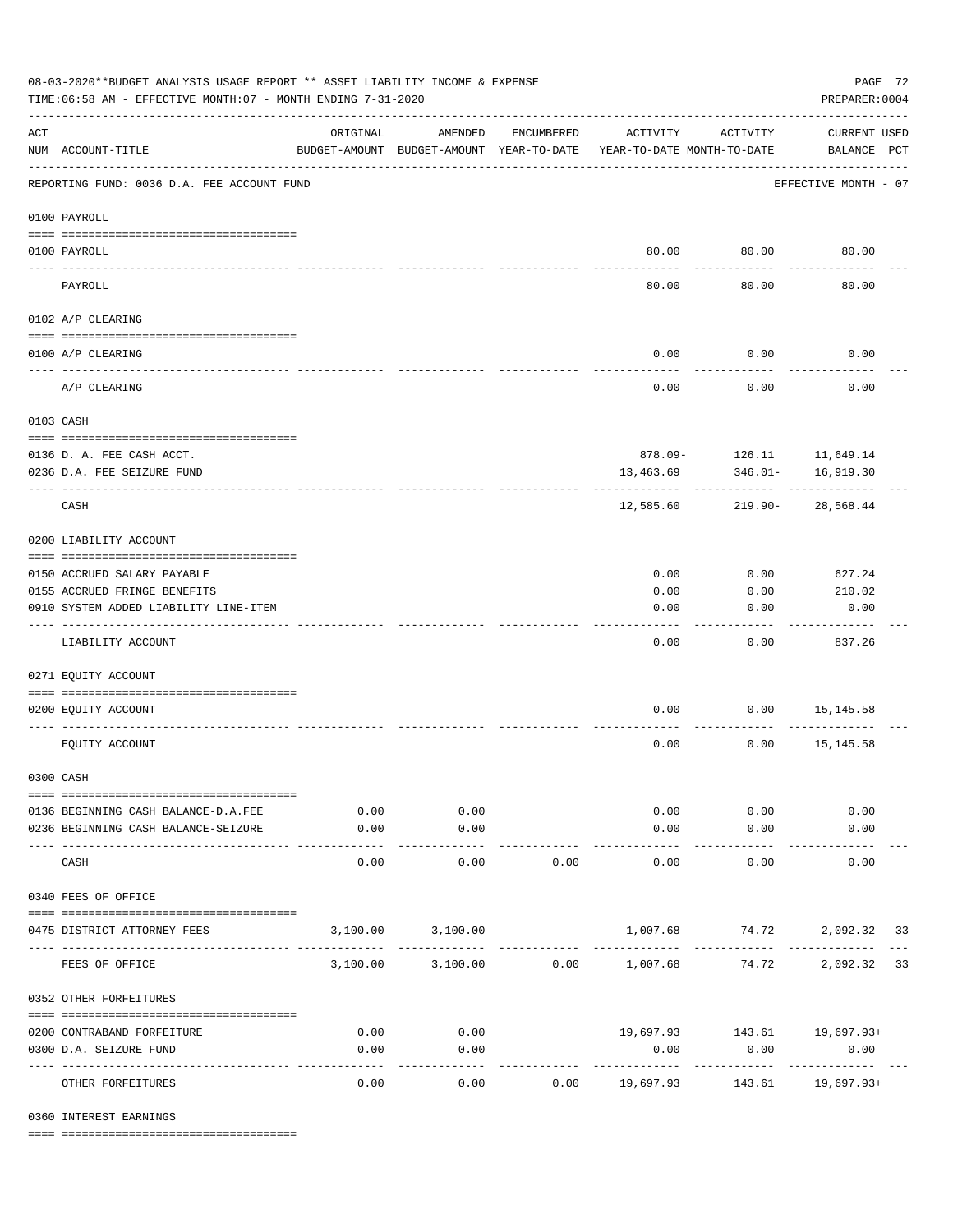08-03-2020**BUDGET ANALYSIS USAGE REPORT ** ASSET LIABILITY INCOME & EXPENSE

TIME:06:58 AM - EFFECTIVE MONTH:07 - MONTH ENDING 7-31-2020

PREPARER:0004

| ACT NUM | ACCOUNT-TITLE | ORIGINAL BUDGET-AMOUNT | AMENDED BUDGET-AMOUNT | ENCUMBERED YEAR-TO-DATE | ACTIVITY YEAR-TO-DATE | ACTIVITY MONTH-TO-DATE | CURRENT USED BALANCE | PCT |
|---|---|---|---|---|---|---|---|---|
| | REPORTING FUND: 0036 D.A. FEE ACCOUNT FUND | | | | | | EFFECTIVE MONTH - 07 | |
| | 0100 PAYROLL | | | | | | | |
| 0100 | PAYROLL | | | | 80.00 | 80.00 | 80.00 | |
| | PAYROLL | | | | 80.00 | 80.00 | 80.00 | |
| | 0102 A/P CLEARING | | | | | | | |
| 0100 | A/P CLEARING | | | | 0.00 | 0.00 | 0.00 | |
| | A/P CLEARING | | | | 0.00 | 0.00 | 0.00 | |
| | 0103 CASH | | | | | | | |
| 0136 | D. A. FEE CASH ACCT. | | | | 878.09- | 126.11 | 11,649.14 | |
| 0236 | D.A. FEE SEIZURE FUND | | | | 13,463.69 | 346.01- | 16,919.30 | |
| | CASH | | | | 12,585.60 | 219.90- | 28,568.44 | |
| | 0200 LIABILITY ACCOUNT | | | | | | | |
| 0150 | ACCRUED SALARY PAYABLE | | | | 0.00 | 0.00 | 627.24 | |
| 0155 | ACCRUED FRINGE BENEFITS | | | | 0.00 | 0.00 | 210.02 | |
| 0910 | SYSTEM ADDED LIABILITY LINE-ITEM | | | | 0.00 | 0.00 | 0.00 | |
| | LIABILITY ACCOUNT | | | | 0.00 | 0.00 | 837.26 | |
| | 0271 EQUITY ACCOUNT | | | | | | | |
| 0200 | EQUITY ACCOUNT | | | | 0.00 | 0.00 | 15,145.58 | |
| | EQUITY ACCOUNT | | | | 0.00 | 0.00 | 15,145.58 | |
| | 0300 CASH | | | | | | | |
| 0136 | BEGINNING CASH BALANCE-D.A.FEE | 0.00 | 0.00 | | 0.00 | 0.00 | 0.00 | |
| 0236 | BEGINNING CASH BALANCE-SEIZURE | 0.00 | 0.00 | | 0.00 | 0.00 | 0.00 | |
| | CASH | 0.00 | 0.00 | 0.00 | 0.00 | 0.00 | 0.00 | |
| | 0340 FEES OF OFFICE | | | | | | | |
| 0475 | DISTRICT ATTORNEY FEES | 3,100.00 | 3,100.00 | | 1,007.68 | 74.72 | 2,092.32 | 33 |
| | FEES OF OFFICE | 3,100.00 | 3,100.00 | 0.00 | 1,007.68 | 74.72 | 2,092.32 | 33 |
| | 0352 OTHER FORFEITURES | | | | | | | |
| 0200 | CONTRABAND FORFEITURE | 0.00 | 0.00 | | 19,697.93 | 143.61 | 19,697.93+ | |
| 0300 | D.A. SEIZURE FUND | 0.00 | 0.00 | | 0.00 | 0.00 | 0.00 | |
| | OTHER FORFEITURES | 0.00 | 0.00 | 0.00 | 19,697.93 | 143.61 | 19,697.93+ | |
| | 0360 INTEREST EARNINGS | | | | | | | |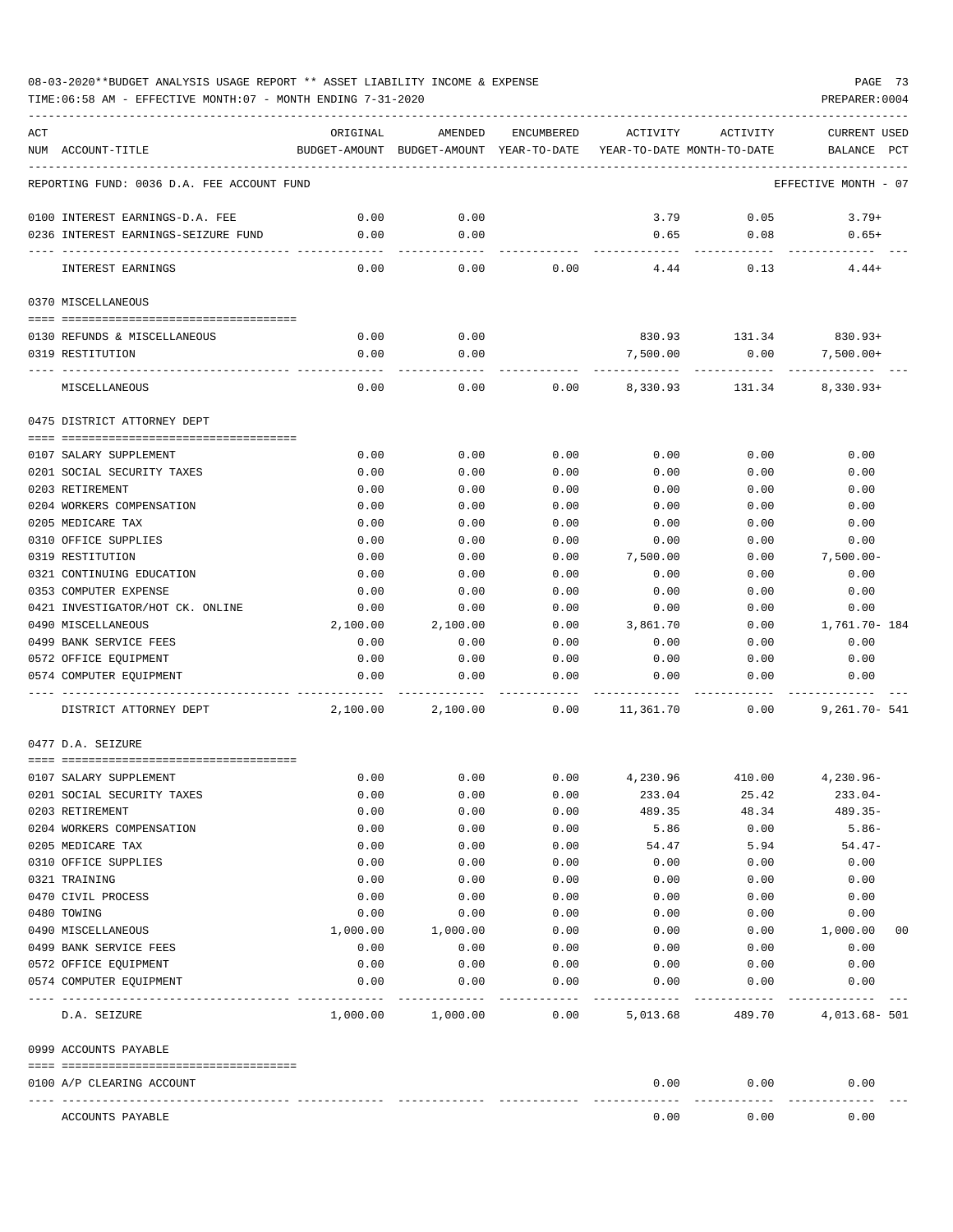08-03-2020**BUDGET ANALYSIS USAGE REPORT ** ASSET LIABILITY INCOME & EXPENSE

TIME:06:58 AM - EFFECTIVE MONTH:07 - MONTH ENDING 7-31-2020

PREPARER:0004

| ACT NUM | ACCOUNT-TITLE | ORIGINAL BUDGET-AMOUNT | AMENDED BUDGET-AMOUNT | ENCUMBERED YEAR-TO-DATE | ACTIVITY YEAR-TO-DATE | ACTIVITY MONTH-TO-DATE | CURRENT USED BALANCE | PCT |
|---|---|---|---|---|---|---|---|---|
| | REPORTING FUND: 0036 D.A. FEE ACCOUNT FUND | | | | | | EFFECTIVE MONTH - 07 | |
| 0100 | INTEREST EARNINGS-D.A. FEE | 0.00 | 0.00 | | 3.79 | 0.05 | 3.79+ | |
| 0236 | INTEREST EARNINGS-SEIZURE FUND | 0.00 | 0.00 | | 0.65 | 0.08 | 0.65+ | |
| | INTEREST EARNINGS | 0.00 | 0.00 | 0.00 | 4.44 | 0.13 | 4.44+ | |
| | 0370 MISCELLANEOUS | | | | | | | |
| 0130 | REFUNDS & MISCELLANEOUS | 0.00 | 0.00 | | 830.93 | 131.34 | 830.93+ | |
| 0319 | RESTITUTION | 0.00 | 0.00 | | 7,500.00 | 0.00 | 7,500.00+ | |
| | MISCELLANEOUS | 0.00 | 0.00 | 0.00 | 8,330.93 | 131.34 | 8,330.93+ | |
| | 0475 DISTRICT ATTORNEY DEPT | | | | | | | |
| 0107 | SALARY SUPPLEMENT | 0.00 | 0.00 | 0.00 | 0.00 | 0.00 | 0.00 | |
| 0201 | SOCIAL SECURITY TAXES | 0.00 | 0.00 | 0.00 | 0.00 | 0.00 | 0.00 | |
| 0203 | RETIREMENT | 0.00 | 0.00 | 0.00 | 0.00 | 0.00 | 0.00 | |
| 0204 | WORKERS COMPENSATION | 0.00 | 0.00 | 0.00 | 0.00 | 0.00 | 0.00 | |
| 0205 | MEDICARE TAX | 0.00 | 0.00 | 0.00 | 0.00 | 0.00 | 0.00 | |
| 0310 | OFFICE SUPPLIES | 0.00 | 0.00 | 0.00 | 0.00 | 0.00 | 0.00 | |
| 0319 | RESTITUTION | 0.00 | 0.00 | 0.00 | 7,500.00 | 0.00 | 7,500.00- | |
| 0321 | CONTINUING EDUCATION | 0.00 | 0.00 | 0.00 | 0.00 | 0.00 | 0.00 | |
| 0353 | COMPUTER EXPENSE | 0.00 | 0.00 | 0.00 | 0.00 | 0.00 | 0.00 | |
| 0421 | INVESTIGATOR/HOT CK. ONLINE | 0.00 | 0.00 | 0.00 | 0.00 | 0.00 | 0.00 | |
| 0490 | MISCELLANEOUS | 2,100.00 | 2,100.00 | 0.00 | 3,861.70 | 0.00 | 1,761.70- | 184 |
| 0499 | BANK SERVICE FEES | 0.00 | 0.00 | 0.00 | 0.00 | 0.00 | 0.00 | |
| 0572 | OFFICE EQUIPMENT | 0.00 | 0.00 | 0.00 | 0.00 | 0.00 | 0.00 | |
| 0574 | COMPUTER EQUIPMENT | 0.00 | 0.00 | 0.00 | 0.00 | 0.00 | 0.00 | |
| | DISTRICT ATTORNEY DEPT | 2,100.00 | 2,100.00 | 0.00 | 11,361.70 | 0.00 | 9,261.70- | 541 |
| | 0477 D.A. SEIZURE | | | | | | | |
| 0107 | SALARY SUPPLEMENT | 0.00 | 0.00 | 0.00 | 4,230.96 | 410.00 | 4,230.96- | |
| 0201 | SOCIAL SECURITY TAXES | 0.00 | 0.00 | 0.00 | 233.04 | 25.42 | 233.04- | |
| 0203 | RETIREMENT | 0.00 | 0.00 | 0.00 | 489.35 | 48.34 | 489.35- | |
| 0204 | WORKERS COMPENSATION | 0.00 | 0.00 | 0.00 | 5.86 | 0.00 | 5.86- | |
| 0205 | MEDICARE TAX | 0.00 | 0.00 | 0.00 | 54.47 | 5.94 | 54.47- | |
| 0310 | OFFICE SUPPLIES | 0.00 | 0.00 | 0.00 | 0.00 | 0.00 | 0.00 | |
| 0321 | TRAINING | 0.00 | 0.00 | 0.00 | 0.00 | 0.00 | 0.00 | |
| 0470 | CIVIL PROCESS | 0.00 | 0.00 | 0.00 | 0.00 | 0.00 | 0.00 | |
| 0480 | TOWING | 0.00 | 0.00 | 0.00 | 0.00 | 0.00 | 0.00 | |
| 0490 | MISCELLANEOUS | 1,000.00 | 1,000.00 | 0.00 | 0.00 | 0.00 | 1,000.00 | 00 |
| 0499 | BANK SERVICE FEES | 0.00 | 0.00 | 0.00 | 0.00 | 0.00 | 0.00 | |
| 0572 | OFFICE EQUIPMENT | 0.00 | 0.00 | 0.00 | 0.00 | 0.00 | 0.00 | |
| 0574 | COMPUTER EQUIPMENT | 0.00 | 0.00 | 0.00 | 0.00 | 0.00 | 0.00 | |
| | D.A. SEIZURE | 1,000.00 | 1,000.00 | 0.00 | 5,013.68 | 489.70 | 4,013.68- | 501 |
| | 0999 ACCOUNTS PAYABLE | | | | | | | |
| 0100 | A/P CLEARING ACCOUNT | | | | 0.00 | 0.00 | 0.00 | |
| | ACCOUNTS PAYABLE | | | | 0.00 | 0.00 | 0.00 | |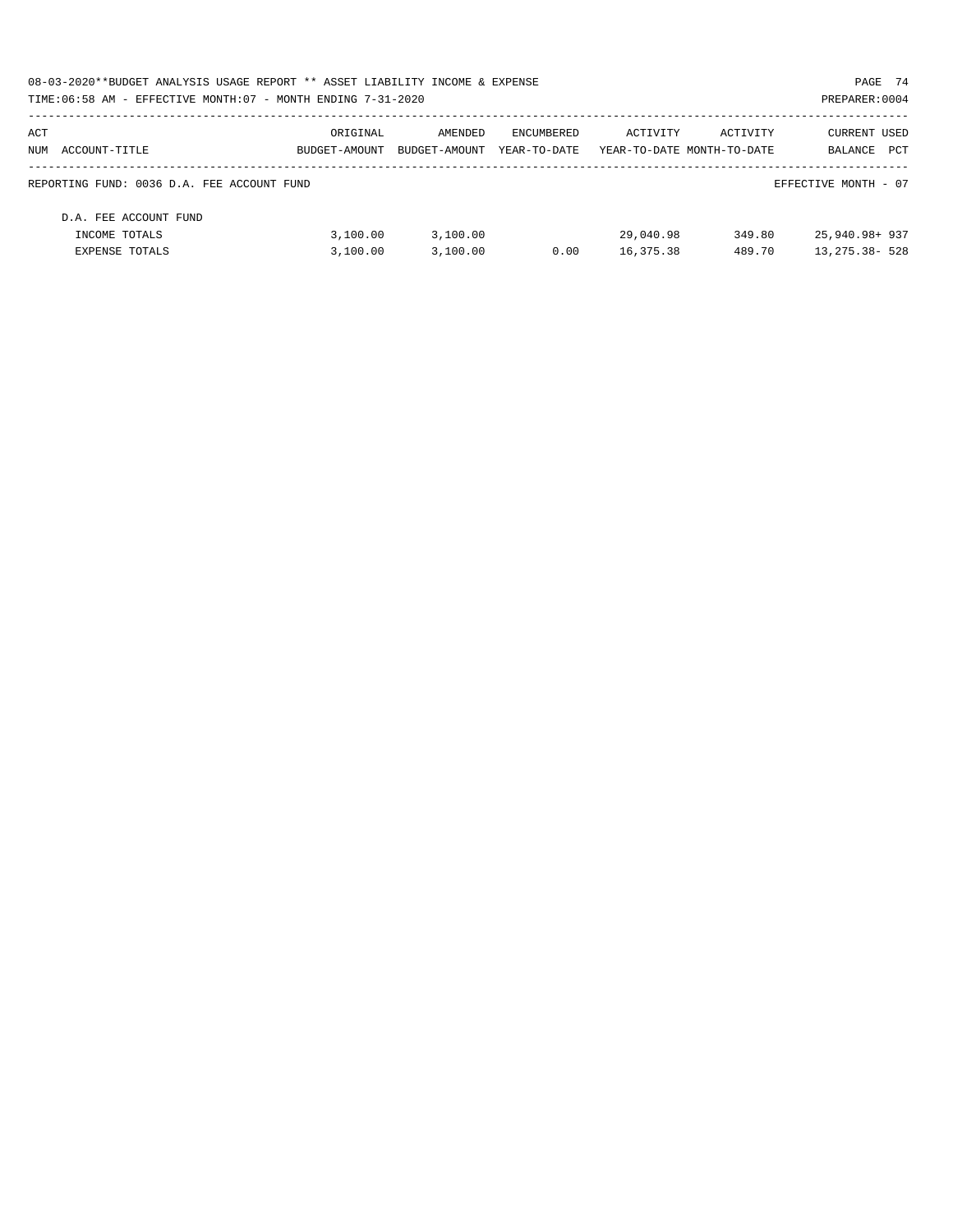08-03-2020**BUDGET ANALYSIS USAGE REPORT ** ASSET LIABILITY INCOME & EXPENSE

TIME:06:58 AM - EFFECTIVE MONTH:07 - MONTH ENDING 7-31-2020

PREPARER:0004

| ACT NUM | ACCOUNT-TITLE | ORIGINAL BUDGET-AMOUNT | AMENDED BUDGET-AMOUNT | ENCUMBERED YEAR-TO-DATE | ACTIVITY YEAR-TO-DATE | ACTIVITY MONTH-TO-DATE | CURRENT BALANCE | USED PCT |
|---|---|---|---|---|---|---|---|---|

REPORTING FUND: 0036 D.A. FEE ACCOUNT FUND

EFFECTIVE MONTH - 07

| ACT NUM | ACCOUNT-TITLE | ORIGINAL BUDGET-AMOUNT | AMENDED BUDGET-AMOUNT | ENCUMBERED YEAR-TO-DATE | ACTIVITY YEAR-TO-DATE | ACTIVITY MONTH-TO-DATE | CURRENT BALANCE | USED PCT |
|---|---|---|---|---|---|---|---|---|
| | D.A. FEE ACCOUNT FUND | | | | | | | |
| | INCOME TOTALS | 3,100.00 | 3,100.00 | | 29,040.98 | 349.80 | 25,940.98+ | 937 |
| | EXPENSE TOTALS | 3,100.00 | 3,100.00 | 0.00 | 16,375.38 | 489.70 | 13,275.38- | 528 |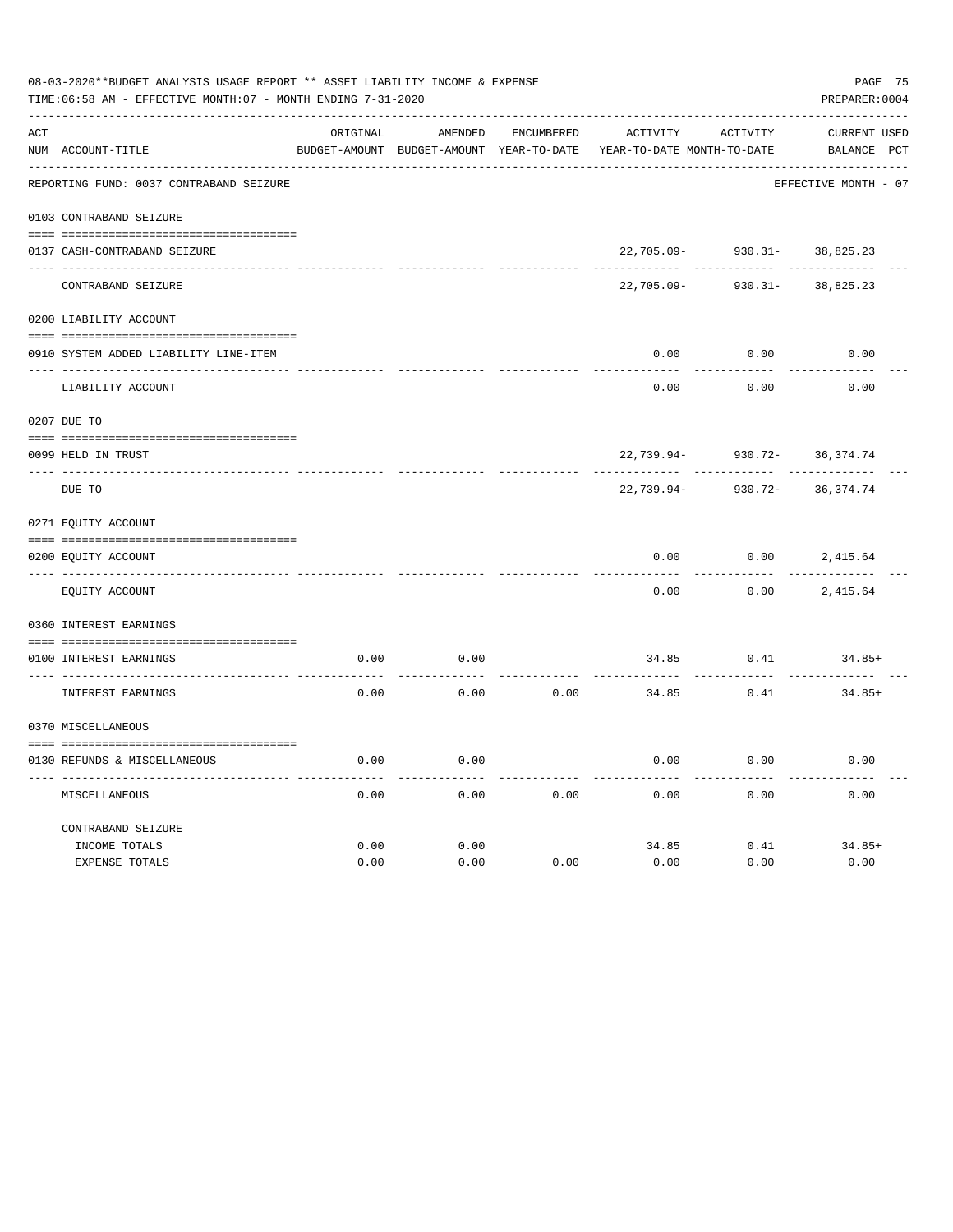08-03-2020**BUDGET ANALYSIS USAGE REPORT ** ASSET LIABILITY INCOME & EXPENSE

TIME:06:58 AM - EFFECTIVE MONTH:07 - MONTH ENDING 7-31-2020

PREPARER:0004

REPORTING FUND: 0037 CONTRABAND SEIZURE — EFFECTIVE MONTH - 07

| ACT NUM | ACCOUNT-TITLE | ORIGINAL BUDGET-AMOUNT | AMENDED BUDGET-AMOUNT | ENCUMBERED YEAR-TO-DATE | ACTIVITY YEAR-TO-DATE | ACTIVITY MONTH-TO-DATE | CURRENT BALANCE | USED PCT |
|---|---|---|---|---|---|---|---|---|
| | **0103 CONTRABAND SEIZURE** | | | | | | | |
| 0137 | CASH-CONTRABAND SEIZURE | | | | 22,705.09- | 930.31- | 38,825.23 | |
| | CONTRABAND SEIZURE | | | | 22,705.09- | 930.31- | 38,825.23 | |
| | **0200 LIABILITY ACCOUNT** | | | | | | | |
| 0910 | SYSTEM ADDED LIABILITY LINE-ITEM | | | | 0.00 | 0.00 | 0.00 | |
| | LIABILITY ACCOUNT | | | | 0.00 | 0.00 | 0.00 | |
| | **0207 DUE TO** | | | | | | | |
| 0099 | HELD IN TRUST | | | | 22,739.94- | 930.72- | 36,374.74 | |
| | DUE TO | | | | 22,739.94- | 930.72- | 36,374.74 | |
| | **0271 EQUITY ACCOUNT** | | | | | | | |
| 0200 | EQUITY ACCOUNT | | | | 0.00 | 0.00 | 2,415.64 | |
| | EQUITY ACCOUNT | | | | 0.00 | 0.00 | 2,415.64 | |
| | **0360 INTEREST EARNINGS** | | | | | | | |
| 0100 | INTEREST EARNINGS | 0.00 | 0.00 | | 34.85 | 0.41 | 34.85+ | |
| | INTEREST EARNINGS | 0.00 | 0.00 | 0.00 | 34.85 | 0.41 | 34.85+ | |
| | **0370 MISCELLANEOUS** | | | | | | | |
| 0130 | REFUNDS & MISCELLANEOUS | 0.00 | 0.00 | | 0.00 | 0.00 | 0.00 | |
| | MISCELLANEOUS | 0.00 | 0.00 | 0.00 | 0.00 | 0.00 | 0.00 | |
| | **CONTRABAND SEIZURE** | | | | | | | |
| | INCOME TOTALS | 0.00 | 0.00 | | 34.85 | 0.41 | 34.85+ | |
| | EXPENSE TOTALS | 0.00 | 0.00 | 0.00 | 0.00 | 0.00 | 0.00 | |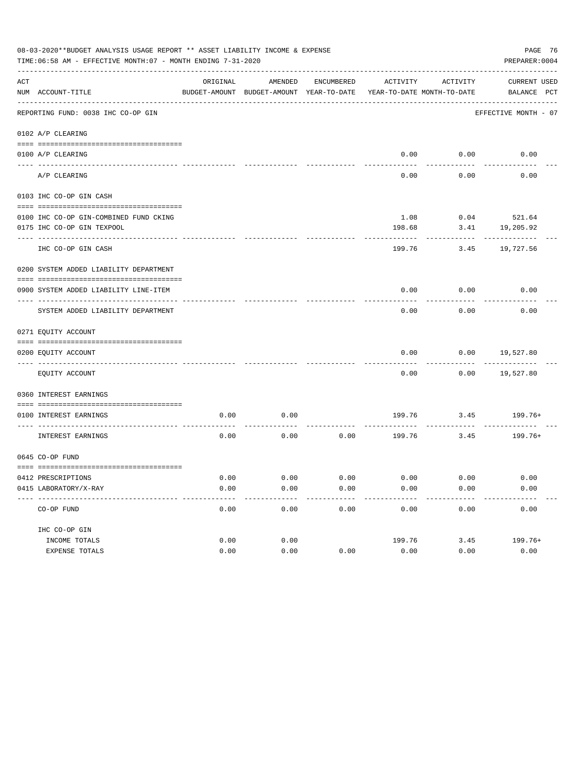08-03-2020**BUDGET ANALYSIS USAGE REPORT ** ASSET LIABILITY INCOME & EXPENSE

TIME:06:58 AM - EFFECTIVE MONTH:07 - MONTH ENDING 7-31-2020

PREPARER:0004

REPORTING FUND: 0038 IHC CO-OP GIN — EFFECTIVE MONTH - 07

| ACT NUM | ACCOUNT-TITLE | ORIGINAL BUDGET-AMOUNT | AMENDED BUDGET-AMOUNT | ENCUMBERED YEAR-TO-DATE | ACTIVITY YEAR-TO-DATE | ACTIVITY MONTH-TO-DATE | CURRENT BALANCE | USED PCT |
|---|---|---|---|---|---|---|---|---|
| 0102 | A/P CLEARING | | | | | | | |
| 0100 | A/P CLEARING | | | | 0.00 | 0.00 | 0.00 | |
| | A/P CLEARING | | | | 0.00 | 0.00 | 0.00 | |
| 0103 | IHC CO-OP GIN CASH | | | | | | | |
| 0100 | IHC CO-OP GIN-COMBINED FUND CKING | | | | 1.08 | 0.04 | 521.64 | |
| 0175 | IHC CO-OP GIN TEXPOOL | | | | 198.68 | 3.41 | 19,205.92 | |
| | IHC CO-OP GIN CASH | | | | 199.76 | 3.45 | 19,727.56 | |
| 0200 | SYSTEM ADDED LIABILITY DEPARTMENT | | | | | | | |
| 0900 | SYSTEM ADDED LIABILITY LINE-ITEM | | | | 0.00 | 0.00 | 0.00 | |
| | SYSTEM ADDED LIABILITY DEPARTMENT | | | | 0.00 | 0.00 | 0.00 | |
| 0271 | EQUITY ACCOUNT | | | | | | | |
| 0200 | EQUITY ACCOUNT | | | | 0.00 | 0.00 | 19,527.80 | |
| | EQUITY ACCOUNT | | | | 0.00 | 0.00 | 19,527.80 | |
| 0360 | INTEREST EARNINGS | | | | | | | |
| 0100 | INTEREST EARNINGS | 0.00 | 0.00 | | 199.76 | 3.45 | 199.76+ | |
| | INTEREST EARNINGS | 0.00 | 0.00 | 0.00 | 199.76 | 3.45 | 199.76+ | |
| 0645 | CO-OP FUND | | | | | | | |
| 0412 | PRESCRIPTIONS | 0.00 | 0.00 | 0.00 | 0.00 | 0.00 | 0.00 | |
| 0415 | LABORATORY/X-RAY | 0.00 | 0.00 | 0.00 | 0.00 | 0.00 | 0.00 | |
| | CO-OP FUND | 0.00 | 0.00 | 0.00 | 0.00 | 0.00 | 0.00 | |
| | IHC CO-OP GIN | | | | | | | |
| | INCOME TOTALS | 0.00 | 0.00 | | 199.76 | 3.45 | 199.76+ | |
| | EXPENSE TOTALS | 0.00 | 0.00 | 0.00 | 0.00 | 0.00 | 0.00 | |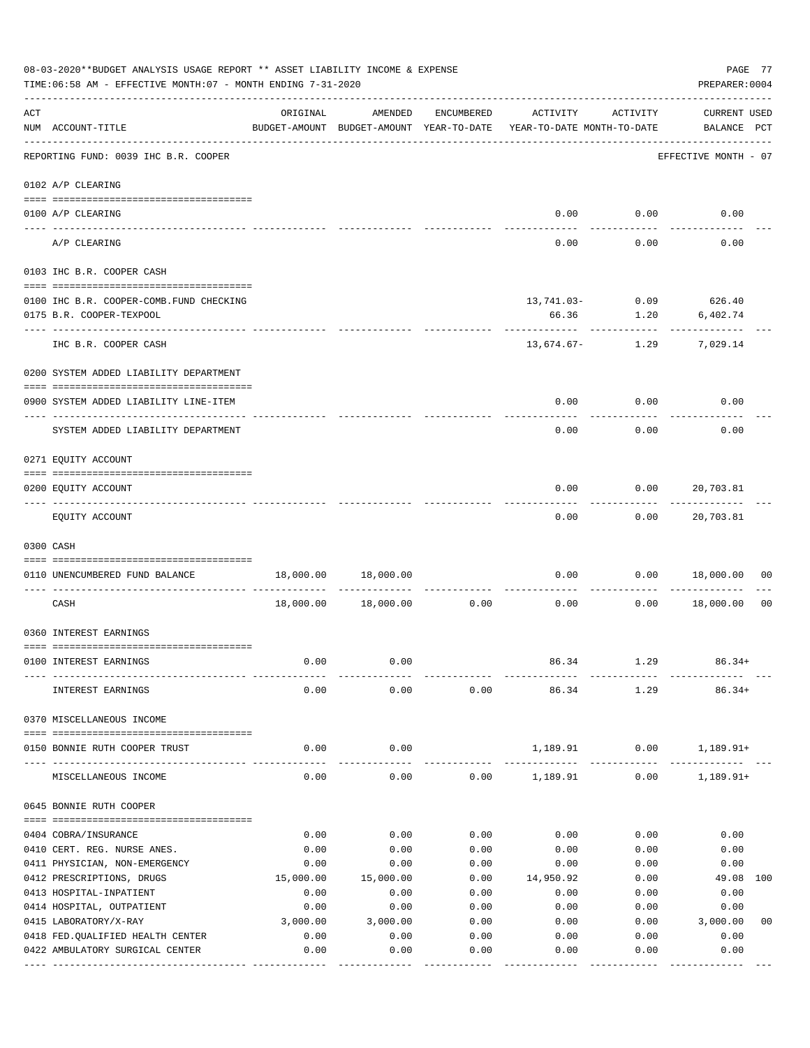08-03-2020**BUDGET ANALYSIS USAGE REPORT ** ASSET LIABILITY INCOME & EXPENSE

TIME:06:58 AM - EFFECTIVE MONTH:07 - MONTH ENDING 7-31-2020

PREPARER:0004

REPORTING FUND: 0039 IHC B.R. COOPER — EFFECTIVE MONTH - 07

| ACT NUM | ACCOUNT-TITLE | ORIGINAL BUDGET-AMOUNT | AMENDED BUDGET-AMOUNT | ENCUMBERED YEAR-TO-DATE | ACTIVITY YEAR-TO-DATE | ACTIVITY MONTH-TO-DATE | CURRENT BALANCE | USED PCT |
|---|---|---|---|---|---|---|---|---|
| | **0102 A/P CLEARING** | | | | | | | |
| 0100 | A/P CLEARING | | | | 0.00 | 0.00 | 0.00 | |
| | A/P CLEARING | | | | 0.00 | 0.00 | 0.00 | |
| | **0103 IHC B.R. COOPER CASH** | | | | | | | |
| 0100 | IHC B.R. COOPER-COMB.FUND CHECKING | | | | 13,741.03- | 0.09 | 626.40 | |
| 0175 | B.R. COOPER-TEXPOOL | | | | 66.36 | 1.20 | 6,402.74 | |
| | IHC B.R. COOPER CASH | | | | 13,674.67- | 1.29 | 7,029.14 | |
| | **0200 SYSTEM ADDED LIABILITY DEPARTMENT** | | | | | | | |
| 0900 | SYSTEM ADDED LIABILITY LINE-ITEM | | | | 0.00 | 0.00 | 0.00 | |
| | SYSTEM ADDED LIABILITY DEPARTMENT | | | | 0.00 | 0.00 | 0.00 | |
| | **0271 EQUITY ACCOUNT** | | | | | | | |
| 0200 | EQUITY ACCOUNT | | | | 0.00 | 0.00 | 20,703.81 | |
| | EQUITY ACCOUNT | | | | 0.00 | 0.00 | 20,703.81 | |
| | **0300 CASH** | | | | | | | |
| 0110 | UNENCUMBERED FUND BALANCE | 18,000.00 | 18,000.00 | | 0.00 | 0.00 | 18,000.00 | 00 |
| | CASH | 18,000.00 | 18,000.00 | 0.00 | 0.00 | 0.00 | 18,000.00 | 00 |
| | **0360 INTEREST EARNINGS** | | | | | | | |
| 0100 | INTEREST EARNINGS | 0.00 | 0.00 | | 86.34 | 1.29 | 86.34+ | |
| | INTEREST EARNINGS | 0.00 | 0.00 | 0.00 | 86.34 | 1.29 | 86.34+ | |
| | **0370 MISCELLANEOUS INCOME** | | | | | | | |
| 0150 | BONNIE RUTH COOPER TRUST | 0.00 | 0.00 | | 1,189.91 | 0.00 | 1,189.91+ | |
| | MISCELLANEOUS INCOME | 0.00 | 0.00 | 0.00 | 1,189.91 | 0.00 | 1,189.91+ | |
| | **0645 BONNIE RUTH COOPER** | | | | | | | |
| 0404 | COBRA/INSURANCE | 0.00 | 0.00 | 0.00 | 0.00 | 0.00 | 0.00 | |
| 0410 | CERT. REG. NURSE ANES. | 0.00 | 0.00 | 0.00 | 0.00 | 0.00 | 0.00 | |
| 0411 | PHYSICIAN, NON-EMERGENCY | 0.00 | 0.00 | 0.00 | 0.00 | 0.00 | 0.00 | |
| 0412 | PRESCRIPTIONS, DRUGS | 15,000.00 | 15,000.00 | 0.00 | 14,950.92 | 0.00 | 49.08 | 100 |
| 0413 | HOSPITAL-INPATIENT | 0.00 | 0.00 | 0.00 | 0.00 | 0.00 | 0.00 | |
| 0414 | HOSPITAL, OUTPATIENT | 0.00 | 0.00 | 0.00 | 0.00 | 0.00 | 0.00 | |
| 0415 | LABORATORY/X-RAY | 3,000.00 | 3,000.00 | 0.00 | 0.00 | 0.00 | 3,000.00 | 00 |
| 0418 | FED.QUALIFIED HEALTH CENTER | 0.00 | 0.00 | 0.00 | 0.00 | 0.00 | 0.00 | |
| 0422 | AMBULATORY SURGICAL CENTER | 0.00 | 0.00 | 0.00 | 0.00 | 0.00 | 0.00 | |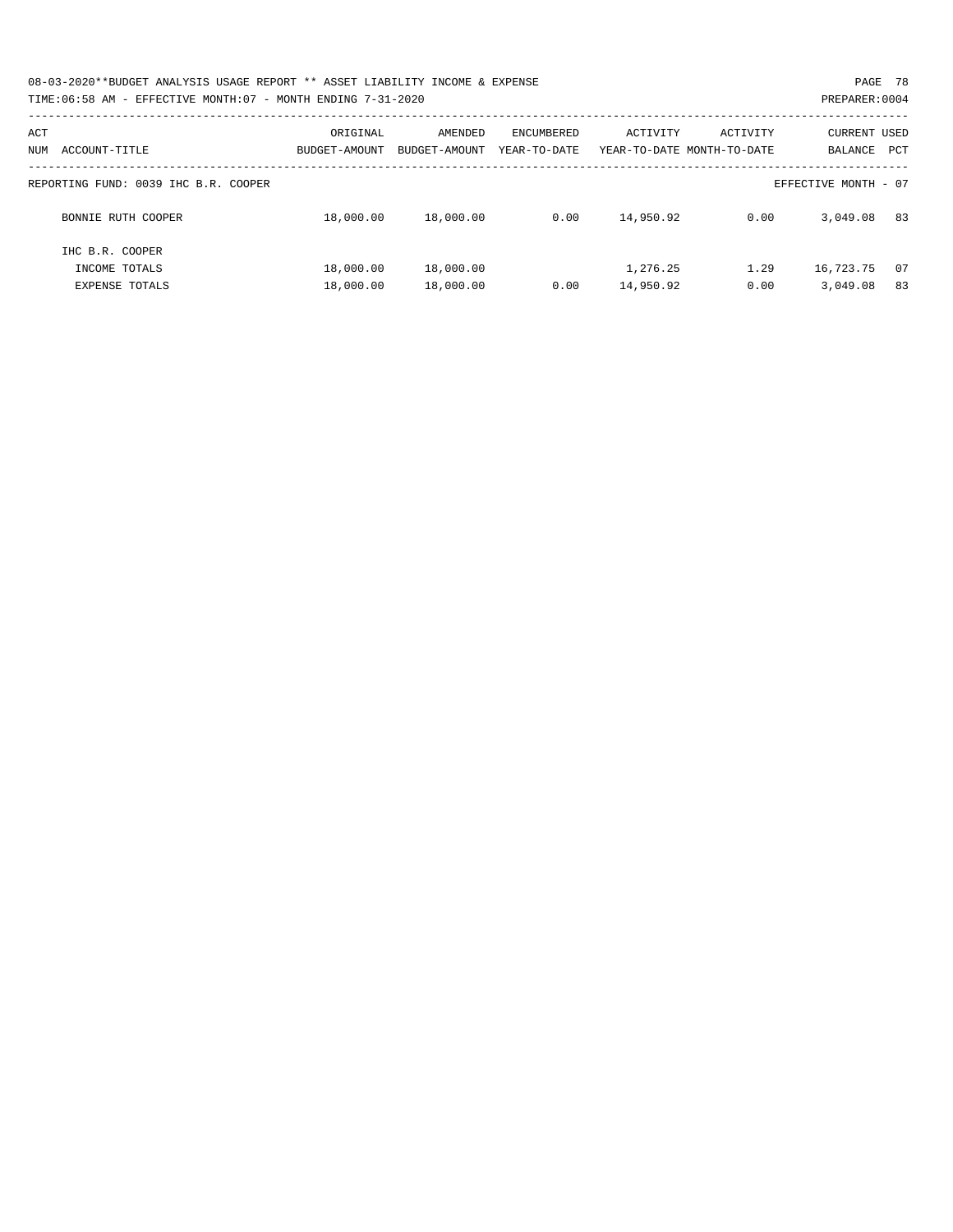08-03-2020**BUDGET ANALYSIS USAGE REPORT ** ASSET LIABILITY INCOME & EXPENSE

TIME:06:58 AM - EFFECTIVE MONTH:07 - MONTH ENDING 7-31-2020

PREPARER:0004

| ACT NUM | ACCOUNT-TITLE | ORIGINAL BUDGET-AMOUNT | AMENDED BUDGET-AMOUNT | ENCUMBERED YEAR-TO-DATE | ACTIVITY YEAR-TO-DATE | ACTIVITY MONTH-TO-DATE | CURRENT BALANCE | USED PCT |
|---|---|---|---|---|---|---|---|---|
| | REPORTING FUND: 0039 IHC B.R. COOPER | | | | | | EFFECTIVE MONTH - 07 | |
| | BONNIE RUTH COOPER | 18,000.00 | 18,000.00 | 0.00 | 14,950.92 | 0.00 | 3,049.08 | 83 |
| | IHC B.R. COOPER | | | | | | | |
| | INCOME TOTALS | 18,000.00 | 18,000.00 | | 1,276.25 | 1.29 | 16,723.75 | 07 |
| | EXPENSE TOTALS | 18,000.00 | 18,000.00 | 0.00 | 14,950.92 | 0.00 | 3,049.08 | 83 |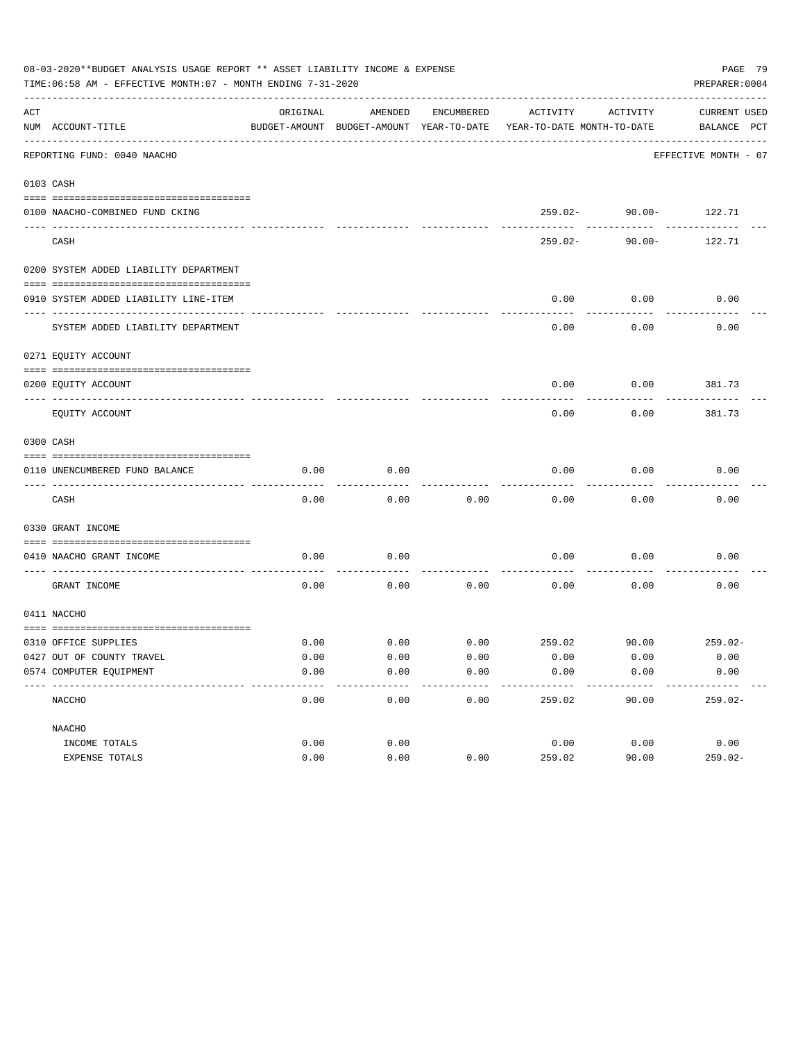08-03-2020**BUDGET ANALYSIS USAGE REPORT ** ASSET LIABILITY INCOME & EXPENSE

TIME:06:58 AM - EFFECTIVE MONTH:07 - MONTH ENDING 7-31-2020

PREPARER:0004

| ACT NUM | ACCOUNT-TITLE | ORIGINAL BUDGET-AMOUNT | AMENDED BUDGET-AMOUNT | ENCUMBERED YEAR-TO-DATE | ACTIVITY YEAR-TO-DATE | ACTIVITY MONTH-TO-DATE | CURRENT BALANCE | USED PCT |
|---|---|---|---|---|---|---|---|---|
| | REPORTING FUND: 0040 NAACHO | | | | | | EFFECTIVE MONTH - 07 | |
| 0103 | CASH | | | | | | | |
| 0100 | NAACHO-COMBINED FUND CKING | | | | 259.02- | 90.00- | 122.71 | |
| | CASH | | | | 259.02- | 90.00- | 122.71 | |
| 0200 | SYSTEM ADDED LIABILITY DEPARTMENT | | | | | | | |
| 0910 | SYSTEM ADDED LIABILITY LINE-ITEM | | | | 0.00 | 0.00 | 0.00 | |
| | SYSTEM ADDED LIABILITY DEPARTMENT | | | | 0.00 | 0.00 | 0.00 | |
| 0271 | EQUITY ACCOUNT | | | | | | | |
| 0200 | EQUITY ACCOUNT | | | | 0.00 | 0.00 | 381.73 | |
| | EQUITY ACCOUNT | | | | 0.00 | 0.00 | 381.73 | |
| 0300 | CASH | | | | | | | |
| 0110 | UNENCUMBERED FUND BALANCE | 0.00 | 0.00 | | 0.00 | 0.00 | 0.00 | |
| | CASH | 0.00 | 0.00 | 0.00 | 0.00 | 0.00 | 0.00 | |
| 0330 | GRANT INCOME | | | | | | | |
| 0410 | NAACHO GRANT INCOME | 0.00 | 0.00 | | 0.00 | 0.00 | 0.00 | |
| | GRANT INCOME | 0.00 | 0.00 | 0.00 | 0.00 | 0.00 | 0.00 | |
| 0411 | NACCHO | | | | | | | |
| 0310 | OFFICE SUPPLIES | 0.00 | 0.00 | 0.00 | 259.02 | 90.00 | 259.02- | |
| 0427 | OUT OF COUNTY TRAVEL | 0.00 | 0.00 | 0.00 | 0.00 | 0.00 | 0.00 | |
| 0574 | COMPUTER EQUIPMENT | 0.00 | 0.00 | 0.00 | 0.00 | 0.00 | 0.00 | |
| | NACCHO | 0.00 | 0.00 | 0.00 | 259.02 | 90.00 | 259.02- | |
| | NAACHO | | | | | | | |
| | INCOME TOTALS | 0.00 | 0.00 | | 0.00 | 0.00 | 0.00 | |
| | EXPENSE TOTALS | 0.00 | 0.00 | 0.00 | 259.02 | 90.00 | 259.02- | |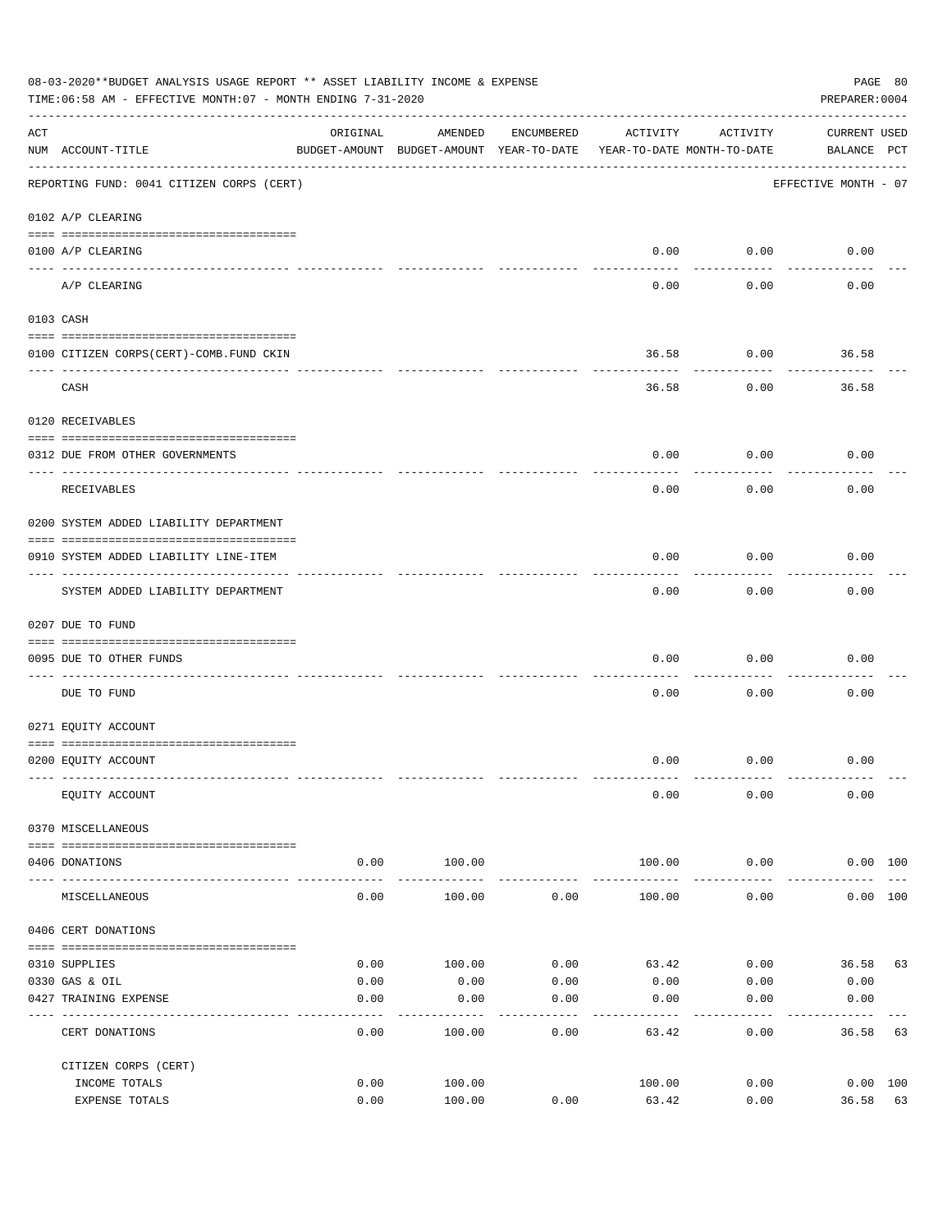08-03-2020**BUDGET ANALYSIS USAGE REPORT ** ASSET LIABILITY INCOME & EXPENSE

TIME:06:58 AM - EFFECTIVE MONTH:07 - MONTH ENDING 7-31-2020

PREPARER:0004

| ACT NUM | ACCOUNT-TITLE | ORIGINAL BUDGET-AMOUNT | AMENDED BUDGET-AMOUNT | ENCUMBERED YEAR-TO-DATE | ACTIVITY YEAR-TO-DATE | ACTIVITY MONTH-TO-DATE | CURRENT BALANCE | USED PCT |
|---|---|---|---|---|---|---|---|---|
| | REPORTING FUND: 0041 CITIZEN CORPS (CERT) | | | | | | EFFECTIVE MONTH - 07 | |
| | 0102 A/P CLEARING | | | | | | | |
| 0100 | A/P CLEARING | | | | 0.00 | 0.00 | 0.00 | |
| | A/P CLEARING | | | | 0.00 | 0.00 | 0.00 | |
| | 0103 CASH | | | | | | | |
| 0100 | CITIZEN CORPS(CERT)-COMB.FUND CKIN | | | | 36.58 | 0.00 | 36.58 | |
| | CASH | | | | 36.58 | 0.00 | 36.58 | |
| | 0120 RECEIVABLES | | | | | | | |
| 0312 | DUE FROM OTHER GOVERNMENTS | | | | 0.00 | 0.00 | 0.00 | |
| | RECEIVABLES | | | | 0.00 | 0.00 | 0.00 | |
| | 0200 SYSTEM ADDED LIABILITY DEPARTMENT | | | | | | | |
| 0910 | SYSTEM ADDED LIABILITY LINE-ITEM | | | | 0.00 | 0.00 | 0.00 | |
| | SYSTEM ADDED LIABILITY DEPARTMENT | | | | 0.00 | 0.00 | 0.00 | |
| | 0207 DUE TO FUND | | | | | | | |
| 0095 | DUE TO OTHER FUNDS | | | | 0.00 | 0.00 | 0.00 | |
| | DUE TO FUND | | | | 0.00 | 0.00 | 0.00 | |
| | 0271 EQUITY ACCOUNT | | | | | | | |
| 0200 | EQUITY ACCOUNT | | | | 0.00 | 0.00 | 0.00 | |
| | EQUITY ACCOUNT | | | | 0.00 | 0.00 | 0.00 | |
| | 0370 MISCELLANEOUS | | | | | | | |
| 0406 | DONATIONS | 0.00 | 100.00 | | 100.00 | 0.00 | 0.00 | 100 |
| | MISCELLANEOUS | 0.00 | 100.00 | 0.00 | 100.00 | 0.00 | 0.00 | 100 |
| | 0406 CERT DONATIONS | | | | | | | |
| 0310 | SUPPLIES | 0.00 | 100.00 | 0.00 | 63.42 | 0.00 | 36.58 | 63 |
| 0330 | GAS & OIL | 0.00 | 0.00 | 0.00 | 0.00 | 0.00 | 0.00 | |
| 0427 | TRAINING EXPENSE | 0.00 | 0.00 | 0.00 | 0.00 | 0.00 | 0.00 | |
| | CERT DONATIONS | 0.00 | 100.00 | 0.00 | 63.42 | 0.00 | 36.58 | 63 |
| | CITIZEN CORPS (CERT) | | | | | | | |
| | INCOME TOTALS | 0.00 | 100.00 | | 100.00 | 0.00 | 0.00 | 100 |
| | EXPENSE TOTALS | 0.00 | 100.00 | 0.00 | 63.42 | 0.00 | 36.58 | 63 |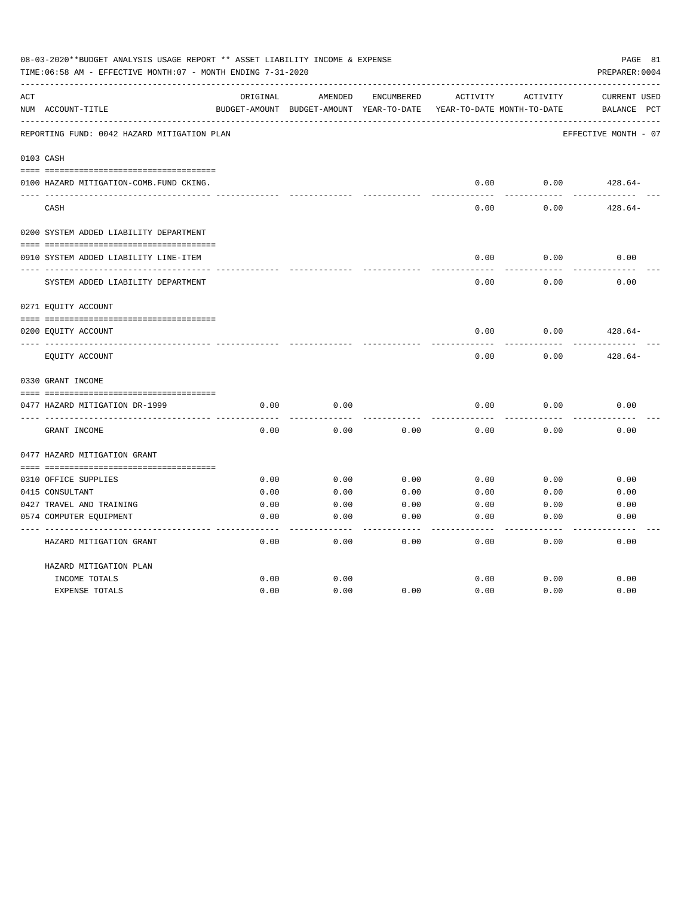08-03-2020**BUDGET ANALYSIS USAGE REPORT ** ASSET LIABILITY INCOME & EXPENSE

TIME:06:58 AM - EFFECTIVE MONTH:07 - MONTH ENDING 7-31-2020

PREPARER:0004

| ACT NUM | ACCOUNT-TITLE | ORIGINAL BUDGET-AMOUNT | AMENDED BUDGET-AMOUNT | ENCUMBERED YEAR-TO-DATE | ACTIVITY YEAR-TO-DATE | ACTIVITY MONTH-TO-DATE | CURRENT BALANCE | USED PCT |
|---|---|---|---|---|---|---|---|---|
| | REPORTING FUND: 0042 HAZARD MITIGATION PLAN | | | | | | EFFECTIVE MONTH - 07 | |
| 0103 | CASH | | | | | | | |
| 0100 | HAZARD MITIGATION-COMB.FUND CKING. | | | | 0.00 | 0.00 | 428.64- | |
| | CASH | | | | 0.00 | 0.00 | 428.64- | |
| 0200 | SYSTEM ADDED LIABILITY DEPARTMENT | | | | | | | |
| 0910 | SYSTEM ADDED LIABILITY LINE-ITEM | | | | 0.00 | 0.00 | 0.00 | |
| | SYSTEM ADDED LIABILITY DEPARTMENT | | | | 0.00 | 0.00 | 0.00 | |
| 0271 | EQUITY ACCOUNT | | | | | | | |
| 0200 | EQUITY ACCOUNT | | | | 0.00 | 0.00 | 428.64- | |
| | EQUITY ACCOUNT | | | | 0.00 | 0.00 | 428.64- | |
| 0330 | GRANT INCOME | | | | | | | |
| 0477 | HAZARD MITIGATION DR-1999 | 0.00 | 0.00 | | 0.00 | 0.00 | 0.00 | |
| | GRANT INCOME | 0.00 | 0.00 | 0.00 | 0.00 | 0.00 | 0.00 | |
| 0477 | HAZARD MITIGATION GRANT | | | | | | | |
| 0310 | OFFICE SUPPLIES | 0.00 | 0.00 | 0.00 | 0.00 | 0.00 | 0.00 | |
| 0415 | CONSULTANT | 0.00 | 0.00 | 0.00 | 0.00 | 0.00 | 0.00 | |
| 0427 | TRAVEL AND TRAINING | 0.00 | 0.00 | 0.00 | 0.00 | 0.00 | 0.00 | |
| 0574 | COMPUTER EQUIPMENT | 0.00 | 0.00 | 0.00 | 0.00 | 0.00 | 0.00 | |
| | HAZARD MITIGATION GRANT | 0.00 | 0.00 | 0.00 | 0.00 | 0.00 | 0.00 | |
| | HAZARD MITIGATION PLAN | | | | | | | |
| | INCOME TOTALS | 0.00 | 0.00 | | 0.00 | 0.00 | 0.00 | |
| | EXPENSE TOTALS | 0.00 | 0.00 | 0.00 | 0.00 | 0.00 | 0.00 | |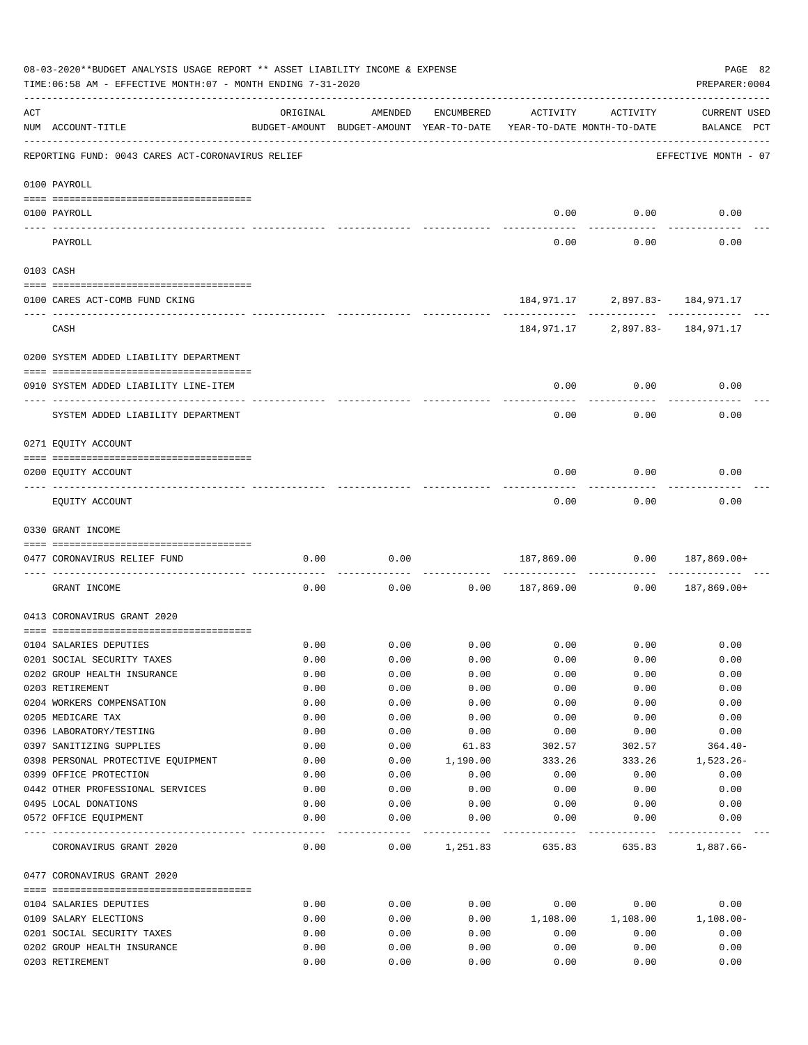08-03-2020**BUDGET ANALYSIS USAGE REPORT ** ASSET LIABILITY INCOME & EXPENSE

TIME:06:58 AM - EFFECTIVE MONTH:07 - MONTH ENDING 7-31-2020

PREPARER:0004

| ACT NUM | ACCOUNT-TITLE | ORIGINAL BUDGET-AMOUNT | AMENDED BUDGET-AMOUNT | ENCUMBERED YEAR-TO-DATE | ACTIVITY YEAR-TO-DATE | ACTIVITY MONTH-TO-DATE | CURRENT USED BALANCE | PCT |
|---|---|---|---|---|---|---|---|---|
| | REPORTING FUND: 0043 CARES ACT-CORONAVIRUS RELIEF | | | | | | EFFECTIVE MONTH - 07 | |
| | **0100 PAYROLL** | | | | | | | |
| 0100 | PAYROLL | | | | 0.00 | 0.00 | 0.00 | |
| | PAYROLL | | | | 0.00 | 0.00 | 0.00 | |
| | **0103 CASH** | | | | | | | |
| 0100 | CARES ACT-COMB FUND CKING | | | | 184,971.17 | 2,897.83- | 184,971.17 | |
| | CASH | | | | 184,971.17 | 2,897.83- | 184,971.17 | |
| | **0200 SYSTEM ADDED LIABILITY DEPARTMENT** | | | | | | | |
| 0910 | SYSTEM ADDED LIABILITY LINE-ITEM | | | | 0.00 | 0.00 | 0.00 | |
| | SYSTEM ADDED LIABILITY DEPARTMENT | | | | 0.00 | 0.00 | 0.00 | |
| | **0271 EQUITY ACCOUNT** | | | | | | | |
| 0200 | EQUITY ACCOUNT | | | | 0.00 | 0.00 | 0.00 | |
| | EQUITY ACCOUNT | | | | 0.00 | 0.00 | 0.00 | |
| | **0330 GRANT INCOME** | | | | | | | |
| 0477 | CORONAVIRUS RELIEF FUND | 0.00 | 0.00 | | 187,869.00 | 0.00 | 187,869.00+ | |
| | GRANT INCOME | 0.00 | 0.00 | 0.00 | 187,869.00 | 0.00 | 187,869.00+ | |
| | **0413 CORONAVIRUS GRANT 2020** | | | | | | | |
| 0104 | SALARIES DEPUTIES | 0.00 | 0.00 | 0.00 | 0.00 | 0.00 | 0.00 | |
| 0201 | SOCIAL SECURITY TAXES | 0.00 | 0.00 | 0.00 | 0.00 | 0.00 | 0.00 | |
| 0202 | GROUP HEALTH INSURANCE | 0.00 | 0.00 | 0.00 | 0.00 | 0.00 | 0.00 | |
| 0203 | RETIREMENT | 0.00 | 0.00 | 0.00 | 0.00 | 0.00 | 0.00 | |
| 0204 | WORKERS COMPENSATION | 0.00 | 0.00 | 0.00 | 0.00 | 0.00 | 0.00 | |
| 0205 | MEDICARE TAX | 0.00 | 0.00 | 0.00 | 0.00 | 0.00 | 0.00 | |
| 0396 | LABORATORY/TESTING | 0.00 | 0.00 | 0.00 | 0.00 | 0.00 | 0.00 | |
| 0397 | SANITIZING SUPPLIES | 0.00 | 0.00 | 61.83 | 302.57 | 302.57 | 364.40- | |
| 0398 | PERSONAL PROTECTIVE EQUIPMENT | 0.00 | 0.00 | 1,190.00 | 333.26 | 333.26 | 1,523.26- | |
| 0399 | OFFICE PROTECTION | 0.00 | 0.00 | 0.00 | 0.00 | 0.00 | 0.00 | |
| 0442 | OTHER PROFESSIONAL SERVICES | 0.00 | 0.00 | 0.00 | 0.00 | 0.00 | 0.00 | |
| 0495 | LOCAL DONATIONS | 0.00 | 0.00 | 0.00 | 0.00 | 0.00 | 0.00 | |
| 0572 | OFFICE EQUIPMENT | 0.00 | 0.00 | 0.00 | 0.00 | 0.00 | 0.00 | |
| | CORONAVIRUS GRANT 2020 | 0.00 | 0.00 | 1,251.83 | 635.83 | 635.83 | 1,887.66- | |
| | **0477 CORONAVIRUS GRANT 2020** | | | | | | | |
| 0104 | SALARIES DEPUTIES | 0.00 | 0.00 | 0.00 | 0.00 | 0.00 | 0.00 | |
| 0109 | SALARY ELECTIONS | 0.00 | 0.00 | 0.00 | 1,108.00 | 1,108.00 | 1,108.00- | |
| 0201 | SOCIAL SECURITY TAXES | 0.00 | 0.00 | 0.00 | 0.00 | 0.00 | 0.00 | |
| 0202 | GROUP HEALTH INSURANCE | 0.00 | 0.00 | 0.00 | 0.00 | 0.00 | 0.00 | |
| 0203 | RETIREMENT | 0.00 | 0.00 | 0.00 | 0.00 | 0.00 | 0.00 | |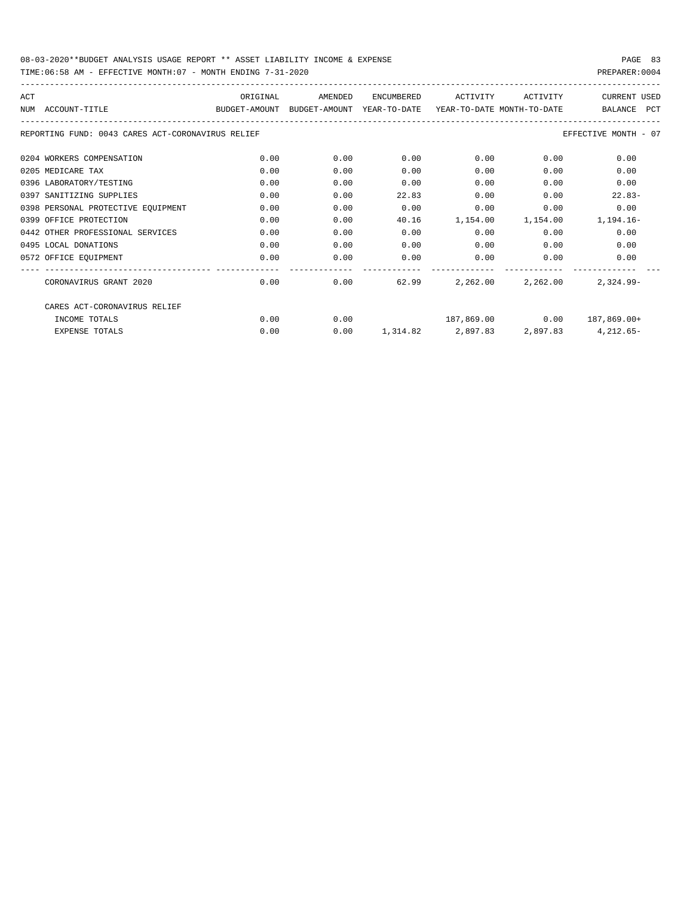08-03-2020**BUDGET ANALYSIS USAGE REPORT ** ASSET LIABILITY INCOME & EXPENSE

TIME:06:58 AM - EFFECTIVE MONTH:07 - MONTH ENDING 7-31-2020

PREPARER:0004

REPORTING FUND: 0043 CARES ACT-CORONAVIRUS RELIEF — EFFECTIVE MONTH - 07

| ACT NUM | ACCOUNT-TITLE | ORIGINAL BUDGET-AMOUNT | AMENDED BUDGET-AMOUNT | ENCUMBERED YEAR-TO-DATE | ACTIVITY YEAR-TO-DATE | ACTIVITY MONTH-TO-DATE | CURRENT BALANCE | USED PCT |
|---|---|---|---|---|---|---|---|---|
| 0204 | WORKERS COMPENSATION | 0.00 | 0.00 | 0.00 | 0.00 | 0.00 | 0.00 | |
| 0205 | MEDICARE TAX | 0.00 | 0.00 | 0.00 | 0.00 | 0.00 | 0.00 | |
| 0396 | LABORATORY/TESTING | 0.00 | 0.00 | 0.00 | 0.00 | 0.00 | 0.00 | |
| 0397 | SANITIZING SUPPLIES | 0.00 | 0.00 | 22.83 | 0.00 | 0.00 | 22.83- | |
| 0398 | PERSONAL PROTECTIVE EQUIPMENT | 0.00 | 0.00 | 0.00 | 0.00 | 0.00 | 0.00 | |
| 0399 | OFFICE PROTECTION | 0.00 | 0.00 | 40.16 | 1,154.00 | 1,154.00 | 1,194.16- | |
| 0442 | OTHER PROFESSIONAL SERVICES | 0.00 | 0.00 | 0.00 | 0.00 | 0.00 | 0.00 | |
| 0495 | LOCAL DONATIONS | 0.00 | 0.00 | 0.00 | 0.00 | 0.00 | 0.00 | |
| 0572 | OFFICE EQUIPMENT | 0.00 | 0.00 | 0.00 | 0.00 | 0.00 | 0.00 | |
| | CORONAVIRUS GRANT 2020 | 0.00 | 0.00 | 62.99 | 2,262.00 | 2,262.00 | 2,324.99- | |
| | CARES ACT-CORONAVIRUS RELIEF | | | | | | | |
| | INCOME TOTALS | 0.00 | 0.00 | | 187,869.00 | 0.00 | 187,869.00+ | |
| | EXPENSE TOTALS | 0.00 | 0.00 | 1,314.82 | 2,897.83 | 2,897.83 | 4,212.65- | |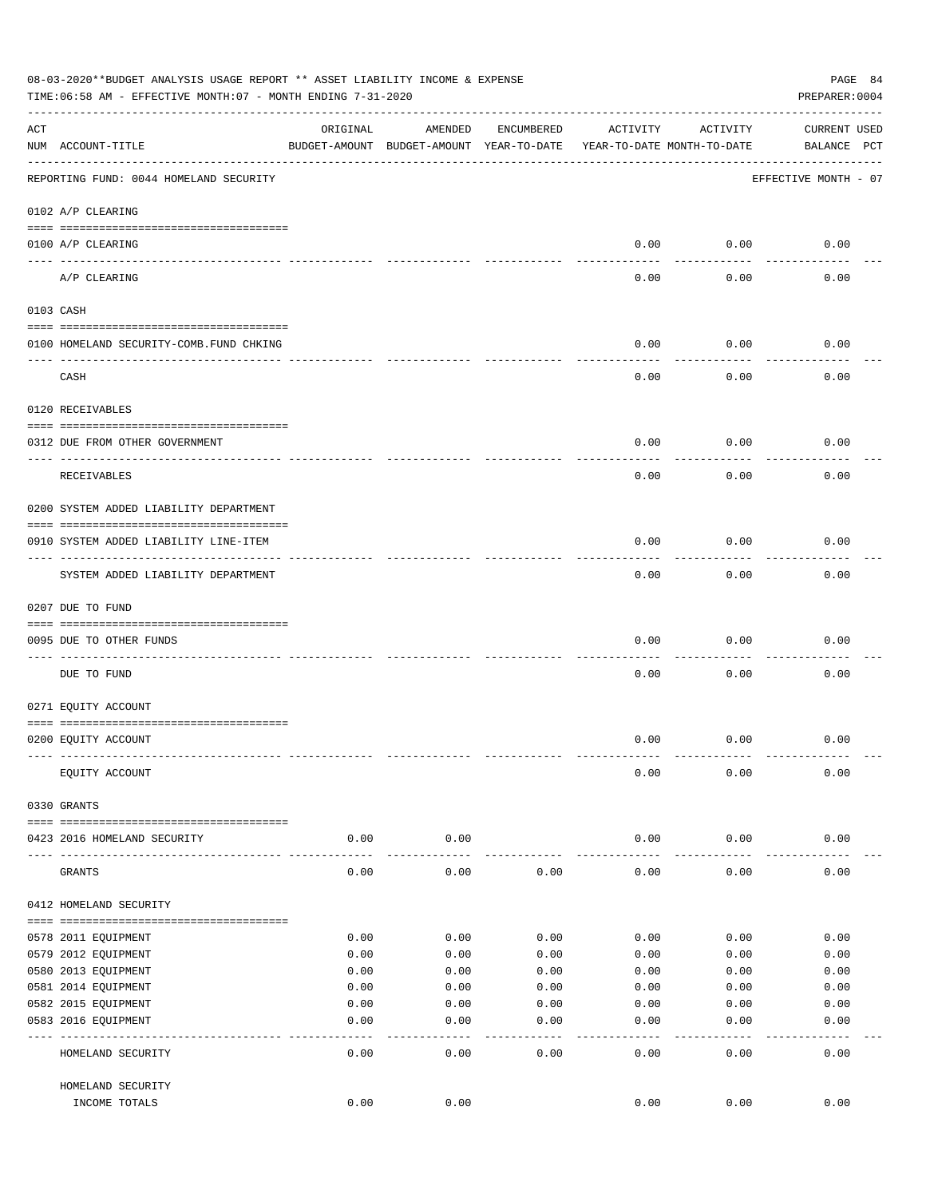08-03-2020**BUDGET ANALYSIS USAGE REPORT ** ASSET LIABILITY INCOME & EXPENSE

TIME:06:58 AM - EFFECTIVE MONTH:07 - MONTH ENDING 7-31-2020

PREPARER:0004

| ACT NUM | ACCOUNT-TITLE | ORIGINAL BUDGET-AMOUNT | AMENDED BUDGET-AMOUNT | ENCUMBERED YEAR-TO-DATE | ACTIVITY YEAR-TO-DATE | ACTIVITY MONTH-TO-DATE | CURRENT BALANCE | USED PCT |
|---|---|---|---|---|---|---|---|---|
| | REPORTING FUND: 0044 HOMELAND SECURITY | | | | | | EFFECTIVE MONTH - 07 | |
| | 0102 A/P CLEARING | | | | | | | |
| 0100 | A/P CLEARING | | | | 0.00 | 0.00 | 0.00 | |
| | A/P CLEARING | | | | 0.00 | 0.00 | 0.00 | |
| | 0103 CASH | | | | | | | |
| 0100 | HOMELAND SECURITY-COMB.FUND CHKING | | | | 0.00 | 0.00 | 0.00 | |
| | CASH | | | | 0.00 | 0.00 | 0.00 | |
| | 0120 RECEIVABLES | | | | | | | |
| 0312 | DUE FROM OTHER GOVERNMENT | | | | 0.00 | 0.00 | 0.00 | |
| | RECEIVABLES | | | | 0.00 | 0.00 | 0.00 | |
| | 0200 SYSTEM ADDED LIABILITY DEPARTMENT | | | | | | | |
| 0910 | SYSTEM ADDED LIABILITY LINE-ITEM | | | | 0.00 | 0.00 | 0.00 | |
| | SYSTEM ADDED LIABILITY DEPARTMENT | | | | 0.00 | 0.00 | 0.00 | |
| | 0207 DUE TO FUND | | | | | | | |
| 0095 | DUE TO OTHER FUNDS | | | | 0.00 | 0.00 | 0.00 | |
| | DUE TO FUND | | | | 0.00 | 0.00 | 0.00 | |
| | 0271 EQUITY ACCOUNT | | | | | | | |
| 0200 | EQUITY ACCOUNT | | | | 0.00 | 0.00 | 0.00 | |
| | EQUITY ACCOUNT | | | | 0.00 | 0.00 | 0.00 | |
| | 0330 GRANTS | | | | | | | |
| 0423 | 2016 HOMELAND SECURITY | 0.00 | 0.00 | | 0.00 | 0.00 | 0.00 | |
| | GRANTS | 0.00 | 0.00 | 0.00 | 0.00 | 0.00 | 0.00 | |
| | 0412 HOMELAND SECURITY | | | | | | | |
| 0578 | 2011 EQUIPMENT | 0.00 | 0.00 | 0.00 | 0.00 | 0.00 | 0.00 | |
| 0579 | 2012 EQUIPMENT | 0.00 | 0.00 | 0.00 | 0.00 | 0.00 | 0.00 | |
| 0580 | 2013 EQUIPMENT | 0.00 | 0.00 | 0.00 | 0.00 | 0.00 | 0.00 | |
| 0581 | 2014 EQUIPMENT | 0.00 | 0.00 | 0.00 | 0.00 | 0.00 | 0.00 | |
| 0582 | 2015 EQUIPMENT | 0.00 | 0.00 | 0.00 | 0.00 | 0.00 | 0.00 | |
| 0583 | 2016 EQUIPMENT | 0.00 | 0.00 | 0.00 | 0.00 | 0.00 | 0.00 | |
| | HOMELAND SECURITY | 0.00 | 0.00 | 0.00 | 0.00 | 0.00 | 0.00 | |
| | HOMELAND SECURITY INCOME TOTALS | 0.00 | 0.00 | | 0.00 | 0.00 | 0.00 | |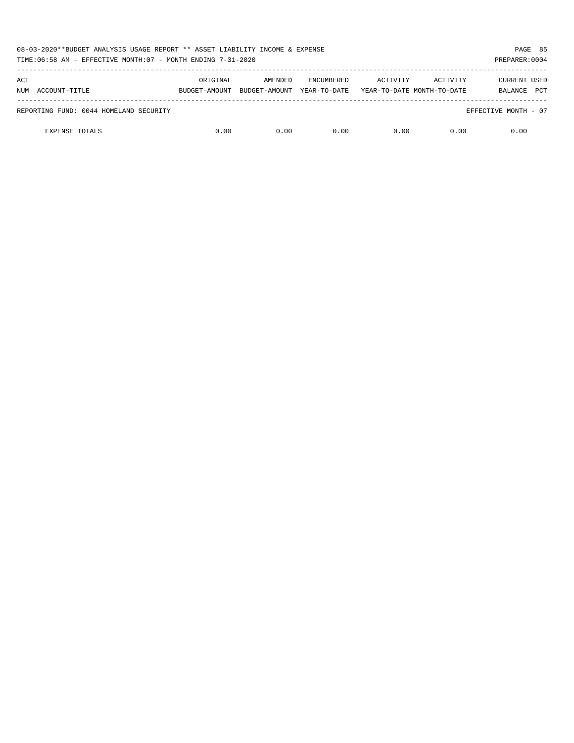| ACT NUM | ACCOUNT-TITLE | ORIGINAL BUDGET-AMOUNT | AMENDED BUDGET-AMOUNT | ENCUMBERED YEAR-TO-DATE | ACTIVITY YEAR-TO-DATE | ACTIVITY MONTH-TO-DATE | CURRENT BALANCE | USED PCT |
|---|---|---|---|---|---|---|---|---|
| REPORTING FUND: 0044 HOMELAND SECURITY | | | | | | | EFFECTIVE MONTH - 07 | |
| | EXPENSE TOTALS | 0.00 | 0.00 | 0.00 | 0.00 | 0.00 | 0.00 | |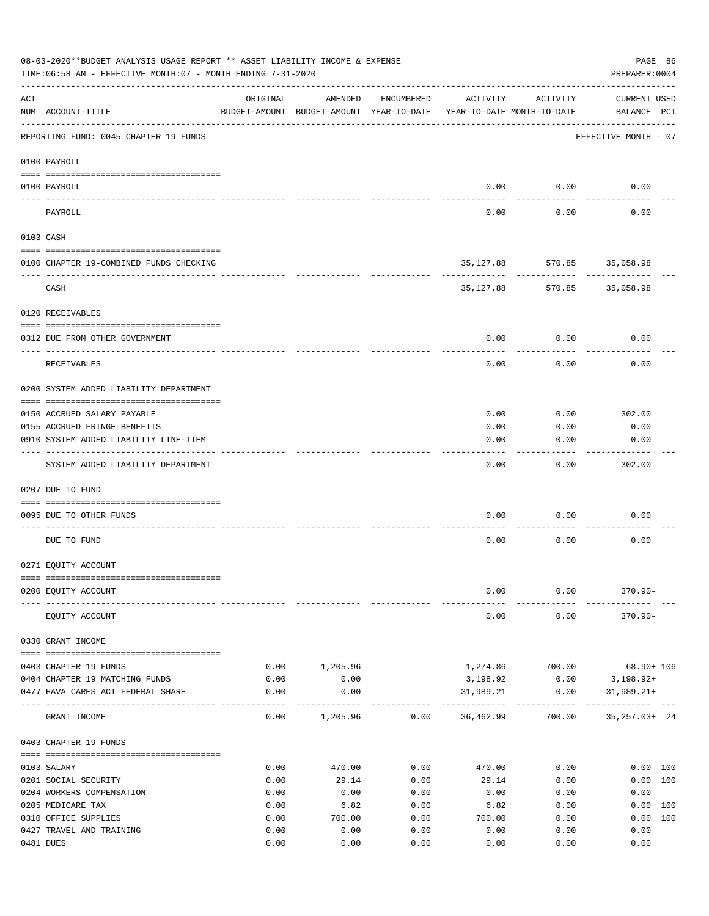08-03-2020**BUDGET ANALYSIS USAGE REPORT ** ASSET LIABILITY INCOME & EXPENSE

TIME:06:58 AM - EFFECTIVE MONTH:07 - MONTH ENDING 7-31-2020

PREPARER:0004

| ACT NUM | ACCOUNT-TITLE | ORIGINAL BUDGET-AMOUNT | AMENDED BUDGET-AMOUNT | ENCUMBERED YEAR-TO-DATE | ACTIVITY YEAR-TO-DATE | ACTIVITY MONTH-TO-DATE | CURRENT BALANCE | USED PCT |
|---|---|---|---|---|---|---|---|---|
| | REPORTING FUND: 0045 CHAPTER 19 FUNDS | | | | | | EFFECTIVE MONTH - 07 | |
| | 0100 PAYROLL | | | | | | | |
| 0100 | PAYROLL | | | | 0.00 | 0.00 | 0.00 | |
| | PAYROLL | | | | 0.00 | 0.00 | 0.00 | |
| | 0103 CASH | | | | | | | |
| 0100 | CHAPTER 19-COMBINED FUNDS CHECKING | | | | 35,127.88 | 570.85 | 35,058.98 | |
| | CASH | | | | 35,127.88 | 570.85 | 35,058.98 | |
| | 0120 RECEIVABLES | | | | | | | |
| 0312 | DUE FROM OTHER GOVERNMENT | | | | 0.00 | 0.00 | 0.00 | |
| | RECEIVABLES | | | | 0.00 | 0.00 | 0.00 | |
| | 0200 SYSTEM ADDED LIABILITY DEPARTMENT | | | | | | | |
| 0150 | ACCRUED SALARY PAYABLE | | | | 0.00 | 0.00 | 302.00 | |
| 0155 | ACCRUED FRINGE BENEFITS | | | | 0.00 | 0.00 | 0.00 | |
| 0910 | SYSTEM ADDED LIABILITY LINE-ITEM | | | | 0.00 | 0.00 | 0.00 | |
| | SYSTEM ADDED LIABILITY DEPARTMENT | | | | 0.00 | 0.00 | 302.00 | |
| | 0207 DUE TO FUND | | | | | | | |
| 0095 | DUE TO OTHER FUNDS | | | | 0.00 | 0.00 | 0.00 | |
| | DUE TO FUND | | | | 0.00 | 0.00 | 0.00 | |
| | 0271 EQUITY ACCOUNT | | | | | | | |
| 0200 | EQUITY ACCOUNT | | | | 0.00 | 0.00 | 370.90- | |
| | EQUITY ACCOUNT | | | | 0.00 | 0.00 | 370.90- | |
| | 0330 GRANT INCOME | | | | | | | |
| 0403 | CHAPTER 19 FUNDS | 0.00 | 1,205.96 | | 1,274.86 | 700.00 | 68.90+ | 106 |
| 0404 | CHAPTER 19 MATCHING FUNDS | 0.00 | 0.00 | | 3,198.92 | 0.00 | 3,198.92+ | |
| 0477 | HAVA CARES ACT FEDERAL SHARE | 0.00 | 0.00 | | 31,989.21 | 0.00 | 31,989.21+ | |
| | GRANT INCOME | 0.00 | 1,205.96 | 0.00 | 36,462.99 | 700.00 | 35,257.03+ | 24 |
| | 0403 CHAPTER 19 FUNDS | | | | | | | |
| 0103 | SALARY | 0.00 | 470.00 | 0.00 | 470.00 | 0.00 | 0.00 | 100 |
| 0201 | SOCIAL SECURITY | 0.00 | 29.14 | 0.00 | 29.14 | 0.00 | 0.00 | 100 |
| 0204 | WORKERS COMPENSATION | 0.00 | 0.00 | 0.00 | 0.00 | 0.00 | 0.00 | |
| 0205 | MEDICARE TAX | 0.00 | 6.82 | 0.00 | 6.82 | 0.00 | 0.00 | 100 |
| 0310 | OFFICE SUPPLIES | 0.00 | 700.00 | 0.00 | 700.00 | 0.00 | 0.00 | 100 |
| 0427 | TRAVEL AND TRAINING | 0.00 | 0.00 | 0.00 | 0.00 | 0.00 | 0.00 | |
| 0481 | DUES | 0.00 | 0.00 | 0.00 | 0.00 | 0.00 | 0.00 | |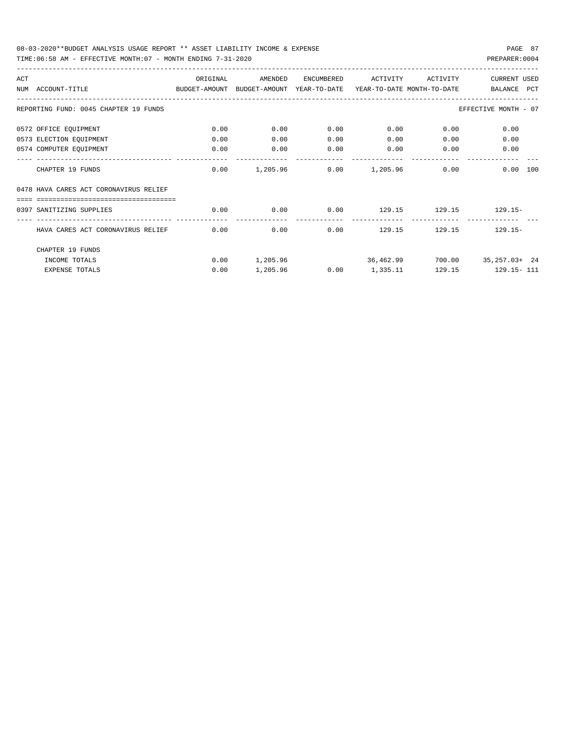08-03-2020**BUDGET ANALYSIS USAGE REPORT ** ASSET LIABILITY INCOME & EXPENSE

TIME:06:58 AM - EFFECTIVE MONTH:07 - MONTH ENDING 7-31-2020

PREPARER:0004

| ACT NUM | ACCOUNT-TITLE | ORIGINAL BUDGET-AMOUNT | AMENDED BUDGET-AMOUNT | ENCUMBERED YEAR-TO-DATE | ACTIVITY YEAR-TO-DATE | ACTIVITY MONTH-TO-DATE | CURRENT BALANCE | USED PCT |
|---|---|---|---|---|---|---|---|---|
| | REPORTING FUND: 0045 CHAPTER 19 FUNDS | | | | | | EFFECTIVE MONTH - 07 | |
| 0572 | OFFICE EQUIPMENT | 0.00 | 0.00 | 0.00 | 0.00 | 0.00 | 0.00 | |
| 0573 | ELECTION EQUIPMENT | 0.00 | 0.00 | 0.00 | 0.00 | 0.00 | 0.00 | |
| 0574 | COMPUTER EQUIPMENT | 0.00 | 0.00 | 0.00 | 0.00 | 0.00 | 0.00 | |
| | CHAPTER 19 FUNDS | 0.00 | 1,205.96 | 0.00 | 1,205.96 | 0.00 | 0.00 | 100 |
| 0478 | HAVA CARES ACT CORONAVIRUS RELIEF | | | | | | | |
| 0397 | SANITIZING SUPPLIES | 0.00 | 0.00 | 0.00 | 129.15 | 129.15 | 129.15- | |
| | HAVA CARES ACT CORONAVIRUS RELIEF | 0.00 | 0.00 | 0.00 | 129.15 | 129.15 | 129.15- | |
| | CHAPTER 19 FUNDS | | | | | | | |
| | INCOME TOTALS | 0.00 | 1,205.96 | | 36,462.99 | 700.00 | 35,257.03+ | 24 |
| | EXPENSE TOTALS | 0.00 | 1,205.96 | 0.00 | 1,335.11 | 129.15 | 129.15- | 111 |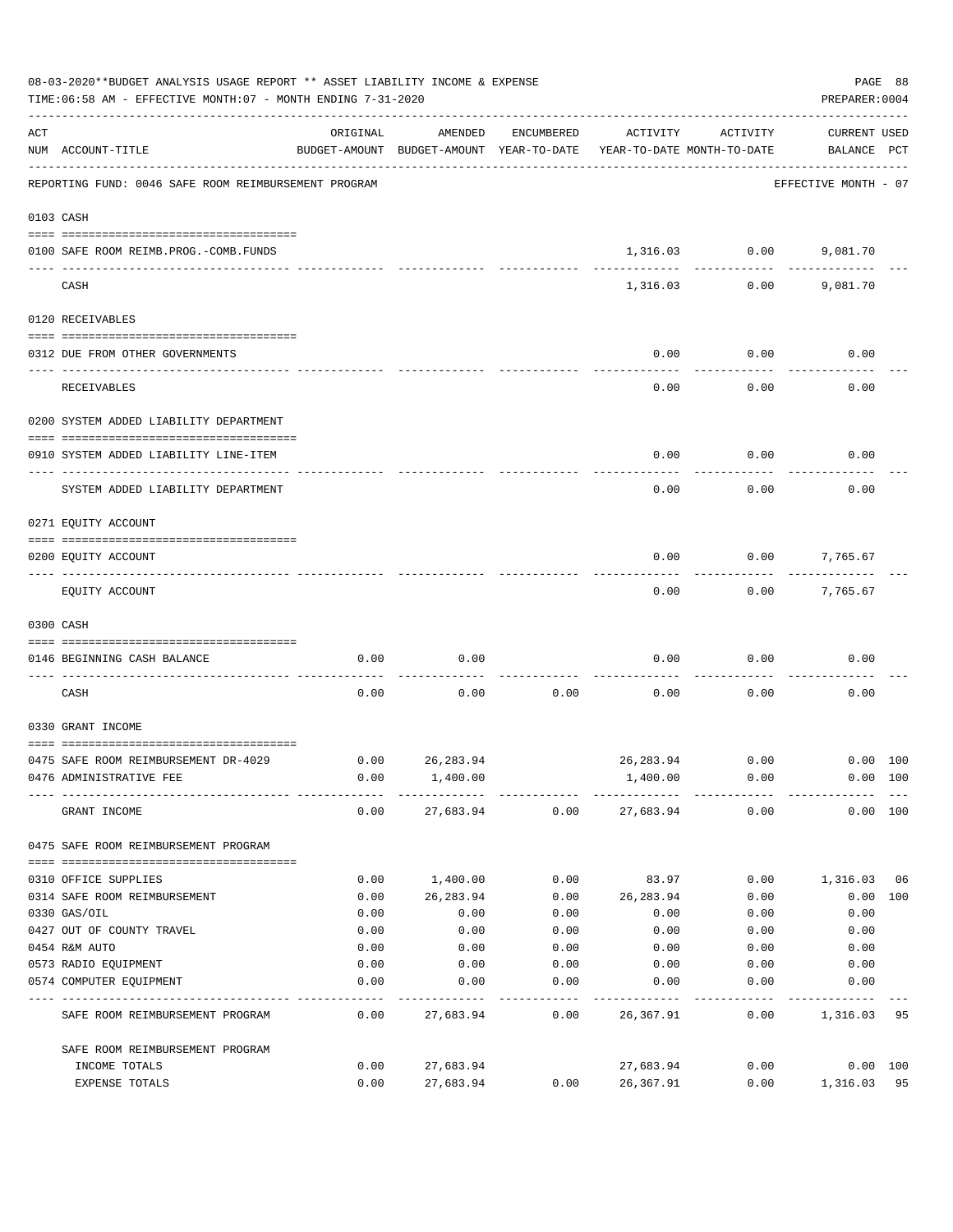08-03-2020**BUDGET ANALYSIS USAGE REPORT ** ASSET LIABILITY INCOME & EXPENSE

TIME:06:58 AM - EFFECTIVE MONTH:07 - MONTH ENDING 7-31-2020

PREPARER:0004

| ACT NUM | ACCOUNT-TITLE | ORIGINAL BUDGET-AMOUNT | AMENDED BUDGET-AMOUNT | ENCUMBERED YEAR-TO-DATE | ACTIVITY YEAR-TO-DATE | ACTIVITY MONTH-TO-DATE | CURRENT USED BALANCE | PCT |
|---|---|---|---|---|---|---|---|---|
| | REPORTING FUND: 0046 SAFE ROOM REIMBURSEMENT PROGRAM | | | | | | EFFECTIVE MONTH - 07 | |
| | 0103 CASH | | | | | | | |
| 0100 | SAFE ROOM REIMB.PROG.-COMB.FUNDS | | | | 1,316.03 | 0.00 | 9,081.70 | |
| | CASH | | | | 1,316.03 | 0.00 | 9,081.70 | |
| | 0120 RECEIVABLES | | | | | | | |
| 0312 | DUE FROM OTHER GOVERNMENTS | | | | 0.00 | 0.00 | 0.00 | |
| | RECEIVABLES | | | | 0.00 | 0.00 | 0.00 | |
| | 0200 SYSTEM ADDED LIABILITY DEPARTMENT | | | | | | | |
| 0910 | SYSTEM ADDED LIABILITY LINE-ITEM | | | | 0.00 | 0.00 | 0.00 | |
| | SYSTEM ADDED LIABILITY DEPARTMENT | | | | 0.00 | 0.00 | 0.00 | |
| | 0271 EQUITY ACCOUNT | | | | | | | |
| 0200 | EQUITY ACCOUNT | | | | 0.00 | 0.00 | 7,765.67 | |
| | EQUITY ACCOUNT | | | | 0.00 | 0.00 | 7,765.67 | |
| | 0300 CASH | | | | | | | |
| 0146 | BEGINNING CASH BALANCE | 0.00 | 0.00 | | 0.00 | 0.00 | 0.00 | |
| | CASH | 0.00 | 0.00 | 0.00 | 0.00 | 0.00 | 0.00 | |
| | 0330 GRANT INCOME | | | | | | | |
| 0475 | SAFE ROOM REIMBURSEMENT DR-4029 | 0.00 | 26,283.94 | | 26,283.94 | 0.00 | 0.00 | 100 |
| 0476 | ADMINISTRATIVE FEE | 0.00 | 1,400.00 | | 1,400.00 | 0.00 | 0.00 | 100 |
| | GRANT INCOME | 0.00 | 27,683.94 | 0.00 | 27,683.94 | 0.00 | 0.00 | 100 |
| | 0475 SAFE ROOM REIMBURSEMENT PROGRAM | | | | | | | |
| 0310 | OFFICE SUPPLIES | 0.00 | 1,400.00 | 0.00 | 83.97 | 0.00 | 1,316.03 | 06 |
| 0314 | SAFE ROOM REIMBURSEMENT | 0.00 | 26,283.94 | 0.00 | 26,283.94 | 0.00 | 0.00 | 100 |
| 0330 | GAS/OIL | 0.00 | 0.00 | 0.00 | 0.00 | 0.00 | 0.00 | |
| 0427 | OUT OF COUNTY TRAVEL | 0.00 | 0.00 | 0.00 | 0.00 | 0.00 | 0.00 | |
| 0454 | R&M AUTO | 0.00 | 0.00 | 0.00 | 0.00 | 0.00 | 0.00 | |
| 0573 | RADIO EQUIPMENT | 0.00 | 0.00 | 0.00 | 0.00 | 0.00 | 0.00 | |
| 0574 | COMPUTER EQUIPMENT | 0.00 | 0.00 | 0.00 | 0.00 | 0.00 | 0.00 | |
| | SAFE ROOM REIMBURSEMENT PROGRAM | 0.00 | 27,683.94 | 0.00 | 26,367.91 | 0.00 | 1,316.03 | 95 |
| | SAFE ROOM REIMBURSEMENT PROGRAM | | | | | | | |
| | INCOME TOTALS | 0.00 | 27,683.94 | | 27,683.94 | 0.00 | 0.00 | 100 |
| | EXPENSE TOTALS | 0.00 | 27,683.94 | 0.00 | 26,367.91 | 0.00 | 1,316.03 | 95 |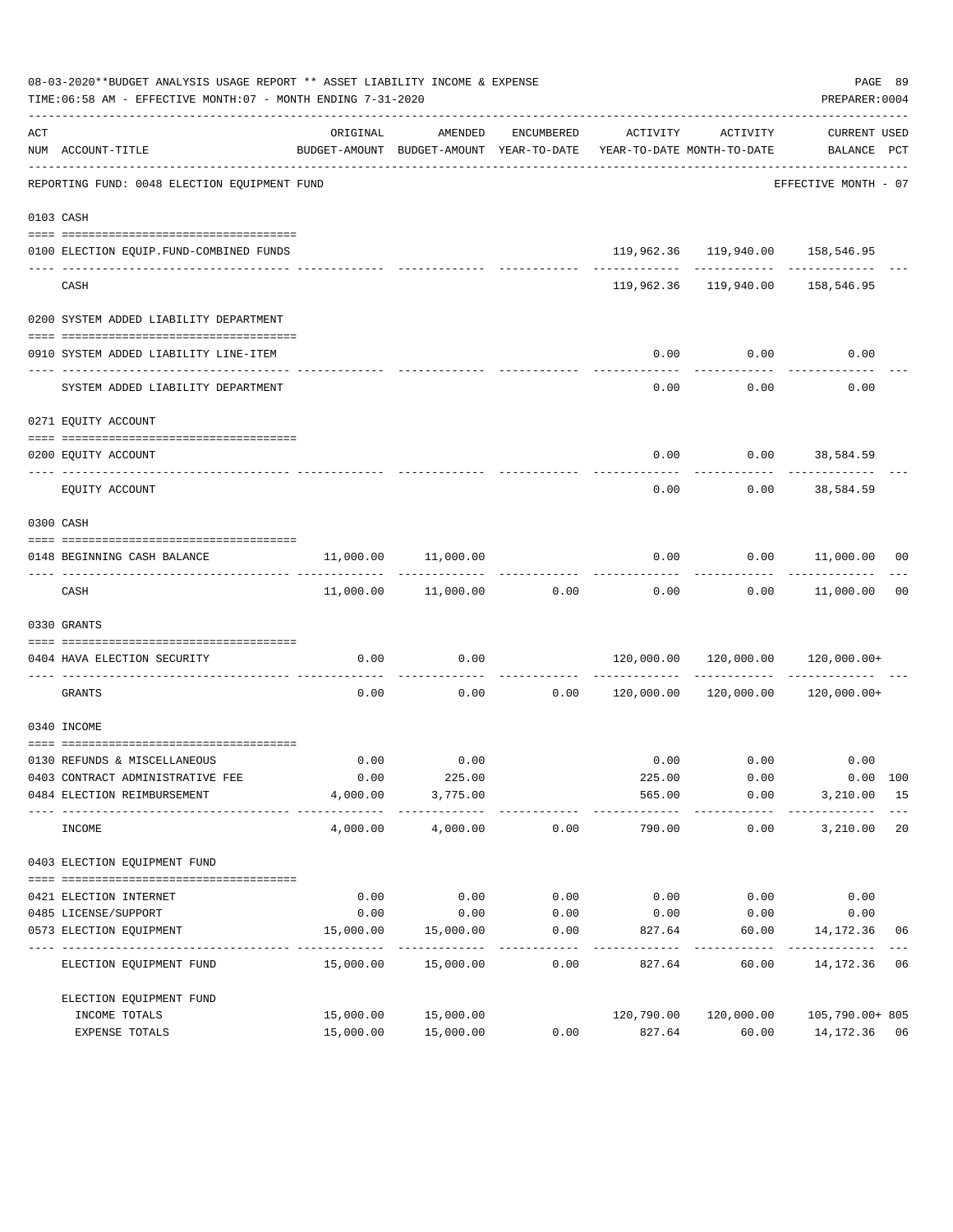08-03-2020**BUDGET ANALYSIS USAGE REPORT ** ASSET LIABILITY INCOME & EXPENSE

TIME:06:58 AM - EFFECTIVE MONTH:07 - MONTH ENDING 7-31-2020

PREPARER:0004

| ACT NUM | ACCOUNT-TITLE | ORIGINAL BUDGET-AMOUNT | AMENDED BUDGET-AMOUNT | ENCUMBERED YEAR-TO-DATE | ACTIVITY YEAR-TO-DATE | ACTIVITY MONTH-TO-DATE | CURRENT BALANCE | USED PCT |
|---|---|---|---|---|---|---|---|---|
| | REPORTING FUND: 0048 ELECTION EQUIPMENT FUND | | | | | | EFFECTIVE MONTH - 07 | |
| | **0103 CASH** | | | | | | | |
| 0100 | ELECTION EQUIP.FUND-COMBINED FUNDS | | | | 119,962.36 | 119,940.00 | 158,546.95 | |
| | CASH | | | | 119,962.36 | 119,940.00 | 158,546.95 | |
| | **0200 SYSTEM ADDED LIABILITY DEPARTMENT** | | | | | | | |
| 0910 | SYSTEM ADDED LIABILITY LINE-ITEM | | | | 0.00 | 0.00 | 0.00 | |
| | SYSTEM ADDED LIABILITY DEPARTMENT | | | | 0.00 | 0.00 | 0.00 | |
| | **0271 EQUITY ACCOUNT** | | | | | | | |
| 0200 | EQUITY ACCOUNT | | | | 0.00 | 0.00 | 38,584.59 | |
| | EQUITY ACCOUNT | | | | 0.00 | 0.00 | 38,584.59 | |
| | **0300 CASH** | | | | | | | |
| 0148 | BEGINNING CASH BALANCE | 11,000.00 | 11,000.00 | | 0.00 | 0.00 | 11,000.00 | 00 |
| | CASH | 11,000.00 | 11,000.00 | 0.00 | 0.00 | 0.00 | 11,000.00 | 00 |
| | **0330 GRANTS** | | | | | | | |
| 0404 | HAVA ELECTION SECURITY | 0.00 | 0.00 | | 120,000.00 | 120,000.00 | 120,000.00+ | |
| | GRANTS | 0.00 | 0.00 | 0.00 | 120,000.00 | 120,000.00 | 120,000.00+ | |
| | **0340 INCOME** | | | | | | | |
| 0130 | REFUNDS & MISCELLANEOUS | 0.00 | 0.00 | | 0.00 | 0.00 | 0.00 | |
| 0403 | CONTRACT ADMINISTRATIVE FEE | 0.00 | 225.00 | | 225.00 | 0.00 | 0.00 | 100 |
| 0484 | ELECTION REIMBURSEMENT | 4,000.00 | 3,775.00 | | 565.00 | 0.00 | 3,210.00 | 15 |
| | INCOME | 4,000.00 | 4,000.00 | 0.00 | 790.00 | 0.00 | 3,210.00 | 20 |
| | **0403 ELECTION EQUIPMENT FUND** | | | | | | | |
| 0421 | ELECTION INTERNET | 0.00 | 0.00 | 0.00 | 0.00 | 0.00 | 0.00 | |
| 0485 | LICENSE/SUPPORT | 0.00 | 0.00 | 0.00 | 0.00 | 0.00 | 0.00 | |
| 0573 | ELECTION EQUIPMENT | 15,000.00 | 15,000.00 | 0.00 | 827.64 | 60.00 | 14,172.36 | 06 |
| | ELECTION EQUIPMENT FUND | 15,000.00 | 15,000.00 | 0.00 | 827.64 | 60.00 | 14,172.36 | 06 |
| | ELECTION EQUIPMENT FUND | | | | | | | |
| | INCOME TOTALS | 15,000.00 | 15,000.00 | | 120,790.00 | 120,000.00 | 105,790.00+ | 805 |
| | EXPENSE TOTALS | 15,000.00 | 15,000.00 | 0.00 | 827.64 | 60.00 | 14,172.36 | 06 |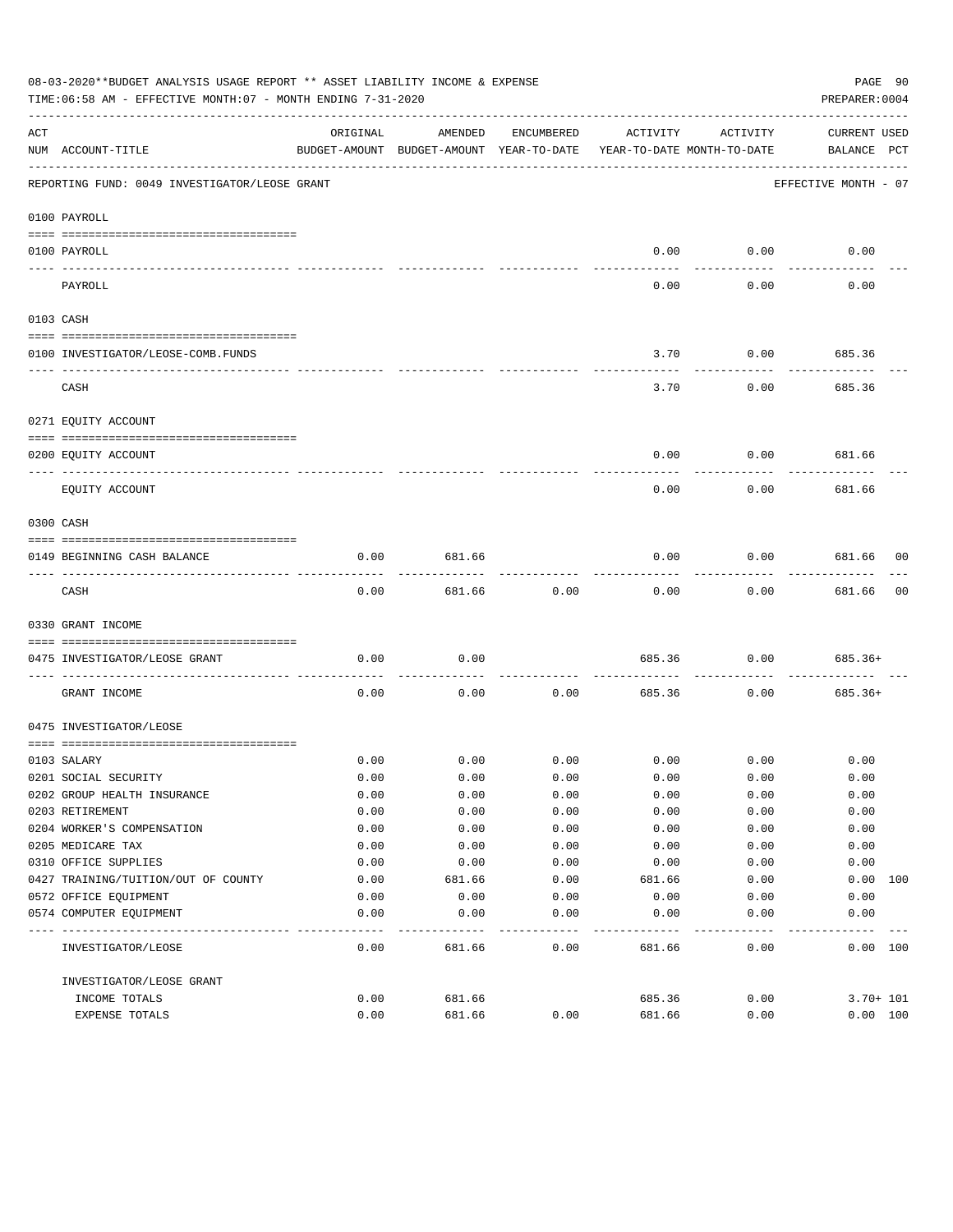08-03-2020**BUDGET ANALYSIS USAGE REPORT ** ASSET LIABILITY INCOME & EXPENSE

TIME:06:58 AM - EFFECTIVE MONTH:07 - MONTH ENDING 7-31-2020

PREPARER:0004

REPORTING FUND: 0049 INVESTIGATOR/LEOSE GRANT — EFFECTIVE MONTH - 07

| ACT NUM | ACCOUNT-TITLE | ORIGINAL BUDGET-AMOUNT | AMENDED BUDGET-AMOUNT | ENCUMBERED YEAR-TO-DATE | ACTIVITY YEAR-TO-DATE | ACTIVITY MONTH-TO-DATE | CURRENT BALANCE | USED PCT |
|---|---|---|---|---|---|---|---|---|
| **0100** | **PAYROLL** | | | | | | | |
| 0100 | PAYROLL | | | | 0.00 | 0.00 | 0.00 | |
| | PAYROLL | | | | 0.00 | 0.00 | 0.00 | |
| **0103** | **CASH** | | | | | | | |
| 0100 | INVESTIGATOR/LEOSE-COMB.FUNDS | | | | 3.70 | 0.00 | 685.36 | |
| | CASH | | | | 3.70 | 0.00 | 685.36 | |
| **0271** | **EQUITY ACCOUNT** | | | | | | | |
| 0200 | EQUITY ACCOUNT | | | | 0.00 | 0.00 | 681.66 | |
| | EQUITY ACCOUNT | | | | 0.00 | 0.00 | 681.66 | |
| **0300** | **CASH** | | | | | | | |
| 0149 | BEGINNING CASH BALANCE | 0.00 | 681.66 | | 0.00 | 0.00 | 681.66 | 00 |
| | CASH | 0.00 | 681.66 | 0.00 | 0.00 | 0.00 | 681.66 | 00 |
| **0330** | **GRANT INCOME** | | | | | | | |
| 0475 | INVESTIGATOR/LEOSE GRANT | 0.00 | 0.00 | | 685.36 | 0.00 | 685.36+ | |
| | GRANT INCOME | 0.00 | 0.00 | 0.00 | 685.36 | 0.00 | 685.36+ | |
| **0475** | **INVESTIGATOR/LEOSE** | | | | | | | |
| 0103 | SALARY | 0.00 | 0.00 | 0.00 | 0.00 | 0.00 | 0.00 | |
| 0201 | SOCIAL SECURITY | 0.00 | 0.00 | 0.00 | 0.00 | 0.00 | 0.00 | |
| 0202 | GROUP HEALTH INSURANCE | 0.00 | 0.00 | 0.00 | 0.00 | 0.00 | 0.00 | |
| 0203 | RETIREMENT | 0.00 | 0.00 | 0.00 | 0.00 | 0.00 | 0.00 | |
| 0204 | WORKER'S COMPENSATION | 0.00 | 0.00 | 0.00 | 0.00 | 0.00 | 0.00 | |
| 0205 | MEDICARE TAX | 0.00 | 0.00 | 0.00 | 0.00 | 0.00 | 0.00 | |
| 0310 | OFFICE SUPPLIES | 0.00 | 0.00 | 0.00 | 0.00 | 0.00 | 0.00 | |
| 0427 | TRAINING/TUITION/OUT OF COUNTY | 0.00 | 681.66 | 0.00 | 681.66 | 0.00 | 0.00 | 100 |
| 0572 | OFFICE EQUIPMENT | 0.00 | 0.00 | 0.00 | 0.00 | 0.00 | 0.00 | |
| 0574 | COMPUTER EQUIPMENT | 0.00 | 0.00 | 0.00 | 0.00 | 0.00 | 0.00 | |
| | INVESTIGATOR/LEOSE | 0.00 | 681.66 | 0.00 | 681.66 | 0.00 | 0.00 | 100 |
| | INVESTIGATOR/LEOSE GRANT | | | | | | | |
| | INCOME TOTALS | 0.00 | 681.66 | | 685.36 | 0.00 | 3.70+ | 101 |
| | EXPENSE TOTALS | 0.00 | 681.66 | 0.00 | 681.66 | 0.00 | 0.00 | 100 |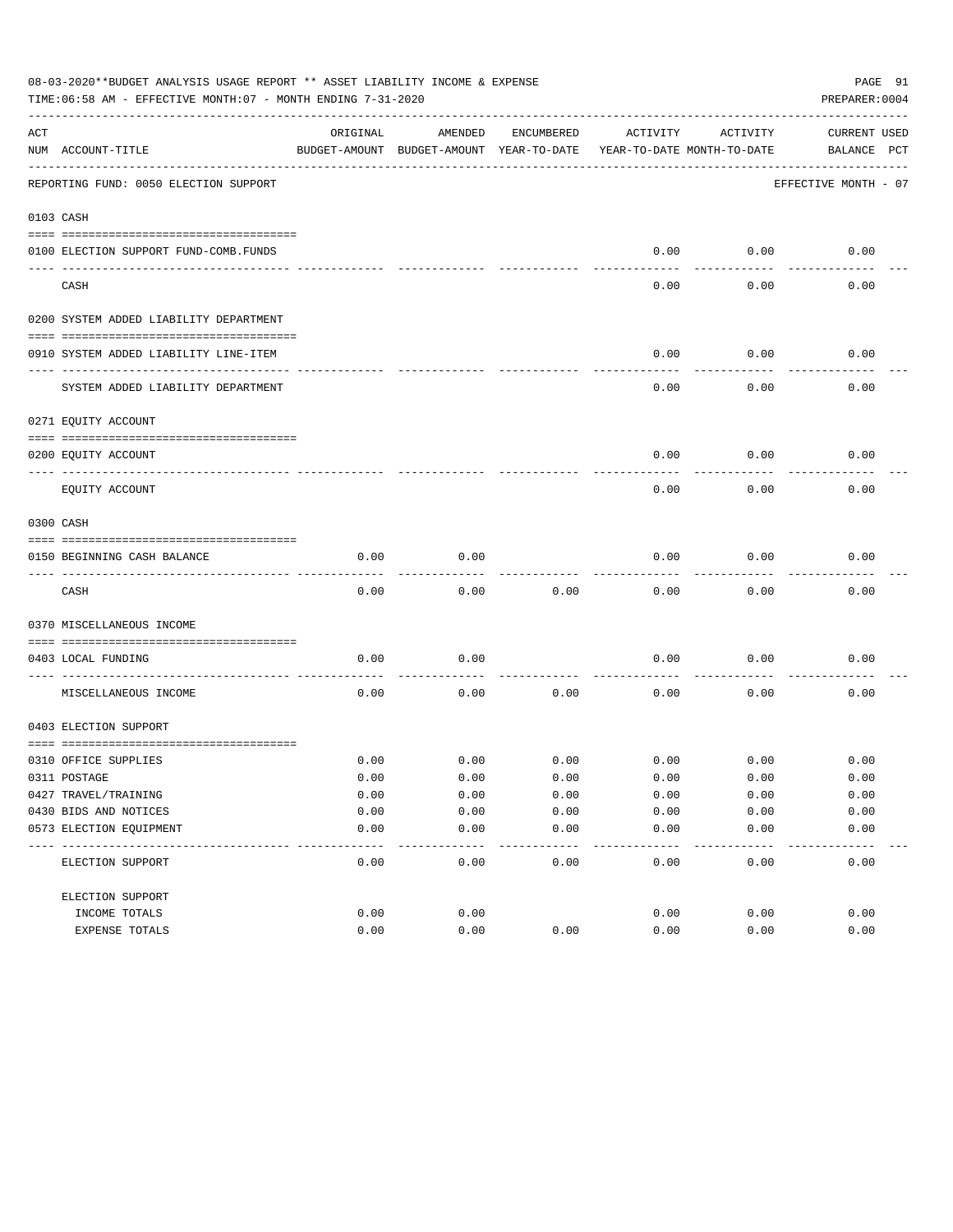08-03-2020**BUDGET ANALYSIS USAGE REPORT ** ASSET LIABILITY INCOME & EXPENSE

TIME:06:58 AM - EFFECTIVE MONTH:07 - MONTH ENDING 7-31-2020

PREPARER:0004

| ACT NUM | ACCOUNT-TITLE | ORIGINAL BUDGET-AMOUNT | AMENDED BUDGET-AMOUNT | ENCUMBERED YEAR-TO-DATE | ACTIVITY YEAR-TO-DATE | ACTIVITY MONTH-TO-DATE | CURRENT BALANCE | USED PCT |
|---|---|---|---|---|---|---|---|---|
| | REPORTING FUND: 0050 ELECTION SUPPORT | | | | | | EFFECTIVE MONTH - 07 | |
| | 0103 CASH | | | | | | | |
| 0100 | ELECTION SUPPORT FUND-COMB.FUNDS | | | | 0.00 | 0.00 | 0.00 | |
| | CASH | | | | 0.00 | 0.00 | 0.00 | |
| | 0200 SYSTEM ADDED LIABILITY DEPARTMENT | | | | | | | |
| 0910 | SYSTEM ADDED LIABILITY LINE-ITEM | | | | 0.00 | 0.00 | 0.00 | |
| | SYSTEM ADDED LIABILITY DEPARTMENT | | | | 0.00 | 0.00 | 0.00 | |
| | 0271 EQUITY ACCOUNT | | | | | | | |
| 0200 | EQUITY ACCOUNT | | | | 0.00 | 0.00 | 0.00 | |
| | EQUITY ACCOUNT | | | | 0.00 | 0.00 | 0.00 | |
| | 0300 CASH | | | | | | | |
| 0150 | BEGINNING CASH BALANCE | 0.00 | 0.00 | | 0.00 | 0.00 | 0.00 | |
| | CASH | 0.00 | 0.00 | 0.00 | 0.00 | 0.00 | 0.00 | |
| | 0370 MISCELLANEOUS INCOME | | | | | | | |
| 0403 | LOCAL FUNDING | 0.00 | 0.00 | | 0.00 | 0.00 | 0.00 | |
| | MISCELLANEOUS INCOME | 0.00 | 0.00 | 0.00 | 0.00 | 0.00 | 0.00 | |
| | 0403 ELECTION SUPPORT | | | | | | | |
| 0310 | OFFICE SUPPLIES | 0.00 | 0.00 | 0.00 | 0.00 | 0.00 | 0.00 | |
| 0311 | POSTAGE | 0.00 | 0.00 | 0.00 | 0.00 | 0.00 | 0.00 | |
| 0427 | TRAVEL/TRAINING | 0.00 | 0.00 | 0.00 | 0.00 | 0.00 | 0.00 | |
| 0430 | BIDS AND NOTICES | 0.00 | 0.00 | 0.00 | 0.00 | 0.00 | 0.00 | |
| 0573 | ELECTION EQUIPMENT | 0.00 | 0.00 | 0.00 | 0.00 | 0.00 | 0.00 | |
| | ELECTION SUPPORT | 0.00 | 0.00 | 0.00 | 0.00 | 0.00 | 0.00 | |
| | ELECTION SUPPORT | | | | | | | |
| | INCOME TOTALS | 0.00 | 0.00 | | 0.00 | 0.00 | 0.00 | |
| | EXPENSE TOTALS | 0.00 | 0.00 | 0.00 | 0.00 | 0.00 | 0.00 | |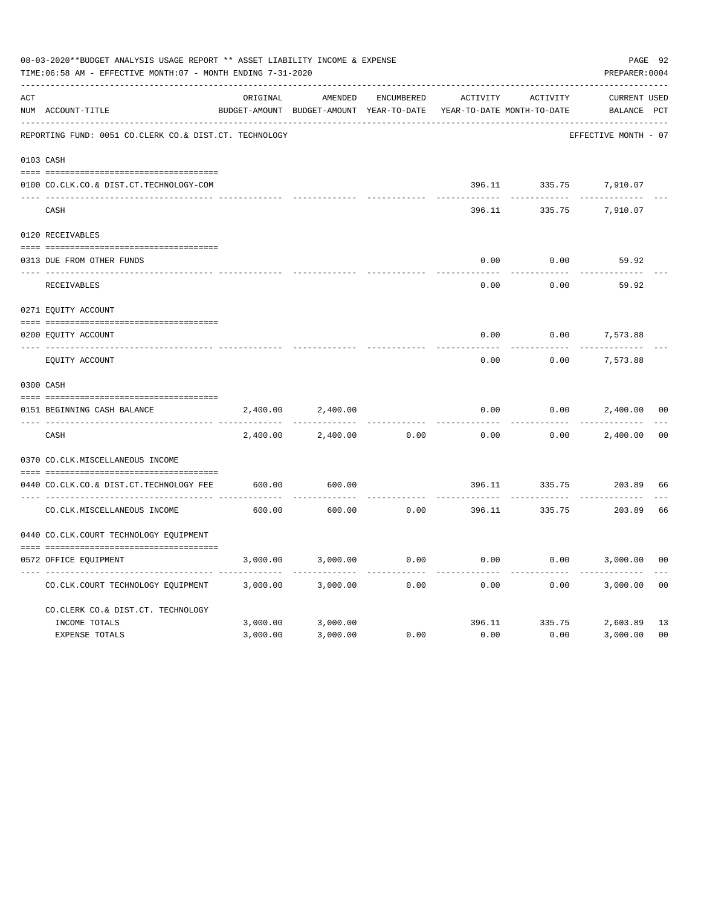08-03-2020**BUDGET ANALYSIS USAGE REPORT ** ASSET LIABILITY INCOME & EXPENSE

TIME:06:58 AM - EFFECTIVE MONTH:07 - MONTH ENDING 7-31-2020

PREPARER:0004

REPORTING FUND: 0051 CO.CLERK CO.& DIST.CT. TECHNOLOGY — EFFECTIVE MONTH - 07

| ACT NUM | ACCOUNT-TITLE | ORIGINAL BUDGET-AMOUNT | AMENDED BUDGET-AMOUNT | ENCUMBERED YEAR-TO-DATE | ACTIVITY YEAR-TO-DATE | ACTIVITY MONTH-TO-DATE | CURRENT BALANCE | USED PCT |
|---|---|---|---|---|---|---|---|---|
| 0103 | CASH | | | | | | | |
| 0100 | CO.CLK.CO.& DIST.CT.TECHNOLOGY-COM | | | | 396.11 | 335.75 | 7,910.07 | |
| | CASH | | | | 396.11 | 335.75 | 7,910.07 | |
| 0120 | RECEIVABLES | | | | | | | |
| 0313 | DUE FROM OTHER FUNDS | | | | 0.00 | 0.00 | 59.92 | |
| | RECEIVABLES | | | | 0.00 | 0.00 | 59.92 | |
| 0271 | EQUITY ACCOUNT | | | | | | | |
| 0200 | EQUITY ACCOUNT | | | | 0.00 | 0.00 | 7,573.88 | |
| | EQUITY ACCOUNT | | | | 0.00 | 0.00 | 7,573.88 | |
| 0300 | CASH | | | | | | | |
| 0151 | BEGINNING CASH BALANCE | 2,400.00 | 2,400.00 | | 0.00 | 0.00 | 2,400.00 | 00 |
| | CASH | 2,400.00 | 2,400.00 | 0.00 | 0.00 | 0.00 | 2,400.00 | 00 |
| 0370 | CO.CLK.MISCELLANEOUS INCOME | | | | | | | |
| 0440 | CO.CLK.CO.& DIST.CT.TECHNOLOGY FEE | 600.00 | 600.00 | | 396.11 | 335.75 | 203.89 | 66 |
| | CO.CLK.MISCELLANEOUS INCOME | 600.00 | 600.00 | 0.00 | 396.11 | 335.75 | 203.89 | 66 |
| 0440 | CO.CLK.COURT TECHNOLOGY EQUIPMENT | | | | | | | |
| 0572 | OFFICE EQUIPMENT | 3,000.00 | 3,000.00 | 0.00 | 0.00 | 0.00 | 3,000.00 | 00 |
| | CO.CLK.COURT TECHNOLOGY EQUIPMENT | 3,000.00 | 3,000.00 | 0.00 | 0.00 | 0.00 | 3,000.00 | 00 |
| | CO.CLERK CO.& DIST.CT. TECHNOLOGY | | | | | | | |
| | INCOME TOTALS | 3,000.00 | 3,000.00 | | 396.11 | 335.75 | 2,603.89 | 13 |
| | EXPENSE TOTALS | 3,000.00 | 3,000.00 | 0.00 | 0.00 | 0.00 | 3,000.00 | 00 |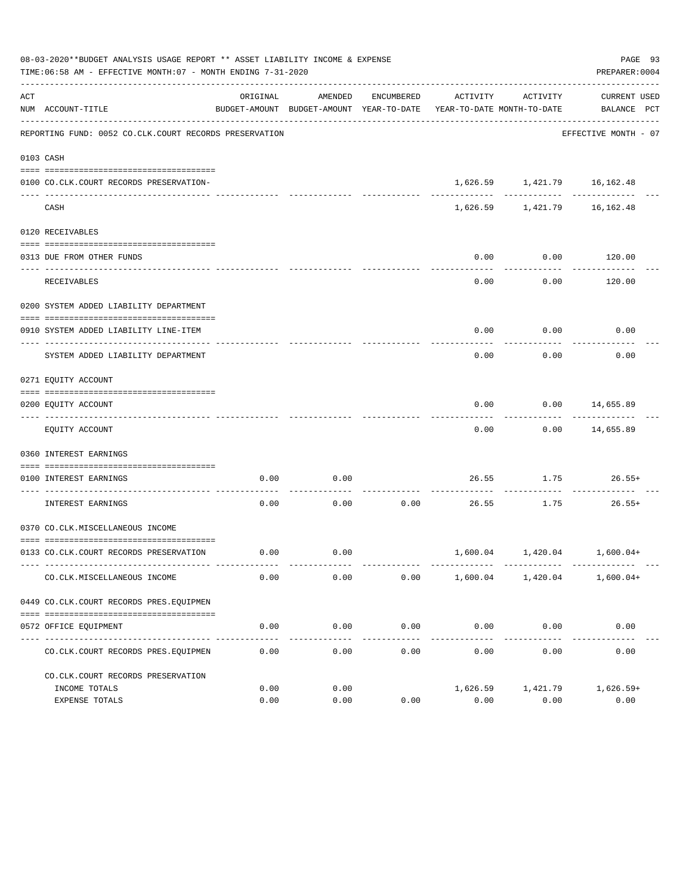08-03-2020**BUDGET ANALYSIS USAGE REPORT ** ASSET LIABILITY INCOME & EXPENSE

TIME:06:58 AM - EFFECTIVE MONTH:07 - MONTH ENDING 7-31-2020

PREPARER:0004

REPORTING FUND: 0052 CO.CLK.COURT RECORDS PRESERVATION — EFFECTIVE MONTH - 07

| ACT NUM | ACCOUNT-TITLE | ORIGINAL BUDGET-AMOUNT | AMENDED BUDGET-AMOUNT | ENCUMBERED YEAR-TO-DATE | ACTIVITY YEAR-TO-DATE | ACTIVITY MONTH-TO-DATE | CURRENT BALANCE | USED PCT |
|---|---|---|---|---|---|---|---|---|
| 0103 | CASH | | | | | | | |
| 0100 | CO.CLK.COURT RECORDS PRESERVATION- | | | | 1,626.59 | 1,421.79 | 16,162.48 | |
| | CASH | | | | 1,626.59 | 1,421.79 | 16,162.48 | |
| 0120 | RECEIVABLES | | | | | | | |
| 0313 | DUE FROM OTHER FUNDS | | | | 0.00 | 0.00 | 120.00 | |
| | RECEIVABLES | | | | 0.00 | 0.00 | 120.00 | |
| 0200 | SYSTEM ADDED LIABILITY DEPARTMENT | | | | | | | |
| 0910 | SYSTEM ADDED LIABILITY LINE-ITEM | | | | 0.00 | 0.00 | 0.00 | |
| | SYSTEM ADDED LIABILITY DEPARTMENT | | | | 0.00 | 0.00 | 0.00 | |
| 0271 | EQUITY ACCOUNT | | | | | | | |
| 0200 | EQUITY ACCOUNT | | | | 0.00 | 0.00 | 14,655.89 | |
| | EQUITY ACCOUNT | | | | 0.00 | 0.00 | 14,655.89 | |
| 0360 | INTEREST EARNINGS | | | | | | | |
| 0100 | INTEREST EARNINGS | 0.00 | 0.00 | | 26.55 | 1.75 | 26.55+ | |
| | INTEREST EARNINGS | 0.00 | 0.00 | 0.00 | 26.55 | 1.75 | 26.55+ | |
| 0370 | CO.CLK.MISCELLANEOUS INCOME | | | | | | | |
| 0133 | CO.CLK.COURT RECORDS PRESERVATION | 0.00 | 0.00 | | 1,600.04 | 1,420.04 | 1,600.04+ | |
| | CO.CLK.MISCELLANEOUS INCOME | 0.00 | 0.00 | 0.00 | 1,600.04 | 1,420.04 | 1,600.04+ | |
| 0449 | CO.CLK.COURT RECORDS PRES.EQUIPMEN | | | | | | | |
| 0572 | OFFICE EQUIPMENT | 0.00 | 0.00 | 0.00 | 0.00 | 0.00 | 0.00 | |
| | CO.CLK.COURT RECORDS PRES.EQUIPMEN | 0.00 | 0.00 | 0.00 | 0.00 | 0.00 | 0.00 | |
| | CO.CLK.COURT RECORDS PRESERVATION | | | | | | | |
| | INCOME TOTALS | 0.00 | 0.00 | | 1,626.59 | 1,421.79 | 1,626.59+ | |
| | EXPENSE TOTALS | 0.00 | 0.00 | 0.00 | 0.00 | 0.00 | 0.00 | |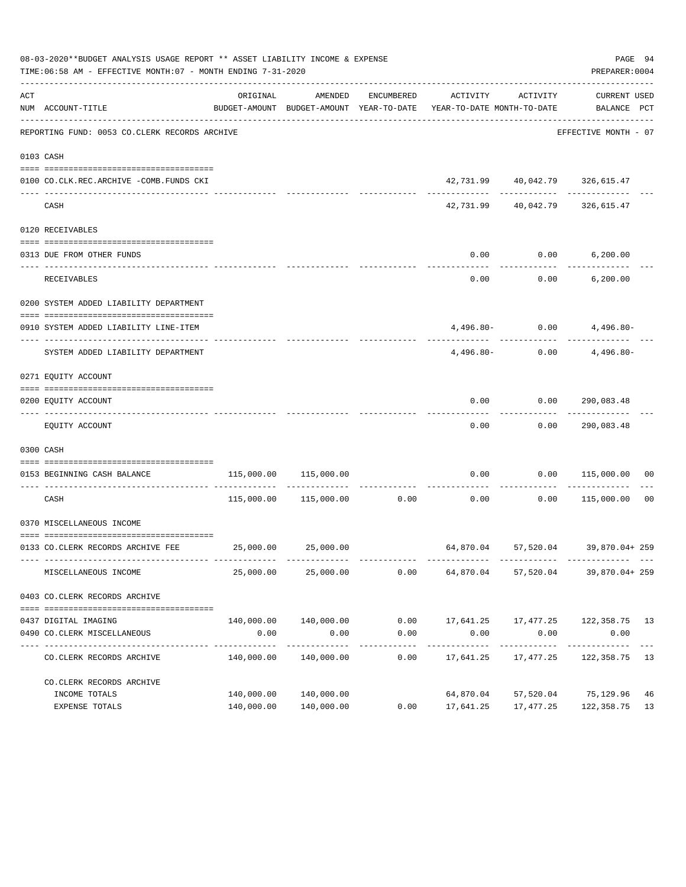08-03-2020**BUDGET ANALYSIS USAGE REPORT ** ASSET LIABILITY INCOME & EXPENSE

TIME:06:58 AM - EFFECTIVE MONTH:07 - MONTH ENDING 7-31-2020

PREPARER:0004

| ACT NUM | ACCOUNT-TITLE | ORIGINAL BUDGET-AMOUNT | AMENDED BUDGET-AMOUNT | ENCUMBERED YEAR-TO-DATE | ACTIVITY YEAR-TO-DATE | ACTIVITY MONTH-TO-DATE | CURRENT BALANCE | USED PCT |
|---|---|---|---|---|---|---|---|---|
| | REPORTING FUND: 0053 CO.CLERK RECORDS ARCHIVE | | | | | | EFFECTIVE MONTH - 07 | |
| 0103 | CASH | | | | | | | |
| 0100 | CO.CLK.REC.ARCHIVE -COMB.FUNDS CKI | | | | 42,731.99 | 40,042.79 | 326,615.47 | |
| | CASH | | | | 42,731.99 | 40,042.79 | 326,615.47 | |
| 0120 | RECEIVABLES | | | | | | | |
| 0313 | DUE FROM OTHER FUNDS | | | | 0.00 | 0.00 | 6,200.00 | |
| | RECEIVABLES | | | | 0.00 | 0.00 | 6,200.00 | |
| 0200 | SYSTEM ADDED LIABILITY DEPARTMENT | | | | | | | |
| 0910 | SYSTEM ADDED LIABILITY LINE-ITEM | | | | 4,496.80- | 0.00 | 4,496.80- | |
| | SYSTEM ADDED LIABILITY DEPARTMENT | | | | 4,496.80- | 0.00 | 4,496.80- | |
| 0271 | EQUITY ACCOUNT | | | | | | | |
| 0200 | EQUITY ACCOUNT | | | | 0.00 | 0.00 | 290,083.48 | |
| | EQUITY ACCOUNT | | | | 0.00 | 0.00 | 290,083.48 | |
| 0300 | CASH | | | | | | | |
| 0153 | BEGINNING CASH BALANCE | 115,000.00 | 115,000.00 | | 0.00 | 0.00 | 115,000.00 | 00 |
| | CASH | 115,000.00 | 115,000.00 | 0.00 | 0.00 | 0.00 | 115,000.00 | 00 |
| 0370 | MISCELLANEOUS INCOME | | | | | | | |
| 0133 | CO.CLERK RECORDS ARCHIVE FEE | 25,000.00 | 25,000.00 | | 64,870.04 | 57,520.04 | 39,870.04+ | 259 |
| | MISCELLANEOUS INCOME | 25,000.00 | 25,000.00 | 0.00 | 64,870.04 | 57,520.04 | 39,870.04+ | 259 |
| 0403 | CO.CLERK RECORDS ARCHIVE | | | | | | | |
| 0437 | DIGITAL IMAGING | 140,000.00 | 140,000.00 | 0.00 | 17,641.25 | 17,477.25 | 122,358.75 | 13 |
| 0490 | CO.CLERK MISCELLANEOUS | 0.00 | 0.00 | 0.00 | 0.00 | 0.00 | 0.00 | |
| | CO.CLERK RECORDS ARCHIVE | 140,000.00 | 140,000.00 | 0.00 | 17,641.25 | 17,477.25 | 122,358.75 | 13 |
| | CO.CLERK RECORDS ARCHIVE | | | | | | | |
| | INCOME TOTALS | 140,000.00 | 140,000.00 | | 64,870.04 | 57,520.04 | 75,129.96 | 46 |
| | EXPENSE TOTALS | 140,000.00 | 140,000.00 | 0.00 | 17,641.25 | 17,477.25 | 122,358.75 | 13 |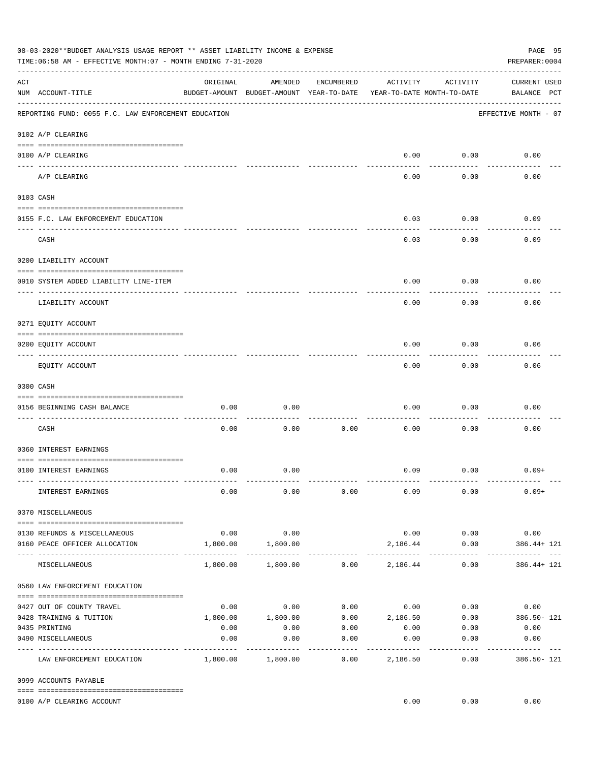08-03-2020**BUDGET ANALYSIS USAGE REPORT ** ASSET LIABILITY INCOME & EXPENSE

TIME:06:58 AM - EFFECTIVE MONTH:07 - MONTH ENDING 7-31-2020

PREPARER:0004

REPORTING FUND: 0055 F.C. LAW ENFORCEMENT EDUCATION — EFFECTIVE MONTH - 07

| ACT NUM | ACCOUNT-TITLE | ORIGINAL BUDGET-AMOUNT | AMENDED BUDGET-AMOUNT | ENCUMBERED YEAR-TO-DATE | ACTIVITY YEAR-TO-DATE | ACTIVITY MONTH-TO-DATE | CURRENT BALANCE | USED PCT |
|---|---|---|---|---|---|---|---|---|
| **0102** | **A/P CLEARING** | | | | | | | |
| 0100 | A/P CLEARING | | | | 0.00 | 0.00 | 0.00 | |
| | A/P CLEARING | | | | 0.00 | 0.00 | 0.00 | |
| **0103** | **CASH** | | | | | | | |
| 0155 | F.C. LAW ENFORCEMENT EDUCATION | | | | 0.03 | 0.00 | 0.09 | |
| | CASH | | | | 0.03 | 0.00 | 0.09 | |
| **0200** | **LIABILITY ACCOUNT** | | | | | | | |
| 0910 | SYSTEM ADDED LIABILITY LINE-ITEM | | | | 0.00 | 0.00 | 0.00 | |
| | LIABILITY ACCOUNT | | | | 0.00 | 0.00 | 0.00 | |
| **0271** | **EQUITY ACCOUNT** | | | | | | | |
| 0200 | EQUITY ACCOUNT | | | | 0.00 | 0.00 | 0.06 | |
| | EQUITY ACCOUNT | | | | 0.00 | 0.00 | 0.06 | |
| **0300** | **CASH** | | | | | | | |
| 0156 | BEGINNING CASH BALANCE | 0.00 | 0.00 | | 0.00 | 0.00 | 0.00 | |
| | CASH | 0.00 | 0.00 | 0.00 | 0.00 | 0.00 | 0.00 | |
| **0360** | **INTEREST EARNINGS** | | | | | | | |
| 0100 | INTEREST EARNINGS | 0.00 | 0.00 | | 0.09 | 0.00 | 0.09+ | |
| | INTEREST EARNINGS | 0.00 | 0.00 | 0.00 | 0.09 | 0.00 | 0.09+ | |
| **0370** | **MISCELLANEOUS** | | | | | | | |
| 0130 | REFUNDS & MISCELLANEOUS | 0.00 | 0.00 | | 0.00 | 0.00 | 0.00 | |
| 0160 | PEACE OFFICER ALLOCATION | 1,800.00 | 1,800.00 | | 2,186.44 | 0.00 | 386.44+ | 121 |
| | MISCELLANEOUS | 1,800.00 | 1,800.00 | 0.00 | 2,186.44 | 0.00 | 386.44+ | 121 |
| **0560** | **LAW ENFORCEMENT EDUCATION** | | | | | | | |
| 0427 | OUT OF COUNTY TRAVEL | 0.00 | 0.00 | 0.00 | 0.00 | 0.00 | 0.00 | |
| 0428 | TRAINING & TUITION | 1,800.00 | 1,800.00 | 0.00 | 2,186.50 | 0.00 | 386.50- | 121 |
| 0435 | PRINTING | 0.00 | 0.00 | 0.00 | 0.00 | 0.00 | 0.00 | |
| 0490 | MISCELLANEOUS | 0.00 | 0.00 | 0.00 | 0.00 | 0.00 | 0.00 | |
| | LAW ENFORCEMENT EDUCATION | 1,800.00 | 1,800.00 | 0.00 | 2,186.50 | 0.00 | 386.50- | 121 |
| **0999** | **ACCOUNTS PAYABLE** | | | | | | | |
| 0100 | A/P CLEARING ACCOUNT | | | | 0.00 | 0.00 | 0.00 | |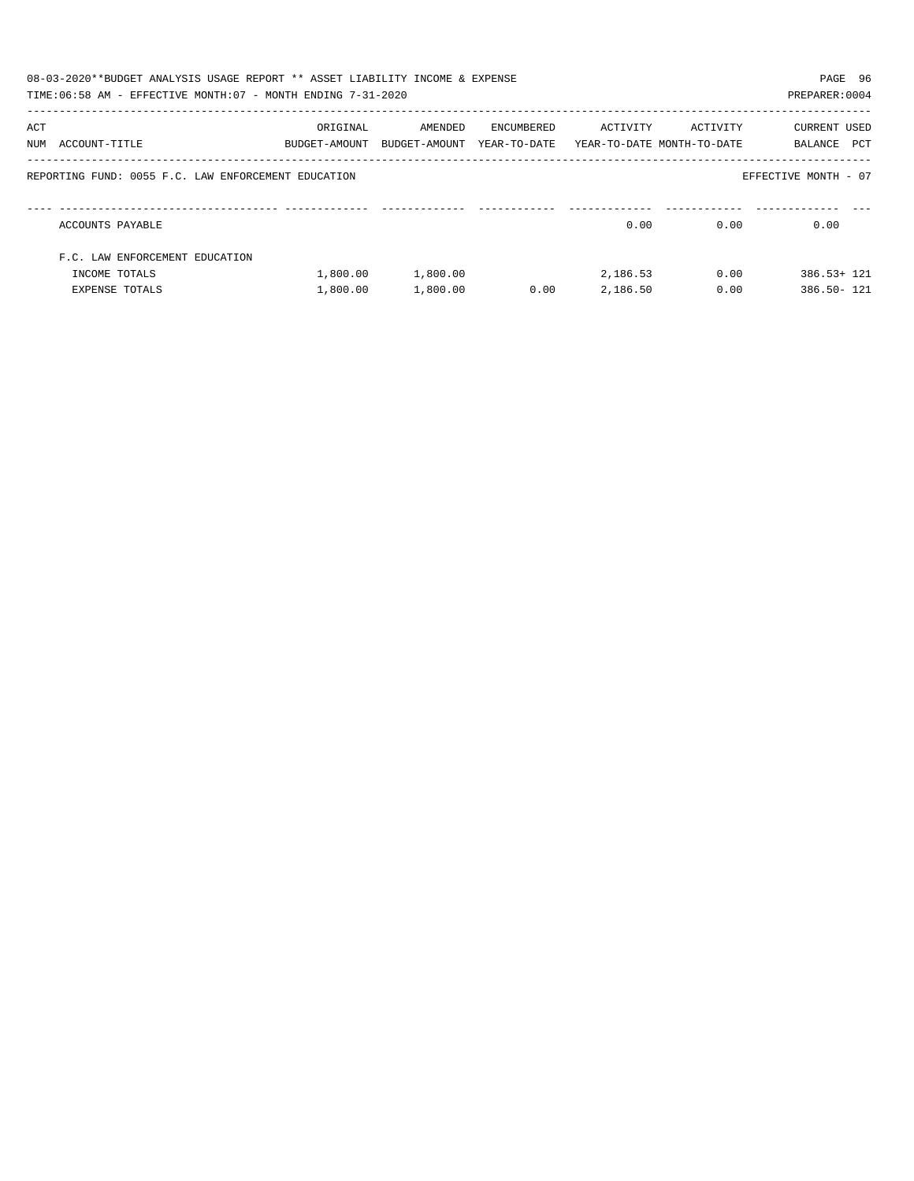08-03-2020**BUDGET ANALYSIS USAGE REPORT ** ASSET LIABILITY INCOME & EXPENSE

TIME:06:58 AM - EFFECTIVE MONTH:07 - MONTH ENDING 7-31-2020

PREPARER:0004

REPORTING FUND: 0055 F.C. LAW ENFORCEMENT EDUCATION

EFFECTIVE MONTH - 07

| ACT NUM | ACCOUNT-TITLE | ORIGINAL BUDGET-AMOUNT | AMENDED BUDGET-AMOUNT | ENCUMBERED YEAR-TO-DATE | ACTIVITY YEAR-TO-DATE | ACTIVITY MONTH-TO-DATE | CURRENT BALANCE | USED PCT |
|---|---|---|---|---|---|---|---|---|
| | ACCOUNTS PAYABLE | | | | 0.00 | 0.00 | 0.00 | |
| | F.C. LAW ENFORCEMENT EDUCATION | | | | | | | |
| | INCOME TOTALS | 1,800.00 | 1,800.00 | | 2,186.53 | 0.00 | 386.53+ | 121 |
| | EXPENSE TOTALS | 1,800.00 | 1,800.00 | 0.00 | 2,186.50 | 0.00 | 386.50- | 121 |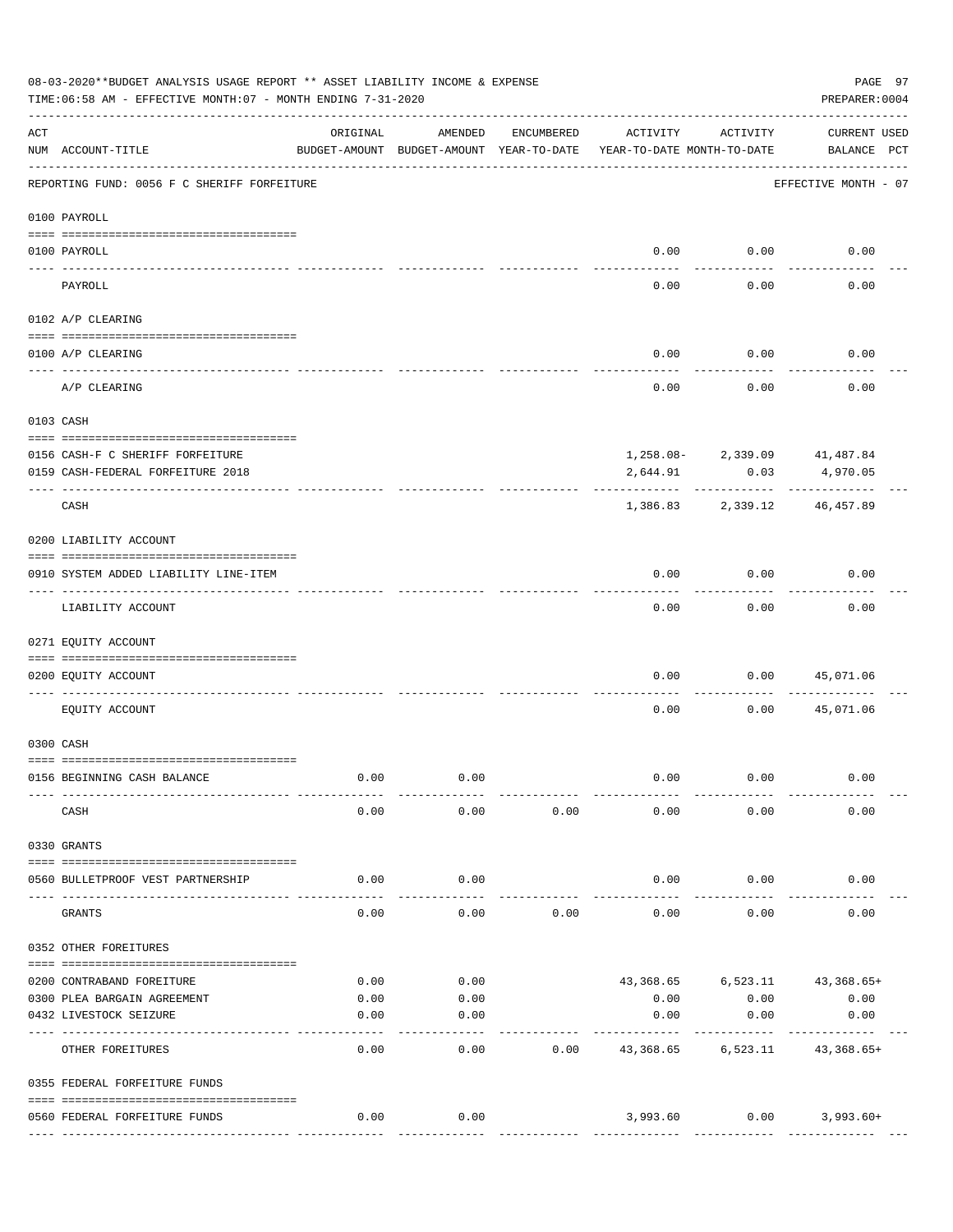08-03-2020**BUDGET ANALYSIS USAGE REPORT ** ASSET LIABILITY INCOME & EXPENSE

TIME:06:58 AM - EFFECTIVE MONTH:07 - MONTH ENDING 7-31-2020

PREPARER:0004

REPORTING FUND: 0056 F C SHERIFF FORFEITURE — EFFECTIVE MONTH - 07

| ACT NUM | ACCOUNT-TITLE | ORIGINAL BUDGET-AMOUNT | AMENDED BUDGET-AMOUNT | ENCUMBERED YEAR-TO-DATE | ACTIVITY YEAR-TO-DATE | ACTIVITY MONTH-TO-DATE | CURRENT BALANCE | USED PCT |
|---|---|---|---|---|---|---|---|---|
| **0100** | **PAYROLL** | | | | | | | |
| 0100 | PAYROLL | | | | 0.00 | 0.00 | 0.00 | |
| | PAYROLL | | | | 0.00 | 0.00 | 0.00 | |
| **0102** | **A/P CLEARING** | | | | | | | |
| 0100 | A/P CLEARING | | | | 0.00 | 0.00 | 0.00 | |
| | A/P CLEARING | | | | 0.00 | 0.00 | 0.00 | |
| **0103** | **CASH** | | | | | | | |
| 0156 | CASH-F C SHERIFF FORFEITURE | | | | 1,258.08- | 2,339.09 | 41,487.84 | |
| 0159 | CASH-FEDERAL FORFEITURE 2018 | | | | 2,644.91 | 0.03 | 4,970.05 | |
| | CASH | | | | 1,386.83 | 2,339.12 | 46,457.89 | |
| **0200** | **LIABILITY ACCOUNT** | | | | | | | |
| 0910 | SYSTEM ADDED LIABILITY LINE-ITEM | | | | 0.00 | 0.00 | 0.00 | |
| | LIABILITY ACCOUNT | | | | 0.00 | 0.00 | 0.00 | |
| **0271** | **EQUITY ACCOUNT** | | | | | | | |
| 0200 | EQUITY ACCOUNT | | | | 0.00 | 0.00 | 45,071.06 | |
| | EQUITY ACCOUNT | | | | 0.00 | 0.00 | 45,071.06 | |
| **0300** | **CASH** | | | | | | | |
| 0156 | BEGINNING CASH BALANCE | 0.00 | 0.00 | | 0.00 | 0.00 | 0.00 | |
| | CASH | 0.00 | 0.00 | 0.00 | 0.00 | 0.00 | 0.00 | |
| **0330** | **GRANTS** | | | | | | | |
| 0560 | BULLETPROOF VEST PARTNERSHIP | 0.00 | 0.00 | | 0.00 | 0.00 | 0.00 | |
| | GRANTS | 0.00 | 0.00 | 0.00 | 0.00 | 0.00 | 0.00 | |
| **0352** | **OTHER FOREITURES** | | | | | | | |
| 0200 | CONTRABAND FOREITURE | 0.00 | 0.00 | | 43,368.65 | 6,523.11 | 43,368.65+ | |
| 0300 | PLEA BARGAIN AGREEMENT | 0.00 | 0.00 | | 0.00 | 0.00 | 0.00 | |
| 0432 | LIVESTOCK SEIZURE | 0.00 | 0.00 | | 0.00 | 0.00 | 0.00 | |
| | OTHER FOREITURES | 0.00 | 0.00 | 0.00 | 43,368.65 | 6,523.11 | 43,368.65+ | |
| **0355** | **FEDERAL FORFEITURE FUNDS** | | | | | | | |
| 0560 | FEDERAL FORFEITURE FUNDS | 0.00 | 0.00 | | 3,993.60 | 0.00 | 3,993.60+ | |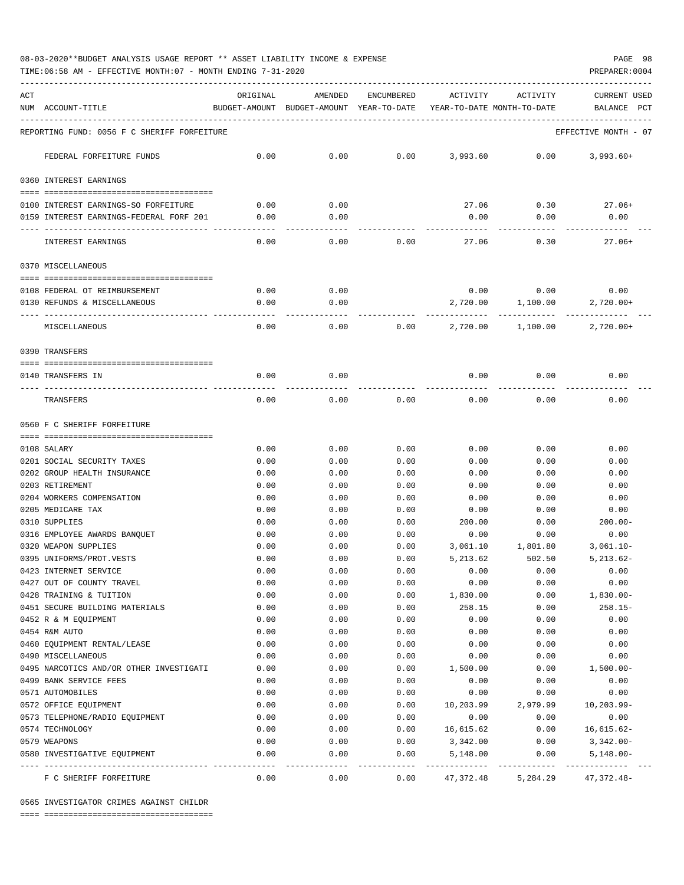08-03-2020**BUDGET ANALYSIS USAGE REPORT ** ASSET LIABILITY INCOME & EXPENSE

TIME:06:58 AM - EFFECTIVE MONTH:07 - MONTH ENDING 7-31-2020

PREPARER:0004

| ACT NUM | ACCOUNT-TITLE | ORIGINAL BUDGET-AMOUNT | AMENDED BUDGET-AMOUNT | ENCUMBERED YEAR-TO-DATE | ACTIVITY YEAR-TO-DATE | ACTIVITY MONTH-TO-DATE | CURRENT USED BALANCE PCT |
|---|---|---|---|---|---|---|---|
| | REPORTING FUND: 0056 F C SHERIFF FORFEITURE | | | | | | EFFECTIVE MONTH - 07 |
| | FEDERAL FORFEITURE FUNDS | 0.00 | 0.00 | 0.00 | 3,993.60 | 0.00 | 3,993.60+ |
| | 0360 INTEREST EARNINGS | | | | | | |
| 0100 | INTEREST EARNINGS-SO FORFEITURE | 0.00 | 0.00 | | 27.06 | 0.30 | 27.06+ |
| 0159 | INTEREST EARNINGS-FEDERAL FORF 201 | 0.00 | 0.00 | | 0.00 | 0.00 | 0.00 |
| | INTEREST EARNINGS | 0.00 | 0.00 | 0.00 | 27.06 | 0.30 | 27.06+ |
| | 0370 MISCELLANEOUS | | | | | | |
| 0108 | FEDERAL OT REIMBURSEMENT | 0.00 | 0.00 | | 0.00 | 0.00 | 0.00 |
| 0130 | REFUNDS & MISCELLANEOUS | 0.00 | 0.00 | | 2,720.00 | 1,100.00 | 2,720.00+ |
| | MISCELLANEOUS | 0.00 | 0.00 | 0.00 | 2,720.00 | 1,100.00 | 2,720.00+ |
| | 0390 TRANSFERS | | | | | | |
| 0140 | TRANSFERS IN | 0.00 | 0.00 | | 0.00 | 0.00 | 0.00 |
| | TRANSFERS | 0.00 | 0.00 | 0.00 | 0.00 | 0.00 | 0.00 |
| | 0560 F C SHERIFF FORFEITURE | | | | | | |
| 0108 | SALARY | 0.00 | 0.00 | 0.00 | 0.00 | 0.00 | 0.00 |
| 0201 | SOCIAL SECURITY TAXES | 0.00 | 0.00 | 0.00 | 0.00 | 0.00 | 0.00 |
| 0202 | GROUP HEALTH INSURANCE | 0.00 | 0.00 | 0.00 | 0.00 | 0.00 | 0.00 |
| 0203 | RETIREMENT | 0.00 | 0.00 | 0.00 | 0.00 | 0.00 | 0.00 |
| 0204 | WORKERS COMPENSATION | 0.00 | 0.00 | 0.00 | 0.00 | 0.00 | 0.00 |
| 0205 | MEDICARE TAX | 0.00 | 0.00 | 0.00 | 0.00 | 0.00 | 0.00 |
| 0310 | SUPPLIES | 0.00 | 0.00 | 0.00 | 200.00 | 0.00 | 200.00- |
| 0316 | EMPLOYEE AWARDS BANQUET | 0.00 | 0.00 | 0.00 | 0.00 | 0.00 | 0.00 |
| 0320 | WEAPON SUPPLIES | 0.00 | 0.00 | 0.00 | 3,061.10 | 1,801.80 | 3,061.10- |
| 0395 | UNIFORMS/PROT.VESTS | 0.00 | 0.00 | 0.00 | 5,213.62 | 502.50 | 5,213.62- |
| 0423 | INTERNET SERVICE | 0.00 | 0.00 | 0.00 | 0.00 | 0.00 | 0.00 |
| 0427 | OUT OF COUNTY TRAVEL | 0.00 | 0.00 | 0.00 | 0.00 | 0.00 | 0.00 |
| 0428 | TRAINING & TUITION | 0.00 | 0.00 | 0.00 | 1,830.00 | 0.00 | 1,830.00- |
| 0451 | SECURE BUILDING MATERIALS | 0.00 | 0.00 | 0.00 | 258.15 | 0.00 | 258.15- |
| 0452 | R & M EQUIPMENT | 0.00 | 0.00 | 0.00 | 0.00 | 0.00 | 0.00 |
| 0454 | R&M AUTO | 0.00 | 0.00 | 0.00 | 0.00 | 0.00 | 0.00 |
| 0460 | EQUIPMENT RENTAL/LEASE | 0.00 | 0.00 | 0.00 | 0.00 | 0.00 | 0.00 |
| 0490 | MISCELLANEOUS | 0.00 | 0.00 | 0.00 | 0.00 | 0.00 | 0.00 |
| 0495 | NARCOTICS AND/OR OTHER INVESTIGATI | 0.00 | 0.00 | 0.00 | 1,500.00 | 0.00 | 1,500.00- |
| 0499 | BANK SERVICE FEES | 0.00 | 0.00 | 0.00 | 0.00 | 0.00 | 0.00 |
| 0571 | AUTOMOBILES | 0.00 | 0.00 | 0.00 | 0.00 | 0.00 | 0.00 |
| 0572 | OFFICE EQUIPMENT | 0.00 | 0.00 | 0.00 | 10,203.99 | 2,979.99 | 10,203.99- |
| 0573 | TELEPHONE/RADIO EQUIPMENT | 0.00 | 0.00 | 0.00 | 0.00 | 0.00 | 0.00 |
| 0574 | TECHNOLOGY | 0.00 | 0.00 | 0.00 | 16,615.62 | 0.00 | 16,615.62- |
| 0579 | WEAPONS | 0.00 | 0.00 | 0.00 | 3,342.00 | 0.00 | 3,342.00- |
| 0580 | INVESTIGATIVE EQUIPMENT | 0.00 | 0.00 | 0.00 | 5,148.00 | 0.00 | 5,148.00- |
| | F C SHERIFF FORFEITURE | 0.00 | 0.00 | 0.00 | 47,372.48 | 5,284.29 | 47,372.48- |

0565 INVESTIGATOR CRIMES AGAINST CHILDR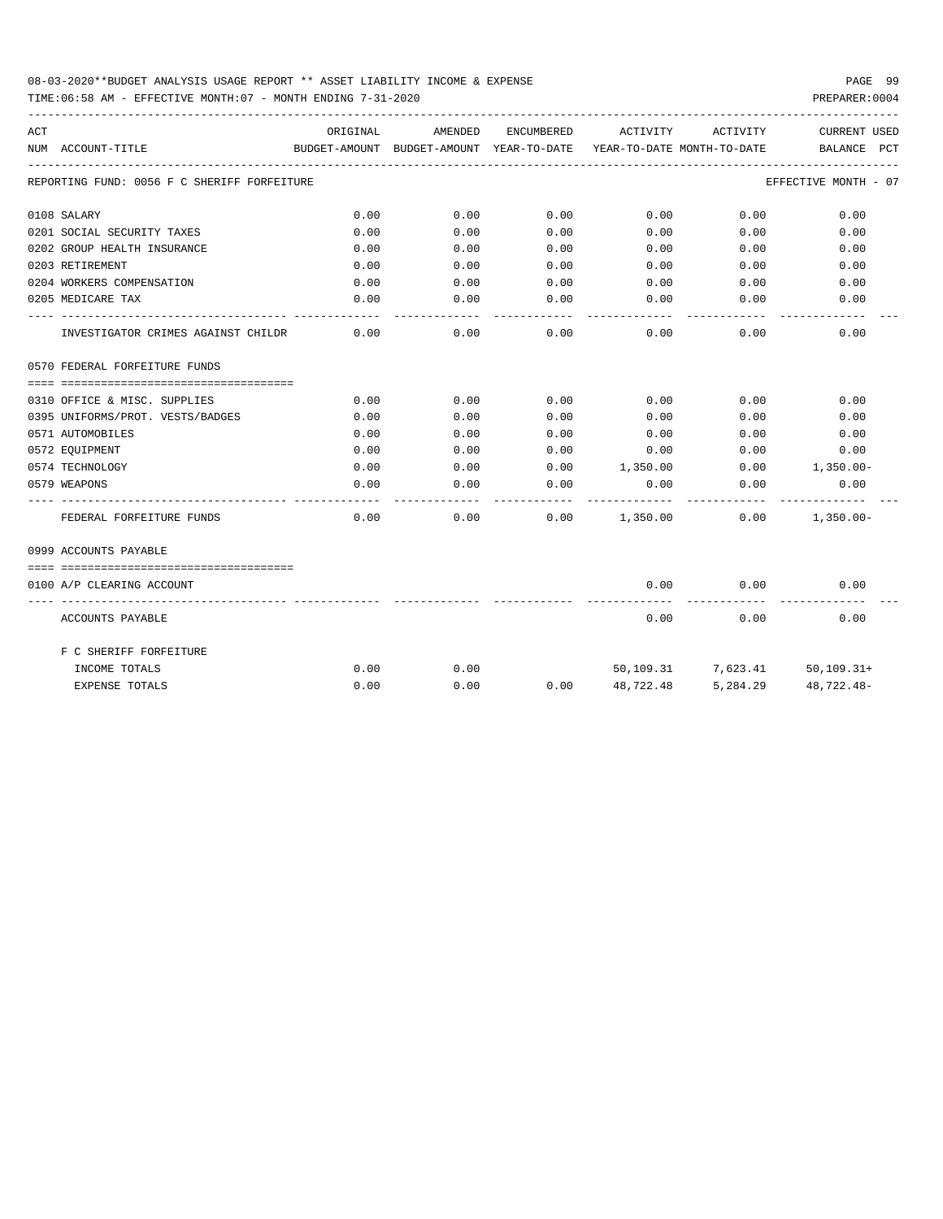08-03-2020**BUDGET ANALYSIS USAGE REPORT ** ASSET LIABILITY INCOME & EXPENSE

TIME:06:58 AM - EFFECTIVE MONTH:07 - MONTH ENDING 7-31-2020

PREPARER:0004

| ACT NUM | ACCOUNT-TITLE | ORIGINAL BUDGET-AMOUNT | AMENDED BUDGET-AMOUNT | ENCUMBERED YEAR-TO-DATE | ACTIVITY YEAR-TO-DATE | ACTIVITY MONTH-TO-DATE | CURRENT BALANCE | USED PCT |
|---|---|---|---|---|---|---|---|---|
| | REPORTING FUND: 0056 F C SHERIFF FORFEITURE | | | | | | EFFECTIVE MONTH - 07 | |
| 0108 | SALARY | 0.00 | 0.00 | 0.00 | 0.00 | 0.00 | 0.00 | |
| 0201 | SOCIAL SECURITY TAXES | 0.00 | 0.00 | 0.00 | 0.00 | 0.00 | 0.00 | |
| 0202 | GROUP HEALTH INSURANCE | 0.00 | 0.00 | 0.00 | 0.00 | 0.00 | 0.00 | |
| 0203 | RETIREMENT | 0.00 | 0.00 | 0.00 | 0.00 | 0.00 | 0.00 | |
| 0204 | WORKERS COMPENSATION | 0.00 | 0.00 | 0.00 | 0.00 | 0.00 | 0.00 | |
| 0205 | MEDICARE TAX | 0.00 | 0.00 | 0.00 | 0.00 | 0.00 | 0.00 | |
| | INVESTIGATOR CRIMES AGAINST CHILDR | 0.00 | 0.00 | 0.00 | 0.00 | 0.00 | 0.00 | |
| | 0570 FEDERAL FORFEITURE FUNDS | | | | | | | |
| 0310 | OFFICE & MISC. SUPPLIES | 0.00 | 0.00 | 0.00 | 0.00 | 0.00 | 0.00 | |
| 0395 | UNIFORMS/PROT. VESTS/BADGES | 0.00 | 0.00 | 0.00 | 0.00 | 0.00 | 0.00 | |
| 0571 | AUTOMOBILES | 0.00 | 0.00 | 0.00 | 0.00 | 0.00 | 0.00 | |
| 0572 | EQUIPMENT | 0.00 | 0.00 | 0.00 | 0.00 | 0.00 | 0.00 | |
| 0574 | TECHNOLOGY | 0.00 | 0.00 | 0.00 | 1,350.00 | 0.00 | 1,350.00- | |
| 0579 | WEAPONS | 0.00 | 0.00 | 0.00 | 0.00 | 0.00 | 0.00 | |
| | FEDERAL FORFEITURE FUNDS | 0.00 | 0.00 | 0.00 | 1,350.00 | 0.00 | 1,350.00- | |
| | 0999 ACCOUNTS PAYABLE | | | | | | | |
| 0100 | A/P CLEARING ACCOUNT | | | | 0.00 | 0.00 | 0.00 | |
| | ACCOUNTS PAYABLE | | | | 0.00 | 0.00 | 0.00 | |
| | F C SHERIFF FORFEITURE | | | | | | | |
| | INCOME TOTALS | 0.00 | 0.00 | | 50,109.31 | 7,623.41 | 50,109.31+ | |
| | EXPENSE TOTALS | 0.00 | 0.00 | 0.00 | 48,722.48 | 5,284.29 | 48,722.48- | |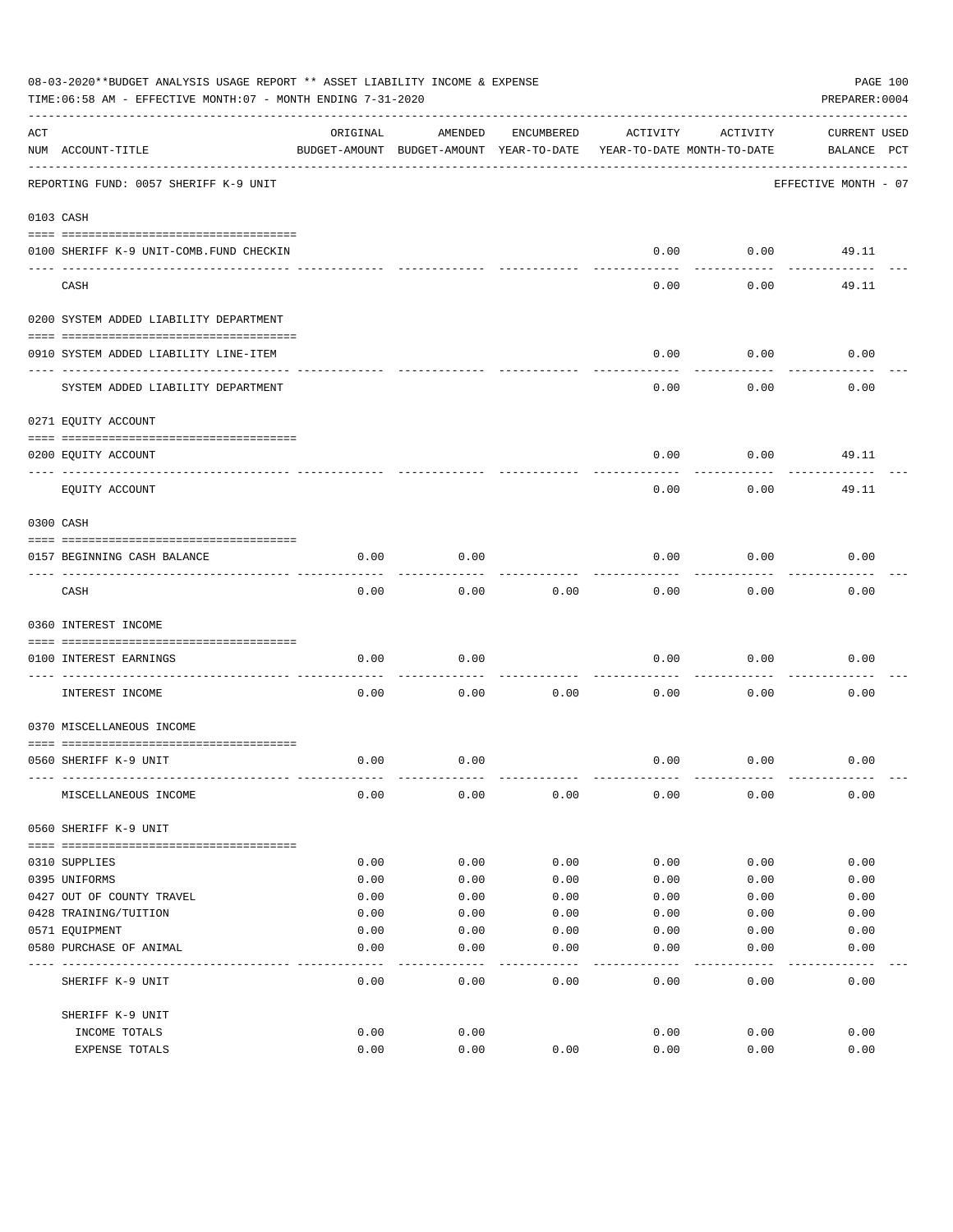08-03-2020**BUDGET ANALYSIS USAGE REPORT ** ASSET LIABILITY INCOME & EXPENSE

TIME:06:58 AM - EFFECTIVE MONTH:07 - MONTH ENDING 7-31-2020

PREPARER:0004

| ACT NUM | ACCOUNT-TITLE | ORIGINAL BUDGET-AMOUNT | AMENDED BUDGET-AMOUNT | ENCUMBERED YEAR-TO-DATE | ACTIVITY YEAR-TO-DATE | ACTIVITY MONTH-TO-DATE | CURRENT BALANCE | USED PCT |
|---|---|---|---|---|---|---|---|---|
| | REPORTING FUND: 0057 SHERIFF K-9 UNIT | | | | | | EFFECTIVE MONTH - 07 | |
| 0103 | CASH | | | | | | | |
| 0100 | SHERIFF K-9 UNIT-COMB.FUND CHECKIN | | | | 0.00 | 0.00 | 49.11 | |
| | CASH | | | | 0.00 | 0.00 | 49.11 | |
| 0200 | SYSTEM ADDED LIABILITY DEPARTMENT | | | | | | | |
| 0910 | SYSTEM ADDED LIABILITY LINE-ITEM | | | | 0.00 | 0.00 | 0.00 | |
| | SYSTEM ADDED LIABILITY DEPARTMENT | | | | 0.00 | 0.00 | 0.00 | |
| 0271 | EQUITY ACCOUNT | | | | | | | |
| 0200 | EQUITY ACCOUNT | | | | 0.00 | 0.00 | 49.11 | |
| | EQUITY ACCOUNT | | | | 0.00 | 0.00 | 49.11 | |
| 0300 | CASH | | | | | | | |
| 0157 | BEGINNING CASH BALANCE | 0.00 | 0.00 | | 0.00 | 0.00 | 0.00 | |
| | CASH | 0.00 | 0.00 | 0.00 | 0.00 | 0.00 | 0.00 | |
| 0360 | INTEREST INCOME | | | | | | | |
| 0100 | INTEREST EARNINGS | 0.00 | 0.00 | | 0.00 | 0.00 | 0.00 | |
| | INTEREST INCOME | 0.00 | 0.00 | 0.00 | 0.00 | 0.00 | 0.00 | |
| 0370 | MISCELLANEOUS INCOME | | | | | | | |
| 0560 | SHERIFF K-9 UNIT | 0.00 | 0.00 | | 0.00 | 0.00 | 0.00 | |
| | MISCELLANEOUS INCOME | 0.00 | 0.00 | 0.00 | 0.00 | 0.00 | 0.00 | |
| 0560 | SHERIFF K-9 UNIT | | | | | | | |
| 0310 | SUPPLIES | 0.00 | 0.00 | 0.00 | 0.00 | 0.00 | 0.00 | |
| 0395 | UNIFORMS | 0.00 | 0.00 | 0.00 | 0.00 | 0.00 | 0.00 | |
| 0427 | OUT OF COUNTY TRAVEL | 0.00 | 0.00 | 0.00 | 0.00 | 0.00 | 0.00 | |
| 0428 | TRAINING/TUITION | 0.00 | 0.00 | 0.00 | 0.00 | 0.00 | 0.00 | |
| 0571 | EQUIPMENT | 0.00 | 0.00 | 0.00 | 0.00 | 0.00 | 0.00 | |
| 0580 | PURCHASE OF ANIMAL | 0.00 | 0.00 | 0.00 | 0.00 | 0.00 | 0.00 | |
| | SHERIFF K-9 UNIT | 0.00 | 0.00 | 0.00 | 0.00 | 0.00 | 0.00 | |
| | SHERIFF K-9 UNIT | | | | | | | |
| | INCOME TOTALS | 0.00 | 0.00 | | 0.00 | 0.00 | 0.00 | |
| | EXPENSE TOTALS | 0.00 | 0.00 | 0.00 | 0.00 | 0.00 | 0.00 | |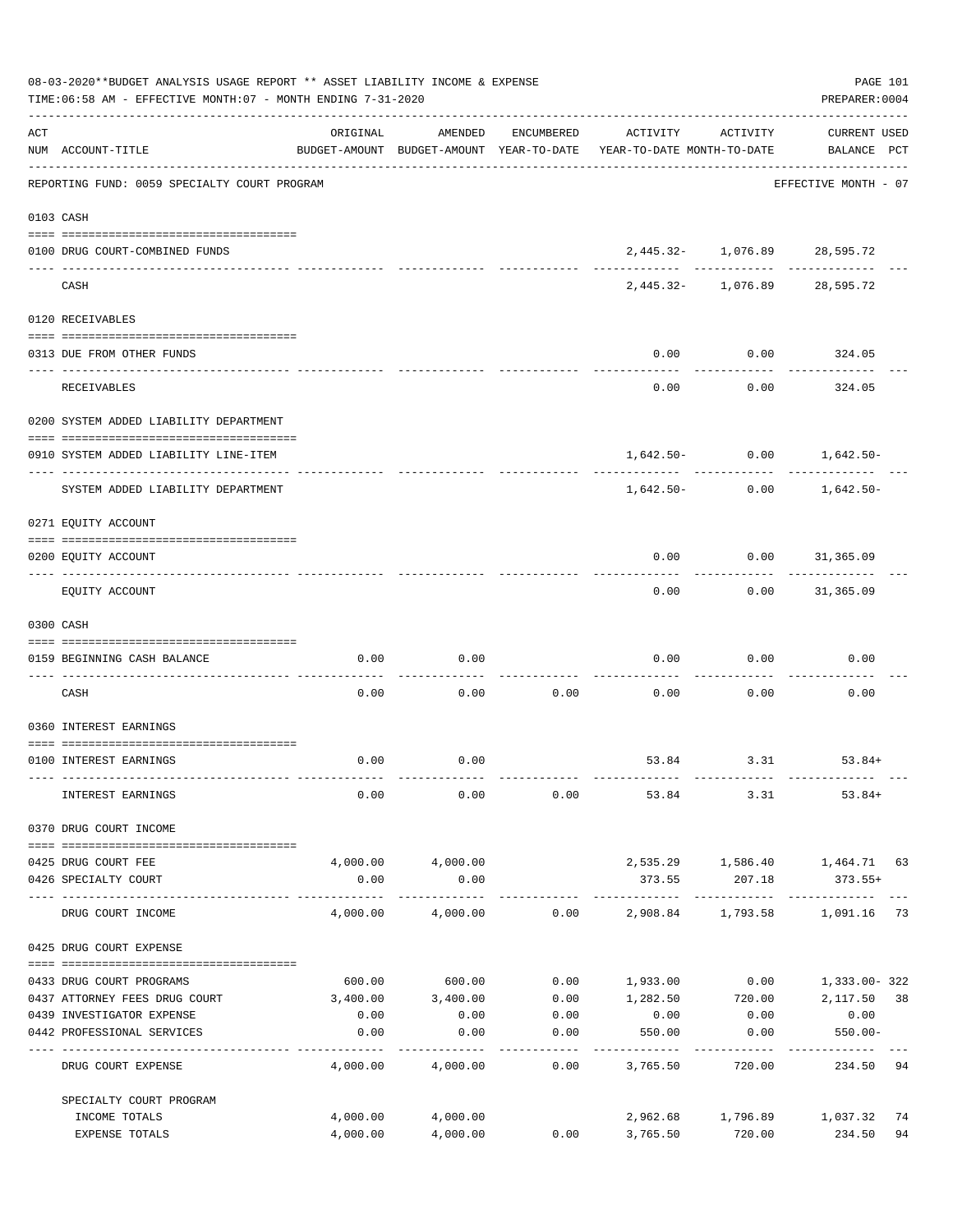08-03-2020**BUDGET ANALYSIS USAGE REPORT ** ASSET LIABILITY INCOME & EXPENSE

TIME:06:58 AM - EFFECTIVE MONTH:07 - MONTH ENDING 7-31-2020

PREPARER:0004

| ACT NUM | ACCOUNT-TITLE | ORIGINAL BUDGET-AMOUNT | AMENDED BUDGET-AMOUNT | ENCUMBERED YEAR-TO-DATE | ACTIVITY YEAR-TO-DATE | ACTIVITY MONTH-TO-DATE | CURRENT BALANCE | USED PCT |
|---|---|---|---|---|---|---|---|---|
| | REPORTING FUND: 0059 SPECIALTY COURT PROGRAM | | | | | | EFFECTIVE MONTH - 07 | |
| | 0103 CASH | | | | | | | |
| 0100 | DRUG COURT-COMBINED FUNDS | | | | 2,445.32- | 1,076.89 | 28,595.72 | |
| | CASH | | | | 2,445.32- | 1,076.89 | 28,595.72 | |
| | 0120 RECEIVABLES | | | | | | | |
| 0313 | DUE FROM OTHER FUNDS | | | | 0.00 | 0.00 | 324.05 | |
| | RECEIVABLES | | | | 0.00 | 0.00 | 324.05 | |
| | 0200 SYSTEM ADDED LIABILITY DEPARTMENT | | | | | | | |
| 0910 | SYSTEM ADDED LIABILITY LINE-ITEM | | | | 1,642.50- | 0.00 | 1,642.50- | |
| | SYSTEM ADDED LIABILITY DEPARTMENT | | | | 1,642.50- | 0.00 | 1,642.50- | |
| | 0271 EQUITY ACCOUNT | | | | | | | |
| 0200 | EQUITY ACCOUNT | | | | 0.00 | 0.00 | 31,365.09 | |
| | EQUITY ACCOUNT | | | | 0.00 | 0.00 | 31,365.09 | |
| | 0300 CASH | | | | | | | |
| 0159 | BEGINNING CASH BALANCE | 0.00 | 0.00 | | 0.00 | 0.00 | 0.00 | |
| | CASH | 0.00 | 0.00 | 0.00 | 0.00 | 0.00 | 0.00 | |
| | 0360 INTEREST EARNINGS | | | | | | | |
| 0100 | INTEREST EARNINGS | 0.00 | 0.00 | | 53.84 | 3.31 | 53.84+ | |
| | INTEREST EARNINGS | 0.00 | 0.00 | 0.00 | 53.84 | 3.31 | 53.84+ | |
| | 0370 DRUG COURT INCOME | | | | | | | |
| 0425 | DRUG COURT FEE | 4,000.00 | 4,000.00 | | 2,535.29 | 1,586.40 | 1,464.71 | 63 |
| 0426 | SPECIALTY COURT | 0.00 | 0.00 | | 373.55 | 207.18 | 373.55+ | |
| | DRUG COURT INCOME | 4,000.00 | 4,000.00 | 0.00 | 2,908.84 | 1,793.58 | 1,091.16 | 73 |
| | 0425 DRUG COURT EXPENSE | | | | | | | |
| 0433 | DRUG COURT PROGRAMS | 600.00 | 600.00 | 0.00 | 1,933.00 | 0.00 | 1,333.00- | 322 |
| 0437 | ATTORNEY FEES DRUG COURT | 3,400.00 | 3,400.00 | 0.00 | 1,282.50 | 720.00 | 2,117.50 | 38 |
| 0439 | INVESTIGATOR EXPENSE | 0.00 | 0.00 | 0.00 | 0.00 | 0.00 | 0.00 | |
| 0442 | PROFESSIONAL SERVICES | 0.00 | 0.00 | 0.00 | 550.00 | 0.00 | 550.00- | |
| | DRUG COURT EXPENSE | 4,000.00 | 4,000.00 | 0.00 | 3,765.50 | 720.00 | 234.50 | 94 |
| | SPECIALTY COURT PROGRAM | | | | | | | |
| | INCOME TOTALS | 4,000.00 | 4,000.00 | | 2,962.68 | 1,796.89 | 1,037.32 | 74 |
| | EXPENSE TOTALS | 4,000.00 | 4,000.00 | 0.00 | 3,765.50 | 720.00 | 234.50 | 94 |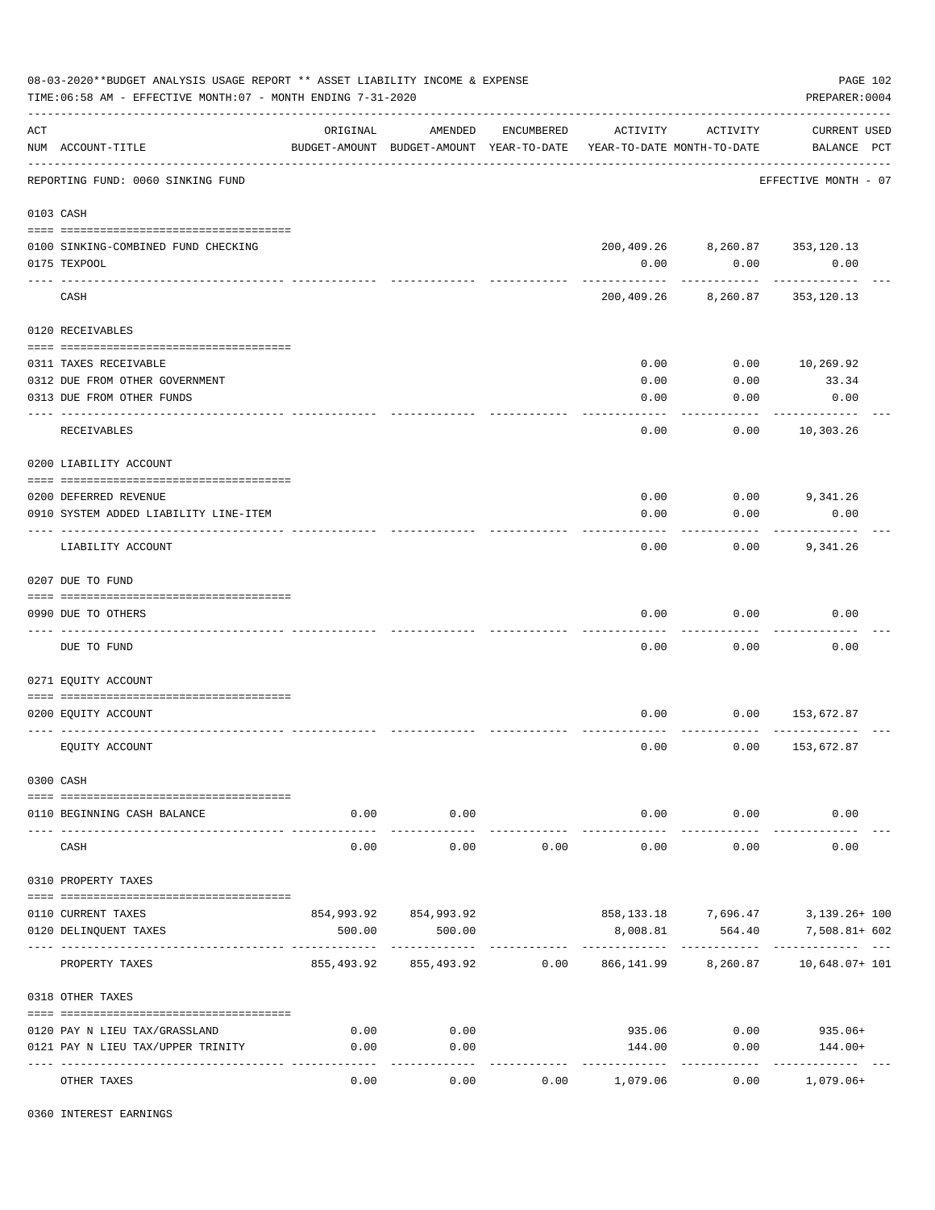08-03-2020**BUDGET ANALYSIS USAGE REPORT ** ASSET LIABILITY INCOME & EXPENSE

TIME:06:58 AM - EFFECTIVE MONTH:07 - MONTH ENDING 7-31-2020

PREPARER:0004

REPORTING FUND: 0060 SINKING FUND — EFFECTIVE MONTH - 07

| ACT NUM | ACCOUNT-TITLE | ORIGINAL BUDGET-AMOUNT | AMENDED BUDGET-AMOUNT | ENCUMBERED YEAR-TO-DATE | ACTIVITY YEAR-TO-DATE | ACTIVITY MONTH-TO-DATE | CURRENT BALANCE | USED PCT |
|---|---|---|---|---|---|---|---|---|
| 0103 | CASH | | | | | | | |
| 0100 | SINKING-COMBINED FUND CHECKING | | | | 200,409.26 | 8,260.87 | 353,120.13 | |
| 0175 | TEXPOOL | | | | 0.00 | 0.00 | 0.00 | |
| | CASH | | | | 200,409.26 | 8,260.87 | 353,120.13 | |
| 0120 | RECEIVABLES | | | | | | | |
| 0311 | TAXES RECEIVABLE | | | | 0.00 | 0.00 | 10,269.92 | |
| 0312 | DUE FROM OTHER GOVERNMENT | | | | 0.00 | 0.00 | 33.34 | |
| 0313 | DUE FROM OTHER FUNDS | | | | 0.00 | 0.00 | 0.00 | |
| | RECEIVABLES | | | | 0.00 | 0.00 | 10,303.26 | |
| 0200 | LIABILITY ACCOUNT | | | | | | | |
| 0200 | DEFERRED REVENUE | | | | 0.00 | 0.00 | 9,341.26 | |
| 0910 | SYSTEM ADDED LIABILITY LINE-ITEM | | | | 0.00 | 0.00 | 0.00 | |
| | LIABILITY ACCOUNT | | | | 0.00 | 0.00 | 9,341.26 | |
| 0207 | DUE TO FUND | | | | | | | |
| 0990 | DUE TO OTHERS | | | | 0.00 | 0.00 | 0.00 | |
| | DUE TO FUND | | | | 0.00 | 0.00 | 0.00 | |
| 0271 | EQUITY ACCOUNT | | | | | | | |
| 0200 | EQUITY ACCOUNT | | | | 0.00 | 0.00 | 153,672.87 | |
| | EQUITY ACCOUNT | | | | 0.00 | 0.00 | 153,672.87 | |
| 0300 | CASH | | | | | | | |
| 0110 | BEGINNING CASH BALANCE | 0.00 | 0.00 | | 0.00 | 0.00 | 0.00 | |
| | CASH | 0.00 | 0.00 | 0.00 | 0.00 | 0.00 | 0.00 | |
| 0310 | PROPERTY TAXES | | | | | | | |
| 0110 | CURRENT TAXES | 854,993.92 | 854,993.92 | | 858,133.18 | 7,696.47 | 3,139.26+ | 100 |
| 0120 | DELINQUENT TAXES | 500.00 | 500.00 | | 8,008.81 | 564.40 | 7,508.81+ | 602 |
| | PROPERTY TAXES | 855,493.92 | 855,493.92 | 0.00 | 866,141.99 | 8,260.87 | 10,648.07+ | 101 |
| 0318 | OTHER TAXES | | | | | | | |
| 0120 | PAY N LIEU TAX/GRASSLAND | 0.00 | 0.00 | | 935.06 | 0.00 | 935.06+ | |
| 0121 | PAY N LIEU TAX/UPPER TRINITY | 0.00 | 0.00 | | 144.00 | 0.00 | 144.00+ | |
| | OTHER TAXES | 0.00 | 0.00 | 0.00 | 1,079.06 | 0.00 | 1,079.06+ | |
| 0360 | INTEREST EARNINGS | | | | | | | |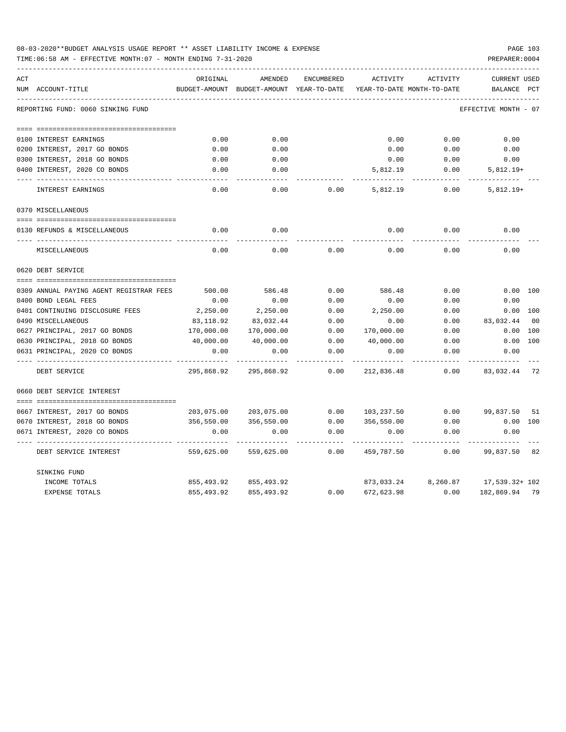08-03-2020**BUDGET ANALYSIS USAGE REPORT ** ASSET LIABILITY INCOME & EXPENSE

TIME:06:58 AM - EFFECTIVE MONTH:07 - MONTH ENDING 7-31-2020

PREPARER:0004

| ACT NUM | ACCOUNT-TITLE | ORIGINAL BUDGET-AMOUNT | AMENDED BUDGET-AMOUNT | ENCUMBERED YEAR-TO-DATE | ACTIVITY YEAR-TO-DATE | ACTIVITY MONTH-TO-DATE | CURRENT BALANCE | USED PCT |
|---|---|---|---|---|---|---|---|---|
| REPORTING FUND: 0060 SINKING FUND | | | | | | | EFFECTIVE MONTH - 07 | |
| 0100 | INTEREST EARNINGS | 0.00 | 0.00 | | 0.00 | 0.00 | 0.00 | |
| 0200 | INTEREST, 2017 GO BONDS | 0.00 | 0.00 | | 0.00 | 0.00 | 0.00 | |
| 0300 | INTEREST, 2018 GO BONDS | 0.00 | 0.00 | | 0.00 | 0.00 | 0.00 | |
| 0400 | INTEREST, 2020 CO BONDS | 0.00 | 0.00 | | 5,812.19 | 0.00 | 5,812.19+ | |
| | INTEREST EARNINGS | 0.00 | 0.00 | 0.00 | 5,812.19 | 0.00 | 5,812.19+ | |
| | 0370 MISCELLANEOUS | | | | | | | |
| 0130 | REFUNDS & MISCELLANEOUS | 0.00 | 0.00 | | 0.00 | 0.00 | 0.00 | |
| | MISCELLANEOUS | 0.00 | 0.00 | 0.00 | 0.00 | 0.00 | 0.00 | |
| | 0620 DEBT SERVICE | | | | | | | |
| 0309 | ANNUAL PAYING AGENT REGISTRAR FEES | 500.00 | 586.48 | 0.00 | 586.48 | 0.00 | 0.00 | 100 |
| 0400 | BOND LEGAL FEES | 0.00 | 0.00 | 0.00 | 0.00 | 0.00 | 0.00 | |
| 0401 | CONTINUING DISCLOSURE FEES | 2,250.00 | 2,250.00 | 0.00 | 2,250.00 | 0.00 | 0.00 | 100 |
| 0490 | MISCELLANEOUS | 83,118.92 | 83,032.44 | 0.00 | 0.00 | 0.00 | 83,032.44 | 00 |
| 0627 | PRINCIPAL, 2017 GO BONDS | 170,000.00 | 170,000.00 | 0.00 | 170,000.00 | 0.00 | 0.00 | 100 |
| 0630 | PRINCIPAL, 2018 GO BONDS | 40,000.00 | 40,000.00 | 0.00 | 40,000.00 | 0.00 | 0.00 | 100 |
| 0631 | PRINCIPAL, 2020 CO BONDS | 0.00 | 0.00 | 0.00 | 0.00 | 0.00 | 0.00 | |
| | DEBT SERVICE | 295,868.92 | 295,868.92 | 0.00 | 212,836.48 | 0.00 | 83,032.44 | 72 |
| | 0660 DEBT SERVICE INTEREST | | | | | | | |
| 0667 | INTEREST, 2017 GO BONDS | 203,075.00 | 203,075.00 | 0.00 | 103,237.50 | 0.00 | 99,837.50 | 51 |
| 0670 | INTEREST, 2018 GO BONDS | 356,550.00 | 356,550.00 | 0.00 | 356,550.00 | 0.00 | 0.00 | 100 |
| 0671 | INTEREST, 2020 CO BONDS | 0.00 | 0.00 | 0.00 | 0.00 | 0.00 | 0.00 | |
| | DEBT SERVICE INTEREST | 559,625.00 | 559,625.00 | 0.00 | 459,787.50 | 0.00 | 99,837.50 | 82 |
| | SINKING FUND | | | | | | | |
| | INCOME TOTALS | 855,493.92 | 855,493.92 | | 873,033.24 | 8,260.87 | 17,539.32+ | 102 |
| | EXPENSE TOTALS | 855,493.92 | 855,493.92 | 0.00 | 672,623.98 | 0.00 | 182,869.94 | 79 |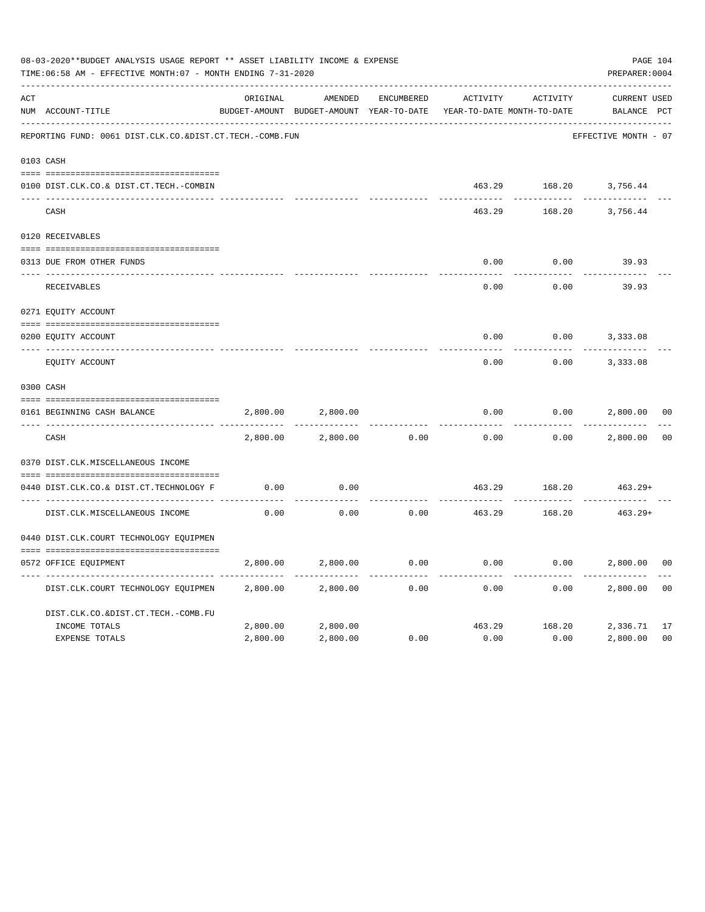08-03-2020**BUDGET ANALYSIS USAGE REPORT ** ASSET LIABILITY INCOME & EXPENSE

TIME:06:58 AM - EFFECTIVE MONTH:07 - MONTH ENDING 7-31-2020

PREPARER:0004

REPORTING FUND: 0061 DIST.CLK.CO.&DIST.CT.TECH.-COMB.FUN — EFFECTIVE MONTH - 07

| ACT NUM | ACCOUNT-TITLE | ORIGINAL BUDGET-AMOUNT | AMENDED BUDGET-AMOUNT | ENCUMBERED YEAR-TO-DATE | ACTIVITY YEAR-TO-DATE | ACTIVITY MONTH-TO-DATE | CURRENT BALANCE | USED PCT |
|---|---|---|---|---|---|---|---|---|
| 0103 | CASH | | | | | | | |
| 0100 | DIST.CLK.CO.& DIST.CT.TECH.-COMBIN | | | | 463.29 | 168.20 | 3,756.44 | |
| | CASH | | | | 463.29 | 168.20 | 3,756.44 | |
| 0120 | RECEIVABLES | | | | | | | |
| 0313 | DUE FROM OTHER FUNDS | | | | 0.00 | 0.00 | 39.93 | |
| | RECEIVABLES | | | | 0.00 | 0.00 | 39.93 | |
| 0271 | EQUITY ACCOUNT | | | | | | | |
| 0200 | EQUITY ACCOUNT | | | | 0.00 | 0.00 | 3,333.08 | |
| | EQUITY ACCOUNT | | | | 0.00 | 0.00 | 3,333.08 | |
| 0300 | CASH | | | | | | | |
| 0161 | BEGINNING CASH BALANCE | 2,800.00 | 2,800.00 | | 0.00 | 0.00 | 2,800.00 | 00 |
| | CASH | 2,800.00 | 2,800.00 | 0.00 | 0.00 | 0.00 | 2,800.00 | 00 |
| 0370 | DIST.CLK.MISCELLANEOUS INCOME | | | | | | | |
| 0440 | DIST.CLK.CO.& DIST.CT.TECHNOLOGY F | 0.00 | 0.00 | | 463.29 | 168.20 | 463.29+ | |
| | DIST.CLK.MISCELLANEOUS INCOME | 0.00 | 0.00 | 0.00 | 463.29 | 168.20 | 463.29+ | |
| 0440 | DIST.CLK.COURT TECHNOLOGY EQUIPMEN | | | | | | | |
| 0572 | OFFICE EQUIPMENT | 2,800.00 | 2,800.00 | 0.00 | 0.00 | 0.00 | 2,800.00 | 00 |
| | DIST.CLK.COURT TECHNOLOGY EQUIPMEN | 2,800.00 | 2,800.00 | 0.00 | 0.00 | 0.00 | 2,800.00 | 00 |
| | DIST.CLK.CO.&DIST.CT.TECH.-COMB.FU | | | | | | | |
| | INCOME TOTALS | 2,800.00 | 2,800.00 | | 463.29 | 168.20 | 2,336.71 | 17 |
| | EXPENSE TOTALS | 2,800.00 | 2,800.00 | 0.00 | 0.00 | 0.00 | 2,800.00 | 00 |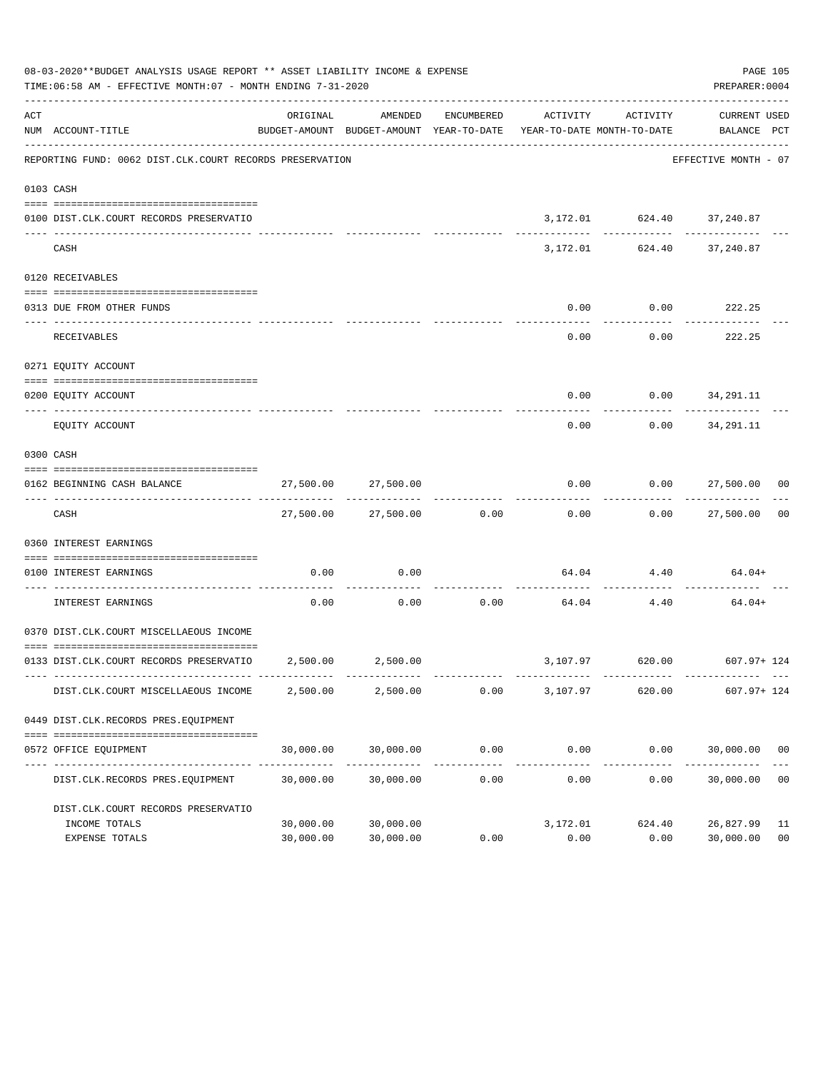08-03-2020**BUDGET ANALYSIS USAGE REPORT ** ASSET LIABILITY INCOME & EXPENSE

TIME:06:58 AM - EFFECTIVE MONTH:07 - MONTH ENDING 7-31-2020

PREPARER:0004

REPORTING FUND: 0062 DIST.CLK.COURT RECORDS PRESERVATION — EFFECTIVE MONTH - 07

| ACT NUM | ACCOUNT-TITLE | ORIGINAL BUDGET-AMOUNT | AMENDED BUDGET-AMOUNT | ENCUMBERED YEAR-TO-DATE | ACTIVITY YEAR-TO-DATE | ACTIVITY MONTH-TO-DATE | CURRENT BALANCE | USED PCT |
|---|---|---|---|---|---|---|---|---|
| 0103 | CASH | | | | | | | |
| 0100 | DIST.CLK.COURT RECORDS PRESERVATIO | | | | 3,172.01 | 624.40 | 37,240.87 | |
| | CASH | | | | 3,172.01 | 624.40 | 37,240.87 | |
| 0120 | RECEIVABLES | | | | | | | |
| 0313 | DUE FROM OTHER FUNDS | | | | 0.00 | 0.00 | 222.25 | |
| | RECEIVABLES | | | | 0.00 | 0.00 | 222.25 | |
| 0271 | EQUITY ACCOUNT | | | | | | | |
| 0200 | EQUITY ACCOUNT | | | | 0.00 | 0.00 | 34,291.11 | |
| | EQUITY ACCOUNT | | | | 0.00 | 0.00 | 34,291.11 | |
| 0300 | CASH | | | | | | | |
| 0162 | BEGINNING CASH BALANCE | 27,500.00 | 27,500.00 | | 0.00 | 0.00 | 27,500.00 | 00 |
| | CASH | 27,500.00 | 27,500.00 | 0.00 | 0.00 | 0.00 | 27,500.00 | 00 |
| 0360 | INTEREST EARNINGS | | | | | | | |
| 0100 | INTEREST EARNINGS | 0.00 | 0.00 | | 64.04 | 4.40 | 64.04+ | |
| | INTEREST EARNINGS | 0.00 | 0.00 | 0.00 | 64.04 | 4.40 | 64.04+ | |
| 0370 | DIST.CLK.COURT MISCELLAEOUS INCOME | | | | | | | |
| 0133 | DIST.CLK.COURT RECORDS PRESERVATIO | 2,500.00 | 2,500.00 | | 3,107.97 | 620.00 | 607.97+ | 124 |
| | DIST.CLK.COURT MISCELLAEOUS INCOME | 2,500.00 | 2,500.00 | 0.00 | 3,107.97 | 620.00 | 607.97+ | 124 |
| 0449 | DIST.CLK.RECORDS PRES.EQUIPMENT | | | | | | | |
| 0572 | OFFICE EQUIPMENT | 30,000.00 | 30,000.00 | 0.00 | 0.00 | 0.00 | 30,000.00 | 00 |
| | DIST.CLK.RECORDS PRES.EQUIPMENT | 30,000.00 | 30,000.00 | 0.00 | 0.00 | 0.00 | 30,000.00 | 00 |
| | DIST.CLK.COURT RECORDS PRESERVATIO | | | | | | | |
| | INCOME TOTALS | 30,000.00 | 30,000.00 | | 3,172.01 | 624.40 | 26,827.99 | 11 |
| | EXPENSE TOTALS | 30,000.00 | 30,000.00 | 0.00 | 0.00 | 0.00 | 30,000.00 | 00 |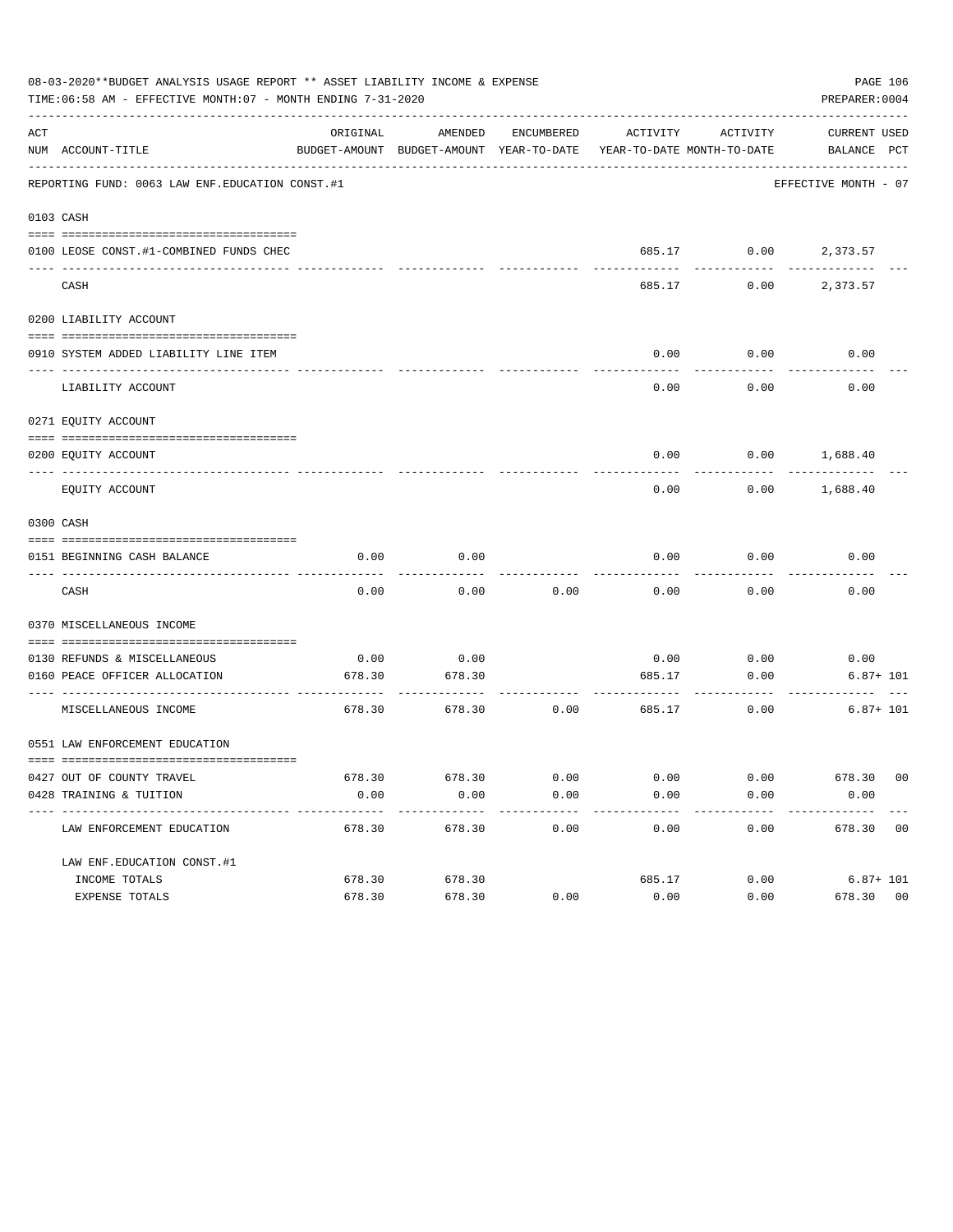08-03-2020**BUDGET ANALYSIS USAGE REPORT ** ASSET LIABILITY INCOME & EXPENSE

TIME:06:58 AM - EFFECTIVE MONTH:07 - MONTH ENDING 7-31-2020

PREPARER:0004

| ACT NUM | ACCOUNT-TITLE | ORIGINAL BUDGET-AMOUNT | AMENDED BUDGET-AMOUNT | ENCUMBERED YEAR-TO-DATE | ACTIVITY YEAR-TO-DATE | ACTIVITY MONTH-TO-DATE | CURRENT BALANCE | USED PCT |
|---|---|---|---|---|---|---|---|---|
| | REPORTING FUND: 0063 LAW ENF.EDUCATION CONST.#1 | | | | | | EFFECTIVE MONTH - 07 | |
| 0103 | CASH | | | | | | | |
| 0100 | LEOSE CONST.#1-COMBINED FUNDS CHEC | | | | 685.17 | 0.00 | 2,373.57 | |
| | CASH | | | | 685.17 | 0.00 | 2,373.57 | |
| 0200 | LIABILITY ACCOUNT | | | | | | | |
| 0910 | SYSTEM ADDED LIABILITY LINE ITEM | | | | 0.00 | 0.00 | 0.00 | |
| | LIABILITY ACCOUNT | | | | 0.00 | 0.00 | 0.00 | |
| 0271 | EQUITY ACCOUNT | | | | | | | |
| 0200 | EQUITY ACCOUNT | | | | 0.00 | 0.00 | 1,688.40 | |
| | EQUITY ACCOUNT | | | | 0.00 | 0.00 | 1,688.40 | |
| 0300 | CASH | | | | | | | |
| 0151 | BEGINNING CASH BALANCE | 0.00 | 0.00 | | 0.00 | 0.00 | 0.00 | |
| | CASH | 0.00 | 0.00 | 0.00 | 0.00 | 0.00 | 0.00 | |
| 0370 | MISCELLANEOUS INCOME | | | | | | | |
| 0130 | REFUNDS & MISCELLANEOUS | 0.00 | 0.00 | | 0.00 | 0.00 | 0.00 | |
| 0160 | PEACE OFFICER ALLOCATION | 678.30 | 678.30 | | 685.17 | 0.00 | 6.87+ | 101 |
| | MISCELLANEOUS INCOME | 678.30 | 678.30 | 0.00 | 685.17 | 0.00 | 6.87+ | 101 |
| 0551 | LAW ENFORCEMENT EDUCATION | | | | | | | |
| 0427 | OUT OF COUNTY TRAVEL | 678.30 | 678.30 | 0.00 | 0.00 | 0.00 | 678.30 | 00 |
| 0428 | TRAINING & TUITION | 0.00 | 0.00 | 0.00 | 0.00 | 0.00 | 0.00 | |
| | LAW ENFORCEMENT EDUCATION | 678.30 | 678.30 | 0.00 | 0.00 | 0.00 | 678.30 | 00 |
| | LAW ENF.EDUCATION CONST.#1 | | | | | | | |
| | INCOME TOTALS | 678.30 | 678.30 | | 685.17 | 0.00 | 6.87+ | 101 |
| | EXPENSE TOTALS | 678.30 | 678.30 | 0.00 | 0.00 | 0.00 | 678.30 | 00 |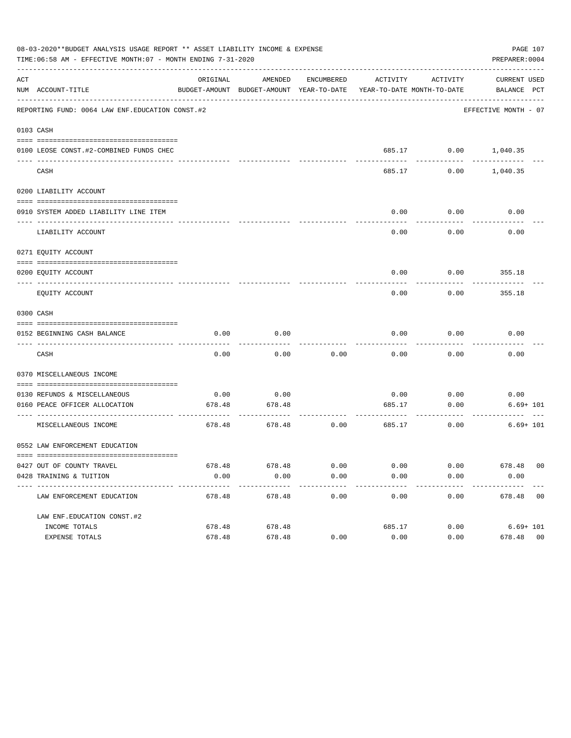08-03-2020**BUDGET ANALYSIS USAGE REPORT ** ASSET LIABILITY INCOME & EXPENSE

TIME:06:58 AM - EFFECTIVE MONTH:07 - MONTH ENDING 7-31-2020

PREPARER:0004

| ACT NUM | ACCOUNT-TITLE | ORIGINAL BUDGET-AMOUNT | AMENDED BUDGET-AMOUNT | ENCUMBERED YEAR-TO-DATE | ACTIVITY YEAR-TO-DATE | ACTIVITY MONTH-TO-DATE | CURRENT BALANCE | USED PCT |
|---|---|---|---|---|---|---|---|---|
| | REPORTING FUND: 0064 LAW ENF.EDUCATION CONST.#2 | | | | | | EFFECTIVE MONTH - 07 | |
| 0103 | CASH | | | | | | | |
| 0100 | LEOSE CONST.#2-COMBINED FUNDS CHEC | | | | 685.17 | 0.00 | 1,040.35 | |
| | CASH | | | | 685.17 | 0.00 | 1,040.35 | |
| 0200 | LIABILITY ACCOUNT | | | | | | | |
| 0910 | SYSTEM ADDED LIABILITY LINE ITEM | | | | 0.00 | 0.00 | 0.00 | |
| | LIABILITY ACCOUNT | | | | 0.00 | 0.00 | 0.00 | |
| 0271 | EQUITY ACCOUNT | | | | | | | |
| 0200 | EQUITY ACCOUNT | | | | 0.00 | 0.00 | 355.18 | |
| | EQUITY ACCOUNT | | | | 0.00 | 0.00 | 355.18 | |
| 0300 | CASH | | | | | | | |
| 0152 | BEGINNING CASH BALANCE | 0.00 | 0.00 | | 0.00 | 0.00 | 0.00 | |
| | CASH | 0.00 | 0.00 | 0.00 | 0.00 | 0.00 | 0.00 | |
| 0370 | MISCELLANEOUS INCOME | | | | | | | |
| 0130 | REFUNDS & MISCELLANEOUS | 0.00 | 0.00 | | 0.00 | 0.00 | 0.00 | |
| 0160 | PEACE OFFICER ALLOCATION | 678.48 | 678.48 | | 685.17 | 0.00 | 6.69+ | 101 |
| | MISCELLANEOUS INCOME | 678.48 | 678.48 | 0.00 | 685.17 | 0.00 | 6.69+ | 101 |
| 0552 | LAW ENFORCEMENT EDUCATION | | | | | | | |
| 0427 | OUT OF COUNTY TRAVEL | 678.48 | 678.48 | 0.00 | 0.00 | 0.00 | 678.48 | 00 |
| 0428 | TRAINING & TUITION | 0.00 | 0.00 | 0.00 | 0.00 | 0.00 | 0.00 | |
| | LAW ENFORCEMENT EDUCATION | 678.48 | 678.48 | 0.00 | 0.00 | 0.00 | 678.48 | 00 |
| | LAW ENF.EDUCATION CONST.#2 | | | | | | | |
| | INCOME TOTALS | 678.48 | 678.48 | | 685.17 | 0.00 | 6.69+ | 101 |
| | EXPENSE TOTALS | 678.48 | 678.48 | 0.00 | 0.00 | 0.00 | 678.48 | 00 |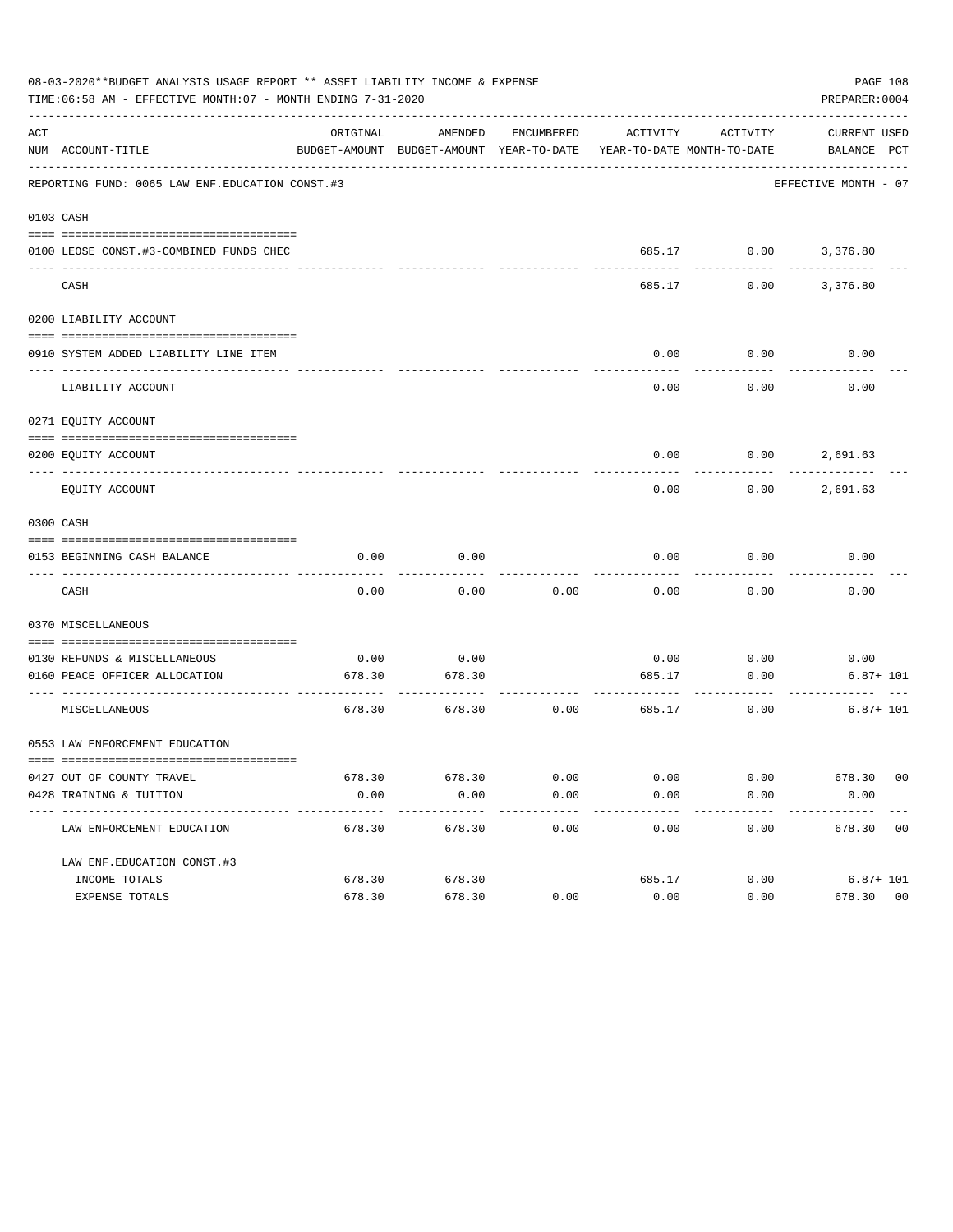08-03-2020**BUDGET ANALYSIS USAGE REPORT ** ASSET LIABILITY INCOME & EXPENSE

TIME:06:58 AM - EFFECTIVE MONTH:07 - MONTH ENDING 7-31-2020

PREPARER:0004

| ACT NUM | ACCOUNT-TITLE | ORIGINAL BUDGET-AMOUNT | AMENDED BUDGET-AMOUNT | ENCUMBERED YEAR-TO-DATE | ACTIVITY YEAR-TO-DATE | ACTIVITY MONTH-TO-DATE | CURRENT BALANCE | USED PCT |
|---|---|---|---|---|---|---|---|---|
| | REPORTING FUND: 0065 LAW ENF.EDUCATION CONST.#3 | | | | | | EFFECTIVE MONTH - 07 | |
| 0103 | CASH | | | | | | | |
| 0100 | LEOSE CONST.#3-COMBINED FUNDS CHEC | | | | 685.17 | 0.00 | 3,376.80 | |
| | CASH | | | | 685.17 | 0.00 | 3,376.80 | |
| 0200 | LIABILITY ACCOUNT | | | | | | | |
| 0910 | SYSTEM ADDED LIABILITY LINE ITEM | | | | 0.00 | 0.00 | 0.00 | |
| | LIABILITY ACCOUNT | | | | 0.00 | 0.00 | 0.00 | |
| 0271 | EQUITY ACCOUNT | | | | | | | |
| 0200 | EQUITY ACCOUNT | | | | 0.00 | 0.00 | 2,691.63 | |
| | EQUITY ACCOUNT | | | | 0.00 | 0.00 | 2,691.63 | |
| 0300 | CASH | | | | | | | |
| 0153 | BEGINNING CASH BALANCE | 0.00 | 0.00 | | 0.00 | 0.00 | 0.00 | |
| | CASH | 0.00 | 0.00 | 0.00 | 0.00 | 0.00 | 0.00 | |
| 0370 | MISCELLANEOUS | | | | | | | |
| 0130 | REFUNDS & MISCELLANEOUS | 0.00 | 0.00 | | 0.00 | 0.00 | 0.00 | |
| 0160 | PEACE OFFICER ALLOCATION | 678.30 | 678.30 | | 685.17 | 0.00 | 6.87+ | 101 |
| | MISCELLANEOUS | 678.30 | 678.30 | 0.00 | 685.17 | 0.00 | 6.87+ | 101 |
| 0553 | LAW ENFORCEMENT EDUCATION | | | | | | | |
| 0427 | OUT OF COUNTY TRAVEL | 678.30 | 678.30 | 0.00 | 0.00 | 0.00 | 678.30 | 00 |
| 0428 | TRAINING & TUITION | 0.00 | 0.00 | 0.00 | 0.00 | 0.00 | 0.00 | |
| | LAW ENFORCEMENT EDUCATION | 678.30 | 678.30 | 0.00 | 0.00 | 0.00 | 678.30 | 00 |
| | LAW ENF.EDUCATION CONST.#3 | | | | | | | |
| | INCOME TOTALS | 678.30 | 678.30 | | 685.17 | 0.00 | 6.87+ | 101 |
| | EXPENSE TOTALS | 678.30 | 678.30 | 0.00 | 0.00 | 0.00 | 678.30 | 00 |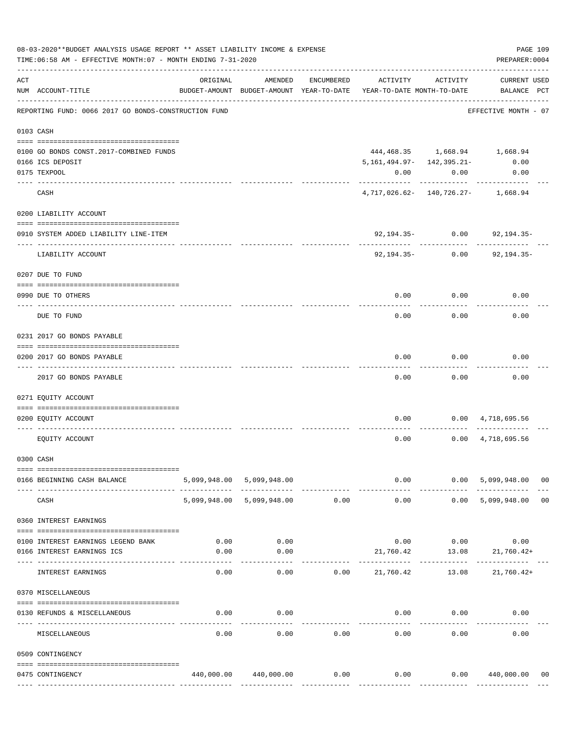08-03-2020**BUDGET ANALYSIS USAGE REPORT ** ASSET LIABILITY INCOME & EXPENSE

TIME:06:58 AM - EFFECTIVE MONTH:07 - MONTH ENDING 7-31-2020

PREPARER:0004

| ACT NUM | ACCOUNT-TITLE | ORIGINAL BUDGET-AMOUNT | AMENDED BUDGET-AMOUNT | ENCUMBERED YEAR-TO-DATE | ACTIVITY YEAR-TO-DATE | ACTIVITY MONTH-TO-DATE | CURRENT BALANCE | USED PCT |
|---|---|---|---|---|---|---|---|---|
| | REPORTING FUND: 0066 2017 GO BONDS-CONSTRUCTION FUND | | | | | | EFFECTIVE MONTH - 07 | |
| 0103 | CASH | | | | | | | |
| 0100 | GO BONDS CONST.2017-COMBINED FUNDS | | | | 444,468.35 | 1,668.94 | 1,668.94 | |
| 0166 | ICS DEPOSIT | | | | 5,161,494.97- | 142,395.21- | 0.00 | |
| 0175 | TEXPOOL | | | | 0.00 | 0.00 | 0.00 | |
| | CASH | | | | 4,717,026.62- | 140,726.27- | 1,668.94 | |
| 0200 | LIABILITY ACCOUNT | | | | | | | |
| 0910 | SYSTEM ADDED LIABILITY LINE-ITEM | | | | 92,194.35- | 0.00 | 92,194.35- | |
| | LIABILITY ACCOUNT | | | | 92,194.35- | 0.00 | 92,194.35- | |
| 0207 | DUE TO FUND | | | | | | | |
| 0990 | DUE TO OTHERS | | | | 0.00 | 0.00 | 0.00 | |
| | DUE TO FUND | | | | 0.00 | 0.00 | 0.00 | |
| 0231 | 2017 GO BONDS PAYABLE | | | | | | | |
| 0200 | 2017 GO BONDS PAYABLE | | | | 0.00 | 0.00 | 0.00 | |
| | 2017 GO BONDS PAYABLE | | | | 0.00 | 0.00 | 0.00 | |
| 0271 | EQUITY ACCOUNT | | | | | | | |
| 0200 | EQUITY ACCOUNT | | | | 0.00 | 0.00 | 4,718,695.56 | |
| | EQUITY ACCOUNT | | | | 0.00 | 0.00 | 4,718,695.56 | |
| 0300 | CASH | | | | | | | |
| 0166 | BEGINNING CASH BALANCE | 5,099,948.00 | 5,099,948.00 | | 0.00 | 0.00 | 5,099,948.00 | 00 |
| | CASH | 5,099,948.00 | 5,099,948.00 | 0.00 | 0.00 | 0.00 | 5,099,948.00 | 00 |
| 0360 | INTEREST EARNINGS | | | | | | | |
| 0100 | INTEREST EARNINGS LEGEND BANK | 0.00 | 0.00 | | 0.00 | 0.00 | 0.00 | |
| 0166 | INTEREST EARNINGS ICS | 0.00 | 0.00 | | 21,760.42 | 13.08 | 21,760.42+ | |
| | INTEREST EARNINGS | 0.00 | 0.00 | 0.00 | 21,760.42 | 13.08 | 21,760.42+ | |
| 0370 | MISCELLANEOUS | | | | | | | |
| 0130 | REFUNDS & MISCELLANEOUS | 0.00 | 0.00 | | 0.00 | 0.00 | 0.00 | |
| | MISCELLANEOUS | 0.00 | 0.00 | 0.00 | 0.00 | 0.00 | 0.00 | |
| 0509 | CONTINGENCY | | | | | | | |
| 0475 | CONTINGENCY | 440,000.00 | 440,000.00 | 0.00 | 0.00 | 0.00 | 440,000.00 | 00 |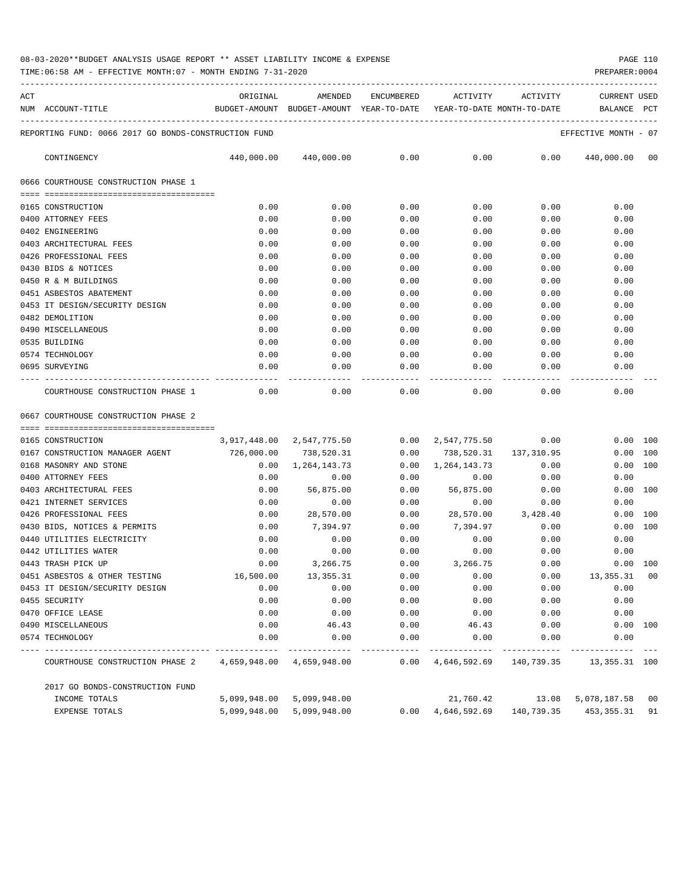08-03-2020**BUDGET ANALYSIS USAGE REPORT ** ASSET LIABILITY INCOME & EXPENSE

TIME:06:58 AM - EFFECTIVE MONTH:07 - MONTH ENDING 7-31-2020

PREPARER:0004

REPORTING FUND: 0066 2017 GO BONDS-CONSTRUCTION FUND — EFFECTIVE MONTH - 07

| ACT NUM | ACCOUNT-TITLE | ORIGINAL BUDGET-AMOUNT | AMENDED BUDGET-AMOUNT | ENCUMBERED YEAR-TO-DATE | ACTIVITY YEAR-TO-DATE | ACTIVITY MONTH-TO-DATE | CURRENT BALANCE | USED PCT |
|---|---|---|---|---|---|---|---|---|
| | CONTINGENCY | 440,000.00 | 440,000.00 | 0.00 | 0.00 | 0.00 | 440,000.00 | 00 |
| | **0666 COURTHOUSE CONSTRUCTION PHASE 1** | | | | | | | |
| 0165 | CONSTRUCTION | 0.00 | 0.00 | 0.00 | 0.00 | 0.00 | 0.00 | |
| 0400 | ATTORNEY FEES | 0.00 | 0.00 | 0.00 | 0.00 | 0.00 | 0.00 | |
| 0402 | ENGINEERING | 0.00 | 0.00 | 0.00 | 0.00 | 0.00 | 0.00 | |
| 0403 | ARCHITECTURAL FEES | 0.00 | 0.00 | 0.00 | 0.00 | 0.00 | 0.00 | |
| 0426 | PROFESSIONAL FEES | 0.00 | 0.00 | 0.00 | 0.00 | 0.00 | 0.00 | |
| 0430 | BIDS & NOTICES | 0.00 | 0.00 | 0.00 | 0.00 | 0.00 | 0.00 | |
| 0450 | R & M BUILDINGS | 0.00 | 0.00 | 0.00 | 0.00 | 0.00 | 0.00 | |
| 0451 | ASBESTOS ABATEMENT | 0.00 | 0.00 | 0.00 | 0.00 | 0.00 | 0.00 | |
| 0453 | IT DESIGN/SECURITY DESIGN | 0.00 | 0.00 | 0.00 | 0.00 | 0.00 | 0.00 | |
| 0482 | DEMOLITION | 0.00 | 0.00 | 0.00 | 0.00 | 0.00 | 0.00 | |
| 0490 | MISCELLANEOUS | 0.00 | 0.00 | 0.00 | 0.00 | 0.00 | 0.00 | |
| 0535 | BUILDING | 0.00 | 0.00 | 0.00 | 0.00 | 0.00 | 0.00 | |
| 0574 | TECHNOLOGY | 0.00 | 0.00 | 0.00 | 0.00 | 0.00 | 0.00 | |
| 0695 | SURVEYING | 0.00 | 0.00 | 0.00 | 0.00 | 0.00 | 0.00 | |
| | COURTHOUSE CONSTRUCTION PHASE 1 | 0.00 | 0.00 | 0.00 | 0.00 | 0.00 | 0.00 | |
| | **0667 COURTHOUSE CONSTRUCTION PHASE 2** | | | | | | | |
| 0165 | CONSTRUCTION | 3,917,448.00 | 2,547,775.50 | 0.00 | 2,547,775.50 | 0.00 | 0.00 | 100 |
| 0167 | CONSTRUCTION MANAGER AGENT | 726,000.00 | 738,520.31 | 0.00 | 738,520.31 | 137,310.95 | 0.00 | 100 |
| 0168 | MASONRY AND STONE | 0.00 | 1,264,143.73 | 0.00 | 1,264,143.73 | 0.00 | 0.00 | 100 |
| 0400 | ATTORNEY FEES | 0.00 | 0.00 | 0.00 | 0.00 | 0.00 | 0.00 | |
| 0403 | ARCHITECTURAL FEES | 0.00 | 56,875.00 | 0.00 | 56,875.00 | 0.00 | 0.00 | 100 |
| 0421 | INTERNET SERVICES | 0.00 | 0.00 | 0.00 | 0.00 | 0.00 | 0.00 | |
| 0426 | PROFESSIONAL FEES | 0.00 | 28,570.00 | 0.00 | 28,570.00 | 3,428.40 | 0.00 | 100 |
| 0430 | BIDS, NOTICES & PERMITS | 0.00 | 7,394.97 | 0.00 | 7,394.97 | 0.00 | 0.00 | 100 |
| 0440 | UTILITIES ELECTRICITY | 0.00 | 0.00 | 0.00 | 0.00 | 0.00 | 0.00 | |
| 0442 | UTILITIES WATER | 0.00 | 0.00 | 0.00 | 0.00 | 0.00 | 0.00 | |
| 0443 | TRASH PICK UP | 0.00 | 3,266.75 | 0.00 | 3,266.75 | 0.00 | 0.00 | 100 |
| 0451 | ASBESTOS & OTHER TESTING | 16,500.00 | 13,355.31 | 0.00 | 0.00 | 0.00 | 13,355.31 | 00 |
| 0453 | IT DESIGN/SECURITY DESIGN | 0.00 | 0.00 | 0.00 | 0.00 | 0.00 | 0.00 | |
| 0455 | SECURITY | 0.00 | 0.00 | 0.00 | 0.00 | 0.00 | 0.00 | |
| 0470 | OFFICE LEASE | 0.00 | 0.00 | 0.00 | 0.00 | 0.00 | 0.00 | |
| 0490 | MISCELLANEOUS | 0.00 | 46.43 | 0.00 | 46.43 | 0.00 | 0.00 | 100 |
| 0574 | TECHNOLOGY | 0.00 | 0.00 | 0.00 | 0.00 | 0.00 | 0.00 | |
| | COURTHOUSE CONSTRUCTION PHASE 2 | 4,659,948.00 | 4,659,948.00 | 0.00 | 4,646,592.69 | 140,739.35 | 13,355.31 | 100 |
| | **2017 GO BONDS-CONSTRUCTION FUND** | | | | | | | |
| | INCOME TOTALS | 5,099,948.00 | 5,099,948.00 | | 21,760.42 | 13.08 | 5,078,187.58 | 00 |
| | EXPENSE TOTALS | 5,099,948.00 | 5,099,948.00 | 0.00 | 4,646,592.69 | 140,739.35 | 453,355.31 | 91 |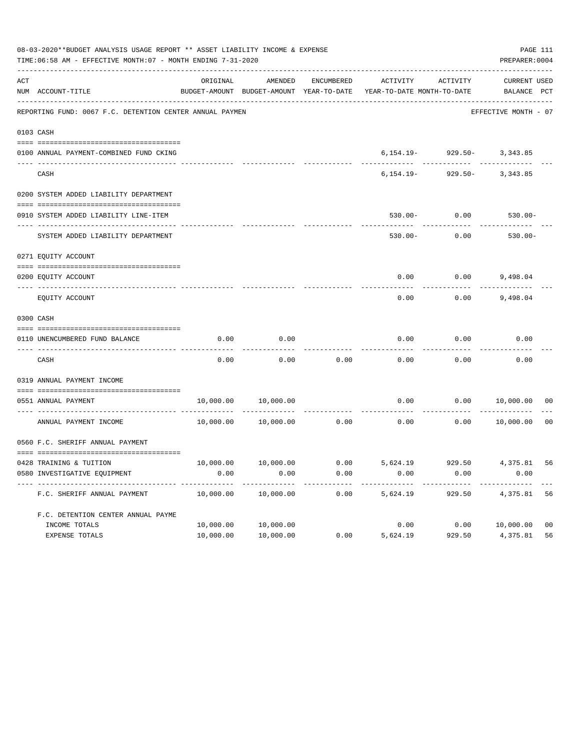08-03-2020**BUDGET ANALYSIS USAGE REPORT ** ASSET LIABILITY INCOME & EXPENSE

TIME:06:58 AM - EFFECTIVE MONTH:07 - MONTH ENDING 7-31-2020

PREPARER:0004

REPORTING FUND: 0067 F.C. DETENTION CENTER ANNUAL PAYMEN — EFFECTIVE MONTH - 07

| ACT NUM | ACCOUNT-TITLE | ORIGINAL BUDGET-AMOUNT | AMENDED BUDGET-AMOUNT | ENCUMBERED YEAR-TO-DATE | ACTIVITY YEAR-TO-DATE | ACTIVITY MONTH-TO-DATE | CURRENT BALANCE | USED PCT |
|---|---|---|---|---|---|---|---|---|
| 0103 | CASH | | | | | | | |
| 0100 | ANNUAL PAYMENT-COMBINED FUND CKING | | | | 6,154.19- | 929.50- | 3,343.85 | |
| | CASH | | | | 6,154.19- | 929.50- | 3,343.85 | |
| 0200 | SYSTEM ADDED LIABILITY DEPARTMENT | | | | | | | |
| 0910 | SYSTEM ADDED LIABILITY LINE-ITEM | | | | 530.00- | 0.00 | 530.00- | |
| | SYSTEM ADDED LIABILITY DEPARTMENT | | | | 530.00- | 0.00 | 530.00- | |
| 0271 | EQUITY ACCOUNT | | | | | | | |
| 0200 | EQUITY ACCOUNT | | | | 0.00 | 0.00 | 9,498.04 | |
| | EQUITY ACCOUNT | | | | 0.00 | 0.00 | 9,498.04 | |
| 0300 | CASH | | | | | | | |
| 0110 | UNENCUMBERED FUND BALANCE | 0.00 | 0.00 | | 0.00 | 0.00 | 0.00 | |
| | CASH | 0.00 | 0.00 | 0.00 | 0.00 | 0.00 | 0.00 | |
| 0319 | ANNUAL PAYMENT INCOME | | | | | | | |
| 0551 | ANNUAL PAYMENT | 10,000.00 | 10,000.00 | | 0.00 | 0.00 | 10,000.00 | 00 |
| | ANNUAL PAYMENT INCOME | 10,000.00 | 10,000.00 | 0.00 | 0.00 | 0.00 | 10,000.00 | 00 |
| 0560 | F.C. SHERIFF ANNUAL PAYMENT | | | | | | | |
| 0428 | TRAINING & TUITION | 10,000.00 | 10,000.00 | 0.00 | 5,624.19 | 929.50 | 4,375.81 | 56 |
| 0580 | INVESTIGATIVE EQUIPMENT | 0.00 | 0.00 | 0.00 | 0.00 | 0.00 | 0.00 | |
| | F.C. SHERIFF ANNUAL PAYMENT | 10,000.00 | 10,000.00 | 0.00 | 5,624.19 | 929.50 | 4,375.81 | 56 |
| | F.C. DETENTION CENTER ANNUAL PAYME | | | | | | | |
| | INCOME TOTALS | 10,000.00 | 10,000.00 | | 0.00 | 0.00 | 10,000.00 | 00 |
| | EXPENSE TOTALS | 10,000.00 | 10,000.00 | 0.00 | 5,624.19 | 929.50 | 4,375.81 | 56 |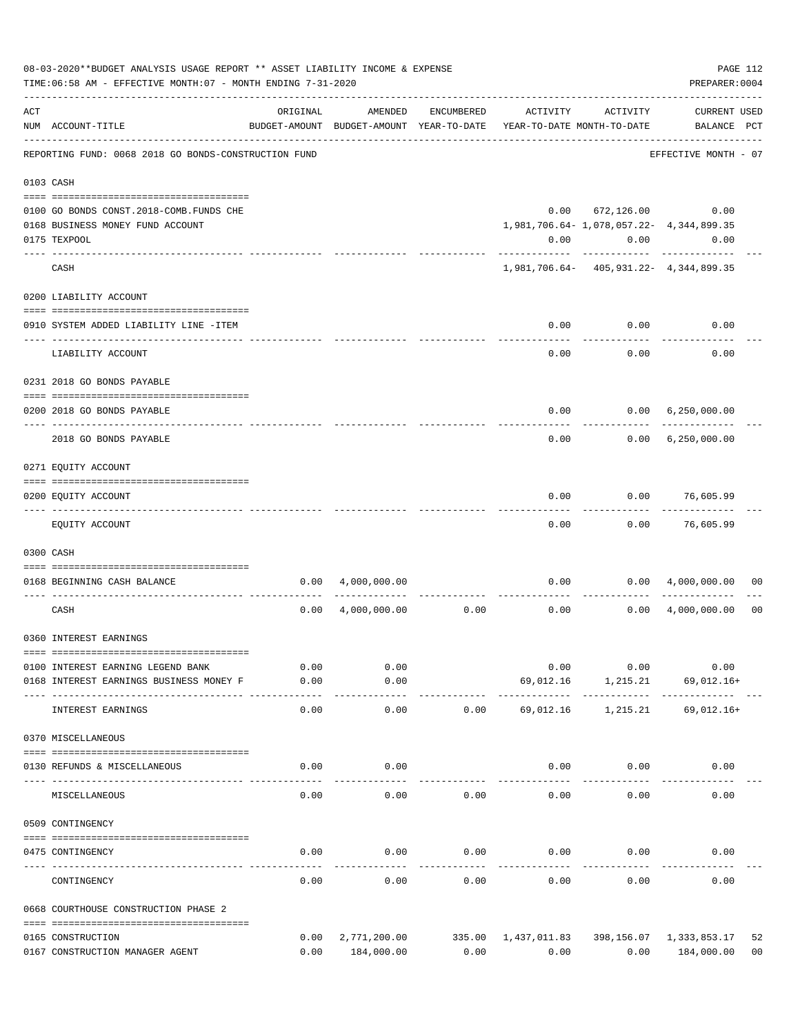08-03-2020**BUDGET ANALYSIS USAGE REPORT ** ASSET LIABILITY INCOME & EXPENSE
TIME:06:58 AM - EFFECTIVE MONTH:07 - MONTH ENDING 7-31-2020

PREPARER:0004

REPORTING FUND: 0068 2018 GO BONDS-CONSTRUCTION FUND — EFFECTIVE MONTH - 07

| ACT NUM | ACCOUNT-TITLE | ORIGINAL BUDGET-AMOUNT | AMENDED BUDGET-AMOUNT | ENCUMBERED YEAR-TO-DATE | ACTIVITY YEAR-TO-DATE | ACTIVITY MONTH-TO-DATE | CURRENT BALANCE | USED PCT |
|---|---|---|---|---|---|---|---|---|
| **0103** | **CASH** | | | | | | | |
| 0100 | GO BONDS CONST.2018-COMB.FUNDS CHE | | | | 0.00 | 672,126.00 | 0.00 | |
| 0168 | BUSINESS MONEY FUND ACCOUNT | | | | 1,981,706.64- | 1,078,057.22- | 4,344,899.35 | |
| 0175 | TEXPOOL | | | | 0.00 | 0.00 | 0.00 | |
| | CASH | | | | 1,981,706.64- | 405,931.22- | 4,344,899.35 | |
| **0200** | **LIABILITY ACCOUNT** | | | | | | | |
| 0910 | SYSTEM ADDED LIABILITY LINE -ITEM | | | | 0.00 | 0.00 | 0.00 | |
| | LIABILITY ACCOUNT | | | | 0.00 | 0.00 | 0.00 | |
| **0231** | **2018 GO BONDS PAYABLE** | | | | | | | |
| 0200 | 2018 GO BONDS PAYABLE | | | | 0.00 | 0.00 | 6,250,000.00 | |
| | 2018 GO BONDS PAYABLE | | | | 0.00 | 0.00 | 6,250,000.00 | |
| **0271** | **EQUITY ACCOUNT** | | | | | | | |
| 0200 | EQUITY ACCOUNT | | | | 0.00 | 0.00 | 76,605.99 | |
| | EQUITY ACCOUNT | | | | 0.00 | 0.00 | 76,605.99 | |
| **0300** | **CASH** | | | | | | | |
| 0168 | BEGINNING CASH BALANCE | 0.00 | 4,000,000.00 | | 0.00 | 0.00 | 4,000,000.00 | 00 |
| | CASH | 0.00 | 4,000,000.00 | 0.00 | 0.00 | 0.00 | 4,000,000.00 | 00 |
| **0360** | **INTEREST EARNINGS** | | | | | | | |
| 0100 | INTEREST EARNING LEGEND BANK | 0.00 | 0.00 | | 0.00 | 0.00 | 0.00 | |
| 0168 | INTEREST EARNINGS BUSINESS MONEY F | 0.00 | 0.00 | | 69,012.16 | 1,215.21 | 69,012.16+ | |
| | INTEREST EARNINGS | 0.00 | 0.00 | 0.00 | 69,012.16 | 1,215.21 | 69,012.16+ | |
| **0370** | **MISCELLANEOUS** | | | | | | | |
| 0130 | REFUNDS & MISCELLANEOUS | 0.00 | 0.00 | | 0.00 | 0.00 | 0.00 | |
| | MISCELLANEOUS | 0.00 | 0.00 | 0.00 | 0.00 | 0.00 | 0.00 | |
| **0509** | **CONTINGENCY** | | | | | | | |
| 0475 | CONTINGENCY | 0.00 | 0.00 | 0.00 | 0.00 | 0.00 | 0.00 | |
| | CONTINGENCY | 0.00 | 0.00 | 0.00 | 0.00 | 0.00 | 0.00 | |
| **0668** | **COURTHOUSE CONSTRUCTION PHASE 2** | | | | | | | |
| 0165 | CONSTRUCTION | 0.00 | 2,771,200.00 | 335.00 | 1,437,011.83 | 398,156.07 | 1,333,853.17 | 52 |
| 0167 | CONSTRUCTION MANAGER AGENT | 0.00 | 184,000.00 | 0.00 | 0.00 | 0.00 | 184,000.00 | 00 |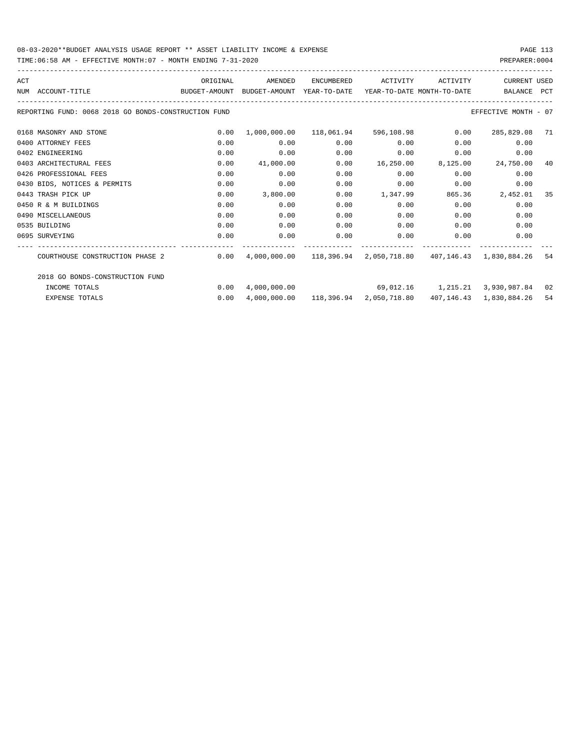08-03-2020**BUDGET ANALYSIS USAGE REPORT ** ASSET LIABILITY INCOME & EXPENSE

TIME:06:58 AM - EFFECTIVE MONTH:07 - MONTH ENDING 7-31-2020

PREPARER:0004

| ACT NUM | ACCOUNT-TITLE | ORIGINAL BUDGET-AMOUNT | AMENDED BUDGET-AMOUNT | ENCUMBERED YEAR-TO-DATE | ACTIVITY YEAR-TO-DATE | ACTIVITY MONTH-TO-DATE | CURRENT BALANCE | USED PCT |
|---|---|---|---|---|---|---|---|---|
| REPORTING FUND: 0068 2018 GO BONDS-CONSTRUCTION FUND | | | | | | | EFFECTIVE MONTH - 07 | |
| 0168 | MASONRY AND STONE | 0.00 | 1,000,000.00 | 118,061.94 | 596,108.98 | 0.00 | 285,829.08 | 71 |
| 0400 | ATTORNEY FEES | 0.00 | 0.00 | 0.00 | 0.00 | 0.00 | 0.00 | |
| 0402 | ENGINEERING | 0.00 | 0.00 | 0.00 | 0.00 | 0.00 | 0.00 | |
| 0403 | ARCHITECTURAL FEES | 0.00 | 41,000.00 | 0.00 | 16,250.00 | 8,125.00 | 24,750.00 | 40 |
| 0426 | PROFESSIONAL FEES | 0.00 | 0.00 | 0.00 | 0.00 | 0.00 | 0.00 | |
| 0430 | BIDS, NOTICES & PERMITS | 0.00 | 0.00 | 0.00 | 0.00 | 0.00 | 0.00 | |
| 0443 | TRASH PICK UP | 0.00 | 3,800.00 | 0.00 | 1,347.99 | 865.36 | 2,452.01 | 35 |
| 0450 | R & M BUILDINGS | 0.00 | 0.00 | 0.00 | 0.00 | 0.00 | 0.00 | |
| 0490 | MISCELLANEOUS | 0.00 | 0.00 | 0.00 | 0.00 | 0.00 | 0.00 | |
| 0535 | BUILDING | 0.00 | 0.00 | 0.00 | 0.00 | 0.00 | 0.00 | |
| 0695 | SURVEYING | 0.00 | 0.00 | 0.00 | 0.00 | 0.00 | 0.00 | |
| | COURTHOUSE CONSTRUCTION PHASE 2 | 0.00 | 4,000,000.00 | 118,396.94 | 2,050,718.80 | 407,146.43 | 1,830,884.26 | 54 |
| | 2018 GO BONDS-CONSTRUCTION FUND | | | | | | | |
| | INCOME TOTALS | 0.00 | 4,000,000.00 | | 69,012.16 | 1,215.21 | 3,930,987.84 | 02 |
| | EXPENSE TOTALS | 0.00 | 4,000,000.00 | 118,396.94 | 2,050,718.80 | 407,146.43 | 1,830,884.26 | 54 |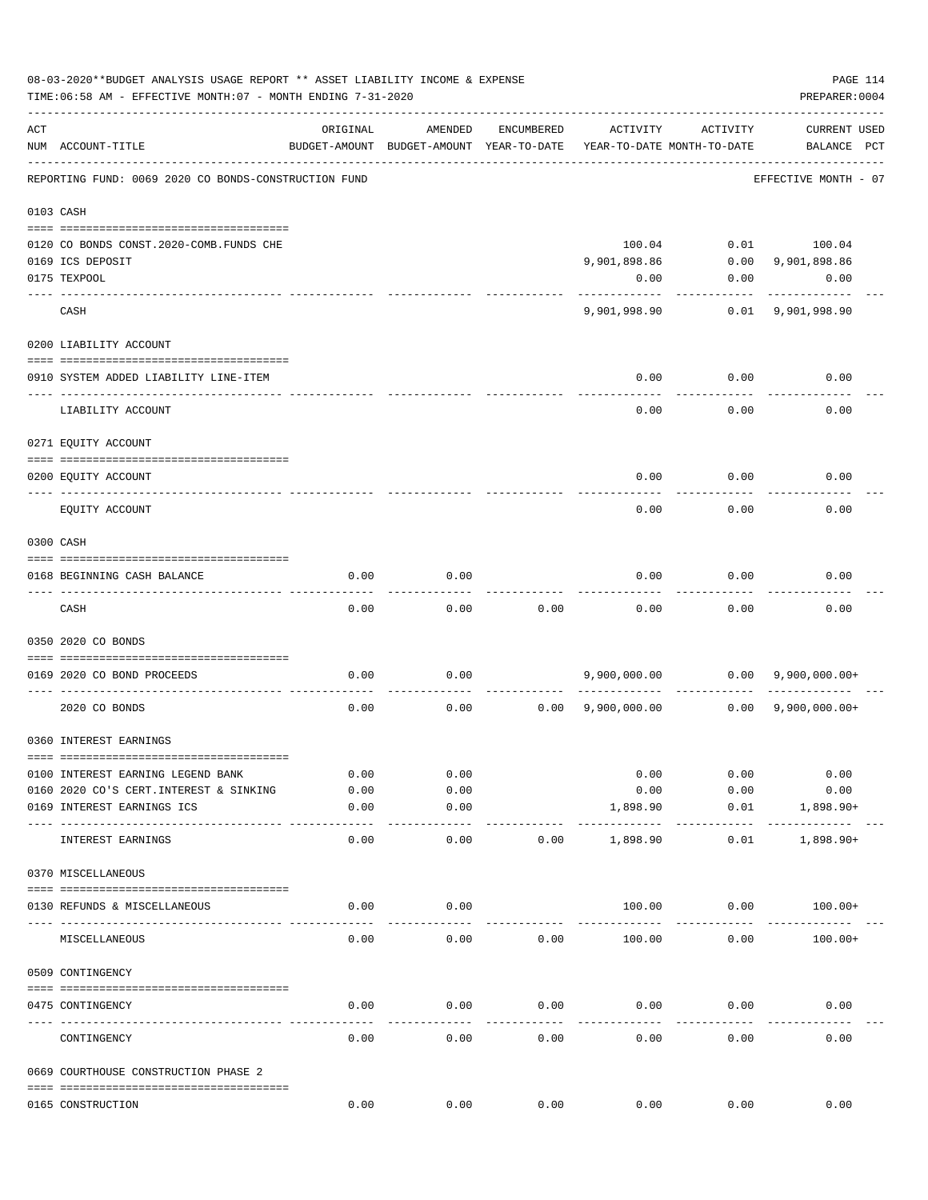08-03-2020**BUDGET ANALYSIS USAGE REPORT ** ASSET LIABILITY INCOME & EXPENSE

TIME:06:58 AM - EFFECTIVE MONTH:07 - MONTH ENDING 7-31-2020

PREPARER:0004

REPORTING FUND: 0069 2020 CO BONDS-CONSTRUCTION FUND — EFFECTIVE MONTH - 07

| ACT NUM | ACCOUNT-TITLE | ORIGINAL BUDGET-AMOUNT | AMENDED BUDGET-AMOUNT | ENCUMBERED YEAR-TO-DATE | ACTIVITY YEAR-TO-DATE | ACTIVITY MONTH-TO-DATE | CURRENT BALANCE | USED PCT |
|---|---|---|---|---|---|---|---|---|
| **0103** | **CASH** | | | | | | | |
| 0120 | CO BONDS CONST.2020-COMB.FUNDS CHE | | | | 100.04 | 0.01 | 100.04 | |
| 0169 | ICS DEPOSIT | | | | 9,901,898.86 | 0.00 | 9,901,898.86 | |
| 0175 | TEXPOOL | | | | 0.00 | 0.00 | 0.00 | |
| | CASH | | | | 9,901,998.90 | 0.01 | 9,901,998.90 | |
| **0200** | **LIABILITY ACCOUNT** | | | | | | | |
| 0910 | SYSTEM ADDED LIABILITY LINE-ITEM | | | | 0.00 | 0.00 | 0.00 | |
| | LIABILITY ACCOUNT | | | | 0.00 | 0.00 | 0.00 | |
| **0271** | **EQUITY ACCOUNT** | | | | | | | |
| 0200 | EQUITY ACCOUNT | | | | 0.00 | 0.00 | 0.00 | |
| | EQUITY ACCOUNT | | | | 0.00 | 0.00 | 0.00 | |
| **0300** | **CASH** | | | | | | | |
| 0168 | BEGINNING CASH BALANCE | 0.00 | 0.00 | | 0.00 | 0.00 | 0.00 | |
| | CASH | 0.00 | 0.00 | 0.00 | 0.00 | 0.00 | 0.00 | |
| **0350** | **2020 CO BONDS** | | | | | | | |
| 0169 | 2020 CO BOND PROCEEDS | 0.00 | 0.00 | | 9,900,000.00 | 0.00 | 9,900,000.00+ | |
| | 2020 CO BONDS | 0.00 | 0.00 | 0.00 | 9,900,000.00 | 0.00 | 9,900,000.00+ | |
| **0360** | **INTEREST EARNINGS** | | | | | | | |
| 0100 | INTEREST EARNING LEGEND BANK | 0.00 | 0.00 | | 0.00 | 0.00 | 0.00 | |
| 0160 | 2020 CO'S CERT.INTEREST & SINKING | 0.00 | 0.00 | | 0.00 | 0.00 | 0.00 | |
| 0169 | INTEREST EARNINGS ICS | 0.00 | 0.00 | | 1,898.90 | 0.01 | 1,898.90+ | |
| | INTEREST EARNINGS | 0.00 | 0.00 | 0.00 | 1,898.90 | 0.01 | 1,898.90+ | |
| **0370** | **MISCELLANEOUS** | | | | | | | |
| 0130 | REFUNDS & MISCELLANEOUS | 0.00 | 0.00 | | 100.00 | 0.00 | 100.00+ | |
| | MISCELLANEOUS | 0.00 | 0.00 | 0.00 | 100.00 | 0.00 | 100.00+ | |
| **0509** | **CONTINGENCY** | | | | | | | |
| 0475 | CONTINGENCY | 0.00 | 0.00 | 0.00 | 0.00 | 0.00 | 0.00 | |
| | CONTINGENCY | 0.00 | 0.00 | 0.00 | 0.00 | 0.00 | 0.00 | |
| **0669** | **COURTHOUSE CONSTRUCTION PHASE 2** | | | | | | | |
| 0165 | CONSTRUCTION | 0.00 | 0.00 | 0.00 | 0.00 | 0.00 | 0.00 | |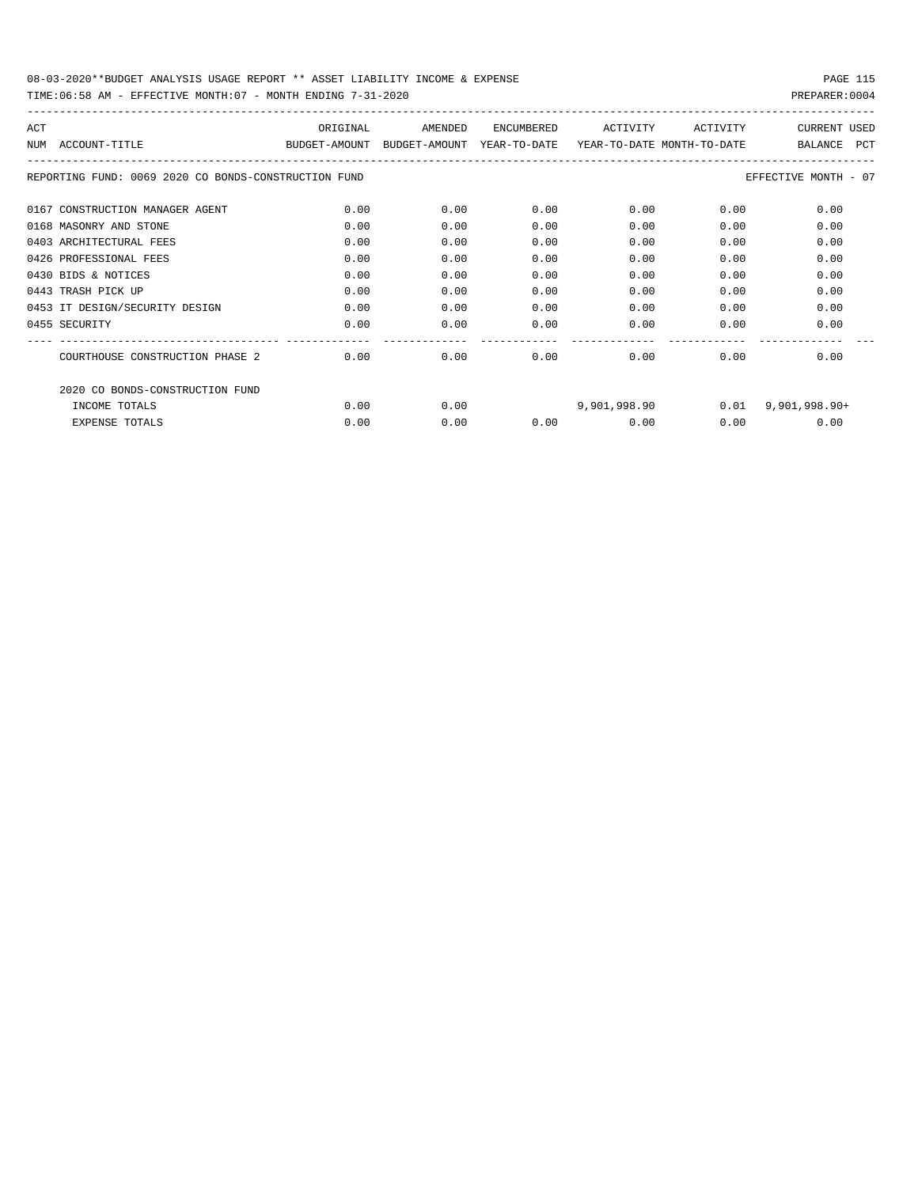08-03-2020**BUDGET ANALYSIS USAGE REPORT ** ASSET LIABILITY INCOME & EXPENSE

TIME:06:58 AM - EFFECTIVE MONTH:07 - MONTH ENDING 7-31-2020

PREPARER:0004

REPORTING FUND: 0069 2020 CO BONDS-CONSTRUCTION FUND — EFFECTIVE MONTH - 07

| ACT NUM | ACCOUNT-TITLE | ORIGINAL BUDGET-AMOUNT | AMENDED BUDGET-AMOUNT | ENCUMBERED YEAR-TO-DATE | ACTIVITY YEAR-TO-DATE | ACTIVITY MONTH-TO-DATE | CURRENT BALANCE | USED PCT |
|---|---|---|---|---|---|---|---|---|
| 0167 | CONSTRUCTION MANAGER AGENT | 0.00 | 0.00 | 0.00 | 0.00 | 0.00 | 0.00 | |
| 0168 | MASONRY AND STONE | 0.00 | 0.00 | 0.00 | 0.00 | 0.00 | 0.00 | |
| 0403 | ARCHITECTURAL FEES | 0.00 | 0.00 | 0.00 | 0.00 | 0.00 | 0.00 | |
| 0426 | PROFESSIONAL FEES | 0.00 | 0.00 | 0.00 | 0.00 | 0.00 | 0.00 | |
| 0430 | BIDS & NOTICES | 0.00 | 0.00 | 0.00 | 0.00 | 0.00 | 0.00 | |
| 0443 | TRASH PICK UP | 0.00 | 0.00 | 0.00 | 0.00 | 0.00 | 0.00 | |
| 0453 | IT DESIGN/SECURITY DESIGN | 0.00 | 0.00 | 0.00 | 0.00 | 0.00 | 0.00 | |
| 0455 | SECURITY | 0.00 | 0.00 | 0.00 | 0.00 | 0.00 | 0.00 | |
| | COURTHOUSE CONSTRUCTION PHASE 2 | 0.00 | 0.00 | 0.00 | 0.00 | 0.00 | 0.00 | |
| | 2020 CO BONDS-CONSTRUCTION FUND | | | | | | | |
| | INCOME TOTALS | 0.00 | 0.00 | | 9,901,998.90 | 0.01 | 9,901,998.90+ | |
| | EXPENSE TOTALS | 0.00 | 0.00 | 0.00 | 0.00 | 0.00 | 0.00 | |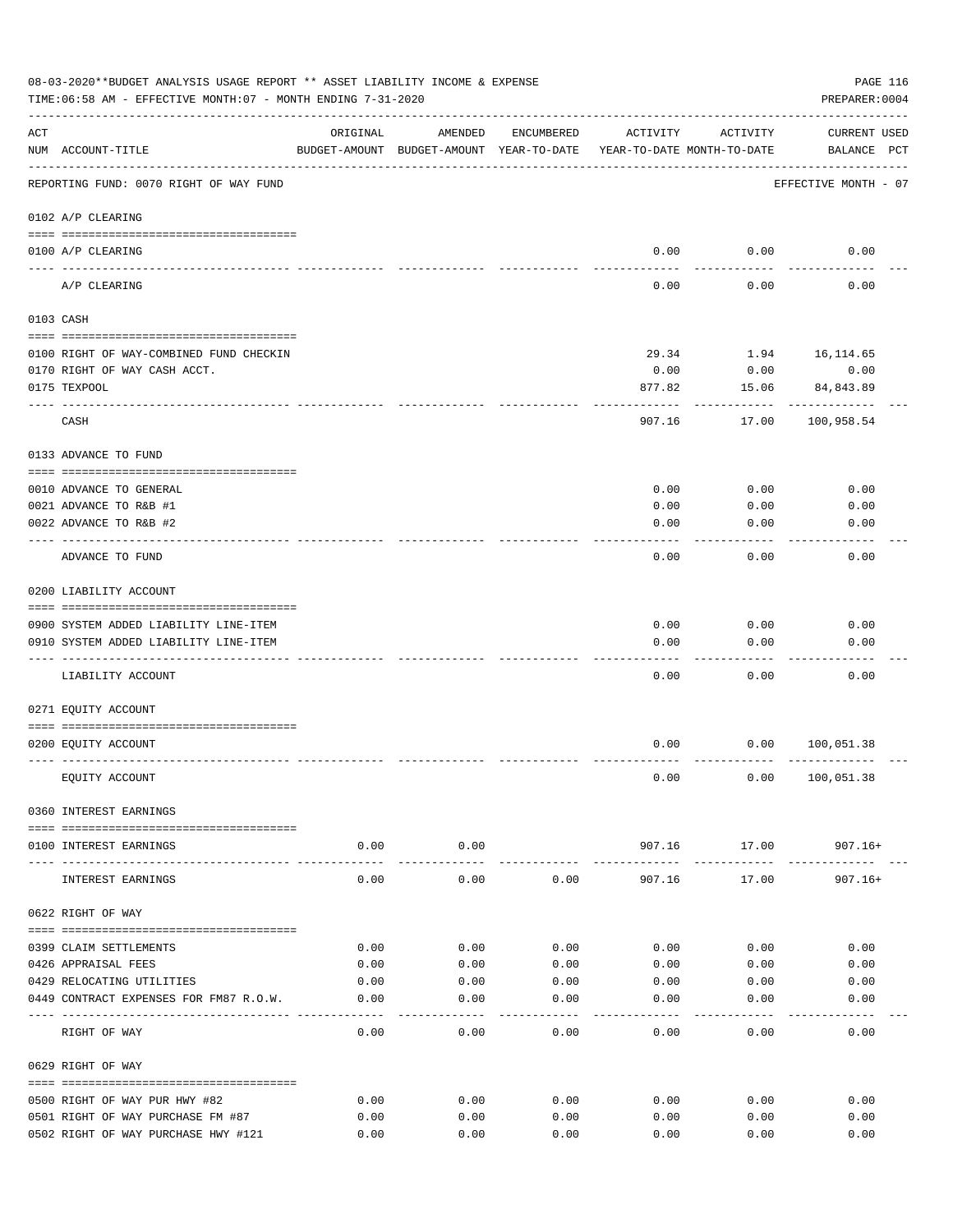08-03-2020**BUDGET ANALYSIS USAGE REPORT ** ASSET LIABILITY INCOME & EXPENSE

TIME:06:58 AM - EFFECTIVE MONTH:07 - MONTH ENDING 7-31-2020

PREPARER:0004

| ACT NUM | ACCOUNT-TITLE | ORIGINAL BUDGET-AMOUNT | AMENDED BUDGET-AMOUNT | ENCUMBERED YEAR-TO-DATE | ACTIVITY YEAR-TO-DATE | ACTIVITY MONTH-TO-DATE | CURRENT BALANCE | USED PCT |
|---|---|---|---|---|---|---|---|---|
| | REPORTING FUND: 0070 RIGHT OF WAY FUND | | | | | | EFFECTIVE MONTH - 07 | |
| | **0102 A/P CLEARING** | | | | | | | |
| 0100 | A/P CLEARING | | | | 0.00 | 0.00 | 0.00 | |
| | A/P CLEARING | | | | 0.00 | 0.00 | 0.00 | |
| | **0103 CASH** | | | | | | | |
| 0100 | RIGHT OF WAY-COMBINED FUND CHECKIN | | | | 29.34 | 1.94 | 16,114.65 | |
| 0170 | RIGHT OF WAY CASH ACCT. | | | | 0.00 | 0.00 | 0.00 | |
| 0175 | TEXPOOL | | | | 877.82 | 15.06 | 84,843.89 | |
| | CASH | | | | 907.16 | 17.00 | 100,958.54 | |
| | **0133 ADVANCE TO FUND** | | | | | | | |
| 0010 | ADVANCE TO GENERAL | | | | 0.00 | 0.00 | 0.00 | |
| 0021 | ADVANCE TO R&B #1 | | | | 0.00 | 0.00 | 0.00 | |
| 0022 | ADVANCE TO R&B #2 | | | | 0.00 | 0.00 | 0.00 | |
| | ADVANCE TO FUND | | | | 0.00 | 0.00 | 0.00 | |
| | **0200 LIABILITY ACCOUNT** | | | | | | | |
| 0900 | SYSTEM ADDED LIABILITY LINE-ITEM | | | | 0.00 | 0.00 | 0.00 | |
| 0910 | SYSTEM ADDED LIABILITY LINE-ITEM | | | | 0.00 | 0.00 | 0.00 | |
| | LIABILITY ACCOUNT | | | | 0.00 | 0.00 | 0.00 | |
| | **0271 EQUITY ACCOUNT** | | | | | | | |
| 0200 | EQUITY ACCOUNT | | | | 0.00 | 0.00 | 100,051.38 | |
| | EQUITY ACCOUNT | | | | 0.00 | 0.00 | 100,051.38 | |
| | **0360 INTEREST EARNINGS** | | | | | | | |
| 0100 | INTEREST EARNINGS | 0.00 | 0.00 | | 907.16 | 17.00 | 907.16+ | |
| | INTEREST EARNINGS | 0.00 | 0.00 | 0.00 | 907.16 | 17.00 | 907.16+ | |
| | **0622 RIGHT OF WAY** | | | | | | | |
| 0399 | CLAIM SETTLEMENTS | 0.00 | 0.00 | 0.00 | 0.00 | 0.00 | 0.00 | |
| 0426 | APPRAISAL FEES | 0.00 | 0.00 | 0.00 | 0.00 | 0.00 | 0.00 | |
| 0429 | RELOCATING UTILITIES | 0.00 | 0.00 | 0.00 | 0.00 | 0.00 | 0.00 | |
| 0449 | CONTRACT EXPENSES FOR FM87 R.O.W. | 0.00 | 0.00 | 0.00 | 0.00 | 0.00 | 0.00 | |
| | RIGHT OF WAY | 0.00 | 0.00 | 0.00 | 0.00 | 0.00 | 0.00 | |
| | **0629 RIGHT OF WAY** | | | | | | | |
| 0500 | RIGHT OF WAY PUR HWY #82 | 0.00 | 0.00 | 0.00 | 0.00 | 0.00 | 0.00 | |
| 0501 | RIGHT OF WAY PURCHASE FM #87 | 0.00 | 0.00 | 0.00 | 0.00 | 0.00 | 0.00 | |
| 0502 | RIGHT OF WAY PURCHASE HWY #121 | 0.00 | 0.00 | 0.00 | 0.00 | 0.00 | 0.00 | |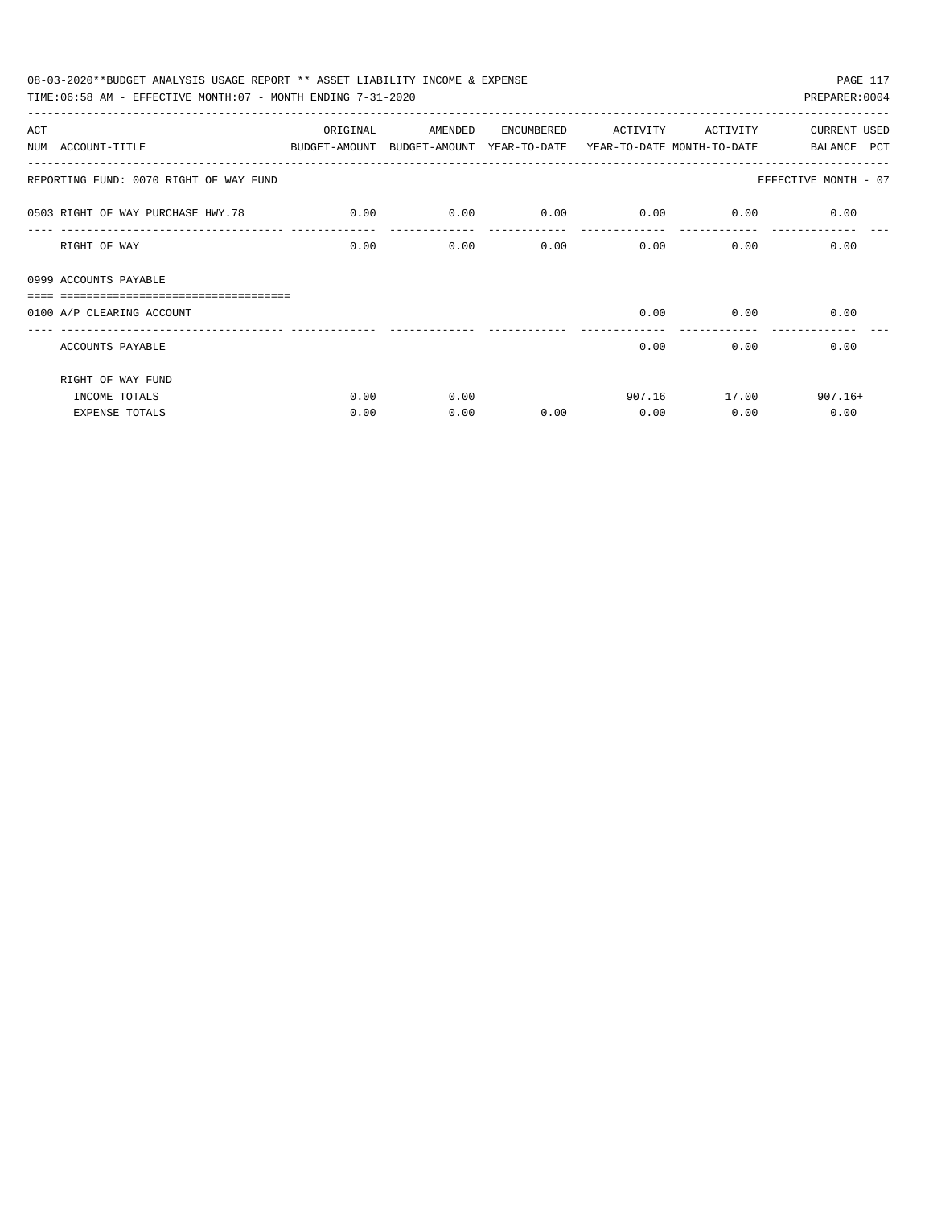08-03-2020**BUDGET ANALYSIS USAGE REPORT ** ASSET LIABILITY INCOME & EXPENSE

TIME:06:58 AM - EFFECTIVE MONTH:07 - MONTH ENDING 7-31-2020

PREPARER:0004

| ACT NUM | ACCOUNT-TITLE | ORIGINAL BUDGET-AMOUNT | AMENDED BUDGET-AMOUNT | ENCUMBERED YEAR-TO-DATE | ACTIVITY YEAR-TO-DATE | ACTIVITY MONTH-TO-DATE | CURRENT BALANCE | USED PCT |
|---|---|---|---|---|---|---|---|---|
| | REPORTING FUND: 0070 RIGHT OF WAY FUND | | | | | | EFFECTIVE MONTH - 07 | |
| 0503 | RIGHT OF WAY PURCHASE HWY.78 | 0.00 | 0.00 | 0.00 | 0.00 | 0.00 | 0.00 | |
| | RIGHT OF WAY | 0.00 | 0.00 | 0.00 | 0.00 | 0.00 | 0.00 | |
| 0999 | ACCOUNTS PAYABLE | | | | | | | |
| 0100 | A/P CLEARING ACCOUNT | | | | 0.00 | 0.00 | 0.00 | |
| | ACCOUNTS PAYABLE | | | | 0.00 | 0.00 | 0.00 | |
| | RIGHT OF WAY FUND | | | | | | | |
| | INCOME TOTALS | 0.00 | 0.00 | | 907.16 | 17.00 | 907.16+ | |
| | EXPENSE TOTALS | 0.00 | 0.00 | 0.00 | 0.00 | 0.00 | 0.00 | |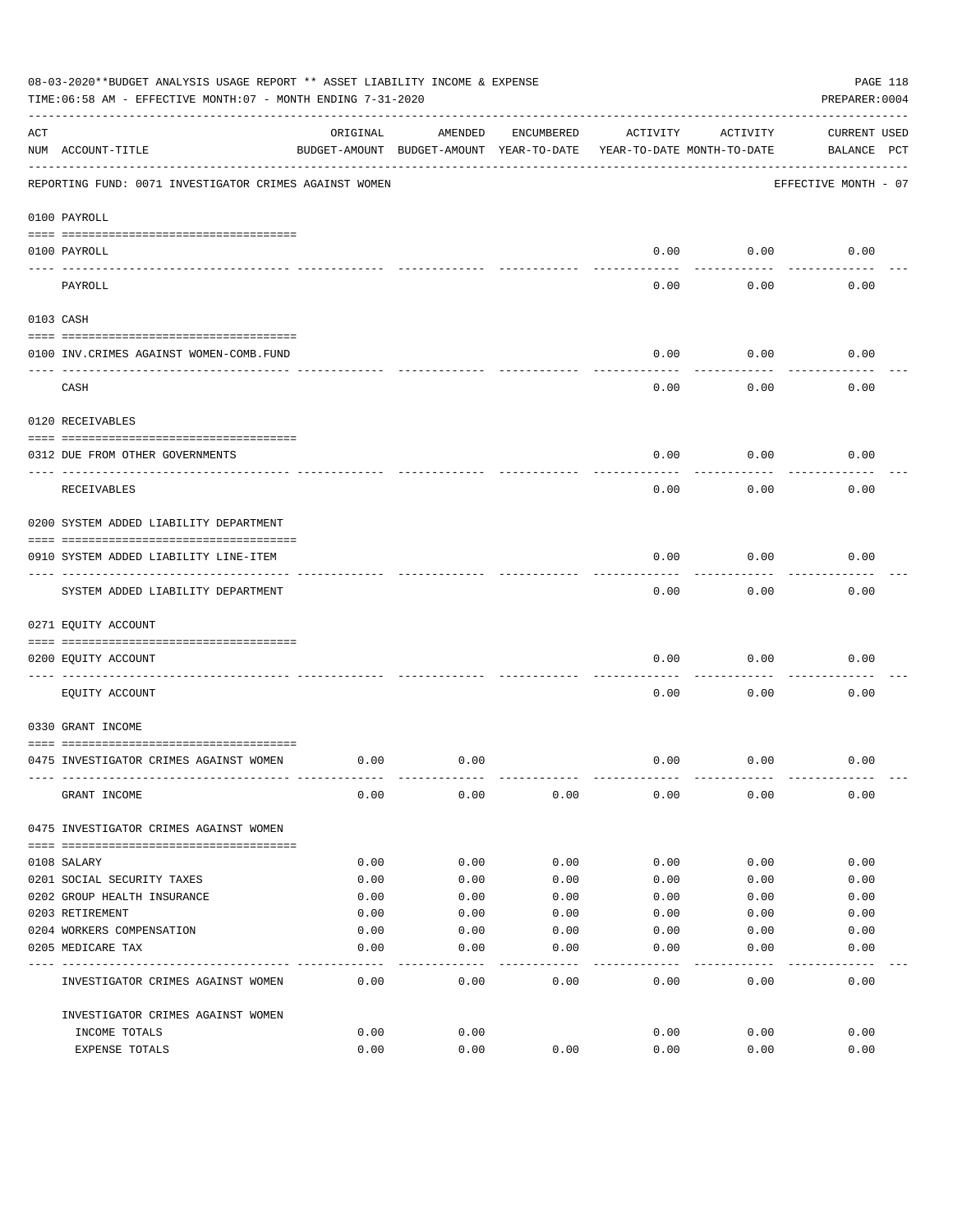08-03-2020**BUDGET ANALYSIS USAGE REPORT ** ASSET LIABILITY INCOME & EXPENSE

TIME:06:58 AM - EFFECTIVE MONTH:07 - MONTH ENDING 7-31-2020

PREPARER:0004

| ACT NUM | ACCOUNT-TITLE | ORIGINAL BUDGET-AMOUNT | AMENDED BUDGET-AMOUNT | ENCUMBERED YEAR-TO-DATE | ACTIVITY YEAR-TO-DATE | ACTIVITY MONTH-TO-DATE | CURRENT BALANCE | USED PCT |
|---|---|---|---|---|---|---|---|---|
| | REPORTING FUND: 0071 INVESTIGATOR CRIMES AGAINST WOMEN | | | | | | EFFECTIVE MONTH - 07 | |
| | 0100 PAYROLL | | | | | | | |
| 0100 | PAYROLL | | | | 0.00 | 0.00 | 0.00 | |
| | PAYROLL | | | | 0.00 | 0.00 | 0.00 | |
| | 0103 CASH | | | | | | | |
| 0100 | INV.CRIMES AGAINST WOMEN-COMB.FUND | | | | 0.00 | 0.00 | 0.00 | |
| | CASH | | | | 0.00 | 0.00 | 0.00 | |
| | 0120 RECEIVABLES | | | | | | | |
| 0312 | DUE FROM OTHER GOVERNMENTS | | | | 0.00 | 0.00 | 0.00 | |
| | RECEIVABLES | | | | 0.00 | 0.00 | 0.00 | |
| | 0200 SYSTEM ADDED LIABILITY DEPARTMENT | | | | | | | |
| 0910 | SYSTEM ADDED LIABILITY LINE-ITEM | | | | 0.00 | 0.00 | 0.00 | |
| | SYSTEM ADDED LIABILITY DEPARTMENT | | | | 0.00 | 0.00 | 0.00 | |
| | 0271 EQUITY ACCOUNT | | | | | | | |
| 0200 | EQUITY ACCOUNT | | | | 0.00 | 0.00 | 0.00 | |
| | EQUITY ACCOUNT | | | | 0.00 | 0.00 | 0.00 | |
| | 0330 GRANT INCOME | | | | | | | |
| 0475 | INVESTIGATOR CRIMES AGAINST WOMEN | 0.00 | 0.00 | | 0.00 | 0.00 | 0.00 | |
| | GRANT INCOME | 0.00 | 0.00 | 0.00 | 0.00 | 0.00 | 0.00 | |
| | 0475 INVESTIGATOR CRIMES AGAINST WOMEN | | | | | | | |
| 0108 | SALARY | 0.00 | 0.00 | 0.00 | 0.00 | 0.00 | 0.00 | |
| 0201 | SOCIAL SECURITY TAXES | 0.00 | 0.00 | 0.00 | 0.00 | 0.00 | 0.00 | |
| 0202 | GROUP HEALTH INSURANCE | 0.00 | 0.00 | 0.00 | 0.00 | 0.00 | 0.00 | |
| 0203 | RETIREMENT | 0.00 | 0.00 | 0.00 | 0.00 | 0.00 | 0.00 | |
| 0204 | WORKERS COMPENSATION | 0.00 | 0.00 | 0.00 | 0.00 | 0.00 | 0.00 | |
| 0205 | MEDICARE TAX | 0.00 | 0.00 | 0.00 | 0.00 | 0.00 | 0.00 | |
| | INVESTIGATOR CRIMES AGAINST WOMEN | 0.00 | 0.00 | 0.00 | 0.00 | 0.00 | 0.00 | |
| | INVESTIGATOR CRIMES AGAINST WOMEN | | | | | | | |
| | INCOME TOTALS | 0.00 | 0.00 | | 0.00 | 0.00 | 0.00 | |
| | EXPENSE TOTALS | 0.00 | 0.00 | 0.00 | 0.00 | 0.00 | 0.00 | |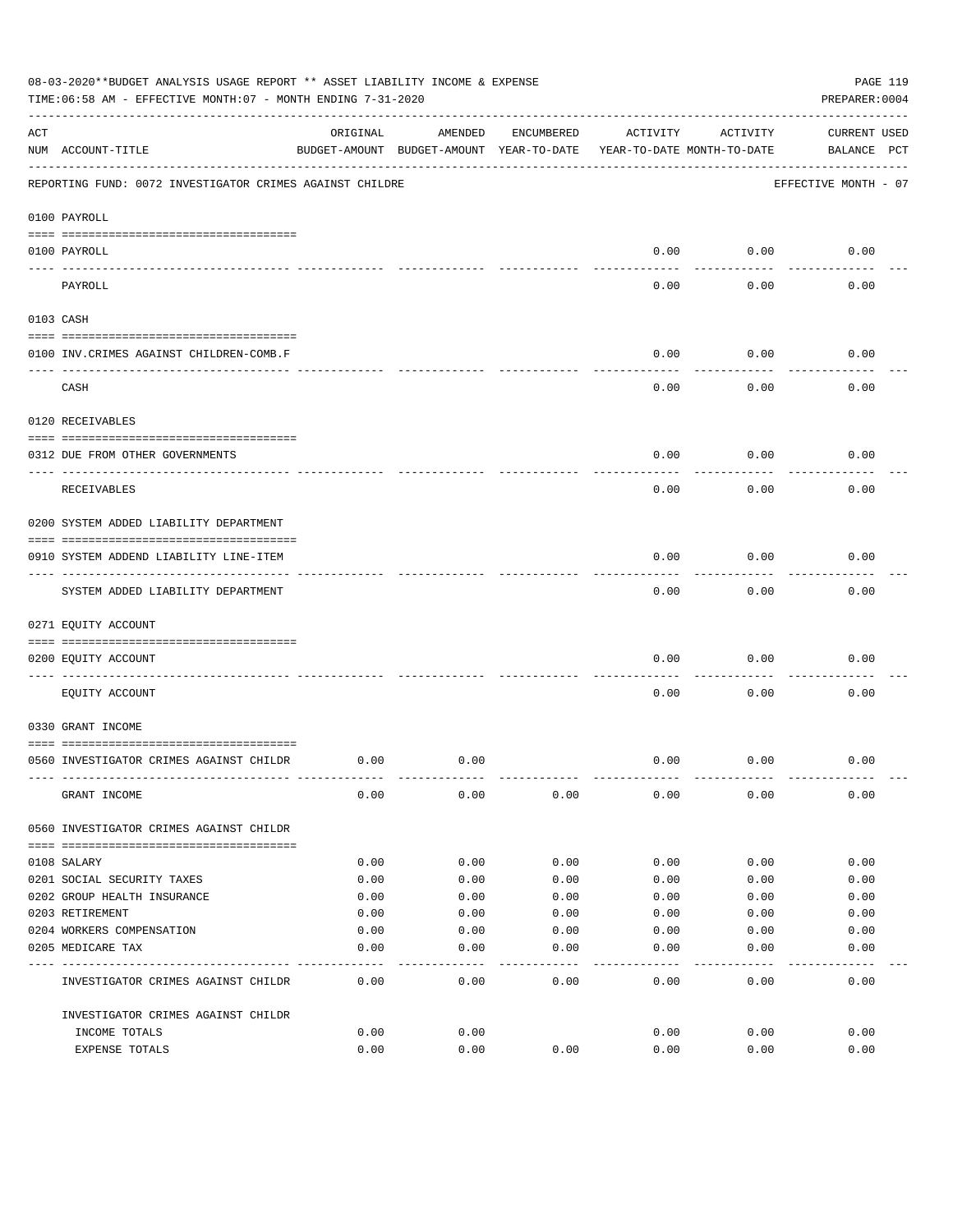08-03-2020**BUDGET ANALYSIS USAGE REPORT ** ASSET LIABILITY INCOME & EXPENSE

TIME:06:58 AM - EFFECTIVE MONTH:07 - MONTH ENDING 7-31-2020

PREPARER:0004

| ACT NUM | ACCOUNT-TITLE | ORIGINAL BUDGET-AMOUNT | AMENDED BUDGET-AMOUNT | ENCUMBERED YEAR-TO-DATE | ACTIVITY YEAR-TO-DATE | ACTIVITY MONTH-TO-DATE | CURRENT BALANCE | USED PCT |
|---|---|---|---|---|---|---|---|---|
| | REPORTING FUND: 0072 INVESTIGATOR CRIMES AGAINST CHILDRE | | | | | | EFFECTIVE MONTH - 07 | |
| | 0100 PAYROLL | | | | | | | |
| 0100 | PAYROLL | | | | 0.00 | 0.00 | 0.00 | |
| | PAYROLL | | | | 0.00 | 0.00 | 0.00 | |
| | 0103 CASH | | | | | | | |
| 0100 | INV.CRIMES AGAINST CHILDREN-COMB.F | | | | 0.00 | 0.00 | 0.00 | |
| | CASH | | | | 0.00 | 0.00 | 0.00 | |
| | 0120 RECEIVABLES | | | | | | | |
| 0312 | DUE FROM OTHER GOVERNMENTS | | | | 0.00 | 0.00 | 0.00 | |
| | RECEIVABLES | | | | 0.00 | 0.00 | 0.00 | |
| | 0200 SYSTEM ADDED LIABILITY DEPARTMENT | | | | | | | |
| 0910 | SYSTEM ADDEND LIABILITY LINE-ITEM | | | | 0.00 | 0.00 | 0.00 | |
| | SYSTEM ADDED LIABILITY DEPARTMENT | | | | 0.00 | 0.00 | 0.00 | |
| | 0271 EQUITY ACCOUNT | | | | | | | |
| 0200 | EQUITY ACCOUNT | | | | 0.00 | 0.00 | 0.00 | |
| | EQUITY ACCOUNT | | | | 0.00 | 0.00 | 0.00 | |
| | 0330 GRANT INCOME | | | | | | | |
| 0560 | INVESTIGATOR CRIMES AGAINST CHILDR | 0.00 | 0.00 | | 0.00 | 0.00 | 0.00 | |
| | GRANT INCOME | 0.00 | 0.00 | 0.00 | 0.00 | 0.00 | 0.00 | |
| | 0560 INVESTIGATOR CRIMES AGAINST CHILDR | | | | | | | |
| 0108 | SALARY | 0.00 | 0.00 | 0.00 | 0.00 | 0.00 | 0.00 | |
| 0201 | SOCIAL SECURITY TAXES | 0.00 | 0.00 | 0.00 | 0.00 | 0.00 | 0.00 | |
| 0202 | GROUP HEALTH INSURANCE | 0.00 | 0.00 | 0.00 | 0.00 | 0.00 | 0.00 | |
| 0203 | RETIREMENT | 0.00 | 0.00 | 0.00 | 0.00 | 0.00 | 0.00 | |
| 0204 | WORKERS COMPENSATION | 0.00 | 0.00 | 0.00 | 0.00 | 0.00 | 0.00 | |
| 0205 | MEDICARE TAX | 0.00 | 0.00 | 0.00 | 0.00 | 0.00 | 0.00 | |
| | INVESTIGATOR CRIMES AGAINST CHILDR | 0.00 | 0.00 | 0.00 | 0.00 | 0.00 | 0.00 | |
| | INVESTIGATOR CRIMES AGAINST CHILDR | | | | | | | |
| | INCOME TOTALS | 0.00 | 0.00 | | 0.00 | 0.00 | 0.00 | |
| | EXPENSE TOTALS | 0.00 | 0.00 | 0.00 | 0.00 | 0.00 | 0.00 | |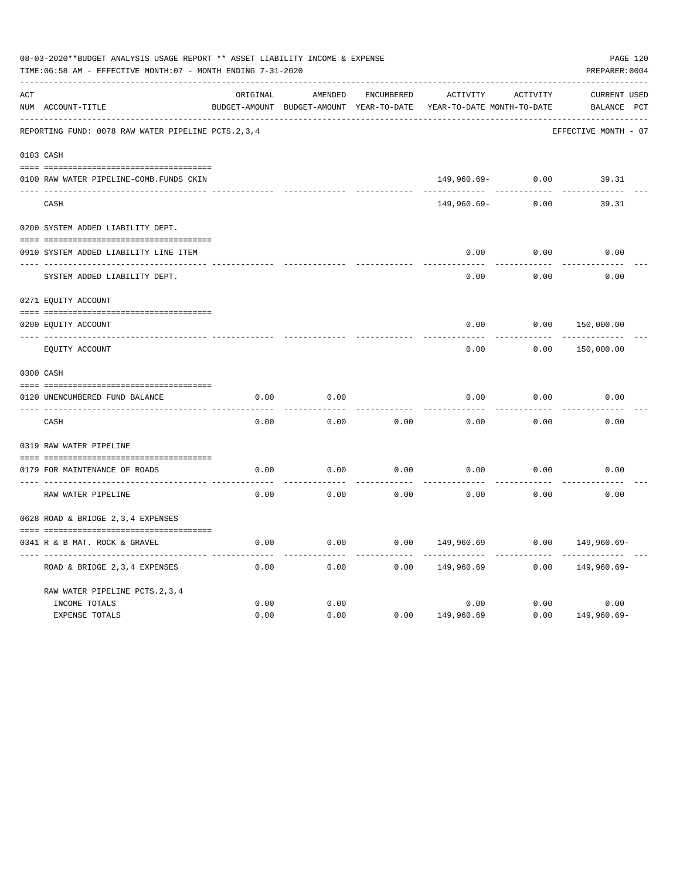08-03-2020**BUDGET ANALYSIS USAGE REPORT ** ASSET LIABILITY INCOME & EXPENSE

TIME:06:58 AM - EFFECTIVE MONTH:07 - MONTH ENDING 7-31-2020

PREPARER:0004

REPORTING FUND: 0078 RAW WATER PIPELINE PCTS.2,3,4 — EFFECTIVE MONTH - 07

| ACT NUM | ACCOUNT-TITLE | ORIGINAL BUDGET-AMOUNT | AMENDED BUDGET-AMOUNT | ENCUMBERED YEAR-TO-DATE | ACTIVITY YEAR-TO-DATE | ACTIVITY MONTH-TO-DATE | CURRENT BALANCE | USED PCT |
|---|---|---|---|---|---|---|---|---|
| **0103** | **CASH** | | | | | | | |
| 0100 | RAW WATER PIPELINE-COMB.FUNDS CKIN | | | | 149,960.69- | 0.00 | 39.31 | |
| | CASH | | | | 149,960.69- | 0.00 | 39.31 | |
| **0200** | **SYSTEM ADDED LIABILITY DEPT.** | | | | | | | |
| 0910 | SYSTEM ADDED LIABILITY LINE ITEM | | | | 0.00 | 0.00 | 0.00 | |
| | SYSTEM ADDED LIABILITY DEPT. | | | | 0.00 | 0.00 | 0.00 | |
| **0271** | **EQUITY ACCOUNT** | | | | | | | |
| 0200 | EQUITY ACCOUNT | | | | 0.00 | 0.00 | 150,000.00 | |
| | EQUITY ACCOUNT | | | | 0.00 | 0.00 | 150,000.00 | |
| **0300** | **CASH** | | | | | | | |
| 0120 | UNENCUMBERED FUND BALANCE | 0.00 | 0.00 | | 0.00 | 0.00 | 0.00 | |
| | CASH | 0.00 | 0.00 | 0.00 | 0.00 | 0.00 | 0.00 | |
| **0319** | **RAW WATER PIPELINE** | | | | | | | |
| 0179 | FOR MAINTENANCE OF ROADS | 0.00 | 0.00 | 0.00 | 0.00 | 0.00 | 0.00 | |
| | RAW WATER PIPELINE | 0.00 | 0.00 | 0.00 | 0.00 | 0.00 | 0.00 | |
| **0628** | **ROAD & BRIDGE 2,3,4 EXPENSES** | | | | | | | |
| 0341 | R & B MAT. ROCK & GRAVEL | 0.00 | 0.00 | 0.00 | 149,960.69 | 0.00 | 149,960.69- | |
| | ROAD & BRIDGE 2,3,4 EXPENSES | 0.00 | 0.00 | 0.00 | 149,960.69 | 0.00 | 149,960.69- | |
| | RAW WATER PIPELINE PCTS.2,3,4 | | | | | | | |
| | INCOME TOTALS | 0.00 | 0.00 | | 0.00 | 0.00 | 0.00 | |
| | EXPENSE TOTALS | 0.00 | 0.00 | 0.00 | 149,960.69 | 0.00 | 149,960.69- | |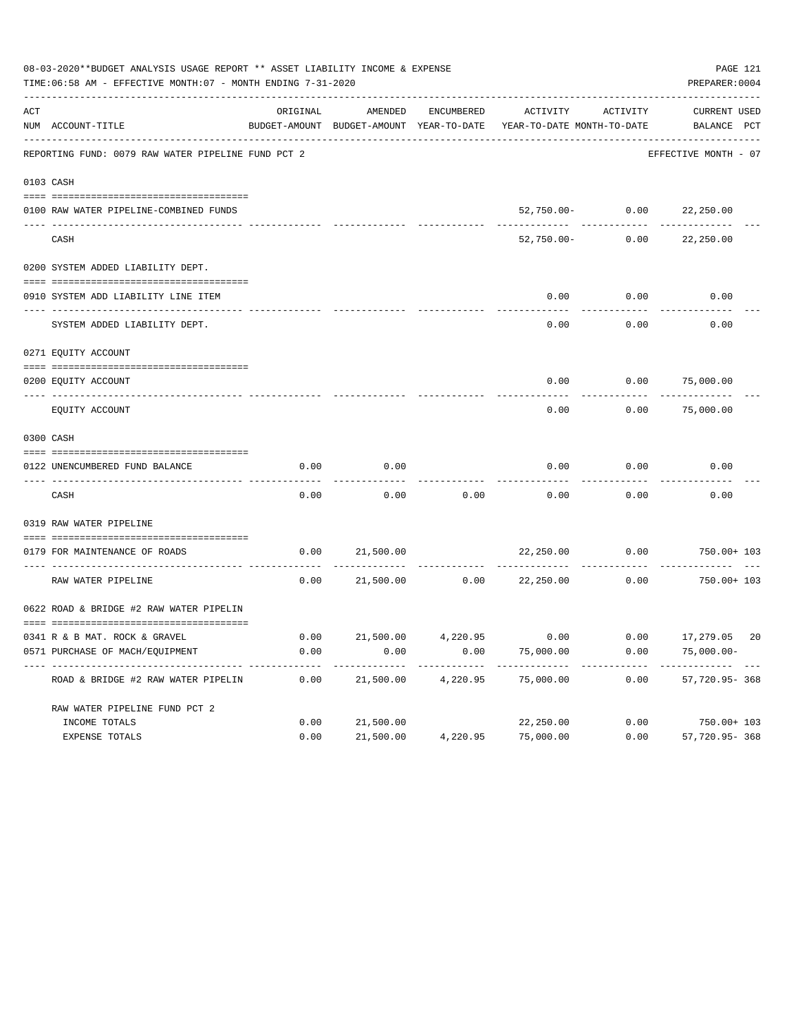08-03-2020**BUDGET ANALYSIS USAGE REPORT ** ASSET LIABILITY INCOME & EXPENSE

TIME:06:58 AM - EFFECTIVE MONTH:07 - MONTH ENDING 7-31-2020

PREPARER:0004

REPORTING FUND: 0079 RAW WATER PIPELINE FUND PCT 2 — EFFECTIVE MONTH - 07

| ACT NUM | ACCOUNT-TITLE | ORIGINAL BUDGET-AMOUNT | AMENDED BUDGET-AMOUNT | ENCUMBERED YEAR-TO-DATE | ACTIVITY YEAR-TO-DATE | ACTIVITY MONTH-TO-DATE | CURRENT BALANCE | USED PCT |
|---|---|---|---|---|---|---|---|---|
| **0103** | **CASH** | | | | | | | |
| 0100 | RAW WATER PIPELINE-COMBINED FUNDS | | | | 52,750.00- | 0.00 | 22,250.00 | |
| | CASH | | | | 52,750.00- | 0.00 | 22,250.00 | |
| **0200** | **SYSTEM ADDED LIABILITY DEPT.** | | | | | | | |
| 0910 | SYSTEM ADD LIABILITY LINE ITEM | | | | 0.00 | 0.00 | 0.00 | |
| | SYSTEM ADDED LIABILITY DEPT. | | | | 0.00 | 0.00 | 0.00 | |
| **0271** | **EQUITY ACCOUNT** | | | | | | | |
| 0200 | EQUITY ACCOUNT | | | | 0.00 | 0.00 | 75,000.00 | |
| | EQUITY ACCOUNT | | | | 0.00 | 0.00 | 75,000.00 | |
| **0300** | **CASH** | | | | | | | |
| 0122 | UNENCUMBERED FUND BALANCE | 0.00 | 0.00 | | 0.00 | 0.00 | 0.00 | |
| | CASH | 0.00 | 0.00 | 0.00 | 0.00 | 0.00 | 0.00 | |
| **0319** | **RAW WATER PIPELINE** | | | | | | | |
| 0179 | FOR MAINTENANCE OF ROADS | 0.00 | 21,500.00 | | 22,250.00 | 0.00 | 750.00+ | 103 |
| | RAW WATER PIPELINE | 0.00 | 21,500.00 | 0.00 | 22,250.00 | 0.00 | 750.00+ | 103 |
| **0622** | **ROAD & BRIDGE #2 RAW WATER PIPELIN** | | | | | | | |
| 0341 | R & B MAT. ROCK & GRAVEL | 0.00 | 21,500.00 | 4,220.95 | 0.00 | 0.00 | 17,279.05 | 20 |
| 0571 | PURCHASE OF MACH/EQUIPMENT | 0.00 | 0.00 | 0.00 | 75,000.00 | 0.00 | 75,000.00- | |
| | ROAD & BRIDGE #2 RAW WATER PIPELIN | 0.00 | 21,500.00 | 4,220.95 | 75,000.00 | 0.00 | 57,720.95- | 368 |
| | RAW WATER PIPELINE FUND PCT 2 | | | | | | | |
| | INCOME TOTALS | 0.00 | 21,500.00 | | 22,250.00 | 0.00 | 750.00+ | 103 |
| | EXPENSE TOTALS | 0.00 | 21,500.00 | 4,220.95 | 75,000.00 | 0.00 | 57,720.95- | 368 |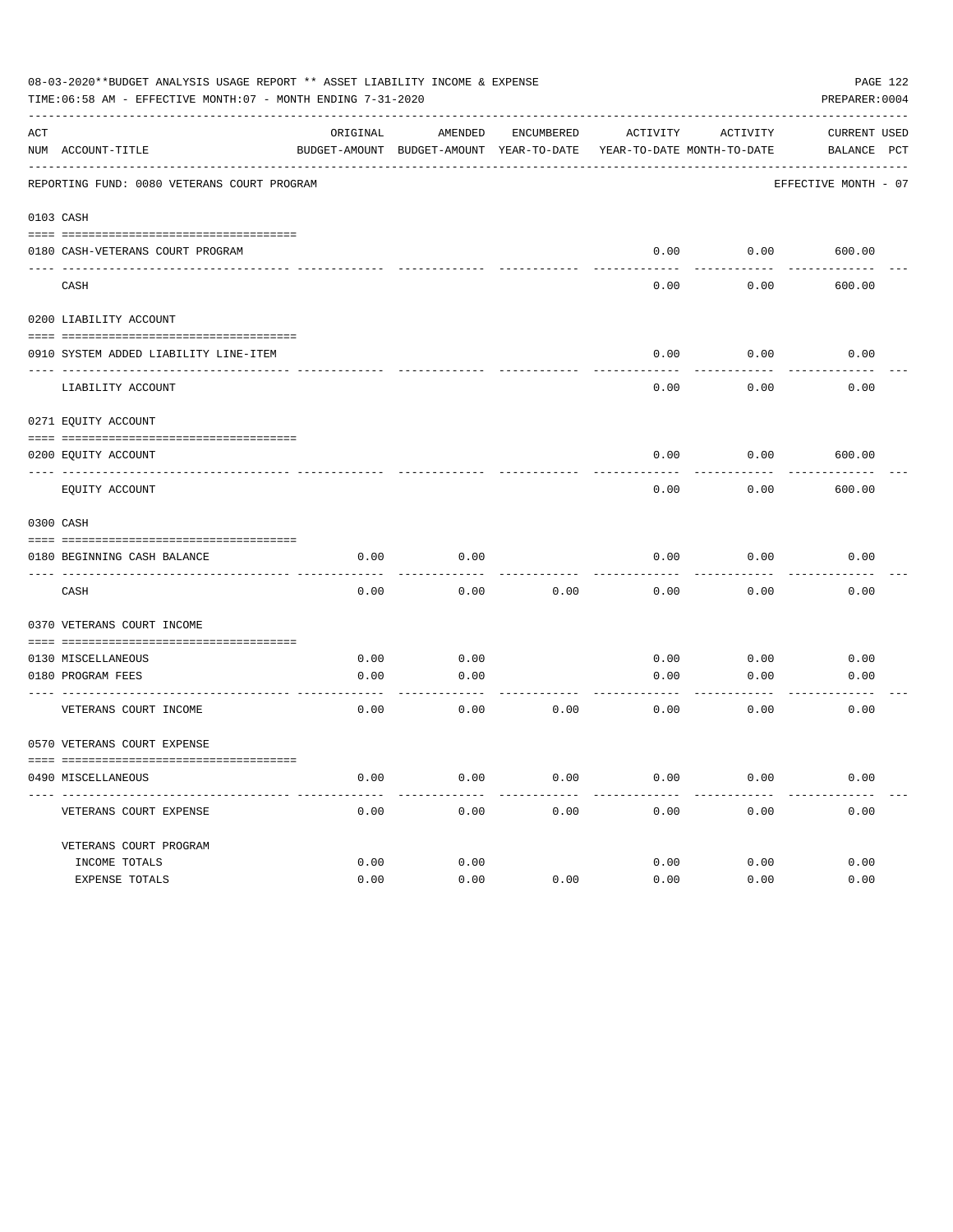08-03-2020**BUDGET ANALYSIS USAGE REPORT ** ASSET LIABILITY INCOME & EXPENSE

TIME:06:58 AM - EFFECTIVE MONTH:07 - MONTH ENDING 7-31-2020

PREPARER:0004

REPORTING FUND: 0080 VETERANS COURT PROGRAM — EFFECTIVE MONTH - 07

| ACT NUM | ACCOUNT-TITLE | ORIGINAL BUDGET-AMOUNT | AMENDED BUDGET-AMOUNT | ENCUMBERED YEAR-TO-DATE | ACTIVITY YEAR-TO-DATE | ACTIVITY MONTH-TO-DATE | CURRENT BALANCE | USED PCT |
|---|---|---|---|---|---|---|---|---|
| **0103** | **CASH** | | | | | | | |
| 0180 | CASH-VETERANS COURT PROGRAM | | | | 0.00 | 0.00 | 600.00 | |
| | CASH | | | | 0.00 | 0.00 | 600.00 | |
| **0200** | **LIABILITY ACCOUNT** | | | | | | | |
| 0910 | SYSTEM ADDED LIABILITY LINE-ITEM | | | | 0.00 | 0.00 | 0.00 | |
| | LIABILITY ACCOUNT | | | | 0.00 | 0.00 | 0.00 | |
| **0271** | **EQUITY ACCOUNT** | | | | | | | |
| 0200 | EQUITY ACCOUNT | | | | 0.00 | 0.00 | 600.00 | |
| | EQUITY ACCOUNT | | | | 0.00 | 0.00 | 600.00 | |
| **0300** | **CASH** | | | | | | | |
| 0180 | BEGINNING CASH BALANCE | 0.00 | 0.00 | | 0.00 | 0.00 | 0.00 | |
| | CASH | 0.00 | 0.00 | 0.00 | 0.00 | 0.00 | 0.00 | |
| **0370** | **VETERANS COURT INCOME** | | | | | | | |
| 0130 | MISCELLANEOUS | 0.00 | 0.00 | | 0.00 | 0.00 | 0.00 | |
| 0180 | PROGRAM FEES | 0.00 | 0.00 | | 0.00 | 0.00 | 0.00 | |
| | VETERANS COURT INCOME | 0.00 | 0.00 | 0.00 | 0.00 | 0.00 | 0.00 | |
| **0570** | **VETERANS COURT EXPENSE** | | | | | | | |
| 0490 | MISCELLANEOUS | 0.00 | 0.00 | 0.00 | 0.00 | 0.00 | 0.00 | |
| | VETERANS COURT EXPENSE | 0.00 | 0.00 | 0.00 | 0.00 | 0.00 | 0.00 | |
| | VETERANS COURT PROGRAM | | | | | | | |
| | INCOME TOTALS | 0.00 | 0.00 | | 0.00 | 0.00 | 0.00 | |
| | EXPENSE TOTALS | 0.00 | 0.00 | 0.00 | 0.00 | 0.00 | 0.00 | |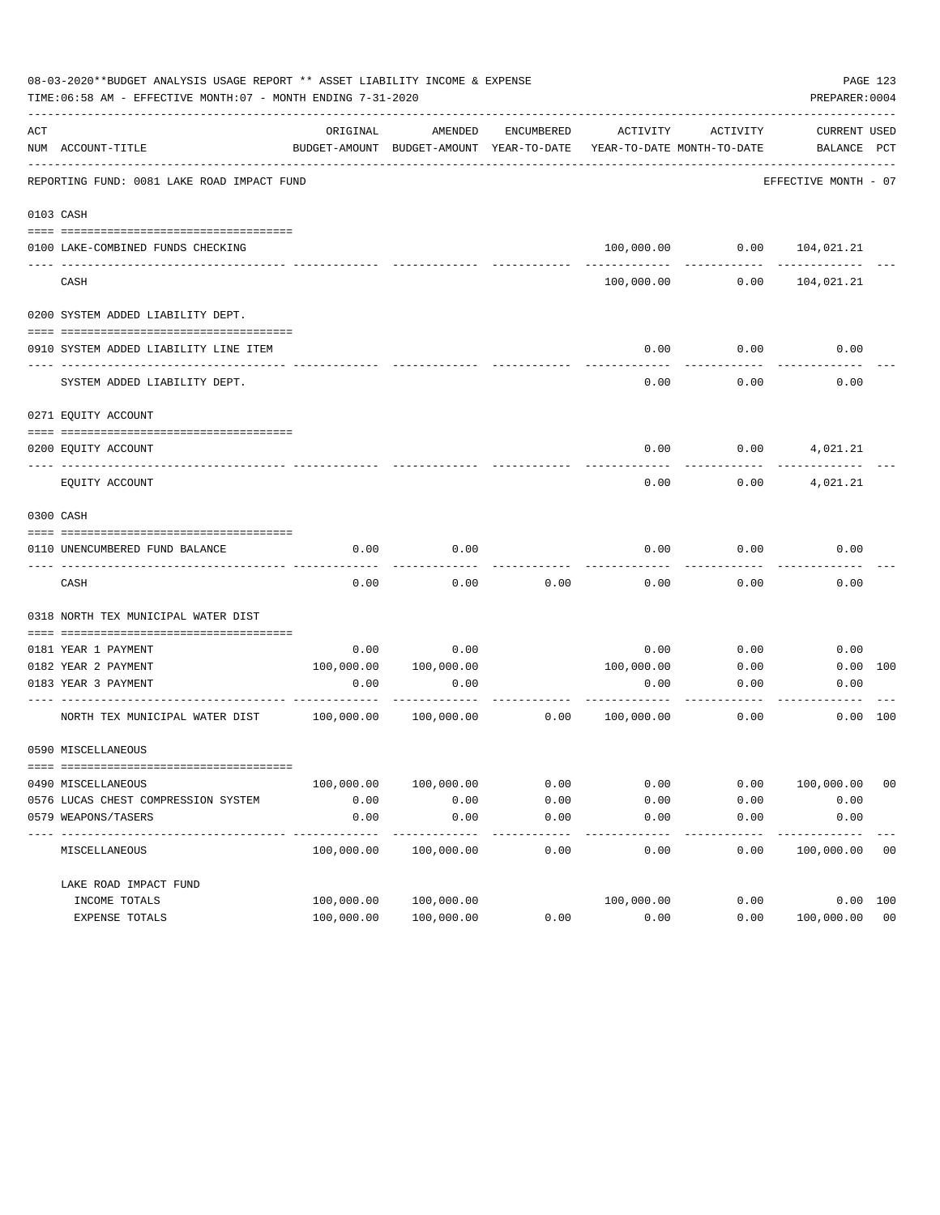08-03-2020**BUDGET ANALYSIS USAGE REPORT ** ASSET LIABILITY INCOME & EXPENSE

TIME:06:58 AM - EFFECTIVE MONTH:07 - MONTH ENDING 7-31-2020

PREPARER:0004

| ACT NUM | ACCOUNT-TITLE | ORIGINAL BUDGET-AMOUNT | AMENDED BUDGET-AMOUNT | ENCUMBERED YEAR-TO-DATE | ACTIVITY YEAR-TO-DATE | ACTIVITY MONTH-TO-DATE | CURRENT BALANCE | USED PCT |
|---|---|---|---|---|---|---|---|---|
| | REPORTING FUND: 0081 LAKE ROAD IMPACT FUND | | | | | | EFFECTIVE MONTH - 07 | |
| 0103 | CASH | | | | | | | |
| 0100 | LAKE-COMBINED FUNDS CHECKING | | | | 100,000.00 | 0.00 | 104,021.21 | |
| | CASH | | | | 100,000.00 | 0.00 | 104,021.21 | |
| 0200 | SYSTEM ADDED LIABILITY DEPT. | | | | | | | |
| 0910 | SYSTEM ADDED LIABILITY LINE ITEM | | | | 0.00 | 0.00 | 0.00 | |
| | SYSTEM ADDED LIABILITY DEPT. | | | | 0.00 | 0.00 | 0.00 | |
| 0271 | EQUITY ACCOUNT | | | | | | | |
| 0200 | EQUITY ACCOUNT | | | | 0.00 | 0.00 | 4,021.21 | |
| | EQUITY ACCOUNT | | | | 0.00 | 0.00 | 4,021.21 | |
| 0300 | CASH | | | | | | | |
| 0110 | UNENCUMBERED FUND BALANCE | 0.00 | 0.00 | | 0.00 | 0.00 | 0.00 | |
| | CASH | 0.00 | 0.00 | 0.00 | 0.00 | 0.00 | 0.00 | |
| 0318 | NORTH TEX MUNICIPAL WATER DIST | | | | | | | |
| 0181 | YEAR 1 PAYMENT | 0.00 | 0.00 | | 0.00 | 0.00 | 0.00 | |
| 0182 | YEAR 2 PAYMENT | 100,000.00 | 100,000.00 | | 100,000.00 | 0.00 | 0.00 | 100 |
| 0183 | YEAR 3 PAYMENT | 0.00 | 0.00 | | 0.00 | 0.00 | 0.00 | |
| | NORTH TEX MUNICIPAL WATER DIST | 100,000.00 | 100,000.00 | 0.00 | 100,000.00 | 0.00 | 0.00 | 100 |
| 0590 | MISCELLANEOUS | | | | | | | |
| 0490 | MISCELLANEOUS | 100,000.00 | 100,000.00 | 0.00 | 0.00 | 0.00 | 100,000.00 | 00 |
| 0576 | LUCAS CHEST COMPRESSION SYSTEM | 0.00 | 0.00 | 0.00 | 0.00 | 0.00 | 0.00 | |
| 0579 | WEAPONS/TASERS | 0.00 | 0.00 | 0.00 | 0.00 | 0.00 | 0.00 | |
| | MISCELLANEOUS | 100,000.00 | 100,000.00 | 0.00 | 0.00 | 0.00 | 100,000.00 | 00 |
| | LAKE ROAD IMPACT FUND | | | | | | | |
| | INCOME TOTALS | 100,000.00 | 100,000.00 | | 100,000.00 | 0.00 | 0.00 | 100 |
| | EXPENSE TOTALS | 100,000.00 | 100,000.00 | 0.00 | 0.00 | 0.00 | 100,000.00 | 00 |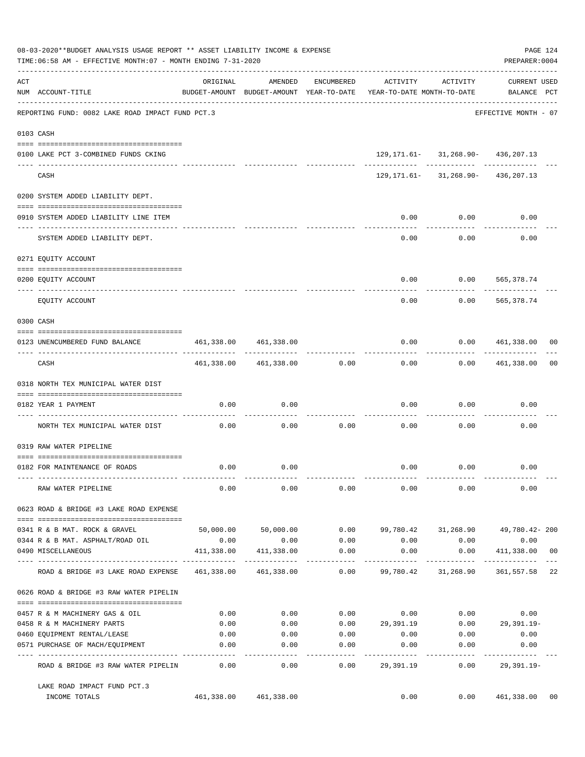08-03-2020**BUDGET ANALYSIS USAGE REPORT ** ASSET LIABILITY INCOME & EXPENSE

TIME:06:58 AM - EFFECTIVE MONTH:07 - MONTH ENDING 7-31-2020

PREPARER:0004

REPORTING FUND: 0082 LAKE ROAD IMPACT FUND PCT.3 — EFFECTIVE MONTH - 07

| ACT NUM | ACCOUNT-TITLE | ORIGINAL BUDGET-AMOUNT | AMENDED BUDGET-AMOUNT | ENCUMBERED YEAR-TO-DATE | ACTIVITY YEAR-TO-DATE | ACTIVITY MONTH-TO-DATE | CURRENT BALANCE | USED PCT |
|---|---|---|---|---|---|---|---|---|
| **0103** | **CASH** | | | | | | | |
| 0100 | LAKE PCT 3-COMBINED FUNDS CKING | | | | 129,171.61- | 31,268.90- | 436,207.13 | |
| | CASH | | | | 129,171.61- | 31,268.90- | 436,207.13 | |
| **0200** | **SYSTEM ADDED LIABILITY DEPT.** | | | | | | | |
| 0910 | SYSTEM ADDED LIABILITY LINE ITEM | | | | 0.00 | 0.00 | 0.00 | |
| | SYSTEM ADDED LIABILITY DEPT. | | | | 0.00 | 0.00 | 0.00 | |
| **0271** | **EQUITY ACCOUNT** | | | | | | | |
| 0200 | EQUITY ACCOUNT | | | | 0.00 | 0.00 | 565,378.74 | |
| | EQUITY ACCOUNT | | | | 0.00 | 0.00 | 565,378.74 | |
| **0300** | **CASH** | | | | | | | |
| 0123 | UNENCUMBERED FUND BALANCE | 461,338.00 | 461,338.00 | | 0.00 | 0.00 | 461,338.00 | 00 |
| | CASH | 461,338.00 | 461,338.00 | 0.00 | 0.00 | 0.00 | 461,338.00 | 00 |
| **0318** | **NORTH TEX MUNICIPAL WATER DIST** | | | | | | | |
| 0182 | YEAR 1 PAYMENT | 0.00 | 0.00 | | 0.00 | 0.00 | 0.00 | |
| | NORTH TEX MUNICIPAL WATER DIST | 0.00 | 0.00 | 0.00 | 0.00 | 0.00 | 0.00 | |
| **0319** | **RAW WATER PIPELINE** | | | | | | | |
| 0182 | FOR MAINTENANCE OF ROADS | 0.00 | 0.00 | | 0.00 | 0.00 | 0.00 | |
| | RAW WATER PIPELINE | 0.00 | 0.00 | 0.00 | 0.00 | 0.00 | 0.00 | |
| **0623** | **ROAD & BRIDGE #3 LAKE ROAD EXPENSE** | | | | | | | |
| 0341 | R & B MAT. ROCK & GRAVEL | 50,000.00 | 50,000.00 | 0.00 | 99,780.42 | 31,268.90 | 49,780.42- | 200 |
| 0344 | R & B MAT. ASPHALT/ROAD OIL | 0.00 | 0.00 | 0.00 | 0.00 | 0.00 | 0.00 | |
| 0490 | MISCELLANEOUS | 411,338.00 | 411,338.00 | 0.00 | 0.00 | 0.00 | 411,338.00 | 00 |
| | ROAD & BRIDGE #3 LAKE ROAD EXPENSE | 461,338.00 | 461,338.00 | 0.00 | 99,780.42 | 31,268.90 | 361,557.58 | 22 |
| **0626** | **ROAD & BRIDGE #3 RAW WATER PIPELIN** | | | | | | | |
| 0457 | R & M MACHINERY GAS & OIL | 0.00 | 0.00 | 0.00 | 0.00 | 0.00 | 0.00 | |
| 0458 | R & M MACHINERY PARTS | 0.00 | 0.00 | 0.00 | 29,391.19 | 0.00 | 29,391.19- | |
| 0460 | EQUIPMENT RENTAL/LEASE | 0.00 | 0.00 | 0.00 | 0.00 | 0.00 | 0.00 | |
| 0571 | PURCHASE OF MACH/EQUIPMENT | 0.00 | 0.00 | 0.00 | 0.00 | 0.00 | 0.00 | |
| | ROAD & BRIDGE #3 RAW WATER PIPELIN | 0.00 | 0.00 | 0.00 | 29,391.19 | 0.00 | 29,391.19- | |
| | LAKE ROAD IMPACT FUND PCT.3 INCOME TOTALS | 461,338.00 | 461,338.00 | | 0.00 | 0.00 | 461,338.00 | 00 |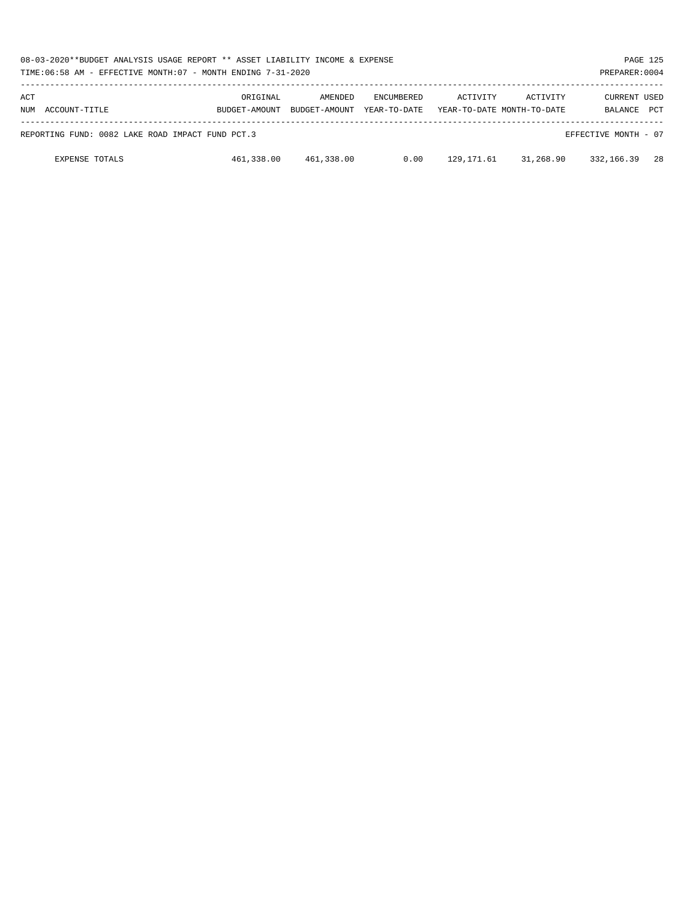08-03-2020**BUDGET ANALYSIS USAGE REPORT ** ASSET LIABILITY INCOME & EXPENSE

TIME:06:58 AM - EFFECTIVE MONTH:07 - MONTH ENDING 7-31-2020

PREPARER:0004

| ACT NUM ACCOUNT-TITLE | ORIGINAL BUDGET-AMOUNT | AMENDED BUDGET-AMOUNT | ENCUMBERED YEAR-TO-DATE | ACTIVITY YEAR-TO-DATE | ACTIVITY MONTH-TO-DATE | CURRENT BALANCE | USED PCT |
|---|---|---|---|---|---|---|---|
| REPORTING FUND: 0082 LAKE ROAD IMPACT FUND PCT.3 | | | | | | EFFECTIVE MONTH - 07 | |
| EXPENSE TOTALS | 461,338.00 | 461,338.00 | 0.00 | 129,171.61 | 31,268.90 | 332,166.39 | 28 |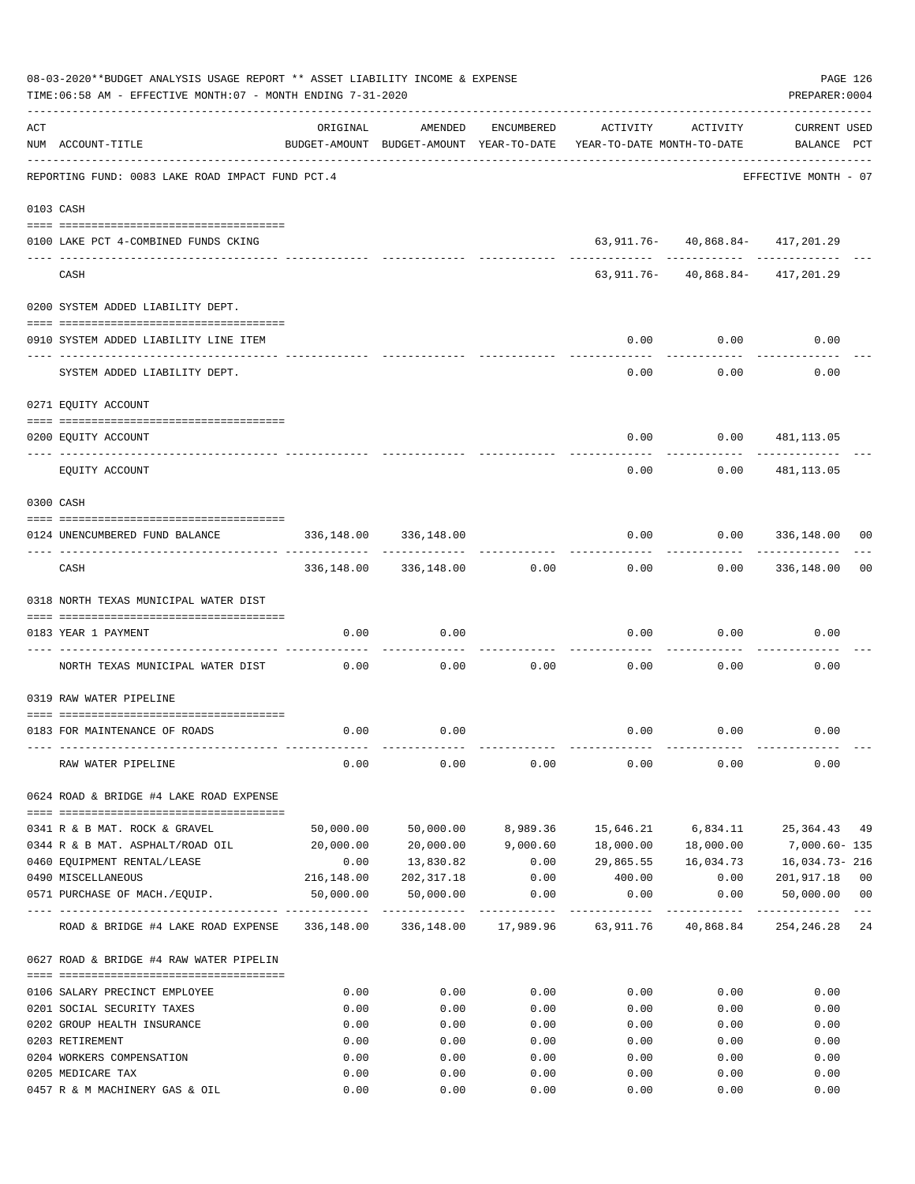08-03-2020**BUDGET ANALYSIS USAGE REPORT ** ASSET LIABILITY INCOME & EXPENSE

TIME:06:58 AM - EFFECTIVE MONTH:07 - MONTH ENDING 7-31-2020

PREPARER:0004

| ACT NUM | ACCOUNT-TITLE | ORIGINAL BUDGET-AMOUNT | AMENDED BUDGET-AMOUNT | ENCUMBERED YEAR-TO-DATE | ACTIVITY YEAR-TO-DATE | ACTIVITY MONTH-TO-DATE | CURRENT BALANCE | USED PCT |
|---|---|---|---|---|---|---|---|---|
| | REPORTING FUND: 0083 LAKE ROAD IMPACT FUND PCT.4 | | | | | | EFFECTIVE MONTH - 07 | |
| | 0103 CASH | | | | | | | |
| 0100 | LAKE PCT 4-COMBINED FUNDS CKING | | | | 63,911.76- | 40,868.84- | 417,201.29 | |
| | CASH | | | | 63,911.76- | 40,868.84- | 417,201.29 | |
| | 0200 SYSTEM ADDED LIABILITY DEPT. | | | | | | | |
| 0910 | SYSTEM ADDED LIABILITY LINE ITEM | | | | 0.00 | 0.00 | 0.00 | |
| | SYSTEM ADDED LIABILITY DEPT. | | | | 0.00 | 0.00 | 0.00 | |
| | 0271 EQUITY ACCOUNT | | | | | | | |
| 0200 | EQUITY ACCOUNT | | | | 0.00 | 0.00 | 481,113.05 | |
| | EQUITY ACCOUNT | | | | 0.00 | 0.00 | 481,113.05 | |
| | 0300 CASH | | | | | | | |
| 0124 | UNENCUMBERED FUND BALANCE | 336,148.00 | 336,148.00 | | 0.00 | 0.00 | 336,148.00 | 00 |
| | CASH | 336,148.00 | 336,148.00 | 0.00 | 0.00 | 0.00 | 336,148.00 | 00 |
| | 0318 NORTH TEXAS MUNICIPAL WATER DIST | | | | | | | |
| 0183 | YEAR 1 PAYMENT | 0.00 | 0.00 | | 0.00 | 0.00 | 0.00 | |
| | NORTH TEXAS MUNICIPAL WATER DIST | 0.00 | 0.00 | 0.00 | 0.00 | 0.00 | 0.00 | |
| | 0319 RAW WATER PIPELINE | | | | | | | |
| 0183 | FOR MAINTENANCE OF ROADS | 0.00 | 0.00 | | 0.00 | 0.00 | 0.00 | |
| | RAW WATER PIPELINE | 0.00 | 0.00 | 0.00 | 0.00 | 0.00 | 0.00 | |
| | 0624 ROAD & BRIDGE #4 LAKE ROAD EXPENSE | | | | | | | |
| 0341 | R & B MAT. ROCK & GRAVEL | 50,000.00 | 50,000.00 | 8,989.36 | 15,646.21 | 6,834.11 | 25,364.43 | 49 |
| 0344 | R & B MAT. ASPHALT/ROAD OIL | 20,000.00 | 20,000.00 | 9,000.60 | 18,000.00 | 18,000.00 | 7,000.60- | 135 |
| 0460 | EQUIPMENT RENTAL/LEASE | 0.00 | 13,830.82 | 0.00 | 29,865.55 | 16,034.73 | 16,034.73- | 216 |
| 0490 | MISCELLANEOUS | 216,148.00 | 202,317.18 | 0.00 | 400.00 | 0.00 | 201,917.18 | 00 |
| 0571 | PURCHASE OF MACH./EQUIP. | 50,000.00 | 50,000.00 | 0.00 | 0.00 | 0.00 | 50,000.00 | 00 |
| | ROAD & BRIDGE #4 LAKE ROAD EXPENSE | 336,148.00 | 336,148.00 | 17,989.96 | 63,911.76 | 40,868.84 | 254,246.28 | 24 |
| | 0627 ROAD & BRIDGE #4 RAW WATER PIPELIN | | | | | | | |
| 0106 | SALARY PRECINCT EMPLOYEE | 0.00 | 0.00 | 0.00 | 0.00 | 0.00 | 0.00 | |
| 0201 | SOCIAL SECURITY TAXES | 0.00 | 0.00 | 0.00 | 0.00 | 0.00 | 0.00 | |
| 0202 | GROUP HEALTH INSURANCE | 0.00 | 0.00 | 0.00 | 0.00 | 0.00 | 0.00 | |
| 0203 | RETIREMENT | 0.00 | 0.00 | 0.00 | 0.00 | 0.00 | 0.00 | |
| 0204 | WORKERS COMPENSATION | 0.00 | 0.00 | 0.00 | 0.00 | 0.00 | 0.00 | |
| 0205 | MEDICARE TAX | 0.00 | 0.00 | 0.00 | 0.00 | 0.00 | 0.00 | |
| 0457 | R & M MACHINERY GAS & OIL | 0.00 | 0.00 | 0.00 | 0.00 | 0.00 | 0.00 | |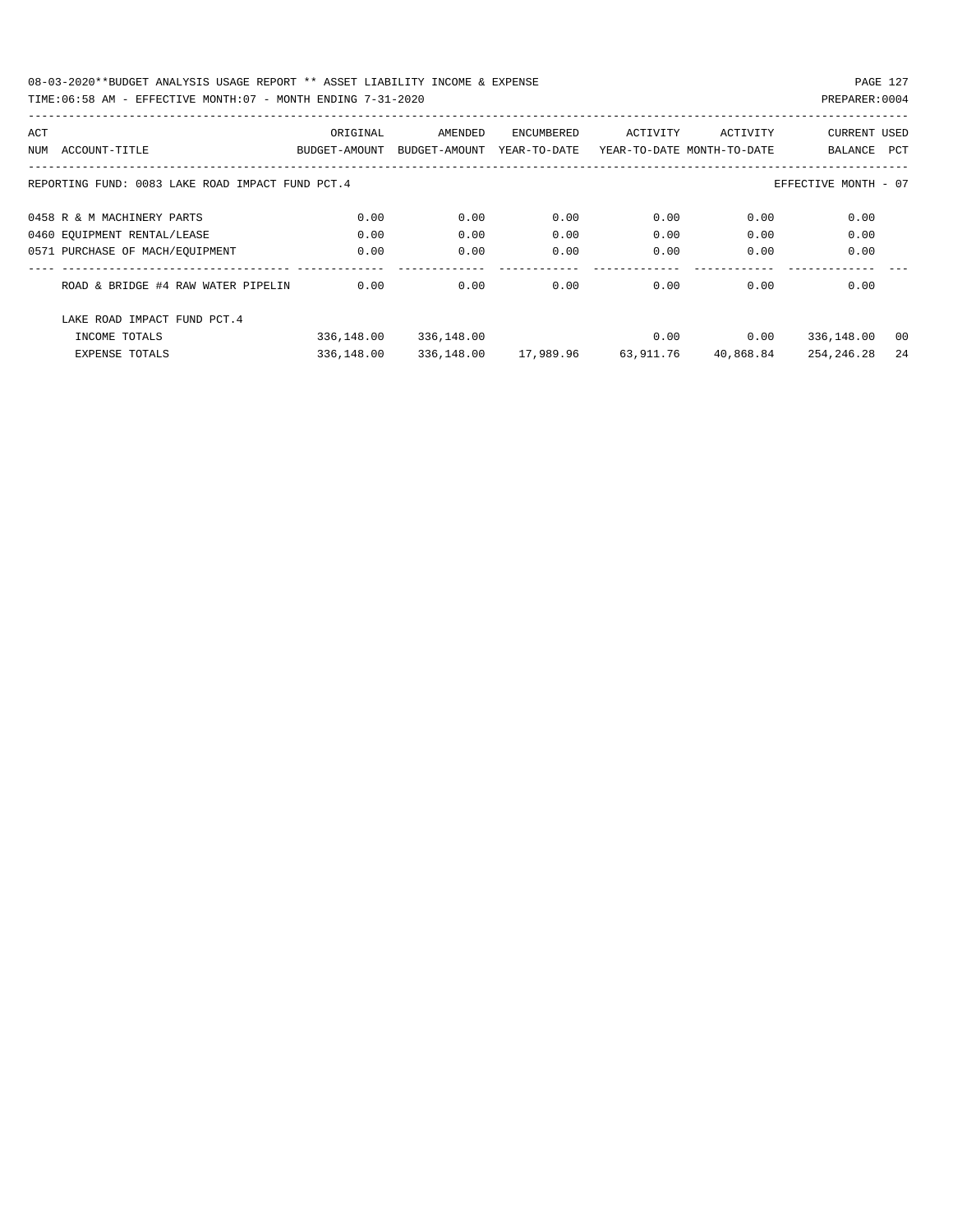08-03-2020**BUDGET ANALYSIS USAGE REPORT ** ASSET LIABILITY INCOME & EXPENSE

TIME:06:58 AM - EFFECTIVE MONTH:07 - MONTH ENDING 7-31-2020

PREPARER:0004

| ACT NUM | ACCOUNT-TITLE | ORIGINAL BUDGET-AMOUNT | AMENDED BUDGET-AMOUNT | ENCUMBERED YEAR-TO-DATE | ACTIVITY YEAR-TO-DATE | ACTIVITY MONTH-TO-DATE | CURRENT BALANCE | USED PCT |
|---|---|---|---|---|---|---|---|---|

REPORTING FUND: 0083 LAKE ROAD IMPACT FUND PCT.4 — EFFECTIVE MONTH - 07

| ACT NUM | ACCOUNT-TITLE | ORIGINAL BUDGET-AMOUNT | AMENDED BUDGET-AMOUNT | ENCUMBERED YEAR-TO-DATE | ACTIVITY YEAR-TO-DATE | ACTIVITY MONTH-TO-DATE | CURRENT BALANCE | USED PCT |
|---|---|---|---|---|---|---|---|---|
| 0458 | R & M MACHINERY PARTS | 0.00 | 0.00 | 0.00 | 0.00 | 0.00 | 0.00 | |
| 0460 | EQUIPMENT RENTAL/LEASE | 0.00 | 0.00 | 0.00 | 0.00 | 0.00 | 0.00 | |
| 0571 | PURCHASE OF MACH/EQUIPMENT | 0.00 | 0.00 | 0.00 | 0.00 | 0.00 | 0.00 | |
| | ROAD & BRIDGE #4 RAW WATER PIPELIN | 0.00 | 0.00 | 0.00 | 0.00 | 0.00 | 0.00 | |
| | LAKE ROAD IMPACT FUND PCT.4 | | | | | | | |
| | INCOME TOTALS | 336,148.00 | 336,148.00 | | 0.00 | 0.00 | 336,148.00 | 00 |
| | EXPENSE TOTALS | 336,148.00 | 336,148.00 | 17,989.96 | 63,911.76 | 40,868.84 | 254,246.28 | 24 |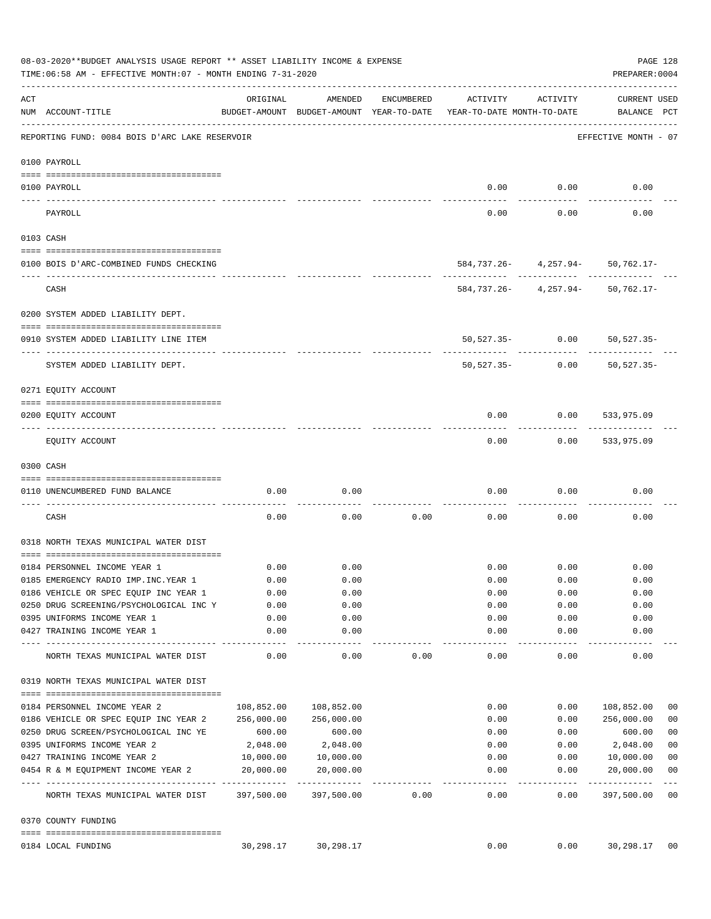08-03-2020**BUDGET ANALYSIS USAGE REPORT ** ASSET LIABILITY INCOME & EXPENSE

TIME:06:58 AM - EFFECTIVE MONTH:07 - MONTH ENDING 7-31-2020

PREPARER:0004

REPORTING FUND: 0084 BOIS D'ARC LAKE RESERVOIR — EFFECTIVE MONTH - 07

| ACT NUM | ACCOUNT-TITLE | ORIGINAL BUDGET-AMOUNT | AMENDED BUDGET-AMOUNT | ENCUMBERED YEAR-TO-DATE | ACTIVITY YEAR-TO-DATE | ACTIVITY MONTH-TO-DATE | CURRENT BALANCE | USED PCT |
|---|---|---|---|---|---|---|---|---|
| | **0100 PAYROLL** | | | | | | | |
| 0100 | PAYROLL | | | | 0.00 | 0.00 | 0.00 | |
| | PAYROLL | | | | 0.00 | 0.00 | 0.00 | |
| | **0103 CASH** | | | | | | | |
| 0100 | BOIS D'ARC-COMBINED FUNDS CHECKING | | | | 584,737.26- | 4,257.94- | 50,762.17- | |
| | CASH | | | | 584,737.26- | 4,257.94- | 50,762.17- | |
| | **0200 SYSTEM ADDED LIABILITY DEPT.** | | | | | | | |
| 0910 | SYSTEM ADDED LIABILITY LINE ITEM | | | | 50,527.35- | 0.00 | 50,527.35- | |
| | SYSTEM ADDED LIABILITY DEPT. | | | | 50,527.35- | 0.00 | 50,527.35- | |
| | **0271 EQUITY ACCOUNT** | | | | | | | |
| 0200 | EQUITY ACCOUNT | | | | 0.00 | 0.00 | 533,975.09 | |
| | EQUITY ACCOUNT | | | | 0.00 | 0.00 | 533,975.09 | |
| | **0300 CASH** | | | | | | | |
| 0110 | UNENCUMBERED FUND BALANCE | 0.00 | 0.00 | | 0.00 | 0.00 | 0.00 | |
| | CASH | 0.00 | 0.00 | 0.00 | 0.00 | 0.00 | 0.00 | |
| | **0318 NORTH TEXAS MUNICIPAL WATER DIST** | | | | | | | |
| 0184 | PERSONNEL INCOME YEAR 1 | 0.00 | 0.00 | | 0.00 | 0.00 | 0.00 | |
| 0185 | EMERGENCY RADIO IMP.INC.YEAR 1 | 0.00 | 0.00 | | 0.00 | 0.00 | 0.00 | |
| 0186 | VEHICLE OR SPEC EQUIP INC YEAR 1 | 0.00 | 0.00 | | 0.00 | 0.00 | 0.00 | |
| 0250 | DRUG SCREENING/PSYCHOLOGICAL INC Y | 0.00 | 0.00 | | 0.00 | 0.00 | 0.00 | |
| 0395 | UNIFORMS INCOME YEAR 1 | 0.00 | 0.00 | | 0.00 | 0.00 | 0.00 | |
| 0427 | TRAINING INCOME YEAR 1 | 0.00 | 0.00 | | 0.00 | 0.00 | 0.00 | |
| | NORTH TEXAS MUNICIPAL WATER DIST | 0.00 | 0.00 | 0.00 | 0.00 | 0.00 | 0.00 | |
| | **0319 NORTH TEXAS MUNICIPAL WATER DIST** | | | | | | | |
| 0184 | PERSONNEL INCOME YEAR 2 | 108,852.00 | 108,852.00 | | 0.00 | 0.00 | 108,852.00 | 00 |
| 0186 | VEHICLE OR SPEC EQUIP INC YEAR 2 | 256,000.00 | 256,000.00 | | 0.00 | 0.00 | 256,000.00 | 00 |
| 0250 | DRUG SCREEN/PSYCHOLOGICAL INC YE | 600.00 | 600.00 | | 0.00 | 0.00 | 600.00 | 00 |
| 0395 | UNIFORMS INCOME YEAR 2 | 2,048.00 | 2,048.00 | | 0.00 | 0.00 | 2,048.00 | 00 |
| 0427 | TRAINING INCOME YEAR 2 | 10,000.00 | 10,000.00 | | 0.00 | 0.00 | 10,000.00 | 00 |
| 0454 | R & M EQUIPMENT INCOME YEAR 2 | 20,000.00 | 20,000.00 | | 0.00 | 0.00 | 20,000.00 | 00 |
| | NORTH TEXAS MUNICIPAL WATER DIST | 397,500.00 | 397,500.00 | 0.00 | 0.00 | 0.00 | 397,500.00 | 00 |
| | **0370 COUNTY FUNDING** | | | | | | | |
| 0184 | LOCAL FUNDING | 30,298.17 | 30,298.17 | | 0.00 | 0.00 | 30,298.17 | 00 |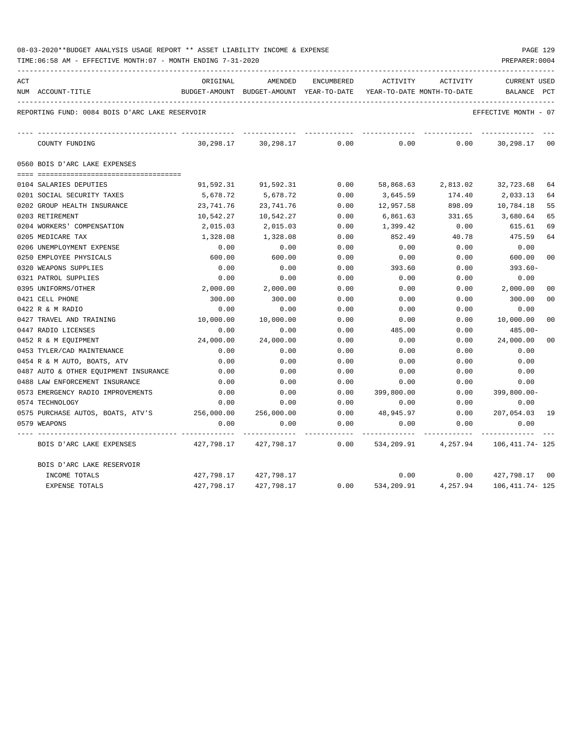08-03-2020**BUDGET ANALYSIS USAGE REPORT ** ASSET LIABILITY INCOME & EXPENSE

TIME:06:58 AM - EFFECTIVE MONTH:07 - MONTH ENDING 7-31-2020

PREPARER:0004

REPORTING FUND: 0084 BOIS D'ARC LAKE RESERVOIR — EFFECTIVE MONTH - 07

| ACT NUM | ACCOUNT-TITLE | ORIGINAL BUDGET-AMOUNT | AMENDED BUDGET-AMOUNT | ENCUMBERED YEAR-TO-DATE | ACTIVITY YEAR-TO-DATE | ACTIVITY MONTH-TO-DATE | CURRENT BALANCE | USED PCT |
|---|---|---|---|---|---|---|---|---|
| | COUNTY FUNDING | 30,298.17 | 30,298.17 | 0.00 | 0.00 | 0.00 | 30,298.17 | 00 |
| | **0560 BOIS D'ARC LAKE EXPENSES** | | | | | | | |
| 0104 | SALARIES DEPUTIES | 91,592.31 | 91,592.31 | 0.00 | 58,868.63 | 2,813.02 | 32,723.68 | 64 |
| 0201 | SOCIAL SECURITY TAXES | 5,678.72 | 5,678.72 | 0.00 | 3,645.59 | 174.40 | 2,033.13 | 64 |
| 0202 | GROUP HEALTH INSURANCE | 23,741.76 | 23,741.76 | 0.00 | 12,957.58 | 898.09 | 10,784.18 | 55 |
| 0203 | RETIREMENT | 10,542.27 | 10,542.27 | 0.00 | 6,861.63 | 331.65 | 3,680.64 | 65 |
| 0204 | WORKERS' COMPENSATION | 2,015.03 | 2,015.03 | 0.00 | 1,399.42 | 0.00 | 615.61 | 69 |
| 0205 | MEDICARE TAX | 1,328.08 | 1,328.08 | 0.00 | 852.49 | 40.78 | 475.59 | 64 |
| 0206 | UNEMPLOYMENT EXPENSE | 0.00 | 0.00 | 0.00 | 0.00 | 0.00 | 0.00 | |
| 0250 | EMPLOYEE PHYSICALS | 600.00 | 600.00 | 0.00 | 0.00 | 0.00 | 600.00 | 00 |
| 0320 | WEAPONS SUPPLIES | 0.00 | 0.00 | 0.00 | 393.60 | 0.00 | 393.60- | |
| 0321 | PATROL SUPPLIES | 0.00 | 0.00 | 0.00 | 0.00 | 0.00 | 0.00 | |
| 0395 | UNIFORMS/OTHER | 2,000.00 | 2,000.00 | 0.00 | 0.00 | 0.00 | 2,000.00 | 00 |
| 0421 | CELL PHONE | 300.00 | 300.00 | 0.00 | 0.00 | 0.00 | 300.00 | 00 |
| 0422 | R & M RADIO | 0.00 | 0.00 | 0.00 | 0.00 | 0.00 | 0.00 | |
| 0427 | TRAVEL AND TRAINING | 10,000.00 | 10,000.00 | 0.00 | 0.00 | 0.00 | 10,000.00 | 00 |
| 0447 | RADIO LICENSES | 0.00 | 0.00 | 0.00 | 485.00 | 0.00 | 485.00- | |
| 0452 | R & M EQUIPMENT | 24,000.00 | 24,000.00 | 0.00 | 0.00 | 0.00 | 24,000.00 | 00 |
| 0453 | TYLER/CAD MAINTENANCE | 0.00 | 0.00 | 0.00 | 0.00 | 0.00 | 0.00 | |
| 0454 | R & M AUTO, BOATS, ATV | 0.00 | 0.00 | 0.00 | 0.00 | 0.00 | 0.00 | |
| 0487 | AUTO & OTHER EQUIPMENT INSURANCE | 0.00 | 0.00 | 0.00 | 0.00 | 0.00 | 0.00 | |
| 0488 | LAW ENFORCEMENT INSURANCE | 0.00 | 0.00 | 0.00 | 0.00 | 0.00 | 0.00 | |
| 0573 | EMERGENCY RADIO IMPROVEMENTS | 0.00 | 0.00 | 0.00 | 399,800.00 | 0.00 | 399,800.00- | |
| 0574 | TECHNOLOGY | 0.00 | 0.00 | 0.00 | 0.00 | 0.00 | 0.00 | |
| 0575 | PURCHASE AUTOS, BOATS, ATV'S | 256,000.00 | 256,000.00 | 0.00 | 48,945.97 | 0.00 | 207,054.03 | 19 |
| 0579 | WEAPONS | 0.00 | 0.00 | 0.00 | 0.00 | 0.00 | 0.00 | |
| | BOIS D'ARC LAKE EXPENSES | 427,798.17 | 427,798.17 | 0.00 | 534,209.91 | 4,257.94 | 106,411.74- | 125 |
| | **BOIS D'ARC LAKE RESERVOIR** | | | | | | | |
| | INCOME TOTALS | 427,798.17 | 427,798.17 | | 0.00 | 0.00 | 427,798.17 | 00 |
| | EXPENSE TOTALS | 427,798.17 | 427,798.17 | 0.00 | 534,209.91 | 4,257.94 | 106,411.74- | 125 |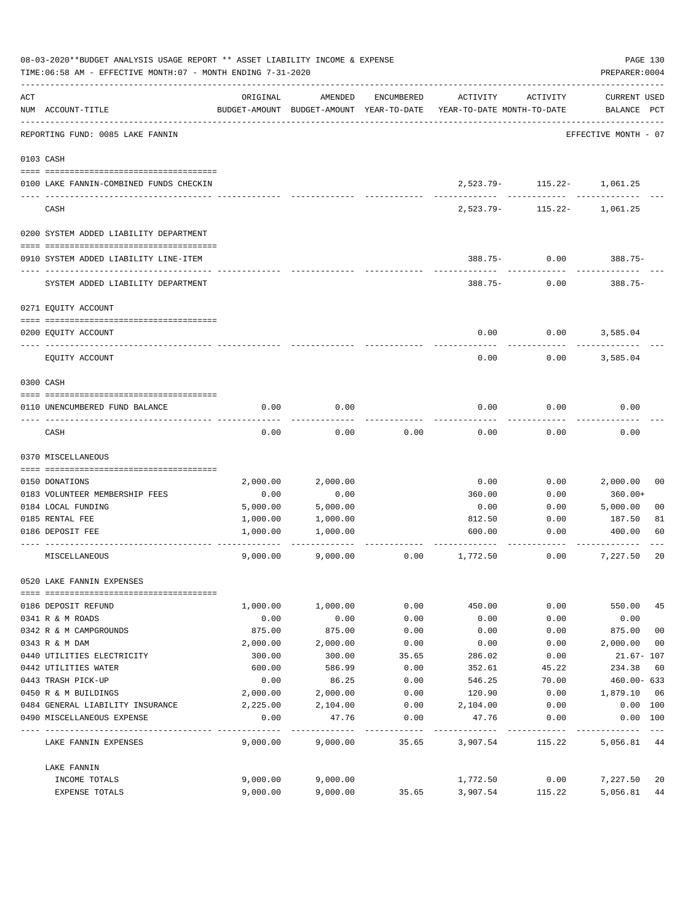08-03-2020**BUDGET ANALYSIS USAGE REPORT ** ASSET LIABILITY INCOME & EXPENSE

TIME:06:58 AM - EFFECTIVE MONTH:07 - MONTH ENDING 7-31-2020

PREPARER:0004

| ACT NUM | ACCOUNT-TITLE | ORIGINAL BUDGET-AMOUNT | AMENDED BUDGET-AMOUNT | ENCUMBERED YEAR-TO-DATE | ACTIVITY YEAR-TO-DATE | ACTIVITY MONTH-TO-DATE | CURRENT USED BALANCE | PCT |
|---|---|---|---|---|---|---|---|---|
| | REPORTING FUND: 0085 LAKE FANNIN | | | | | | EFFECTIVE MONTH - 07 | |
| 0103 | CASH | | | | | | | |
| 0100 | LAKE FANNIN-COMBINED FUNDS CHECKIN | | | | 2,523.79- | 115.22- | 1,061.25 | |
| | CASH | | | | 2,523.79- | 115.22- | 1,061.25 | |
| 0200 | SYSTEM ADDED LIABILITY DEPARTMENT | | | | | | | |
| 0910 | SYSTEM ADDED LIABILITY LINE-ITEM | | | | 388.75- | 0.00 | 388.75- | |
| | SYSTEM ADDED LIABILITY DEPARTMENT | | | | 388.75- | 0.00 | 388.75- | |
| 0271 | EQUITY ACCOUNT | | | | | | | |
| 0200 | EQUITY ACCOUNT | | | | 0.00 | 0.00 | 3,585.04 | |
| | EQUITY ACCOUNT | | | | 0.00 | 0.00 | 3,585.04 | |
| 0300 | CASH | | | | | | | |
| 0110 | UNENCUMBERED FUND BALANCE | 0.00 | 0.00 | | 0.00 | 0.00 | 0.00 | |
| | CASH | 0.00 | 0.00 | 0.00 | 0.00 | 0.00 | 0.00 | |
| 0370 | MISCELLANEOUS | | | | | | | |
| 0150 | DONATIONS | 2,000.00 | 2,000.00 | | 0.00 | 0.00 | 2,000.00 | 00 |
| 0183 | VOLUNTEER MEMBERSHIP FEES | 0.00 | 0.00 | | 360.00 | 0.00 | 360.00+ | |
| 0184 | LOCAL FUNDING | 5,000.00 | 5,000.00 | | 0.00 | 0.00 | 5,000.00 | 00 |
| 0185 | RENTAL FEE | 1,000.00 | 1,000.00 | | 812.50 | 0.00 | 187.50 | 81 |
| 0186 | DEPOSIT FEE | 1,000.00 | 1,000.00 | | 600.00 | 0.00 | 400.00 | 60 |
| | MISCELLANEOUS | 9,000.00 | 9,000.00 | 0.00 | 1,772.50 | 0.00 | 7,227.50 | 20 |
| 0520 | LAKE FANNIN EXPENSES | | | | | | | |
| 0186 | DEPOSIT REFUND | 1,000.00 | 1,000.00 | 0.00 | 450.00 | 0.00 | 550.00 | 45 |
| 0341 | R & M ROADS | 0.00 | 0.00 | 0.00 | 0.00 | 0.00 | 0.00 | |
| 0342 | R & M CAMPGROUNDS | 875.00 | 875.00 | 0.00 | 0.00 | 0.00 | 875.00 | 00 |
| 0343 | R & M DAM | 2,000.00 | 2,000.00 | 0.00 | 0.00 | 0.00 | 2,000.00 | 00 |
| 0440 | UTILITIES ELECTRICITY | 300.00 | 300.00 | 35.65 | 286.02 | 0.00 | 21.67- | 107 |
| 0442 | UTILITIES WATER | 600.00 | 586.99 | 0.00 | 352.61 | 45.22 | 234.38 | 60 |
| 0443 | TRASH PICK-UP | 0.00 | 86.25 | 0.00 | 546.25 | 70.00 | 460.00- | 633 |
| 0450 | R & M BUILDINGS | 2,000.00 | 2,000.00 | 0.00 | 120.90 | 0.00 | 1,879.10 | 06 |
| 0484 | GENERAL LIABILITY INSURANCE | 2,225.00 | 2,104.00 | 0.00 | 2,104.00 | 0.00 | 0.00 | 100 |
| 0490 | MISCELLANEOUS EXPENSE | 0.00 | 47.76 | 0.00 | 47.76 | 0.00 | 0.00 | 100 |
| | LAKE FANNIN EXPENSES | 9,000.00 | 9,000.00 | 35.65 | 3,907.54 | 115.22 | 5,056.81 | 44 |
| | LAKE FANNIN | | | | | | | |
| | INCOME TOTALS | 9,000.00 | 9,000.00 | | 1,772.50 | 0.00 | 7,227.50 | 20 |
| | EXPENSE TOTALS | 9,000.00 | 9,000.00 | 35.65 | 3,907.54 | 115.22 | 5,056.81 | 44 |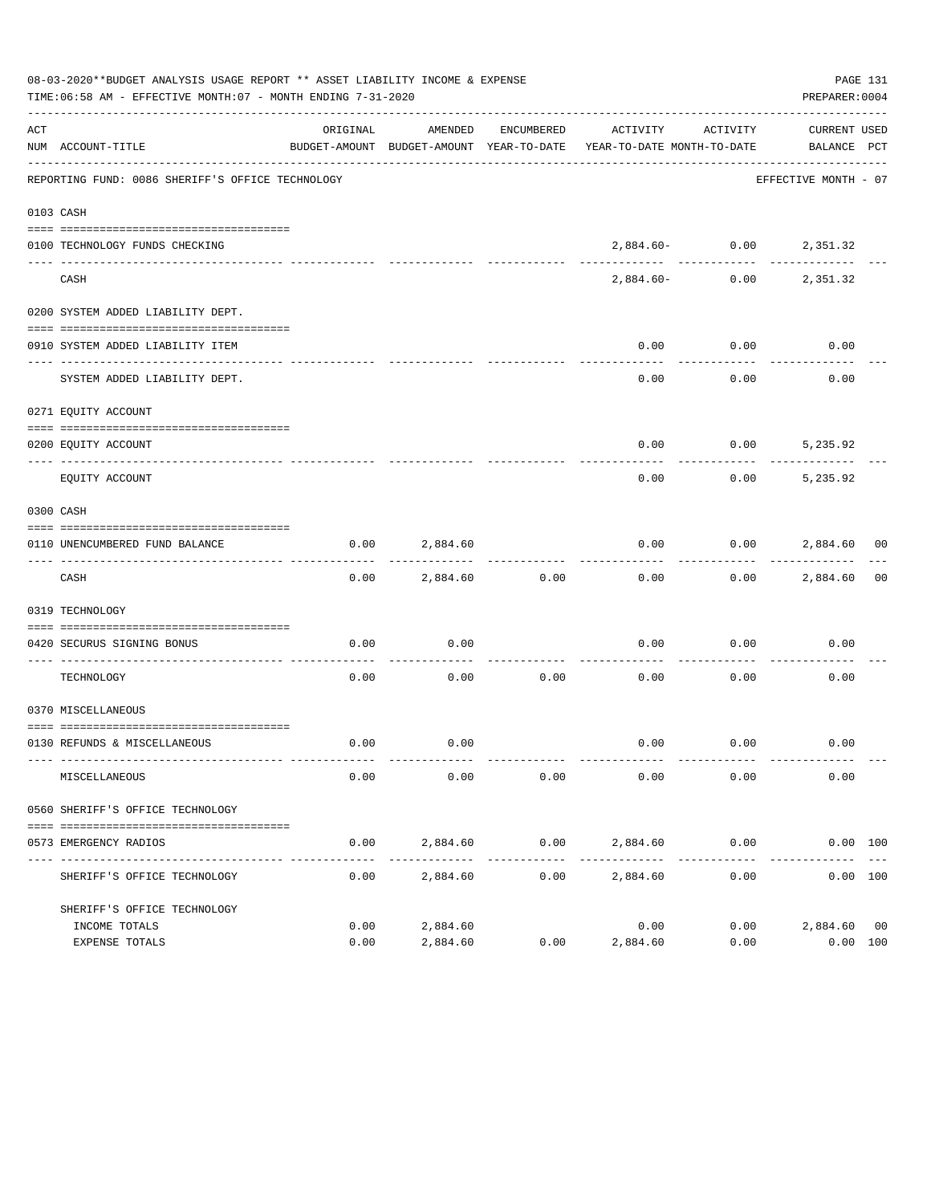08-03-2020**BUDGET ANALYSIS USAGE REPORT ** ASSET LIABILITY INCOME & EXPENSE

TIME:06:58 AM - EFFECTIVE MONTH:07 - MONTH ENDING 7-31-2020

PREPARER:0004

| ACT NUM | ACCOUNT-TITLE | ORIGINAL BUDGET-AMOUNT | AMENDED BUDGET-AMOUNT | ENCUMBERED YEAR-TO-DATE | ACTIVITY YEAR-TO-DATE | ACTIVITY MONTH-TO-DATE | CURRENT BALANCE | USED PCT |
|---|---|---|---|---|---|---|---|---|
| | REPORTING FUND: 0086 SHERIFF'S OFFICE TECHNOLOGY | | | | | | EFFECTIVE MONTH - 07 | |
| 0103 | CASH | | | | | | | |
| 0100 | TECHNOLOGY FUNDS CHECKING | | | | 2,884.60- | 0.00 | 2,351.32 | |
| | CASH | | | | 2,884.60- | 0.00 | 2,351.32 | |
| 0200 | SYSTEM ADDED LIABILITY DEPT. | | | | | | | |
| 0910 | SYSTEM ADDED LIABILITY ITEM | | | | 0.00 | 0.00 | 0.00 | |
| | SYSTEM ADDED LIABILITY DEPT. | | | | 0.00 | 0.00 | 0.00 | |
| 0271 | EQUITY ACCOUNT | | | | | | | |
| 0200 | EQUITY ACCOUNT | | | | 0.00 | 0.00 | 5,235.92 | |
| | EQUITY ACCOUNT | | | | 0.00 | 0.00 | 5,235.92 | |
| 0300 | CASH | | | | | | | |
| 0110 | UNENCUMBERED FUND BALANCE | 0.00 | 2,884.60 | | 0.00 | 0.00 | 2,884.60 | 00 |
| | CASH | 0.00 | 2,884.60 | 0.00 | 0.00 | 0.00 | 2,884.60 | 00 |
| 0319 | TECHNOLOGY | | | | | | | |
| 0420 | SECURUS SIGNING BONUS | 0.00 | 0.00 | | 0.00 | 0.00 | 0.00 | |
| | TECHNOLOGY | 0.00 | 0.00 | 0.00 | 0.00 | 0.00 | 0.00 | |
| 0370 | MISCELLANEOUS | | | | | | | |
| 0130 | REFUNDS & MISCELLANEOUS | 0.00 | 0.00 | | 0.00 | 0.00 | 0.00 | |
| | MISCELLANEOUS | 0.00 | 0.00 | 0.00 | 0.00 | 0.00 | 0.00 | |
| 0560 | SHERIFF'S OFFICE TECHNOLOGY | | | | | | | |
| 0573 | EMERGENCY RADIOS | 0.00 | 2,884.60 | 0.00 | 2,884.60 | 0.00 | 0.00 | 100 |
| | SHERIFF'S OFFICE TECHNOLOGY | 0.00 | 2,884.60 | 0.00 | 2,884.60 | 0.00 | 0.00 | 100 |
| | SHERIFF'S OFFICE TECHNOLOGY | | | | | | | |
| | INCOME TOTALS | 0.00 | 2,884.60 | | 0.00 | 0.00 | 2,884.60 | 00 |
| | EXPENSE TOTALS | 0.00 | 2,884.60 | 0.00 | 2,884.60 | 0.00 | 0.00 | 100 |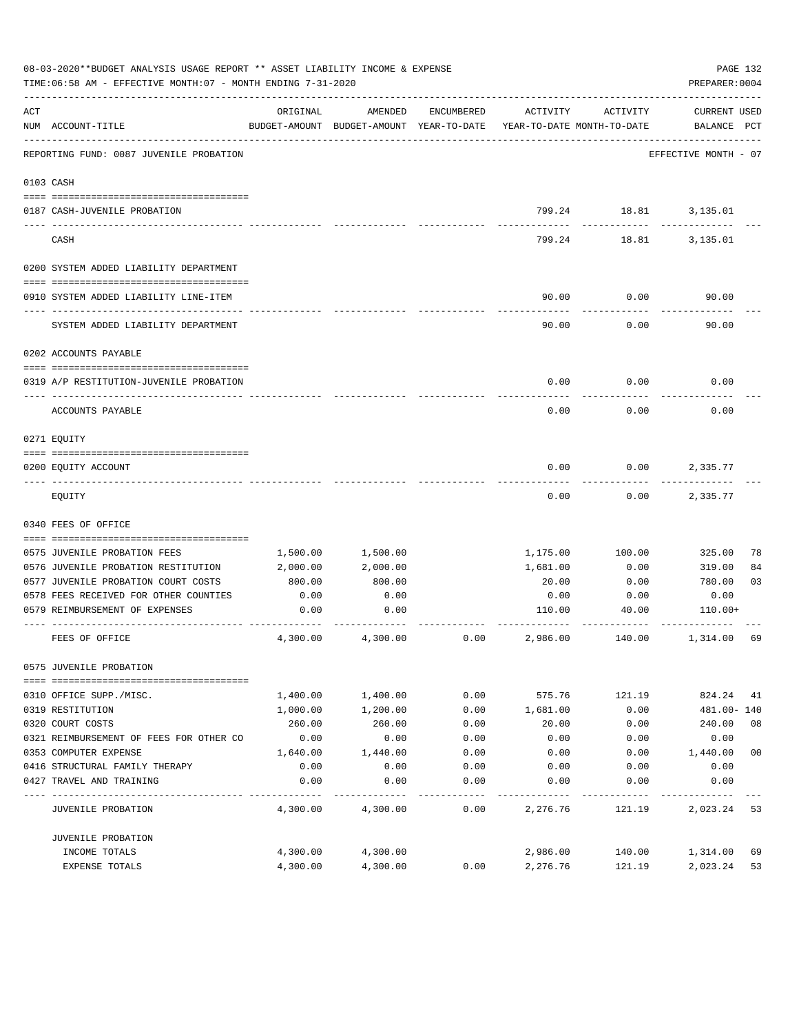08-03-2020**BUDGET ANALYSIS USAGE REPORT ** ASSET LIABILITY INCOME & EXPENSE

TIME:06:58 AM - EFFECTIVE MONTH:07 - MONTH ENDING 7-31-2020

PREPARER:0004

REPORTING FUND: 0087 JUVENILE PROBATION — EFFECTIVE MONTH - 07

| ACT NUM | ACCOUNT-TITLE | ORIGINAL BUDGET-AMOUNT | AMENDED BUDGET-AMOUNT | ENCUMBERED YEAR-TO-DATE | ACTIVITY YEAR-TO-DATE | ACTIVITY MONTH-TO-DATE | CURRENT BALANCE | USED PCT |
|---|---|---|---|---|---|---|---|---|
| 0103 | CASH | | | | | | | |
| 0187 | CASH-JUVENILE PROBATION | | | | 799.24 | 18.81 | 3,135.01 | |
| | CASH | | | | 799.24 | 18.81 | 3,135.01 | |
| 0200 | SYSTEM ADDED LIABILITY DEPARTMENT | | | | | | | |
| 0910 | SYSTEM ADDED LIABILITY LINE-ITEM | | | | 90.00 | 0.00 | 90.00 | |
| | SYSTEM ADDED LIABILITY DEPARTMENT | | | | 90.00 | 0.00 | 90.00 | |
| 0202 | ACCOUNTS PAYABLE | | | | | | | |
| 0319 | A/P RESTITUTION-JUVENILE PROBATION | | | | 0.00 | 0.00 | 0.00 | |
| | ACCOUNTS PAYABLE | | | | 0.00 | 0.00 | 0.00 | |
| 0271 | EQUITY | | | | | | | |
| 0200 | EQUITY ACCOUNT | | | | 0.00 | 0.00 | 2,335.77 | |
| | EQUITY | | | | 0.00 | 0.00 | 2,335.77 | |
| 0340 | FEES OF OFFICE | | | | | | | |
| 0575 | JUVENILE PROBATION FEES | 1,500.00 | 1,500.00 | | 1,175.00 | 100.00 | 325.00 | 78 |
| 0576 | JUVENILE PROBATION RESTITUTION | 2,000.00 | 2,000.00 | | 1,681.00 | 0.00 | 319.00 | 84 |
| 0577 | JUVENILE PROBATION COURT COSTS | 800.00 | 800.00 | | 20.00 | 0.00 | 780.00 | 03 |
| 0578 | FEES RECEIVED FOR OTHER COUNTIES | 0.00 | 0.00 | | 0.00 | 0.00 | 0.00 | |
| 0579 | REIMBURSEMENT OF EXPENSES | 0.00 | 0.00 | | 110.00 | 40.00 | 110.00+ | |
| | FEES OF OFFICE | 4,300.00 | 4,300.00 | 0.00 | 2,986.00 | 140.00 | 1,314.00 | 69 |
| 0575 | JUVENILE PROBATION | | | | | | | |
| 0310 | OFFICE SUPP./MISC. | 1,400.00 | 1,400.00 | 0.00 | 575.76 | 121.19 | 824.24 | 41 |
| 0319 | RESTITUTION | 1,000.00 | 1,200.00 | 0.00 | 1,681.00 | 0.00 | 481.00- | 140 |
| 0320 | COURT COSTS | 260.00 | 260.00 | 0.00 | 20.00 | 0.00 | 240.00 | 08 |
| 0321 | REIMBURSEMENT OF FEES FOR OTHER CO | 0.00 | 0.00 | 0.00 | 0.00 | 0.00 | 0.00 | |
| 0353 | COMPUTER EXPENSE | 1,640.00 | 1,440.00 | 0.00 | 0.00 | 0.00 | 1,440.00 | 00 |
| 0416 | STRUCTURAL FAMILY THERAPY | 0.00 | 0.00 | 0.00 | 0.00 | 0.00 | 0.00 | |
| 0427 | TRAVEL AND TRAINING | 0.00 | 0.00 | 0.00 | 0.00 | 0.00 | 0.00 | |
| | JUVENILE PROBATION | 4,300.00 | 4,300.00 | 0.00 | 2,276.76 | 121.19 | 2,023.24 | 53 |
| | JUVENILE PROBATION | | | | | | | |
| | INCOME TOTALS | 4,300.00 | 4,300.00 | | 2,986.00 | 140.00 | 1,314.00 | 69 |
| | EXPENSE TOTALS | 4,300.00 | 4,300.00 | 0.00 | 2,276.76 | 121.19 | 2,023.24 | 53 |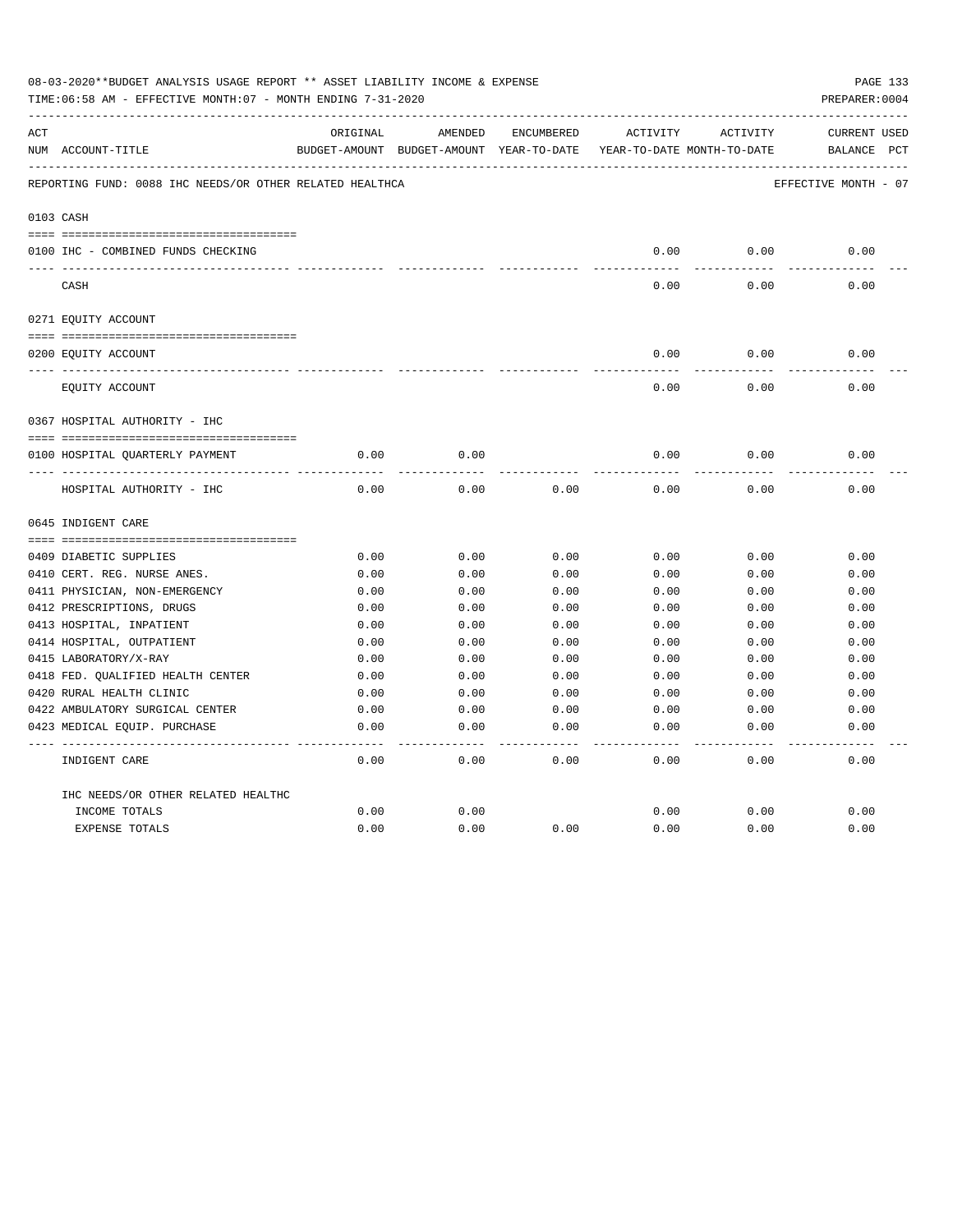08-03-2020**BUDGET ANALYSIS USAGE REPORT ** ASSET LIABILITY INCOME & EXPENSE

TIME:06:58 AM - EFFECTIVE MONTH:07 - MONTH ENDING 7-31-2020

PREPARER:0004

| ACT NUM | ACCOUNT-TITLE | ORIGINAL BUDGET-AMOUNT | AMENDED BUDGET-AMOUNT | ENCUMBERED YEAR-TO-DATE | ACTIVITY YEAR-TO-DATE | ACTIVITY MONTH-TO-DATE | CURRENT BALANCE | USED PCT |
|---|---|---|---|---|---|---|---|---|

REPORTING FUND: 0088 IHC NEEDS/OR OTHER RELATED HEALTHCA

EFFECTIVE MONTH - 07

| ACT NUM | ACCOUNT-TITLE | ORIGINAL BUDGET-AMOUNT | AMENDED BUDGET-AMOUNT | ENCUMBERED YEAR-TO-DATE | ACTIVITY YEAR-TO-DATE | ACTIVITY MONTH-TO-DATE | CURRENT BALANCE | USED PCT |
|---|---|---|---|---|---|---|---|---|
| 0103 | CASH | | | | | | | |
| 0100 | IHC - COMBINED FUNDS CHECKING | | | | 0.00 | 0.00 | 0.00 | |
| | CASH | | | | 0.00 | 0.00 | 0.00 | |
| 0271 | EQUITY ACCOUNT | | | | | | | |
| 0200 | EQUITY ACCOUNT | | | | 0.00 | 0.00 | 0.00 | |
| | EQUITY ACCOUNT | | | | 0.00 | 0.00 | 0.00 | |
| 0367 | HOSPITAL AUTHORITY - IHC | | | | | | | |
| 0100 | HOSPITAL QUARTERLY PAYMENT | 0.00 | 0.00 | | 0.00 | 0.00 | 0.00 | |
| | HOSPITAL AUTHORITY - IHC | 0.00 | 0.00 | 0.00 | 0.00 | 0.00 | 0.00 | |
| 0645 | INDIGENT CARE | | | | | | | |
| 0409 | DIABETIC SUPPLIES | 0.00 | 0.00 | 0.00 | 0.00 | 0.00 | 0.00 | |
| 0410 | CERT. REG. NURSE ANES. | 0.00 | 0.00 | 0.00 | 0.00 | 0.00 | 0.00 | |
| 0411 | PHYSICIAN, NON-EMERGENCY | 0.00 | 0.00 | 0.00 | 0.00 | 0.00 | 0.00 | |
| 0412 | PRESCRIPTIONS, DRUGS | 0.00 | 0.00 | 0.00 | 0.00 | 0.00 | 0.00 | |
| 0413 | HOSPITAL, INPATIENT | 0.00 | 0.00 | 0.00 | 0.00 | 0.00 | 0.00 | |
| 0414 | HOSPITAL, OUTPATIENT | 0.00 | 0.00 | 0.00 | 0.00 | 0.00 | 0.00 | |
| 0415 | LABORATORY/X-RAY | 0.00 | 0.00 | 0.00 | 0.00 | 0.00 | 0.00 | |
| 0418 | FED. QUALIFIED HEALTH CENTER | 0.00 | 0.00 | 0.00 | 0.00 | 0.00 | 0.00 | |
| 0420 | RURAL HEALTH CLINIC | 0.00 | 0.00 | 0.00 | 0.00 | 0.00 | 0.00 | |
| 0422 | AMBULATORY SURGICAL CENTER | 0.00 | 0.00 | 0.00 | 0.00 | 0.00 | 0.00 | |
| 0423 | MEDICAL EQUIP. PURCHASE | 0.00 | 0.00 | 0.00 | 0.00 | 0.00 | 0.00 | |
| | INDIGENT CARE | 0.00 | 0.00 | 0.00 | 0.00 | 0.00 | 0.00 | |
| | IHC NEEDS/OR OTHER RELATED HEALTHC | | | | | | | |
| | INCOME TOTALS | 0.00 | 0.00 | | 0.00 | 0.00 | 0.00 | |
| | EXPENSE TOTALS | 0.00 | 0.00 | 0.00 | 0.00 | 0.00 | 0.00 | |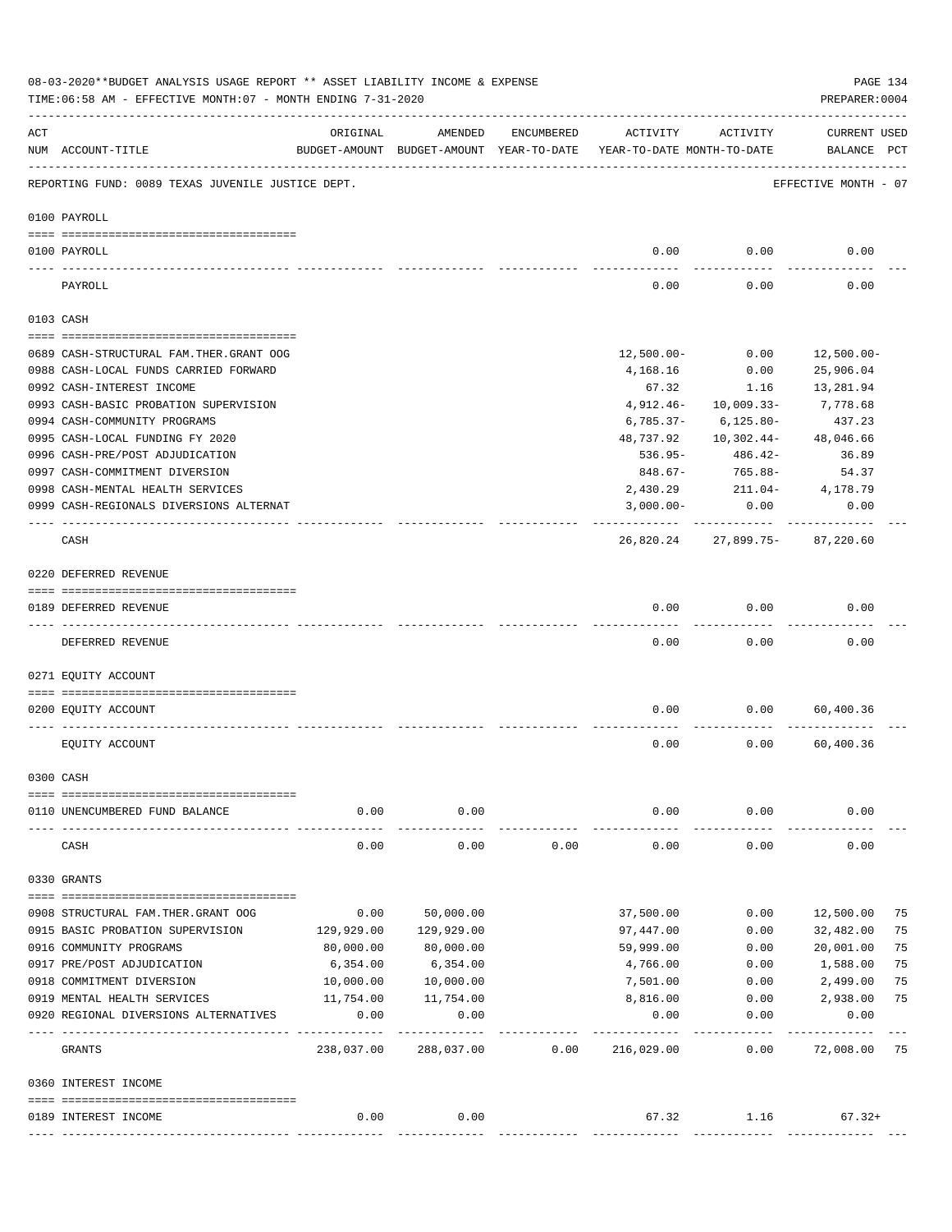08-03-2020**BUDGET ANALYSIS USAGE REPORT ** ASSET LIABILITY INCOME & EXPENSE

TIME:06:58 AM - EFFECTIVE MONTH:07 - MONTH ENDING 7-31-2020

PREPARER:0004

| ACT NUM | ACCOUNT-TITLE | ORIGINAL BUDGET-AMOUNT | AMENDED BUDGET-AMOUNT | ENCUMBERED YEAR-TO-DATE | ACTIVITY YEAR-TO-DATE | ACTIVITY MONTH-TO-DATE | CURRENT BALANCE | USED PCT |
|---|---|---|---|---|---|---|---|---|
| | REPORTING FUND: 0089 TEXAS JUVENILE JUSTICE DEPT. | | | | | | EFFECTIVE MONTH - 07 | |
| | **0100 PAYROLL** | | | | | | | |
| 0100 | PAYROLL | | | | 0.00 | 0.00 | 0.00 | |
| | PAYROLL | | | | 0.00 | 0.00 | 0.00 | |
| | **0103 CASH** | | | | | | | |
| 0689 | CASH-STRUCTURAL FAM.THER.GRANT OOG | | | | 12,500.00- | 0.00 | 12,500.00- | |
| 0988 | CASH-LOCAL FUNDS CARRIED FORWARD | | | | 4,168.16 | 0.00 | 25,906.04 | |
| 0992 | CASH-INTEREST INCOME | | | | 67.32 | 1.16 | 13,281.94 | |
| 0993 | CASH-BASIC PROBATION SUPERVISION | | | | 4,912.46- | 10,009.33- | 7,778.68 | |
| 0994 | CASH-COMMUNITY PROGRAMS | | | | 6,785.37- | 6,125.80- | 437.23 | |
| 0995 | CASH-LOCAL FUNDING FY 2020 | | | | 48,737.92 | 10,302.44- | 48,046.66 | |
| 0996 | CASH-PRE/POST ADJUDICATION | | | | 536.95- | 486.42- | 36.89 | |
| 0997 | CASH-COMMITMENT DIVERSION | | | | 848.67- | 765.88- | 54.37 | |
| 0998 | CASH-MENTAL HEALTH SERVICES | | | | 2,430.29 | 211.04- | 4,178.79 | |
| 0999 | CASH-REGIONALS DIVERSIONS ALTERNAT | | | | 3,000.00- | 0.00 | 0.00 | |
| | CASH | | | | 26,820.24 | 27,899.75- | 87,220.60 | |
| | **0220 DEFERRED REVENUE** | | | | | | | |
| 0189 | DEFERRED REVENUE | | | | 0.00 | 0.00 | 0.00 | |
| | DEFERRED REVENUE | | | | 0.00 | 0.00 | 0.00 | |
| | **0271 EQUITY ACCOUNT** | | | | | | | |
| 0200 | EQUITY ACCOUNT | | | | 0.00 | 0.00 | 60,400.36 | |
| | EQUITY ACCOUNT | | | | 0.00 | 0.00 | 60,400.36 | |
| | **0300 CASH** | | | | | | | |
| 0110 | UNENCUMBERED FUND BALANCE | 0.00 | 0.00 | | 0.00 | 0.00 | 0.00 | |
| | CASH | 0.00 | 0.00 | 0.00 | 0.00 | 0.00 | 0.00 | |
| | **0330 GRANTS** | | | | | | | |
| 0908 | STRUCTURAL FAM.THER.GRANT OOG | 0.00 | 50,000.00 | | 37,500.00 | 0.00 | 12,500.00 | 75 |
| 0915 | BASIC PROBATION SUPERVISION | 129,929.00 | 129,929.00 | | 97,447.00 | 0.00 | 32,482.00 | 75 |
| 0916 | COMMUNITY PROGRAMS | 80,000.00 | 80,000.00 | | 59,999.00 | 0.00 | 20,001.00 | 75 |
| 0917 | PRE/POST ADJUDICATION | 6,354.00 | 6,354.00 | | 4,766.00 | 0.00 | 1,588.00 | 75 |
| 0918 | COMMITMENT DIVERSION | 10,000.00 | 10,000.00 | | 7,501.00 | 0.00 | 2,499.00 | 75 |
| 0919 | MENTAL HEALTH SERVICES | 11,754.00 | 11,754.00 | | 8,816.00 | 0.00 | 2,938.00 | 75 |
| 0920 | REGIONAL DIVERSIONS ALTERNATIVES | 0.00 | 0.00 | | 0.00 | 0.00 | 0.00 | |
| | GRANTS | 238,037.00 | 288,037.00 | 0.00 | 216,029.00 | 0.00 | 72,008.00 | 75 |
| | **0360 INTEREST INCOME** | | | | | | | |
| 0189 | INTEREST INCOME | 0.00 | 0.00 | | 67.32 | 1.16 | 67.32+ | |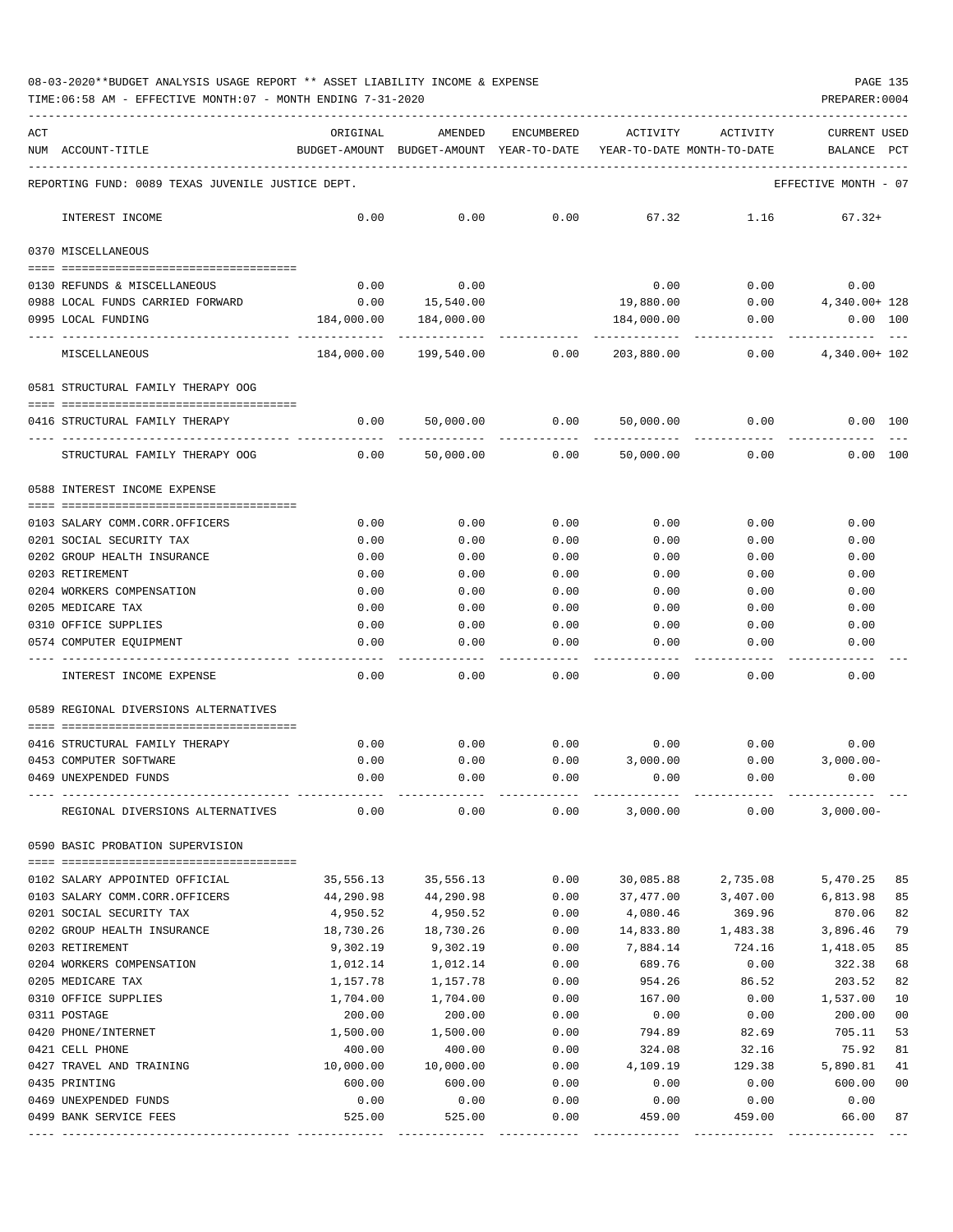08-03-2020**BUDGET ANALYSIS USAGE REPORT ** ASSET LIABILITY INCOME & EXPENSE

TIME:06:58 AM - EFFECTIVE MONTH:07 - MONTH ENDING 7-31-2020

PREPARER:0004

| ACT NUM | ACCOUNT-TITLE | ORIGINAL BUDGET-AMOUNT | AMENDED BUDGET-AMOUNT | ENCUMBERED YEAR-TO-DATE | ACTIVITY YEAR-TO-DATE | ACTIVITY MONTH-TO-DATE | CURRENT BALANCE | USED PCT |
|---|---|---|---|---|---|---|---|---|
| | REPORTING FUND: 0089 TEXAS JUVENILE JUSTICE DEPT. | | | | | | EFFECTIVE MONTH - 07 | |
| | INTEREST INCOME | 0.00 | 0.00 | 0.00 | 67.32 | 1.16 | 67.32+ | |
| | 0370 MISCELLANEOUS | | | | | | | |
| 0130 | REFUNDS & MISCELLANEOUS | 0.00 | 0.00 | | 0.00 | 0.00 | 0.00 | |
| 0988 | LOCAL FUNDS CARRIED FORWARD | 0.00 | 15,540.00 | | 19,880.00 | 0.00 | 4,340.00+ | 128 |
| 0995 | LOCAL FUNDING | 184,000.00 | 184,000.00 | | 184,000.00 | 0.00 | 0.00 | 100 |
| | MISCELLANEOUS | 184,000.00 | 199,540.00 | 0.00 | 203,880.00 | 0.00 | 4,340.00+ | 102 |
| | 0581 STRUCTURAL FAMILY THERAPY OOG | | | | | | | |
| 0416 | STRUCTURAL FAMILY THERAPY | 0.00 | 50,000.00 | 0.00 | 50,000.00 | 0.00 | 0.00 | 100 |
| | STRUCTURAL FAMILY THERAPY OOG | 0.00 | 50,000.00 | 0.00 | 50,000.00 | 0.00 | 0.00 | 100 |
| | 0588 INTEREST INCOME EXPENSE | | | | | | | |
| 0103 | SALARY COMM.CORR.OFFICERS | 0.00 | 0.00 | 0.00 | 0.00 | 0.00 | 0.00 | |
| 0201 | SOCIAL SECURITY TAX | 0.00 | 0.00 | 0.00 | 0.00 | 0.00 | 0.00 | |
| 0202 | GROUP HEALTH INSURANCE | 0.00 | 0.00 | 0.00 | 0.00 | 0.00 | 0.00 | |
| 0203 | RETIREMENT | 0.00 | 0.00 | 0.00 | 0.00 | 0.00 | 0.00 | |
| 0204 | WORKERS COMPENSATION | 0.00 | 0.00 | 0.00 | 0.00 | 0.00 | 0.00 | |
| 0205 | MEDICARE TAX | 0.00 | 0.00 | 0.00 | 0.00 | 0.00 | 0.00 | |
| 0310 | OFFICE SUPPLIES | 0.00 | 0.00 | 0.00 | 0.00 | 0.00 | 0.00 | |
| 0574 | COMPUTER EQUIPMENT | 0.00 | 0.00 | 0.00 | 0.00 | 0.00 | 0.00 | |
| | INTEREST INCOME EXPENSE | 0.00 | 0.00 | 0.00 | 0.00 | 0.00 | 0.00 | |
| | 0589 REGIONAL DIVERSIONS ALTERNATIVES | | | | | | | |
| 0416 | STRUCTURAL FAMILY THERAPY | 0.00 | 0.00 | 0.00 | 0.00 | 0.00 | 0.00 | |
| 0453 | COMPUTER SOFTWARE | 0.00 | 0.00 | 0.00 | 3,000.00 | 0.00 | 3,000.00- | |
| 0469 | UNEXPENDED FUNDS | 0.00 | 0.00 | 0.00 | 0.00 | 0.00 | 0.00 | |
| | REGIONAL DIVERSIONS ALTERNATIVES | 0.00 | 0.00 | 0.00 | 3,000.00 | 0.00 | 3,000.00- | |
| | 0590 BASIC PROBATION SUPERVISION | | | | | | | |
| 0102 | SALARY APPOINTED OFFICIAL | 35,556.13 | 35,556.13 | 0.00 | 30,085.88 | 2,735.08 | 5,470.25 | 85 |
| 0103 | SALARY COMM.CORR.OFFICERS | 44,290.98 | 44,290.98 | 0.00 | 37,477.00 | 3,407.00 | 6,813.98 | 85 |
| 0201 | SOCIAL SECURITY TAX | 4,950.52 | 4,950.52 | 0.00 | 4,080.46 | 369.96 | 870.06 | 82 |
| 0202 | GROUP HEALTH INSURANCE | 18,730.26 | 18,730.26 | 0.00 | 14,833.80 | 1,483.38 | 3,896.46 | 79 |
| 0203 | RETIREMENT | 9,302.19 | 9,302.19 | 0.00 | 7,884.14 | 724.16 | 1,418.05 | 85 |
| 0204 | WORKERS COMPENSATION | 1,012.14 | 1,012.14 | 0.00 | 689.76 | 0.00 | 322.38 | 68 |
| 0205 | MEDICARE TAX | 1,157.78 | 1,157.78 | 0.00 | 954.26 | 86.52 | 203.52 | 82 |
| 0310 | OFFICE SUPPLIES | 1,704.00 | 1,704.00 | 0.00 | 167.00 | 0.00 | 1,537.00 | 10 |
| 0311 | POSTAGE | 200.00 | 200.00 | 0.00 | 0.00 | 0.00 | 200.00 | 00 |
| 0420 | PHONE/INTERNET | 1,500.00 | 1,500.00 | 0.00 | 794.89 | 82.69 | 705.11 | 53 |
| 0421 | CELL PHONE | 400.00 | 400.00 | 0.00 | 324.08 | 32.16 | 75.92 | 81 |
| 0427 | TRAVEL AND TRAINING | 10,000.00 | 10,000.00 | 0.00 | 4,109.19 | 129.38 | 5,890.81 | 41 |
| 0435 | PRINTING | 600.00 | 600.00 | 0.00 | 0.00 | 0.00 | 600.00 | 00 |
| 0469 | UNEXPENDED FUNDS | 0.00 | 0.00 | 0.00 | 0.00 | 0.00 | 0.00 | |
| 0499 | BANK SERVICE FEES | 525.00 | 525.00 | 0.00 | 459.00 | 459.00 | 66.00 | 87 |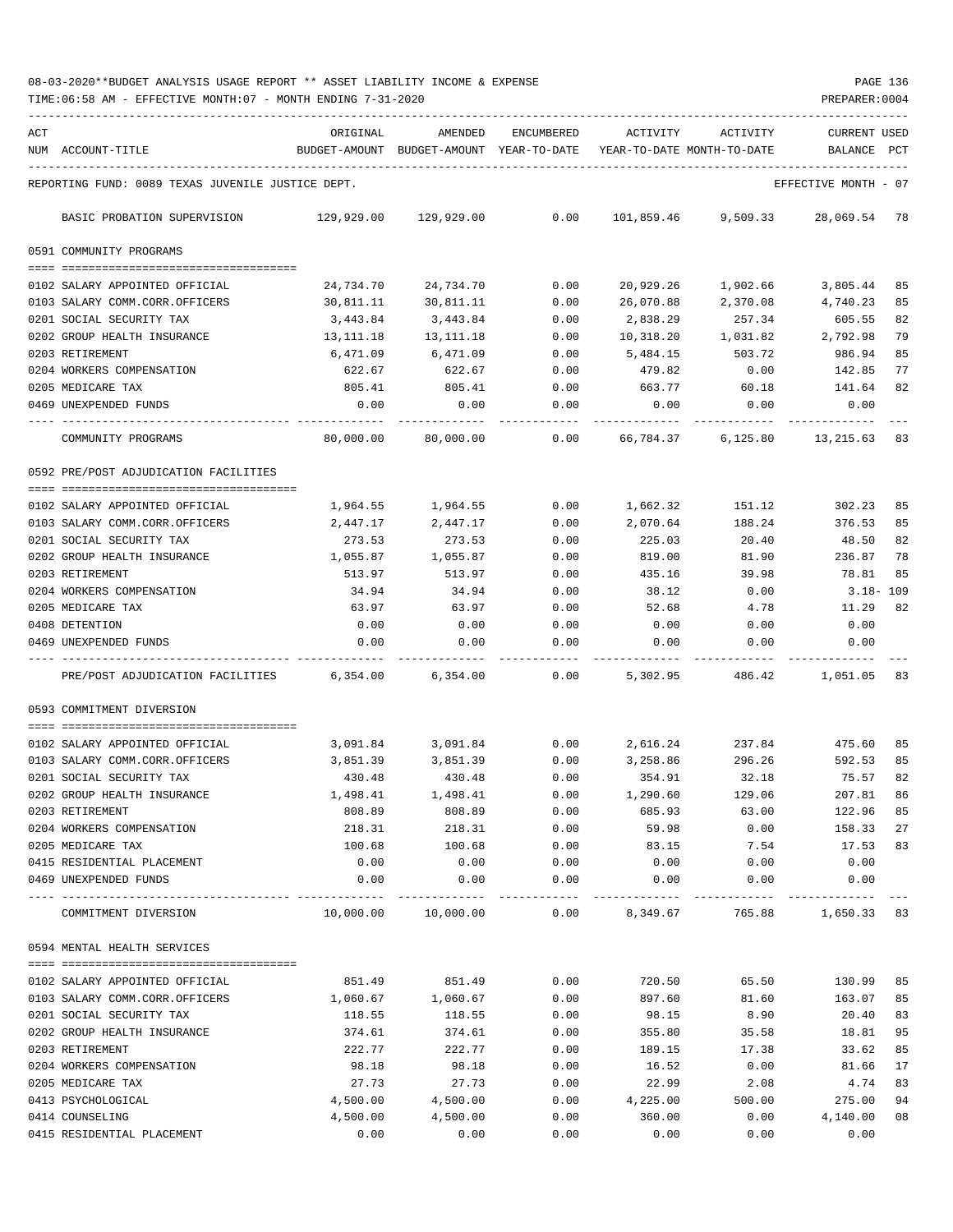08-03-2020**BUDGET ANALYSIS USAGE REPORT ** ASSET LIABILITY INCOME & EXPENSE

TIME:06:58 AM - EFFECTIVE MONTH:07 - MONTH ENDING 7-31-2020

PREPARER:0004

| ACT NUM | ACCOUNT-TITLE | ORIGINAL BUDGET-AMOUNT | AMENDED BUDGET-AMOUNT | ENCUMBERED YEAR-TO-DATE | ACTIVITY YEAR-TO-DATE | ACTIVITY MONTH-TO-DATE | CURRENT BALANCE | USED PCT |
|---|---|---|---|---|---|---|---|---|
| REPORTING FUND: 0089 TEXAS JUVENILE JUSTICE DEPT. | | | | | | | EFFECTIVE MONTH - 07 | |
| | BASIC PROBATION SUPERVISION | 129,929.00 | 129,929.00 | 0.00 | 101,859.46 | 9,509.33 | 28,069.54 | 78 |
| | 0591 COMMUNITY PROGRAMS | | | | | | | |
| 0102 | SALARY APPOINTED OFFICIAL | 24,734.70 | 24,734.70 | 0.00 | 20,929.26 | 1,902.66 | 3,805.44 | 85 |
| 0103 | SALARY COMM.CORR.OFFICERS | 30,811.11 | 30,811.11 | 0.00 | 26,070.88 | 2,370.08 | 4,740.23 | 85 |
| 0201 | SOCIAL SECURITY TAX | 3,443.84 | 3,443.84 | 0.00 | 2,838.29 | 257.34 | 605.55 | 82 |
| 0202 | GROUP HEALTH INSURANCE | 13,111.18 | 13,111.18 | 0.00 | 10,318.20 | 1,031.82 | 2,792.98 | 79 |
| 0203 | RETIREMENT | 6,471.09 | 6,471.09 | 0.00 | 5,484.15 | 503.72 | 986.94 | 85 |
| 0204 | WORKERS COMPENSATION | 622.67 | 622.67 | 0.00 | 479.82 | 0.00 | 142.85 | 77 |
| 0205 | MEDICARE TAX | 805.41 | 805.41 | 0.00 | 663.77 | 60.18 | 141.64 | 82 |
| 0469 | UNEXPENDED FUNDS | 0.00 | 0.00 | 0.00 | 0.00 | 0.00 | 0.00 | |
| | COMMUNITY PROGRAMS | 80,000.00 | 80,000.00 | 0.00 | 66,784.37 | 6,125.80 | 13,215.63 | 83 |
| | 0592 PRE/POST ADJUDICATION FACILITIES | | | | | | | |
| 0102 | SALARY APPOINTED OFFICIAL | 1,964.55 | 1,964.55 | 0.00 | 1,662.32 | 151.12 | 302.23 | 85 |
| 0103 | SALARY COMM.CORR.OFFICERS | 2,447.17 | 2,447.17 | 0.00 | 2,070.64 | 188.24 | 376.53 | 85 |
| 0201 | SOCIAL SECURITY TAX | 273.53 | 273.53 | 0.00 | 225.03 | 20.40 | 48.50 | 82 |
| 0202 | GROUP HEALTH INSURANCE | 1,055.87 | 1,055.87 | 0.00 | 819.00 | 81.90 | 236.87 | 78 |
| 0203 | RETIREMENT | 513.97 | 513.97 | 0.00 | 435.16 | 39.98 | 78.81 | 85 |
| 0204 | WORKERS COMPENSATION | 34.94 | 34.94 | 0.00 | 38.12 | 0.00 | 3.18- | 109 |
| 0205 | MEDICARE TAX | 63.97 | 63.97 | 0.00 | 52.68 | 4.78 | 11.29 | 82 |
| 0408 | DETENTION | 0.00 | 0.00 | 0.00 | 0.00 | 0.00 | 0.00 | |
| 0469 | UNEXPENDED FUNDS | 0.00 | 0.00 | 0.00 | 0.00 | 0.00 | 0.00 | |
| | PRE/POST ADJUDICATION FACILITIES | 6,354.00 | 6,354.00 | 0.00 | 5,302.95 | 486.42 | 1,051.05 | 83 |
| | 0593 COMMITMENT DIVERSION | | | | | | | |
| 0102 | SALARY APPOINTED OFFICIAL | 3,091.84 | 3,091.84 | 0.00 | 2,616.24 | 237.84 | 475.60 | 85 |
| 0103 | SALARY COMM.CORR.OFFICERS | 3,851.39 | 3,851.39 | 0.00 | 3,258.86 | 296.26 | 592.53 | 85 |
| 0201 | SOCIAL SECURITY TAX | 430.48 | 430.48 | 0.00 | 354.91 | 32.18 | 75.57 | 82 |
| 0202 | GROUP HEALTH INSURANCE | 1,498.41 | 1,498.41 | 0.00 | 1,290.60 | 129.06 | 207.81 | 86 |
| 0203 | RETIREMENT | 808.89 | 808.89 | 0.00 | 685.93 | 63.00 | 122.96 | 85 |
| 0204 | WORKERS COMPENSATION | 218.31 | 218.31 | 0.00 | 59.98 | 0.00 | 158.33 | 27 |
| 0205 | MEDICARE TAX | 100.68 | 100.68 | 0.00 | 83.15 | 7.54 | 17.53 | 83 |
| 0415 | RESIDENTIAL PLACEMENT | 0.00 | 0.00 | 0.00 | 0.00 | 0.00 | 0.00 | |
| 0469 | UNEXPENDED FUNDS | 0.00 | 0.00 | 0.00 | 0.00 | 0.00 | 0.00 | |
| | COMMITMENT DIVERSION | 10,000.00 | 10,000.00 | 0.00 | 8,349.67 | 765.88 | 1,650.33 | 83 |
| | 0594 MENTAL HEALTH SERVICES | | | | | | | |
| 0102 | SALARY APPOINTED OFFICIAL | 851.49 | 851.49 | 0.00 | 720.50 | 65.50 | 130.99 | 85 |
| 0103 | SALARY COMM.CORR.OFFICERS | 1,060.67 | 1,060.67 | 0.00 | 897.60 | 81.60 | 163.07 | 85 |
| 0201 | SOCIAL SECURITY TAX | 118.55 | 118.55 | 0.00 | 98.15 | 8.90 | 20.40 | 83 |
| 0202 | GROUP HEALTH INSURANCE | 374.61 | 374.61 | 0.00 | 355.80 | 35.58 | 18.81 | 95 |
| 0203 | RETIREMENT | 222.77 | 222.77 | 0.00 | 189.15 | 17.38 | 33.62 | 85 |
| 0204 | WORKERS COMPENSATION | 98.18 | 98.18 | 0.00 | 16.52 | 0.00 | 81.66 | 17 |
| 0205 | MEDICARE TAX | 27.73 | 27.73 | 0.00 | 22.99 | 2.08 | 4.74 | 83 |
| 0413 | PSYCHOLOGICAL | 4,500.00 | 4,500.00 | 0.00 | 4,225.00 | 500.00 | 275.00 | 94 |
| 0414 | COUNSELING | 4,500.00 | 4,500.00 | 0.00 | 360.00 | 0.00 | 4,140.00 | 08 |
| 0415 | RESIDENTIAL PLACEMENT | 0.00 | 0.00 | 0.00 | 0.00 | 0.00 | 0.00 | |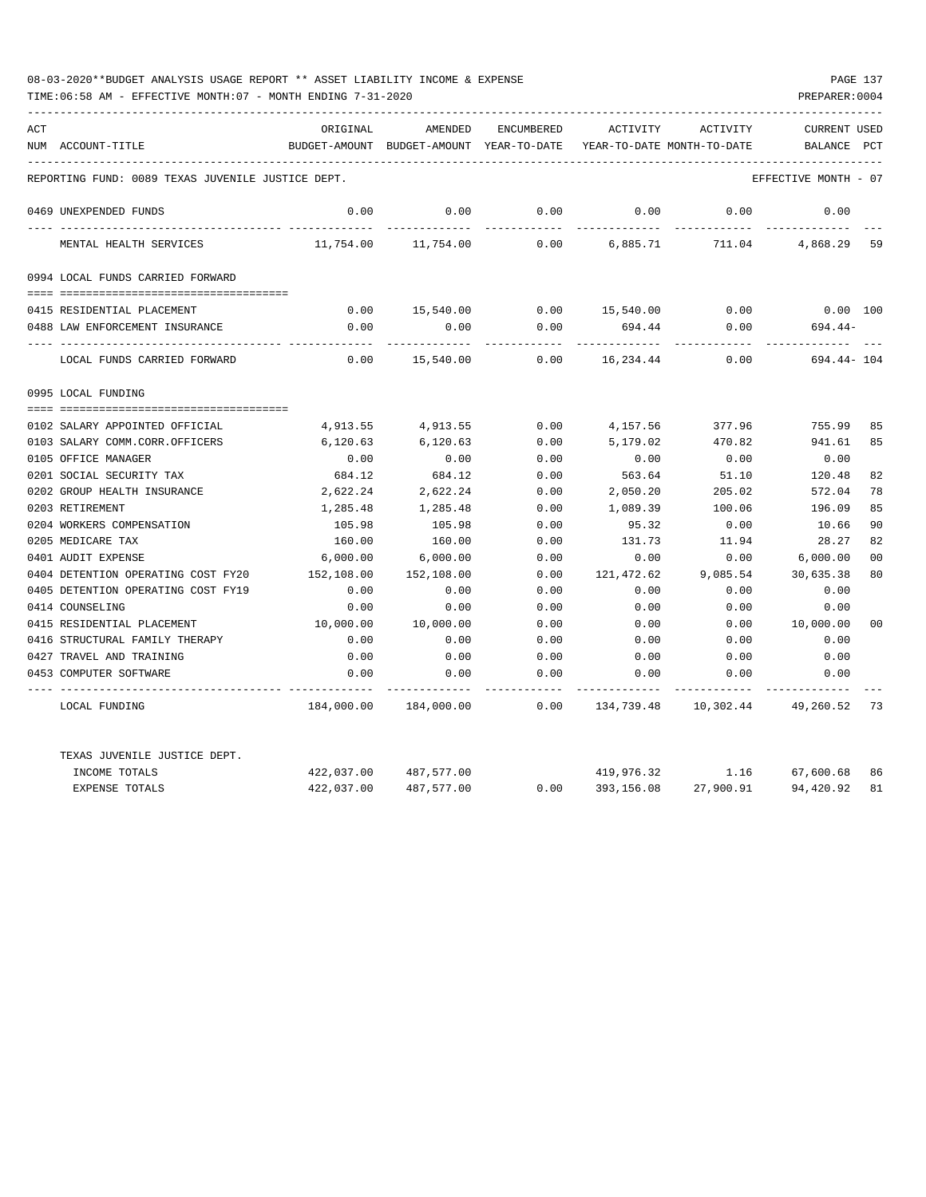08-03-2020**BUDGET ANALYSIS USAGE REPORT ** ASSET LIABILITY INCOME & EXPENSE

TIME:06:58 AM - EFFECTIVE MONTH:07 - MONTH ENDING 7-31-2020

PREPARER:0004

| ACT NUM | ACCOUNT-TITLE | ORIGINAL BUDGET-AMOUNT | AMENDED BUDGET-AMOUNT | ENCUMBERED YEAR-TO-DATE | ACTIVITY YEAR-TO-DATE | ACTIVITY MONTH-TO-DATE | CURRENT BALANCE | USED PCT |
|---|---|---|---|---|---|---|---|---|
| | REPORTING FUND: 0089 TEXAS JUVENILE JUSTICE DEPT. | | | | | | EFFECTIVE MONTH - 07 | |
| 0469 | UNEXPENDED FUNDS | 0.00 | 0.00 | 0.00 | 0.00 | 0.00 | 0.00 | |
| | MENTAL HEALTH SERVICES | 11,754.00 | 11,754.00 | 0.00 | 6,885.71 | 711.04 | 4,868.29 | 59 |
| | 0994 LOCAL FUNDS CARRIED FORWARD | | | | | | | |
| 0415 | RESIDENTIAL PLACEMENT | 0.00 | 15,540.00 | 0.00 | 15,540.00 | 0.00 | 0.00 | 100 |
| 0488 | LAW ENFORCEMENT INSURANCE | 0.00 | 0.00 | 0.00 | 694.44 | 0.00 | 694.44- | |
| | LOCAL FUNDS CARRIED FORWARD | 0.00 | 15,540.00 | 0.00 | 16,234.44 | 0.00 | 694.44- | 104 |
| | 0995 LOCAL FUNDING | | | | | | | |
| 0102 | SALARY APPOINTED OFFICIAL | 4,913.55 | 4,913.55 | 0.00 | 4,157.56 | 377.96 | 755.99 | 85 |
| 0103 | SALARY COMM.CORR.OFFICERS | 6,120.63 | 6,120.63 | 0.00 | 5,179.02 | 470.82 | 941.61 | 85 |
| 0105 | OFFICE MANAGER | 0.00 | 0.00 | 0.00 | 0.00 | 0.00 | 0.00 | |
| 0201 | SOCIAL SECURITY TAX | 684.12 | 684.12 | 0.00 | 563.64 | 51.10 | 120.48 | 82 |
| 0202 | GROUP HEALTH INSURANCE | 2,622.24 | 2,622.24 | 0.00 | 2,050.20 | 205.02 | 572.04 | 78 |
| 0203 | RETIREMENT | 1,285.48 | 1,285.48 | 0.00 | 1,089.39 | 100.06 | 196.09 | 85 |
| 0204 | WORKERS COMPENSATION | 105.98 | 105.98 | 0.00 | 95.32 | 0.00 | 10.66 | 90 |
| 0205 | MEDICARE TAX | 160.00 | 160.00 | 0.00 | 131.73 | 11.94 | 28.27 | 82 |
| 0401 | AUDIT EXPENSE | 6,000.00 | 6,000.00 | 0.00 | 0.00 | 0.00 | 6,000.00 | 00 |
| 0404 | DETENTION OPERATING COST FY20 | 152,108.00 | 152,108.00 | 0.00 | 121,472.62 | 9,085.54 | 30,635.38 | 80 |
| 0405 | DETENTION OPERATING COST FY19 | 0.00 | 0.00 | 0.00 | 0.00 | 0.00 | 0.00 | |
| 0414 | COUNSELING | 0.00 | 0.00 | 0.00 | 0.00 | 0.00 | 0.00 | |
| 0415 | RESIDENTIAL PLACEMENT | 10,000.00 | 10,000.00 | 0.00 | 0.00 | 0.00 | 10,000.00 | 00 |
| 0416 | STRUCTURAL FAMILY THERAPY | 0.00 | 0.00 | 0.00 | 0.00 | 0.00 | 0.00 | |
| 0427 | TRAVEL AND TRAINING | 0.00 | 0.00 | 0.00 | 0.00 | 0.00 | 0.00 | |
| 0453 | COMPUTER SOFTWARE | 0.00 | 0.00 | 0.00 | 0.00 | 0.00 | 0.00 | |
| | LOCAL FUNDING | 184,000.00 | 184,000.00 | 0.00 | 134,739.48 | 10,302.44 | 49,260.52 | 73 |
| | TEXAS JUVENILE JUSTICE DEPT. | | | | | | | |
| | INCOME TOTALS | 422,037.00 | 487,577.00 | | 419,976.32 | 1.16 | 67,600.68 | 86 |
| | EXPENSE TOTALS | 422,037.00 | 487,577.00 | 0.00 | 393,156.08 | 27,900.91 | 94,420.92 | 81 |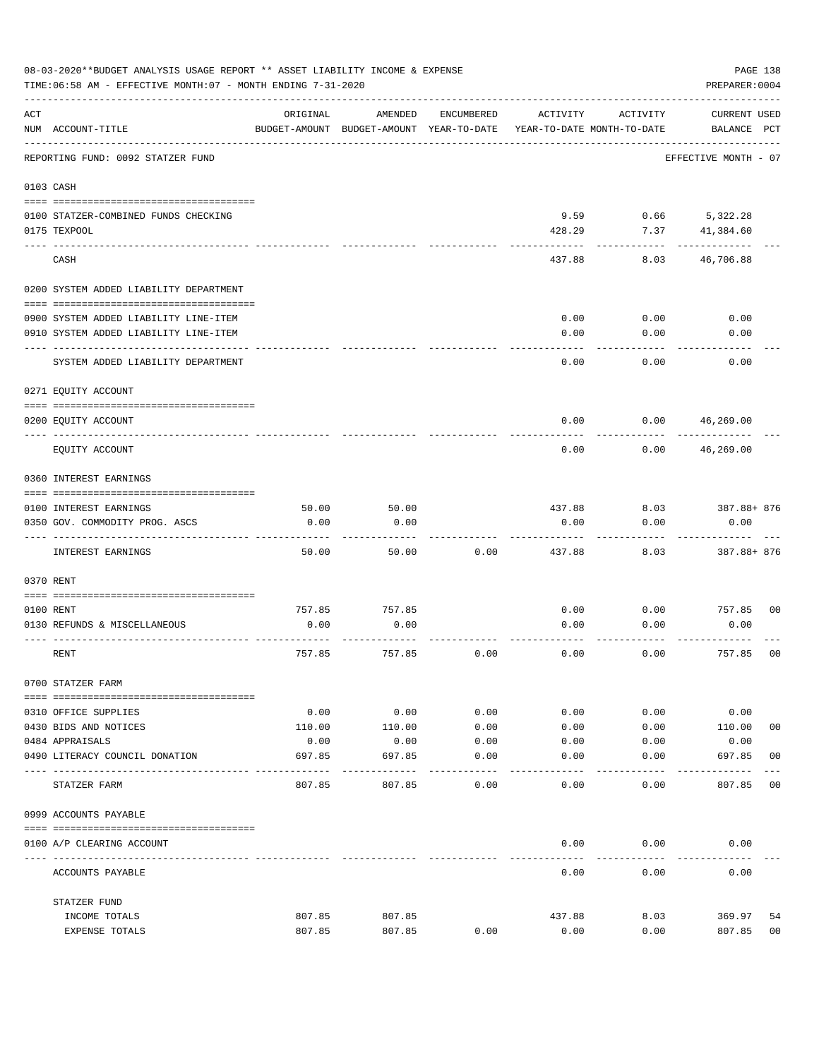08-03-2020**BUDGET ANALYSIS USAGE REPORT ** ASSET LIABILITY INCOME & EXPENSE

TIME:06:58 AM - EFFECTIVE MONTH:07 - MONTH ENDING 7-31-2020

PREPARER:0004

| ACT NUM | ACCOUNT-TITLE | ORIGINAL BUDGET-AMOUNT | AMENDED BUDGET-AMOUNT | ENCUMBERED YEAR-TO-DATE | ACTIVITY YEAR-TO-DATE | ACTIVITY MONTH-TO-DATE | CURRENT BALANCE | USED PCT |
|---|---|---|---|---|---|---|---|---|
| | REPORTING FUND: 0092 STATZER FUND | | | | | | EFFECTIVE MONTH - 07 | |
| 0103 | CASH | | | | | | | |
| 0100 | STATZER-COMBINED FUNDS CHECKING | | | | 9.59 | 0.66 | 5,322.28 | |
| 0175 | TEXPOOL | | | | 428.29 | 7.37 | 41,384.60 | |
| | CASH | | | | 437.88 | 8.03 | 46,706.88 | |
| 0200 | SYSTEM ADDED LIABILITY DEPARTMENT | | | | | | | |
| 0900 | SYSTEM ADDED LIABILITY LINE-ITEM | | | | 0.00 | 0.00 | 0.00 | |
| 0910 | SYSTEM ADDED LIABILITY LINE-ITEM | | | | 0.00 | 0.00 | 0.00 | |
| | SYSTEM ADDED LIABILITY DEPARTMENT | | | | 0.00 | 0.00 | 0.00 | |
| 0271 | EQUITY ACCOUNT | | | | | | | |
| 0200 | EQUITY ACCOUNT | | | | 0.00 | 0.00 | 46,269.00 | |
| | EQUITY ACCOUNT | | | | 0.00 | 0.00 | 46,269.00 | |
| 0360 | INTEREST EARNINGS | | | | | | | |
| 0100 | INTEREST EARNINGS | 50.00 | 50.00 | | 437.88 | 8.03 | 387.88+ | 876 |
| 0350 | GOV. COMMODITY PROG. ASCS | 0.00 | 0.00 | | 0.00 | 0.00 | 0.00 | |
| | INTEREST EARNINGS | 50.00 | 50.00 | 0.00 | 437.88 | 8.03 | 387.88+ | 876 |
| 0370 | RENT | | | | | | | |
| 0100 | RENT | 757.85 | 757.85 | | 0.00 | 0.00 | 757.85 | 00 |
| 0130 | REFUNDS & MISCELLANEOUS | 0.00 | 0.00 | | 0.00 | 0.00 | 0.00 | |
| | RENT | 757.85 | 757.85 | 0.00 | 0.00 | 0.00 | 757.85 | 00 |
| 0700 | STATZER FARM | | | | | | | |
| 0310 | OFFICE SUPPLIES | 0.00 | 0.00 | 0.00 | 0.00 | 0.00 | 0.00 | |
| 0430 | BIDS AND NOTICES | 110.00 | 110.00 | 0.00 | 0.00 | 0.00 | 110.00 | 00 |
| 0484 | APPRAISALS | 0.00 | 0.00 | 0.00 | 0.00 | 0.00 | 0.00 | |
| 0490 | LITERACY COUNCIL DONATION | 697.85 | 697.85 | 0.00 | 0.00 | 0.00 | 697.85 | 00 |
| | STATZER FARM | 807.85 | 807.85 | 0.00 | 0.00 | 0.00 | 807.85 | 00 |
| 0999 | ACCOUNTS PAYABLE | | | | | | | |
| 0100 | A/P CLEARING ACCOUNT | | | | 0.00 | 0.00 | 0.00 | |
| | ACCOUNTS PAYABLE | | | | 0.00 | 0.00 | 0.00 | |
| | STATZER FUND | | | | | | | |
| | INCOME TOTALS | 807.85 | 807.85 | | 437.88 | 8.03 | 369.97 | 54 |
| | EXPENSE TOTALS | 807.85 | 807.85 | 0.00 | 0.00 | 0.00 | 807.85 | 00 |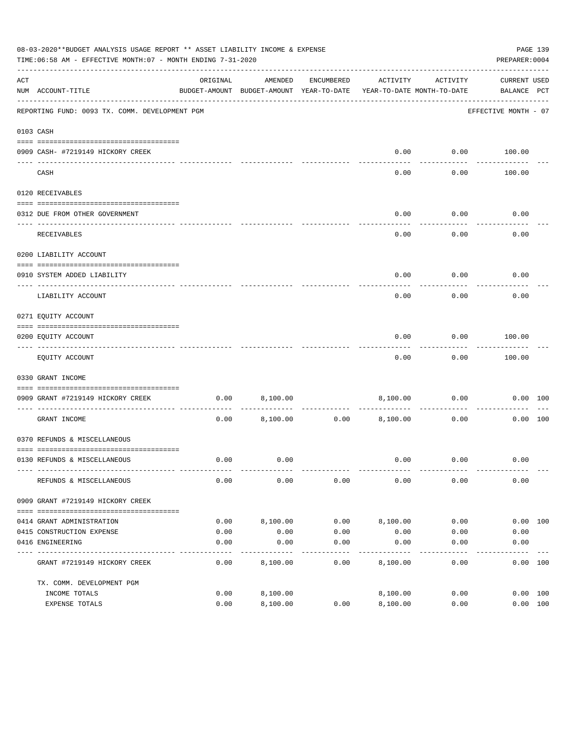08-03-2020**BUDGET ANALYSIS USAGE REPORT ** ASSET LIABILITY INCOME & EXPENSE

TIME:06:58 AM - EFFECTIVE MONTH:07 - MONTH ENDING 7-31-2020

PREPARER:0004

REPORTING FUND: 0093 TX. COMM. DEVELOPMENT PGM — EFFECTIVE MONTH - 07

| ACT NUM | ACCOUNT-TITLE | ORIGINAL BUDGET-AMOUNT | AMENDED BUDGET-AMOUNT | ENCUMBERED YEAR-TO-DATE | ACTIVITY YEAR-TO-DATE | ACTIVITY MONTH-TO-DATE | CURRENT BALANCE | USED PCT |
|---|---|---|---|---|---|---|---|---|
| 0103 | CASH | | | | | | | |
| 0909 | CASH- #7219149 HICKORY CREEK | | | | 0.00 | 0.00 | 100.00 | |
| | CASH | | | | 0.00 | 0.00 | 100.00 | |
| 0120 | RECEIVABLES | | | | | | | |
| 0312 | DUE FROM OTHER GOVERNMENT | | | | 0.00 | 0.00 | 0.00 | |
| | RECEIVABLES | | | | 0.00 | 0.00 | 0.00 | |
| 0200 | LIABILITY ACCOUNT | | | | | | | |
| 0910 | SYSTEM ADDED LIABILITY | | | | 0.00 | 0.00 | 0.00 | |
| | LIABILITY ACCOUNT | | | | 0.00 | 0.00 | 0.00 | |
| 0271 | EQUITY ACCOUNT | | | | | | | |
| 0200 | EQUITY ACCOUNT | | | | 0.00 | 0.00 | 100.00 | |
| | EQUITY ACCOUNT | | | | 0.00 | 0.00 | 100.00 | |
| 0330 | GRANT INCOME | | | | | | | |
| 0909 | GRANT #7219149 HICKORY CREEK | 0.00 | 8,100.00 | | 8,100.00 | 0.00 | 0.00 | 100 |
| | GRANT INCOME | 0.00 | 8,100.00 | 0.00 | 8,100.00 | 0.00 | 0.00 | 100 |
| 0370 | REFUNDS & MISCELLANEOUS | | | | | | | |
| 0130 | REFUNDS & MISCELLANEOUS | 0.00 | 0.00 | | 0.00 | 0.00 | 0.00 | |
| | REFUNDS & MISCELLANEOUS | 0.00 | 0.00 | 0.00 | 0.00 | 0.00 | 0.00 | |
| 0909 | GRANT #7219149 HICKORY CREEK | | | | | | | |
| 0414 | GRANT ADMINISTRATION | 0.00 | 8,100.00 | 0.00 | 8,100.00 | 0.00 | 0.00 | 100 |
| 0415 | CONSTRUCTION EXPENSE | 0.00 | 0.00 | 0.00 | 0.00 | 0.00 | 0.00 | |
| 0416 | ENGINEERING | 0.00 | 0.00 | 0.00 | 0.00 | 0.00 | 0.00 | |
| | GRANT #7219149 HICKORY CREEK | 0.00 | 8,100.00 | 0.00 | 8,100.00 | 0.00 | 0.00 | 100 |
| | TX. COMM. DEVELOPMENT PGM | | | | | | | |
| | INCOME TOTALS | 0.00 | 8,100.00 | | 8,100.00 | 0.00 | 0.00 | 100 |
| | EXPENSE TOTALS | 0.00 | 8,100.00 | 0.00 | 8,100.00 | 0.00 | 0.00 | 100 |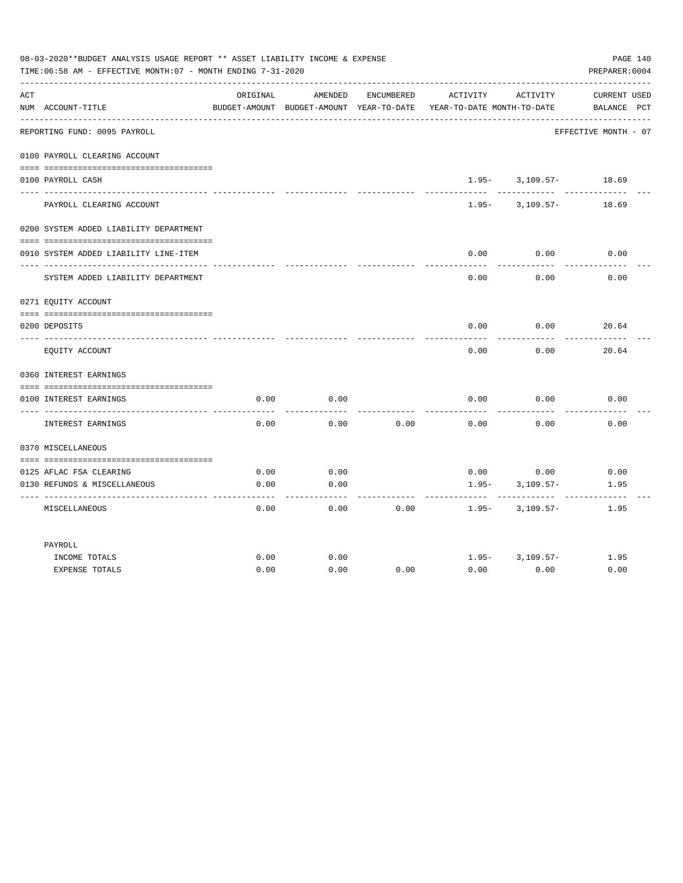08-03-2020**BUDGET ANALYSIS USAGE REPORT ** ASSET LIABILITY INCOME & EXPENSE

TIME:06:58 AM - EFFECTIVE MONTH:07 - MONTH ENDING 7-31-2020

PREPARER:0004

| ACT NUM | ACCOUNT-TITLE | ORIGINAL BUDGET-AMOUNT | AMENDED BUDGET-AMOUNT | ENCUMBERED YEAR-TO-DATE | ACTIVITY YEAR-TO-DATE | ACTIVITY MONTH-TO-DATE | CURRENT BALANCE | USED PCT |
|---|---|---|---|---|---|---|---|---|
| REPORTING FUND: 0095 PAYROLL | | | | | | | EFFECTIVE MONTH - 07 | |
| 0100 | PAYROLL CLEARING ACCOUNT | | | | | | | |
| 0100 | PAYROLL CASH | | | | 1.95- | 3,109.57- | 18.69 | |
| | PAYROLL CLEARING ACCOUNT | | | | 1.95- | 3,109.57- | 18.69 | |
| 0200 | SYSTEM ADDED LIABILITY DEPARTMENT | | | | | | | |
| 0910 | SYSTEM ADDED LIABILITY LINE-ITEM | | | | 0.00 | 0.00 | 0.00 | |
| | SYSTEM ADDED LIABILITY DEPARTMENT | | | | 0.00 | 0.00 | 0.00 | |
| 0271 | EQUITY ACCOUNT | | | | | | | |
| 0200 | DEPOSITS | | | | 0.00 | 0.00 | 20.64 | |
| | EQUITY ACCOUNT | | | | 0.00 | 0.00 | 20.64 | |
| 0360 | INTEREST EARNINGS | | | | | | | |
| 0100 | INTEREST EARNINGS | 0.00 | 0.00 | | 0.00 | 0.00 | 0.00 | |
| | INTEREST EARNINGS | 0.00 | 0.00 | 0.00 | 0.00 | 0.00 | 0.00 | |
| 0370 | MISCELLANEOUS | | | | | | | |
| 0125 | AFLAC FSA CLEARING | 0.00 | 0.00 | | 0.00 | 0.00 | 0.00 | |
| 0130 | REFUNDS & MISCELLANEOUS | 0.00 | 0.00 | | 1.95- | 3,109.57- | 1.95 | |
| | MISCELLANEOUS | 0.00 | 0.00 | 0.00 | 1.95- | 3,109.57- | 1.95 | |
| | PAYROLL | | | | | | | |
| | INCOME TOTALS | 0.00 | 0.00 | | 1.95- | 3,109.57- | 1.95 | |
| | EXPENSE TOTALS | 0.00 | 0.00 | 0.00 | 0.00 | 0.00 | 0.00 | |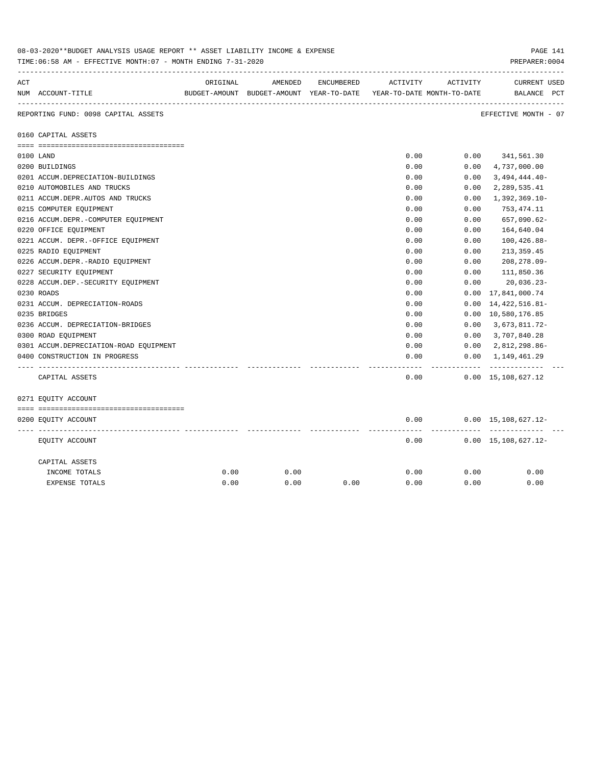08-03-2020**BUDGET ANALYSIS USAGE REPORT ** ASSET LIABILITY INCOME & EXPENSE

TIME:06:58 AM - EFFECTIVE MONTH:07 - MONTH ENDING 7-31-2020

PREPARER:0004

| ACT NUM | ACCOUNT-TITLE | ORIGINAL BUDGET-AMOUNT | AMENDED BUDGET-AMOUNT | ENCUMBERED YEAR-TO-DATE | ACTIVITY YEAR-TO-DATE | ACTIVITY MONTH-TO-DATE | CURRENT BALANCE | USED PCT |
|---|---|---|---|---|---|---|---|---|
| | REPORTING FUND: 0098 CAPITAL ASSETS | | | | | | EFFECTIVE MONTH - 07 | |
| | 0160 CAPITAL ASSETS | | | | | | | |
| 0100 | LAND | | | | 0.00 | 0.00 | 341,561.30 | |
| 0200 | BUILDINGS | | | | 0.00 | 0.00 | 4,737,000.00 | |
| 0201 | ACCUM.DEPRECIATION-BUILDINGS | | | | 0.00 | 0.00 | 3,494,444.40- | |
| 0210 | AUTOMOBILES AND TRUCKS | | | | 0.00 | 0.00 | 2,289,535.41 | |
| 0211 | ACCUM.DEPR.AUTOS AND TRUCKS | | | | 0.00 | 0.00 | 1,392,369.10- | |
| 0215 | COMPUTER EQUIPMENT | | | | 0.00 | 0.00 | 753,474.11 | |
| 0216 | ACCUM.DEPR.-COMPUTER EQUIPMENT | | | | 0.00 | 0.00 | 657,090.62- | |
| 0220 | OFFICE EQUIPMENT | | | | 0.00 | 0.00 | 164,640.04 | |
| 0221 | ACCUM. DEPR.-OFFICE EQUIPMENT | | | | 0.00 | 0.00 | 100,426.88- | |
| 0225 | RADIO EQUIPMENT | | | | 0.00 | 0.00 | 213,359.45 | |
| 0226 | ACCUM.DEPR.-RADIO EQUIPMENT | | | | 0.00 | 0.00 | 208,278.09- | |
| 0227 | SECURITY EQUIPMENT | | | | 0.00 | 0.00 | 111,850.36 | |
| 0228 | ACCUM.DEP.-SECURITY EQUIPMENT | | | | 0.00 | 0.00 | 20,036.23- | |
| 0230 | ROADS | | | | 0.00 | 0.00 | 17,841,000.74 | |
| 0231 | ACCUM. DEPRECIATION-ROADS | | | | 0.00 | 0.00 | 14,422,516.81- | |
| 0235 | BRIDGES | | | | 0.00 | 0.00 | 10,580,176.85 | |
| 0236 | ACCUM. DEPRECIATION-BRIDGES | | | | 0.00 | 0.00 | 3,673,811.72- | |
| 0300 | ROAD EQUIPMENT | | | | 0.00 | 0.00 | 3,707,840.28 | |
| 0301 | ACCUM.DEPRECIATION-ROAD EQUIPMENT | | | | 0.00 | 0.00 | 2,812,298.86- | |
| 0400 | CONSTRUCTION IN PROGRESS | | | | 0.00 | 0.00 | 1,149,461.29 | |
| | CAPITAL ASSETS | | | | 0.00 | 0.00 | 15,108,627.12 | |
| | 0271 EQUITY ACCOUNT | | | | | | | |
| 0200 | EQUITY ACCOUNT | | | | 0.00 | 0.00 | 15,108,627.12- | |
| | EQUITY ACCOUNT | | | | 0.00 | 0.00 | 15,108,627.12- | |
| | CAPITAL ASSETS | | | | | | | |
| | INCOME TOTALS | 0.00 | 0.00 | | 0.00 | 0.00 | 0.00 | |
| | EXPENSE TOTALS | 0.00 | 0.00 | 0.00 | 0.00 | 0.00 | 0.00 | |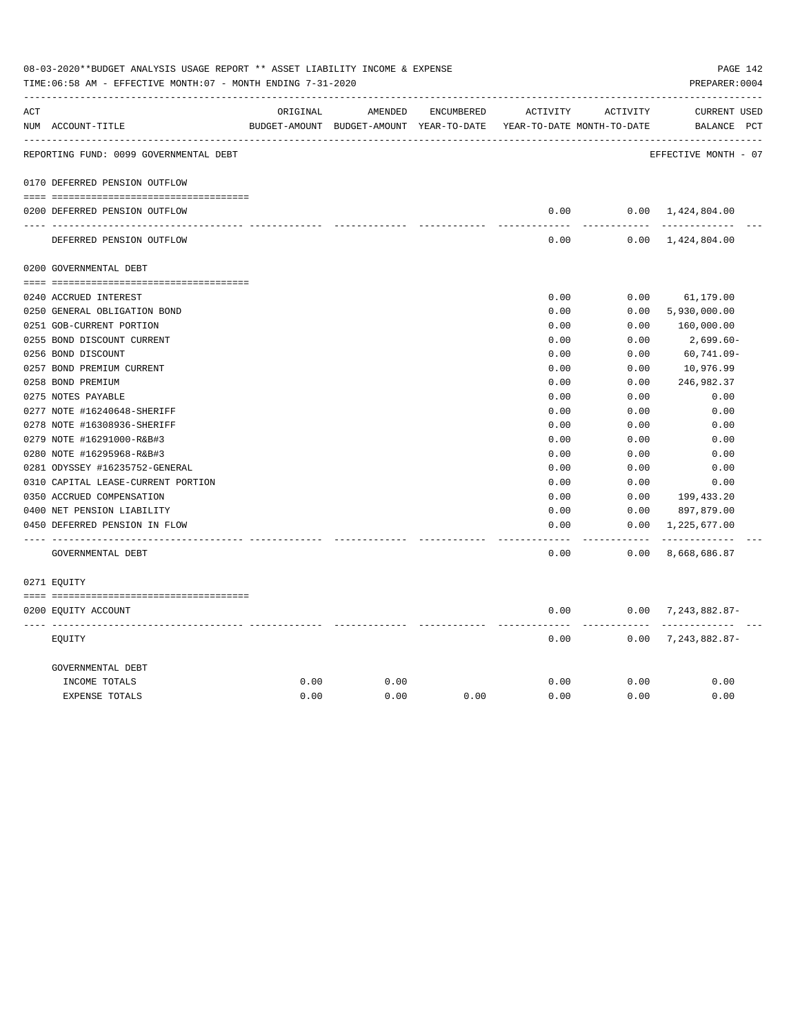08-03-2020**BUDGET ANALYSIS USAGE REPORT ** ASSET LIABILITY INCOME & EXPENSE

TIME:06:58 AM - EFFECTIVE MONTH:07 - MONTH ENDING 7-31-2020

PREPARER:0004

| ACT NUM | ACCOUNT-TITLE | ORIGINAL BUDGET-AMOUNT | AMENDED BUDGET-AMOUNT | ENCUMBERED YEAR-TO-DATE | ACTIVITY YEAR-TO-DATE | ACTIVITY MONTH-TO-DATE | CURRENT BALANCE | USED PCT |
|---|---|---|---|---|---|---|---|---|
| | REPORTING FUND: 0099 GOVERNMENTAL DEBT | | | | | | EFFECTIVE MONTH - 07 | |
| | 0170 DEFERRED PENSION OUTFLOW | | | | | | | |
| 0200 | DEFERRED PENSION OUTFLOW | | | | 0.00 | 0.00 | 1,424,804.00 | |
| | DEFERRED PENSION OUTFLOW | | | | 0.00 | 0.00 | 1,424,804.00 | |
| | 0200 GOVERNMENTAL DEBT | | | | | | | |
| 0240 | ACCRUED INTEREST | | | | 0.00 | 0.00 | 61,179.00 | |
| 0250 | GENERAL OBLIGATION BOND | | | | 0.00 | 0.00 | 5,930,000.00 | |
| 0251 | GOB-CURRENT PORTION | | | | 0.00 | 0.00 | 160,000.00 | |
| 0255 | BOND DISCOUNT CURRENT | | | | 0.00 | 0.00 | 2,699.60- | |
| 0256 | BOND DISCOUNT | | | | 0.00 | 0.00 | 60,741.09- | |
| 0257 | BOND PREMIUM CURRENT | | | | 0.00 | 0.00 | 10,976.99 | |
| 0258 | BOND PREMIUM | | | | 0.00 | 0.00 | 246,982.37 | |
| 0275 | NOTES PAYABLE | | | | 0.00 | 0.00 | 0.00 | |
| 0277 | NOTE #16240648-SHERIFF | | | | 0.00 | 0.00 | 0.00 | |
| 0278 | NOTE #16308936-SHERIFF | | | | 0.00 | 0.00 | 0.00 | |
| 0279 | NOTE #16291000-R&B#3 | | | | 0.00 | 0.00 | 0.00 | |
| 0280 | NOTE #16295968-R&B#3 | | | | 0.00 | 0.00 | 0.00 | |
| 0281 | ODYSSEY #16235752-GENERAL | | | | 0.00 | 0.00 | 0.00 | |
| 0310 | CAPITAL LEASE-CURRENT PORTION | | | | 0.00 | 0.00 | 0.00 | |
| 0350 | ACCRUED COMPENSATION | | | | 0.00 | 0.00 | 199,433.20 | |
| 0400 | NET PENSION LIABILITY | | | | 0.00 | 0.00 | 897,879.00 | |
| 0450 | DEFERRED PENSION IN FLOW | | | | 0.00 | 0.00 | 1,225,677.00 | |
| | GOVERNMENTAL DEBT | | | | 0.00 | 0.00 | 8,668,686.87 | |
| | 0271 EQUITY | | | | | | | |
| 0200 | EQUITY ACCOUNT | | | | 0.00 | 0.00 | 7,243,882.87- | |
| | EQUITY | | | | 0.00 | 0.00 | 7,243,882.87- | |
| | GOVERNMENTAL DEBT | | | | | | | |
| | INCOME TOTALS | 0.00 | 0.00 | | 0.00 | 0.00 | 0.00 | |
| | EXPENSE TOTALS | 0.00 | 0.00 | 0.00 | 0.00 | 0.00 | 0.00 | |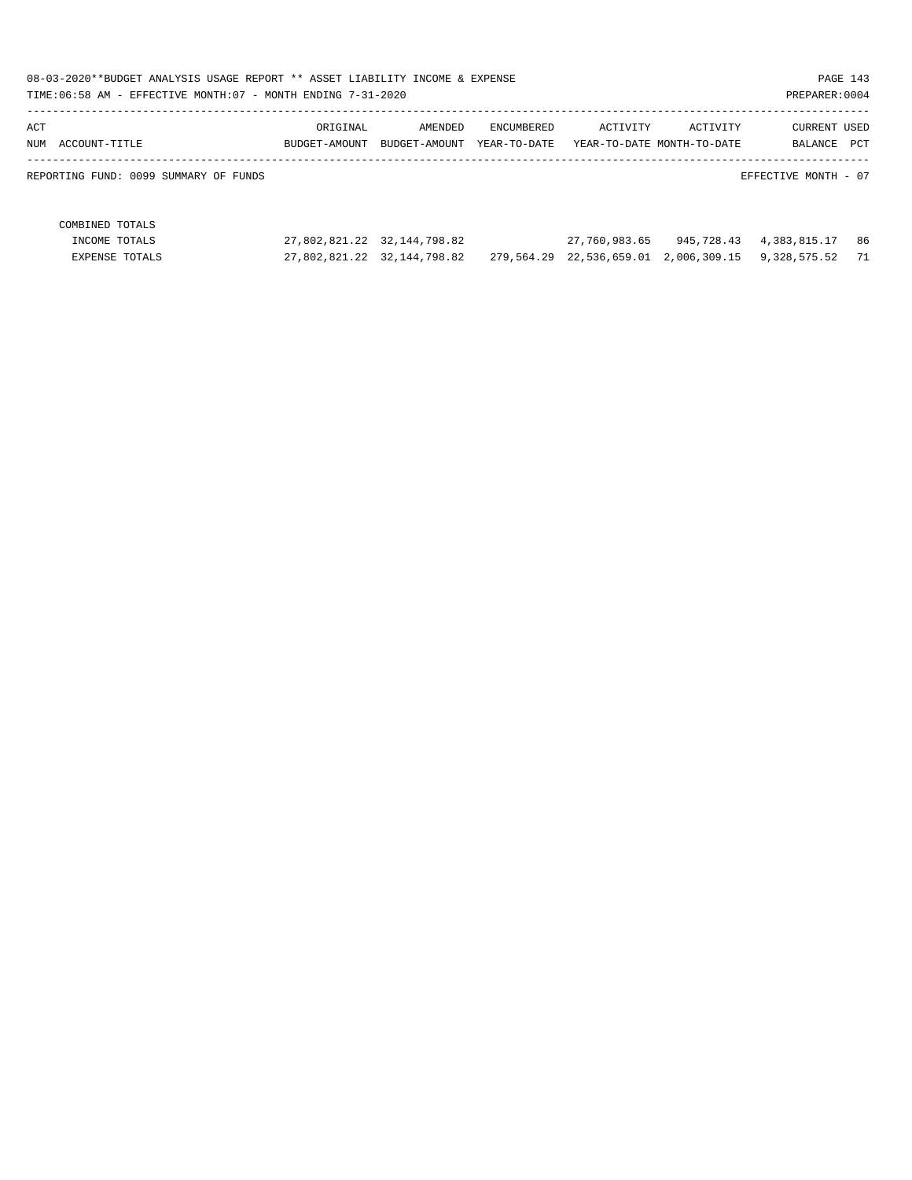08-03-2020**BUDGET ANALYSIS USAGE REPORT ** ASSET LIABILITY INCOME & EXPENSE

TIME:06:58 AM - EFFECTIVE MONTH:07 - MONTH ENDING 7-31-2020

PREPARER:0004

| ACT NUM ACCOUNT-TITLE | ORIGINAL BUDGET-AMOUNT | AMENDED BUDGET-AMOUNT | ENCUMBERED YEAR-TO-DATE | ACTIVITY YEAR-TO-DATE | ACTIVITY MONTH-TO-DATE | CURRENT BALANCE | USED PCT |
|---|---|---|---|---|---|---|---|
| REPORTING FUND: 0099 SUMMARY OF FUNDS | | | | | | EFFECTIVE MONTH - 07 | |
| COMBINED TOTALS | | | | | | | |
| INCOME TOTALS | 27,802,821.22 | 32,144,798.82 | | 27,760,983.65 | 945,728.43 | 4,383,815.17 | 86 |
| EXPENSE TOTALS | 27,802,821.22 | 32,144,798.82 | 279,564.29 | 22,536,659.01 | 2,006,309.15 | 9,328,575.52 | 71 |